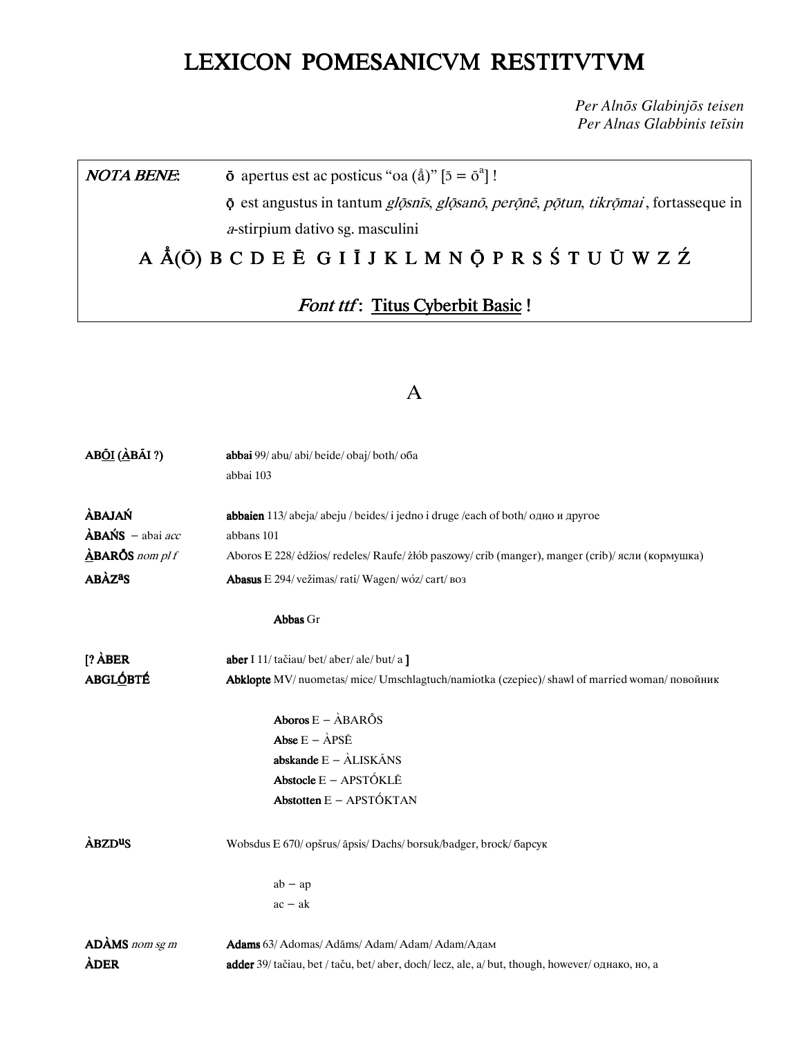# LEXICON POMESANICVM RESTITVTVM

*Per Alnōs Glabinjōs teisen*
*Per Alnas Glabbinis teīsin*

| *NOTA BENE*: | **ō** apertus est ac posticus "oa (å)" [ɔ = ōᵃ] ! |
|---|---|
| | **ọ̄** est angustus in tantum *glọ̄snīs*, *glọ̄sanō*, *perọ̄nē*, *pọ̄tun*, *tikrọ̄mai* , fortasseque in *a*-stirpium dativo sg. masculini |

A Å(Ō) B C D E Ē G I Ī J K L M N Ọ̄ P R S Ś T U Ū W Z Ź

*Font ttf*: Titus Cyberbit Basic !

## A

**ABŌ̲I (À̲BĀI ?)** **abbai** 99/ abu/ abi/ beide/ obaj/ both/ оба
abbai 103

**ÀBAJAŃ** **abbaien** 113/ abeja/ abeju / beides/ i jedno i druge /each of both/ одно и другое

**ÀBAŃS** – abai *acc* abbans 101

**À̲BARṒS** *nom pl f* Aboros E 228/ ėdžios/ redeles/ Raufe/ żłób paszowy/ crib (manger), manger (crib)/ ясли (кормушка)

**ABÀZᵃS** **Abasus** E 294/ vežimas/ rati/ Wagen/ wóz/ cart/ воз

**Abbas** Gr

**[? ÀBER** **aber** I 11/ tačiau/ bet/ aber/ ale/ but/ a **]**

**ABGLṒ̲BTÉ** **Abklopte** MV/ nuometas/ mice/ Umschlagtuch/namiotka (czepiec)/ shawl of married woman/ повойник

**Aboros** E – ÀBARṒS
**Abse** E – ÀPSĒ
**abskande** E – ÀLISKĀNS
**Abstocle** E – APSTṒKLĒ
**Abstotten** E – APSTṒKTAN

**ÀBZDᵘS** Wobsdus E 670/ opšrus/ āpsis/ Dachs/ borsuk/badger, brock/ барсук

ab – ap
ac – ak

**ADÀMS** *nom sg m* **Adams** 63/ Adomas/ Adāms/ Adam/ Adam/ Adam/Адам

**ÀDER** **adder** 39/ tačiau, bet / taču, bet/ aber, doch/ lecz, ale, a/ but, though, however/ однако, но, а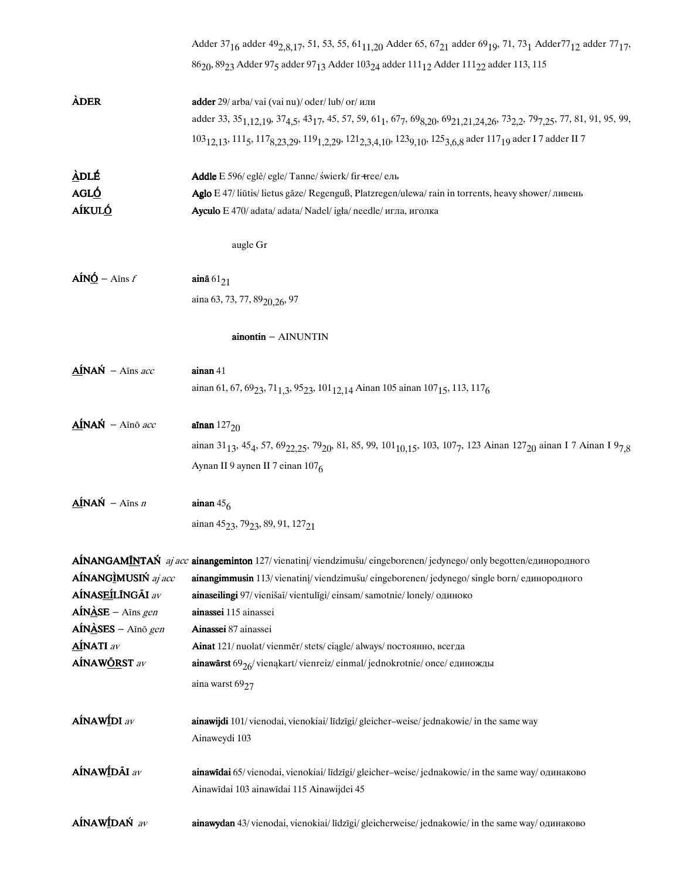Adder $37_{16}$ adder $49_{2,8,17}$, 51, 53, 55, $61_{11,20}$ Adder 65, $67_{21}$ adder $69_{19}$, 71, $73_{1}$ Adder$77_{12}$ adder $77_{17}$, $86_{20}$, $89_{23}$ Adder $97_{5}$ adder $97_{13}$ Adder $103_{24}$ adder $111_{12}$ Adder $111_{22}$ adder 113, 115

**ÀDER** **adder** 29/ arba/ vai (vai nu)/ oder/ lub/ or/ или

adder 33, $35_{1,12,19}$, $37_{4,5}$, $43_{17}$, 45, 57, 59, $61_{1}$, $67_{7}$, $69_{8,20}$, $69_{21,21,24,26}$, $73_{2,2}$, $79_{7,25}$, 77, 81, 91, 95, 99, $103_{12,13}$, $111_{5}$, $117_{8,23,29}$, $119_{1,2,29}$, $121_{2,3,4,10}$, $123_{9,10}$, $125_{3,6,8}$ ader $117_{19}$ ader I 7 adder II 7

**ÀDLÉ** **Addle** E 596/ eglė/ egle/ Tanne/ świerk/ fir-tree/ ель

**AGLÓ** **Aglo** E 47/ liūtis/ lietus gāze/ Regenguß, Platzregen/ulewa/ rain in torrents, heavy shower/ ливень

**AÍKULÓ** **Ayculo** E 470/ adata/ adata/ Nadel/ igła/ needle/ игла, иголка

augle Gr

**AÍNÓ** – Aīns *f* **ainā** $61_{21}$

aina 63, 73, 77, $89_{20,26}$, 97

**ainontin** – AINUNTIN

**AÍNAŃ** – Aīns *acc* **ainan** 41

ainan 61, 67, $69_{23}$, $71_{1,3}$, $95_{23}$, $101_{12,14}$ Ainan 105 ainan $107_{15}$, 113, $117_{6}$

**AÍNAŃ** – Aīnō *acc* **aīnan** $127_{20}$

ainan $31_{13}$, $45_{4}$, 57, $69_{22,25}$, $79_{20}$, 81, 85, 99, $101_{10,15}$, 103, $107_{7}$, 123 Ainan $127_{20}$ ainan I 7 Ainan I $9_{7,8}$ Aynan II 9 aynen II 7 einan $107_{6}$

**AÍNAŃ** – Aīns *n* **ainan** $45_{6}$

ainan $45_{23}$, $79_{23}$, 89, 91, $127_{21}$

**AÍNANGAMĪNTAŃ** *aj acc* **ainangeminton** 127/ vienatinį/ viendzimušu/ eingeborenen/ jedynego/ only begotten/единородного

**AÍNANGÌMUSIŃ** *aj acc* **ainangimmusin** 113/ vienatinį/ viendzimušu/ eingeborenen/ jedynego/ single born/ единородного

**AÍNASEÍLĪNGĀI** *av* **ainaseilingi** 97/ vienišaī/ vientulīgi/ einsam/ samotnie/ lonely/ одиноко

**AÍNÀSE** – Aīns *gen* **ainassei** 115 ainassei

**AÍNÀSES** – Aīnō *gen* **Ainassei** 87 ainassei

**AÍNATI** *av* **Ainat** 121/ nuolat/ vienmēr/ stets/ ciągle/ always/ постоянно, всегда

**AÍNAWŌRST** *av* **ainawārst** $69_{26}$/ vieną kart/ vienreiz/ einmal/ jednokrotnie/ once/ единожды

aina warst $69_{27}$

**AÍNAWĪDI** *av* **ainawijdi** 101/ vienodai, vienokiai/ līdzīgi/ gleicher–weise/ jednakowie/ in the same way

Ainaweydi 103

**AÍNAWĪDĀI** *av* **ainawīdai** 65/ vienodai, vienokiai/ līdzīgi/ gleicher–weise/ jednakowie/ in the same way/ одинаково

Ainawīdai 103 ainawīdai 115 Ainawijdei 45

**AÍNAWĪDAŃ** *av* **ainawydan** 43/ vienodai, vienokiai/ līdzīgi/ gleicherweise/ jednakowie/ in the same way/ одинаково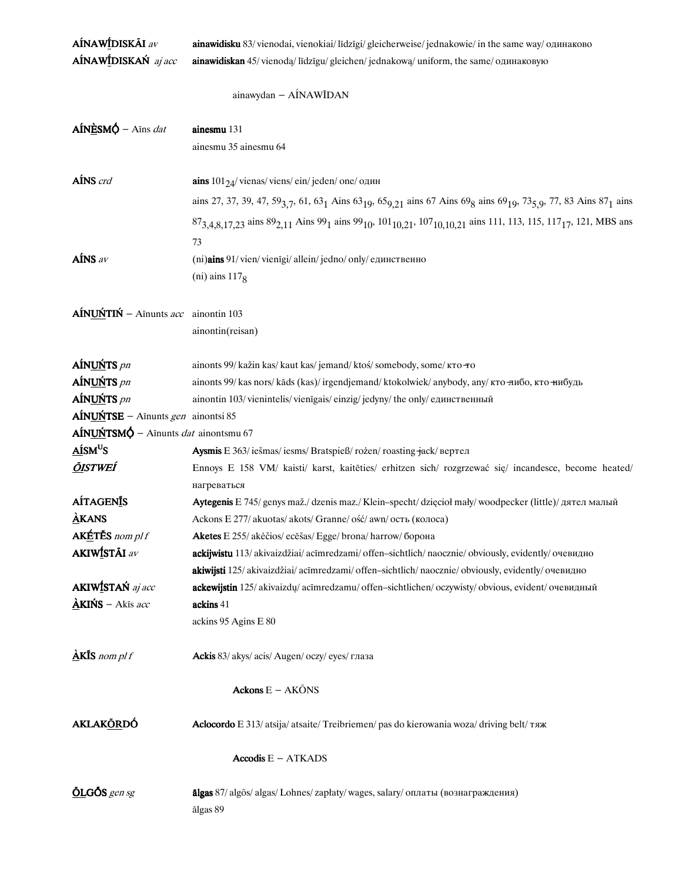**AÍNAWĪ́DISKĀI** *av* — **ainawidisku** 83/ vienodai, vienokiai/ līdzīgi/ gleicherweise/ jednakowie/ in the same way/ одинаково

**AÍNAWĪ́DISKAŃ** *aj acc* — **ainawidiskan** 45/ vienodą/ līdzīgu/ gleichen/ jednakową/ uniform, the same/ одинаковую

ainawydan – AÍNAWĪDAN

**AÍNĖSMṒ** – Aīns *dat* — **ainesmu** 131
ainesmu 35 ainesmu 64

**AÍNS** *crd* — **ains** $101_{24}$/ vienas/ viens/ ein/ jeden/ one/ один
ains 27, 37, 39, 47, $59_{3,7}$, 61, $63_{1}$ Ains $63_{19}$, $65_{9,21}$ ains 67 Ains $69_{8}$ ains $69_{19}$, $73_{5,9}$, 77, 83 Ains $87_{1}$ ains $87_{3,4,8,17,23}$ ains $89_{2,11}$ Ains $99_{1}$ ains $99_{10}$, $101_{10,21}$, $107_{10,10,21}$ ains 111, 113, 115, $117_{17}$, 121, MBS ans 73

**AÍNS** *av* — (ni)**ains** 91/ vien/ vienīgi/ allein/ jedno/ only/ единственно
(ni) ains $117_{8}$

**AÍNUŃTIŃ** – Aīnunts *acc* — ainontin 103
ainontin(reisan)

**AÍNUŃTS** *pn* — ainonts 99/ kažin kas/ kaut kas/ jemand/ ktoś/ somebody, some/ кто-то

**AÍNUŃTS** *pn* — ainonts 99/ kas nors/ kāds (kas)/ irgendjemand/ ktokolwiek/ anybody, any/ кто-либо, кто-нибудь

**AÍNUŃTS** *pn* — ainontin 103/ vienintelis/ vienīgais/ einzig/ jedyny/ the only/ единственный

**AÍNUŃTSE** – Aīnunts *gen* — ainontsi 85

**AÍNUŃTSMṒ** – Aīnunts *dat* — ainontsmu 67

**AÍSMUS** — **Aysmis** E 363/ iešmas/ iesms/ Bratspieß/ rożen/ roasting-jack/ вертел

***ŌISTWEÍ*** — Ennoys E 158 VM/ kaisti/ karst, kaitēties/ erhitzen sich/ rozgrzewać się/ incandesce, become heated/ нагреваться

**AÍTAGENĪ́S** — **Aytegenis** E 745/ genys maž./ dzenis maz./ Klein–specht/ dzięcioł mały/ woodpecker (little)/ дятел малый

**ÀKANS** — Ackons E 277/ akuotas/ akots/ Granne/ ość/ awn/ ость (колоса)

**AKḖTḖS** *nom pl f* — **Aketes** E 255/ akėčios/ ecēšas/ Egge/ brona/ harrow/ борона

**AKIWĪ́STĀI** *av* — **ackijwistu** 113/ akivaizdžiai/ acīmredzami/ offen–sichtlich/ naocznie/ obviously, evidently/ очевидно
**akiwijsti** 125/ akivaizdžiai/ acīmredzami/ offen–sichtlich/ naocznie/ obviously, evidently/ очевидно

**AKIWĪ́STAŃ** *aj acc* — **ackewijstin** 125/ akivaizdų/ acīmredzamu/ offen–sichtlichen/ oczywisty/ obvious, evident/ очевидный

**ÀKIŃS** – Akīs *acc* — **ackins** 41
ackins 95 Agins E 80

**ÀKĪS** *nom pl f* — **Ackis** 83/ akys/ acis/ Augen/ oczy/ eyes/ глаза

**Ackons** E – AKŌNS

**AKLAKṒRDṒ** — **Aclocordo** E 313/ atsija/ atsaite/ Treibriemen/ pas do kierowania woza/ driving belt/ тяж

**Accodis** E – ATKADS

**ŌLGŌS** *gen sg* — **ālgas** 87/ algōs/ algas/ Lohnes/ zapłaty/ wages, salary/ оплаты (вознаграждения)
ālgas 89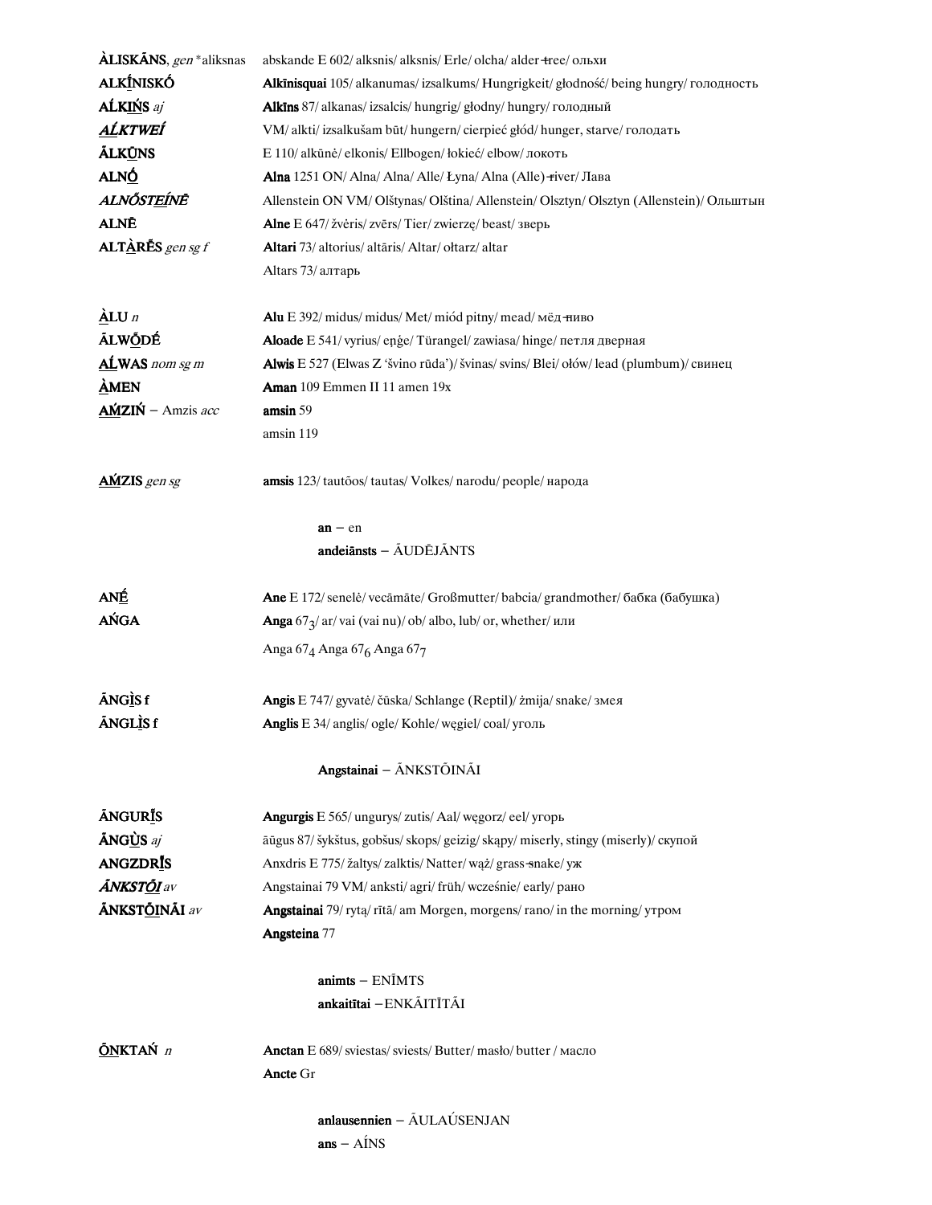**ÀLISKĀNS**, *gen* *aliksnas abskande E 602/ alksnis/ alksnis/ Erle/ olcha/ alder-tree/ ольхи

**ALKĨNISKÓ** **Alkīnisquai** 105/ alkanumas/ izsalkums/ Hungrigkeit/ głodność/ being hungry/ голодность

**ALḰINŚ** *aj* **Alkīns** 87/ alkanas/ izsalcis/ hungrig/ głodny/ hungry/ голодный

***ALḰTWEÍ*** VM/ alkti/ izsalkušam būt/ hungern/ cierpieć głód/ hunger, starve/ голодать

**ĀLKŪNS** E 110/ alkūnė/ elkonis/ Ellbogen/ łokieć/ elbow/ локоть

**ALNÓ** **Alna** 1251 ON/ Alna/ Alna/ Alle/ Łyna/ Alna (Alle)-river/ Лава

***ALNŐSTEÍNĒ*** Allenstein ON VM/ Olštynas/ Olština/ Allenstein/ Olsztyn/ Olsztyn (Allenstein)/ Ольштын

**ALNĒ** **Alne** E 647/ žvėris/ zvērs/ Tier/ zwierzę/ beast/ зверь

**ALTÀRĒS** *gen sg f* **Altari** 73/ altorius/ altāris/ Altar/ ołtarz/ altar

Altars 73/ алтарь

**ÀLU** *n* **Alu** E 392/ midus/ midus/ Met/ miód pitny/ mead/ мёд-пиво

**ĀLWŐDÉ** **Aloade** E 541/ vyrius/ eņģe/ Türangel/ zawiasa/ hinge/ петля дверная

**AĹWAS** *nom sg m* **Alwis** E 527 (Elwas Z 'švino rūda')/ švinas/ svins/ Blei/ ołów/ lead (plumbum)/ свинец

**ÀMEN** **Aman** 109 Emmen II 11 amen 19x

**AḾZIŃ** – Amzis *acc* **amsin** 59

amsin 119

**AḾZIS** *gen sg* **amsis** 123/ tautõos/ tautas/ Volkes/ narodu/ people/ народа

**an** – en

**andeiānsts** – ĀUDĒJĀNTS

**ANÉ** **Ane** E 172/ senelė/ vecāmāte/ Großmutter/ babcia/ grandmother/ бабка (бабушка)

**AŃGA** **Anga** $67_3$/ ar/ vai (vai nu)/ ob/ albo, lub/ or, whether/ или

Anga $67_4$ Anga $67_6$ Anga $67_7$

**ĀNGÌS f** **Angis** E 747/ gyvatė/ čūska/ Schlange (Reptil)/ żmija/ snake/ змея

**ĀNGLÌS f** **Anglis** E 34/ anglis/ ogle/ Kohle/ węgiel/ coal/ уголь

**Angstainai** – ĀNKSTŐINĀI

**ĀNGURĨS** **Angurgis** E 565/ ungurys/ zutis/ Aal/ węgorz/ eel/ угорь

**ĀNGÙS** *aj* āūgus 87/ šykštus, gobšus/ skops/ geizig/ skąpy/ miserly, stingy (miserly)/ скупой

**ANGZDRĨS** Anxdris E 775/ žaltys/ zalktis/ Natter/ wąż/ grass-snake/ уж

***ĀNKSTŐI*** *av* Angstainai 79 VM/ anksti/ agri/ früh/ wcześnie/ early/ рано

**ĀNKSTŐINĀI** *av* **Angstainai** 79/ rytą/ rītā/ am Morgen, morgens/ rano/ in the morning/ утром

**Angsteina** 77

**animts** – ENĪMTS

**ankaitītai** – ENKĀITĪTĀI

**ŌNKTAŃ** *n* **Anctan** E 689/ sviestas/ sviests/ Butter/ masło/ butter / масло

**Ancte** Gr

**anlausennien** – ĀULAÚSENJAN

**ans** – AÍNS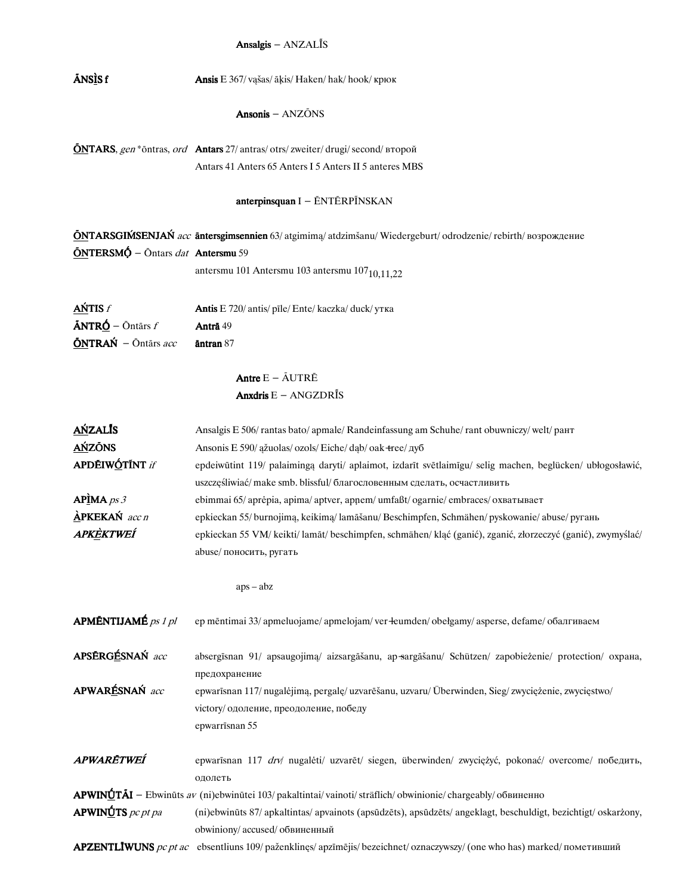**Ansalgis** – ANZALĨS

**ÃNSÌS f** **Ansis** E 367/ vąšas/ āķis/ Haken/ hak/ hook/ крюк

**Ansonis** – ANZÕNS

**Õ̲NTARS**, *gen* *ōntras, *ord* **Antars** 27/ antras/ otrs/ zweiter/ drugi/ second/ второй
Antars 41 Anters 65 Anters I 5 Anters II 5 anteres MBS

**anterpinsquan** I – ĒNTĒRPĪNSKAN

**Õ̲NTARSGIḾSENJAŃ** *acc* **āntersgimsennien** 63/ atgimimą/ atdzimšanu/ Wiedergeburt/ odrodzenie/ rebirth/ возрождение

**Õ̲NTERSMṒ** – Ōntars *dat* **Antersmu** 59
antersmu 101 Antersmu 103 antersmu 107 10,11,22

**AŃ̲TIS** *f* **Antis** E 720/ antis/ pīle/ Ente/ kaczka/ duck/ утка

**ÃNTRŐ̲** – Ōntārs *f* **Antrā** 49

**Õ̲NTRAŃ** – Ōntārs *acc* **āntran** 87

**Antre** E – ÃUTRĒ
**Anxdris** E – ANGZDRĨS

**AŃ̲ZALĨS** Ansalgis E 506/ rantas bato/ apmale/ Randeinfassung am Schuhe/ rant obuwniczy/ welt/ рант

**AŃ̲ZÕNS** Ansonis E 590/ ąžuolas/ ozols/ Eiche/ dąb/ oak-tree/ дуб

**APDĒIWṒ̲TĪNT** *if* epdeiwūtint 119/ palaimingą daryti/ aplaimot, izdarīt svētlaimīgu/ selig machen, beglücken/ ubłogosławić, uszczęśliwiać/ make smb. blissful/ благословенным сделать, осчастливить

**APÌ̲MA** *ps 3* ebimmai 65/ aprėpia, apima/ aptver, apņem/ umfaßt/ ogarnie/ embraces/ охватывает

**À̲PKEKAŃ** *acc n* epkieckan 55/ burnojimą, keikimą/ lamāšanu/ Beschimpfen, Schmähen/ pyskowanie/ abuse/ ругань

***APKÈ̲KTWEÍ*** epkieckan 55 VM/ keikti/ lamāt/ beschimpfen, schmähen/ kląć (ganić), zganić, złorzeczyć (ganić), zwymyślać/ abuse/ поносить, ругать

aps – abz

**APMĒNTIJAMÉ** *ps 1 pl* ep mēntimai 33/ apmeluojame/ apmelojam/ verleumden/ obełgamy/ asperse, defame/ обалгиваем

**APSĒRGÉ̲SNAŃ** *acc* absergīsnan 91/ apsaugojimą/ aizsargāšanu, ap-sargāšanu/ Schützen/ zapobieżenie/ protection/ охрана, предохранение

**APWARÉ̲SNAŃ** *acc* epwarīsnan 117/ nugalėjimą, pergalę/ uzvarēšanu, uzvaru/ Überwinden, Sieg/ zwyciężenie, zwycięstwo/ victory/ одоление, преодоление, победу
epwarrīsnan 55

***APWARĒTWEÍ*** epwarīsnan 117 *drv*/ nugalėti/ uzvarēt/ siegen, überwinden/ zwyciężyć, pokonać/ overcome/ победить, одолеть

**APWINṒ̲TÃI** – Ebwinūts *av* (ni)ebwinūtei 103/ pakaltintai/ vainoti/ sträflich/ obwinionie/ chargeably/ обвиненно

**APWINṒ̲TS** *pc pt pa* (ni)ebwinūts 87/ apkaltintas/ apvainots (apsūdzēts), apsūdzēts/ angeklagt, beschuldigt, bezichtigt/ oskarżony, obwiniony/ accused/ обвиненный

**APZENTLĪWUNS** *pc pt ac* ebsentliuns 109/ paženklinęs/ apzīmējis/ bezeichnet/ oznaczywszy/ (one who has) marked/ пометивший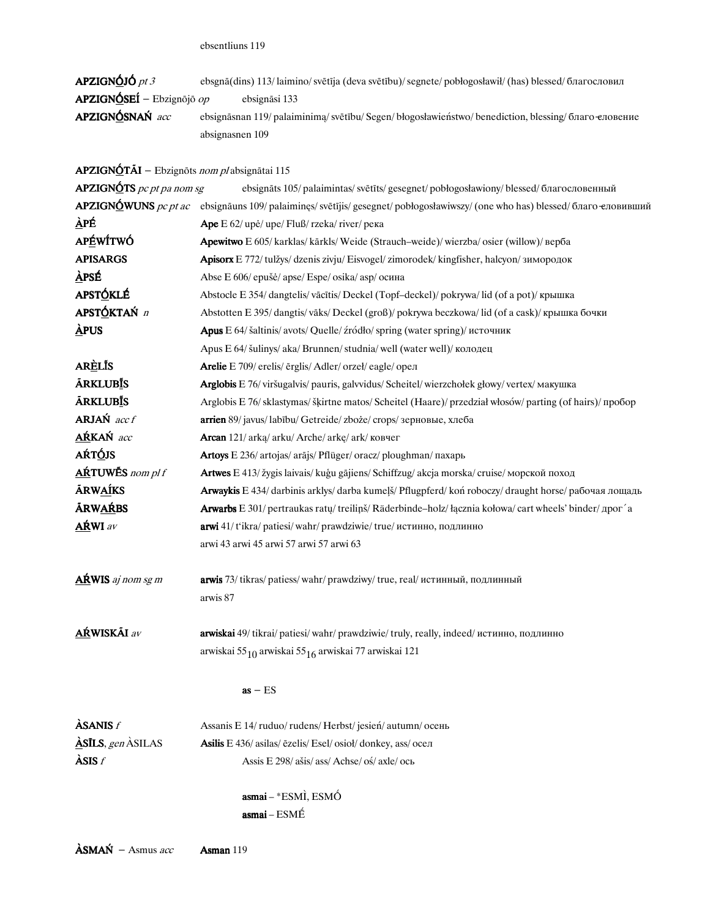ebsentliuns 119

**APZIGNṒJṒ** *pt 3* ebsgnā(dins) 113/ laimino/ svētīja (deva svētību)/ segnete/ pobłogosławił/ (has) blessed/ благословил

**APZIGNṒSEÍ** – Ebzignōjō *op* ebsignāsi 133

**APZIGNṒSNAŃ** *acc* ebsignāsnan 119/ palaiminimą/ svētību/ Segen/ błogosławieństwo/ benediction, blessing/ благо-еловение

absignasnen 109

**APZIGNṒTĀI** – Ebzignōts *nom pl* absignātai 115

**APZIGNṒTS** *pc pt pa nom sg* ebsignāts 105/ palaimintas/ svētīts/ gesegnet/ pobłogosławiony/ blessed/ благословенный

**APZIGNṒWUNS** *pc pt ac* ebsignāuns 109/ palaiminęs/ svētījis/ gesegnet/ pobłogosławiszy/ (one who has) blessed/ благо-еловивший

**ÀPÉ** **Ape** E 62/ upė/ upe/ Fluß/ rzeka/ river/ река

**APḖWÍTWÓ** **Apewitwo** E 605/ karklas/ kārkls/ Weide (Strauch–weide)/ wierzba/ osier (willow)/ верба

**APISARGS** **Apisorx** E 772/ tulžys/ dzenis zivju/ Eisvogel/ zimorodek/ kingfisher, halcyon/ зимородок

**ÀPSÉ** Abse E 606/ epušė/ apse/ Espe/ osika/ asp/ осина

**APSTṒKLÉ** Abstocle E 354/ dangtelis/ vācītis/ Deckel (Topf–deckel)/ pokrywa/ lid (of a pot)/ крышка

**APSTṒKTAŃ** *n* Abstotten E 395/ dangtis/ vāks/ Deckel (groß)/ pokrywa beczkowa/ lid (of a cask)/ крышка бочки

**ÀPUS** **Apus** E 64/ šaltinis/ avots/ Quelle/ źródło/ spring (water spring)/ источник

Apus E 64/ šulinys/ aka/ Brunnen/ studnia/ well (water well)/ колодец

**ARḖLĪ́S** **Arelie** E 709/ erelis/ ērglis/ Adler/ orzeł/ eagle/ орел

**ĀRKLUBĪ́S** **Arglobis** E 76/ viršugalvis/ pauris, galvvidus/ Scheitel/ wierzchołek głowy/ vertex/ макушка

**ĀRKLUBĪ́S** Arglobis E 76/ sklastymas/ šķirtne matos/ Scheitel (Haare)/ przedział włosów/ parting (of hairs)/ пробор

**ARJAŃ** *acc f* **arrien** 89/ javus/ labību/ Getreide/ zboże/ crops/ зерновые, хлеба

**AŔKAŃ** *acc* **Arcan** 121/ arką/ arku/ Arche/ arkę/ ark/ ковчег

**AŔTṒJS** **Artoys** E 236/ artojas/ arājs/ Pflüger/ oracz/ ploughman/ пахарь

**AŔTUWḖS** *nom pl f* **Artwes** E 413/ žygis laivais/ kuģu gājiens/ Schiffzug/ akcja morska/ cruise/ морской поход

**ĀRWAÍKS** **Arwaykis** E 434/ darbinis arklys/ darba kumeļš/ Pflugpferd/ koń roboczy/ draught horse/ рабочая лошадь

**ĀRWAŔBS** **Arwarbs** E 301/ pertraukas ratų/ treiliņš/ Räderbinde–holz/ łącznia kołowa/ cart wheels' binder/ дрог´a

**AŔWI** *av* **arwi** 41/ t'ikra/ patiesi/ wahr/ prawdziwie/ true/ истинно, подлинно

arwi 43 arwi 45 arwi 57 arwi 57 arwi 63

**AŔWIS** *aj nom sg m* **arwis** 73/ tikras/ patiess/ wahr/ prawdziwy/ true, real/ истинный, подлинный

arwis 87

**AŔWISKĀI** *av* **arwiskai** 49/ tikrai/ patiesi/ wahr/ prawdziwie/ truly, really, indeed/ истинно, подлинно

arwiskai $55_{10}$ arwiskai $55_{16}$ arwiskai 77 arwiskai 121

**as** – ES

**ÀSANIS** *f* Assanis E 14/ ruduo/ rudens/ Herbst/ jesień/ autumn/ осень

**ÀSĪLS**, *gen* ÀSILAS **Asilis** E 436/ asilas/ ēzelis/ Esel/ osioł/ donkey, ass/ осел

**ÀSIS** *f* Assis E 298/ ašis/ ass/ Achse/ oś/ axle/ ось

**asmai** – \*ESMÌ, ESMṒ

**asmai** – ESMḖ

**ÀSMAŃ** – Asmus *acc* **Asman** 119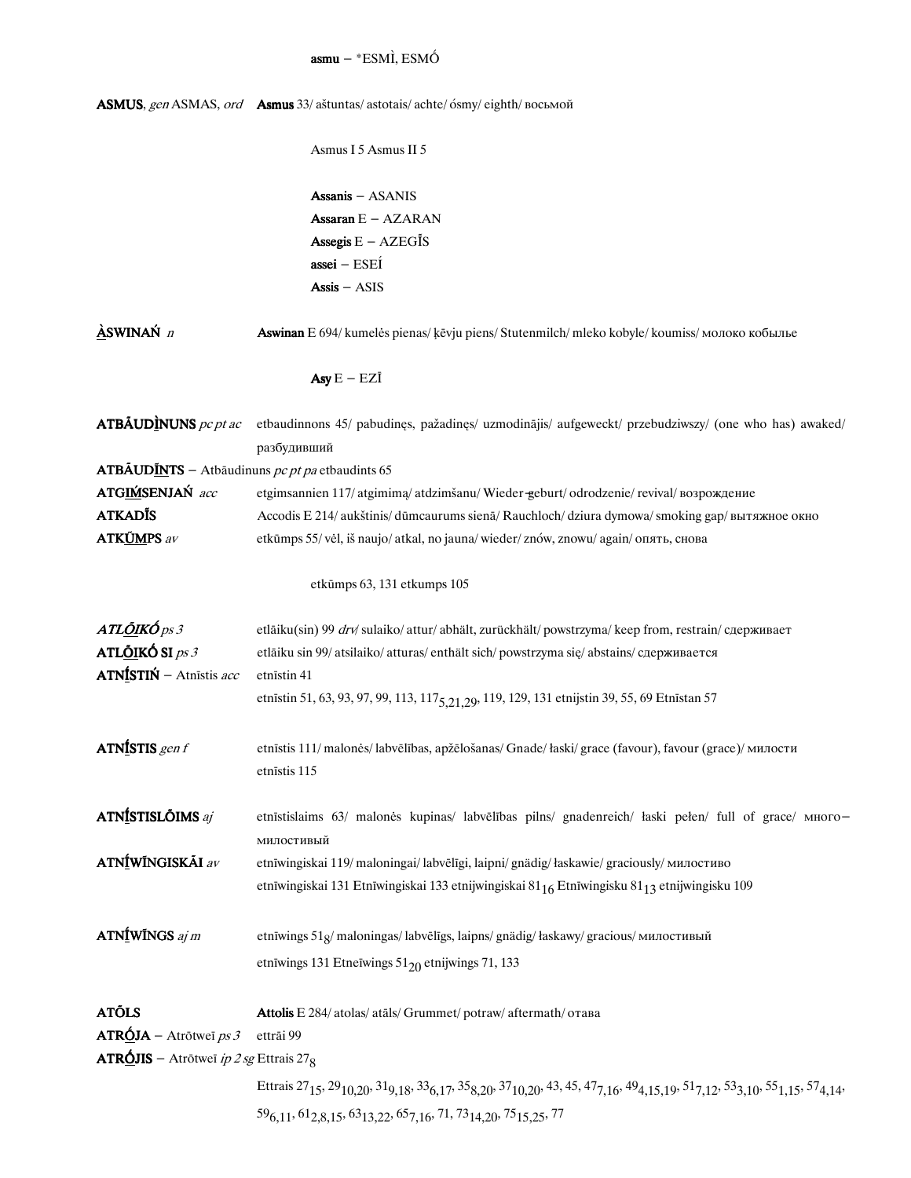**asmu** – *ESMÌ, ESMṒ

**ASMUS**, *gen* ASMAS, *ord* **Asmus** 33/ aštuntas/ astotais/ achte/ ósmy/ eighth/ восьмой

Asmus I 5 Asmus II 5

**Assanis** – ASANIS
**Assaran** E – AZARAN
**Assegis** E – AZEGĪS
**assei** – ESEÍ
**Assis** – ASIS

**ÀSWINAŃ** *n* **Aswinan** E 694/ kumelės pienas/ ķēvju piens/ Stutenmilch/ mleko kobyle/ koumiss/ молоко кобылье

**Asy** E – EZĪ

**ATBĀUDÌNUNS** *pc pt ac* etbaudinnons 45/ pabudinęs, pažadinęs/ uzmodinājis/ aufgeweckt/ przebudziwszy/ (one who has) awaked/ разбудивший

**ATBĀUDĪNTS** – Atbāudinuns *pc pt pa* etbaudints 65

**ATGIMSENJAŃ** *acc* etgimsannien 117/ atgimimą/ atdzimšanu/ Wieder-geburt/ odrodzenie/ revival/ возрождение

**ATKADĪS** Accodis E 214/ aukštinis/ dūmcaurums sienā/ Rauchloch/ dziura dymowa/ smoking gap/ вытяжное окно

**ATKŪMPS** *av* etkūmps 55/ vėl, iš naujo/ atkal, no jauna/ wieder/ znów, znowu/ again/ опять, снова

etkūmps 63, 131 etkumps 105

***ATLŌIKṒ*** *ps 3* etlāiku(sin) 99 *drv*/ sulaiko/ attur/ abhält, zurückhält/ powstrzyma/ keep from, restrain/ сдерживает

**ATLŌIKṒ SI** *ps 3* etlāiku sin 99/ atsilaiko/ atturas/ enthält sich/ powstrzyma się/ abstains/ сдерживается

**ATNĪSTIŃ** – Atnīstis *acc* etnīstin 41

etnīstin 51, 63, 93, 97, 99, 113, $117_{5,21,29}$, 119, 129, 131 etnijstin 39, 55, 69 Etnīstan 57

**ATNĪSTIS** *gen f* etnīstis 111/ malonės/ labvēlības, apžēlošanas/ Gnade/ łaski/ grace (favour), favour (grace)/ милости

etnīstis 115

**ATNĪSTISLŌIMS** *aj* etnīstislaims 63/ malonės kupinas/ labvēlības pilns/ gnadenreich/ łaski pełen/ full of grace/ много–милостивый

**ATNĪWĪNGISKĀI** *av* etnīwingiskai 119/ maloningai/ labvēlīgi, laipni/ gnädig/ łaskawie/ graciously/ милостиво

etnīwingiskai 131 Etnīwingiskai 133 etnijwingiskai $81_{16}$ Etnīwingisku $81_{13}$ etnijwingisku 109

**ATNĪWĪNGS** *aj m* etnīwings $51_{8}$/ maloningas/ labvēlīgs, laipns/ gnädig/ łaskawy/ gracious/ милостивый

etnīwings 131 Etneīwings $51_{20}$ etnijwings 71, 133

**ATŌLS** **Attolis** E 284/ atolas/ atāls/ Grummet/ potraw/ aftermath/ отава

**ATRṒJA** – Atrōtweī *ps 3* ettrāi 99

**ATRṒJIS** – Atrōtweī *ip 2 sg* Ettrais $27_{8}$

Ettrais $27_{15}$, $29_{10,20}$, $31_{9,18}$, $33_{6,17}$, $35_{8,20}$, $37_{10,20}$, 43, 45, $47_{7,16}$, $49_{4,15,19}$, $51_{7,12}$, $53_{3,10}$, $55_{1,15}$, $57_{4,14}$, $59_{6,11}$, $61_{2,8,15}$, $63_{13,22}$, $65_{7,16}$, 71, $73_{14,20}$, $75_{15,25}$, 77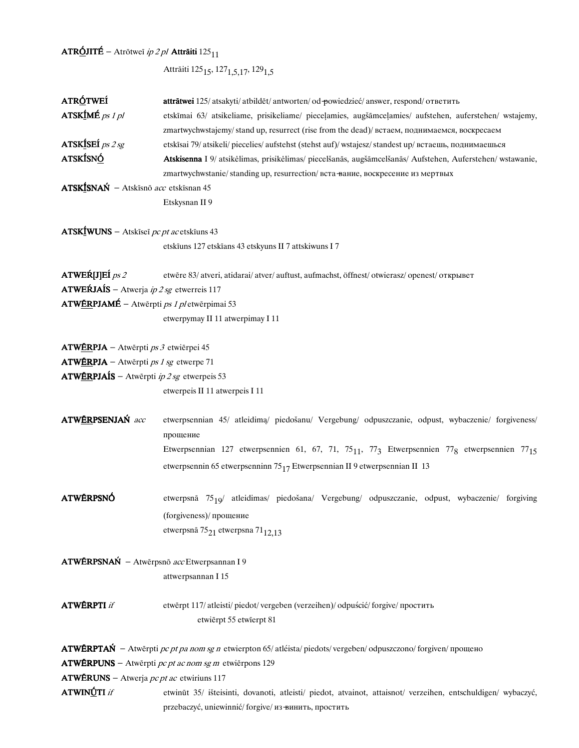**ATR<u>Ó</u>JITÉ** – Atrōtweī *ip 2 pl* **Attrāiti** $125_{11}$

Attrāiti $125_{15}$, $127_{1,5,17}$, $129_{1,5}$

**ATR<u>Ó</u>TWEÍ** **attrātwei** 125/ atsakyti/ atbildēt/ antworten/ od-powiedzieć/ answer, respond/ ответить

**ATSK<u>Í</u>MÉ** *ps 1 pl* etskīmai 63/ atsikeliame, prisikeliame/ pieceļamies, augšāmceļamies/ aufstehen, auferstehen/ wstajemy, zmartwychwstajemy/ stand up, resurrect (rise from the dead)/ встаем, поднимаемся, воскресаем

**ATSK<u>Í</u>SEÍ** *ps 2 sg* etskīsai 79/ atsikeli/ piecelies/ aufstehst (stehst auf)/ wstajesz/ standest up/ встаешь, поднимаешься

**ATSKÍSN<u>Ó</u>** **Atskisenna** I 9/ atsikėlimas, prisikėlimas/ piecelšanās, augšāmcelšanās/ Aufstehen, Auferstehen/ wstawanie, zmartwychwstanie/ standing up, resurrection/ вста-вание, воскресение из мертвых

**ATSK<u>Í</u>SNAŃ** – Atskīsnō *acc* etskīsnan 45

Etskysnan II 9

**ATSK<u>Í</u>WUNS** – Atskīseī *pc pt ac* etskīuns 43

etskīuns 127 etskīans 43 etskyuns II 7 attskiwuns I 7

**ATWEŔ[J]EÍ** *ps 2* etwēre 83/ atveri, atidarai/ atver/ auftust, aufmachst, öffnest/ otwierasz/ openest/ открывет

**ATWEŔJAÍS** – Atwerja *ip 2 sg* etwerreis 117

**ATWĒ<u>R</u>PJAMÉ** – Atwērpti *ps 1 pl* etwērpimai 53

etwerpymay II 11 atwerpimay I 11

**ATWĒ<u>R</u>PJA** – Atwērpti *ps 3* etwiērpei 45

**ATWĒ<u>R</u>PJA** – Atwērpti *ps 1 sg* etwerpe 71

**ATWĒ<u>R</u>PJAÍS** – Atwērpti *ip 2 sg* etwerpeis 53

etwerpeis II 11 atwerpeis I 11

**ATWĒ<u>R</u>PSENJAŃ** *acc* etwerpsennian 45/ atleidimą/ piedošanu/ Vergebung/ odpuszczanie, odpust, wybaczenie/ forgiveness/ прощение

Etwerpsennian 127 etwerpsennien 61, 67, 71, $75_{11}$, $77_3$ Etwerpsennien $77_8$ etwerpsennien $77_{15}$ etwerpsennin 65 etwerpsenninn $75_{17}$ Etwerpsennian II 9 etwerpsennian II 13

**ATWĒRPSNÓ** etwerpsnā $75_{19}$/ atleidimas/ piedošana/ Vergebung/ odpuszczanie, odpust, wybaczenie/ forgiving (forgiveness)/ прощение

etwerpsnā $75_{21}$ etwerpsna $71_{12,13}$

**ATWĒRPSNAŃ** – Atwērpsnō *acc* Etwerpsannan I 9

attwerpsannan I 15

**ATWĒRPTI** *if* etwērpt 117/ atleisti/ piedot/ vergeben (verzeihen)/ odpuścić/ forgive/ простить

etwiērpt 55 etwīerpt 81

**ATWĒRPTAŃ** – Atwērpti *pc pt pa nom sg n* etwierpton 65/ atléista/ piedots/ vergeben/ odpuszczono/ forgiven/ прощено

**ATWĒRPUNS** – Atwērpti *pc pt ac nom sg m* etwiērpons 129

**ATWĒRUNS** – Atwerja *pc pt ac* etwiriuns 117

**ATWIN<u>Ú</u>TI** *if* etwinūt 35/ išteisinti, dovanoti, atleisti/ piedot, atvainot, attaisnot/ verzeihen, entschuldigen/ wybaczyć, przebaczyć, uniewinnić/ forgive/ из-винить, простить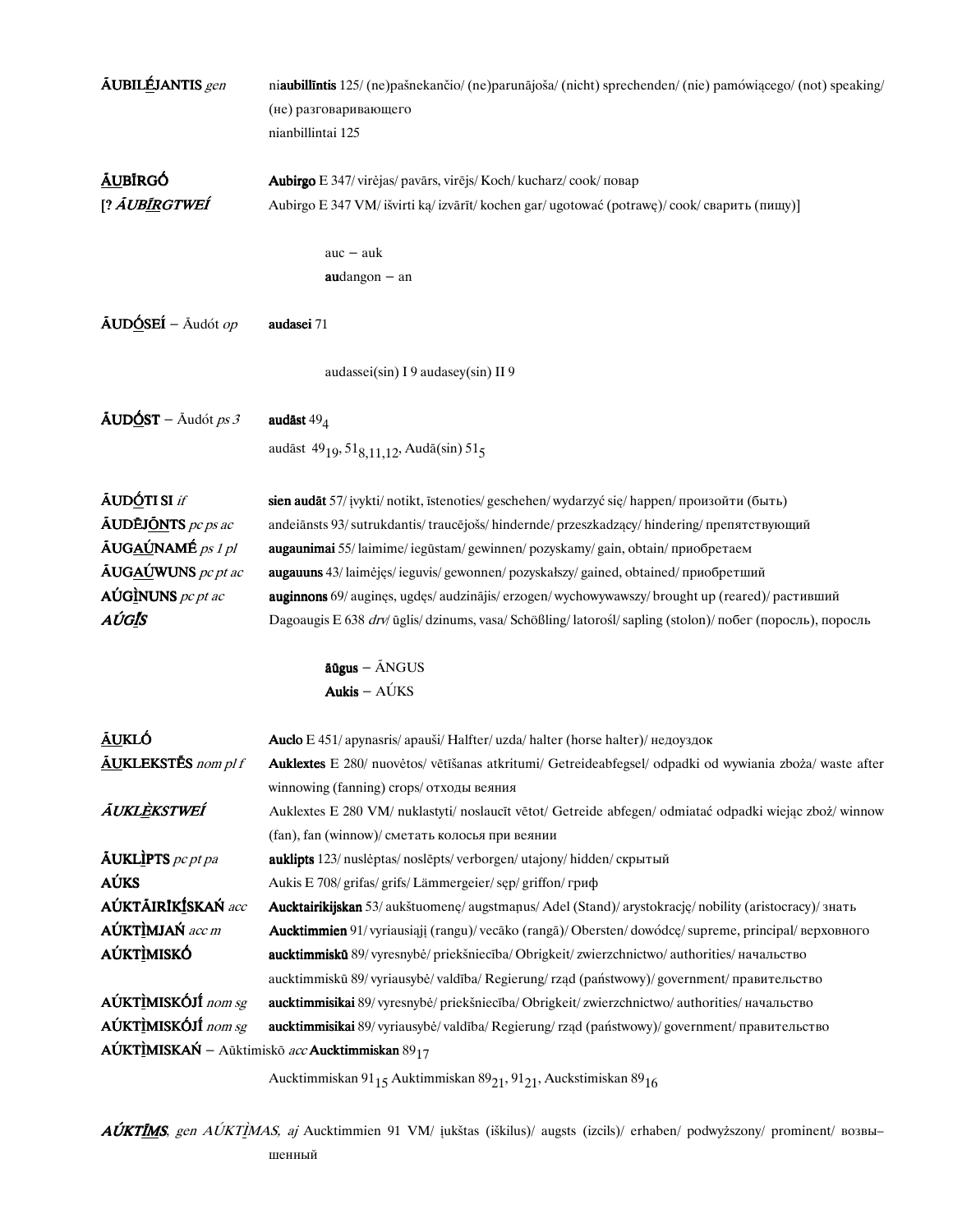**ĀUBILḖJANTIS** *gen* ni**aubillīntis** 125/ (ne)pašnekančio/ (ne)parunājoša/ (nicht) sprechenden/ (nie) pamówiącego/ (not) speaking/ (не) разговаривающего
nianbillintai 125

**ĀUBĪRGÓ** **Aubirgo** E 347/ virėjas/ pavārs, virējs/ Koch/ kucharz/ cook/ повар
[? ***ĀUBĪRGTWEÍ*** Aubirgo E 347 VM/ išvirti ką/ izvārīt/ kochen gar/ ugotować (potrawę)/ cook/ сварить (пищу)]

auc – auk
**au**dangon – an

**ĀUDÓSEÍ** – Āudót *op* **audasei** 71

audassei(sin) I 9 audasey(sin) II 9

**ĀUDÓST** – Āudót *ps 3* **audāst** $49_4$
audāst $49_{19}$, $51_{8,11,12}$, Audā(sin) $51_5$

**ĀUDÓTI SI** *if* **sien audāt** 57/ įvykti/ notikt, īstenoties/ geschehen/ wydarzyć się/ happen/ произойти (быть)
**ĀUDḖJŌNTS** *pc ps ac* andeiānsts 93/ sutrukdantis/ traucējošs/ hindernde/ przeszkadzający/ hindering/ препятствующий
**ĀUGAÚNAMÉ** *ps 1 pl* **augaunimai** 55/ laimime/ iegūstam/ gewinnen/ pozyskamy/ gain, obtain/ приобретаем
**ĀUGAÚWUNS** *pc pt ac* **augauns** 43/ laimėjęs/ ieguvis/ gewonnen/ pozyskałszy/ gained, obtained/ приобретший
**AÚGÌNUNS** *pc pt ac* **auginnons** 69/ auginęs, ugdęs/ audzinājis/ erzogen/ wychowywawszy/ brought up (reared)/ растивший
***AÚGIS*** Dagoaugis E 638 *drv*/ ūglis/ dzinums, vasa/ Schößling/ latorośl/ sapling (stolon)/ побег (поросль), поросль

**āūgus** – ĀNGUS
**Aukis** – AÚKS

**ĀUKLÓ** **Auclo** E 451/ apynasris/ apauši/ Halfter/ uzda/ halter (horse halter)/ недоуздок
**ĀUKLEKSTḖS** *nom pl f* **Auklextes** E 280/ nuovėtos/ vētīšanas atkritumi/ Getreideabfegsel/ odpadki od wywiania zboża/ waste after winnowing (fanning) crops/ отходы веяния
***ĀUKLÈKSTWEÍ*** Auklextes E 280 VM/ nuklastyti/ noslaucīt vētot/ Getreide abfegen/ odmiatać odpadki wiejąc zbóż/ winnow (fan), fan (winnow)/ сметать колосья при веянии
**ĀUKLÌPTS** *pc pt pa* **auklipts** 123/ nuslėptas/ noslēpts/ verborgen/ utajony/ hidden/ скрытый
**AÚKS** Aukis E 708/ grifas/ grifs/ Lämmergeier/ sęp/ griffon/ гриф
**AÚKTĀIRĪKĪSKAŃ** *acc* **Aucktairikijskan** 53/ aukštuomenę/ augstmaņus/ Adel (Stand)/ arystokrację/ nobility (aristocracy)/ знать
**AÚKTÌMJAŃ** *acc m* **Aucktimmien** 91/ vyriausiąjį (rangu)/ vecāko (rangā)/ Obersten/ dowódcę/ supreme, principal/ верховного
**AÚKTÌMISKÓ** **aucktimmiskū** 89/ vyresnybė/ priekšniecība/ Obrigkeit/ zwierzchnictwo/ authorities/ начальство
aucktimmiskū 89/ vyriausybė/ valdība/ Regierung/ rząd (państwowy))/ government/ правительство
**AÚKTÌMISKÓJÍ** *nom sg* **aucktimmisikai** 89/ vyresnybė/ priekšniecība/ Obrigkeit/ zwierzchnictwo/ authorities/ начальство
**AÚKTÌMISKÓJÍ** *nom sg* **aucktimmisikai** 89/ vyriausybė/ valdība/ Regierung/ rząd (państwowy)/ government/ правительство
**AÚKTÌMISKAŃ** – Aūktimiskō *acc* **Aucktimmiskan** $89_{17}$
Aucktimmiskan $91_{15}$ Auktimmiskan $89_{21}$, $91_{21}$, Auckstimiskan $89_{16}$

***AÚKTĪMS***, *gen AÚKTÌMAS, aj* Aucktimmien 91 VM/ įukštas (iškilus)/ augsts (izcils)/ erhaben/ podwyższony/ prominent/ возвышенный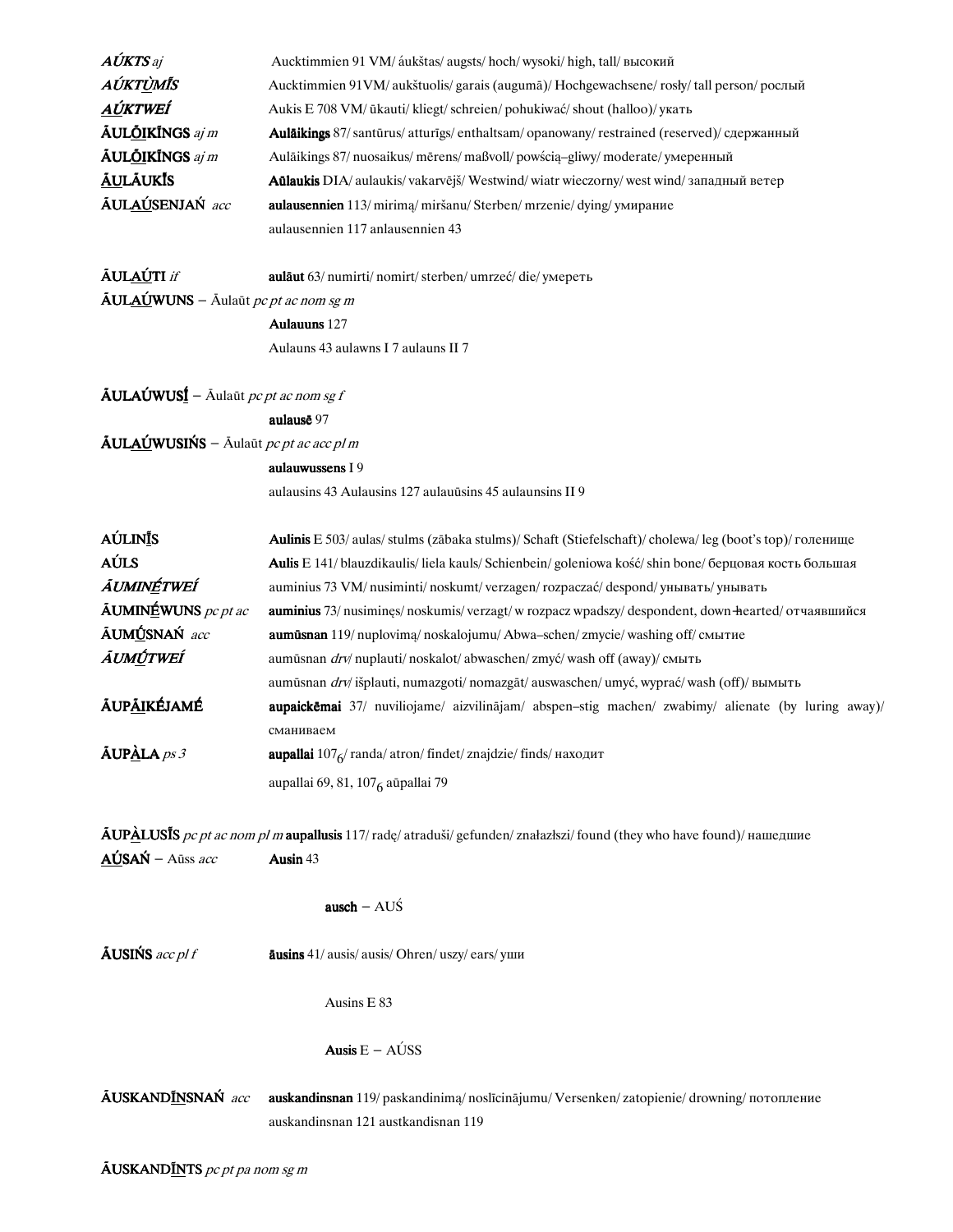***AÚKTS** aj* Aucktimmien 91 VM/ áukštas/ augsts/ hoch/ wysoki/ high, tall/ высокий

***AÚKTÙMĪS*** Aucktimmien 91VM/ aukštuolis/ garais (augumā)/ Hochgewachsene/ rosły/ tall person/ рослый

***AÚKTWEÍ*** Aukis E 708 VM/ ūkauti/ kliegt/ schreien/ pohukiwać/ shout (halloo)/ укать

**ĀULŌIKĪNGS** *aj m* **Aulāikings** 87/ santūrus/ atturīgs/ enthaltsam/ opanowany/ restrained (reserved)/ сдержанный

**ĀULŌIKĪNGS** *aj m* Aulāikings 87/ nuosaikus/ mērens/ maßvoll/ powścią–gliwy/ moderate/ умеренный

**ĀULĀUKĪS** **Aūlaukis** DIA/ aulaukis/ vakarvējš/ Westwind/ wiatr wieczorny/ west wind/ западный ветер

**ĀULAÚSENJAŃ** *acc* **aulausennien** 113/ mirimą/ miršanu/ Sterben/ mrzenie/ dying/ умирание

aulausennien 117 anlausennien 43

**ĀULAÚTI** *if* **aulāut** 63/ numirti/ nomirt/ sterben/ umrzeć/ die/ умереть

**ĀULAÚWUNS** – Āulaūt *pc pt ac nom sg m*

**Aulauuns** 127

Aulauns 43 aulawns I 7 aulauns II 7

**ĀULAÚWUSĪ** – Āulaūt *pc pt ac nom sg f*

**aulausē** 97

**ĀULAÚWUSIŃS** – Āulaūt *pc pt ac acc pl m*

**aulauwussens** I 9

aulausins 43 Aulausins 127 aulauūsins 45 aulaunsins II 9

**AÚLINĪS** **Aulinis** E 503/ aulas/ stulms (zābaka stulms)/ Schaft (Stiefelschaft)/ cholewa/ leg (boot's top)/ голенище

**AÚLS** **Aulis** E 141/ blauzdikaulis/ liela kauls/ Schienbein/ goleniowa kość/ shin bone/ берцовая кость большая

***ĀUMINÉTWEÍ*** auminius 73 VM/ nusiminti/ noskumt/ verzagen/ rozpaczać/ despond/ унывать/ унывать

**ĀUMINÉWUNS** *pc pt ac* **auminius** 73/ nusiminęs/ noskumis/ verzagt/ w rozpacz wpadszy/ despondent, down–hearted/ отчаявшийся

**ĀUMŪSNAŃ** *acc* **aumūsnan** 119/ nuplovimą/ noskalojumu/ Abwa–schen/ zmycie/ washing off/ смытие

***ĀUMŪTWEÍ*** aumūsnan *drv*/ nuplauti/ noskalot/ abwaschen/ zmyć/ wash off (away)/ смыть

aumūsnan *drv*/ išplauti, numazgoti/ nomazgāt/ auswaschen/ umyć, wyprać/ wash (off)/ вымыть

**ĀUPĀIKÉJAMÉ** **aupaickēmai** 37/ nuviliojame/ aizvilinājam/ abspen–stig machen/ zwabimy/ alienate (by luring away)/ сманиваем

**ĀUPÀLA** *ps 3* **aupallai** $107_6$/ randa/ atron/ findet/ znajdzie/ finds/ находит

aupallai 69, 81, $107_6$ aūpallai 79

**ĀUPÀLUSĪS** *pc pt ac nom pl m* **aupallusis** 117/ radę/ atraduši/ gefunden/ znałazłszi/ found (they who have found)/ нашедшие

**AÚSAŃ** – Aūss *acc* **Ausin** 43

**ausch** – AUŚ

**ĀUSIŃS** *acc pl f* **āusins** 41/ ausis/ ausis/ Ohren/ uszy/ ears/ уши

Ausins E 83

**Ausis** E – AÚSS

**ĀUSKANDĪNSNAŃ** *acc* **auskandinsnan** 119/ paskandinimą/ noslīcinājumu/ Versenken/ zatopienie/ drowning/ потопление

auskandinsnan 121 austkandisnan 119

**ĀUSKANDĪNTS** *pc pt pa nom sg m*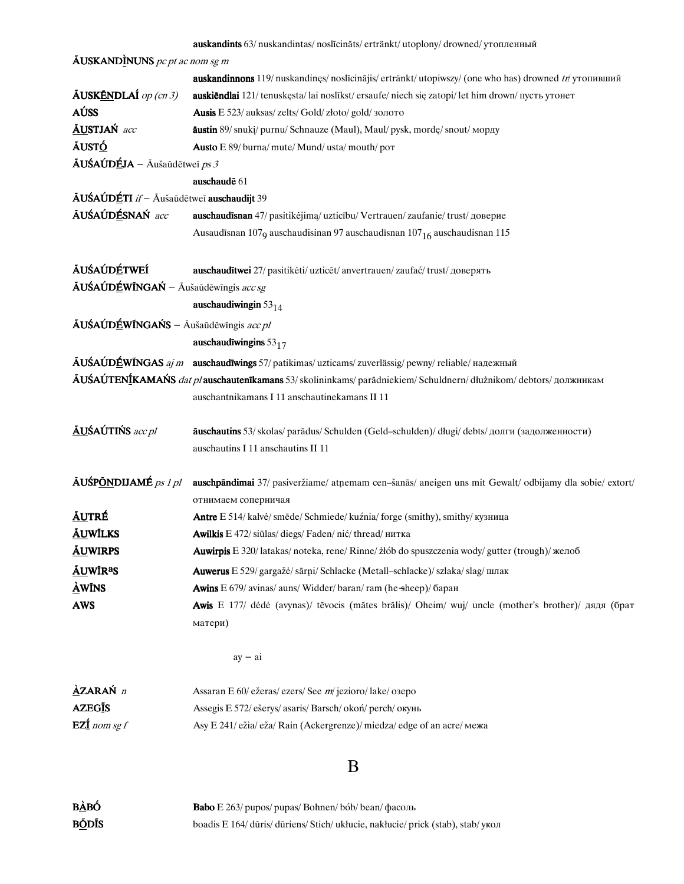| | |
|---|---|
| | **auskandints** 63/ nuskandintas/ noslīcināts/ ertränkt/ utoplony/ drowned/ утопленный |
| **ĀUSKANDÌNUNS** *pc pt ac nom sg m* | |
| | **auskandinnons** 119/ nuskandinęs/ noslīcinājis/ ertränkt/ utopiwszy/ (one who has) drowned *tr*/ утопивший |
| **ĀUSKḖNDLAÍ** *op (cn 3)* | **auskiēndlai** 121/ tenuskęsta/ lai noslīkst/ ersaufe/ niech się zatopi/ let him drown/ пусть утонет |
| **AÚSS** | **Ausis** E 523/ auksas/ zelts/ Gold/ złoto/ gold/ золото |
| **ĀUSTJAŃ** *acc* | **āustin** 89/ snukį/ purnu/ Schnauze (Maul), Maul/ pysk, mordę/ snout/ морду |
| **ĀUSTÓ** | **Austo** E 89/ burna/ mute/ Mund/ usta/ mouth/ рот |
| **ĀUŚAÚDÉJA** – Āušaūdētweī *ps 3* | |
| | **auschaudē** 61 |
| **ĀUŚAÚDÉTI** *if* – Āušaūdētweī **auschaudijt** 39 | |
| **ĀUŚAÚDÉSNAŃ** *acc* | **auschaudīsnan** 47/ pasitikėjimą/ uzticību/ Vertrauen/ zaufanie/ trust/ доверие |
| | Ausaudīsnan $107_9$ auschaudisinan 97 auschaudīsnan $107_{16}$ auschaudisnan 115 |
| **ĀUŚAÚDÉTWEÍ** | **auschaudītwei** 27/ pasitikėti/ uzticēt/ anvertrauen/ zaufać/ trust/ доверять |
| **ĀUŚAÚDÉWĪNGAŃ** – Āušaūdēwīngis *acc sg* | |
| | **auschaudiwingin** $53_{14}$ |
| **ĀUŚAÚDÉWĪNGAŃS** – Āušaūdēwīngis *acc pl* | |
| | **auschaudīwingins** $53_{17}$ |
| **ĀUŚAÚDÉWĪNGAS** *aj m* | **auschaudīwings** 57/ patikimas/ uzticams/ zuverlässig/ pewny/ reliable/ надежный |
| **ĀUŚAÚTENĪKAMAŃS** *dat pl* | **auschautenīkamans** 53/ skolininkams/ parādniekiem/ Schuldnern/ dłużnikom/ debtors/ должникам |
| | auschantnikamans I 11 anschautinekamans II 11 |
| **ĀUŚAÚTIŃS** *acc pl* | **āuschautins** 53/ skolas/ parādus/ Schulden (Geld–schulden)/ długi/ debts/ долги (задолженности) |
| | auschautins I 11 anschautins II 11 |
| **ĀUŚPŌNDIJAMÉ** *ps 1 pl* | **auschpāndimai** 37/ pasiveržiame/ atņemam cen–šanās/ aneigen uns mit Gewalt/ odbijamy dla sobie/ extort/ отнимаем соперничая |
| **ĀUTRÉ** | **Antre** E 514/ kalvė/ smēde/ Schmiede/ kuźnia/ forge (smithy), smithy/ кузница |
| **ĀUWĪLKS** | **Awilkis** E 472/ siūlas/ diegs/ Faden/ nić/ thread/ нитка |
| **ĀUWIRPS** | **Auwirpis** E 320/ latakas/ noteka, rene/ Rinne/ żłób do spuszczenia wody/ gutter (trough)/ желоб |
| **ĀUWĪRªS** | **Auwerus** E 529/ gargažė/ sārņi/ Schlacke (Metall–schlacke)/ szlaka/ slag/ шлак |
| **ÀWĪNS** | **Awins** E 679/ avinas/ auns/ Widder/ baran/ ram (he-sheep)/ баран |
| **AWS** | **Awis** E 177/ dėdė (avynas)/ tēvocis (mātes brālis)/ Oheim/ wuj/ uncle (mother's brother)/ дядя (брат матери) |

ay – ai

| | |
|---|---|
| **ÀZARAŃ** *n* | Assaran E 60/ ežeras/ ezers/ See *m*/ jezioro/ lake/ озеро |
| **AZEGĪS** | Assegis E 572/ ešerys/ asaris/ Barsch/ okoń/ perch/ окунь |
| **EZĪ** *nom sg f* | Asy E 241/ ežia/ eža/ Rain (Ackergrenze)/ miedza/ edge of an acre/ межа |

## B

| | |
|---|---|
| **BÀBÓ** | **Babo** E 263/ pupos/ pupas/ Bohnen/ bób/ bean/ фасоль |
| **BŌDĪS** | boadis E 164/ dūris/ dūriens/ Stich/ ukłucie, nakłucie/ prick (stab), stab/ укол |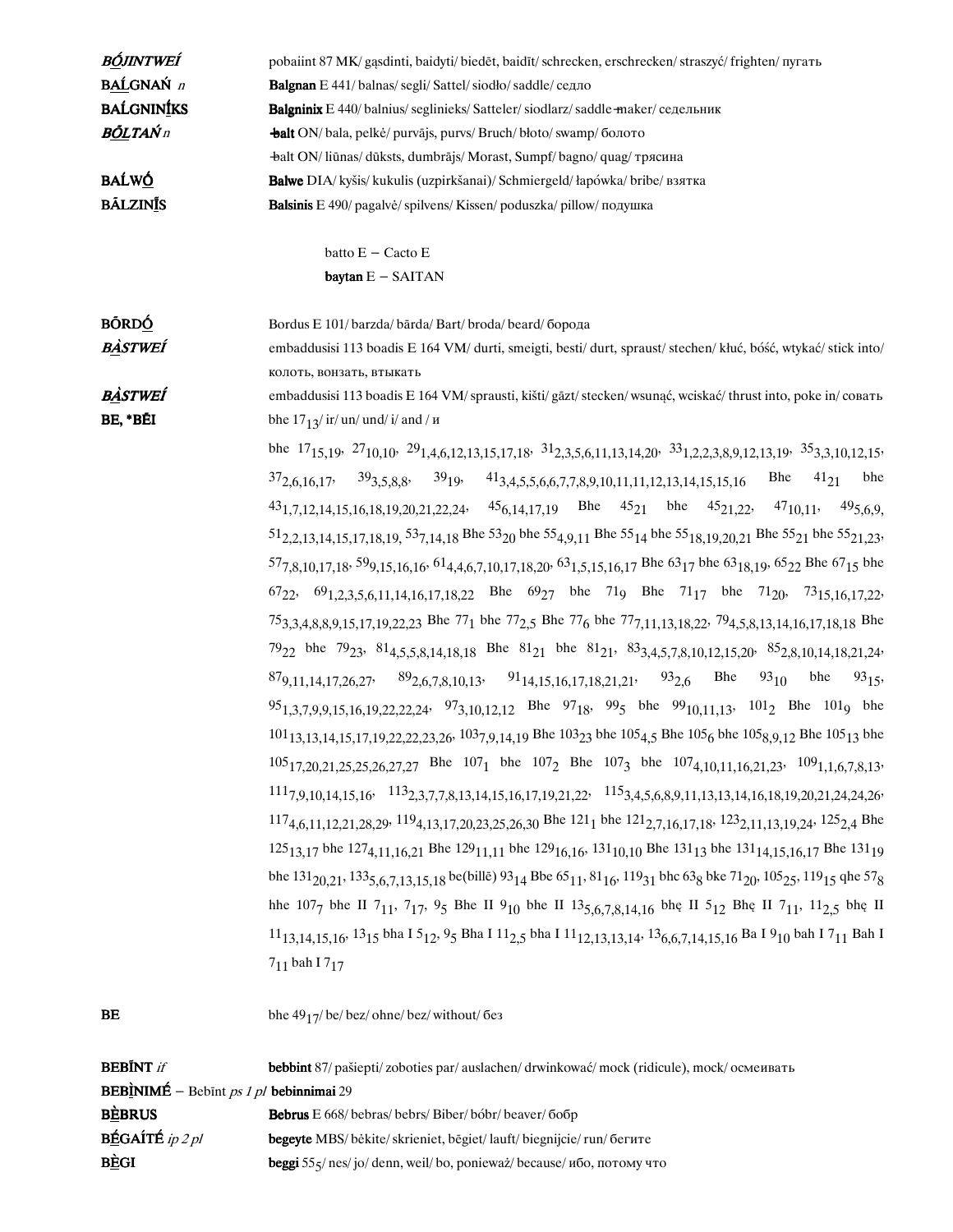***BÓJINTWEÍ*** pobaiint 87 MK/ gąsdinti, baidyti/ biedēt, baidīt/ schrecken, erschrecken/ straszyć/ frighten/ пугать

**BAĹGNAŃ** *n* **Balgnan** E 441/ balnas/ segli/ Sattel/ siodło/ saddle/ седло

**BAĹGNINĪKS** **Balgninix** E 440/ balnius/ seglinieks/ Satteler/ siodlarz/ saddle-maker/ седельник

***BŌLTAŃ*** *n* +**balt** ON/ bala, pelkė/ purvājs, purvs/ Bruch/ błoto/ swamp/ болото

+balt ON/ liūnas/ dūksts, dumbrājs/ Morast, Sumpf/ bagno/ quag/ трясина

**BAĹWÓ** **Balwe** DIA/ kyšis/ kukulis (uzpirkšanai)/ Schmiergeld/ łapówka/ bribe/ взятка

**BĀLZINĪS** **Balsinis** E 490/ pagalvė/ spilvens/ Kissen/ poduszka/ pillow/ подушка

batto E – Cacto E

**baytan** E – SAITAN

**BŌRDÓ** Bordus E 101/ barzda/ bārda/ Bart/ broda/ beard/ борода

***BÀSTWEÍ*** embaddusisi 113 boadis E 164 VM/ durti, smeigti, besti/ durt, spraust/ stechen/ kłuć, bóść, wtykać/ stick into/ колоть, вонзать, втыкать

***BÀSTWEÍ*** embaddusisi 113 boadis E 164 VM/ sprausti, kišti/ gāzt/ stecken/ wsunąć, wciskać/ thrust into, poke in/ совать

**BE, *BĒI** bhe $17_{13}$/ ir/ un/ und/ i/ and / и

bhe $17_{15,19}$, $27_{10,10}$, $29_{1,4,6,12,13,15,17,18}$, $31_{2,3,5,6,11,13,14,20}$, $33_{1,2,2,3,8,9,12,13,19}$, $35_{3,3,10,12,15}$, $37_{2,6,16,17}$, $39_{3,5,8,8}$, $39_{19}$, $41_{3,4,5,5,6,6,7,7,8,9,10,11,11,12,13,14,15,15,16}$ Bhe $41_{21}$ bhe $43_{1,7,12,14,15,16,18,19,20,21,22,24}$, $45_{6,14,17,19}$ Bhe $45_{21}$ bhe $45_{21,22}$, $47_{10,11}$, $49_{5,6,9}$, $51_{2,2,13,14,15,17,18,19}$, $53_{7,14,18}$ Bhe $53_{20}$ bhe $55_{4,9,11}$ Bhe $55_{14}$ bhe $55_{18,19,20,21}$ Bhe $55_{21}$ bhe $55_{21,23}$, $57_{7,8,10,17,18}$, $59_{9,15,16,16}$, $61_{4,4,6,7,10,17,18,20}$, $63_{1,5,15,16,17}$ Bhe $63_{17}$ bhe $63_{18,19}$, $65_{22}$ Bhe $67_{15}$ bhe $67_{22}$, $69_{1,2,3,5,6,11,14,16,17,18,22}$ Bhe $69_{27}$ bhe $71_{9}$ Bhe $71_{17}$ bhe $71_{20}$, $73_{15,16,17,22}$, $75_{3,3,4,8,8,9,15,17,19,22,23}$ Bhe $77_{1}$ bhe $77_{2,5}$ Bhe $77_{6}$ bhe $77_{7,11,13,18,22}$, $79_{4,5,8,13,14,16,17,18,18}$ Bhe $79_{22}$ bhe $79_{23}$, $81_{4,5,5,8,14,18,18}$ Bhe $81_{21}$ bhe $81_{21}$, $83_{3,4,5,7,8,10,12,15,20}$, $85_{2,8,10,14,18,21,24}$, $87_{9,11,14,17,26,27}$, $89_{2,6,7,8,10,13}$, $91_{14,15,16,17,18,21,21}$, $93_{2,6}$ Bhe $93_{10}$ bhe $93_{15}$, $95_{1,3,7,9,9,15,16,19,22,22,24}$, $97_{3,10,12,12}$ Bhe $97_{18}$, $99_{5}$ bhe $99_{10,11,13}$, $101_{2}$ Bhe $101_{9}$ bhe $101_{13,13,14,15,17,19,22,22,23,26}$, $103_{7,9,14,19}$ Bhe $103_{23}$ bhe $105_{4,5}$ Bhe $105_{6}$ bhe $105_{8,9,12}$ Bhe $105_{13}$ bhe $105_{17,20,21,25,25,26,27,27}$ Bhe $107_{1}$ bhe $107_{2}$ Bhe $107_{3}$ bhe $107_{4,10,11,16,21,23}$, $109_{1,1,6,7,8,13}$, $111_{7,9,10,14,15,16}$, $113_{2,3,7,7,8,13,14,15,16,17,19,21,22}$, $115_{3,4,5,6,8,9,11,13,13,14,16,18,19,20,21,24,24,26}$, $117_{4,6,11,12,21,28,29}$, $119_{4,13,17,20,23,25,26,30}$ Bhe $121_{1}$ bhe $121_{2,7,16,17,18}$, $123_{2,11,13,19,24}$, $125_{2,4}$ Bhe $125_{13,17}$ bhe $127_{4,11,16,21}$ Bhe $129_{11,11}$ bhe $129_{16,16}$, $131_{10,10}$ Bhe $131_{13}$ bhe $131_{14,15,16,17}$ Bhe $131_{19}$ bhe $131_{20,21}$, $133_{5,6,7,13,15,18}$ be(billē) $93_{14}$ Bbe $65_{11}$, $81_{16}$, $119_{31}$ bhc $63_{8}$ bke $71_{20}$, $105_{25}$, $119_{15}$ qhe $57_{8}$ hhe $107_{7}$ bhe II $7_{11}$, $7_{17}$, $9_{5}$ Bhe II $9_{10}$ bhe II $13_{5,6,7,8,14,16}$ bhę II $5_{12}$ Bhę II $7_{11}$, $11_{2,5}$ bhę II $11_{13,14,15,16}$, $13_{15}$ bha I $5_{12}$, $9_{5}$ Bha I $11_{2,5}$ bha I $11_{12,13,13,14}$, $13_{6,6,7,14,15,16}$ Ba I $9_{10}$ bah I $7_{11}$ Bah I $7_{11}$ bah I $7_{17}$

**BE** bhe $49_{17}$/ be/ bez/ ohne/ bez/ without/ без

**BEBĪNT** *if* **bebbint** 87/ pašiepti/ zoboties par/ auslachen/ drwinkować/ mock (ridicule), mock/ осмеивать

**BEBÌNIMÉ** – Bebīnt *ps 1 pl* **bebinnimai** 29

**BÈBRUS** **Bebrus** E 668/ bebras/ bebrs/ Biber/ bóbr/ beaver/ бобр

**BĒGAÍTÉ** *ip 2 pl* **begeyte** MBS/ bėkite/ skrieniet, bēgiet/ lauft/ biegnijcie/ run/ бегите

**BÈGI** **beggi** $55_{5}$/ nes/ jo/ denn, weil/ bo, ponieważ/ because/ ибо, потому что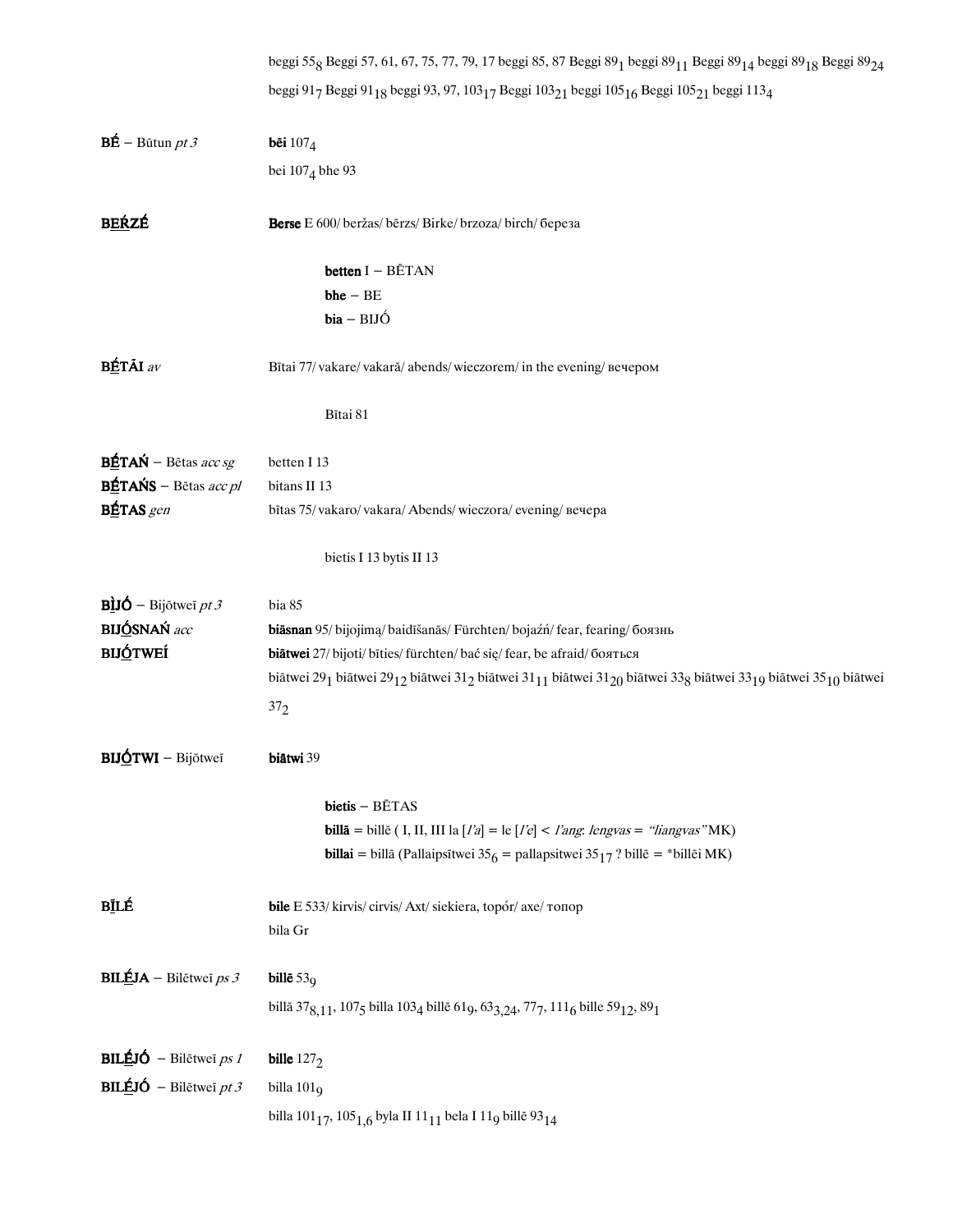beggi $55_8$ Beggi 57, 61, 67, 75, 77, 79, 17 beggi 85, 87 Beggi $89_1$ beggi $89_{11}$ Beggi $89_{14}$ beggi $89_{18}$ Beggi $89_{24}$ beggi $91_7$ Beggi $91_{18}$ beggi 93, 97, $103_{17}$ Beggi $103_{21}$ beggi $105_{16}$ Beggi $105_{21}$ beggi $113_4$

**BÉ** – Būtun *pt 3* — **bēi** $107_4$

bei $107_4$ bhe 93

**BE̲Ŕ̲ZÉ** — **Berse** E 600/ beržas/ bērzs/ Birke/ brzoza/ birch/ береза

**betten** I – BĒTAN
**bhe** – BE
**bia** – BIJÓ

**BÉ̲TĀI** *av* — Bītai 77/ vakare/ vakarā/ abends/ wieczorem/ in the evening/ вечером

Bītai 81

**BÉ̲TAŃ** – Bētas *acc sg* — betten I 13
**BÉ̲TAŃS** – Bētas *acc pl* — bitans II 13
**BÉ̲TAS** *gen* — bītas 75/ vakaro/ vakara/ Abends/ wieczora/ evening/ вечера

bietis I 13 bytis II 13

**BÌJÓ** – Bijōtweī *pt 3* — bia 85
**BIJÓ̲SNAŃ** *acc* — **biāsnan** 95/ bijojimą/ baidīšanās/ Fürchten/ bojaźń/ fear, fearing/ боязнь
**BIJÓ̲TWEÍ** — **biātwei** 27/ bijoti/ bīties/ fürchten/ bać się/ fear, be afraid/ бояться

biātwei $29_1$ biātwei $29_{12}$ biātwei $31_2$ biātwei $31_{11}$ biātwei $31_{20}$ biātwei $33_8$ biātwei $33_{19}$ biātwei $35_{10}$ biātwei $37_2$

**BIJÓ̲TWI** – Bijōtweī — **biātwi** 39

**bietis** – BĒTAS
**billā** = billē ( I, II, III la [*l'a*] = le [*l'e*] < *l'ang*: *lengvas* = *"liangvas"* MK)
**billai** = billā (Pallaipsītwei $35_6$ = pallapsitwei $35_{17}$ ? billē = *billēi MK)

**BI̲LÉ** — **bile** E 533/ kirvis/ cirvis/ Axt/ siekiera, topór/ axe/ топор

bila Gr

**BILÉ̲JA** – Bilētweī *ps 3* — **billē** $53_9$

billā $37_{8,11}$, $107_5$ billa $103_4$ billē $61_9$, $63_{3,24}$, $77_7$, $111_6$ bille $59_{12}$, $89_1$

**BILÉ̲JÓ** – Bilētweī *ps 1* — **bille** $127_2$
**BILÉ̲JÓ** – Bilētweī *pt 3* — billa $101_9$

billa $101_{17}$, $105_{1,6}$ byla II $11_{11}$ bela I $11_9$ billē $93_{14}$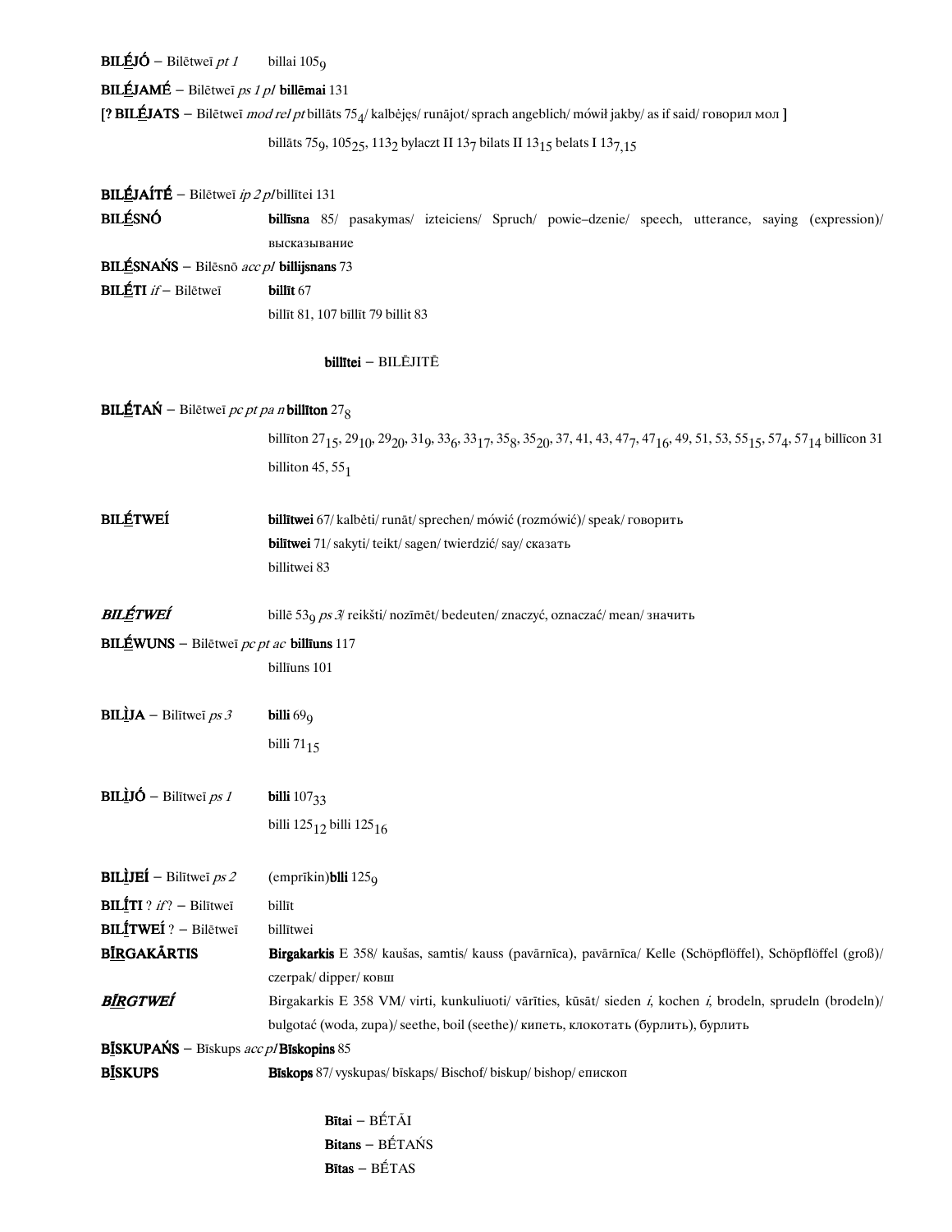**BILḖJÓ** – Bilētweī *pt 1* billai $105_9$

**BILḖJAMÉ** – Bilētweī *ps 1 pl* **billēmai** 131

[**? BILḖJATS** – Bilētweī *mod rel pt* billāts $75_4$/ kalbėjęs/ runājot/ sprach angeblich/ mówił jakby/ as if said/ говорил мол ]

billāts $75_9$, $105_{25}$, $113_2$ bylaczt II $13_7$ bilats II $13_{15}$ belats I $13_{7,15}$

**BILḖJAÍTÉ** – Bilētweī *ip 2 pl* billītei 131

**BILḖSNÓ** **billīsna** 85/ pasakymas/ izteiciens/ Spruch/ powie–dzenie/ speech, utterance, saying (expression)/ высказывание

**BILḖSNAŃS** – Bilēsnō *acc pl* **billijsnans** 73

**BILḖTI** *if* – Bilētweī **billīt** 67

billīt 81, 107 bīllīt 79 billit 83

**billītei** – BILĒJITĒ

**BILḖTAŃ** – Bilētweī *pc pt pa n* **billīton** $27_8$

billīton $27_{15}$, $29_{10}$, $29_{20}$, $31_9$, $33_6$, $33_{17}$, $35_8$, $35_{20}$, 37, 41, 43, $47_7$, $47_{16}$, 49, 51, 53, $55_{15}$, $57_4$, $57_{14}$ billīcon 31 billiton 45, $55_1$

**BILḖTWEÍ** **billītwei** 67/ kalbėti/ runāt/ sprechen/ mówić (rozmówić)/ speak/ говорить

**bilītwei** 71/ sakyti/ teikt/ sagen/ twierdzić/ say/ сказать

billitwei 83

***BILḖTWEÍ*** billē $53_9$ *ps 3*/ reikšti/ nozīmēt/ bedeuten/ znaczyć, oznaczać/ mean/ значить

**BILḖWUNS** – Bilētweī *pc pt ac* **billīuns** 117

billīuns 101

**BILÌJA** – Bilītweī *ps 3* **billi** $69_9$

billi $71_{15}$

**BILÌJÓ** – Bilītweī *ps 1* **billi** $107_{33}$

billi $125_{12}$ billi $125_{16}$

**BILÌJEÍ** – Bilītweī *ps 2* (emprīkin)**blli** $125_9$

**BILĮ́TI** ? *if* ? – Bilītweī billīt

**BILĮ́TWEÍ** ? – Bilētweī billītwei

**BĪ̱RGAKĀRTIS** **Birgakarkis** E 358/ kaušas, samtis/ kauss (pavārnīca), pavārnīca/ Kelle (Schöpflöffel), Schöpflöffel (groß)/ czerpak/ dipper/ ковш

***BĪ̱RGTWEÍ*** Birgakarkis E 358 VM/ virti, kunkuliuoti/ vārīties, kūsāt/ sieden *i*, kochen *i*, brodeln, sprudeln (brodeln)/ bulgotać (woda, zupa)/ seethe, boil (seethe)/ кипеть, клокотать (бурлить), бурлить

**BĪ̱SKUPAŃS** – Bīskups *acc pl* **Bīskopins** 85

**BĪ̱SKUPS** **Bīskops** 87/ vyskupas/ bīskaps/ Bischof/ biskup/ bishop/ епископ

**Bītai** – BḖTĀI

**Bitans** – BḖTAŃS

**Bītas** – BḖTAS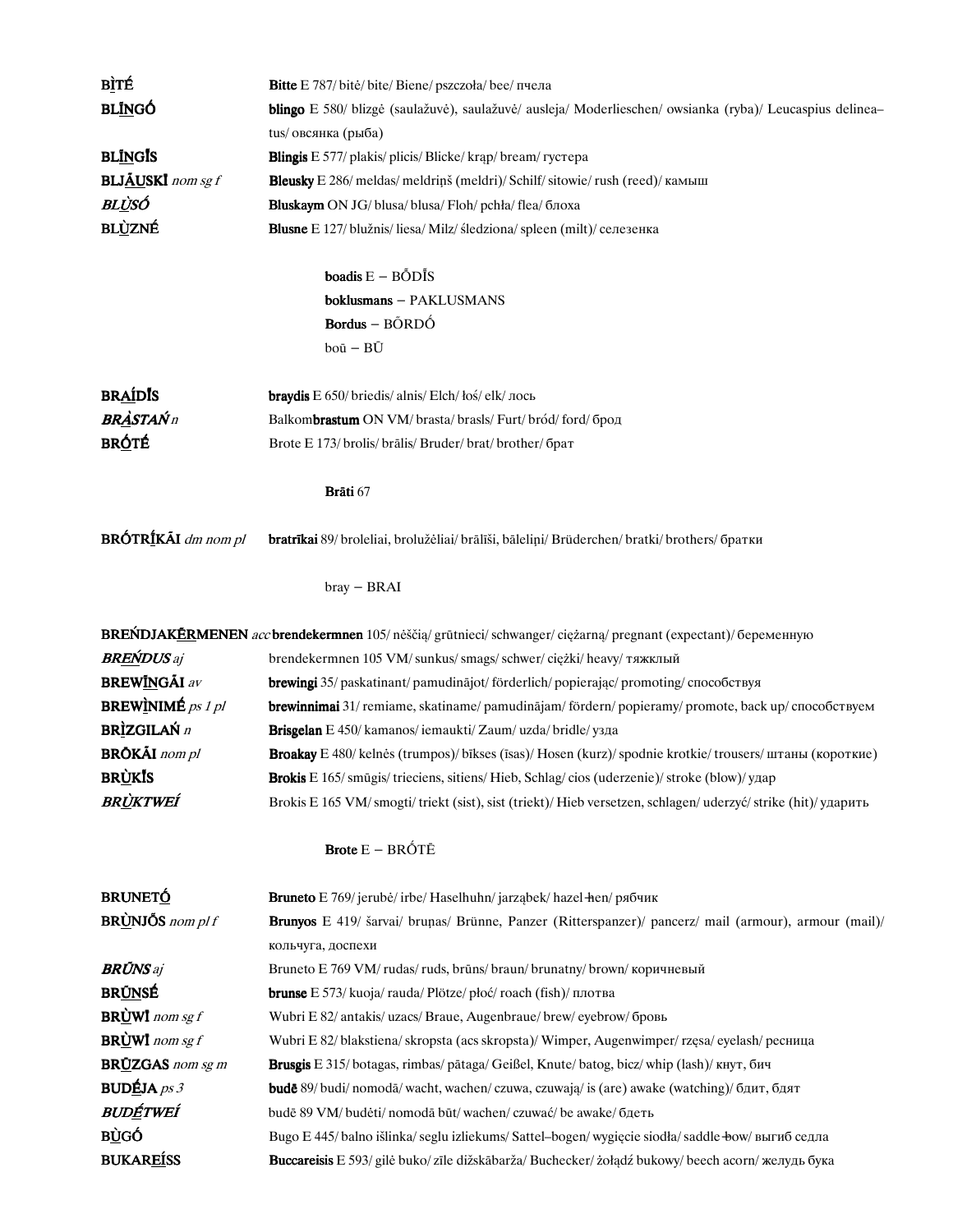**BI̱TÉ** **Bitte** E 787/ bitė/ bite/ Biene/ pszczoła/ bee/ пчела

**BLI̱NGÓ** **blingo** E 580/ blizgė (saulažuvė), saulažuvė/ ausleja/ Moderlieschen/ owsianka (ryba)/ Leucaspius delineatus/ овсянка (рыба)

**BLI̱NGĪS** **Blingis** E 577/ plakis/ plicis/ Blicke/ krąp/ bream/ густера

**BLJĀ̱USKĪ** *nom sg f* **Bleusky** E 286/ meldas/ meldriņš (meldri)/ Schilf/ sitowie/ rush (reed)/ камыш

***BLU̱SÓ*** **Bluskaym** ON JG/ blusa/ blusa/ Floh/ pchła/ flea/ блоха

**BLÙ̱ZNÉ** **Blusne** E 127/ blužnis/ liesa/ Milz/ śledziona/ spleen (milt)/ селезенка

**boadis** E – BŌDĪS
**boklusmans** – PAKLUSMANS
**Bordus** – BŌRDŐ
boū – BŪ

**BRA̱ÍDĪS** **braydis** E 650/ briedis/ alnis/ Elch/ łoś/ elk/ лось

***BRÀ̱STAŃ*** *n* Balkom**brastum** ON VM/ brasta/ brasls/ Furt/ bród/ ford/ брод

**BRŐ̱TÉ** Brote E 173/ brolis/ brālis/ Bruder/ brat/ brother/ брат

**Brāti** 67

**BRŐTRĪ̱KĀI** *dm nom pl* **bratrīkai** 89/ broleliai, broluželiai/ brālīši, bāleliņi/ Brüderchen/ bratki/ brothers/ братки

bray – BRAI

**BREŃDJAKĒ̱RMENEN** *acc* **brendekermnen** 105/ nėščią/ grūtnieci/ schwanger/ ciężarną/ pregnant (expectant)/ беременную

***BRE̱ŃDUS*** *aj* brendekermnen 105 VM/ sunkus/ smags/ schwer/ ciężki/ heavy/ тяжклый

**BREWĪ̱NGĀI** *av* **brewingi** 35/ paskatinant/ pamudinājot/ förderlich/ popierając/ promoting/ способствуя

**BREWÌ̱NIMÉ** *ps 1 pl* **brewinnimai** 31/ remiame, skatiname/ pamudinājam/ fördern/ popieramy/ promote, back up/ способствуем

**BRÌ̱ZGILAŃ** *n* **Brisgelan** E 450/ kamanos/ iemaukti/ Zaum/ uzda/ bridle/ узда

**BRŐ̱KĀI** *nom pl* **Broakay** E 480/ kelnės (trumpos)/ bikses (īsas)/ Hosen (kurz)/ spodnie krotkie/ trousers/ штаны (короткие)

**BRÙ̱KĪS** **Brokis** E 165/ smūgis/ trieciens, sitiens/ Hieb, Schlag/ cios (uderzenie)/ stroke (blow)/ удар

***BRÙ̱KTWEÍ*** Brokis E 165 VM/ smogti/ triekt (sist), sist (triekt)/ Hieb versetzen, schlagen/ uderzyć/ strike (hit)/ ударить

**Brote** E – BRŐTĒ

**BRUNETŐ̱** **Bruneto** E 769/ jerubė/ irbe/ Haselhuhn/ jarząbek/ hazel-hen/ рябчик

**BRÙ̱NJŐS** *nom pl f* **Brunyos** E 419/ šarvai/ bruņas/ Brünne, Panzer (Ritterspanzer)/ pancerz/ mail (armour), armour (mail)/ кольчуга, доспехи

***BRŪNS*** *aj* Bruneto E 769 VM/ rudas/ ruds, brūns/ braun/ brunatny/ brown/ коричневый

**BRŪ̱NSÉ** **brunse** E 573/ kuoja/ rauda/ Plötze/ płoć/ roach (fish)/ плотва

**BRÙ̱WĪ** *nom sg f* Wubri E 82/ antakis/ uzacs/ Braue, Augenbraue/ brew/ eyebrow/ бровь

**BRÙ̱WĪ** *nom sg f* Wubri E 82/ blakstiena/ skropsta (acs skropsta)/ Wimper, Augenwimper/ rzęsa/ eyelash/ ресница

**BRŪ̱ZGAS** *nom sg m* **Brusgis** E 315/ botagas, rimbas/ pātaga/ Geißel, Knute/ batog, bicz/ whip (lash)/ кнут, бич

**BUDĒ̱JA** *ps 3* **budē** 89/ budi/ nomodā/ wacht, wachen/ czuwa, czuwają/ is (are) awake (watching)/ бдит, бдят

***BUDĒ̱TWEÍ*** budē 89 VM/ budėti/ nomodā būt/ wachen/ czuwać/ be awake/ бдеть

**BÙ̱GÓ** Bugo E 445/ balno išlinka/ seglu izliekums/ Sattel–bogen/ wygięcie siodła/ saddle-bow/ выгиб седла

**BUKAREÍ̱SS** **Buccareisis** E 593/ gilė buko/ zīle dižskābarža/ Buchecker/ żołądź bukowy/ beech acorn/ желудь бука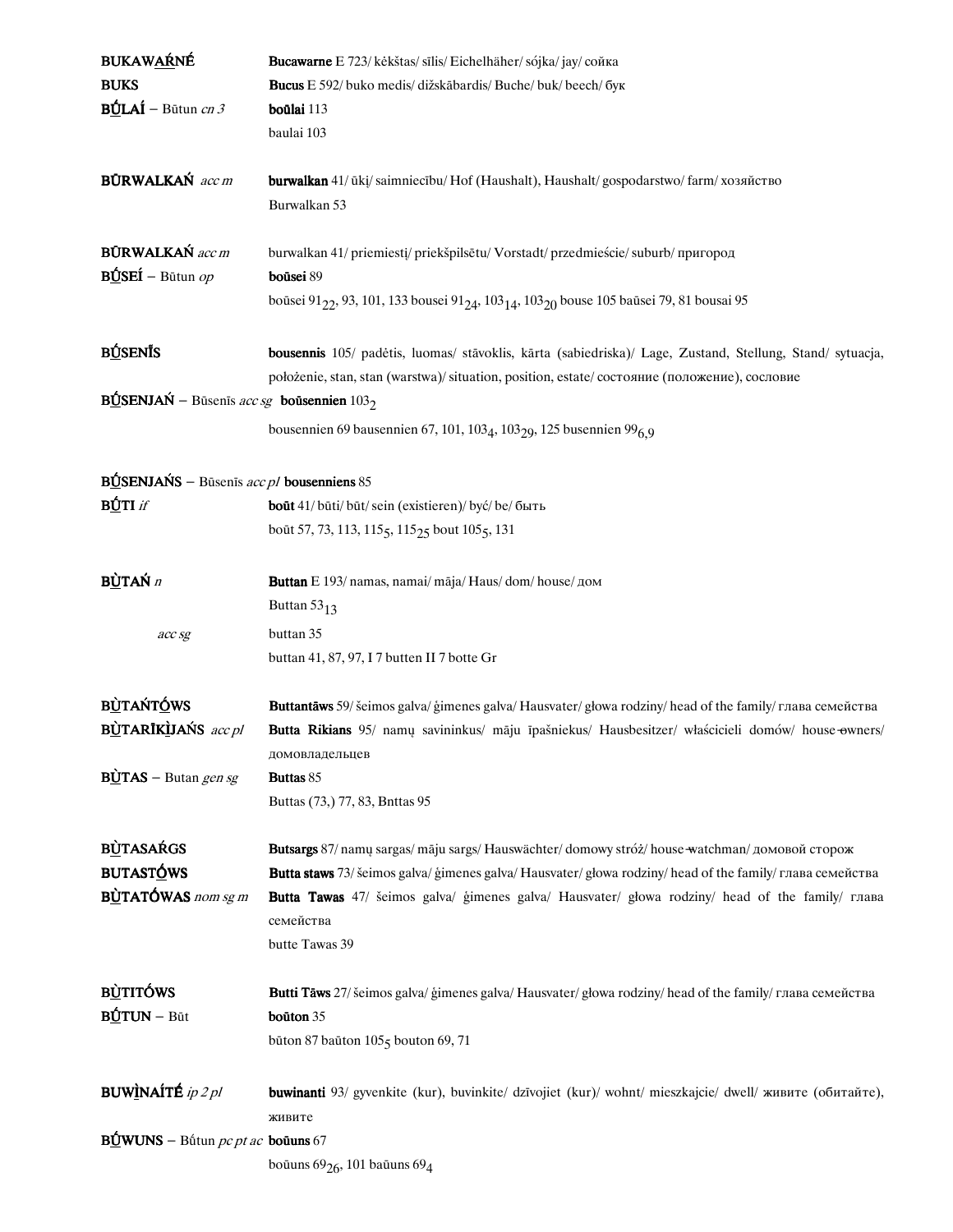**BUKAWA<u>Ŕ</u>NÉ** **Bucawarne** E 723/ kėkštas/ sīlis/ Eichelhäher/ sójka/ jay/ сойка

**BUKS** **Bucus** E 592/ buko medis/ dižskābardis/ Buche/ buk/ beech/ бук

**B<u>Ú</u>LAÍ** – Būtun *cn 3* **boûlai** 113
baulai 103

**BŪRWALKAŃ** *acc m* **burwalkan** 41/ ūkį/ saimniecību/ Hof (Haushalt), Haushalt/ gospodarstwo/ farm/ хозяйство
Burwalkan 53

**BŪRWALKAŃ** *acc m* burwalkan 41/ priemiestį/ priekšpilsētu/ Vorstadt/ przedmieście/ suburb/ пригород

**B<u>Ú</u>SEÍ** – Būtun *op* **boūsei** 89
boūsei $91_{22}$, 93, 101, 133 bousei $91_{24}$, $103_{14}$, $103_{20}$ bouse 105 baūsei 79, 81 bousai 95

**B<u>Ú</u>SENĪS** **bousennis** 105/ padėtis, luomas/ stāvoklis, kārta (sabiedriska)/ Lage, Zustand, Stellung, Stand/ sytuacja, położenie, stan, stan (warstwa)/ situation, position, estate/ состояние (положение), сословие

**B<u>Ú</u>SENJAŃ** – Būsenīs *acc sg* **boūsennien** $103_2$
bousennien 69 bausennien 67, 101, $103_4$, $103_{29}$, 125 busennien $99_{6,9}$

**B<u>Ú</u>SENJAŃS** – Būsenīs *acc pl* **bousenniens** 85

**B<u>Ú</u>TI** *if* **boūt** 41/ būti/ būt/ sein (existieren)/ być/ be/ быть
boūt 57, 73, 113, $115_5$, $115_{25}$ bout $105_5$, 131

**B<u>Ù</u>TAŃ** *n* **Buttan** E 193/ namas, namai/ māja/ Haus/ dom/ house/ дом
Buttan $53_{13}$
*acc sg* buttan 35
buttan 41, 87, 97, I 7 butten II 7 botte Gr

**B<u>Ù</u>TAŃT<u>Ó</u>WS** **Buttantāws** 59/ šeimos galva/ ģimenes galva/ Hausvater/ głowa rodziny/ head of the family/ глава семейства

**B<u>Ù</u>TARĪKÌJAŃS** *acc pl* **Butta Rikians** 95/ namų savininkus/ māju īpašniekus/ Hausbesitzer/ właściciele domów/ house-owners/ домовладельцев

**B<u>Ù</u>TAS** – Butan *gen sg* **Buttas** 85
Buttas (73,) 77, 83, Bnttas 95

**B<u>Ù</u>TASAŔGS** **Butsargs** 87/ namų sargas/ māju sargs/ Hauswächter/ domowy stróż/ house-watchman/ домовой сторож

**BUTAST<u>Ó</u>WS** **Butta staws** 73/ šeimos galva/ ģimenes galva/ Hausvater/ głowa rodziny/ head of the family/ глава семейства

**B<u>Ù</u>TATÓWAS** *nom sg m* **Butta Tawas** 47/ šeimos galva/ ģimenes galva/ Hausvater/ głowa rodziny/ head of the family/ глава семейства
butte Tawas 39

**B<u>Ù</u>TITÓWS** **Butti Tāws** 27/ šeimos galva/ ģimenes galva/ Hausvater/ głowa rodziny/ head of the family/ глава семейства

**B<u>Ú</u>TUN** – Būt **boūton** 35
būton 87 baūton $105_5$ bouton 69, 71

**BUW<u>Ì</u>NAÍTÉ** *ip 2 pl* **buwinanti** 93/ gyvenkite (kur), buvinkite/ dzīvojiet (kur)/ wohnt/ mieszkajcie/ dwell/ живите (обитайте), живите

**B<u>Ú</u>WUNS** – Bū́tun *pc pt ac* **boūuns** 67
boūuns $69_{26}$, 101 baūuns $69_4$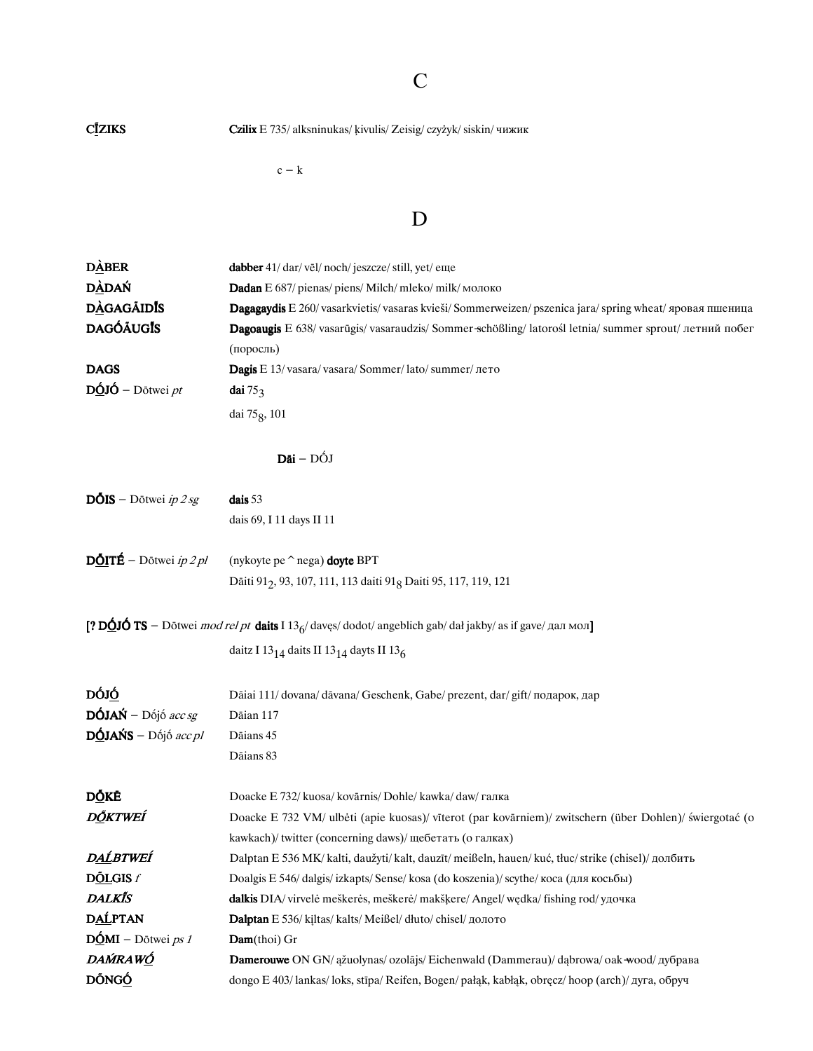# C

| | |
|---|---|
| **CĪZIKS** | **Czilix** E 735/ alksninukas/ ķivulis/ Zeisig/ czyżyk/ siskin/ чижик |

c – k

# D

| | |
|---|---|
| **DÀBER** | **dabber** 41/ dar/ vēl/ noch/ jeszcze/ still, yet/ еще |
| **DÀDAŃ** | **Dadan** E 687/ pienas/ piens/ Milch/ mleko/ milk/ молоко |
| **DÀGAGĀIDĪS** | **Dagagaydis** E 260/ vasarkvietis/ vasaras kvieši/ Sommerweizen/ pszenica jara/ spring wheat/ яровая пшеница |
| **DAGÓĀUGĪS** | **Dagoaugis** E 638/ vasarūgis/ vasaraudzis/ Sommer-schößling/ latorośl letnia/ summer sprout/ летний побег (поросль) |
| **DAGS** | **Dagis** E 13/ vasara/ vasara/ Sommer/ lato/ summer/ лето |
| **DŌJŌ** – Dōtwei *pt* | **dai** $75_3$ |
| | dai $75_8$, 101 |

**Dāi** – DŌJ

| | |
|---|---|
| **DŌIS** – Dōtwei *ip 2 sg* | **dais** 53 |
| | dais 69, I 11 days II 11 |
| **DŌITÉ** – Dōtwei *ip 2 pl* | (nykoyte pe ^ nega) **doyte** BPT |
| | Dāiti $91_2$, 93, 107, 111, 113 daiti $91_8$ Daiti 95, 117, 119, 121 |

**[? DŌJŌ TS** – Dōtwei *mod rel pt* **daits** I $13_6$/ davęs/ dodot/ angeblich gab/ dał jakby/ as if gave/ дал мол**]**

daitz I $13_{14}$ daits II $13_{14}$ dayts II $13_6$

| | |
|---|---|
| **DŌJŌ** | Dāiai 111/ dovana/ dāvana/ Geschenk, Gabe/ prezent, dar/ gift/ подарок, дар |
| **DŌJAŃ** – Dōjō *acc sg* | Dāian 117 |
| **DŌJAŃS** – Dōjō *acc pl* | Dāians 45 |
| | Dāians 83 |
| **DŌKĒ** | Doacke E 732/ kuosa/ kovārnis/ Dohle/ kawka/ daw/ галка |
| ***DŌKTWEÍ*** | Doacke E 732 VM/ ulbėti (apie kuosas)/ vīterot (par kovārniem)/ zwitschern (über Dohlen)/ świergotać (o kawkach)/ twitter (concerning daws)/ щебетать (о галках) |
| ***DAĹBTWEÍ*** | Dalptan E 536 MK/ kalti, daužyti/ kalt, dauzīt/ meißeln, hauen/ kuć, tłuc/ strike (chisel)/ долбить |
| **DŌLGIS** *f* | Doalgis E 546/ dalgis/ izkapts/ Sense/ kosa (do koszenia)/ scythe/ коса (для косьбы) |
| ***DALKĪS*** | **dalkis** DIA/ virvelė meškerės, meškerė/ makšķere/ Angel/ wędka/ fishing rod/ удочка |
| **DAĹPTAN** | **Dalptan** E 536/ kįltas/ kalts/ Meißel/ dłuto/ chisel/ долото |
| **DŌMI** – Dōtwei *ps 1* | **Dam**(thoi) Gr |
| ***DAḾRAWŌ*** | **Damerouwe** ON GN/ ąžuolynas/ ozolājs/ Eichenwald (Dammerau)/ dąbrowa/ oak-wood/ дубрава |
| **DŌNGŌ** | dongo E 403/ lankas/ loks, stīpa/ Reifen, Bogen/ pałąk, kabłąk, obręcz/ hoop (arch)/ дуга, обруч |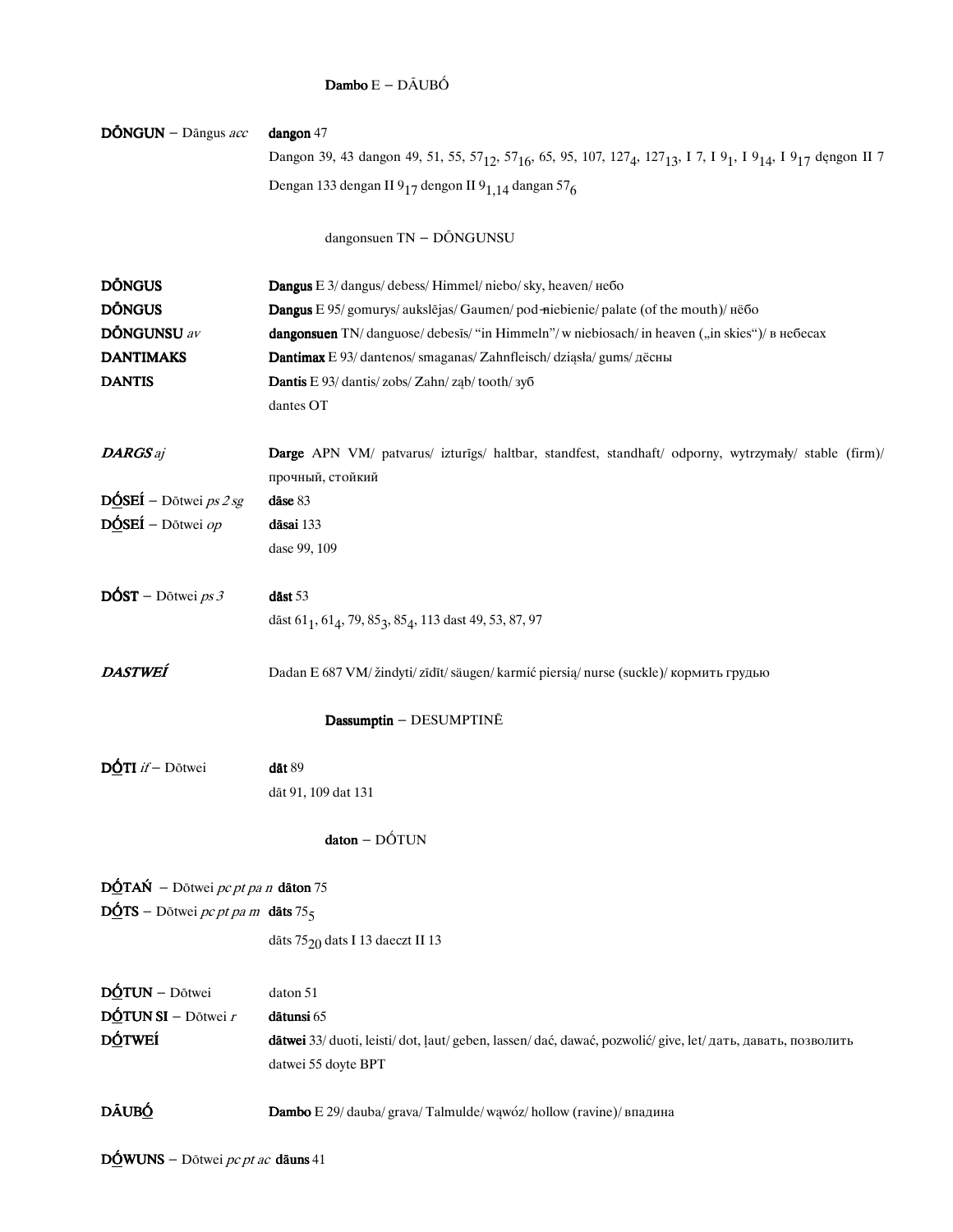**Dambo** E – DĀUBÓ

**DÓNGUN** – Dāngus *acc* **dangon** 47
Dangon 39, 43 dangon 49, 51, 55, $57_{12}$, $57_{16}$, 65, 95, 107, $127_4$, $127_{13}$, I 7, I $9_1$, I $9_{14}$, I $9_{17}$ dęngon II 7
Dengan 133 dengan II $9_{17}$ dengon II $9_{1,14}$ dangan $57_6$

dangonsuen TN – DÓNGUNSU

**DÓNGUS** **Dangus** E 3/ dangus/ debess/ Himmel/ niebo/ sky, heaven/ небо
**DÓNGUS** **Dangus** E 95/ gomurys/ aukslējas/ Gaumen/ pod-niebienie/ palate (of the mouth)/ нёбо
**DÓNGUNSU** *av* **dangonsuen** TN/ danguose/ debesīs/ "in Himmeln"/ w niebiosach/ in heaven („in skies")/ в небесах
**DANTIMAKS** **Dantimax** E 93/ dantenos/ smaganas/ Zahnfleisch/ dziąsła/ gums/ дёсны
**DANTIS** **Dantis** E 93/ dantis/ zobs/ Zahn/ ząb/ tooth/ зуб
dantes OT

***DARGS*** *aj* **Darge** APN VM/ patvarus/ izturīgs/ haltbar, standfest, standhaft/ odporny, wytrzymały/ stable (firm)/ прочный, стойкий
**DÓSEÍ** – Dōtwei *ps 2 sg* **dāse** 83
**DÓSEÍ** – Dōtwei *op* **dāsai** 133
dase 99, 109

**DÓST** – Dōtwei *ps 3* **dāst** 53
dāst $61_1$, $61_4$, 79, $85_3$, $85_4$, 113 dast 49, 53, 87, 97

***DASTWEÍ*** Dadan E 687 VM/ žindyti/ zīdīt/ säugen/ karmić piersią/ nurse (suckle)/ кормить грудью

**Dassumptin** – DESUMPTINĒ

**DÓTI** *if* – Dōtwei **dāt** 89
dāt 91, 109 dat 131

**daton** – DÓTUN

**DÓTAŃ** – Dōtwei *pc pt pa n* **dāton** 75
**DÓTS** – Dōtwei *pc pt pa m* **dāts** $75_5$
dāts $75_{20}$ dats I 13 daeczt II 13

**DÓTUN** – Dōtwei daton 51
**DÓTUN SI** – Dōtwei *r* **dātunsi** 65
**DÓTWEÍ** **dātwei** 33/ duoti, leisti/ dot, ļaut/ geben, lassen/ dać, dawać, pozwolić/ give, let/ дать, давать, позволить
datwei 55 doyte BPT

**DĀUBÓ** **Dambo** E 29/ dauba/ grava/ Talmulde/ wąwóz/ hollow (ravine)/ впадина

**DÓWUNS** – Dōtwei *pc pt ac* **dāuns** 41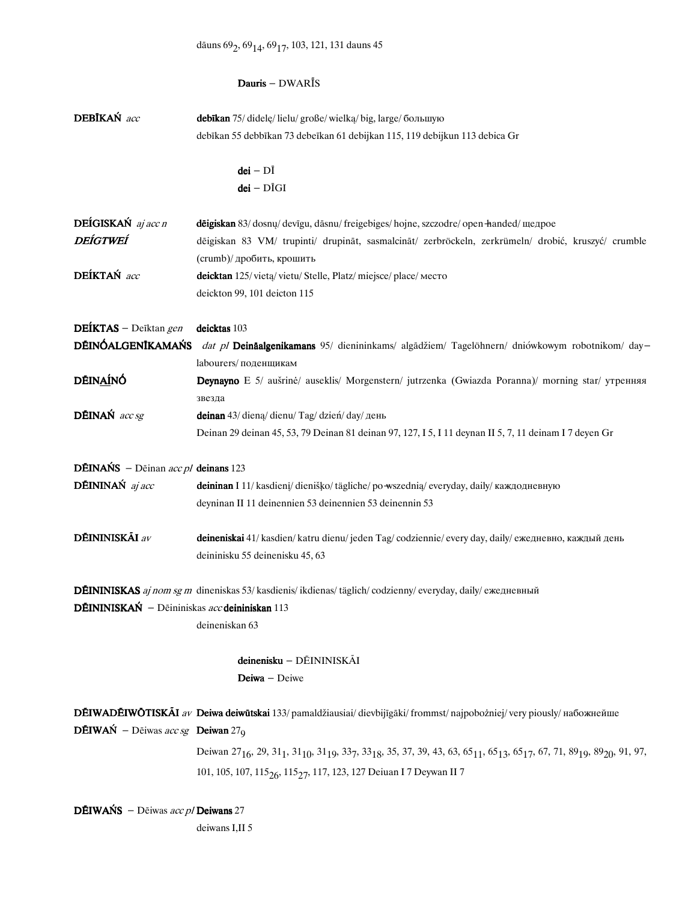dāuns $69_2$, $69_{14}$, $69_{17}$, 103, 121, 131 dauns 45

**Dauris** – DWARĪS

**DEBĪKAŃ** *acc* **debīkan** 75/ didelę/ lielu/ große/ wielką/ big, large/ большую
debīkan 55 debbīkan 73 debeīkan 61 debijkan 115, 119 debijkun 113 debica Gr

**dei** – DĪ
**dei** – DĪGI

**DEÍGISKAŃ** *aj acc n* **dēigiskan** 83/ dosnų/ devīgu, dāsnu/ freigebiges/ hojne, szczodre/ open-handed/ щедрое

***DEÍGTWEÍ*** dēigiskan 83 VM/ trupinti/ drupināt, sasmalcināt/ zerbröckeln, zerkrümeln/ drobić, kruszyć/ crumble (crumb)/ дробить, крошить

**DEÍKTAŃ** *acc* **deicktan** 125/ vietą/ vietu/ Stelle, Platz/ miejsce/ place/ место
deickton 99, 101 deicton 115

**DEÍKTAS** – Deīktan *gen* **deicktas** 103

**DĒINÓALGENĪKAMAŃS** *dat pl* **Deināalgenikamans** 95/ dienininkams/ algādžiem/ Tagelöhnern/ dniówkowym robotnikom/ day-labourers/ поденщикам

**DĒINAÍNÓ** **Deynayno** E 5/ aušrinė/ auseklis/ Morgenstern/ jutrzenka (Gwiazda Poranna)/ morning star/ утренняя звезда

**DĒINAŃ** *acc sg* **deinan** 43/ dieną/ dienu/ Tag/ dzień/ day/ день
Deinan 29 deinan 45, 53, 79 Deinan 81 deinan 97, 127, I 5, I 11 deynan II 5, 7, 11 deinam I 7 deyen Gr

**DĒINAŃS** – Dēinan *acc pl* **deinans** 123

**DĒININAŃ** *aj acc* **deininan** I 11/ kasdienį/ dienišķo/ tägliche/ po-wszednią/ everyday, daily/ каждодневную
deyninan II 11 deinennien 53 deinennien 53 deinennin 53

**DĒININISKĀI** *av* **deineniskai** 41/ kasdien/ katru dienu/ jeden Tag/ codziennie/ every day, daily/ ежедневно, каждый день
deininisku 55 deinenisku 45, 63

**DĒININISKAS** *aj nom sg m* dineniskas 53/ kasdienis/ ikdienas/ täglich/ codzienny/ everyday, daily/ ежедневный

**DĒININISKAŃ** – Dēininiskas *acc* **deininiskan** 113
deineniskan 63

**deinenisku** – DĒININISKĀI
**Deiwa** – Deiwe

**DĒIWADĒIWŌTISKĀI** *av* **Deiwa deiwūtskai** 133/ pamaldžiausiai/ dievbijīgāki/ frommst/ najpobożniej/ very piously/ набожнейше

**DĒIWAŃ** – Dēiwas *acc sg* **Deiwan** $27_9$
Deiwan $27_{16}$, 29, $31_1$, $31_{10}$, $31_{19}$, $33_7$, $33_{18}$, 35, 37, 39, 43, 63, $65_{11}$, $65_{13}$, $65_{17}$, 67, 71, $89_{19}$, $89_{20}$, 91, 97, 101, 105, 107, $115_{26}$, $115_{27}$, 117, 123, 127 Deiuan I 7 Deywan II 7

**DĒIWAŃS** – Dēiwas *acc pl* **Deiwans** 27
deiwans I,II 5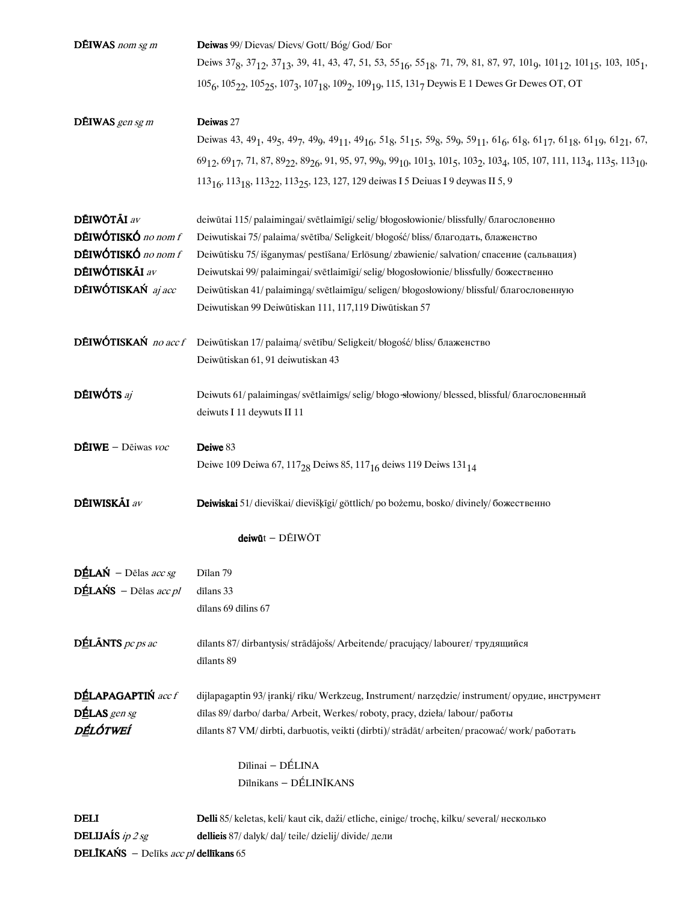**DĒIWAS** *nom sg m* — **Deiwas** 99/ Dievas/ Dievs/ Gott/ Bóg/ God/ Бог
Deiws $37_8$, $37_{12}$, $37_{13}$, 39, 41, 43, 47, 51, 53, $55_{16}$, $55_{18}$, 71, 79, 81, 87, 97, $101_9$, $101_{12}$, $101_{15}$, 103, $105_1$, $105_6$, $105_{22}$, $105_{25}$, $107_3$, $107_{18}$, $109_2$, $109_{19}$, 115, $131_7$ Deywis E 1 Dewes Gr Dewes OT, OT

**DĒIWAS** *gen sg m* — **Deiwas** 27
Deiwas 43, $49_1$, $49_5$, $49_7$, $49_9$, $49_{11}$, $49_{16}$, $51_8$, $51_{15}$, $59_8$, $59_9$, $59_{11}$, $61_6$, $61_8$, $61_{17}$, $61_{18}$, $61_{19}$, $61_{21}$, 67, $69_{12}$, $69_{17}$, 71, 87, $89_{22}$, $89_{26}$, 91, 95, 97, $99_9$, $99_{10}$, $101_3$, $101_5$, $103_2$, $103_4$, 105, 107, 111, $113_4$, $113_5$, $113_{10}$, $113_{16}$, $113_{18}$, $113_{22}$, $113_{25}$, 123, 127, 129 deiwas I 5 Deiuas I 9 deywas II 5, 9

**DĒIWŌTĀI** *av* — deiwūtai 115/ palaimingai/ svētlaimīgi/ selig/ błogosłowionie/ blissfully/ благословенно
**DĒIWÓTISKÓ** *no nom f* — Deiwutiskai 75/ palaima/ svētība/ Seligkeit/ błogość/ bliss/ благодать, блаженство
**DĒIWÓTISKÓ** *no nom f* — Deiwūtisku 75/ išganymas/ pestīšana/ Erlösung/ zbawienie/ salvation/ спасение (сальвация)
**DĒIWÓTISKĀI** *av* — Deiwutskai 99/ palaimingai/ svētlaimīgi/ selig/ błogosłowionie/ blissfully/ божественно
**DĒIWÓTISKAŃ** *aj acc* — Deiwūtiskan 41/ palaimingą/ svētlaimīgu/ seligen/ błogosłowiony/ blissful/ благословенную
Deiwutiskan 99 Deiwūtiskan 111, 117,119 Diwūtiskan 57

**DĒIWÓTISKAŃ** *no acc f* — Deiwūtiskan 17/ palaimą/ svētību/ Seligkeit/ błogość/ bliss/ блаженство
Deiwūtiskan 61, 91 deiwutiskan 43

**DĒIWÓTS** *aj* — Deiwuts 61/ palaimingas/ svētlaimīgs/ selig/ błogo-słowiony/ blessed, blissful/ благословенный
deiwuts I 11 deywuts II 11

**DĒIWE** – Dēiwas *voc* — **Deiwe** 83
Deiwe 109 Deiwa 67, $117_{28}$ Deiws 85, $117_{16}$ deiws 119 Deiws $131_{14}$

**DĒIWISKĀI** *av* — **Deiwiskai** 51/ dieviškai/ dievišķīgi/ göttlich/ po bożemu, bosko/ divinely/ божественно

**deiwū**t – DĒIWŌT

**DḖLAŃ** – Dēlas *acc sg* — Dīlan 79
**DḖLAŃS** – Dēlas *acc pl* — dīlans 33
dīlans 69 dīlins 67

**DḖLĀNTS** *pc ps ac* — dīlants 87/ dirbantysis/ strādājošs/ Arbeitende/ pracujący/ labourer/ трудящийся
dīlants 89

**DḖLAPAGAPTIŃ** *acc f* — dijlapagaptin 93/ įrankį/ rīku/ Werkzeug, Instrument/ narzędzie/ instrument/ орудие, инструмент
**DḖLAS** *gen sg* — dīlas 89/ darbo/ darba/ Arbeit, Werkes/ roboty, pracy, dzieła/ labour/ работы
***DḖLÓTWEÍ*** — dīlants 87 VM/ dirbti, darbuotis, veikti (dirbti)/ strādāt/ arbeiten/ pracować/ work/ работать

Dīlinai – DḖLINA
Dīlnikans – DḖLINĪKANS

**DELI** — **Delli** 85/ keletas, keli/ kaut cik, daži/ etliche, einige/ trochę, kilku/ several/ несколько
**DELIJAÍS** *ip 2 sg* — **dellieis** 87/ dalyk/ daļ/ teile/ dzielij/ divide/ дели
**DELĪKAŃS** – Delīks *acc pl* **dellīkans** 65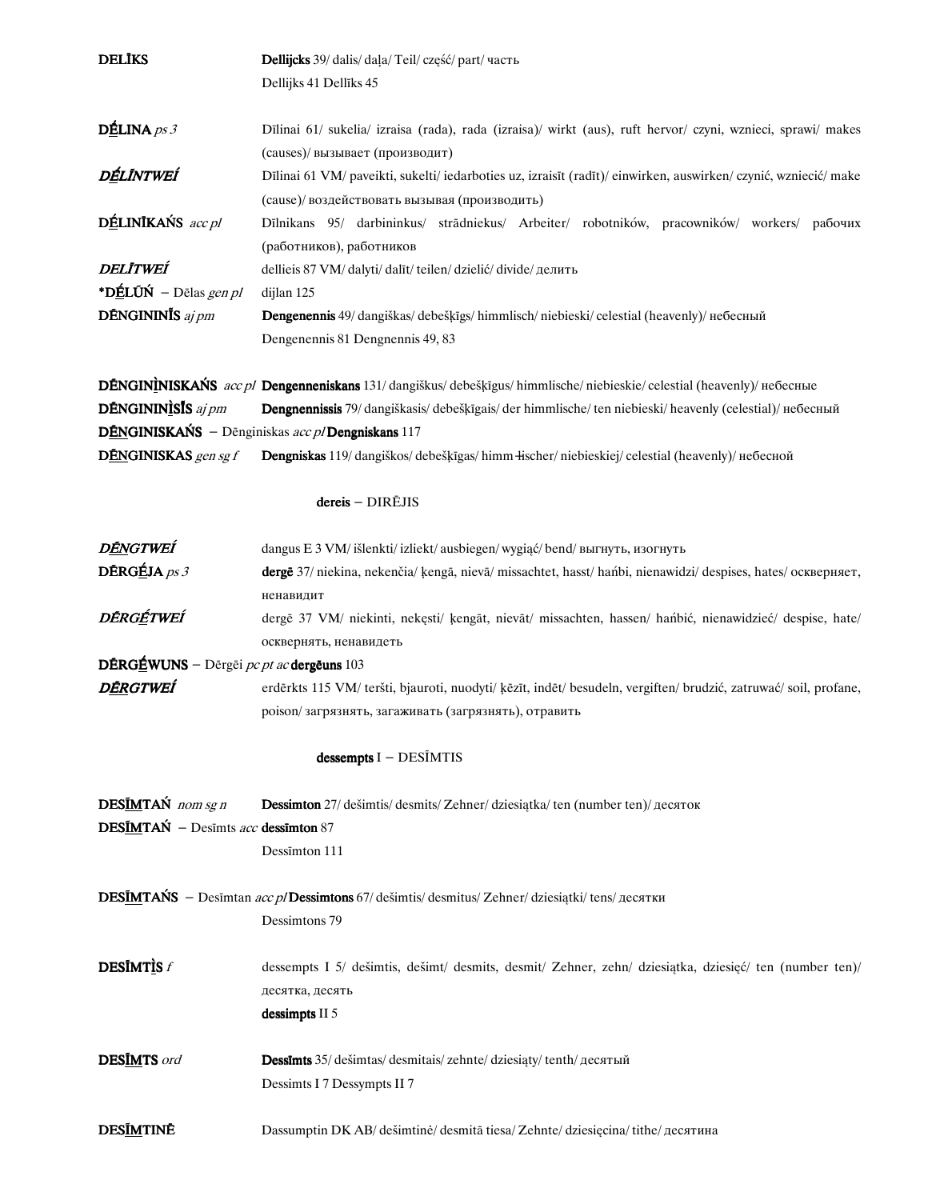**DELĪKS** **Dellijcks** 39/ dalis/ daļa/ Teil/ część/ part/ часть
Dellijks 41 Dellīks 45

**DḖLINA** *ps 3* Dīlinai 61/ sukelia/ izraisa (rada), rada (izraisa)/ wirkt (aus), ruft hervor/ czyni, wznieci, sprawi/ makes (causes)/ вызывает (производит)

***DḖLĪNTWEÍ*** Dīlinai 61 VM/ paveikti, sukelti/ iedarboties uz, izraisīt (radīt)/ einwirken, auswirken/ czynić, wzniecić/ make (cause)/ воздействовать вызывая (производить)

**DḖLINĪKAŃS** *acc pl* Dīlnikans 95/ darbininkus/ strādniekus/ Arbeiter/ robotników, pracowników/ workers/ рабочих (работников), работников

***DELĪTWEÍ*** dellieis 87 VM/ dalyti/ dalīt/ teilen/ dzielić/ divide/ делить

**\*DḖLŪŃ** – Dēlas *gen pl* dijlan 125

**DĒNGININĪS** *aj pm* **Dengenennis** 49/ dangiškas/ debešķīgs/ himmlisch/ niebieski/ celestial (heavenly)/ небесный
Dengenennis 81 Dengnennis 49, 83

**DĒNGINÌNISKAŃS** *acc pl* **Dengenneniskans** 131/ dangiškus/ debešķīgus/ himmlische/ niebieskie/ celestial (heavenly)/ небесные

**DĒNGININÌSĪS** *aj pm* **Dengnennissis** 79/ dangiškasis/ debešķīgais/ der himmlische/ ten niebieski/ heavenly (celestial)/ небесный

**DḖNGINISKAŃS** – Dēnginiskas *acc pl* **Dengniskans** 117

**DḖNGINISKAS** *gen sg f* **Dengniskas** 119/ dangiškos/ debešķīgas/ himm+lischer/ niebieskiej/ celestial (heavenly)/ небесной

**dereis** – DIRĒJIS

***DḖNGTWEÍ*** dangus E 3 VM/ išlenkti/ izliekt/ ausbiegen/ wygiąć/ bend/ выгнуть, изогнуть

**DĒRGḖJA** *ps 3* **dergē** 37/ niekina, nekenčia/ ķengā, nievā/ missachtet, hasst/ hańbi, nienawidzi/ despises, hates/ оскверняет, ненавидит

***DĒRGḖTWEÍ*** dergē 37 VM/ niekinti, nekęsti/ ķengāt, nievāt/ missachten, hassen/ hańbić, nienawidzieć/ despise, hate/ осквернять, ненавидеть

**DĒRGḖWUNS** – Dērgēi *pc pt ac* **dergēuns** 103

***DḖRGTWEÍ*** erdērkts 115 VM/ teršti, bjauroti, nuodyti/ ķēzīt, indēt/ besudeln, vergiften/ brudzić, zatruwać/ soil, profane, poison/ загрязнять, загаживать (загрязнять), отравить

**dessempts** I – DESĪMTIS

**DESĪMTAŃ** *nom sg n* **Dessimton** 27/ dešimtis/ desmits/ Zehner/ dziesiątka/ ten (number ten)/ десяток

**DESĪMTAŃ** – Desīmts *acc* **dessīmton** 87
Dessīmton 111

**DESĪMTAŃS** – Desīmtan *acc pl* **Dessimtons** 67/ dešimtis/ desmitus/ Zehner/ dziesiątki/ tens/ десятки
Dessimtons 79

**DESĪMTÌS** *f* dessempts I 5/ dešimtis, dešimt/ desmits, desmit/ Zehner, zehn/ dziesiątka, dziesięć/ ten (number ten)/ десятка, десять
**dessimpts** II 5

**DESĪMTS** *ord* **Dessīmts** 35/ dešimtas/ desmitais/ zehnte/ dziesiąty/ tenth/ десятый
Dessimts I 7 Dessympts II 7

**DESĪMTINĒ** Dassumptin DK AB/ dešimtinė/ desmitā tiesa/ Zehnte/ dziesięcina/ tithe/ десятина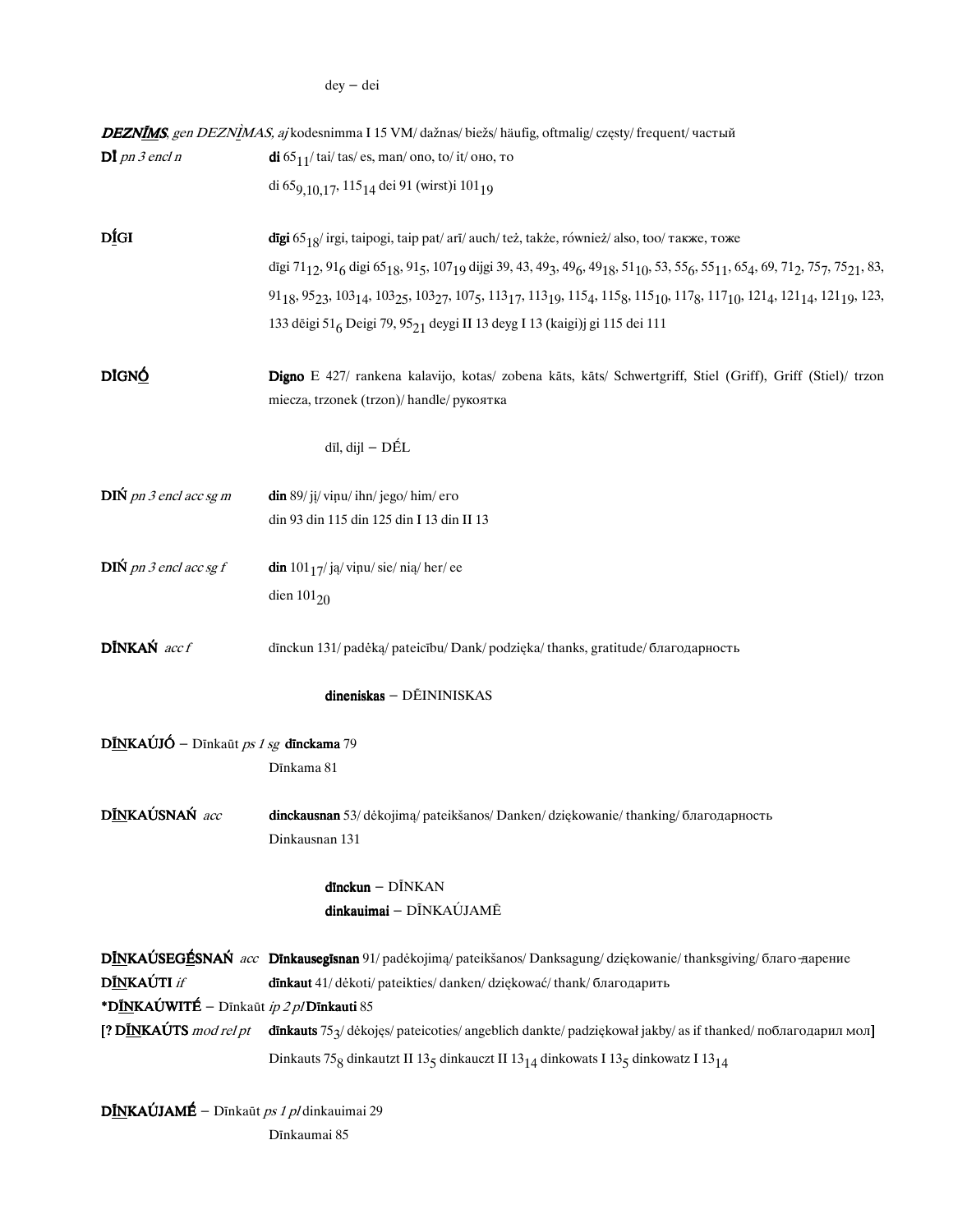dey – dei

***DEZNĪMS***, *gen DEZNÌMAS, aj* kodesnimma I 15 VM/ dažnas/ biežs/ häufig, oftmalig/ częsty/ frequent/ частый

**DÌ** *pn 3 encl n* **di** $65_{11}$/ tai/ tas/ es, man/ ono, to/ it/ оно, то
di $65_{9,10,17}$, $115_{14}$ dei 91 (wirst)i $101_{19}$

**DÍGI** **dīgi** $65_{18}$/ irgi, taipogi, taip pat/ arī/ auch/ też, także, również/ also, too/ также, тоже
dīgi $71_{12}$, $91_{6}$ digi $65_{18}$, $91_{5}$, $107_{19}$ dijgi 39, 43, $49_{3}$, $49_{6}$, $49_{18}$, $51_{10}$, 53, $55_{6}$, $55_{11}$, $65_{4}$, 69, $71_{2}$, $75_{7}$, $75_{21}$, 83, $91_{18}$, $95_{23}$, $103_{14}$, $103_{25}$, $103_{27}$, $107_{5}$, $113_{17}$, $113_{19}$, $115_{4}$, $115_{8}$, $115_{10}$, $117_{8}$, $117_{10}$, $121_{4}$, $121_{14}$, $121_{19}$, 123, 133 dēigi $51_{6}$ Deigi 79, $95_{21}$ deygi II 13 deyg I 13 (kaigi)j gi 115 dei 111

**DÌGNÓ** **Digno** E 427/ rankena kalavijo, kotas/ zobena kāts, kāts/ Schwertgriff, Stiel (Griff), Griff (Stiel)/ trzon miecza, trzonek (trzon)/ handle/ рукоятка

dīl, dijl – DḖL

**DIŃ** *pn 3 encl acc sg m* **din** 89/ jį/ viņu/ ihn/ jego/ him/ его
din 93 din 115 din 125 din I 13 din II 13

**DIŃ** *pn 3 encl acc sg f* **din** $101_{17}$/ ją/ viņu/ sie/ nią/ her/ ее
dien $101_{20}$

**DĪNKAŃ** *acc f* dīnckun 131/ padėką/ pateicību/ Dank/ podzięka/ thanks, gratitude/ благодарность

**dineniskas** – DĒINININISKAS

**DĪNKAÚJÓ** – Dīnkaūt *ps 1 sg* **dīnckama** 79
Dīnkama 81

**DĪNKAÚSNAŃ** *acc* **dinckausnan** 53/ dėkojimą/ pateikšanos/ Danken/ dziękowanie/ thanking/ благодарность
Dinkausnan 131

**dīnckun** – DĪNKAN
**dinkauimai** – DĪNKAÚJAMĒ

**DĪNKAÚSEGḖSNAŃ** *acc* **Dīnkausegīsnan** 91/ padėkojimą/ pateikšanos/ Danksagung/ dziękowanie/ thanksgiving/ благо-дарение

**DĪNKAÚTI** *if* **dīnkaut** 41/ dėkoti/ pateikties/ danken/ dziękować/ thank/ благодарить

***DĪNKAÚWITÉ** – Dīnkaūt *ip 2 pl* **Dīnkauti** 85

[? **DĪNKAÚTS** *mod rel pt* **dīnkauts** $75_{3}$/ dėkojęs/ pateicoties/ angeblich dankte/ padziękował jakby/ as if thanked/ поблагодарил мол]
Dinkauts $75_{8}$ dinkautzt II $13_{5}$ dinkauczt II $13_{14}$ dinkowats I $13_{5}$ dinkowatz I $13_{14}$

**DĪNKAÚJAMÉ** – Dīnkaūt *ps 1 pl* dinkauimai 29
Dīnkaumai 85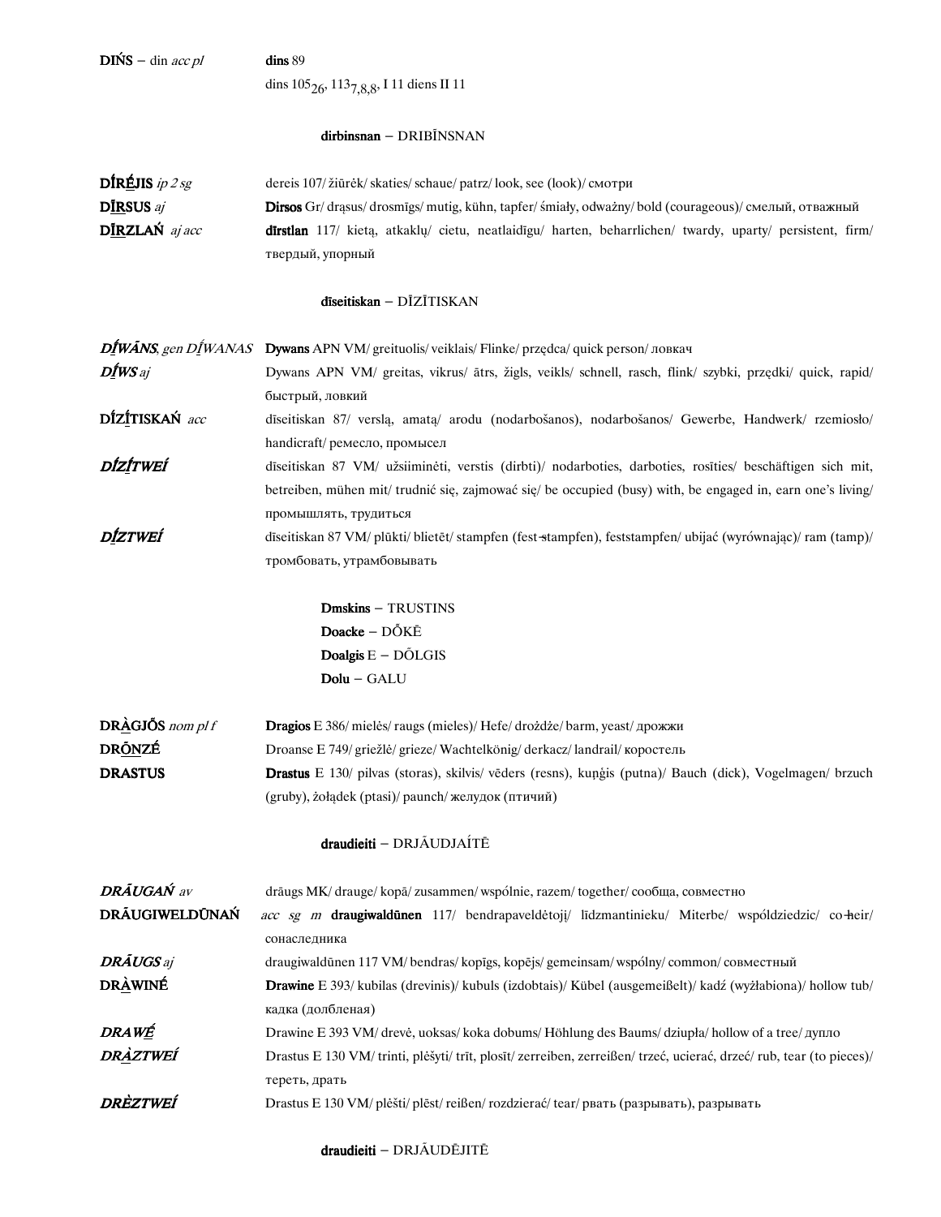**DIŃS** – din *acc pl* **dins** 89

dins 105$_{26}$, 113$_{7,8,8}$, I 11 diens II 11

**dirbinsnan** – DRIBĪNSNAN

**DĪRḖJIS** *ip 2 sg* dereis 107/ žiūrėk/ skaties/ schaue/ patrz/ look, see (look)/ смотри

**DI̲RSUS** *aj* **Dirsos** Gr/ drąsus/ drosmīgs/ mutig, kühn, tapfer/ śmiały, odważny/ bold (courageous)/ смелый, отважный

**DI̲RZLAŃ** *aj acc* **dīrstlan** 117/ kietą, atkaklų/ cietu, neatlaidīgu/ harten, beharrlichen/ twardy, uparty/ persistent, firm/ твердый, упорный

**dīseitiskan** – DĪZĪTISKAN

***DĪWĀNS***, *gen DĪWANAS* **Dywans** APN VM/ greituolis/ veiklais/ Flinke/ przędca/ quick person/ ловкач

***DĪWS*** *aj* Dywans APN VM/ greitas, vikrus/ ātrs, žigls, veikls/ schnell, rasch, flink/ szybki, prędki/ quick, rapid/ быстрый, ловкий

**DĪZĪTISKAŃ** *acc* dīseitiskan 87/ verslą, amatą/ arodu (nodarbošanos), nodarbošanos/ Gewerbe, Handwerk/ rzemiosło/ handicraft/ ремесло, промысел

***DĪZĪTWEĪ*** dīseitiskan 87 VM/ užsiiminėti, verstis (dirbti)/ nodarboties, darboties, rosīties/ beschäftigen sich mit, betreiben, mühen mit/ trudnić się, zajmować się/ be occupied (busy) with, be engaged in, earn one's living/ промышлять, трудиться

***DĪZTWEĪ*** dīseitiskan 87 VM/ plūkti/ blietēt/ stampfen (fest-stampfen), feststampfen/ ubijać (wyrównując)/ ram (tamp)/ тромбовать, утрамбовывать

**Dmskins** – TRUSTINS
**Doacke** – DŌKĒ
**Doalgis** E – DŌLGIS
**Dolu** – GALU

**DRÀGJŌS** *nom pl f* **Dragios** E 386/ mielės/ raugs (mieles)/ Hefe/ drożdże/ barm, yeast/ дрожжи

**DRŌNZĒ** Droanse E 749/ griežlė/ grieze/ Wachtelkönig/ derkacz/ landrail/ коростель

**DRASTUS** **Drastus** E 130/ pilvas (storas), skilvis/ vēders (resns), kuņģis (putna)/ Bauch (dick), Vogelmagen/ brzuch (gruby), żołądek (ptasi)/ paunch/ желудок (птичий)

**draudieiti** – DRJĀUDJAĪTĒ

***DRĀUGAŃ*** *av* drāugs MK/ drauge/ kopā/ zusammen/ wspólnie, razem/ together/ сообща, совместно

**DRĀUGIWELDŪNAŃ** *acc sg m* **draugiwaldūnen** 117/ bendrapaveldėtoją/ līdzmantinieku/ Miterbe/ współdziedzic/ co-heir/ сонаследника

***DRĀUGS*** *aj* draugiwaldūnen 117 VM/ bendras/ kopīgs, kopējs/ gemeinsam/ wspólny/ common/ совместный

**DRÀWINĒ** **Drawine** E 393/ kubilas (drevinis)/ kubuls (izdobtais)/ Kübel (ausgemeißelt)/ kadź (wyżłabiona)/ hollow tub/ кадка (долбленая)

***DRAWĒ*** Drawine E 393 VM/ drevė, uoksas/ koka dobums/ Höhlung des Baums/ dziupła/ hollow of a tree/ дупло

***DRÀZTWEĪ*** Drastus E 130 VM/ trinti, plėšyti/ trīt, plosīt/ zerreiben, zerreißen/ trzeć, ucierać, drzeć/ rub, tear (to pieces)/ тереть, драть

***DRÈZTWEĪ*** Drastus E 130 VM/ plėšti/ plēst/ reißen/ rozdzierać/ tear/ рвать (разрывать), разрывать

**draudieiti** – DRJĀUDĒJITĒ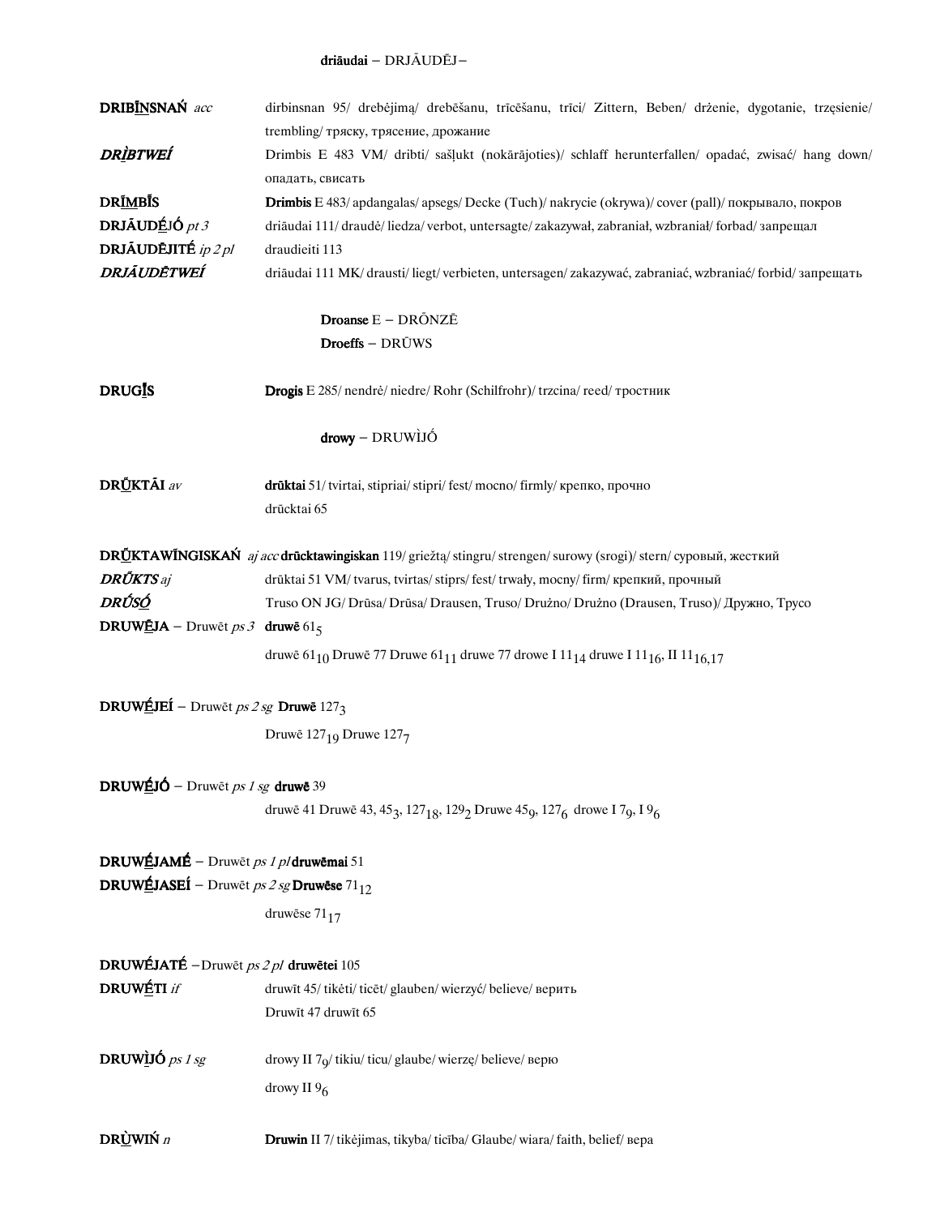**driāudai** – DRJĀUDĒJ–

**DRIBĪNSNAŃ** *acc* dirbinsnan 95/ drebėjimą/ drebēšanu, trīcēšanu, trīci/ Zittern, Beben/ drżenie, dygotanie, trzęsienie/ trembling/ тряску, трясение, дрожание

***DRÌBTWEÍ*** Drimbis E 483 VM/ dribti/ sašļukt (nokārājoties)/ schlaff herunterfallen/ opadać, zwisać/ hang down/ опадать, свисать

**DRĪMBĪS** **Drimbis** E 483/ apdangalas/ apsegs/ Decke (Tuch)/ nakrycie (okrywa)/ cover (pall)/ покрывало, покров

**DRJĀUDĒJÓ** *pt 3* driāudai 111/ draudė/ liedza/ verbot, untersagte/ zakazywał, zabraniał, wzbraniał/ forbad/ запрещал

**DRJĀUDĒJITÉ** *ip 2 pl* draudieiti 113

***DRJĀUDĒTWEÍ*** driāudai 111 MK/ drausti/ liegt/ verbieten, untersagen/ zakazywać, zabraniać, wzbraniać/ forbid/ запрещать

**Droanse** E – DRŌNZĒ
**Droeffs** – DRŪWS

**DRUGĪS** **Drogis** E 285/ nendrė/ niedre/ Rohr (Schilfrohr)/ trzcina/ reed/ тростник

**drowy** – DRUWÌJÓ

**DRŪKTĀI** *av* **drūktai** 51/ tvirtai, stipriai/ stipri/ fest/ mocno/ firmly/ крепко, прочно
drūcktai 65

**DRŪKTAWĪNGISKAŃ** *aj acc* **drūcktawingiskan** 119/ griežtą/ stingru/ strengen/ surowy (srogi)/ stern/ суровый, жесткий

***DRŪKTS*** *aj* drūktai 51 VM/ tvarus, tvirtas/ stiprs/ fest/ trwały, mocny/ firm/ крепкий, прочный

***DRÚSÓ*** Truso ON JG/ Drūsa/ Drūsa/ Drausen, Truso/ Drużno/ Drużno (Drausen, Truso)/ Дружно, Трусо

**DRUWĒJA** – Druwēt *ps 3* **druwē** $61_5$
druwē $61_{10}$ Druwē 77 Druwe $61_{11}$ druwe 77 drowe I $11_{14}$ druwe I $11_{16}$, II $11_{16,17}$

**DRUWÉJEÍ** – Druwēt *ps 2 sg* **Druwē** $127_3$
Druwē $127_{19}$ Druwe $127_7$

**DRUWÉJÓ** – Druwēt *ps 1 sg* **druwē** 39
druwē 41 Druwē 43, $45_3$, $127_{18}$, $129_2$ Druwe $45_9$, $127_6$ drowe I $7_9$, I $9_6$

**DRUWÉJAMÉ** – Druwēt *ps 1 pl* **druwēmai** 51

**DRUWÉJASEÍ** – Druwēt *ps 2 sg* **Druwēse** $71_{12}$
druwēse $71_{17}$

**DRUWÉJATÉ** – Druwēt *ps 2 pl* **druwētei** 105

**DRUWÉTI** *if* druwīt 45/ tikėti/ ticēt/ glauben/ wierzyć/ believe/ верить
Druwīt 47 druwīt 65

**DRUWÌJÓ** *ps 1 sg* drowy II $7_9$/ tikiu/ ticu/ glaube/ wierzę/ believe/ верю
drowy II $9_6$

**DRÙWIŃ** *n* **Druwin** II 7/ tikėjimas, tikyba/ ticība/ Glaube/ wiara/ faith, belief/ вера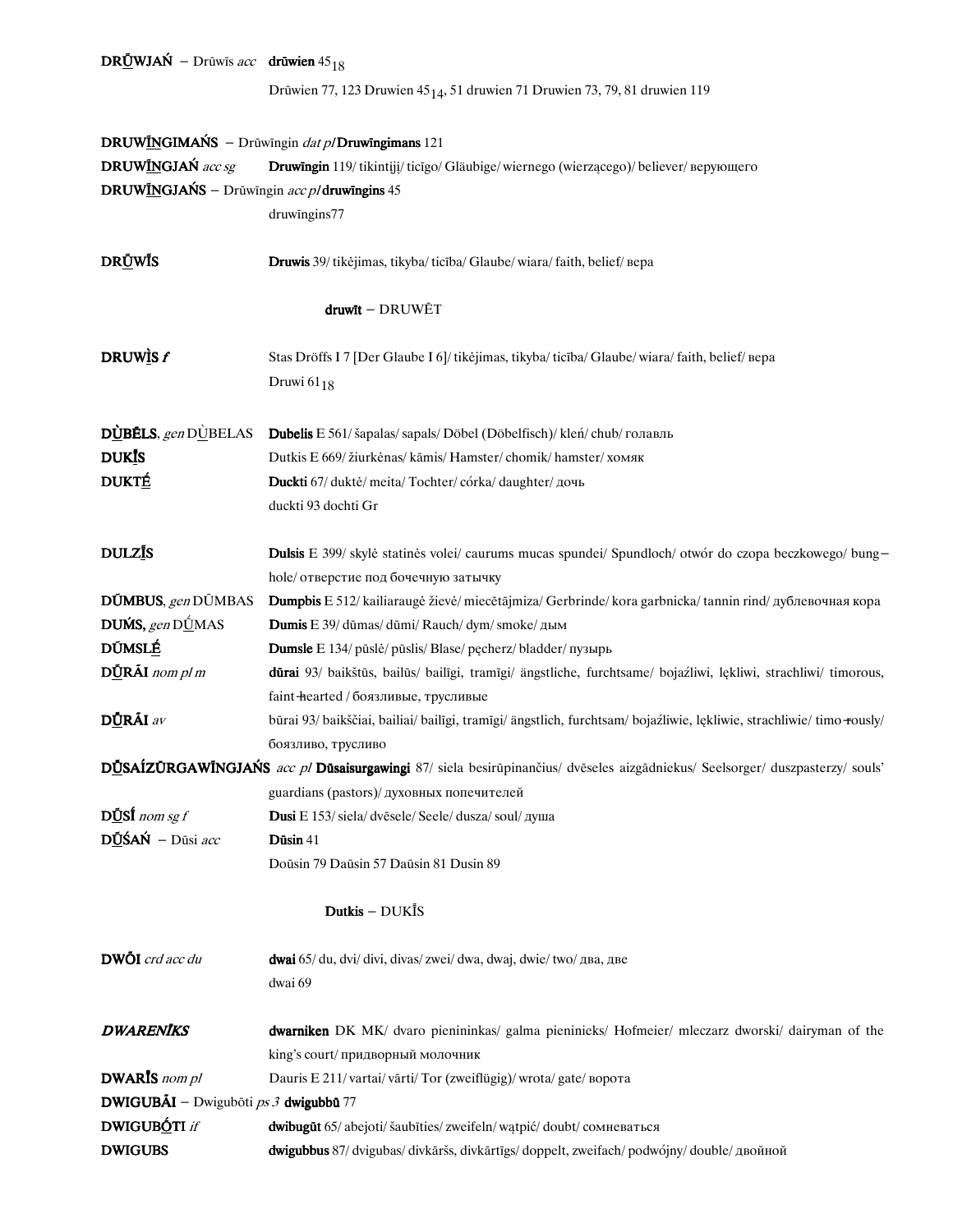**DRŪ̲WJAŃ** – Drūwīs *acc* **drūwien** $45_{18}$

Drūwien 77, 123 Druwien $45_{14}$, 51 druwien 71 Druwien 73, 79, 81 druwien 119

**DRUWĪ̲NGIMAŃS** – Drūwīngin *dat pl* **/ Druwīngimans** 121

**DRUWĪ̲NGJAŃ** *acc sg* **Druwīngin** 119/ tikintįjį/ ticīgo/ Gläubige/ wiernego (wierzącego)/ believer/ верующего

**DRUWĪ̲NGJAŃS** – Drūwīngin *acc pl* **/ druwīngins** 45

druwīngins77

**DRŪ̲WĪS** **Druwis** 39/ tikėjimas, tikyba/ ticība/ Glaube/ wiara/ faith, belief/ вера

**druwīt** – DRUWĒT

**DRUWÌ̲S** ***f*** Stas Dröffs I 7 [Der Glaube I 6]/ tikėjimas, tikyba/ ticība/ Glaube/ wiara/ faith, belief/ вера

Druwi $61_{18}$

**DÙ̲BĒLS**, *gen* DÙ̲BELAS **Dubelis** E 561/ šapalas/ sapals/ Döbel (Döbelfisch)/ kleń/ chub/ голавль

**DUKĪ̲S** Dutkis E 669/ žiurkėnas/ kāmis/ Hamster/ chomik/ hamster/ хомяк

**DUKTÉ̲** **Duckti** 67/ duktė/ meita/ Tochter/ córka/ daughter/ дочь

duckti 93 dochti Gr

**DULZĪ̲S** **Dulsis** E 399/ skylė statinės volei/ caurums mucas spundei/ Spundloch/ otwór do czopa beczkowego/ bung–hole/ отверстие под бочечную затычку

**DŪ́MBUS**, *gen* DŪMBAS **Dumpbis** E 512/ kailiaraugė žievė/ miecētājmiza/ Gerbrinde/ kora garbnicka/ tannin rind/ дублевочная кора

**DUḾS,** *gen* DŚ́MAS **Dumis** E 39/ dūmas/ dūmi/ Rauch/ dym/ smoke/ дым

**DŪ́MSLÉ̲** **Dumsle** E 134/ pūslė/ pūslis/ Blase/ pęcherz/ bladder/ пузырь

**DŪ̲RĀI** *nom pl m* **dūrai** 93/ baikštūs, bailūs/ bailīgi, tramīgi/ ängstliche, furchtsame/ bojaźliwi, lękliwi, strachliwi/ timorous, faint-hearted / боязливые, трусливые

**DŪ̲RĀI** *av* būrai 93/ baikščiai, bailiai/ bailīgi, tramīgi/ ängstlich, furchtsam/ bojaźliwie, lękliwie, strachliwie/ timo-rously/ боязливо, трусливо

**DŪ̲SAÍZŪRGAWĪNGJAŃS** *acc pl* **Dūsaisurgawingi** 87/ siela besirūpinančius/ dvēseles aizgādniekus/ Seelsorger/ duszpasterzy/ souls' guardians (pastors)/ духовных попечителей

**DŪ̲SÍ** *nom sg f* **Dusi** E 153/ siela/ dvēsele/ Seele/ dusza/ soul/ душа

**DŪ̲ŚAŃ** – Dūsi *acc* **Dūsin** 41

Doūsin 79 Daūsin 57 Daūsin 81 Dusin 89

**Dutkis** – DUKĪS

**DWŌ̃I** *crd acc du* **dwai** 65/ du, dvi/ divi, divas/ zwei/ dwa, dwaj, dwie/ two/ два, две

dwai 69

***DWARENĪKS*** **dwarniken** DK MK/ dvaro pienininkas/ galma piena­nieks/ Hofmeier/ mleczarz dworski/ dairyman of the king's court/ придворный молочник

**DWARĪS** *nom pl* Dauris E 211/ vartai/ vārti/ Tor (zweiflügig)/ wrota/ gate/ ворота

**DWIGUBĀI** – Dwigubōti *ps 3* **dwigubbū** 77

**DWIGUBṒ̲TI** *if* **dwibugūt** 65/ abejoti/ šaubīties/ zweifeln/ wątpić/ doubt/ сомневаться

**DWIGUBS** **dwigubbus** 87/ dvigubas/ divkāršs, divkārtīgs/ doppelt, zweifach/ podwójny/ double/ двойной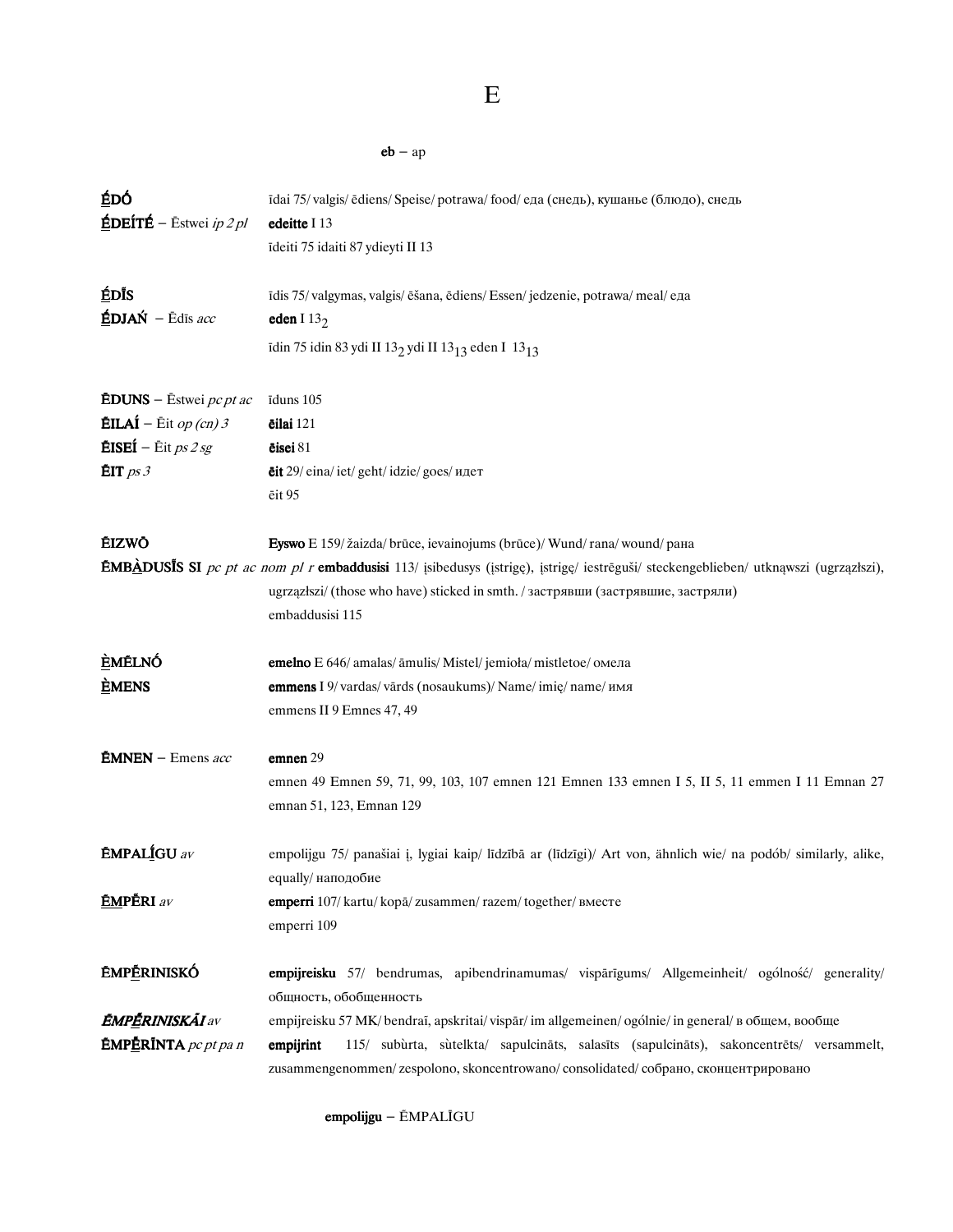# E

**eb** – ap

**ÉDÓ** īdai 75/ valgis/ ēdiens/ Speise/ potrawa/ food/ еда (снедь), кушанье (блюдо), снедь

**É̲DEÍTÉ** – Ēstwei *ip 2 pl* **edeitte** I 13
īdeiti 75 idaiti 87 ydieyti II 13

**ÉDĪS** īdis 75/ valgymas, valgis/ ēšana, ēdiens/ Essen/ jedzenie, potrawa/ meal/ еда

**É̲DJAŃ** – Ēdīs *acc* **eden** I $13_2$
īdin 75 idin 83 ydi II $13_2$ ydi II $13_{13}$ eden I $13_{13}$

**ĒDUNS** – Ēstwei *pc pt ac* īduns 105

**ĒILAÍ** – Ēit *op (cn) 3* **ēilai** 121

**ĒISEÍ** – Ēit *ps 2 sg* **ēisei** 81

**ĒIT** *ps 3* **ēit** 29/ eina/ iet/ geht/ idzie/ goes/ идет
ēit 95

**ĒIZWŌ** **Eyswo** E 159/ žaizda/ brūce, ievainojums (brūce)/ Wund/ rana/ wound/ рана

**ĒMBÀ̲DUSĪS SI** *pc pt ac nom pl r* **embaddusisi** 113/ įsibedusys (įstrigę), įstrigę/ iestrēguši/ steckengeblieben/ utknąwszi (ugrząźłszi), ugrząźłszi/ (those who have) sticked in smth. / застрявши (застрявшие, застряли)
embaddusisi 115

**ÈMĒLNÓ** **emelno** E 646/ amalas/ āmulis/ Mistel/ jemioła/ mistletoe/ омела

**È̲MENS** **emmens** I 9/ vardas/ vārds (nosaukums)/ Name/ imię/ name/ имя
emmens II 9 Emnes 47, 49

**ĒMNEN** – Emens *acc* **emnen** 29
emnen 49 Emnen 59, 71, 99, 103, 107 emnen 121 Emnen 133 emnen I 5, II 5, 11 emmen I 11 Emnan 27 emnan 51, 123, Emnan 129

**ĒMPALĪ̲GU** *av* empolijgu 75/ panašiai į, lygiai kaip/ līdzībā ar (līdzīgi)/ Art von, ähnlich wie/ na podób/ similarly, alike, equally/ наподобие

**Ē̲MP̲ĒRI** *av* **emperri** 107/ kartu/ kopā/ zusammen/ razem/ together/ вместе
emperri 109

**ĒMPĒ̲RINISKÓ** **empijreisku** 57/ bendrumas, apibendrinamumas/ vispārīgums/ Allgemeinheit/ ogólność/ generality/ общность, обобщенность

***ĒMPĒ̲RINISKĀI*** *av* empijreisku 57 MK/ bendraĩ, apskritai/ vispār/ im allgemeinen/ ogólnie/ in general/ в общем, вообще

**ĒMPĒ̲RĪNTA** *pc pt pa n* **empijrint** 115/ subùrta, sùtelkta/ sapulcināts, salasīts (sapulcināts), sakoncentrēts/ versammelt, zusammengenommen/ zespolono, skoncentrowano/ consolidated/ собрано, сконцентрировано

**empolijgu** – ĒMPALĪGU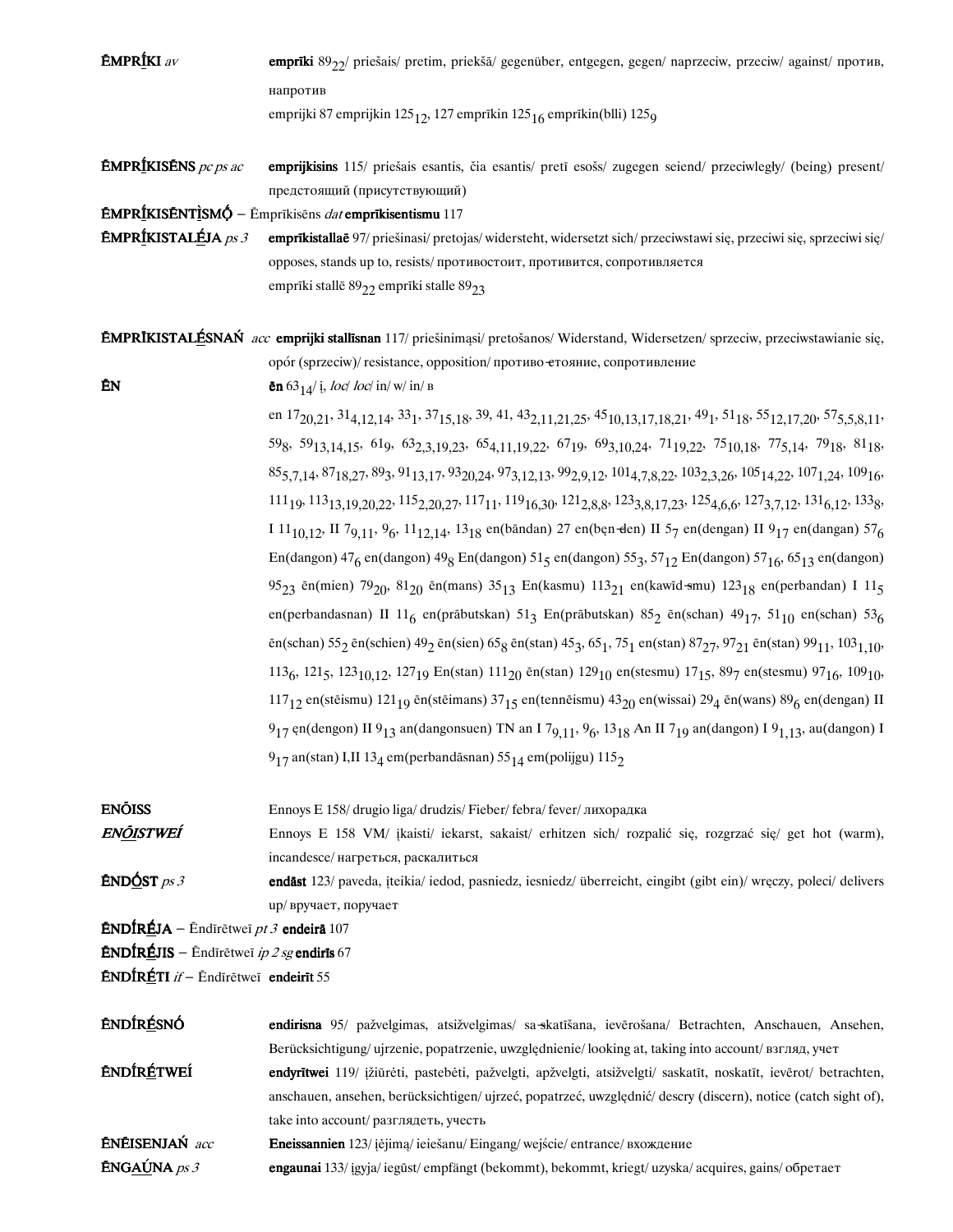**ĒMPRĪ̲KI** *av* **emprīki** $89_{22}$/ priešais/ pretim, priekšā/ gegenüber, entgegen, gegen/ naprzeciw, przeciw/ against/ против, напротив

emprijki 87 emprijkin $125_{12}$, 127 emprīkin $125_{16}$ emprīkin(blli) $125_{9}$

**ĒMPRĪ̲KISĒNS** *pc ps ac* **emprijkisins** 115/ priešais esantis, čia esantis/ pretī esošs/ zugegen seiend/ przeciwległy/ (being) present/ предстоящий (присутствующий)

**ĒMPRĪ̲KISĒNTÌSMǪ́** – Ēmprīkisēns *dat* **emprīkisentismu** 117

**ĒMPRĪ̲KISTALĒ̲JA** *ps 3* **emprīkistallaē** 97/ priešinasi/ pretojas/ widersteht, widersetzt sich/ przeciwstawi się, przeciwi się, sprzeciwi się/ opposes, stands up to, resists/ противостоит, противится, сопротивляется

emprīki stallē $89_{22}$ emprīki stalle $89_{23}$

**ĒMPRĪKISTALĒ̲SNAŃ** *acc* **emprijki stallīsnan** 117/ priešinimąsi/ pretošanos/ Widerstand, Widersetzen/ sprzeciw, przeciwstawianie się, opór (sprzeciw)/ resistance, opposition/ противо-стояние, сопротивление

**ĒN** **ēn** $63_{14}$/ į, *loc*/ *loc*/ in/ w/ in/ в

en $17_{20,21}$, $31_{4,12,14}$, $33_{1}$, $37_{15,18}$, 39, 41, $43_{2,11,21,25}$, $45_{10,13,17,18,21}$, $49_{1}$, $51_{18}$, $55_{12,17,20}$, $57_{5,5,8,11}$, $59_{8}$, $59_{13,14,15}$, $61_{9}$, $63_{2,3,19,23}$, $65_{4,11,19,22}$, $67_{19}$, $69_{3,10,24}$, $71_{19,22}$, $75_{10,18}$, $77_{5,14}$, $79_{18}$, $81_{18}$, $85_{5,7,14}$, $87_{18,27}$, $89_{3}$, $91_{13,17}$, $93_{20,24}$, $97_{3,12,13}$, $99_{2,9,12}$, $101_{4,7,8,22}$, $103_{2,3,26}$, $105_{14,22}$, $107_{1,24}$, $109_{16}$, $111_{19}$, $113_{13,19,20,22}$, $115_{2,20,27}$, $117_{11}$, $119_{16,30}$, $121_{2,8,8}$, $123_{3,8,17,23}$, $125_{4,6,6}$, $127_{3,7,12}$, $131_{6,12}$, $133_{8}$, I $11_{10,12}$, II $7_{9,11}$, $9_{6}$, $11_{12,14}$, $13_{18}$ en(bāndan) 27 en(bęn-den) II $5_{7}$ en(dengan) II $9_{17}$ en(dangan) $57_{6}$ En(dangon) $47_{6}$ en(dangon) $49_{8}$ En(dangon) $51_{5}$ en(dangon) $55_{3}$, $57_{12}$ En(dangon) $57_{16}$, $65_{13}$ en(dangon) $95_{23}$ ēn(mien) $79_{20}$, $81_{20}$ ēn(mans) $35_{13}$ En(kasmu) $113_{21}$ en(kawīd-smu) $123_{18}$ en(perbandan) I $11_{5}$ en(perbandasnan) II $11_{6}$ en(prābutskan) $51_{3}$ En(prābutskan) $85_{2}$ ēn(schan) $49_{17}$, $51_{10}$ en(schan) $53_{6}$ ēn(schan) $55_{2}$ ēn(schien) $49_{2}$ ēn(sien) $65_{8}$ ēn(stan) $45_{3}$, $65_{1}$, $75_{1}$ en(stan) $87_{27}$, $97_{21}$ ēn(stan) $99_{11}$, $103_{1,10}$, $113_{6}$, $121_{5}$, $123_{10,12}$, $127_{19}$ En(stan) $111_{20}$ ēn(stan) $129_{10}$ en(stesmu) $17_{15}$, $89_{7}$ en(stesmu) $97_{16}$, $109_{10}$, $117_{12}$ en(stēismu) $121_{19}$ ēn(stēimans) $37_{15}$ en(tennēismu) $43_{20}$ en(wissai) $29_{4}$ ēn(wans) $89_{6}$ en(dengan) II $9_{17}$ ęn(dengon) II $9_{13}$ an(dangonsuen) TN an I $7_{9,11}$, $9_{6}$, $13_{18}$ An II $7_{19}$ an(dangon) I $9_{1,13}$, au(dangon) I $9_{17}$ an(stan) I,II $13_{4}$ em(perbandāsnan) $55_{14}$ em(polijgu) $115_{2}$

**ENŌISS** Ennoys E 158/ drugio liga/ drudzis/ Fieber/ febra/ fever/ лихорадка

***ENŌ̲ISTWEÍ*** Ennoys E 158 VM/ įkaisti/ iekarst, sakaist/ erhitzen sich/ rozpalić się, rozgrzać się/ get hot (warm), incandesce/ нагреться, раскалиться

**ĒNDŌ̲ST** *ps 3* **endāst** 123/ paveda, įteikia/ iedod, pasniedz, iesniedz/ überreicht, eingibt (gibt ein)/ wręczy, poleci/ delivers up/ вручает, поручает

**ĒNDÍRĒ̲JA** – Ēndīrētweī *pt 3* **endeirā** 107

**ĒNDÍRĒ̲JIS** – Ēndīrētweī *ip 2 sg* **endirīs** 67

**ĒNDÍRĒ̲TI** *if* – Ēndīrētweī **endeirīt** 55

**ĒNDÍRĒ̲SNÓ** **endirisna** 95/ pažvelgimas, atsižvelgimas/ sa-skatīšana, ievērošana/ Betrachten, Anschauen, Ansehen, Berücksichtigung/ ujrzenie, popatrzenie, uwzględnienie/ looking at, taking into account/ взгляд, учет

**ĒNDÍRĒ̲TWEÍ** **endyrītwei** 119/ įžiūrėti, pastebėti, pažvelgti, apžvelgti, atsižvelgti/ saskatīt, noskatīt, ievērot/ betrachten, anschauen, ansehen, berücksichtigen/ ujrzeć, popatrzeć, uwzględnić/ descry (discern), notice (catch sight of), take into account/ разглядеть, учесть

**ĒNĒISENJAŃ** *acc* **Eneissannien** 123/ įėjimą/ ieiešanu/ Eingang/ wejście/ entrance/ вхождение

**ĒNGAŪ̲NA** *ps 3* **engaunai** 133/ įgyja/ iegūst/ empfängt (bekommt), bekommt, kriegt/ uzyska/ acquires, gains/ обретает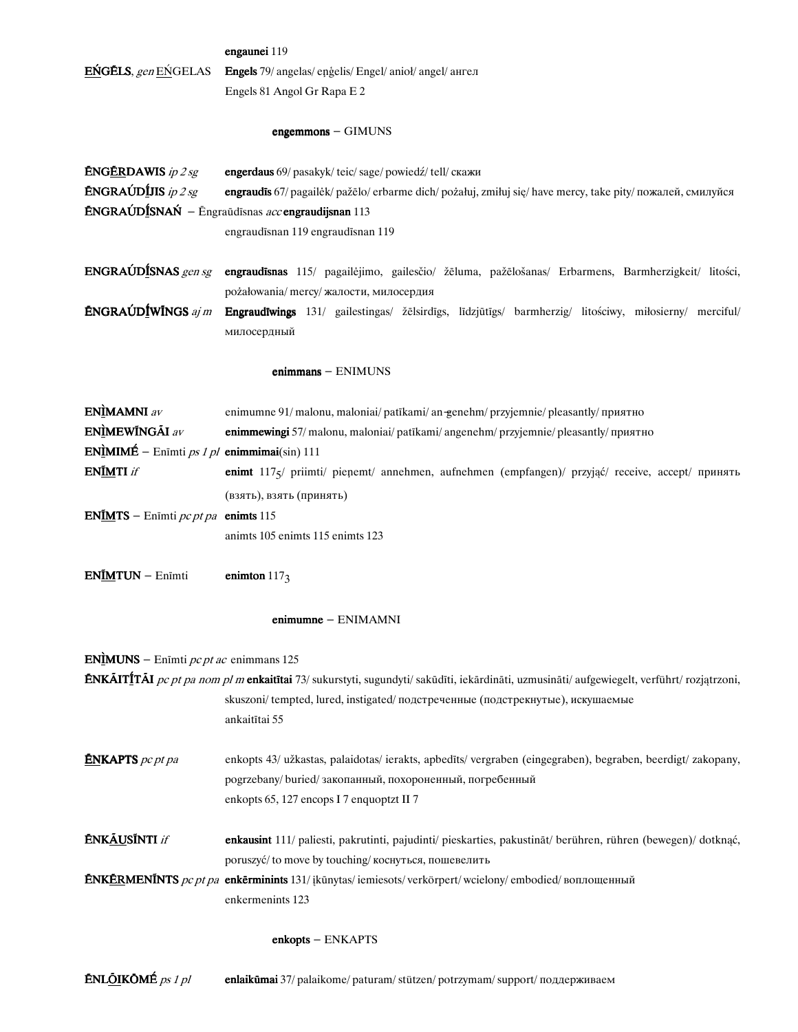engaunei 119

**EŃGĒLS**, *gen* EŃGELAS **Engels** 79/ angelas/ eņģelis/ Engel/ anioł/ angel/ ангел
Engels 81 Angol Gr Rapa E 2

**engemmons** – GIMUNS

**ĒNGĒRDAWIS** *ip 2 sg* **engerdaus** 69/ pasakyk/ teic/ sage/ powiedź/ tell/ скажи

**ĒNGRAÚDĪJIS** *ip 2 sg* **engraudīs** 67/ pagailėk/ pažēlo/ erbarme dich/ pożałuj, zmiłuj się/ have mercy, take pity/ пожалей, смилуйся

**ĒNGRAÚDĪSNAŃ** – Ēngraūdīsnas *acc* **engraudijsnan** 113
engraudīsnan 119 engraudīsnan 119

**ENGRAÚDĪSNAS** *gen sg* **engraudīsnas** 115/ pagailėjimo, gailesčio/ žēluma, pažēlošanas/ Erbarmens, Barmherzigkeit/ litości, pożałowania/ mercy/ жалости, милосердия

**ĒNGRAÚDĪWINGS** *aj m* **Engraudīwings** 131/ gailestingas/ žēlsirdīgs, līdzjūtīgs/ barmherzig/ litościwy, miłosierny/ merciful/ милосердный

**enimmans** – ENIMUNS

**ENÌMAMNI** *av* enimumne 91/ malonu, maloniai/ patīkami/ angenehm/ przyjemnie/ pleasantly/ приятно

**ENÌMEWĪNGĀI** *av* **enimmewingi** 57/ malonu, maloniai/ patīkami/ angenehm/ przyjemnie/ pleasantly/ приятно

**ENÌMIMÉ** – Enīmti *ps 1 pl* **enimmimai**(sin) 111

**ENĪMTI** *if* **enimt** 117[5]/ priimti/ pieņemt/ annehmen, aufnehmen (empfangen)/ przyjąć/ receive, accept/ принять (взять), взять (принять)

**ENĪMTS** – Enīmti *pc pt pa* **enimts** 115
animts 105 enimts 115 enimts 123

**ENĪMTUN** – Enīmti **enimton** 117[3]

**enimumne** – ENIMAMNI

**ENÌMUNS** – Enīmti *pc pt ac* enimmans 125

**ĒNKĀITĪTĀI** *pc pt pa nom pl m* **enkaitītai** 73/ sukurstyti, sugundyti/ sakūdīti, iekārdināti, uzmusināti/ aufgewiegelt, verführt/ rozjątrzoni, skuszoni/ tempted, lured, instigated/ подстреченные (подстрекнутые), искушаемые
ankaitītai 55

**ĒNKAPTS** *pc pt pa* enkopts 43/ užkastas, palaidotas/ ierakts, apbedīts/ vergraben (eingegraben), begraben, beerdigt/ zakopany, pogrzebany/ buried/ закопанный, похороненный, погребенный
enkopts 65, 127 encops I 7 enquoptzt II 7

**ĒNKĀUSĪNTI** *if* **enkausint** 111/ paliesti, pakrutinti, pajudinti/ pieskarties, pakustināt/ berühren, rühren (bewegen)/ dotknąć, poruszyć/ to move by touching/ коснуться, пошевелить

**ĒNKĒRMENĪNTS** *pc pt pa* **enkērminints** 131/ įkūnytas/ iemiesots/ verkörpert/ wcielony/ embodied/ воплощенный
enkermenints 123

**enkopts** – ENKAPTS

**ĒNLŌIKŌMÉ** *ps 1 pl* **enlaikūmai** 37/ palaikome/ paturam/ stützen/ potrzymam/ support/ поддерживаем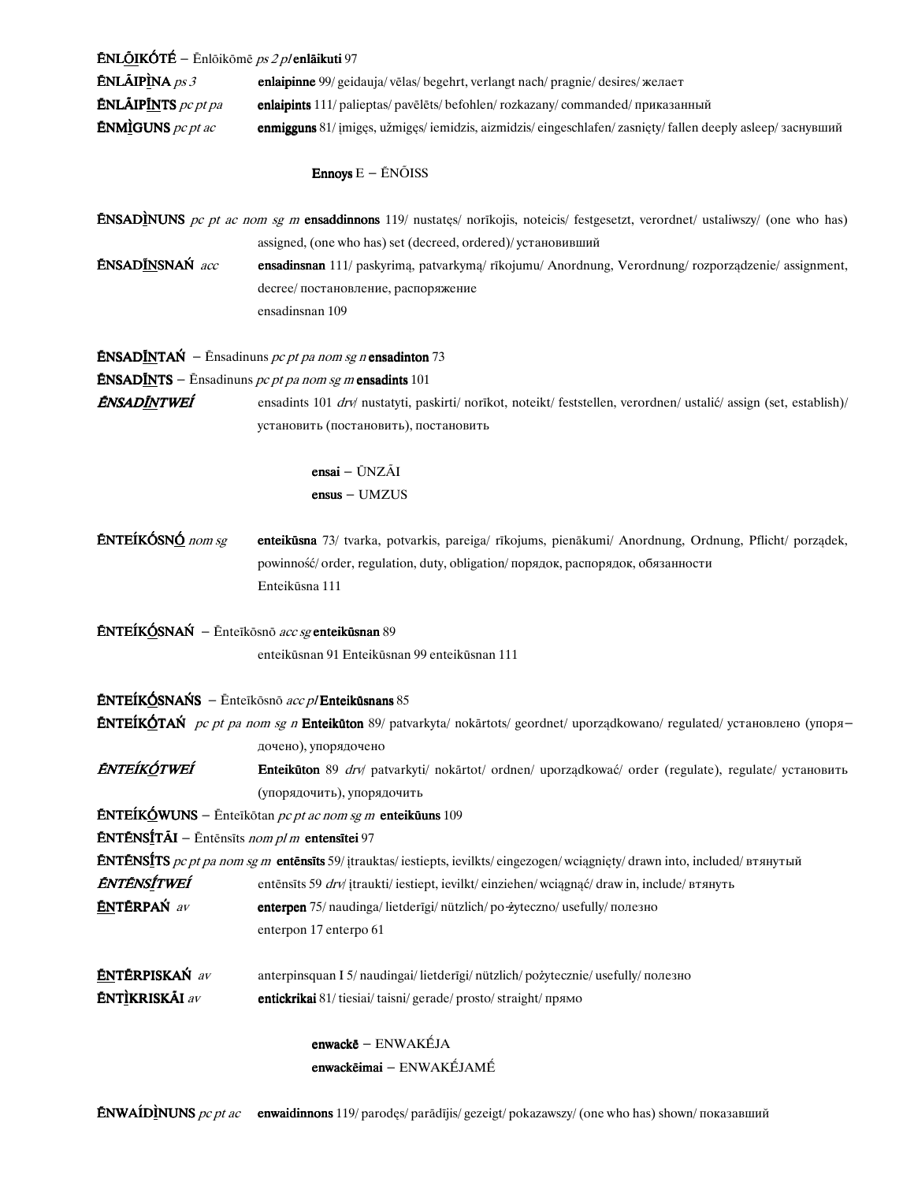**ĒNLŌIKÓTÉ** – Ēnlōikōmē *ps 2 pl* **enlāikuti** 97

**ĒNLĀIPĪNA** *ps 3* **enlaipinne** 99/ geidauja/ vēlas/ begehrt, verlangt nach/ pragnie/ desires/ желает

**ĒNLĀIPĪNTS** *pc pt pa* **enlaipints** 111/ palieptas/ pavēlēts/ befohlen/ rozkazany/ commanded/ приказанный

**ĒNMĪGUNS** *pc pt ac* **enmigguns** 81/ įmigęs, užmigęs/ iemidzis, aizmidzis/ eingeschlafen/ zasnięty/ fallen deeply asleep/ заснувший

**Ennoys** E – ĒNŌISS

**ĒNSADĪNUNS** *pc pt ac nom sg m* **ensaddinnons** 119/ nustatęs/ norīkojis, noteicis/ festgesetzt, verordnet/ ustaliwszy/ (one who has) assigned, (one who has) set (decreed, ordered)/ установивший

**ĒNSADĪNSNAŃ** *acc* **ensadinsnan** 111/ paskyrimą, patvarkymą/ rīkojumu/ Anordnung, Verordnung/ rozporządzenie/ assignment, decree/ постановление, распоряжение
ensadinsnan 109

**ĒNSADĪNTAŃ** – Ēnsadinuns *pc pt pa nom sg n* **ensadinton** 73

**ĒNSADĪNTS** – Ēnsadinuns *pc pt pa nom sg m* **ensadints** 101

***ĒNSADĪNTWEÍ*** ensadints 101 *drv*/ nustatyti, paskirti/ norīkot, noteikt/ feststellen, verordnen/ ustalić/ assign (set, establish)/ установить (постановить), постановить

**ensai** – ŪNZĀI
**ensus** – UMZUS

**ĒNTEÍKÓSNŌ** *nom sg* **enteikūsna** 73/ tvarka, potvarkis, pareiga/ rīkojums, pienākumi/ Anordnung, Ordnung, Pflicht/ porządek, powinność/ order, regulation, duty, obligation/ порядок, распорядок, обязанности
Enteikūsna 111

**ĒNTEÍKŌSNAŃ** – Ēnteīkōsnō *acc sg* **enteikūsnan** 89
enteikūsnan 91 Enteikūsnan 99 enteikūsnan 111

**ĒNTEÍKŌSNAŃS** – Ēnteīkōsnō *acc pl* **Enteikūsnans** 85

**ĒNTEÍKÓTAŃ** *pc pt pa nom sg n* **Enteikūton** 89/ patvarkyta/ nokārtots/ geordnet/ uporządkowano/ regulated/ установлено (упорядочено), упорядочено

***ĒNTEÍKÓTWEÍ*** **Enteikūton** 89 *drv*/ patvarkyti/ nokārtot/ ordnen/ uporządkować/ order (regulate), regulate/ установить (упорядочить), упорядочить

**ĒNTEÍKÓWUNS** – Ēnteīkōtan *pc pt ac nom sg m* **enteikūuns** 109

**ĒNTĒNSĪTĀI** – Ēntēnsīts *nom pl m* **entensītei** 97

**ĒNTĒNSĪTS** *pc pt pa nom sg m* **entēnsīts** 59/ įtrauktas/ iestiepts, ievilkts/ eingezogen/ wciągnięty/ drawn into, included/ втянутый

***ĒNTĒNSĪTWEÍ*** entēnsīts 59 *drv*/ įtraukti/ iestiept, ievilkt/ einziehen/ wciągnąć/ draw in, include/ втянуть

**ĒNTĒRPAŃ** *av* **enterpen** 75/ naudinga/ lietderīgi/ nützlich/ po-żyteczno/ usefully/ полезно
enterpon 17 enterpo 61

**ĒNTĒRPISKAŃ** *av* anterpinsquan I 5/ naudingai/ lietderīgi/ nützlich/ pożytecznie/ usefully/ полезно

**ĒNTĪKRISKĀI** *av* **entickrikai** 81/ tiesiai/ taisni/ gerade/ prosto/ straight/ прямо

**enwackē** – ENWAKĒJA
**enwackēimai** – ENWAKĒJAMĒ

**ĒNWAÍDĪNUNS** *pc pt ac* **enwaidinnons** 119/ parodęs/ parādījis/ gezeigt/ pokazawszy/ (one who has) shown/ показавший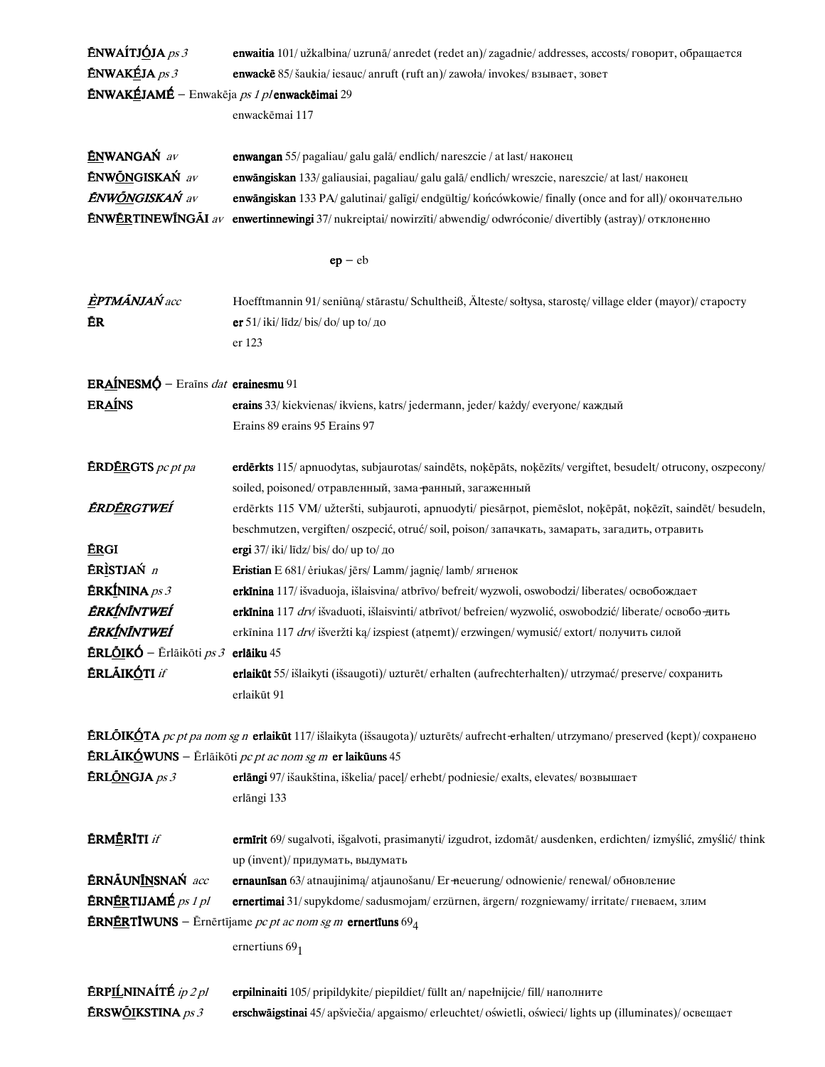**ĒNWAÍTJÓJA** *ps 3* **enwaitia** 101/ užkalbina/ uzrunā/ anredet (redet an)/ zagadnie/ addresses, accosts/ говорит, обращается

**ĒNWAKÉJA** *ps 3* **enwackē** 85/ šaukia/ iesauc/ anruft (ruft an)/ zawoła/ invokes/ взывает, зовет

**ĒNWAKÉJAMÉ** – Enwakēja *ps 1 pl* **enwackēimai** 29

enwackēmai 117

**ĒNWANGAŃ** *av* **enwangan** 55/ pagaliau/ galu galā/ endlich/ nareszcie / at last/ наконец

**ĒNWŌNGISKAŃ** *av* **enwāngiskan** 133/ galiausiai, pagaliau/ galu galā/ endlich/ wreszcie, nareszcie/ at last/ наконец

***ĒNWŌNGISKAŃ*** *av* **enwāngiskan** 133 PA/ galutinai/ galīgi/ endgültig/ końcówkowie/ finally (once and for all)/ окончательно

**ĒNWĒRTINEWĪNGĀI** *av* **enwertinnewingi** 37/ nukreiptai/ nowirzīti/ abwendig/ odwrócenie/ divertibly (astray)/ отклоненно

**ep** – eb

***ÈPTMĀNJAŃ*** *acc* Hoefftmannin 91/ seniūną/ stārastu/ Schultheiß, Älteste/ sołtysa, starostę/ village elder (mayor)/ старосту

**ĒR** **er** 51/ iki/ līdz/ bis/ do/ up to/ до

er 123

**ERAÍNESMǪ́** – Erains *dat* **erainesmu** 91

**ERAÍNS** **erains** 33/ kiekvienas/ ikviens, katrs/ jedermann, jeder/ każdy/ everyone/ каждый

Erains 89 erains 95 Erains 97

**ĒRDĒRGTS** *pc pt pa* **erdērkts** 115/ apnuodytas, subjaurotas/ saindēts, noķēpāts, noķēzīts/ vergiftet, besudelt/ otrucony, oszpecony/ soiled, poisoned/ отравленный, замаранный, загаженный

***ĒRDĒRGTWEÍ*** erdērkts 115 VM/ užteršti, subjauroti, apnuodyti/ piesārņot, piemēslot, noķēpāt, noķēzīt, saindēt/ besudeln, beschmutzen, vergiften/ oszpecić, otruć/ soil, poison/ запачкать, замарать, загадить, отравить

**ĒRGI** **ergi** 37/ iki/ līdz/ bis/ do/ up to/ до

**ĒRÌSTJAŃ** *n* **Eristian** E 681/ ėriukas/ jērs/ Lamm/ jagnię/ lamb/ ягненок

**ĒRKÍNINA** *ps 3* **erkīnina** 117/ išvaduoja, išlaisvina/ atbrīvo/ befreit/ wyzwoli, oswobodzi/ liberates/ освобождает

***ĒRKÍNĪNTWEÍ*** **erkīnina** 117 *drv*/ išvaduoti, išlaisvinti/ atbrīvot/ befreien/ wyzwolić, oswobodzić/ liberate/ освободить

***ĒRKÍNĪNTWEÍ*** erkīnina 117 *drv*/ išveržti ką/ izspiest (atņemt)/ erzwingen/ wymusić/ extort/ получить силой

**ĒRLŌIKÓ** – Ērlāikōti *ps 3* **erlāiku** 45

**ĒRLĀIKÓTI** *if* **erlaikūt** 55/ išlaikyti (išsaugoti)/ uzturēt/ erhalten (aufrechterhalten)/ utrzymać/ preserve/ сохранить

erlaikūt 91

**ĒRLŌIKÓTA** *pc pt pa nom sg n* **erlaikūt** 117/ išlaikyta (išsaugota)/ uzturēts/ aufrecht-erhalten/ utrzymano/ preserved (kept)/ сохранено

**ĒRLĀIKÓWUNS** – Ērlāikōti *pc pt ac nom sg m* **er laikūuns** 45

**ĒRLŌNGJA** *ps 3* **erlāngi** 97/ išaukština, iškelia/ paceļ/ erhebt/ podniesie/ exalts, elevates/ возвышает

erlāngi 133

**ĒRMĒRĪTI** *if* **ermīrit** 69/ sugalvoti, išgalvoti, prasimanyti/ izgudrot, izdomāt/ ausdenken, erdichten/ izmyślić, zmyślić/ think up (invent)/ придумать, выдумать

**ĒRNĀUNĪNSNAŃ** *acc* **ernaunīsan** 63/ atnaujinimą/ atjaunošanu/ Er-neuerung/ odnowienie/ renewal/ обновление

**ĒRNĒRTIJAMÉ** *ps 1 pl* **ernertimai** 31/ supykdome/ sadusmojam/ erzürnen, ärgern/ rozgniewamy/ irritate/ гневаем, злим

**ĒRNĒRTĪWUNS** – Ērnērtījame *pc pt ac nom sg m* **ernertīuns** $69_4$

ernertiuns $69_1$

**ĒRPÍLNINAÍTÉ** *ip 2 pl* **erpilninaiti** 105/ pripildykite/ piepildiet/ füllt an/ napełnijcie/ fill/ наполните

**ĒRSWŌIKSTINA** *ps 3* **erschwāigstinai** 45/ apšviečia/ apgaismo/ erleuchtet/ oświetli, oświeci/ lights up (illuminates)/ освещает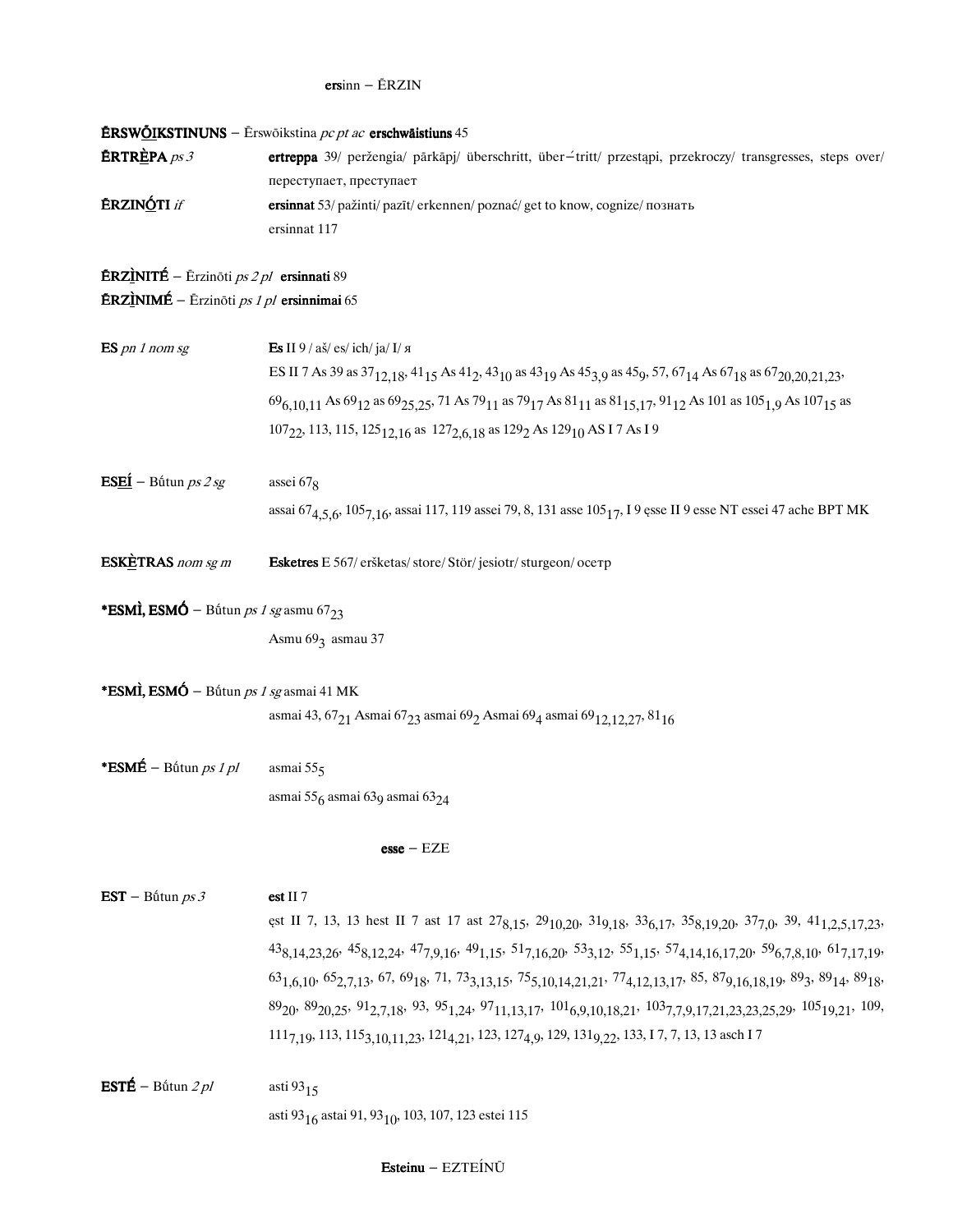**ers**inn – ĔRZIN

**ĔRSWŌ̲IKSTINUNS** – Ērswōikstina *pc pt ac* **erschwāistiuns** 45

**ĔRTRÈ̲PA** *ps 3* — **ertreppa** 39/ peržengia/ pārkāpj/ überschritt, über⌐tritt/ przestąpi, przekroczy/ transgresses, steps over/ переступает, преступает

**ĔRZINŌ̲TI** *if* — **ersinnat** 53/ pažinti/ pazīt/ erkennen/ poznać/ get to know, cognize/ познать

ersinnat 117

**ĔRZÌ̲NITÉ** – Ērzinōti *ps 2 pl* **ersinnati** 89

**ĔRZÌ̲NIMÉ** – Ērzinōti *ps 1 pl* **ersinnimai** 65

**ES** *pn 1 nom sg* — **Es** II 9 / aš/ es/ ich/ ja/ I/ я

ES II 7 As 39 as $37_{12,18}$, $41_{15}$ As $41_{2}$, $43_{10}$ as $43_{19}$ As $45_{3,9}$ as $45_{9}$, 57, $67_{14}$ As $67_{18}$ as $67_{20,20,21,23}$, $69_{6,10,11}$ As $69_{12}$ as $69_{25,25}$, 71 As $79_{11}$ as $79_{17}$ As $81_{11}$ as $81_{15,17}$, $91_{12}$ As 101 as $105_{1,9}$ As $107_{15}$ as $107_{22}$, 113, 115, $125_{12,16}$ as $127_{2,6,18}$ as $129_{2}$ As $129_{10}$ AS I 7 As I 9

**ESE̲Í** – Bū́tun *ps 2 sg* — assei $67_{8}$

assai $67_{4,5,6}$, $105_{7,16}$, assai 117, 119 assei 79, 8, 131 asse $105_{17}$, I 9 ęsse II 9 esse NT essei 47 ache BPT MK

**ESKÈ̲TRAS** *nom sg m* — **Esketres** E 567/ erškėtas/ store/ Stör/ jesiotr/ sturgeon/ осетр

***ESMÌ, ESMÓ** – Bū́tun *ps 1 sg* asmu $67_{23}$

Asmu $69_{3}$ asmau 37

***ESMÌ, ESMÓ** – Bū́tun *ps 1 sg* asmai 41 MK

asmai 43, $67_{21}$ Asmai $67_{23}$ asmai $69_{2}$ Asmai $69_{4}$ asmai $69_{12,12,27}$, $81_{16}$

***ESMÉ** – Bū́tun *ps 1 pl* — asmai $55_{5}$

asmai $55_{6}$ asmai $63_{9}$ asmai $63_{24}$

**esse** – EZE

**EST** – Bū́tun *ps 3* — **est** II 7

ęst II 7, 13, 13 hest II 7 ast 17 ast $27_{8,15}$, $29_{10,20}$, $31_{9,18}$, $33_{6,17}$, $35_{8,19,20}$, $37_{7,0}$, 39, $41_{1,2,5,17,23}$, $43_{8,14,23,26}$, $45_{8,12,24}$, $47_{7,9,16}$, $49_{1,15}$, $51_{7,16,20}$, $53_{3,12}$, $55_{1,15}$, $57_{4,14,16,17,20}$, $59_{6,7,8,10}$, $61_{7,17,19}$, $63_{1,6,10}$, $65_{2,7,13}$, 67, $69_{18}$, 71, $73_{3,13,15}$, $75_{5,10,14,21,21}$, $77_{4,12,13,17}$, 85, $87_{9,16,18,19}$, $89_{3}$, $89_{14}$, $89_{18}$, $89_{20}$, $89_{20,25}$, $91_{2,7,18}$, 93, $95_{1,24}$, $97_{11,13,17}$, $101_{6,9,10,18,21}$, $103_{7,7,9,17,21,23,23,25,29}$, $105_{19,21}$, 109, $111_{7,19}$, 113, $115_{3,10,11,23}$, $121_{4,21}$, 123, $127_{4,9}$, 129, $131_{9,22}$, 133, I 7, 7, 13, 13 asch I 7

**ESTÉ** – Bū́tun *2 pl* — asti $93_{15}$

asti $93_{16}$ astai 91, $93_{10}$, 103, 107, 123 estei 115

**Esteinu** – EZTEÍNŪ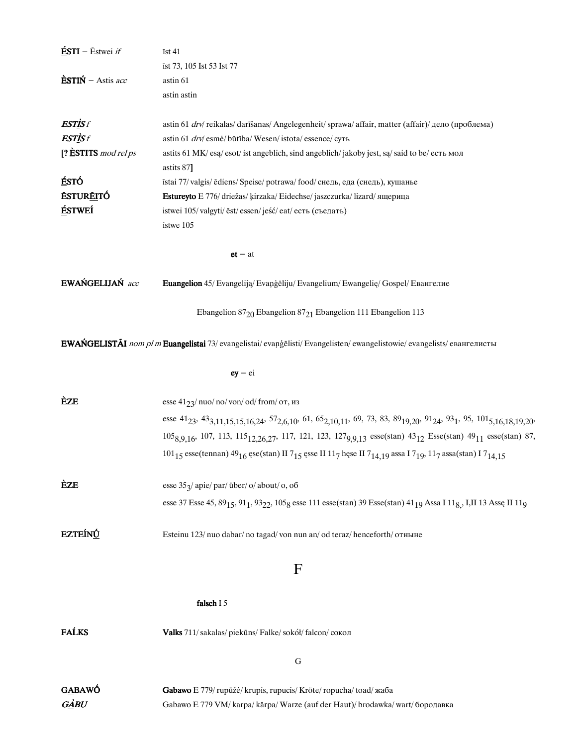**É̲STI** – Ēstwei *if* īst 41
īst 73, 105 Ist 53 Ist 77

**ÈSTIŃ** – Astis *acc* astin 61
astin astin

***ESTÌ̲S*** *f* astin 61 *drv*/ reikalas/ darīšanas/ Angelegenheit/ sprawa/ affair, matter (affair)/ дело (проблема)

***ESTÌ̲S*** *f* astin 61 *drv*/ esmė/ būtība/ Wesen/ istota/ essence/ суть

**[? È̲STITS** *mod rel ps* astits 61 MK/ esą/ esot/ ist angeblich, sind angeblich/ jakoby jest, są/ said to be/ есть мол
astits 87**]**

**É̲STÓ** īstai 77/ valgis/ ēdiens/ Speise/ potrawa/ food/ снедь, еда (снедь), кушанье

**ĒSTURĒ̲ITÓ** **Estureyto** E 776/ driežas/ ķirzaka/ Eidechse/ jaszczurka/ lizard/ ящерица

**É̲STWEÍ** istwei 105/ valgyti/ ēst/ essen/ jeść/ eat/ есть (съедать)
istwe 105

**et** – at

**EWAŃGELIJAŃ** *acc* **Euangelion** 45/ Evangeliją/ Evaņģēliju/ Evangelium/ Ewangelię/ Gospel/ Евангелие

Ebangelion $87_{20}$ Ebangelion $87_{21}$ Ebangelion 111 Ebangelion 113

**EWAŃGELISTĀI** *nom pl m* **Euangelistai** 73/ evangelistai/ evaņģēlisti/ Evangelisten/ ewangelistowie/ evangelists/ евангелисты

**ey** – ei

**ÈZE** esse $41_{23}$/ nuo/ no/ von/ od/ from/ от, из
esse $41_{23}$, $43_{3,11,15,15,16,24}$, $57_{2,6,10}$, 61, $65_{2,10,11}$, 69, 73, 83, $89_{19,20}$, $91_{24}$, $93_{1}$, 95, $101_{5,16,18,19,20}$, $105_{8,9,16}$, 107, 113, $115_{12,26,27}$, 117, 121, 123, $127_{9,9,13}$ esse(stan) $43_{12}$ Esse(stan) $49_{11}$ esse(stan) 87, $101_{15}$ esse(tennan) $49_{16}$ ęse(stan) II $7_{15}$ ęsse II $11_{7}$ hęse II $7_{14,19}$ assa I $7_{19}$, $11_{7}$ assa(stan) I $7_{14,15}$

**ÈZE** esse $35_{3}$/ apie/ par/ über/ o/ about/ о, об
esse 37 Esse 45, $89_{15}$, $91_{1}$, $93_{22}$, $105_{8}$ esse 111 esse(stan) 39 Esse(stan) $41_{19}$ Assa I $11_{8}$, I,II 13 Assę II $11_{9}$

**EZTEÍNŪ̲** Esteinu 123/ nuo dabar/ no tagad/ von nun an/ od teraz/ henceforth/ отныне

# F

**falsch** I 5

**FAĹKS** **Valks** 711/ sakalas/ piekūns/ Falke/ sokół/ falcon/ сокол

# G

**GA̲BAWÓ** **Gabawo** E 779/ rupūžė/ krupis, rupucis/ Kröte/ ropucha/ toad/ жаба

***GÀ̲BU*** Gabawo E 779 VM/ karpa/ kārpa/ Warze (auf der Haut)/ brodawka/ wart/ бородавка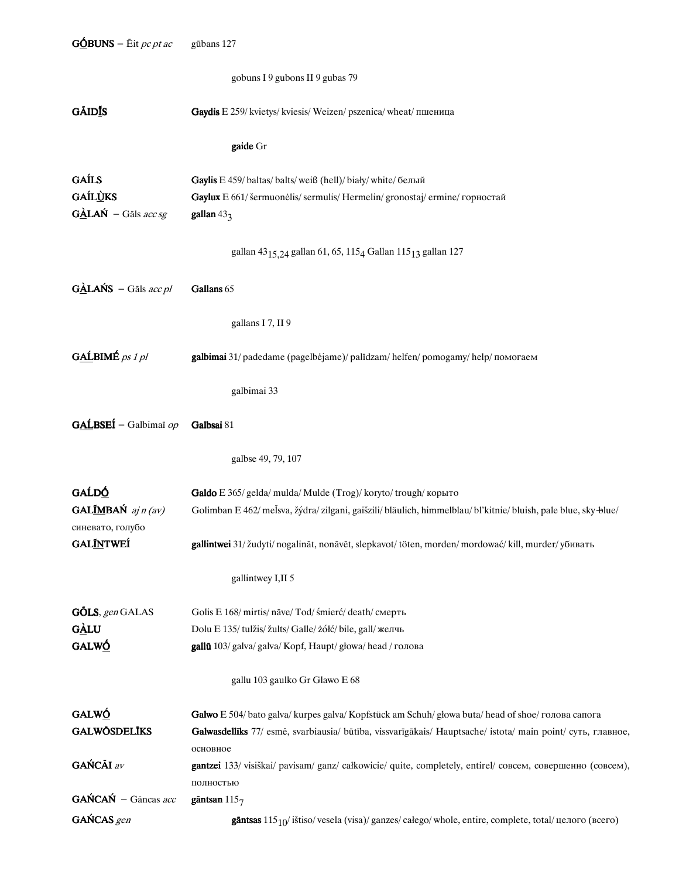**GṒBUNS** – Ēit *pc pt ac* gūbans 127

gobuns I 9 gubons II 9 gubas 79

**GĀIDĪS** **Gaydis** E 259/ kvietys/ kviesis/ Weizen/ pszenica/ wheat/ пшеница

**gaide** Gr

**GAÍLS** **Gaylis** E 459/ baltas/ balts/ weiß (hell)/ biały/ white/ белый

**GAÍLÙKS** **Gaylux** E 661/ šermuonėlis/ sermulis/ Hermelin/ gronostaj/ ermine/ горностай

**GÀLAŃ** – Gāls *acc sg* **gallan** $43_3$

gallan $43_{15,24}$ gallan 61, 65, $115_4$ Gallan $115_{13}$ gallan 127

**GÀLAŃS** – Gāls *acc pl* **Gallans** 65

gallans I 7, II 9

**GAĹBIMÉ** *ps 1 pl* **galbimai** 31/ padedame (pagelbėjame)/ palīdzam/ helfen/ pomogamy/ help/ помогаем

galbimai 33

**GAĹBSEÍ** – Galbimaī *op* **Galbsai** 81

galbse 49, 79, 107

**GAĹDṒ** **Galdo** E 365/ gelda/ mulda/ Mulde (Trog)/ koryto/ trough/ корыто

**GALĪMBAŃ** *aj n (av)* синевато, голубо Golimban E 462/ meĨsva, žýdra/ zilgani, gaišzili/ bläulich, himmelblau/ bl'kitnie/ bluish, pale blue, sky-blue/

**GALĪNTWEÍ** **gallintwei** 31/ žudyti/ nogalināt, nonāvēt, slepkavot/ töten, morden/ mordować/ kill, murder/ убивать

gallintwey I,II 5

**GṒLS**, *gen* GALAS Golis E 168/ mirtis/ nāve/ Tod/ śmierć/ death/ смерть

**GÀLU** Dolu E 135/ tulžis/ žults/ Galle/ żółć/ bile, gall/ желчь

**GALWṒ** **gallū** 103/ galva/ galva/ Kopf, Haupt/ głowa/ head / голова

gallu 103 gaulko Gr Glawo E 68

**GALWṒ** **Galwo** E 504/ bato galva/ kurpes galva/ Kopfstück am Schuh/ głowa buta/ head of shoe/ голова сапога

**GALWŌSDELĪKS** **Galwasdellīks** 77/ esmė, svarbiausia/ būtība, vissvarīgākais/ Hauptsache/ istota/ main point/ суть, главное, основное

**GAŃCĀI** *av* **gantzei** 133/ visiškai/ pavisam/ ganz/ całkowicie/ quite, completely, entirel/ совсем, совершенно (совсем), полностью

**GAŃCAŃ** – Gāncas *acc* **gāntsan** $115_7$

**GAŃCAS** *gen* **gāntsas** $115_{10}$/ ištiso/ vesela (visa)/ ganzes/ całego/ whole, entire, complete, total/ целого (всего)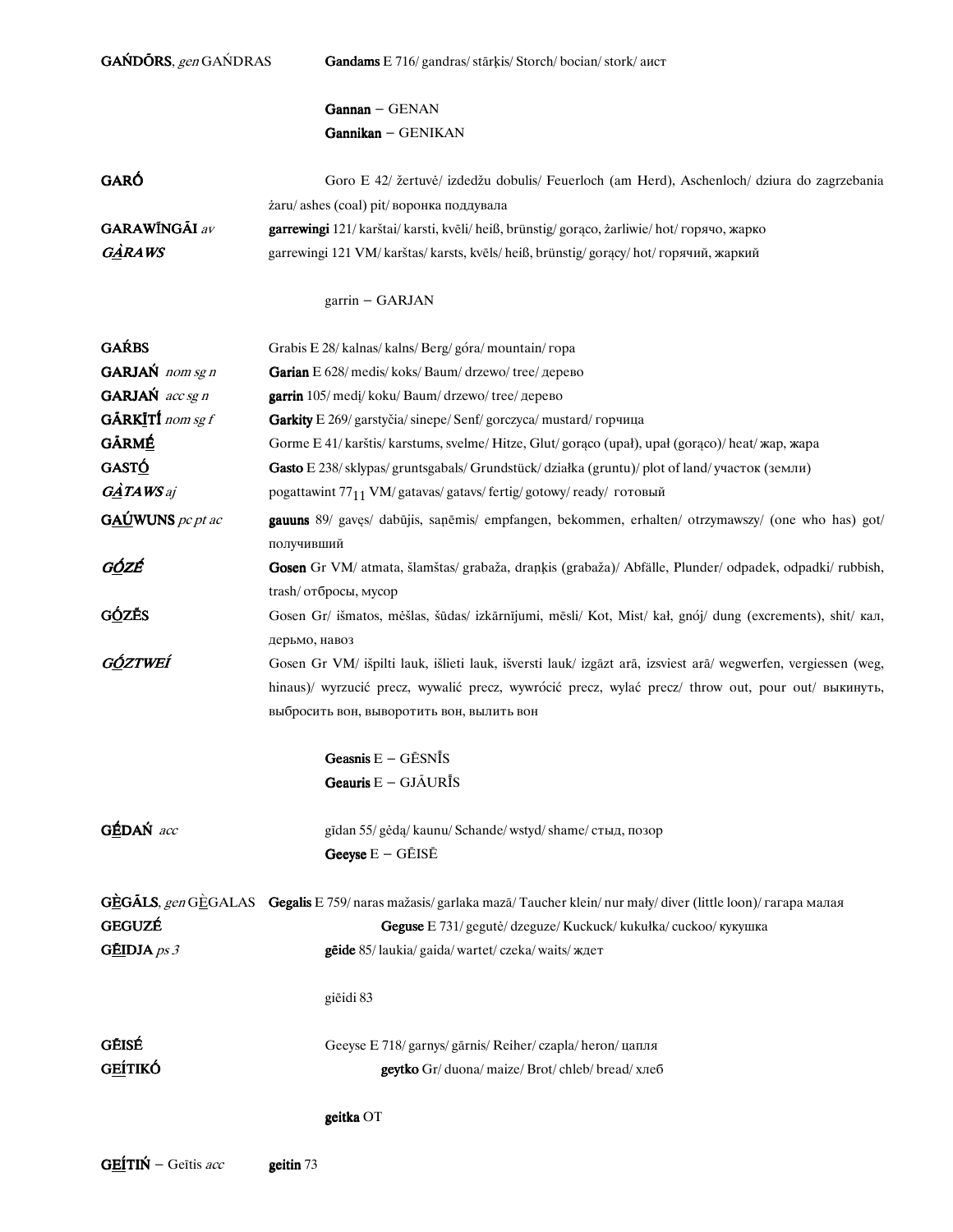**GAŃDŌRS**, *gen* GAŃDRAS — **Gandams** E 716/ gandras/ stārķis/ Storch/ bocian/ stork/ аист

**Gannan** – GENAN

**Gannikan** – GENIKAN

**GARÓ** — Goro E 42/ žertuvė/ izdedžu dobulis/ Feuerloch (am Herd), Aschenloch/ dziura do zagrzebania żaru/ ashes (coal) pit/ воронка поддувала

**GARAWĪNGĀI** *av* — **garrewingi** 121/ karštai/ karsti, kvēli/ heiß, brünstig/ gorąco, żarliwie/ hot/ горячо, жарко

***GA̲RAWS*** — garrewingi 121 VM/ karštas/ karsts, kvēls/ heiß, brünstig/ gorący/ hot/ горячий, жаркий

garrin – GARJAN

**GAŔBS** — Grabis E 28/ kalnas/ kalns/ Berg/ góra/ mountain/ гора

**GARJAŃ** *nom sg n* — **Garian** E 628/ medis/ koks/ Baum/ drzewo/ tree/ дерево

**GARJAŃ** *acc sg n* — **garrin** 105/ medį/ koku/ Baum/ drzewo/ tree/ дерево

**GĀRKI̲TÍ** *nom sg f* — **Garkity** E 269/ garstyčia/ sinepe/ Senf/ gorczyca/ mustard/ горчица

**GĀRMÉ̲** — Gorme E 41/ karštis/ karstums, svelme/ Hitze, Glut/ gorąco (upał), upał (gorąco)/ heat/ жар, жара

**GASTÓ̲** — **Gasto** E 238/ sklypas/ gruntsgabals/ Grundstück/ działka (gruntu)/ plot of land/ участок (земли)

***GA̲TAWS*** *aj* — pogattawint $77_{11}$ VM/ gatavas/ gatavs/ fertig/ gotowy/ ready/ готовый

**GA̲ÚWUNS** *pc pt ac* — **gauuns** 89/ gavęs/ dabūjis, saņēmis/ empfangen, bekommen, erhalten/ otrzymawszy/ (one who has) got/ получивший

***GÓ̲ZÉ*** — **Gosen** Gr VM/ atmata, šlamštas/ grabaža, draņķis (grabaža)/ Abfälle, Plunder/ odpadek, odpadki/ rubbish, trash/ отбросы, мусор

**GÓ̲ZĒS** — Gosen Gr/ išmatos, mėšlas, šūdas/ izkārnījumi, mēsli/ Kot, Mist/ kał, gnój/ dung (excrements), shit/ кал, дерьмо, навоз

***GÓ̲ZTWEÍ*** — Gosen Gr VM/ išpilti lauk, išlieti lauk, išversti lauk/ izgāzt arā, izsviest arā/ wegwerfen, vergiessen (weg, hinaus)/ wyrzucić precz, wywalić precz, wywrócić precz, wylać precz/ throw out, pour out/ выкинуть, выбросить вон, выворотить вон, вылить вон

**Geasnis** E – GĒSNĪS

**Geauris** E – GJĀURĪS

**GÉ̲DAŃ** *acc* — gīdan 55/ gėdą/ kaunu/ Schande/ wstyd/ shame/ стыд, позор

**Geeyse** E – GĒISĒ

**GÈ̲GĀLS**, *gen* GÈ̲GALAS — **Gegalis** E 759/ naras mažasis/ garlaka mazā/ Taucher klein/ nur mały/ diver (little loon)/ гагара малая

**GEGUZÉ** — **Geguse** E 731/ gegutė/ dzeguze/ Kuckuck/ kukułka/ cuckoo/ кукушка

**GĒ̲IDJA** *ps 3* — **gēide** 85/ laukia/ gaida/ wartet/ czeka/ waits/ ждет

giēidi 83

**GĒISÉ** — Geeyse E 718/ garnys/ gārnis/ Reiher/ czapla/ heron/ цапля

**GEÍ̲TIKÓ** — **geytko** Gr/ duona/ maize/ Brot/ chleb/ bread/ хлеб

**geitka** OT

**GEÍ̲TIŃ** – Geītis *acc* — **geitin** 73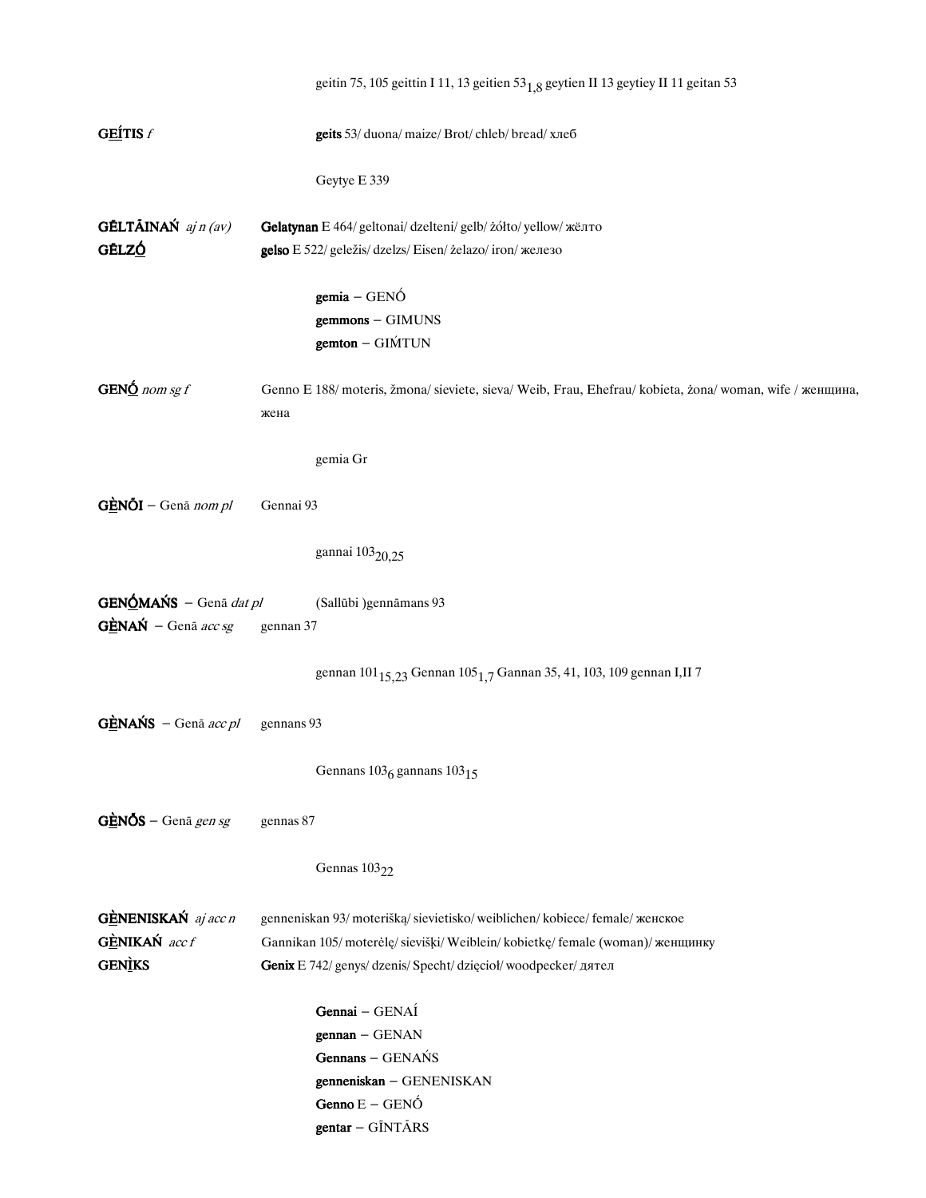geitin 75, 105 geittin I 11, 13 geitien $53_{1,8}$ geytien II 13 geytiey II 11 geitan 53

**GE͟ÍTIS** *f* — **geits** 53/ duona/ maize/ Brot/ chleb/ bread/ хлеб

Geytye E 339

**GĒLTĀINAŃ** *aj n (av)* — **Gelatynan** E 464/ geltonai/ dzelteni/ gelb/ żółto/ yellow/ жёлто

**GĒLZÓ͟** — **gelso** E 522/ geležis/ dzelzs/ Eisen/ żelazo/ iron/ железо

**gemia** – GENŃ
**gemmons** – GIMUNS
**gemton** – GIḾTUN

**GENÓ͟** *nom sg f* — Genno E 188/ moteris, žmona/ sieviete, sieva/ Weib, Frau, Ehefrau/ kobieta, żona/ woman, wife / женщина, жена

gemia Gr

**GÈ͟NŐI** – Genā *nom pl* — Gennai 93

gannai $103_{20,25}$

**GENÓ͟MAŃS** – Genā *dat pl* — (Sallūbi )gennāmans 93

**GÈ͟NAŃ** – Genā *acc sg* — gennan 37

gennan $101_{15,23}$ Gennan $105_{1,7}$ Gannan 35, 41, 103, 109 gennan I,II 7

**GÈ͟NAŃS** – Genā *acc pl* — gennans 93

Gennans $103_{6}$ gannans $103_{15}$

**GÈ͟NŐS** – Genā *gen sg* — gennas 87

Gennas $103_{22}$

**GÈ͟NENISKAŃ** *aj acc n* — genneniskan 93/ moterišką/ sievietisko/ weiblichen/ kobiece/ female/ женское

**GÈ͟NIKAŃ** *acc f* — Gannikan 105/ moterėlę/ sievišķi/ Weiblein/ kobietkę/ female (woman)/ женщинку

**GENÌ͟KS** — **Genix** E 742/ genys/ dzenis/ Specht/ dzięcioł/ woodpecker/ дятел

**Gennai** – GENAÍ
**gennan** – GENAN
**Gennans** – GENAŃS
**genneniskan** – GENENISKAN
**Genno** E – GENŃ
**gentar** – GĪNTĀRS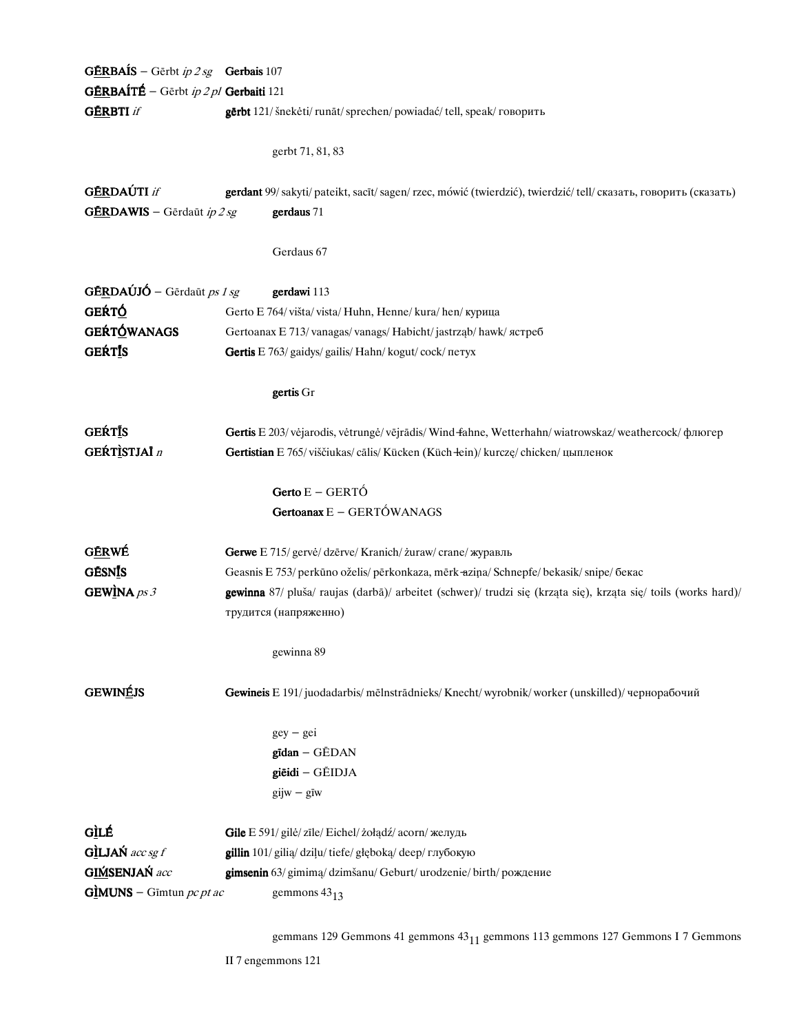**GĒ̲R̲BAÍS** – Gērbt *ip 2 sg* **Gerbais** 107

**GĒ̲R̲BAÍTÉ** – Gērbt *ip 2 pl* **Gerbaiti** 121

**GĒ̲R̲BTI** *if* **gērbt** 121/ šnekėti/ runāt/ sprechen/ powiadać/ tell, speak/ говорить

gerbt 71, 81, 83

**GĒ̲R̲DAÚTI** *if* **gerdant** 99/ sakyti/ pateikt, sacīt/ sagen/ rzec, mówić (twierdzić), twierdzić/ tell/ сказать, говорить (сказать)

**GĒ̲R̲DAWIS** – Gērdaūt *ip 2 sg* **gerdaus** 71

Gerdaus 67

**GĒ̲R̲DAÚJÓ** – Gērdaūt *ps 1 sg* **gerdawi** 113

**GÉ̲R̲TÓ̲** Gerto E 764/ višta/ vista/ Huhn, Henne/ kura/ hen/ курица

**GÉ̲R̲TÓ̲WANAGS** Gertoanax E 713/ vanagas/ vanags/ Habicht/ jastrząb/ hawk/ ястреб

**GÉ̲R̲TĪ̲S** **Gertis** E 763/ gaidys/ gailis/ Hahn/ kogut/ cock/ петух

**gertis** Gr

**GÉ̲R̲TĪ̲S** **Gertis** E 203/ vėjarodis, vėtrungė/ vējrādis/ Wind-fahne, Wetterhahn/ wiatrowskaz/ weathercock/ флюгер

**GÉ̲R̲TÌ̲STJAĪ** *n* **Gertistian** E 765/ viščiukas/ cālis/ Kücken (Küch-lein)/ kurczę/ chicken/ цыпленок

**Gerto** E – GERTÓ

**Gertoanax** E – GERTÓWANAGS

**GĒ̲R̲WÉ** **Gerwe** E 715/ gervė/ dzērve/ Kranich/ żuraw/ crane/ журавль

**GĒSNĪ̲S** Geasnis E 753/ perkūno oželis/ pērkonkaza, mērk-aziņa/ Schnepfe/ bekasik/ snipe/ бекас

**GEWĪ̲NA** *ps 3* **gewinna** 87/ pluša/ raujas (darbā)/ arbeitet (schwer)/ trudzi się (krząta się), krząta się/ toils (works hard)/ трудится (напряженно)

gewinna 89

**GEWINĒ̲JS** **Gewineis** E 191/ juodadarbis/ mēlnstrādnieks/ Knecht/ wyrobnik/ worker (unskilled)/ чернорабочий

gey – gei

**gīdan** – GĔDAN

**giēidi** – GĔIDJA

gijw – gīw

**GÌLÉ** **Gile** E 591/ gilė/ zīle/ Eichel/ żołądź/ acorn/ желудь

**GÌ̲LJAŃ** *acc sg f* **gillin** 101/ gilią/ dziļu/ tiefe/ głęboką/ deep/ глубокую

**GIM̲SENJAŃ** *acc* **gimsenin** 63/ gimimą/ dzimšanu/ Geburt/ urodzenie/ birth/ рождение

**GÌ̲MUNS** – Gīmtun *pc pt ac* gemmons $43_{13}$

gemmans 129 Gemmons 41 gemmons $43_{11}$ gemmons 113 gemmons 127 Gemmons I 7 Gemmons II 7 engemmons 121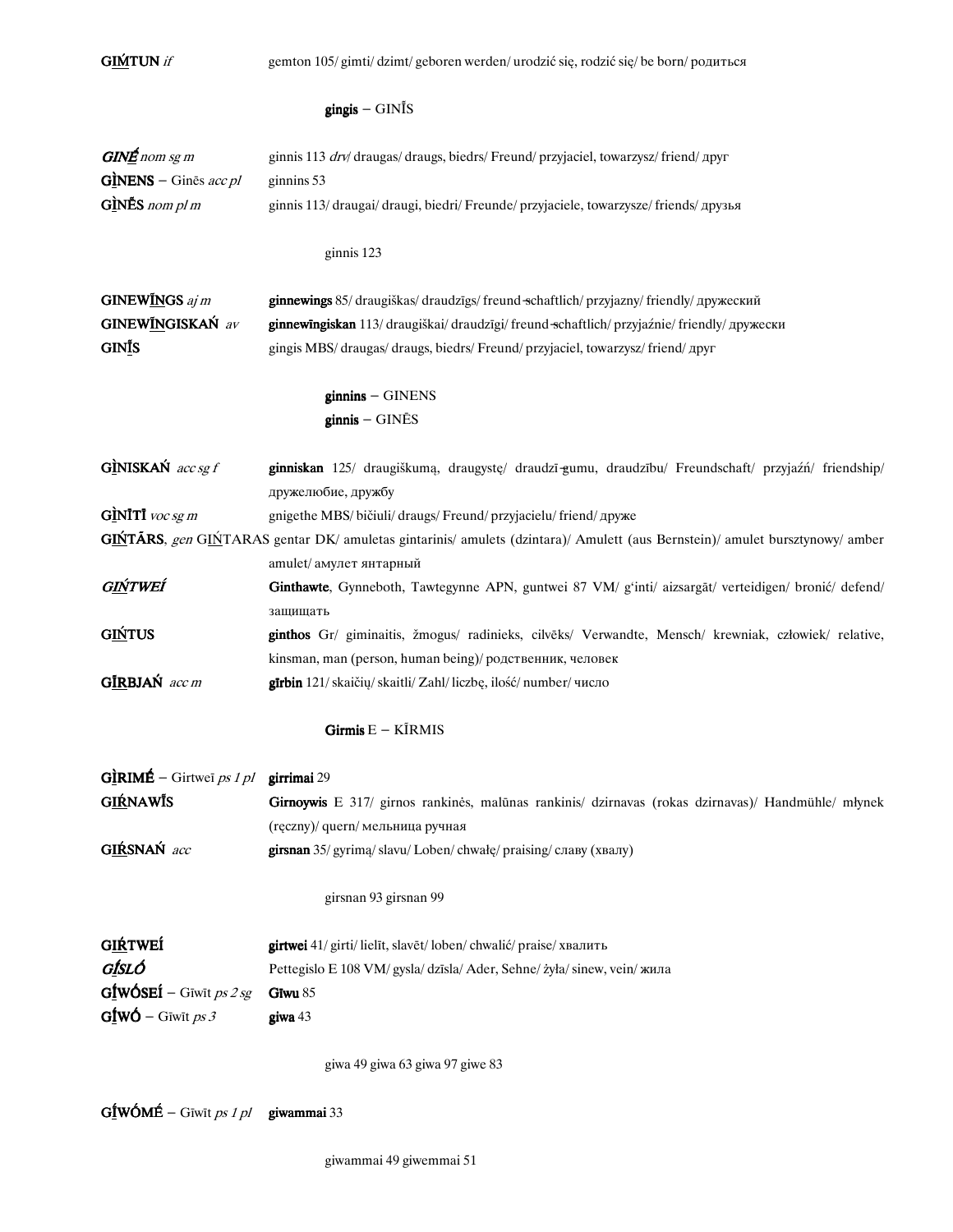**GIḾTUN** *if* gemton 105/ gimti/ dzimt/ geboren werden/ urodzić się, rodzić się/ be born/ родиться

**gingis** – GINĪS

***GINḖ*** *nom sg m* ginnis 113 *drv*/ draugas/ draugs, biedrs/ Freund/ przyjaciel, towarzysz/ friend/ друг

**GÌNENS** – Ginēs *acc pl* ginnins 53

**GÌNĒS** *nom pl m* ginnis 113/ draugai/ draugi, biedri/ Freunde/ przyjaciele, towarzysze/ friends/ друзья

ginnis 123

**GINEWĪNGS** *aj m* **ginnewings** 85/ draugiškas/ draudzīgs/ freund-schaftlich/ przyjazny/ friendly/ дружеский

**GINEWĪNGISKAŃ** *av* **ginnewīngiskan** 113/ draugiškai/ draudzīgi/ freund-schaftlich/ przyjaźnie/ friendly/ дружески

**GINĪS** gingis MBS/ draugas/ draugs, biedrs/ Freund/ przyjaciel, towarzysz/ friend/ друг

**ginnins** – GINENS

**ginnis** – GINĒS

**GÌNISKAŃ** *acc sg f* **ginniskan** 125/ draugiškumą, draugystę/ draudzī-gumu, draudzību/ Freundschaft/ przyjaźń/ friendship/ дружелюбие, дружбу

**GÌNĪTĪ** *voc sg m* gnigethe MBS/ bičiuli/ draugs/ Freund/ przyjacielu/ friend/ друже

**GIŃTĀRS**, *gen* GIŃTARAS gentar DK/ amuletas gintarinis/ amulets (dzintara)/ Amulett (aus Bernstein)/ amulet bursztynowy/ amber amulet/ амулет янтарный

***GIŃTWEÍ*** **Ginthawte**, Gynneboth, Tawtegynne APN, guntwei 87 VM/ g'inti/ aizsargāt/ verteidigen/ bronić/ defend/ защищать

**GIŃTUS** **ginthos** Gr/ giminaitis, žmogus/ radinieks, cilvēks/ Verwandte, Mensch/ krewniak, człowiek/ relative, kinsman, man (person, human being)/ родственник, человек

**GĪRBJAŃ** *acc m* **gīrbin** 121/ skaičių/ skaitli/ Zahl/ liczbę, ilość/ number/ число

**Girmis** E – KĪRMIS

**GÌRIMḖ** – Girtweī *ps 1 pl* **girrimai** 29

**GIŔNAWĪS** **Girnoywis** E 317/ girnos rankinės, malūnas rankinis/ dzirnavas (rokas dzirnavas)/ Handmühle/ młynek (ręczny)/ quern/ мельница ручная

**GIŔSNAŃ** *acc* **girsnan** 35/ gyrimą/ slavu/ Loben/ chwałę/ praising/ славу (хвалу)

girsnan 93 girsnan 99

**GIŔTWEÍ** **girtwei** 41/ girti/ lielīt, slavēt/ loben/ chwalić/ praise/ хвалить

***GÍSLÓ*** Pettegislo E 108 VM/ gysla/ dzīsla/ Ader, Sehne/ żyła/ sinew, vein/ жила

**GĪWÓSEÍ** – Gīwīt *ps 2 sg* **Giwu** 85

**GĪWÓ** – Gīwīt *ps 3* **giwa** 43

giwa 49 giwa 63 giwa 97 giwe 83

**GĪWÓMḖ** – Gīwīt *ps 1 pl* **giwammai** 33

giwammai 49 giwemmai 51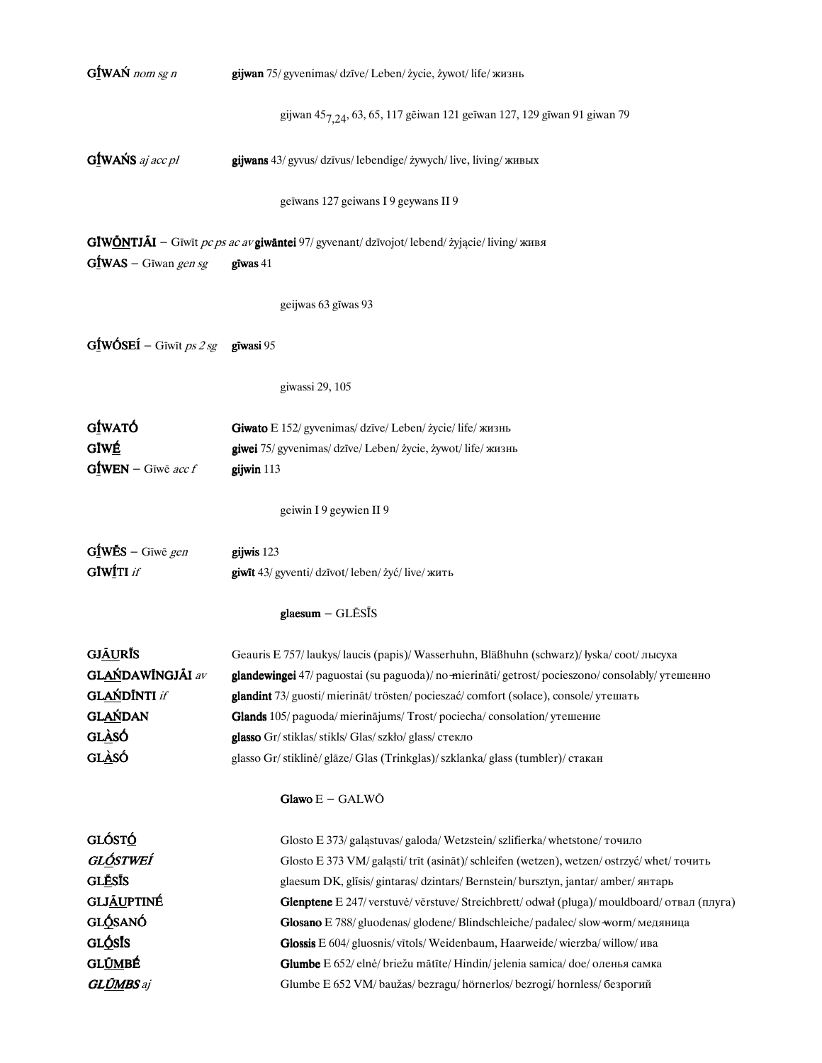**GĪ̱WAŃ** *nom sg n* **gijwan** 75/ gyvenimas/ dzīve/ Leben/ życie, żywot/ life/ жизнь

gijwan $45_{7,24}$, 63, 65, 117 gēiwan 121 geīwan 127, 129 gīwan 91 giwan 79

**GĪ̱WAŃS** *aj acc pl* **gijwans** 43/ gyvus/ dzīvus/ lebendige/ żywych/ live, living/ живых

geīwans 127 geiwans I 9 geywans II 9

**GĪWŌ̱NTJĀI** – Gīwīt *pc ps ac av* **giwāntei** 97/ gyvenant/ dzīvojot/ lebend/ żyjącie/ living/ живя

**GĪ̱WAS** – Gīwan *gen sg* **gīwas** 41

geijwas 63 gīwas 93

**GĪ̱WÓSEÍ** – Gīwīt *ps 2 sg* **gīwasi** 95

giwassi 29, 105

**GĪ̱WATÓ** **Giwato** E 152/ gyvenimas/ dzīve/ Leben/ życie/ life/ жизнь

**GĪWÉ̱** **giwei** 75/ gyvenimas/ dzīve/ Leben/ życie, żywot/ life/ жизнь

**GĪ̱WEN** – Gīwē *acc f* **gijwin** 113

geiwin I 9 geywien II 9

**GĪ̱WḖS** – Gīwē *gen* **gijwis** 123

**GĪWĪ̱́TI** *if* **giwīt** 43/ gyventi/ dzīvot/ leben/ żyć/ live/ жить

**glaesum** – GLĒSĪ́S

**GJĀ̱URĪ́S** Geauris E 757/ laukys/ laucis (papis)/ Wasserhuhn, Bläßhuhn (schwarz)/ łyska/ coot/ лысуха

**GLAṈ́DAWĪNGJĀI** *av* **glandewingei** 47/ paguostai (su paguoda)/ no-mierināti/ getrost/ pocieszono/ consolably/ утешенно

**GLAṈ́DĪNTI** *if* **glandint** 73/ guosti/ mierināt/ trösten/ pocieszać/ comfort (solace), console/ утешать

**GLAṈ́DAN** **Glands** 105/ paguoda/ mierinājums/ Trost/ pociecha/ consolation/ утешение

**GLÀ̱SÓ** **glasso** Gr/ stiklas/ stikls/ Glas/ szkło/ glass/ стекло

**GLÀ̱SÓ** glasso Gr/ stiklinė/ glāze/ Glas (Trinkglas)/ szklanka/ glass (tumbler)/ стакан

**Glawo** E – GALWŌ

**GLÓSTÓ̱** Glosto E 373/ galąstuvas/ galoda/ Wetzstein/ szlifierka/ whetstone/ точило

***GLṒ̱STWEÍ*** Glosto E 373 VM/ galąsti/ trīt (asināt)/ schleifen (wetzen), wetzen/ ostrzyć/ whet/ точить

**GLĒ̱SĪ́S** glaesum DK, glīsis/ gintaras/ dzintars/ Bernstein/ bursztyn, jantar/ amber/ янтарь

**GLJĀ̱UPTINÉ** **Glenptene** E 247/ verstuvė/ vērstuve/ Streichbrett/ odwał (pługa)/ mouldboard/ отвал (плуга)

**GLŌ̱SANÓ** **Glosano** E 788/ gluodenas/ glodene/ Blindschleiche/ padalec/ slow-worm/ медяница

**GLŌ̱SĪ́S** **Glossis** E 604/ gluosnis/ vītols/ Weidenbaum, Haarweide/ wierzba/ willow/ ива

**GLŪ̱MBÉ** **Glumbe** E 652/ elnė/ briežu mātīte/ Hindin/ jelenia samica/ doe/ оленья самка

***GLŪ̱MBS*** *aj* Glumbe E 652 VM/ baužas/ bezragu/ hörnerlos/ bezrogi/ hornless/ безрогий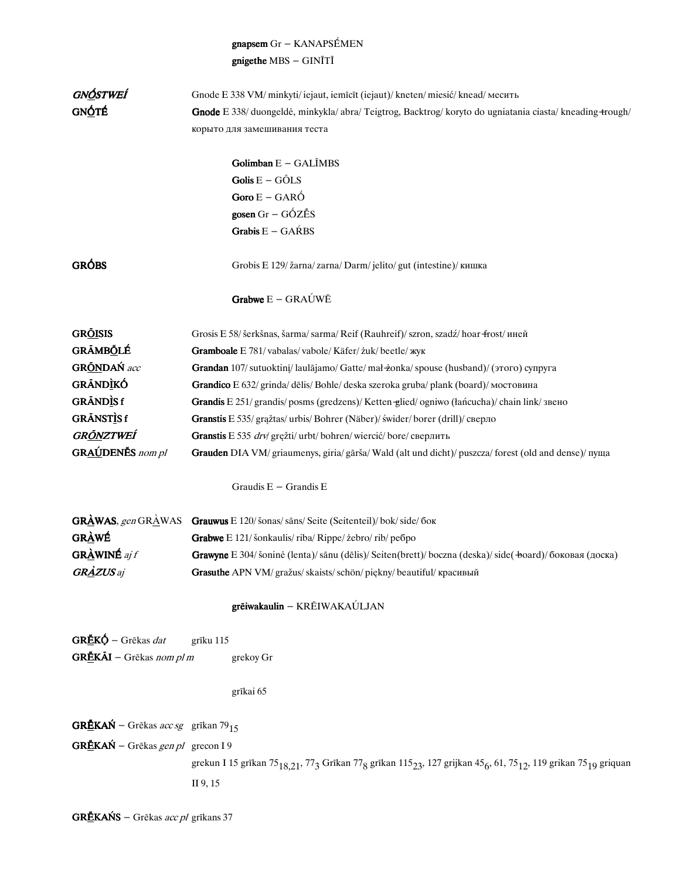**gnapsem** Gr – KANAPSḖMEN
**gnigethe** MBS – GINĪTĪ

| | |
|---|---|
| ***GNṒSTWEÍ*** | Gnode E 338 VM/ minkyti/ iejaut, iemīcīt (iejaut)/ kneten/ miesić/ knead/ месить |
| **GNṒTÉ** | **Gnode** E 338/ duongeldė, minkykla/ abra/ Teigtrog, Backtrog/ koryto do ugniatania ciasta/ kneading-trough/ корыто для замешивания теста |

**Golimban** E – GALĪMBS
**Golis** E – GŌLS
**Goro** E – GARṒ
**gosen** Gr – GṒZḖS
**Grabis** E – GAŔBS

| | |
|---|---|
| **GRṒBS** | Grobis E 129/ žarna/ zarna/ Darm/ jelito/ gut (intestine)/ кишка |

**Grabwe** E – GRAÚWĒ

| | |
|---|---|
| **GRŌISIS** | Grosis E 58/ šerkšnas, šarma/ sarma/ Reif (Rauhreif)/ szron, szadź/ hoar-frost/ иней |
| **GRĀMBŌ̃LÉ** | **Gramboale** E 781/ vabalas/ vabole/ Käfer/ żuk/ beetle/ жук |
| **GRŌ̃NDAŃ** *acc* | **Grandan** 107/ sutuoktinį/ laulājamo/ Gatte/ mał-żonka/ spouse (husband)/ (этого) супруга |
| **GRĀNDÌKṒ** | **Grandico** E 632/ grinda/ dēlis/ Bohle/ deska szeroka gruba/ plank (board)/ мостовина |
| **GRĀNDÌS** f | **Grandis** E 251/ grandis/ posms (gredzens)/ Ketten-glied/ ogniwo (łańcucha)/ chain link/ звено |
| **GRĀNSTÌS** f | **Granstis** E 535/ grąžtas/ urbis/ Bohrer (Näber)/ świder/ borer (drill)/ сверло |
| ***GRŌ̃NZTWEÍ*** | **Granstis** E 535 *drv*/ grę̃žti/ urbt/ bohren/ wiercić/ bore/ сверлить |
| **GRAÚDENḖS** *nom pl* | **Grauden** DIA VM/ griaumenys, giria/ gārša/ Wald (alt und dicht)/ puszcza/ forest (old and dense)/ пуща |

Graudis E – Grandis E

| | |
|---|---|
| **GRÀWAS**, *gen* GRÀWAS | **Grauwus** E 120/ šonas/ sāns/ Seite (Seitenteil)/ bok/ side/ бок |
| **GRÀWÉ** | **Grabwe** E 121/ šonkaulis/ riba/ Rippe/ żebro/ rib/ ребро |
| **GRÀWINÉ** *aj f* | **Grawyne** E 304/ šoninė (lenta)/ sānu (dēlis)/ Seiten(brett)/ boczna (deska)/ side(-board)/ боковая (доска) |
| ***GRÀZUS*** *aj* | **Grasuthe** APN VM/ gražus/ skaists/ schön/ piękny/ beautiful/ красивый |

**grēiwakaulin** – KRĒIWAKAÚLJAN

**GRḖKṒ** – Grēkas *dat* grīku 115

**GRḖKĀI** – Grēkas *nom pl m* grekoy Gr

grīkai 65

**GRḖKAŃ** – Grēkas *acc sg* grīkan $79_{15}$

**GRḖKAŃ** – Grēkas *gen pl* grecon I 9

grekun I 15 grīkan $75_{18,21}$, $77_3$ Grīkan $77_8$ grīkan $115_{23}$, 127 grijkan $45_6$, 61, $75_{12}$, 119 grikan $75_{19}$ griquan II 9, 15

**GRḖKAŃS** – Grēkas *acc pl* grīkans 37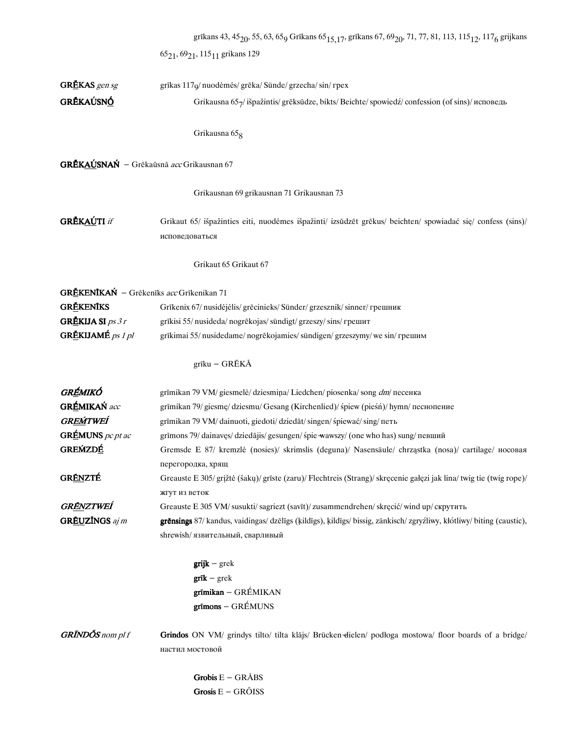grīkans 43, $45_{20}$, 55, 63, $65_9$ Grīkans $65_{15,17}$, grīkans 67, $69_{20}$, 71, 77, 81, 113, $115_{12}$, $117_6$ grijkans $65_{21}$, $69_{21}$, $115_{11}$ grikans 129

**GRḖKAS** *gen sg* grīkas $117_9$/ nuodėmės/ grēka/ Sünde/ grzecha/ sin/ грех

**GRḖKAÚSNÓ** Grikausna $65_7$/ išpažintis/ grēksūdze, bikts/ Beichte/ spowiedź/ confession (of sins)/ исповедь

Grikausna $65_8$

**GRḖKAÚSNAŃ** – Grēkaūsnā *acc* Grikausnan 67

Grikausnan 69 grikausnan 71 Grikausnan 73

**GRḖKAÚTI** *if* Grikaut 65/ išpažinties eiti, nuodėmes išpažinti/ izsūdzēt grēkus/ beichten/ spowiadać się/ confess (sins)/ исповедоваться

Grikaut 65 Grikaut 67

**GRḖKENĪKAŃ** – Grēkenīks *acc* Grīkenikan 71

**GRḖKENĪKS** Grīkenix 67/ nusidėjėlis/ grēcinieks/ Sünder/ grzesznik/ sinner/ грешник

**GRḖKIJA SI** *ps 3 r* grīkisi 55/ nusideda/ nogrēkojas/ sündigt/ grzeszy/ sins/ грешит

**GRḖKIJAMÉ** *ps 1 pl* grīkimai 55/ nusidedame/ nogrēkojamies/ sündigen/ grzeszymy/ we sin/ грешим

grīku – GRĒKĀ

***GRḖMIKÓ*** grīmikan 79 VM/ giesmelė/ dziesmiņa/ Liedchen/ piosenka/ song *dm*/ песенка

**GRḖMIKAŃ** *acc* grīmikan 79/ giesmę/ dziesmu/ Gesang (Kirchenlied)/ śpiew (pieśń)/ hymn/ песнопение

***GREḾTWEÍ*** grīmikan 79 VM/ dainuoti, giedoti/ dziedāt/ singen/ śpiewać/ sing/ петь

**GRḖMUNS** *pc pt ac* grīmons 79/ dainavęs/ dziedājis/ gesungen/ śpie-wawszy/ (one who has) sung/ певший

**GREḾZDḖ** Gremsde E 87/ kremzlė (nosies)/ skrimslis (deguna)/ Nasensäule/ chrząstka (nosa)/ cartilage/ носовая перегородка, хрящ

**GRḖNZTÉ** Greauste E 305/ grįžtė (šakų)/ grīste (zaru)/ Flechtreis (Strang)/ skręcenie gałęzi jak lina/ twig tie (twig rope)/ жгут из веток

***GRḖNZTWEÍ*** Greauste E 305 VM/ susukti/ sagriezt (savīt)/ zusammendrehen/ skręcić/ wind up/ скрутить

**GRḖUZĪNGS** *aj m* **grēnsings** 87/ kandus, vaidingas/ dzēlīgs (ķildīgs), ķildīgs/ bissig, zänkisch/ zgryźliwy, kłótliwy/ biting (caustic), shrewish/ язвительный, сварливый

**grijk** – grek
**grīk** – grek
**grīmikan** – GRḖMIKAN
**grīmons** – GRḖMUNS

***GRĪNDŐS*** *nom pl f* **Grindos** ON VM/ grindys tilto/ tilta klājs/ Brücken-dielen/ podłoga mostowa/ floor boards of a bridge/ настил мостовой

**Grobis** E – GRĀBS
**Grosis** E – GRŐISS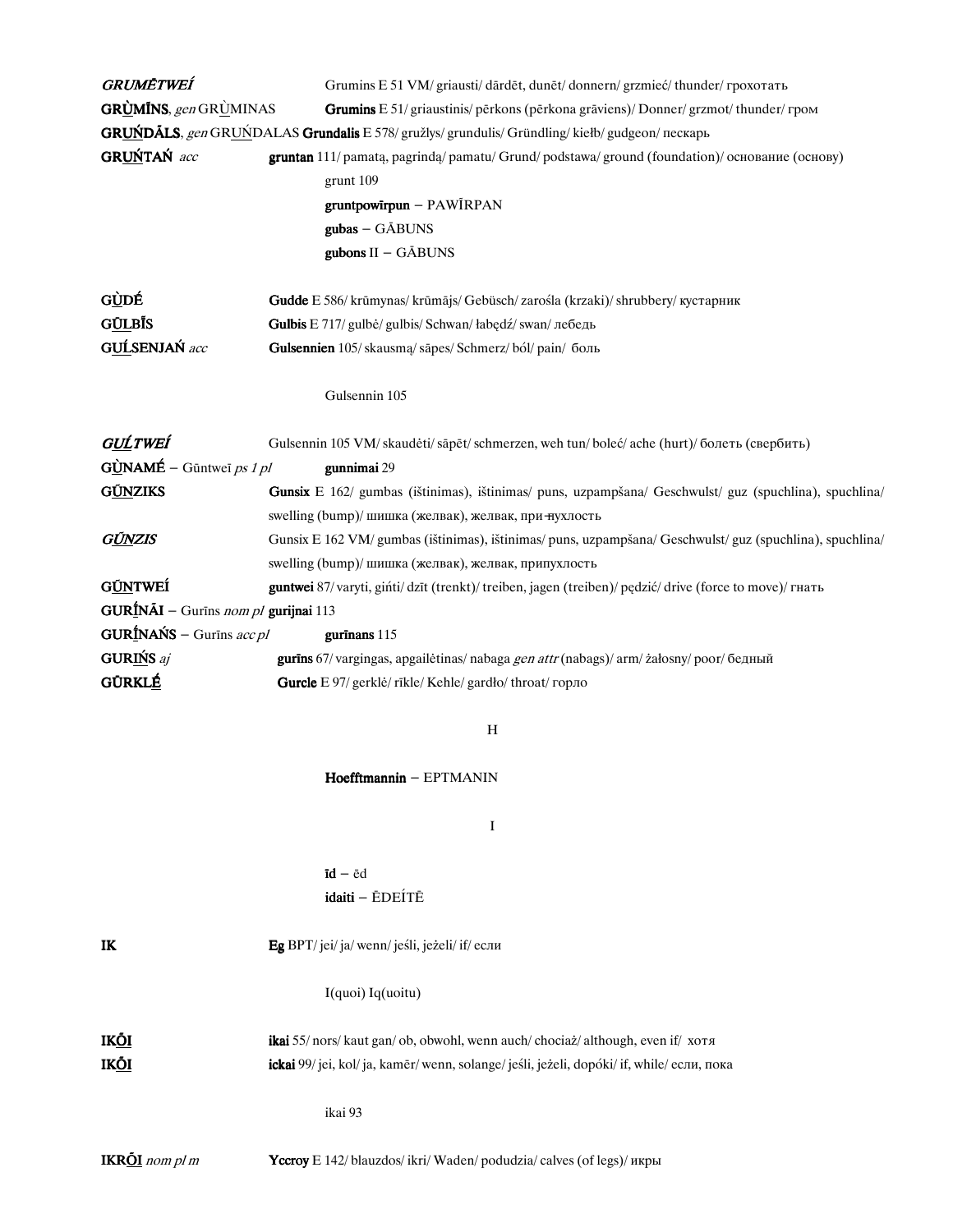***GRUMĒTWEÍ*** Grumins E 51 VM/ griausti/ dārdēt, dunēt/ donnern/ grzmieć/ thunder/ грохотать

**GRÙMĪNS**, *gen* GRÙMINAS **Grumins** E 51/ griaustinis/ pērkons (pērkona grāviens)/ Donner/ grzmot/ thunder/ гром

**GRUŃDĀLS**, *gen* GRUŃDALAS **Grundalis** E 578/ gružlys/ grundulis/ Gründling/ kiełb/ gudgeon/ пескарь

**GRUŃTAŃ** *acc* **gruntan** 111/ pamatą, pagrindą/ pamatu/ Grund/ podstawa/ ground (foundation)/ основание (основу)

grunt 109

**gruntpowīrpun** – PAWĪRPAN

**gubas** – GĀBUNS

**gubons** II – GĀBUNS

**GÙDÉ** **Gudde** E 586/ krūmynas/ krūmājs/ Gebüsch/ zarośla (krzaki)/ shrubbery/ кустарник

**GŪLBĪS** **Gulbis** E 717/ gulbė/ gulbis/ Schwan/ łabędź/ swan/ лебедь

**GULSENJAŃ** *acc* **Gulsennien** 105/ skausmą/ sāpes/ Schmerz/ ból/ pain/ боль

Gulsennin 105

***GUĹTWEÍ*** Gulsennin 105 VM/ skaudėti/ sāpēt/ schmerzen, weh tun/ boleć/ ache (hurt)/ болеть (свербить)

**GÙNAMÉ** – Gūntweī *ps 1 pl* **gunnimai** 29

**GŪNZIKS** **Gunsix** E 162/ gumbas (ištinimas), ištinimas/ puns, uzpampšana/ Geschwulst/ guz (spuchlina), spuchlina/ swelling (bump)/ шишка (желвак), желвак, припухлость

***GŪNZIS*** Gunsix E 162 VM/ gumbas (ištinimas), ištinimas/ puns, uzpampšana/ Geschwulst/ guz (spuchlina), spuchlina/ swelling (bump)/ шишка (желвак), желвак, припухлость

**GŪNTWEÍ** **guntwei** 87/ varyti, giṅti/ dzīt (trenkt)/ treiben, jagen (treiben)/ pędzić/ drive (force to move)/ гнать

**GURĪNĀI** – Gurīns *nom pl* **gurijnai** 113

**GURĪNAŃS** – Gurīns *acc pl* **gurīnans** 115

**GURIŃS** *aj* **gurīns** 67/ vargingas, apgailėtinas/ nabaga *gen attr* (nabags)/ arm/ żałosny/ poor/ бедный

**GŪRKLÉ** **Gurcle** E 97/ gerklė/ rīkle/ Kehle/ gardło/ throat/ горло

## H

**Hoefftmannin** – EPTMANIN

## I

**īd** – ēd

**idaiti** – ĒDEÍTĒ

**IK** **Eg** BPT/ jei/ ja/ wenn/ jeśli, jeżeli/ if/ если

I(quoi) Iq(uoitu)

**IKŌI** **ikai** 55/ nors/ kaut gan/ ob, obwohl, wenn auch/ chociaż/ although, even if/ хотя

**IKŌI** **ickai** 99/ jei, kol/ ja, kamēr/ wenn, solange/ jeśli, jeżeli, dopóki/ if, while/ если, пока

ikai 93

**IKRŌI** *nom pl m* **Yccroy** E 142/ blauzdos/ ikri/ Waden/ podudzia/ calves (of legs)/ икры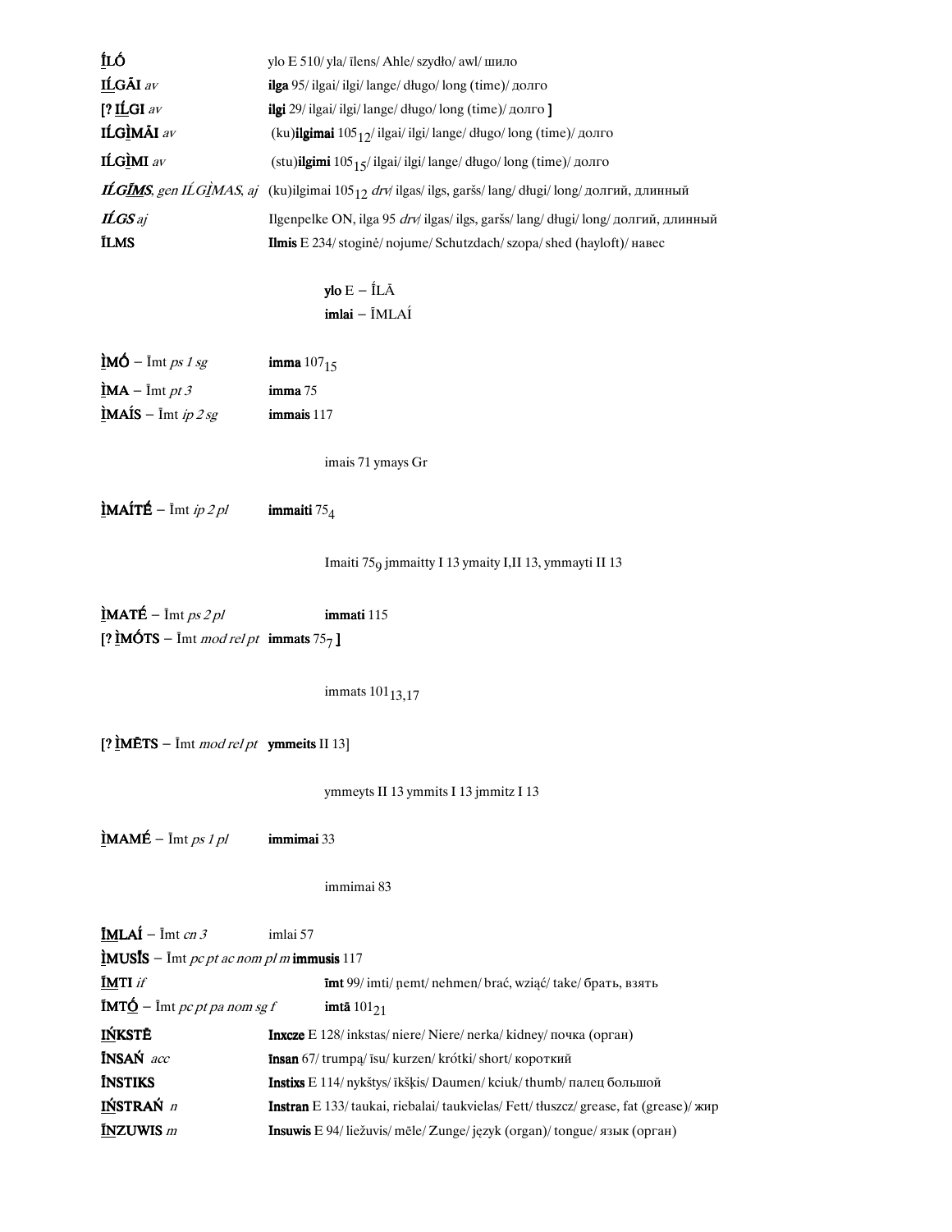**ĪLÓ** ylo E 510/ yla/ īlens/ Ahle/ szydło/ awl/ шило

**ILGĀI** *av* **ilga** 95/ ilgai/ ilgi/ lange/ długo/ long (time)/ долго

[? **ILGI** *av* **ilgi** 29/ ilgai/ ilgi/ lange/ długo/ long (time)/ долго ]

**ILGÌMĀI** *av* (ku)**ilgimai** $105_{12}$/ ilgai/ ilgi/ lange/ długo/ long (time)/ долго

**ILGÌMI** *av* (stu)**ilgimi** $105_{15}$/ ilgai/ ilgi/ lange/ długo/ long (time)/ долго

***ILGĪMS***, *gen ILGÌMAS, aj* (ku)ilgimai $105_{12}$ *drv*/ ilgas/ ilgs, garšs/ lang/ długi/ long/ долгий, длинный

***ILGS*** *aj* Ilgenpelke ON, ilga 95 *drv*/ ilgas/ ilgs, garšs/ lang/ długi/ long/ долгий, длинный

**ĪLMS** **Ilmis** E 234/ stoginė/ nojume/ Schutzdach/ szopa/ shed (hayloft)/ навес

**ylo** E – ĪLĀ
**imlai** – ĪMLAÍ

**ÌMÓ** – Īmt *ps 1 sg* **imma** $107_{15}$

**ÌMA** – Īmt *pt 3* **imma** 75

**ÌMAÍS** – Īmt *ip 2 sg* **immais** 117

imais 71 ymays Gr

**ÌMAÍTÉ** – Īmt *ip 2 pl* **immaiti** $75_{4}$

Imaiti $75_{9}$ jmmaitty I 13 ymaity I,II 13, ymmayti II 13

**ÌMATÉ** – Īmt *ps 2 pl* **immati** 115

[? **ÌMÓTS** – Īmt *mod rel pt* **immats** $75_{7}$ ]

immats $101_{13,17}$

[? **ÌMĒTS** – Īmt *mod rel pt* **ymmeits** II 13]

ymmeyts II 13 ymmits I 13 jmmitz I 13

**ÌMAMÉ** – Īmt *ps 1 pl* **immimai** 33

immimai 83

**ĪMLAÍ** – Īmt *cn 3* imlai 57

**ÌMUSĪS** – Īmt *pc pt ac nom pl m* **immusis** 117

**ĪMTI** *if* **īmt** 99/ imti/ ņemt/ nehmen/ brać, wziąć/ take/ брать, взять

**ĪMTÓ** – Īmt *pc pt pa nom sg f* **imtā** $101_{21}$

**IŃKSTĒ** **Inxcze** E 128/ inkstas/ niere/ Niere/ nerka/ kidney/ почка (орган)

**ĪNSAŃ** *acc* **Insan** 67/ trumpą/ īsu/ kurzen/ krótki/ short/ короткий

**ĪNSTIKS** **Instixs** E 114/ nykštys/ īkšķis/ Daumen/ kciuk/ thumb/ палец большой

**IŃSTRAŃ** *n* **Instran** E 133/ taukai, riebalai/ taukvielas/ Fett/ tłuszcz/ grease, fat (grease)/ жир

**ĪNZUWIS** *m* **Insuwis** E 94/ liežuvis/ mēle/ Zunge/ język (organ)/ tongue/ язык (орган)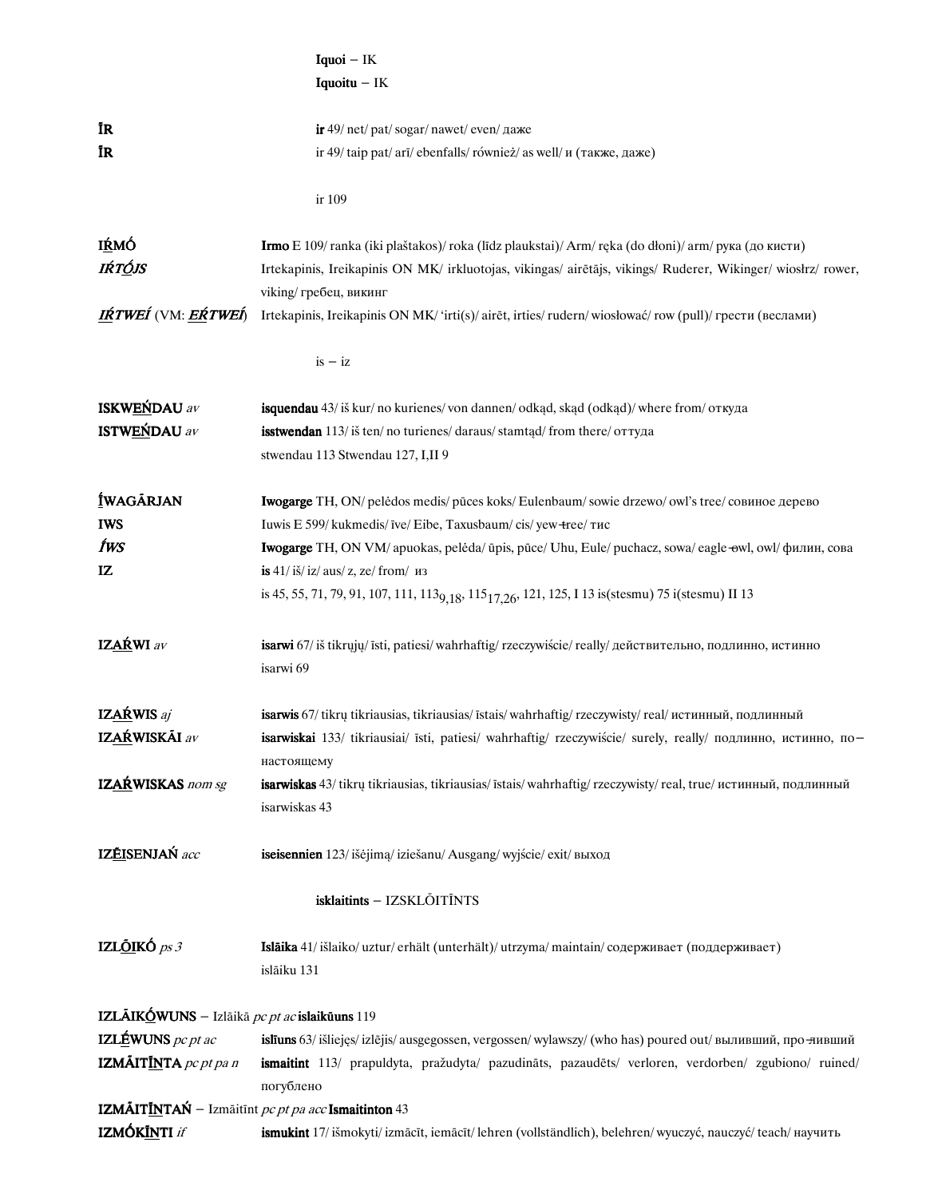**Iquoi** – IK

**Iquoitu** – IK

**ĪR** **ir** 49/ net/ pat/ sogar/ nawet/ even/ даже

**ĪR** ir 49/ taip pat/ arī/ ebenfalls/ również/ as well/ и (также, даже)

ir 109

**IR̲MÓ** **Irmo** E 109/ ranka (iki plaštakos)/ roka (līdz plaukstai)/ Arm/ ręka (do dłoni)/ arm/ рука (до кисти)

***IŔTÓ̲JS*** Irtekapinis, Ireikapinis ON MK/ irkluotojas, vikingas/ airētājs, vikings/ Ruderer, Wikinger/ wiosłrz/ rower, viking/ гребец, викинг

***IR̲TWEÍ*** (VM: ***ER̲TWEÍ***) Irtekapinis, Ireikapinis ON MK/ ‘irti(s)/ airēt, irties/ rudern/ wiosłować/ row (pull)/ грести (веслами)

is – iz

**ISKWEŃ̲DAU** *av* **isquendau** 43/ iš kur/ no kurienes/ von dannen/ odkąd, skąd (odkąd)/ where from/ откуда

**ISTWEŃ̲DAU** *av* **isstwendan** 113/ iš ten/ no turienes/ daraus/ stamtąd/ from there/ оттуда
stwendau 113 Stwendau 127, I,II 9

**Í̲WAGĀRJAN** **Iwogarge** TH, ON/ pelėdos medis/ pūces koks/ Eulenbaum/ sowie drzewo/ owl’s tree/ совиное дерево

**IWS** Iuwis E 599/ kukmedis/ īve/ Eibe, Taxusbaum/ cis/ yew-tree/ тис

***ÍWS*** **Iwogarge** TH, ON VM/ apuokas, pelėda/ ūpis, pūce/ Uhu, Eule/ puchacz, sowa/ eagle-owl, owl/ филин, сова

**IZ** **is** 41/ iš/ iz/ aus/ z, ze/ from/ из
is 45, 55, 71, 79, 91, 107, 111, $113_{9,18}$, $115_{17,26}$, 121, 125, I 13 is(stesmu) 75 i(stesmu) II 13

**IZAŔ̲WI** *av* **isarwi** 67/ iš tikrųjų/ īsti, patiesi/ wahrhaftig/ rzeczywiście/ really/ действительно, подлинно, истинно
isarwi 69

**IZAŔ̲WIS** *aj* **isarwis** 67/ tikrų tikriausias, tikriausias/ īstais/ wahrhaftig/ rzeczywisty/ real/ истинный, подлинный

**IZAŔ̲WISKĀI** *av* **isarwiskai** 133/ tikriausiai/ īsti, patiesi/ wahrhaftig/ rzeczywiście/ surely, really/ подлинно, истинно, по-настоящему

**IZAŔ̲WISKAS** *nom sg* **isarwiskas** 43/ tikrų tikriausias, tikriausias/ īstais/ wahrhaftig/ rzeczywisty/ real, true/ истинный, подлинный
isarwiskas 43

**IZĒ̲ISENJAŃ** *acc* **iseisennien** 123/ išėjimą/ iziešanu/ Ausgang/ wyjście/ exit/ выход

**isklaitints** – IZSKLŌITĪNTS

**IZLŌ̲IKÓ** *ps 3* **Islāika** 41/ išlaiko/ uztur/ erhält (unterhält)/ utrzyma/ maintain/ содержиает (поддерживает)
islāiku 131

**IZLĀIKÓ̲WUNS** – Izlāikā *pc pt ac* **islaikūuns** 119

**IZLÉ̲WUNS** *pc pt ac* **islīuns** 63/ išliejęs/ izlējis/ ausgegossen, vergossen/ wylawszy/ (who has) poured out/ выливший, про-ливший

**IZMĀITĪ̲NTA** *pc pt pa n* **ismaitint** 113/ prapuldyta, pražudyta/ pazudināts, pazaudēts/ verloren, verdorben/ zgubiono/ ruined/ погублено

**IZMĀITĪ̲NTAŃ** – Izmāitīnt *pc pt pa acc* **Ismaitinton** 43

**IZMÓKĪ̲NTI** *if* **ismukint** 17/ išmokyti/ izmācīt, iemācīt/ lehren (vollständlich), belehren/ wyuczyć, nauczyć/ teach/ научить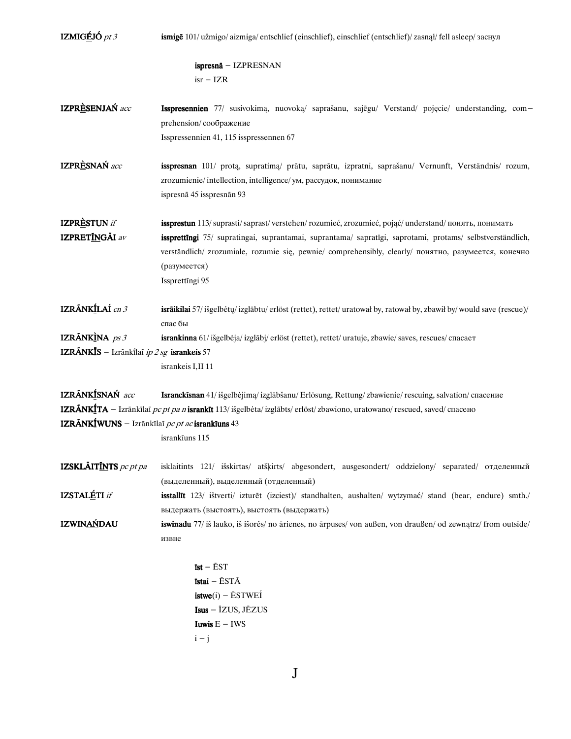**IZMIGḖJÓ** *pt 3* **ismigē** 101/ užmigo/ aizmiga/ entschlief (einschlief), einschlief (entschlief)/ zasnął/ fell asleep/ заснул

**ispresnā** − IZPRESNAN
isr − IZR

**IZPRÈSENJAŃ** *acc* **Isspresennien** 77/ susivokimą, nuovoką/ saprašanu, sajēgu/ Verstand/ pojęcie/ understanding, com− prehension/ соображение
Isspressennien 41, 115 isspressennen 67

**IZPRÈSNAŃ** *acc* **isspresnan** 101/ protą, supratimą/ prātu, saprātu, izpratni, saprašanu/ Vernunft, Verständnis/ rozum, zrozumienie/ intellection, intelligence/ ум, рассудок, понимание
ispresnā 45 isspresnān 93

**IZPRÈSTUN** *if* **issprestun** 113/ suprasti/ saprast/ verstehen/ rozumieć, zrozumieć, pojąć/ understand/ понять, понимать

**IZPRETĪNGĀI** *av* **issprettīngi** 75/ supratingai, suprantamai, suprantama/ sapratīgi, saprotami, protams/ selbstverständlich, verständlich/ zrozumiale, rozumie się, pewnie/ comprehensibly, clearly/ понятно, разумеется, конечно (разумеется)
Issprettīngi 95

**IZRĀNKĪLAÍ** *cn 3* **israīkilai** 57/ išgelbėtų/ izglābtu/ erlöst (rettet), rettet/ uratował by, ratował by, zbawił by/ would save (rescue)/ спас бы

**IZRĀNKÌNA** *ps 3* **isrankinna** 61/ išgelbėja/ izglābj/ erlöst (rettet), rettet/ uratuje, zbawie/ saves, rescues/ спасает

**IZRĀNKĪS** − Izrānkílaī *ip 2 sg* **isrankeis** 57
isrankeis I,II 11

**IZRĀNKÍSNAŃ** *acc* **Isranckīsnan** 41/ išgelbėjimą/ izglābšanu/ Erlösung, Rettung/ zbawienie/ rescuing, salvation/ спасение

**IZRĀNKÍTA** − Izrānkílaī *pc pt pa n* **isrankīt** 113/ išgelbėta/ izglābts/ erlöst/ zbawiono, uratowano/ rescued, saved/ спасено

**IZRĀNKÍWUNS** − Izrānkílaī *pc pt ac* **isrankīuns** 43
isrankīuns 115

**IZSKLĀITĪNTS** *pc pt pa* isklaitints 121/ išskirtas/ atšķirts/ abgesondert, ausgesondert/ oddzielony/ separated/ отделенный (выделенный), выделенный (отделенный)

**IZSTALḖTI** *if* **isstallīt** 123/ ištverti/ izturēt (izciest)/ standhalten, aushalten/ wytzymać/ stand (bear, endure) smth./ выдержать (выстоять), выстоять (выдержать)

**IZWINAŃDAU** **iswinadu** 77/ iš lauko, iš išorės/ no ārienes, no ārpuses/ von außen, von draußen/ od zewnątrz/ from outside/ извне

**Ist** − ĒST
**Istai** − ĒSTĀ
**istwe**(i) − ĒSTWEĪ
**Isus** − ĪZUS, JĒZUS
**Iuwis** E − IWS
i − j

# J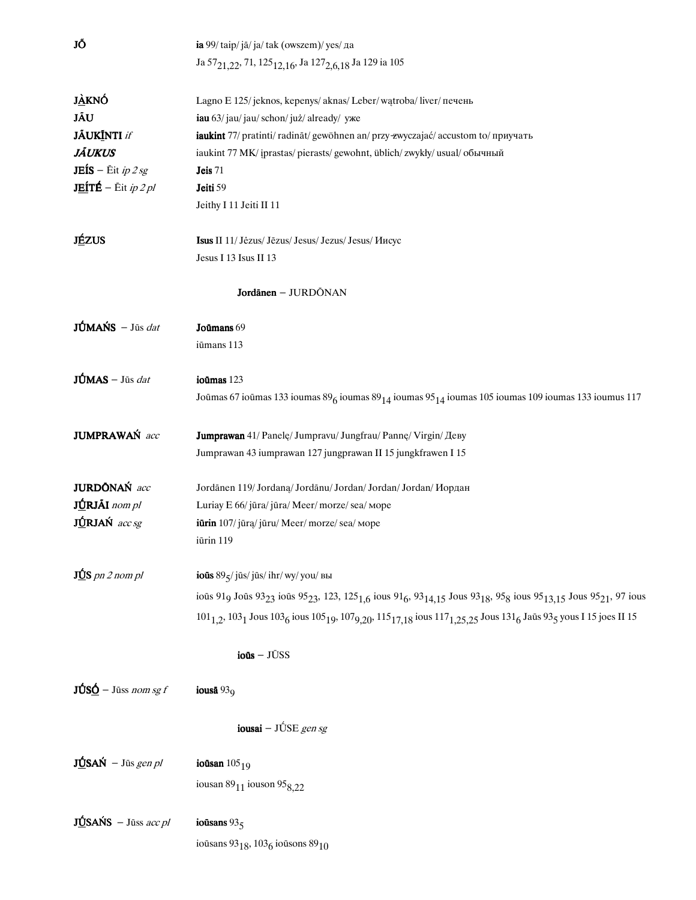**JŌ̃** — **ia** 99/ taip/ jā/ ja/ tak (owszem)/ yes/ да
Ja $57_{21,22}$, 71, $125_{12,16}$, Ja $127_{2,6,18}$ Ja 129 ia 105

**JÀ̲KNÓ** — Lagno E 125/ jeknos, kepenys/ aknas/ Leber/ wątroba/ liver/ печень

**JÃU** — **iau** 63/ jau/ jau/ schon/ już/ already/ уже

**JÃUKĪ̲NTI** *if* — **iaukint** 77/ pratinti/ radināt/ gewöhnen an/ przy-zwyczajać/ accustom to/ приучать

***JÃUKUS*** — iaukint 77 MK/ įprastas/ pierasts/ gewohnt, üblich/ zwykły/ usual/ обычный

**JEÍS** – Ẽit *ip 2 sg* — **Jeis** 71

**JE̲ÍTÉ** – Ẽit *ip 2 pl* — **Jeiti** 59
Jeithy I 11 Jeiti II 11

**JÉ̲ZUS** — **Isus** II 11/ Jėzus/ Jēzus/ Jesus/ Jezus/ Jesus/ Иисус
Jesus I 13 Isus II 13

**Jordānen** – JURDŌNAN

**JÚMAŃS** – Jūs *dat* — **Joūmans** 69
iūmans 113

**JÚMAS** – Jūs *dat* — **ioūmas** 123
Joūmas 67 ioūmas 133 ioumas $89_6$ ioumas $89_{14}$ ioumas $95_{14}$ ioumas 105 ioumas 109 ioumas 133 ioumus 117

**JUMPRAWAŃ** *acc* — **Jumprawan** 41/ Panelę/ Jumpravu/ Jungfrau/ Pannę/ Virgin/ Деву
Jumprawan 43 iumprawan 127 jungprawan II 15 jungkfrawen I 15

**JURDŌNAŃ** *acc* — Jordānen 119/ Jordaną/ Jordānu/ Jordan/ Jordan/ Jordan/ Иордан

**JÚ̲RJĀI** *nom pl* — Luriay E 66/ jūra/ jūra/ Meer/ morze/ sea/ море

**JÚ̲RJAŃ** *acc sg* — **iūrin** 107/ jūrą/ jūru/ Meer/ morze/ sea/ море
iūrin 119

**JÚ̲S** *pn 2 nom pl* — **ioūs** $89_5$/ jūs/ jūs/ ihr/ wy/ you/ вы
ioūs $91_9$ Joūs $93_{23}$ ioūs $95_{23}$, 123, $125_{1,6}$ ious $91_6$, $93_{14,15}$ Jous $93_{18}$, $95_8$ ious $95_{13,15}$ Jous $95_{21}$, 97 ious $101_{1,2}$, $103_1$ Jous $103_6$ ious $105_{19}$, $107_{9,20}$, $115_{17,18}$ ious $117_{1,25,25}$ Jous $131_6$ Jaūs $93_5$ yous I 15 joes II 15

**ioūs** – JŪSS

**JÚSÓ̲** – Jūss *nom sg f* — **iousā** $93_9$

**iousai** – JÚSE *gen sg*

**JÚ̲SAŃ** – Jūs *gen pl* — **ioūsan** $105_{19}$
iousan $89_{11}$ iouson $95_{8,22}$

**JÚ̲SAŃS** – Jūss *acc pl* — **ioūsans** $93_5$
ioūsans $93_{18}$, $103_6$ ioūsons $89_{10}$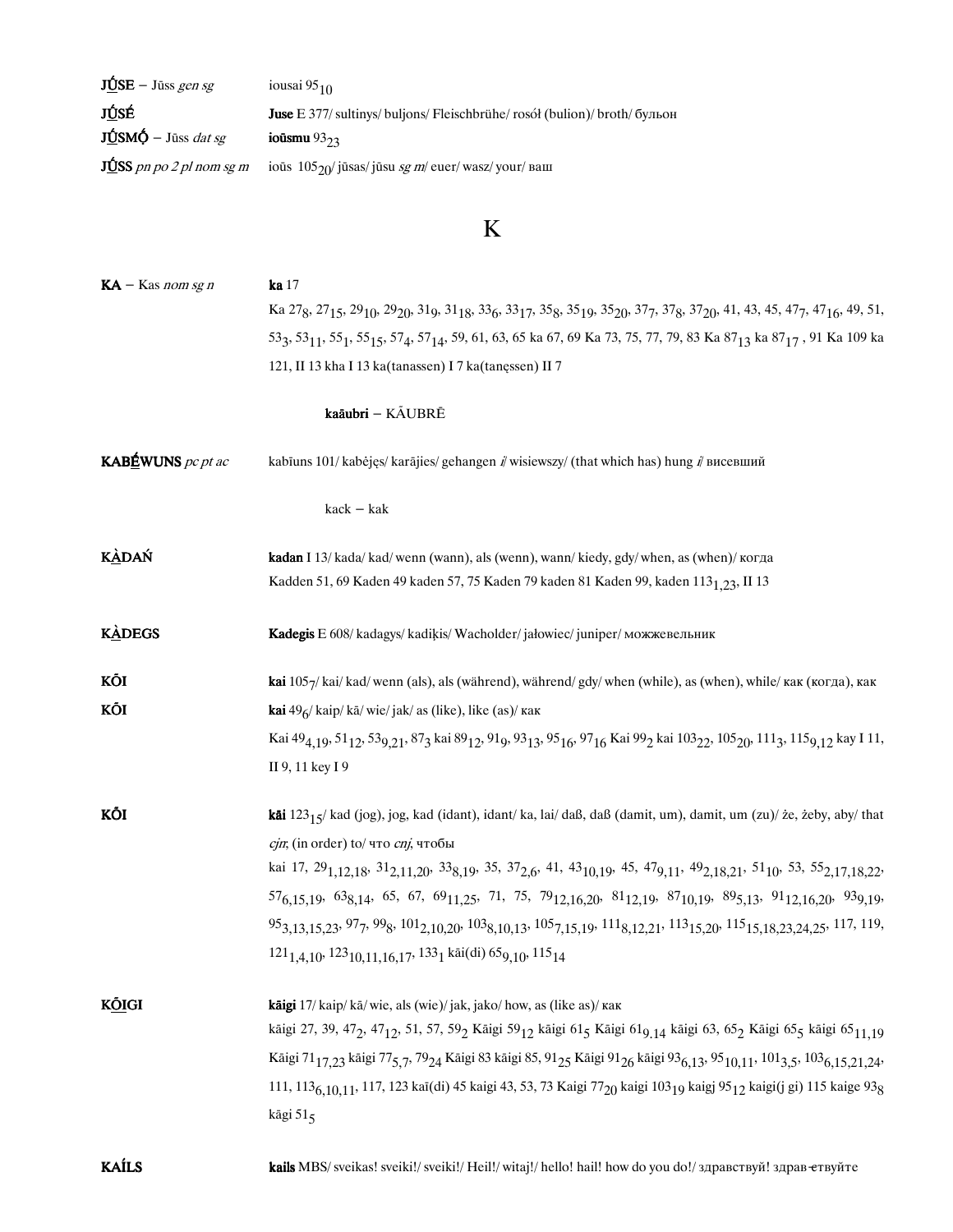**J<u>Ú</u>SE** – Jūss *gen sg* iousai $95_{10}$

**J<u>Ú</u>SÉ** **Juse** E 377/ sultinys/ buljons/ Fleischbrühe/ rosół (bulion)/ broth/ бульон

**J<u>Ú</u>SMṒ** – Jūss *dat sg* **ioūsmu** $93_{23}$

**J<u>Ú</u>SS** *pn po 2 pl nom sg m* ioūs $105_{20}$/ jūsas/ jūsu *sg m*/ euer/ wasz/ your/ ваш

# K

**KA** – Kas *nom sg n* **ka** 17
Ka $27_8$, $27_{15}$, $29_{10}$, $29_{20}$, $31_9$, $31_{18}$, $33_6$, $33_{17}$, $35_8$, $35_{19}$, $35_{20}$, $37_7$, $37_8$, $37_{20}$, 41, 43, 45, $47_7$, $47_{16}$, 49, 51, $53_3$, $53_{11}$, $55_1$, $55_{15}$, $57_4$, $57_{14}$, 59, 61, 63, 65 ka 67, 69 Ka 73, 75, 77, 79, 83 Ka $87_{13}$ ka $87_{17}$ , 91 Ka 109 ka 121, II 13 kha I 13 ka(tanassen) I 7 ka(tanęssen) II 7

**kaāubri** – KĀUBRĒ

**KAB<u>É</u>WUNS** *pc pt ac* kabīuns 101/ kabėjęs/ karājies/ gehangen *i*/ wisiewszy/ (that which has) hung *i*/ висевший

kack – kak

**K<u>À</u>DAŃ** **kadan** I 13/ kada/ kad/ wenn (wann), als (wenn), wann/ kiedy, gdy/ when, as (when)/ когда
Kadden 51, 69 Kaden 49 kaden 57, 75 Kaden 79 kaden 81 Kaden 99, kaden $113_{1,23}$, II 13

**K<u>À</u>DEGS** **Kadegis** E 608/ kadagys/ kadiķis/ Wacholder/ jałowiec/ juniper/ можжевельник

**KŌI** **kai** $105_7$/ kai/ kad/ wenn (als), als (während), während/ gdy/ when (while), as (when), while/ как (когда), как

**KŌI** **kai** $49_6$/ kaip/ kā/ wie/ jak/ as (like), like (as)/ как
Kai $49_{4,19}$, $51_{12}$, $53_{9,21}$, $87_3$ kai $89_{12}$, $91_9$, $93_{13}$, $95_{16}$, $97_{16}$ Kai $99_2$ kai $103_{22}$, $105_{20}$, $111_3$, $115_{9,12}$ kay I 11, II 9, 11 key I 9

**KŌI** **kāi** $123_{15}$/ kad (jog), jog, kad (idant), idant/ ka, lai/ daß, daß (damit, um), damit, um (zu)/ że, żeby, aby/ that *cjn*, (in order) to/ что *cnj*, чтобы
kai 17, $29_{1,12,18}$, $31_{2,11,20}$, $33_{8,19}$, 35, $37_{2,6}$, 41, $43_{10,19}$, 45, $47_{9,11}$, $49_{2,18,21}$, $51_{10}$, 53, $55_{2,17,18,22}$, $57_{6,15,19}$, $63_{8,14}$, 65, 67, $69_{11,25}$, 71, 75, $79_{12,16,20}$, $81_{12,19}$, $87_{10,19}$, $89_{5,13}$, $91_{12,16,20}$, $93_{9,19}$, $95_{3,13,15,23}$, $97_7$, $99_8$, $101_{2,10,20}$, $103_{8,10,13}$, $105_{7,15,19}$, $111_{8,12,21}$, $113_{15,20}$, $115_{15,18,23,24,25}$, 117, 119, $121_{1,4,10}$, $123_{10,11,16,17}$, $133_1$ kāi(di) $65_{9,10}$, $115_{14}$

**K<u>Ō</u>IGI** **kāigi** 17/ kaip/ kā/ wie, als (wie)/ jak, jako/ how, as (like as)/ как
kāigi 27, 39, $47_2$, $47_{12}$, 51, 57, $59_2$ Kāigi $59_{12}$ kāigi $61_5$ Kāigi $61_{9.14}$ kāigi 63, $65_2$ Kāigi $65_5$ kāigi $65_{11,19}$ Kāigi $71_{17,23}$ kāigi $77_{5,7}$, $79_{24}$ Kāigi 83 kāigi 85, $91_{25}$ Kāigi $91_{26}$ kāigi $93_{6,13}$, $95_{10,11}$, $101_{3,5}$, $103_{6,15,21,24}$, 111, $113_{6,10,11}$, 117, 123 kaī(di) 45 kaigi 43, 53, 73 Kaigi $77_{20}$ kaigi $103_{19}$ kaigj $95_{12}$ kaigi(j gi) 115 kaige $93_8$ kāgi $51_5$

**KAÍLS** **kails** MBS/ sveikas! sveiki!/ sveiki!/ Heil!/ witaj!/ hello! hail! how do you do!/ здравствуй! здрав-ствуйте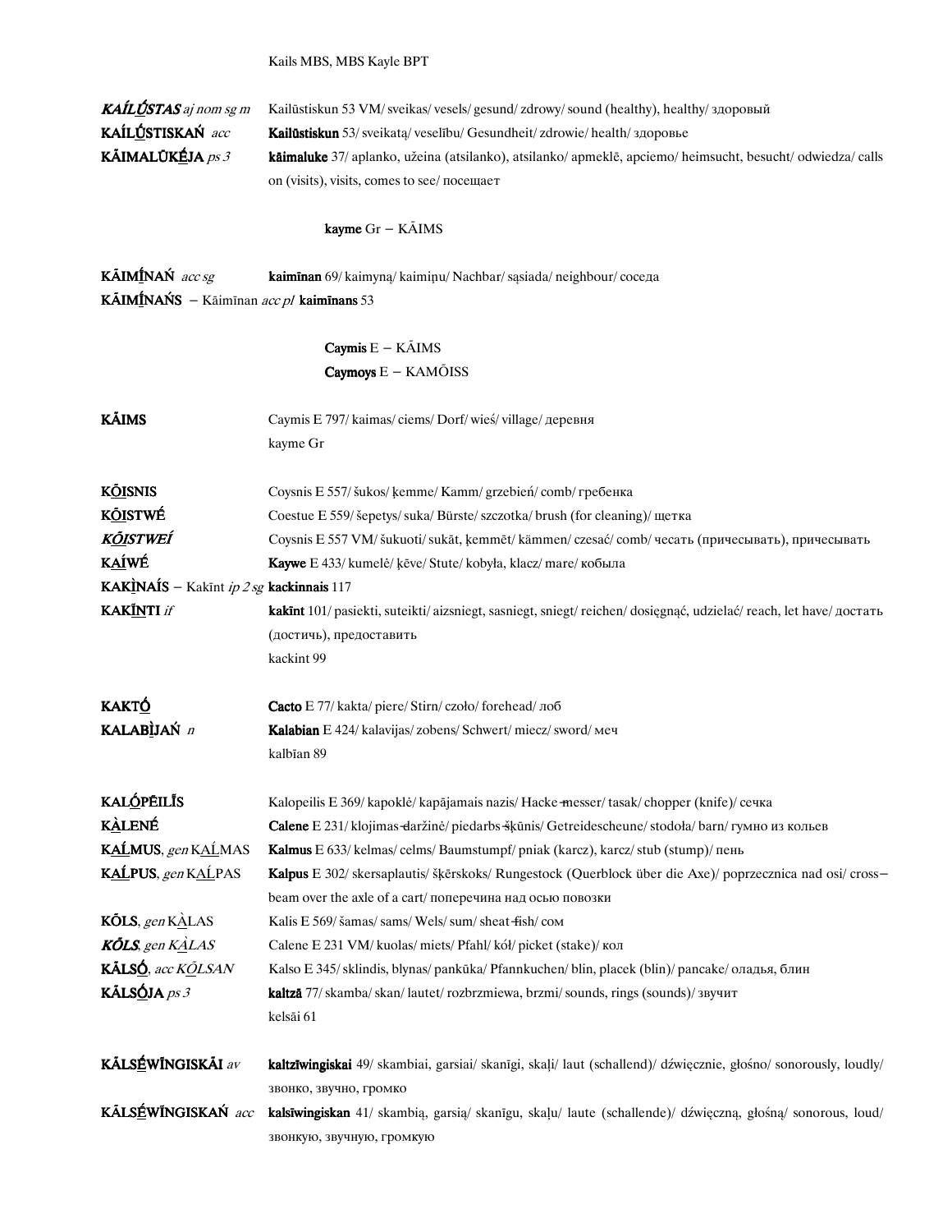Kails MBS, MBS Kayle BPT

| | |
|---|---|
| ***KAÍL<u>Ū</u>STAS*** *aj nom sg m* | Kailūstiskun 53 VM/ sveikas/ vesels/ gesund/ zdrowy/ sound (healthy), healthy/ здоровый |
| **KAÍL<u>Ū</u>STISKAŃ** *acc* | **Kailūstiskun** 53/ sveikatą/ veselību/ Gesundheit/ zdrowie/ health/ здоровье |
| **KĀIMALŪK<u>É</u>JA** *ps 3* | **kāimaluke** 37/ aplanko, užeina (atsilanko), atsilanko/ apmeklē, apciemo/ heimsucht, besucht/ odwiedza/ calls on (visits), visits, comes to see/ посещает |

**kayme** Gr – KĀIMS

| | |
|---|---|
| **KĀIM<u>Ī</u>NAŃ** *acc sg* | **kaimīnan** 69/ kaimyną/ kaimiņu/ Nachbar/ sąsiada/ neighbour/ соседа |

**KĀIM<u>Ī</u>NAŃS** – Kāimīnan *acc pl* **kaimīnans** 53

**Caymis** E – KĀIMS
**Caymoys** E – KAMŌISS

| | |
|---|---|
| **KĀIMS** | Caymis E 797/ kaimas/ ciems/ Dorf/ wieś/ village/ деревня<br>kayme Gr |
| **K<u>Ō</u>ISNIS** | Coysnis E 557/ šukos/ ķemme/ Kamm/ grzebień/ comb/ гребенка |
| **K<u>Ō</u>ISTWÉ** | Coestue E 559/ šepetys/ suka/ Bürste/ szczotka/ brush (for cleaning)/ щетка |
| ***K<u>Ō</u>ISTWEÍ*** | Coysnis E 557 VM/ šukuoti/ sukāt, ķemmēt/ kämmen/ czesać/ comb/ чесать (причесывать), причесывать |
| **KA<u>Í</u>WÉ** | **Kaywe** E 433/ kumelė/ ķēve/ Stute/ kobyła, klacz/ mare/ кобыла |

**KAKÌNAÍS** – Kakīnt *ip 2 sg* **kackinnais** 117

| | |
|---|---|
| **KAK<u>Ī</u>NTI** *if* | **kakīnt** 101/ pasiekti, suteikti/ aizsniegt, sasniegt, sniegt/ reichen/ dosięgnąć, udzielać/ reach, let have/ достать (достичь), предоставить<br>kackint 99 |
| **KAKT<u>Ó</u>** | **Cacto** E 77/ kakta/ piere/ Stirn/ czoło/ forehead/ лоб |
| **KALABÌJAŃ** *n* | **Kalabian** E 424/ kalavijas/ zobens/ Schwert/ miecz/ sword/ меч<br>kalbīan 89 |
| **KAL<u>Ó</u>PĒIL<u>Ī</u>S** | Kalopeilis E 369/ kapoklė/ kapājamais nazis/ Hacke-messer/ tasak/ chopper (knife)/ сечка |
| **KÀLENÉ** | **Calene** E 231/ klojimas-daržinė/ piedarbs-šķūnis/ Getreidescheune/ stodoła/ barn/ гумно из кольев |
| **KA<u>Ĺ</u>MUS**, *gen* KA<u>Ĺ</u>MAS | **Kalmus** E 633/ kelmas/ celms/ Baumstumpf/ pniak (karcz), karcz/ stub (stump)/ пень |
| **KA<u>Ĺ</u>PUS**, *gen* KA<u>Ĺ</u>PAS | **Kalpus** E 302/ skersaplautis/ šķērskoks/ Rungestock (Querblock über die Axe)/ poprzecznica nad osi/ cross-beam over the axle of a cart/ поперечина над осью повозки |
| **KŌLS**, *gen* KÀLAS | Kalis E 569/ šamas/ sams/ Wels/ sum/ sheat-fish/ сом |
| ***KŐLS***, *gen KÀLAS* | Calene E 231 VM/ kuolas/ miets/ Pfahl/ kół/ picket (stake)/ кол |
| **KĀLS<u>Ó</u>**, *acc KŌLSAN* | Kalso E 345/ sklindis, blynas/ pankūka/ Pfannkuchen/ blin, placek (blin)/ pancake/ оладья, блин |
| **KĀLS<u>Ó</u>JA** *ps 3* | **kaltzā** 77/ skamba/ skan/ lautet/ rozbrzmiewa, brzmi/ sounds, rings (sounds)/ звучит<br>kelsāi 61 |
| **KĀLS<u>Ē</u>WĪNGISKĀI** *av* | **kaltzīwingiskai** 49/ skambiai, garsiai/ skanīgi, skaļi/ laut (schallend)/ dźwięcznie, głośno/ sonorously, loudly/ звонко, звучно, громко |
| **KĀLS<u>Ē</u>WĪNGISKAŃ** *acc* | **kalsīwingiskan** 41/ skambią, garsią/ skanīgu, skaļu/ laute (schallende)/ dźwięczną, głośną/ sonorous, loud/ звонкую, звучную, громкую |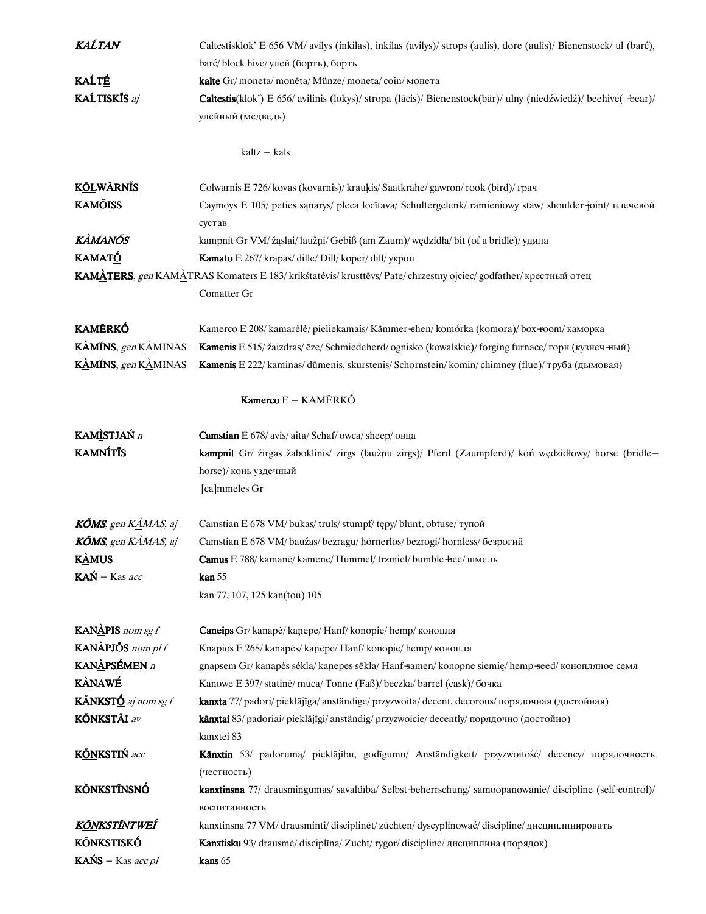| | |
|---|---|
| ***KA̲ĹTAN*** | Caltestisklok' E 656 VM/ avilys (inkilas), inkilas (avilys)/ strops (aulis), dore (aulis)/ Bienenstock/ ul (barć), barć/ block hive/ улей (борть), борть |
| **KAĹTÉ̲** | **kalte** Gr/ moneta/ monēta/ Münze/ moneta/ coin/ монета |
| **KA̲ĹTISKĪS** *aj* | **Caltestis**(klok') E 656/ avilinis (lokys)/ stropa (lācis)/ Bienenstock(bär)/ ulny (niedźwiedź)/ beehive(-bear)/ улейный (медведь) |

kaltz – kals

| | |
|---|---|
| **KŌ̲LWĀRNĪS** | Colwarnis E 726/ kovas (kovarnis)/ krauķis/ Saatkrähe/ gawron/ rook (bird)/ грач |
| **KAMŌ̲ISS** | Caymoys E 105/ peties sąnarys/ pleca locītava/ Schultergelenk/ ramieniowy staw/ shoulder-joint/ плечевой сустав |
| ***KÀMANŐS*** | kampnit Gr VM/ žąslai/ laužņi/ Gebiß (am Zaum)/ wędzidła/ bit (of a bridle)/ удила |
| **KAMATÓ̲** | **Kamato** E 267/ krapas/ dille/ Dill/ koper/ dill/ укроп |
| **KAMÀ̲TERS**, *gen* KAMÀ̲TRAS | Komaters E 183/ krikštatėvis/ krusttēvs/ Pate/ chrzestny ojciec/ godfather/ крестный отец<br>Comatter Gr |
| **KAMĒRKÓ** | Kamerco E 208/ kamarėlė/ pieliekamais/ Kämmer-chen/ komórka (komora)/ box-room/ каморка |
| **KÀ̲MĪNS**, *gen* KÀ̲MINAS | **Kamenis** E 515/ žaizdras/ ēze/ Schmiedeherd/ ognisko (kowalskie)/ forging furnace/ горн (кузнеч-ный) |
| **KÀ̲MĪNS**, *gen* KÀ̲MINAS | **Kamenis** E 222/ kaminas/ dūmenis, skurstenis/ Schornstein/ komin/ chimney (flue)/ труба (дымовая) |

**Kamerco** E – KAMĒRKÓ

| | |
|---|---|
| **KAMÌ̲STJAŃ** *n* | **Camstian** E 678/ avis/ aita/ Schaf/ owca/ sheep/ овца |
| **KAMNÍ̲TĪS** | **kampnit** Gr/ žirgas žaboklinis/ zirgs (laužņu zirgs)/ Pferd (Zaumpferd)/ koń wędzidłowy/ horse (bridle-horse)/ конь уздечный<br>[ca]mmeles Gr |
| ***KŐMS**, gen KÀ̲MAS, aj* | Camstian E 678 VM/ bukas/ truls/ stumpf/ tępy/ blunt, obtuse/ тупой |
| ***KŐMS**, gen KÀ̲MAS, aj* | Camstian E 678 VM/ baužas/ bezragu/ hörnerlos/ bezrogi/ hornless/ безрогий |
| **KÀ̲MUS** | **Camus** E 788/ kamanė/ kamene/ Hummel/ trzmiel/ bumble-bee/ шмель |
| **KAŃ** – Kas *acc* | **kan** 55<br>kan 77, 107, 125 kan(tou) 105 |
| **KANÀ̲PIS** *nom sg f* | **Caneips** Gr/ kanapė/ kaņepe/ Hanf/ konopie/ hemp/ конопля |
| **KANÀ̲PJŐS** *nom pl f* | Knapios E 268/ kanapės/ kaņepe/ Hanf/ konopie/ hemp/ конопля |
| **KANÀ̲PSÉMEN** *n* | gnapsem Gr/ kanapės sėkla/ kaņepes sēkla/ Hanf-samen/ konopne siemię/ hemp-seed/ конопляное семя |
| **KÀ̲NAWÉ** | Kanowe E 397/ statinė/ muca/ Tonne (Faß)/ beczka/ barrel (cask)/ бочка |
| **KĀNKSTÓ̲** *aj nom sg f* | **kanxta** 77/ padori/ pieklājīga/ anständige/ przyzwoita/ decent, decorous/ порядочная (достойная) |
| **KŐ̲NKSTĀI** *av* | **kānxtai** 83/ padoriai/ pieklājīgi/ anständig/ przyzwoicie/ decently/ порядочно (достойно)<br>kanxtei 83 |
| **KŐ̲NKSTIŃ** *acc* | **Kānxtin** 53/ padorumą/ pieklājību, godīgumu/ Anständigkeit/ przyzwoitość/ decency/ порядочность (честность) |
| **KŐ̲NKSTĪNSNÓ** | **kanxtinsna** 77/ drausmingumas/ savaldība/ Selbst-beherrschung/ samoopanowanie/ discipline (self-control)/ воспитанность |
| ***KŐ̲NKSTĪNTWEÍ*** | kanxtinsna 77 VM/ drausminti/ disciplinēt/ züchten/ dyscyplinować/ discipline/ дисциплинировать |
| **KŐ̲NKSTISKÓ** | **Kanxtisku** 93/ drausmė/ disciplīna/ Zucht/ rygor/ discipline/ дисциплина (порядок) |
| **KAŃS** – Kas *acc pl* | **kans** 65 |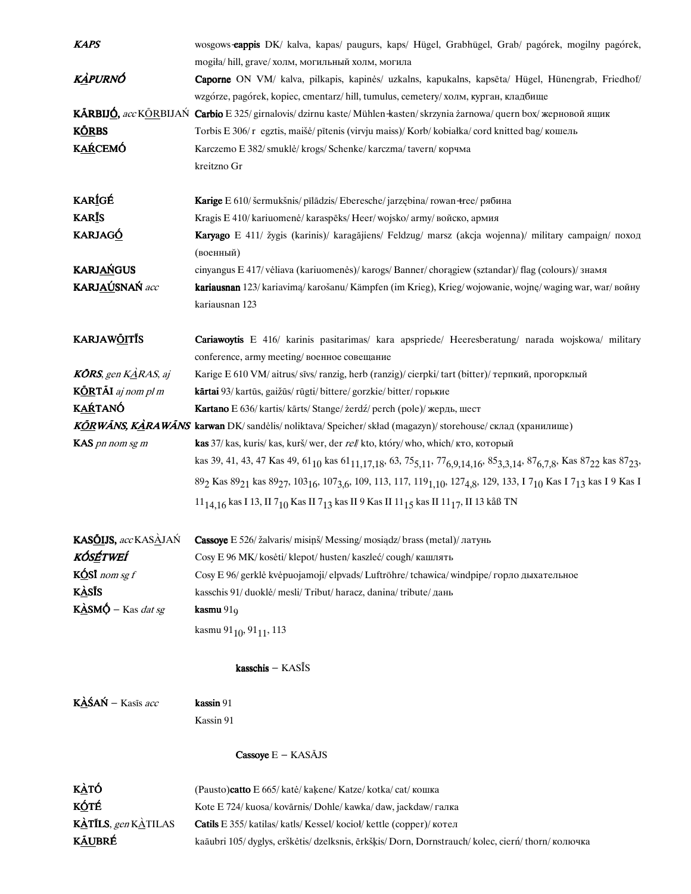| | |
|---|---|
| ***KAPS*** | wosgows-**cappis** DK/ kalva, kapas/ paugurs, kaps/ Hügel, Grabhügel, Grab/ pagórek, mogilny pagórek, mogiła/ hill, grave/ холм, могильный холм, могила |
| ***KÀPURNÓ*** | **Caporne** ON VM/ kalva, pilkapis, kapinės/ uzkalns, kapukalns, kapsēta/ Hügel, Hünengrab, Friedhof/ wzgórze, pagórek, kopiec, cmentarz/ hill, tumulus, cemetery/ холм, курган, кладбище |
| **KĀRBIJÓ,** *acc* KŌRBIJAŃ | **Carbio** E 325/ girnalovis/ dzirnu kaste/ Mühlen-kasten/ skrzynia żarnowa/ quern box/ жерновой ящик |
| **KŌRBS** | Torbis E 306/ r egztis, maišė/ pītenis (virvju maiss)/ Korb/ kobiałka/ cord knitted bag/ кошель |
| **KAŔCEMÓ** | Karczemo E 382/ smuklė/ krogs/ Schenke/ karczma/ tavern/ корчма |
| | kreitzno Gr |
| **KARĪGÉ** | **Karige** E 610/ šermukšnis/ pīlādzis/ Eberesche/ jarzębina/ rowan-tree/ рябина |
| **KARĪS** | Kragis E 410/ kariuomenė/ karaspēks/ Heer/ wojsko/ army/ войско, армия |
| **KARJAGÓ** | **Karyago** E 411/ žygis (karinis)/ karagājiens/ Feldzug/ marsz (akcja wojenna)/ military campaign/ поход (военный) |
| **KARJAŃGUS** | cinyangus E 417/ vėliava (kariuomenės)/ karogs/ Banner/ chorągiew (sztandar)/ flag (colours)/ знамя |
| **KARJAÚSNAŃ** *acc* | **kariausnan** 123/ kariavimą/ karošanu/ Kämpfen (im Krieg), Krieg/ wojowanie, wojnę/ waging war, war/ войну |
| | kariausnan 123 |
| **KARJAWŌITĪS** | **Cariawoytis** E 416/ karinis pasitarimas/ kara apspriede/ Heeresberatung/ narada wojskowa/ military conference, army meeting/ военное совещание |
| ***KŌRS***, *gen KÀRAS, aj* | Karige E 610 VM/ aitrus/ sīvs/ ranzig, herb (ranzig)/ cierpki/ tart (bitter)/ терпкий, прогорклый |
| **KŌRTĀI** *aj nom pl m* | **kārtai** 93/ kartūs, gaižūs/ rūgti/ bittere/ gorzkie/ bitter/ горькие |
| **KAŔTANÓ** | **Kartano** E 636/ kartis/ kārts/ Stange/ żerdź/ perch (pole)/ жердь, шест |
| ***KŌRWĀNS, KÀRAWĀNS*** | **karwan** DK/ sandėlis/ noliktava/ Speicher/ skład (magazyn)/ storehouse/ склад (хранилище) |
| **KAS** *pn nom sg m* | **kas** 37/ kas, kuris/ kas, kurš/ wer, der *rel*/ kto, który/ who, which/ кто, который |
| | kas 39, 41, 43, 47 Kas 49, $61_{10}$ kas $61_{11,17,18}$, 63, $75_{5,11}$, $77_{6,9,14,16}$, $85_{3,3,14}$, $87_{6,7,8}$, Kas $87_{22}$ kas $87_{23}$, $89_2$ Kas $89_{21}$ kas $89_{27}$, $103_{16}$, $107_{3,6}$, 109, 113, 117, $119_{1,10}$, $127_{4,8}$, 129, 133, I $7_{10}$ Kas I $7_{13}$ kas I 9 Kas I $11_{14,16}$ kas I 13, II $7_{10}$ Kas II $7_{13}$ kas II 9 Kas II $11_{15}$ kas II $11_{17}$, II 13 kåß TN |
| **KASŌIJS,** *acc* KASÀJAŃ | **Cassoye** E 526/ žalvaris/ misiņš/ Messing/ mosiądz/ brass (metal)/ латунь |
| ***KÓSĒTWEÍ*** | Cosy E 96 MK/ kosėti/ klepot/ husten/ kaszleć/ cough/ кашлять |
| **KÓSĪ** *nom sg f* | Cosy E 96/ gerklė kvėpuojamoji/ elpvads/ Luftröhre/ tchawica/ windpipe/ горло дыхательное |
| **KÀSĪS** | kasschis 91/ duoklė/ mesli/ Tribut/ haracz, danina/ tribute/ дань |
| **KÀSMǪ** – Kas *dat sg* | **kasmu** $91_9$ |
| | kasmu $91_{10}$, $91_{11}$, 113 |
| | **kasschis** – KASĪS |
| **KÀŚAŃ** – Kasīs *acc* | **kassin** 91 |
| | Kassin 91 |
| | **Cassoye** E – KASĀJS |
| **KÀTÓ** | (Pausto)**catto** E 665/ katė/ kaķene/ Katze/ kotka/ cat/ кошка |
| **KÓTÉ** | Kote E 724/ kuosa/ kovārnis/ Dohle/ kawka/ daw, jackdaw/ галка |
| **KÀTĪLS**, *gen* KÀTILAS | **Catils** E 355/ katilas/ katls/ Kessel/ kocioł/ kettle (copper)/ котел |
| **KĀUBRÉ** | kaūubri 105/ dyglys, erškėtis/ dzelksnis, ērkšķis/ Dorn, Dornstrauch/ kolec, cierń/ thorn/ колючка |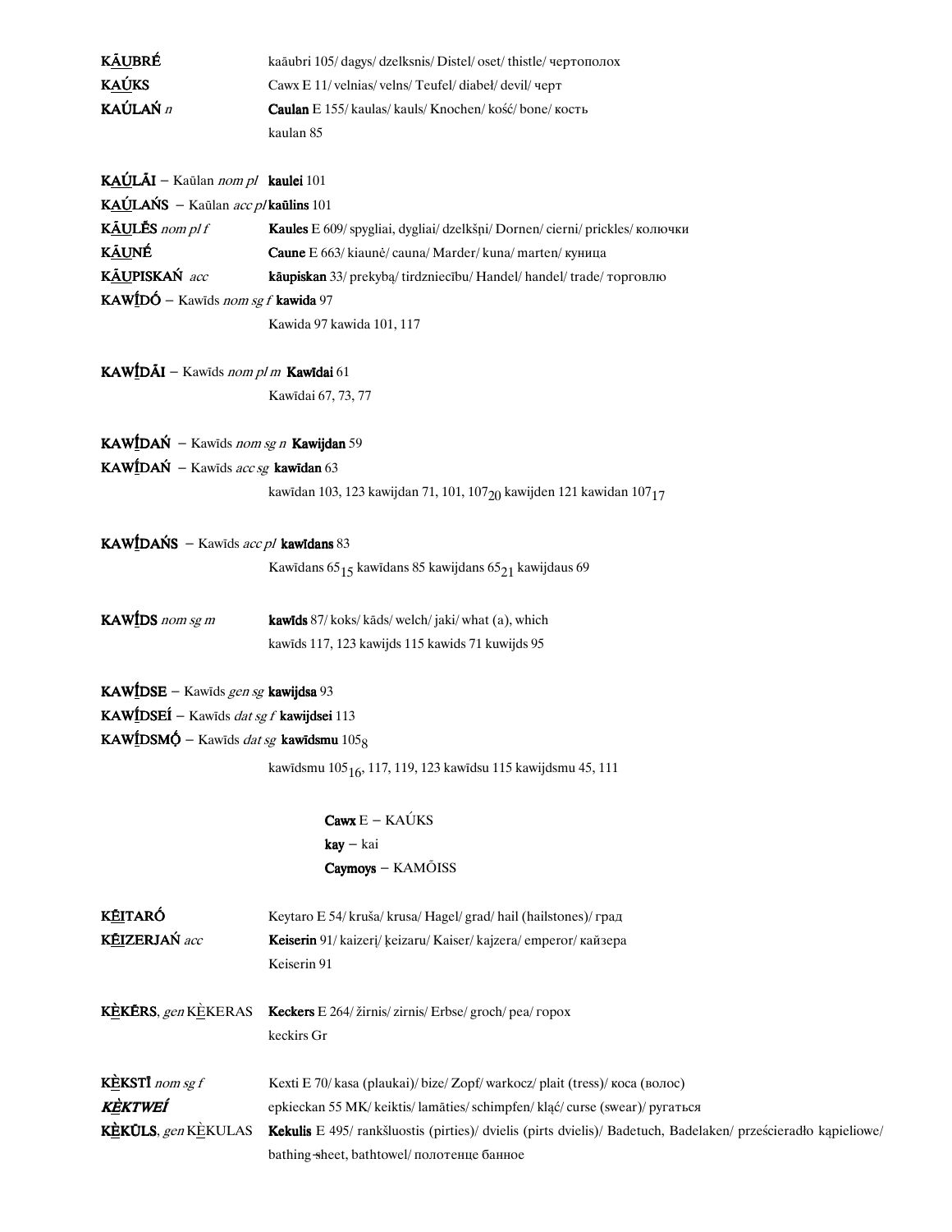**KĀUBRÉ** kaāubri 105/ dagys/ dzelksnis/ Distel/ oset/ thistle/ чертополох

**KAÚKS** Cawx E 11/ velnias/ velns/ Teufel/ diabeł/ devil/ черт

**KAÚLAŃ** *n* **Caulan** E 155/ kaulas/ kauls/ Knochen/ kość/ bone/ кость
kaulan 85

**KAÚLĀI** – Kaūlan *nom pl* **kaulei** 101

**KAÚLAŃS** – Kaūlan *acc pl* **kaūlins** 101

**KĀULḖS** *nom pl f* **Kaules** E 609/ spygliai, dygliai/ dzelkšņi/ Dornen/ cierni/ prickles/ колючки

**KĀUNÉ** **Caune** E 663/ kiaunė/ cauna/ Marder/ kuna/ marten/ куница

**KĀUPISKAŃ** *acc* **kāupiskan** 33/ prekybą/ tirdzniecību/ Handel/ handel/ trade/ торговлю

**KAWĪDÓ** – Kawīds *nom sg f* **kawida** 97
Kawida 97 kawida 101, 117

**KAWĪDĀI** – Kawīds *nom pl m* **Kawīdai** 61
Kawīdai 67, 73, 77

**KAWĪDAŃ** – Kawīds *nom sg n* **Kawijdan** 59

**KAWĪDAŃ** – Kawīds *acc sg* **kawīdan** 63
kawīdan 103, 123 kawijdan 71, 101, $107_{20}$ kawijden 121 kawidan $107_{17}$

**KAWĪDAŃS** – Kawīds *acc pl* **kawīdans** 83
Kawīdans $65_{15}$ kawīdans 85 kawijdans $65_{21}$ kawijdaus 69

**KAWĪDS** *nom sg m* **kawīds** 87/ koks/ kāds/ welch/ jaki/ what (a), which
kawīds 117, 123 kawijds 115 kawids 71 kuwijds 95

**KAWĪDSE** – Kawīds *gen sg* **kawijdsa** 93

**KAWĪDSEÍ** – Kawīds *dat sg f* **kawijdsei** 113

**KAWĪDSMǪ́** – Kawīds *dat sg* **kawīdsmu** $105_{8}$
kawīdsmu $105_{16}$, 117, 119, 123 kawīdsu 115 kawijdsmu 45, 111

**Cawx** E – KAÚKS
**kay** – kai
**Caymoys** – KAMŌISS

**KĒITARÓ** Keytaro E 54/ kruša/ krusa/ Hagel/ grad/ hail (hailstones)/ град

**KĒIZERJAŃ** *acc* **Keiserin** 91/ kaizerį/ ķeizaru/ Kaiser/ kajzera/ emperor/ кайзера
Keiserin 91

**KÈKḖRS**, *gen* KÈKERAS **Keckers** E 264/ žirnis/ zirnis/ Erbse/ groch/ pea/ горох
keckirs Gr

**KÈKSTĪ** *nom sg f* Kexti E 70/ kasa (plaukai)/ bize/ Zopf/ warkocz/ plait (tress)/ коса (волос)

***KÈKTWEÍ*** epkieckan 55 MK/ keiktis/ lamāties/ schimpfen/ kląć/ curse (swear)/ ругаться

**KÈKŪLS**, *gen* KÈKULAS **Kekulis** E 495/ rankšluostis (pirties)/ dvielis (pirts dvielis)/ Badetuch, Badelaken/ prześcieradło kąpieliowe/ bathing-sheet, bathtowel/ полотенце банное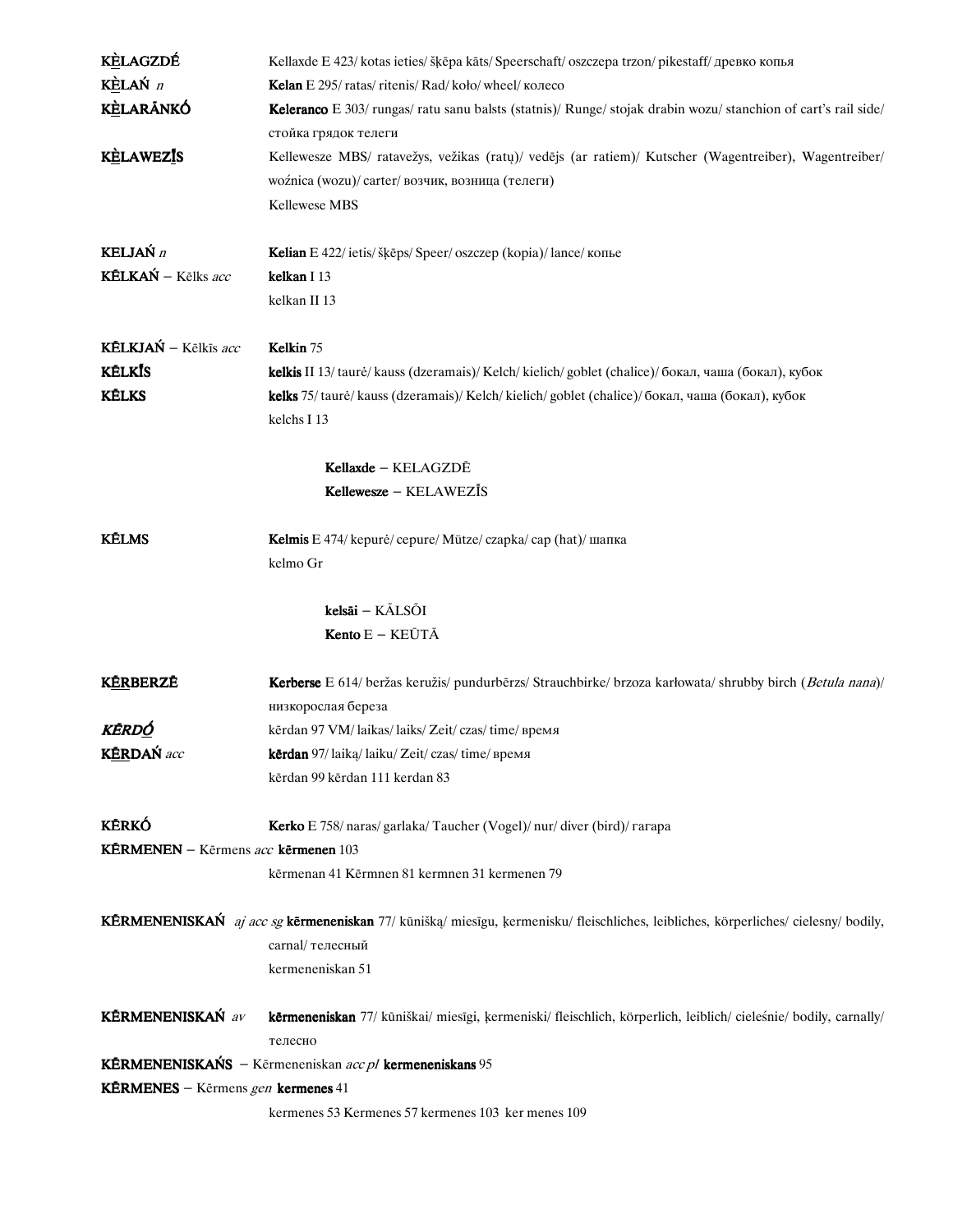**KÈ̱LAGZDÉ** Kellaxde E 423/ kotas ieties/ šķēpa kāts/ Speerschaft/ oszczepa trzon/ pikestaff/ древко копья

**KÈ̱LAŃ** *n* **Kelan** E 295/ ratas/ ritenis/ Rad/ koło/ wheel/ колесо

**KÈ̱LARÃNKÓ** **Keleranco** E 303/ rungas/ ratu sanu balsts (statnis)/ Runge/ stojak drabin wozu/ stanchion of cart's rail side/ стойка грядок телеги

**KÈ̱LAWEZĨ̱S** Kellewesze MBS/ rataverys, vežikas (ratų)/ vedējs (ar ratiem)/ Kutscher (Wagentreiber), Wagentreiber/ woźnica (wozu)/ carter/ возчик, возница (телеги)
Kellewese MBS

**KELJAŃ** *n* **Kelian** E 422/ ietis/ šķēps/ Speer/ oszczep (kopia)/ lance/ копье

**KĒLKAŃ** – Kēlks *acc* **kelkan** I 13
kelkan II 13

**KĒLKJAŃ** – Kēlkīs *acc* **Kelkin** 75

**KĒLKĪS** **kelkis** II 13/ taurė/ kauss (dzeramais)/ Kelch/ kielich/ goblet (chalice)/ бокал, чаша (бокал), кубок

**KĒLKS** **kelks** 75/ taurė/ kauss (dzeramais)/ Kelch/ kielich/ goblet (chalice)/ бокал, чаша (бокал), кубок
kelchs I 13

**Kellaxde** – KELAGZDĒ
**Kellewesze** – KELAWEZĪS

**KĒLMS** **Kelmis** E 474/ kepurė/ cepure/ Mütze/ czapka/ cap (hat)/ шапка
kelmo Gr

**kelsāi** – KÃLSÕI
**Kento** E – KEŪTĀ

**KĒ̱RBERZĒ** **Kerberse** E 614/ beržas keružis/ pundurbērzs/ Strauchbirke/ brzoza karłowata/ shrubby birch (*Betula nana*)/ низкорослая береза

***KĒRDÓ̱*** kērdan 97 VM/ laikas/ laiks/ Zeit/ czas/ time/ время

**KĒ̱RDAŃ** *acc* **kērdan** 97/ laiką/ laiku/ Zeit/ czas/ time/ время
kērdan 99 kērdan 111 kerdan 83

**KĒRKÓ** **Kerko** E 758/ naras/ garlaka/ Taucher (Vogel)/ nur/ diver (bird)/ гагара

**KĒRMENEN** – Kērmens *acc* **kērmenen** 103
kērmenan 41 Kērmnen 81 kermnen 31 kermenen 79

**KĒRMENENISKAŃ** *aj acc sg* **kērmeneniskan** 77/ kūnišką/ miesīgu, ķermenisku/ fleischliches, leibliches, körperliches/ cielesny/ bodily, carnal/ телесный
kermeneniskan 51

**KĒRMENENISKAŃ** *av* **kērmeneniskan** 77/ kūniškai/ miesīgi, ķermeniski/ fleischlich, körperlich, leiblich/ cieleśnie/ bodily, carnally/ телесно

**KĒRMENENISKAŃS** – Kērmeneniskan *acc pl* **kermeneniskans** 95

**KĒRMENES** – Kērmens *gen* **kermenes** 41
kermenes 53 Kermenes 57 kermenes 103 ker menes 109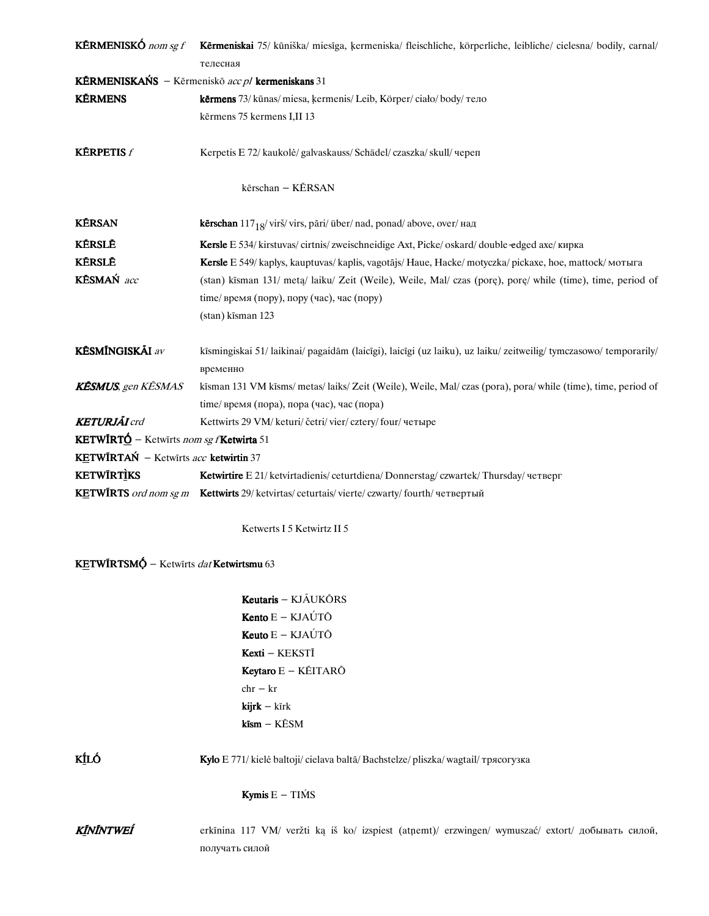**KĒRMENISKÓ** *nom sg f* **Kērmeniskai** 75/ kūniška/ miesīga, ķermeniska/ fleischliche, körperliche, leibliche/ cielesna/ bodily, carnal/ телесная

**KĒRMENISKAŃS** – Kērmeniskō *acc pl* **kermeniskans** 31

**KĒRMENS** **kērmens** 73/ kūnas/ miesa, ķermenis/ Leib, Körper/ ciało/ body/ тело
kērmens 75 kermens I,II 13

**KĒRPETIS** *f* Kerpetis E 72/ kaukolė/ galvaskauss/ Schädel/ czaszka/ skull/ череп

kērschan – KĒRSAN

**KĒRSAN** **kērschan** $117_{18}$/ virš/ virs, pāri/ über/ nad, ponad/ above, over/ над

**KĒRSLĒ** **Kersle** E 534/ kirstuvas/ cirtnis/ zweischneidige Axt, Picke/ oskard/ double-edged axe/ кирка

**KĒRSLĒ** **Kersle** E 549/ kaplys, kauptuvas/ kaplis, vagotājs/ Haue, Hacke/ motyczka/ pickaxe, hoe, mattock/ мотыга

**KĒSMAŃ** *acc* (stan) kīsman 131/ metą/ laiku/ Zeit (Weile), Weile, Mal/ czas (porę), porę/ while (time), time, period of time/ время (пору), пору (час), час (пору)
(stan) kīsman 123

**KĒSMĪNGISKĀI** *av* kīsmingiskai 51/ laikinai/ pagaidām (laicīgi), laicīgi (uz laiku), uz laiku/ zeitweilig/ tymczasowo/ temporarily/ временно

***KĒSMUS***, *gen KĒSMAS* kīsman 131 VM kīsms/ metas/ laiks/ Zeit (Weile), Weile, Mal/ czas (pora), pora/ while (time), time, period of time/ время (пора), пора (час), час (пора)

***KETURJĀI*** *crd* Kettwirts 29 VM/ keturi/ četri/ vier/ cztery/ four/ четыре

**KETWĪRTṒ** – Ketwīrts *nom sg f* **Ketwirta** 51

**KE̱TWĪRTAŃ** – Ketwīrts *acc* **ketwirtin** 37

**KETWĪRTĪ̱KS** **Ketwirtire** E 21/ ketvirtadienis/ ceturtdiena/ Donnerstag/ czwartek/ Thursday/ четверг

**KE̱TWĪRTS** *ord nom sg m* **Kettwirts** 29/ ketvirtas/ ceturtais/ vierte/ czwarty/ fourth/ четвертый

Ketwerts I 5 Ketwirtz II 5

**KE̱TWĪRTSMṒ** – Ketwīrts *dat* **Ketwirtsmu** 63

**Keutaris** – KJĀUKŌRS
**Kento** E – KJAÚTŌ
**Keuto** E – KJAÚTŌ
**Kexti** – KEKSTĪ
**Keytaro** E – KĒITARŌ
chr – kr
**kijrk** – kīrk
**kīsm** – KĒSM

**KĪ̱LÓ** **Kylo** E 771/ kielė baltoji/ cielava baltā/ Bachstelze/ pliszka/ wagtail/ трясогузка

**Kymis** E – TIḾS

***KĪ̱NĪNTWEÍ*** erkīnina 117 VM/ veržti ką iš ko/ izspiest (atņemt)/ erzwingen/ wymuszać/ extort/ добывать силой, получать силой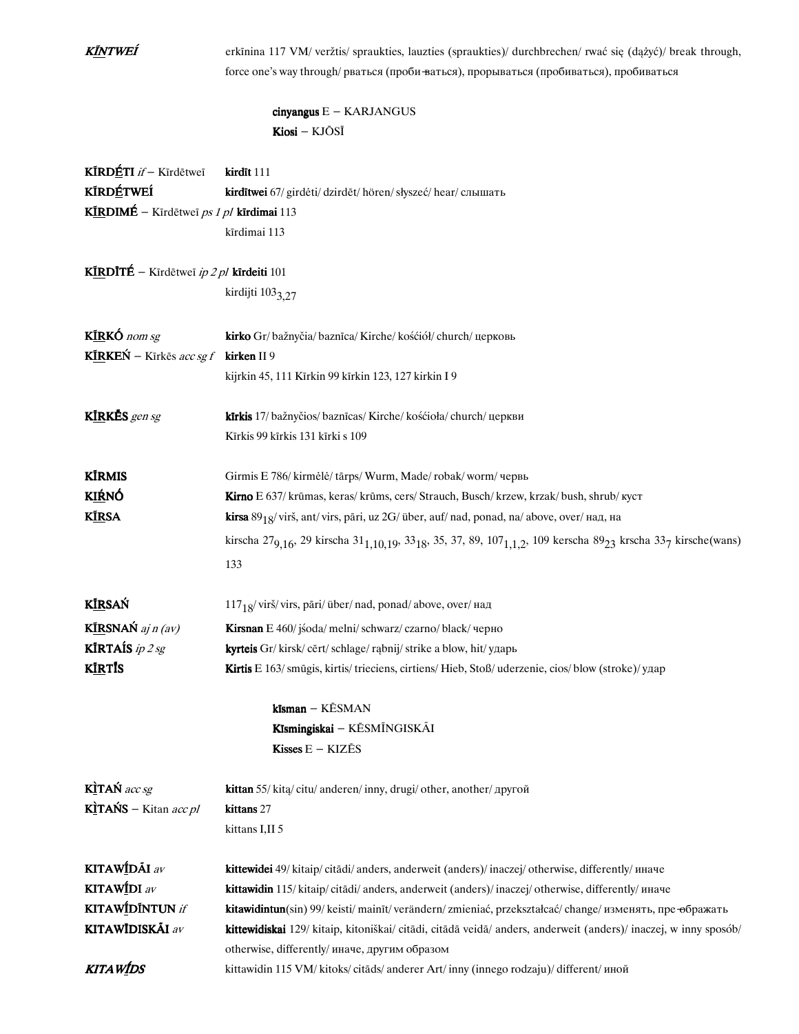***KĪ̱NTWEÍ*** erkīnina 117 VM/ veržtis/ sprauktiės, lauzties (sprauktiės)/ durchbrechen/ rwać się (dążyć)/ break through, force one's way through/ рваться (проби-ваться), прорываться (пробиваться), пробиваться

**cinyangus** E – KARJANGUS
**Kiosi** – KJŌSĪ

**KĪRDḖTI** *if* – Kīrdētweī **kirdīt** 111

**KĪRDḖTWEÍ** **kirdītwei** 67/ girdėti/ dzirdēt/ hören/ słyszeć/ hear/ слышать

**KĪ̱RDIMÉ** – Kīrdētweī *ps 1 pl* **kīrdimai** 113
kīrdimai 113

**KĪ̱RDĪTÉ** – Kīrdētweī *ip 2 pl* **kīrdeiti** 101
kirdijti $103_{3,27}$

**KĪ̱RKÓ** *nom sg* **kirko** Gr/ bažnyčia/ baznīca/ Kirche/ kościół/ church/ церковь

**KĪ̱RKEŃ** – Kīrkēs *acc sg f* **kirken** II 9
kijrkin 45, 111 Kīrkin 99 kīrkin 123, 127 kirkin I 9

**KĪ̱RKĒS** *gen sg* **kīrkis** 17/ bažnyčios/ baznīcas/ Kirche/ kościoła/ church/ церкви
Kīrkis 99 kīrkis 131 kīrki s 109

**KĪRMIS** Girmis E 786/ kirmėlė/ tārps/ Wurm, Made/ robak/ worm/ червь

**KI̱ŔNÓ** **Kirno** E 637/ krūmas, keras/ krūms, cers/ Strauch, Busch/ krzew, krzak/ bush, shrub/ куст

**KĪ̱RSA** **kirsa** $89_{18}$/ virš, ant/ virs, pāri, uz 2G/ über, auf/ nad, ponad, na/ above, over/ над, на
kirscha $27_{9,16}$, 29 kirscha $31_{1,10,19}$, $33_{18}$, 35, 37, 89, $107_{1,1,2}$, 109 kerscha $89_{23}$ krscha $33_{7}$ kirsche(wans) 133

**KĪ̱RSAŃ** $117_{18}$/ virš/ virs, pāri/ über/ nad, ponad/ above, over/ над

**KĪ̱RSNAŃ** *aj n (av)* **Kirsnan** E 460/ jśoda/ melni/ schwarz/ czarno/ black/ черно

**KĪ̱RTAÍS** *ip 2 sg* **kyrteis** Gr/ kirsk/ cērt/ schlage/ rąbnij/ strike a blow, hit/ ударь

**KĪ̱RTĪS** **Kirtis** E 163/ smūgis, kirtis/ trieciens, cirtiens/ Hieb, Stoß/ uderzenie, cios/ blow (stroke)/ удар

**kīsman** – KĒSMAN
**Kīsmingiskai** – KĒSMĪNGISKĀI
**Kisses** E – KIZĒS

**KĪ̱TAŃ** *acc sg* **kittan** 55/ kitą/ citu/ anderen/ inny, drugi/ other, another/ другой

**KĪ̱TAŃS** – Kitan *acc pl* **kittans** 27
kittans I,II 5

**KITAWĪ̱DĀI** *av* **kittewidei** 49/ kitaip/ citādi/ anders, anderweit (anders)/ inaczej/ otherwise, differently/ иначе

**KITAWĪ̱DI** *av* **kittawidin** 115/ kitaip/ citādi/ anders, anderweit (anders)/ inaczej/ otherwise, differently/ иначе

**KITAWĪ̱DĪNTUN** *if* **kitawidintun**(sin) 99/ keisti/ mainīt/ verändern/ zmieniać, przekształcać/ change/ изменять, пре-ображать

**KITAWĪDISKĀI** *av* **kittewidiskai** 129/ kitaip, kitoniškai/ citādi, citādā veidā/ anders, anderweit (anders)/ inaczej, w inny sposób/ otherwise, differently/ иначе, другим образом

***KITAWĪ̱DS*** kittawidin 115 VM/ kitoks/ citāds/ anderer Art/ inny (innego rodzaju)/ different/ иной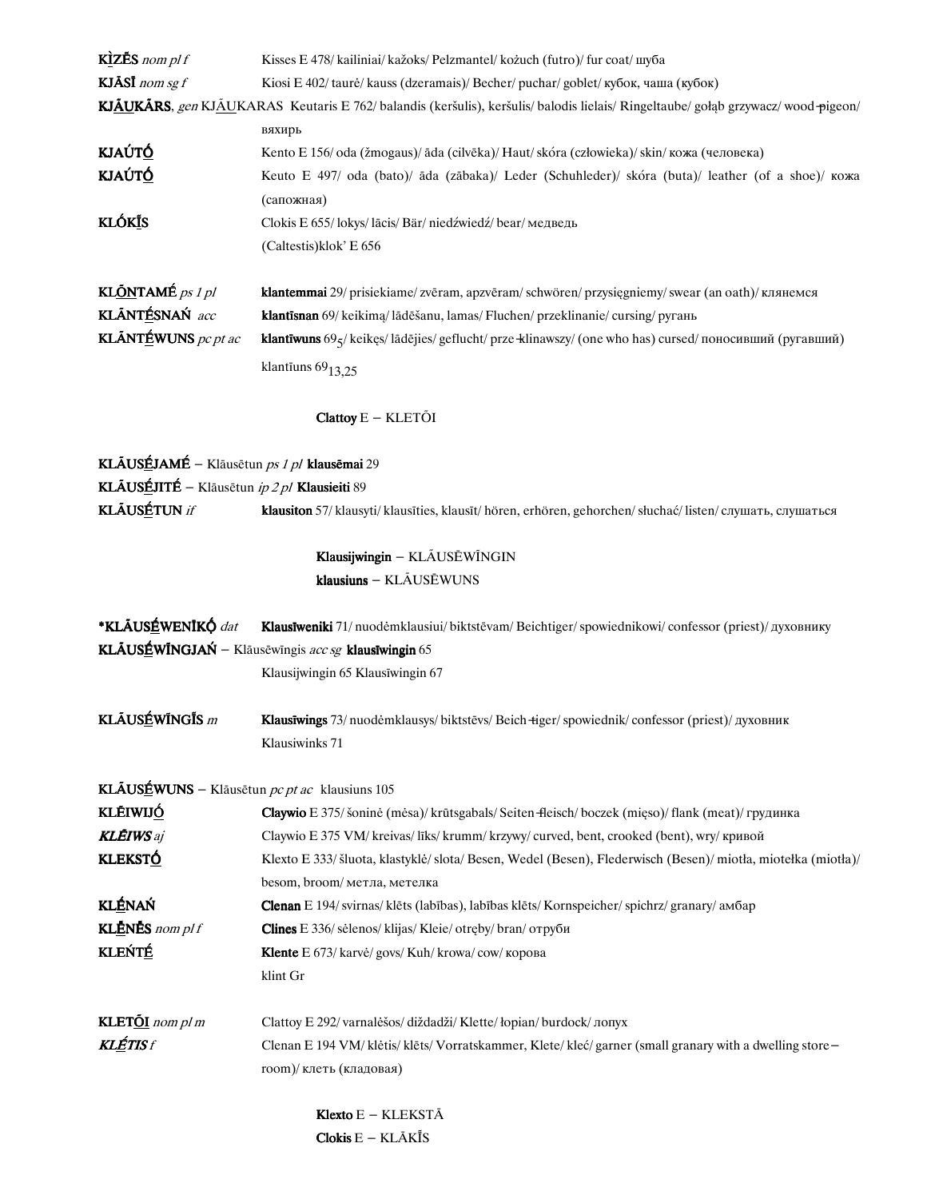**KÌ̱ZẼS** *nom pl f* Kisses E 478/ kailiniai/ kažoks/ Pelzmantel/ kożuch (futro)/ fur coat/ шуба

**KJĀSĨ** *nom sg f* Kiosi E 402/ taurė/ kauss (dzeramais)/ Becher/ puchar/ goblet/ кубок, чаша (кубок)

**KJ<u>ĀU</u>KĀRS**, *gen* KJ<u>ĀU</u>KARAS Keutaris E 762/ balandis (keršulis), keršulis/ balodis lielais/ Ringeltaube/ gołąb grzywacz/ wood-pigeon/ вяхирь

**KJAÚT<u>Ó</u>** Kento E 156/ oda (žmogaus)/ āda (cilvēka)/ Haut/ skóra (człowieka)/ skin/ кожа (человека)

**KJAÚT<u>Ó</u>** Keuto E 497/ oda (bato)/ āda (zābaka)/ Leder (Schuhleder)/ skóra (buta)/ leather (of a shoe)/ кожа (сапожная)

**KLÓK<u>Ĩ</u>S** Clokis E 655/ lokys/ lācis/ Bär/ niedźwiedź/ bear/ медведь
(Caltestis)klok' E 656

**KL<u>ŌN</u>TAMÉ** *ps 1 pl* **klantemmai** 29/ prisiekiame/ zvēram, apzvēram/ schwören/ przysięgniemy/ swear (an oath)/ клянемся

**KLĀNT<u>É</u>SNAŃ** *acc* **klantīsnan** 69/ keikimą/ lādēšanu, lamas/ Fluchen/ przeklinanie/ cursing/ ругань

**KLĀNT<u>É</u>WUNS** *pc pt ac* **klantīwuns** $69_5$/ keikęs/ lādējies/ geflucht/ prze-klinawszy/ (one who has) cursed/ поносивший (ругавший)
klantīuns $69_{13,25}$

**Clattoy** E – KLETŌI

**KLĀUS<u>É</u>JAMÉ** – Klāusētun *ps 1 pl* **klausēmai** 29

**KLĀUS<u>É</u>JITÉ** – Klāusētun *ip 2 pl* **Klausieiti** 89

**KLĀUS<u>É</u>TUN** *if* **klausiton** 57/ klausyti/ klausīties, klausīt/ hören, erhören, gehorchen/ słuchać/ listen/ слушать, слушаться

**Klausijwingin** – KLĀUSĒWĪNGIN
**klausiuns** – KLĀUSĒWUNS

***KLĀUS<u>É</u>WENĪK<u>Ǫ</u>** *dat* **Klausīweniki** 71/ nuodėmklausiui/ biktstēvam/ Beichtiger/ spowiednikowi/ confessor (priest)/ духовнику

**KLĀUS<u>É</u>WĪNGJAŃ** – Klāusēwīngis *acc sg* **klausīwingin** 65
Klausijwingin 65 Klausīwingin 67

**KLĀUS<u>É</u>WĪNG<u>Ĩ</u>S** *m* **Klausīwings** 73/ nuodėmklausys/ biktstēvs/ Beich-tiger/ spowiednik/ confessor (priest)/ духовник
Klausiwinks 71

**KLĀUS<u>É</u>WUNS** – Klāusētun *pc pt ac* klausiuns 105

**KLĒIWIJ<u>Ó</u>** **Claywio** E 375/ šoninė (mėsa)/ krūtsgabals/ Seiten-fleisch/ boczek (mięso)/ flank (meat)/ грудинка

***KLĒIWS*** *aj* Claywio E 375 VM/ kreivas/ līks/ krumm/ krzywy/ curved, bent, crooked (bent), wry/ кривой

**KLEKST<u>Ó</u>** Klexto E 333/ šluota, klastyklė/ slota/ Besen, Wedel (Besen), Flederwisch (Besen)/ miotła, miotełka (miotła)/ besom, broom/ метла, метелка

**KL<u>É</u>NAŃ** **Clenan** E 194/ svirnas/ klēts (labības), labības klēts/ Kornspeicher/ spichrz/ granary/ амбар

**KL<u>Ē</u>NĒS** *nom pl f* **Clines** E 336/ sėlenos/ klijas/ Kleie/ otręby/ bran/ отруби

**KLEŃT<u>É</u>** **Klente** E 673/ karvė/ govs/ Kuh/ krowa/ cow/ корова
klint Gr

**KLET<u>Ō</u>I** *nom pl m* Clattoy E 292/ varnalėšos/ diždadži/ Klette/ łopian/ burdock/ лопух

***KL<u>É</u>TIS*** *f* Clenan E 194 VM/ klėtis/ klēts/ Vorratskammer, Klete/ kleć/ garner (small granary with a dwelling store-room)/ клеть (кладовая)

**Klexto** E – KLEKSTĀ
**Clokis** E – KLĀKĨS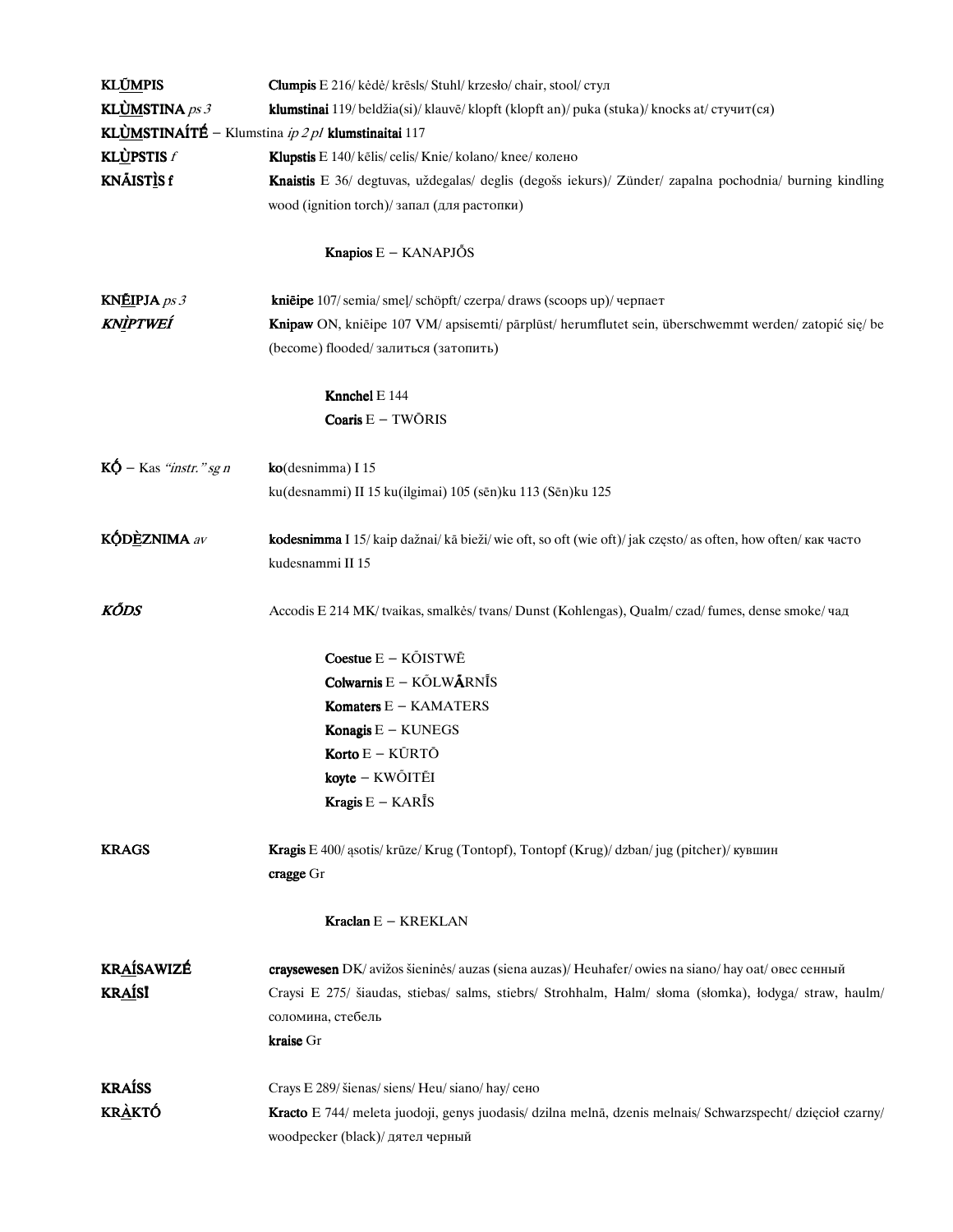**KLŪ̲MPIS** **Clumpis** E 216/ kėdė/ krēsls/ Stuhl/ krzesło/ chair, stool/ стул

**KLÙ̲MSTINA** *ps 3* **klumstinai** 119/ beldžia(si)/ klauvē/ klopft (klopft an)/ puka (stuka)/ knocks at/ стучит(ся)

**KLÙ̲MSTINAÍTÉ** – Klumstina *ip 2 pl* **klumstinaitai** 117

**KLÙ̲PSTIS** *f* **Klupstis** E 140/ kelis/ celis/ Knie/ kolano/ knee/ колено

**KNĀISTÌS f** **Knaistis** E 36/ degtuvas, uždegalas/ deglis (degošs iekurs)/ Zünder/ zapalna pochodnia/ burning kindling wood (ignition torch)/ запал (для растопки)

**Knapios** E – KANAPJŌS

**KNĒ̲IPJA** *ps 3* **kniēipe** 107/ semia/ smeļ/ schöpft/ czerpa/ draws (scoops up)/ черпает

***KNÌPTWEÍ*** **Knipaw** ON, kničipe 107 VM/ apsisemti/ pārplūst/ herumflutet sein, überschwemmt werden/ zatopić się/ be (become) flooded/ залиться (затопить)

**Knnchel** E 144

**Coaris** E – TWŌRIS

**KǪ́** – Kas *"instr." sg n* **ko**(desnimma) I 15
ku(desnammi) II 15 ku(ilgimai) 105 (sēn)ku 113 (Sēn)ku 125

**KǪ́DÈ̲ZNIMA** *av* **kodesnimma** I 15/ kaip dažnai/ kā bieži/ wie oft, so oft (wie oft)/ jak często/ as often, how often/ как часто
kudesnammi II 15

***KŐDS*** Accodis E 214 MK/ tvaikas, smalkės/ tvans/ Dunst (Kohlengas), Qualm/ czad/ fumes, dense smoke/ чад

**Coestue** E – KŌISTWĒ

**Colwarnis** E – KŌLWĀRNĪS

**Komaters** E – KAMATERS

**Konagis** E – KUNEGS

**Korto** E – KŪRTŌ

**koyte** – KWŌITĒI

**Kragis** E – KARĪS

**KRAGS** **Kragis** E 400/ ąsotis/ krūze/ Krug (Tontopf), Tontopf (Krug)/ dzban/ jug (pitcher)/ кувшин
**cragge** Gr

**Kraclan** E – KREKLAN

**KRA̲ÍSAWIZÉ** **craysewesen** DK/ avižos šieninės/ auzas (siena auzas)/ Heuhafer/ owies na siano/ hay oat/ овес сенный

**KRA̲ÍSÌ** Craysi E 275/ šiaudas, stiebas/ salms, stiebrs/ Strohhalm, Halm/ słoma (słomka), łodyga/ straw, haulm/ соломина, стебель
**kraise** Gr

**KRAÍSS** Crays E 289/ šienas/ siens/ Heu/ siano/ hay/ сено

**KRÀ̲KTÓ** **Kracto** E 744/ meleta juodoji, genys juodasis/ dzilna melnā, dzenis melnais/ Schwarzspecht/ dzięcioł czarny/ woodpecker (black)/ дятел черный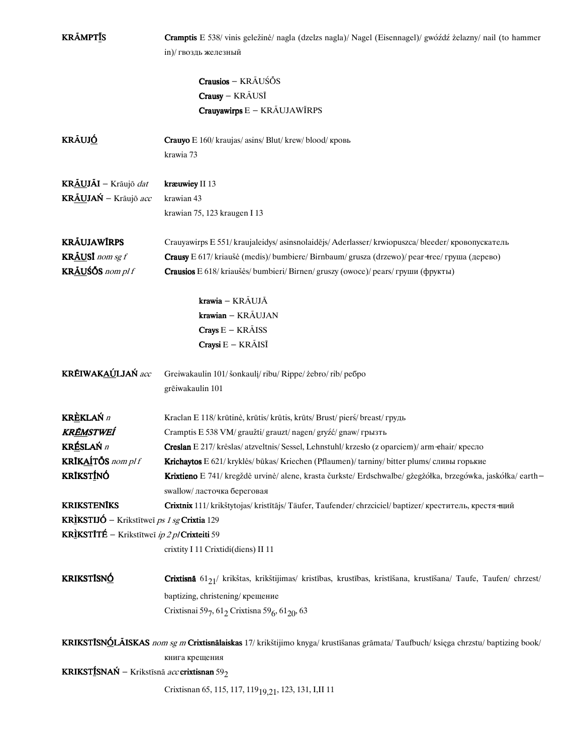**KRĀMPTĪS** **Cramptis** E 538/ vinis geležinė/ nagla (dzelzs nagla)/ Nagel (Eisennagel)/ gwóźdź żelazny/ nail (to hammer in)/ гвоздь железный

**Crausios** – KRĀUŚŌS
**Crausy** – KRĀUSĪ
**Crauyawirps** E – KRĀUJAWĪRPS

**KRĀUJŌ** **Crauyo** E 160/ kraujas/ asins/ Blut/ krew/ blood/ кровь
krawia 73

**KRĀUJĀI** – Krāujō *dat* **kræuwiey** II 13
**KRĀUJAŃ** – Krāujō *acc* krawian 43
krawian 75, 123 kraugen I 13

**KRĀUJAWĪRPS** Crauyawirps E 551/ kraujaleidys/ asinsnolaidējs/ Aderlasser/ krwiopuszca/ bleeder/ кровопускатель
**KRĀUSĪ** *nom sg f* **Crausy** E 617/ kriaušė (medis)/ bumbiere/ Birnbaum/ grusza (drzewo)/ pear-tree/ груша (дерево)
**KRĀUŚŌS** *nom pl f* **Crausios** E 618/ kriaušės/ bumbieri/ Birnen/ gruszy (owoce)/ pears/ груши (фрукты)

**krawia** – KRĀUJĀ
**krawian** – KRĀUJAN
**Crays** E – KRĀISS
**Craysi** E – KRĀISĪ

**KRĒIWAKAÚLJAŃ** *acc* Greiwakaulin 101/ šonkaulį/ ribu/ Rippe/ żebro/ rib/ ребро
grēiwakaulin 101

**KRÈKLAŃ** *n* Kraclan E 118/ krūtinė, krūtis/ krūtis, krūts/ Brust/ pierś/ breast/ грудь
***KRĒMSTWEÍ*** Cramptis E 538 VM/ graužti/ grauzt/ nagen/ gryźć/ gnaw/ грызть
**KRÉSLAŃ** *n* **Creslan** E 217/ krėslas/ atzveltnis/ Sessel, Lehnstuhl/ krzesło (z oparciem)/ arm-chair/ кресло
**KRĪKAÍTŌS** *nom pl f* **Krichaytos** E 621/ kryklės/ būkas/ Kriechen (Pflaumen)/ tarniny/ bitter plums/ сливы горькие
**KRĪKSTĪNÓ** **Krixtieno** E 741/ kregždė urvinė/ alene, krasta čurkste/ Erdschwalbe/ gżegżółka, brzegówka, jaskółka/ earth-swallow/ ласточка береговая
**KRIKSTENĪKS** **Crixtnix** 111/ krikštytojas/ kristītājs/ Täufer, Taufender/ chrzciciel/ baptizer/ креститель, крестящий
**KRÌKSTIJÓ** – Krikstītweī *ps 1 sg* **Crixtia** 129
**KRÌKSTĪTÉ** – Krikstītweī *ip 2 pl* **Crixteiti** 59
crixtity I 11 Crixtidi(diens) II 11

**KRIKSTĪSNÓ** **Crixtisnā** $61_{21}$/ krikštas, krikštijimas/ kristības, krustības, kristīšana, krustīšana/ Taufe, Taufen/ chrzest/ baptizing, christening/ крещение
Crixtisnai $59_7$, $61_2$ Crixtisna $59_6$, $61_{20}$, 63

**KRIKSTĪSNÓLĀISKAS** *nom sg m* **Crixtisnālaiskas** 17/ krikštijimo knyga/ krustīšanas grāmata/ Taufbuch/ księga chrzstu/ baptizing book/ книга крещения
**KRIKSTĪSNAŃ** – Krikstīsnā *acc* **crixtisnan** $59_2$
Crixtisnan 65, 115, 117, $119_{19,21}$, 123, 131, I,II 11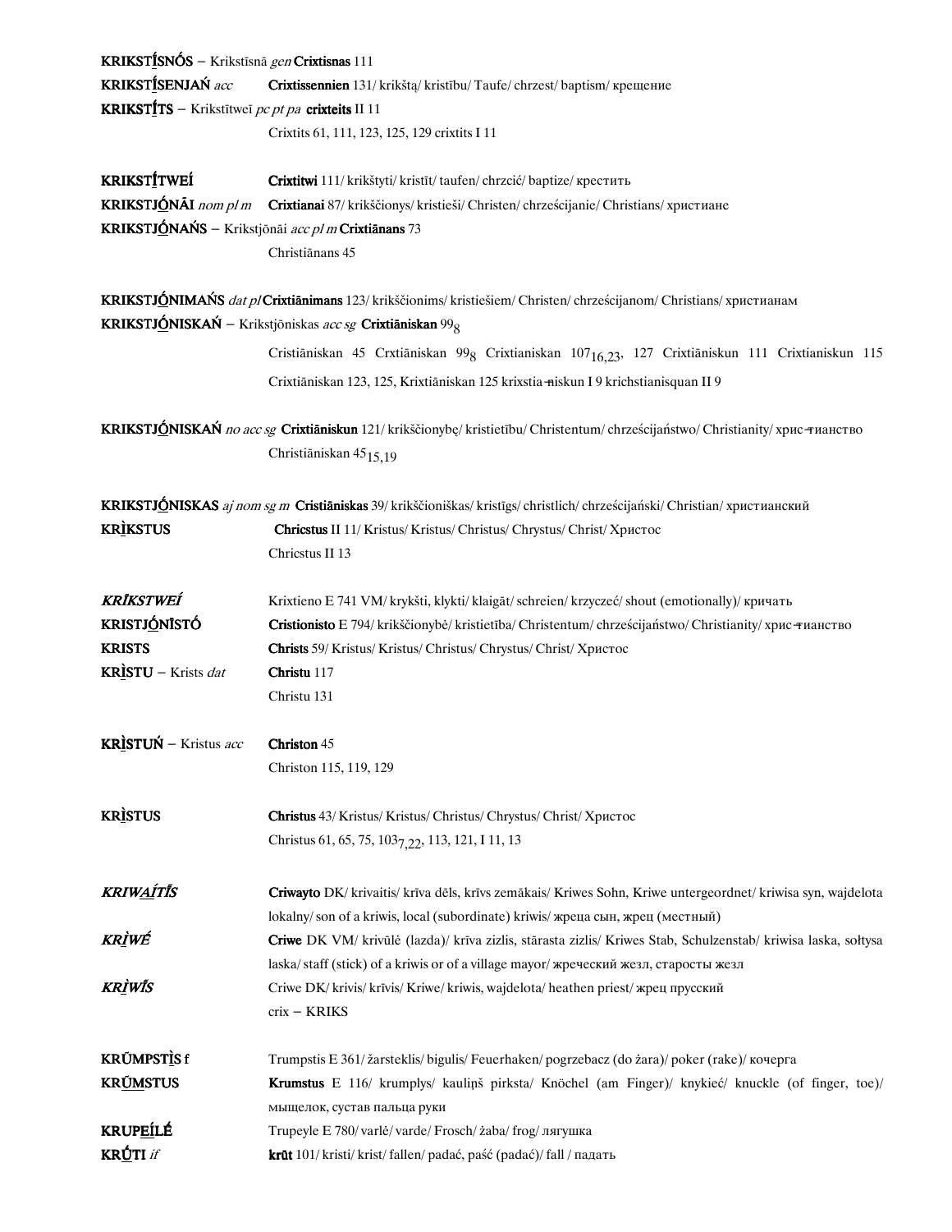**KRIKSTĪ̲SNÓS** – Krikstīsnā *gen* **Crixtisnas** 111

**KRIKSTĪ̲SENJAŃ** *acc* **Crixtissennien** 131/ krikštą/ kristību/ Taufe/ chrzest/ baptism/ крещение

**KRIKSTĪ̲TS** – Krikstītweī *pc pt pa* **crixteits** II 11

Crixtits 61, 111, 123, 125, 129 crixtits I 11

**KRIKSTĪ̲TWEÍ** **Crixtitwi** 111/ krikštyti/ kristīt/ taufen/ chrzcić/ baptize/ крестить

**KRIKSTJŌ̲NĀI** *nom pl m* **Crixtianai** 87/ krikščionys/ kristieši/ Christen/ chrześcijanie/ Christians/ христиане

**KRIKSTJŌ̲NAŃS** – Krikstjōnāi *acc pl m* **Crixtiānans** 73

Christiānans 45

**KRIKSTJŌ̲NIMAŃS** *dat pl* **Crixtiānimans** 123/ krikščionims/ kristiešiem/ Christen/ chrześcijanom/ Christians/ христианам

**KRIKSTJŌ̲NISKAŃ** – Krikstjōniskas *acc sg* **Crixtiāniskan** $99_8$

Cristiāniskan 45 Crxtiāniskan $99_8$ Crixtianiskan $107_{16,23}$, 127 Crixtiāniskun 111 Crixtianiskun 115 Crixtiāniskan 123, 125, Krixtiāniskan 125 krixstia-niskun I 9 krichstianisquan II 9

**KRIKSTJŌ̲NISKAŃ** *no acc sg* **Crixtiāniskun** 121/ krikščionybę/ kristietību/ Christentum/ chrześcijaństwo/ Christianity/ христианство

Christiāniskan $45_{15,19}$

**KRIKSTJŌ̲NISKAS** *aj nom sg m* **Cristiāniskas** 39/ krikščioniškas/ kristīgs/ christlich/ chrześcijański/ Christian/ христианский

**KRÌ̲KSTUS** **Chricstus** II 11/ Kristus/ Kristus/ Christus/ Chrystus/ Christ/ Христос

Chricstus II 13

***KRĪKSTWEÍ*** Krixtieno E 741 VM/ krykšti, klykti/ klaigāt/ schreien/ krzyczeć/ shout (emotionally)/ кричать

**KRISTJŌ̲NĪSTÓ** **Cristionisto** E 794/ krikščionybė/ kristietība/ Christentum/ chrześcijaństwo/ Christianity/ христианство

**KRISTS** **Christs** 59/ Kristus/ Kristus/ Christus/ Chrystus/ Christ/ Христос

**KRÌ̲STU** – Krists *dat* **Christu** 117

Christu 131

**KRÌ̲STUŃ** – Kristus *acc* **Christon** 45

Christon 115, 119, 129

**KRÌSTUS** **Christus** 43/ Kristus/ Kristus/ Christus/ Chrystus/ Christ/ Христос

Christus 61, 65, 75, $103_{7,22}$, 113, 121, I 11, 13

***KRIWA̲ÍTĪS*** **Criwayto** DK/ krivaitis/ krīva dēls, krīvs zemākais/ Kriwes Sohn, Kriwe untergeordnet/ kriwisa syn, wajdelota lokalny/ son of a kriwis, local (subordinate) kriwis/ жреца сын, жрец (местный)

***KRÌ̲WÉ*** **Criwe** DK VM/ krivūlė (lazda)/ krīva zizlis, stārasta zizlis/ Kriwes Stab, Schulzenstab/ kriwisa laska, sołtysa laska/ staff (stick) of a kriwis or of a village mayor/ жреческий жезл, старосты жезл

***KRÌ̲WĪS*** Criwe DK/ krivis/ krīvis/ Kriwe/ kriwis, wajdelota/ heathen priest/ жрец прусский

crix – KRIKS

**KRŪMPSTÌ̲S f** Trumpstis E 361/ žarsteklis/ bigulis/ Feuerhaken/ pogrzebacz (do żara)/ poker (rake)/ кочерга

**KRŪ̲MSTUS** **Krumstus** E 116/ krumplys/ kauliņš pirksta/ Knöchel (am Finger)/ knykieć/ knuckle (of finger, toe)/ мыщелок, сустав пальца руки

**KRUPE̲ÍLÉ** Trupeyle E 780/ varlė/ varde/ Frosch/ żaba/ frog/ лягушка

**KRŪ̲TI** *if* **krūt** 101/ kristi/ krist/ fallen/ padać, paść (padać)/ fall / падать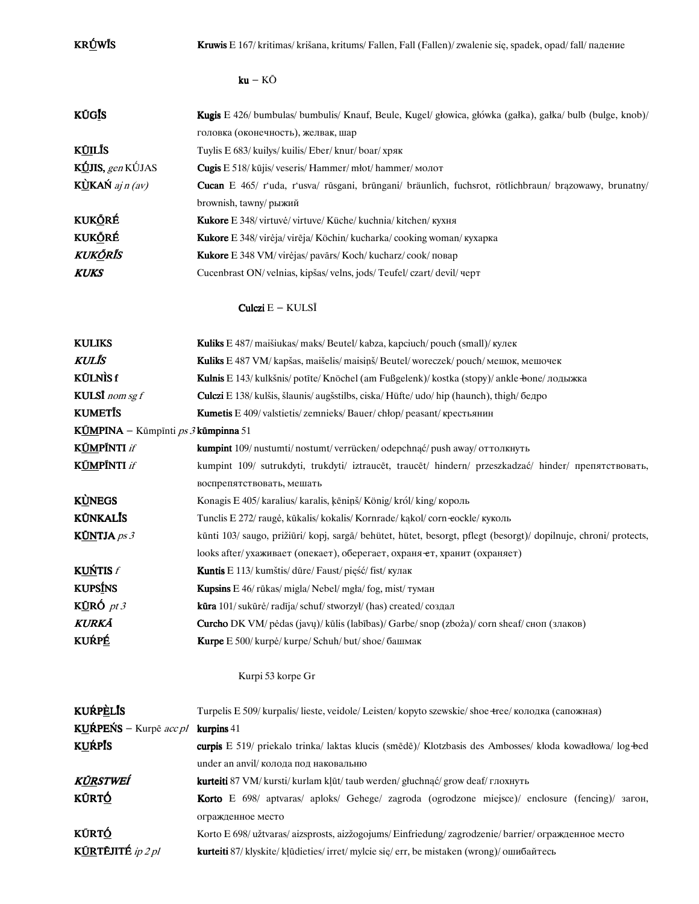**KRṺWĪS** **Kruwis** E 167/ kritimas/ krišana, kritums/ Fallen, Fall (Fallen)/ zwalenie się, spadek, opad/ fall/ падение

**ku** – KŌ

**KŪGI̯S** **Kugis** E 426/ bumbulas/ bumbulis/ Knauf, Beule, Kugel/ głowica, główka (gałka), gałka/ bulb (bulge, knob)/ головка (оконечность), желвак, шар

**KU̯ILĪS** Tuylis E 683/ kuilys/ kuilis/ Eber/ knur/ boar/ хряк

**KṺJIS**, *gen* KÚJAS **Cugis** E 518/ kūjis/ veseris/ Hammer/ młot/ hammer/ молот

**KÙKAŃ** *aj n (av)* **Cucan** E 465/ r'uda, r'usva/ rūsgani, brūngani/ bräunlich, fuchsrot, rötlichbraun/ brązowawy, brunatny/ brownish, tawny/ рыжий

**KUKṒRÉ** **Kukore** E 348/ virtuvė/ virtuve/ Küche/ kuchnia/ kitchen/ кухня

**KUKṒRÉ** **Kukore** E 348/ virėja/ virēja/ Köchin/ kucharka/ cooking woman/ кухарка

***KUKṒRĪS*** **Kukore** E 348 VM/ virėjas/ pavārs/ Koch/ kucharz/ cook/ повар

***KUKS*** Cucenbrast ON/ velnias, kipšas/ velns, jods/ Teufel/ czart/ devil/ черт

**Culczi** E – KULSĪ

**KULIKS** **Kuliks** E 487/ maišiukas/ maks/ Beutel/ kabza, kapciuch/ pouch (small)/ кулек

***KULĪS*** **Kuliks** E 487 VM/ kapšas, maišelis/ maisiņš/ Beutel/ woreczek/ pouch/ мешок, мешочек

**KŪLNÌS f** **Kulnis** E 143/ kulkšnis/ potīte/ Knöchel (am Fußgelenk)/ kostka (stopy)/ ankle-bone/ лодыжка

**KULSĪ** *nom sg f* **Culczi** E 138/ kulšis, šlaunis/ augšstilbs, ciska/ Hüfte/ udo/ hip (haunch), thigh/ бедро

**KUMETĪS** **Kumetis** E 409/ valstietis/ zemnieks/ Bauer/ chłop/ peasant/ крестьянин

**KŪMPINA** – Kūmpīnti *ps 3* **kūmpinna** 51

**KŪMPĪNTI** *if* **kumpint** 109/ nustumti/ nostumt/ verrücken/ odepchnąć/ push away/ оттолкнуть

**KŪMPĪNTI** *if* kumpint 109/ sutrukdyti, trukdyti/ iztraucēt, traucēt/ hindern/ przeszkadzać/ hinder/ препятствовать, воспрепятствовать, мешать

**KÙNEGS** Konagis E 405/ karalius/ karalis, ķēniņš/ König/ król/ king/ король

**KŪNKALĪS** Tunclis E 272/ raugė, kūkalis/ kokalis/ Kornrade/ kąkol/ corn-cockle/ куколь

**KŪNTJA** *ps 3* kūnti 103/ saugo, prižiūri/ kopj, sargā/ behütet, hütet, besorgt, pflegt (besorgt)/ dopilnuje, chroni/ protects, looks after/ ухаживает (опекает), оберегает, охраня-ет, хранит (охраняет)

**KUŃTIS** *f* **Kuntis** E 113/ kumštis/ dūre/ Faust/ pięść/ fist/ кулак

**KUPSĪNS** **Kupsins** E 46/ rūkas/ migla/ Nebel/ mgła/ fog, mist/ туман

**KŪRÓ** *pt 3* **kūra** 101/ sukūrė/ radīja/ schuf/ stworzył/ (has) created/ создал

***KURKĀ*** **Curcho** DK VM/ pėdas (javų)/ kūlis (labības)/ Garbe/ snop (zboża)/ corn sheaf/ сноп (злаков)

**KUŔPĒ** **Kurpe** E 500/ kurpė/ kurpe/ Schuh/ but/ shoe/ башмак

Kurpi 53 korpe Gr

**KUŔPÈLĪS** Turpelis E 509/ kurpalis/ lieste, veidole/ Leisten/ kopyto szewskie/ shoe-tree/ колодка (сапожная)

**KUŔPEŃS** – Kurpē *acc pl* **kurpins** 41

**KUŔPĪS** **curpis** E 519/ priekalo trinka/ laktas klucis (smēdē)/ Klotzbasis des Ambosses/ kłoda kowadłowa/ log-bed under an anvil/ колода под наковальню

***KŪRSTWEÍ*** **kurteiti** 87 VM/ kursti/ kurlam kļūt/ taub werden/ głuchnąć/ grow deaf/ глохнуть

**KŪRTṒ** **Korto** E 698/ aptvaras/ aploks/ Gehege/ zagroda (ogrodzone miejsce)/ enclosure (fencing)/ загон, огражденное место

**KŪRTṒ** Korto E 698/ užtvaras/ aizsprosts, aizžogojums/ Einfriedung/ zagrodzenie/ barrier/ огражденное место

**KŪRTĒJITÉ** *ip 2 pl* **kurteiti** 87/ klyskite/ kļūdieties/ irret/ mylcie się/ err, be mistaken (wrong)/ ошибайтесь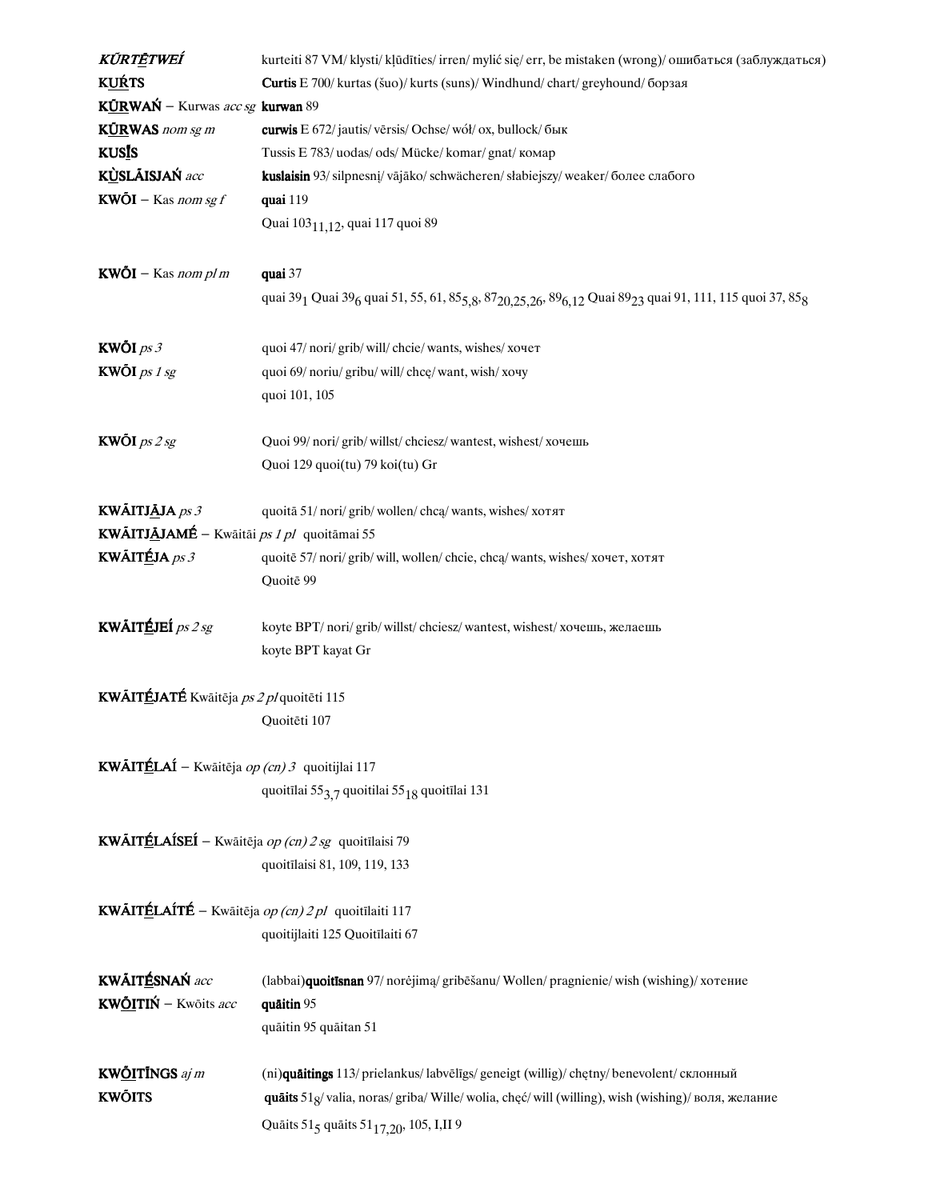***KŪRTḖTWEÍ*** kurteiti 87 VM/ klysti/ kļūdīties/ irren/ mylić się/ err, be mistaken (wrong)/ ошибаться (заблуждаться)

**KUŔTS** **Curtis** E 700/ kurtas (šuo)/ kurts (suns)/ Windhund/ chart/ greyhound/ борзая

**KŪRWAŃ** – Kurwas *acc sg* **kurwan** 89

**KŪRWAS** *nom sg m* **curwis** E 672/ jautis/ vērsis/ Ochse/ wół/ ox, bullock/ бык

**KUSĪS** Tussis E 783/ uodas/ ods/ Mücke/ komar/ gnat/ комар

**KÙSLĀISJAŃ** *acc* **kuslaisin** 93/ silpnesnį/ vājāko/ schwächeren/ słabiejszy/ weaker/ более слабого

**KWŌI** – Kas *nom sg f* **quai** 119

Quai $103_{11,12}$, quai 117 quoi 89

**KWŌI** – Kas *nom pl m* **quai** 37

quai $39_1$ Quai $39_6$ quai 51, 55, 61, $85_{5,8}$, $87_{20,25,26}$, $89_{6,12}$ Quai $89_{23}$ quai 91, 111, 115 quoi 37, $85_8$

**KWŌI** *ps 3* quoi 47/ nori/ grib/ will/ chcie/ wants, wishes/ хочет

**KWŌI** *ps 1 sg* quoi 69/ noriu/ gribu/ will/ chcę/ want, wish/ хочу

quoi 101, 105

**KWŌI** *ps 2 sg* Quoi 99/ nori/ grib/ willst/ chciesz/ wantest, wishest/ хочешь

Quoi 129 quoi(tu) 79 koi(tu) Gr

**KWĀITJĀJA** *ps 3* quoitā 51/ nori/ grib/ wollen/ chcą/ wants, wishes/ хотят

**KWĀITJĀJAMÉ** – Kwāitāi *ps 1 pl* quoitāmai 55

**KWĀITÉJA** *ps 3* quoitē 57/ nori/ grib/ will, wollen/ chcie, chcą/ wants, wishes/ хочет, хотят

Quoitē 99

**KWĀITÉJEÍ** *ps 2 sg* koyte BPT/ nori/ grib/ willst/ chciesz/ wantest, wishest/ хочешь, желаешь

koyte BPT kayat Gr

**KWĀITÉJATÉ** Kwāitēja *ps 2 pl* quoitēti 115

Quoitēti 107

**KWĀITÉLAÍ** – Kwāitēja *op (cn) 3* quoitijlai 117

quoitīlai $55_{3,7}$ quoitilai $55_{18}$ quoitīlai 131

**KWĀITÉLAÍSEÍ** – Kwāitēja *op (cn) 2 sg* quoitīlaisi 79

quoitīlaisi 81, 109, 119, 133

**KWĀITÉLAÍTÉ** – Kwāitēja *op (cn) 2 pl* quoitīlaiti 117

quoitijlaiti 125 Quoitīlaiti 67

**KWĀITÉSNAŃ** *acc* (labbai)**quoitīsnan** 97/ norėjimą/ gribēšanu/ Wollen/ pragnienie/ wish (wishing)/ хотение

**KWŌITIŃ** – Kwōits *acc* **quāitin** 95

quāitin 95 quāitan 51

**KWŌITĪNGS** *aj m* (ni)**quāitings** 113/ prielankus/ labvēlīgs/ geneigt (willig)/ chętny/ benevolent/ склонный

**KWŌITS** **quāits** $51_8$/ valia, noras/ griba/ Wille/ wolia, chęć/ will (willing), wish (wishing)/ воля, желание

Quāits $51_5$ quāits $51_{17,20}$, 105, I,II 9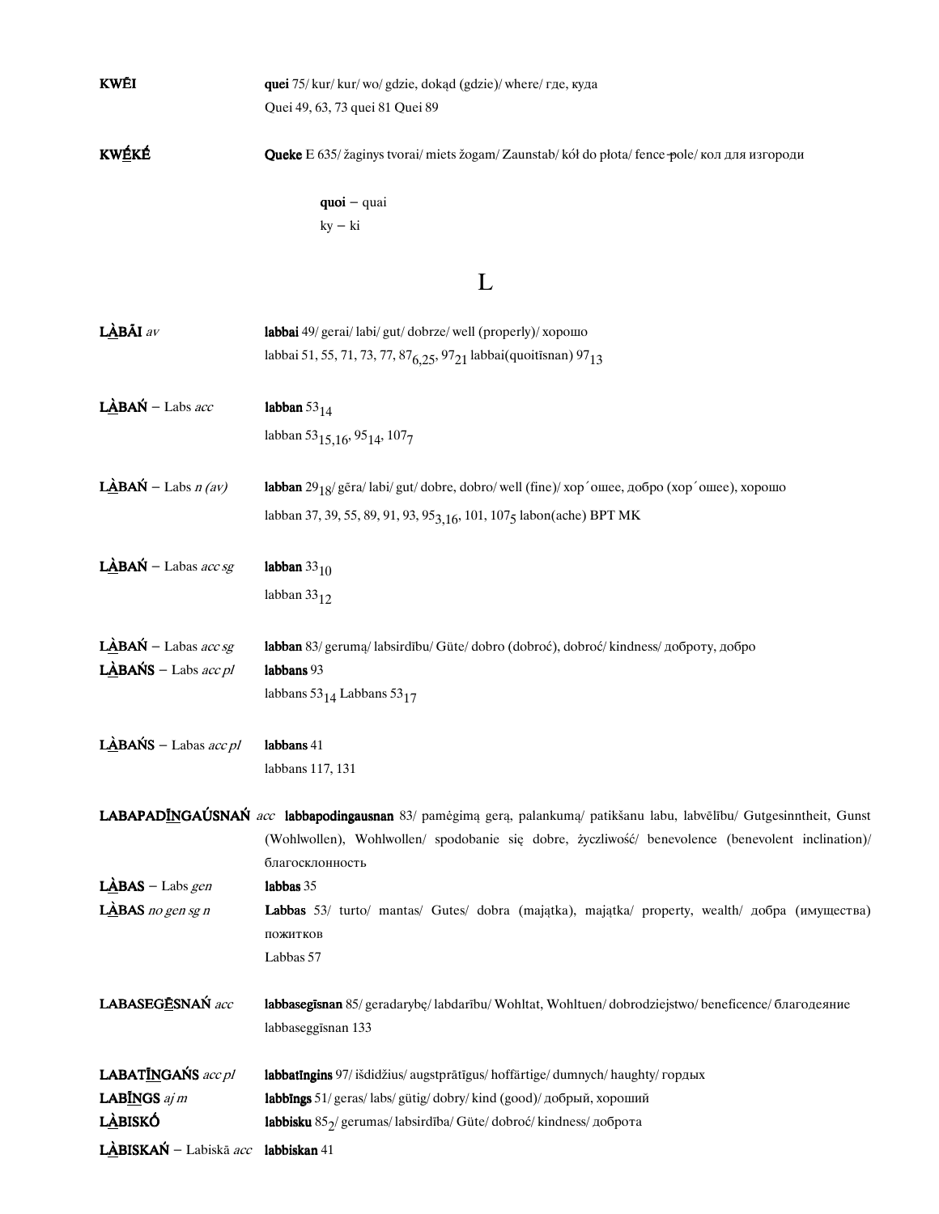**KWĒI** **quei** 75/ kur/ kur/ wo/ gdzie, dokąd (gdzie)/ where/ где, куда
Quei 49, 63, 73 quei 81 Quei 89

**KWḖKÉ** **Queke** E 635/ žaginys tvorai/ miets žogam/ Zaunstab/ kół do płota/ fence-pole/ кол для изгороди

**quoi** – quai
ky – ki

# L

**LÀ̱BĀI** *av* **labbai** 49/ gerai/ labi/ gut/ dobrze/ well (properly)/ хорошо
labbai 51, 55, 71, 73, 77, $87_{6,25}$, $97_{21}$ labbai(quoitīsnan) $97_{13}$

**LÀ̱BAŃ** – Labs *acc* **labban** $53_{14}$
labban $53_{15,16}$, $95_{14}$, $107_{7}$

**LÀ̱BAŃ** – Labs *n (av)* **labban** $29_{18}$/ gēra/ labi/ gut/ dobre, dobro/ well (fine)/ хор´ошее, добро (хор´ошее), хорошо
labban 37, 39, 55, 89, 91, 93, $95_{3,16}$, 101, $107_{5}$ labon(ache) BPT MK

**LÀ̱BAŃ** – Labas *acc sg* **labban** $33_{10}$
labban $33_{12}$

**LÀ̱BAŃ** – Labas *acc sg* **labban** 83/ gerumą/ labsirdību/ Güte/ dobro (dobroć), dobroć/ kindness/ доброту, добро
**LÀ̱BAŃS** – Labs *acc pl* **labbans** 93
labbans $53_{14}$ Labbans $53_{17}$

**LÀ̱BAŃS** – Labas *acc pl* **labbans** 41
labbans 117, 131

**LABAPADĪ̱NGAÚSNAŃ** *acc* **labbapodingausnan** 83/ pamėgimą gerą, palankumą/ patikšanu labu, labvēlību/ Gutgesinntheit, Gunst (Wohlwollen), Wohlwollen/ spodobanie się dobre, życzliwość/ benevolence (benevolent inclination)/ благосклонность
**LÀ̱BAS** – Labs *gen* **labbas** 35
**LÀ̱BAS** *no gen sg n* **Labbas** 53/ turto/ mantas/ Gutes/ dobra (majątka), majątka/ property, wealth/ добра (имущества) пожитков
Labbas 57

**LABASEGĒ̱SNAŃ** *acc* **labbasegīsnan** 85/ geradarybę/ labdarību/ Wohltat, Wohltuen/ dobrodziejstwo/ beneficence/ благодеяние
labbaseggīsnan 133

**LABATĪ̱NGAŃS** *acc pl* **labbatīngins** 97/ išdidžius/ augstprātīgus/ hoffärtige/ dumnych/ haughty/ гордых
**LABĪ̱NGS** *aj m* **labbīngs** 51/ geras/ labs/ gütig/ dobry/ kind (good)/ добрый, хороший
**LÀ̱BISKŐ** **labbisku** $85_{2}$/ gerumas/ labsirdība/ Güte/ dobroć/ kindness/ доброта
**LÀ̱BISKAŃ** – Labiskā *acc* **labbiskan** 41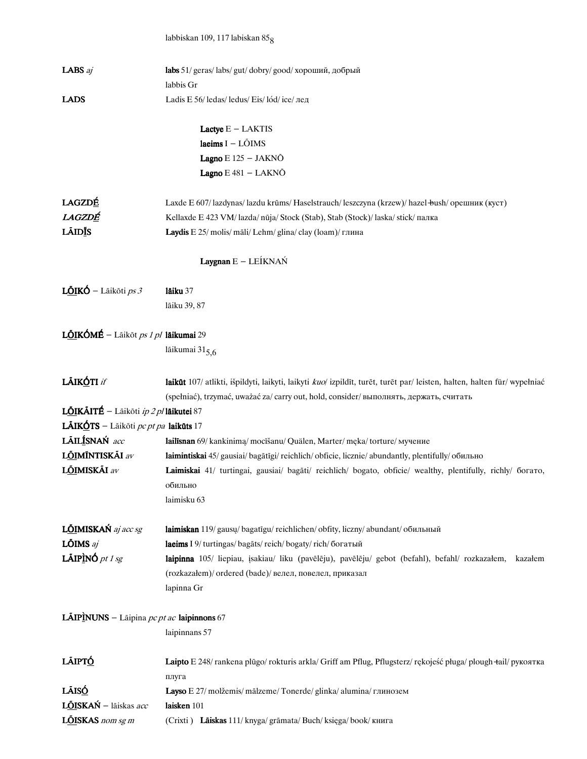labbiskan 109, 117 labiskan $85_8$

**LABS** *aj* — **labs** 51/ geras/ labs/ gut/ dobry/ good/ хороший, добрый
labbis Gr

**LADS** — Ladis E 56/ ledas/ ledus/ Eis/ lód/ ice/ лед

**Lactye** E – LAKTIS
**laeims** I – LŌIMS
**Lagno** E 125 – JAKNŌ
**Lagno** E 481 – LAKNŌ

**LAGZDḖ** — Laxde E 607/ lazdynas/ lazdu krūms/ Haselstrauch/ leszczyna (krzew)/ hazel-bush/ орешник (куст)

***LAGZDḖ*** — Kellaxde E 423 VM/ lazda/ nūja/ Stock (Stab), Stab (Stock)/ laska/ stick/ палка

**LĀIDĪS** — **Laydis** E 25/ molis/ māli/ Lehm/ glina/ clay (loam)/ глина

**Laygnan** E – LEÍKNAŃ

**LŌIKÓ** – Lāikōti *ps 3* — **lāiku** 37
lāiku 39, 87

**LŌIKÓMÉ** – Lāikōt *ps 1 pl* **lāikumai** 29
lāikumai $31_{5,6}$

**LĀIKŌTI** *if* — **laikūt** 107/ atlikti, išpildyti, laikyti, laikyti *kuo*/ izpildīt, turēt, turēt par/ leisten, halten, halten für/ wypełniać (spełniać), trzymać, uważać za/ carry out, hold, consider/ выполнять, держать, считать

**LŌIKĀITÉ** – Lāikōti *ip 2 pl* **lāikutei** 87

**LĀIKŌTS** – Lāikōti *pc pt pa* **laikūts** 17

**LĀILĪSNAŃ** *acc* — **lailīsnan** 69/ kankinimą/ mocīšanu/ Quälen, Marter/ męka/ torture/ мучение

**LŌIMĪNTISKĀI** *av* — **laimintiskai** 45/ gausiai/ bagātīgi/ reichlich/ obficie, licznie/ abundantly, plentifully/ обильно

**LŌIMISKĀI** *av* — **Laimiskai** 41/ turtingai, gausiai/ bagāti/ reichlich/ bogato, obficie/ wealthy, plentifully, richly/ богато, обильно
laimisku 63

**LŌIMISKAŃ** *aj acc sg* — **laimiskan** 119/ gausų/ bagatīgu/ reichlichen/ obfity, liczny/ abundant/ обильный

**LŌIMS** *aj* — **laeims** I 9/ turtingas/ bagāts/ reich/ bogaty/ rich/ богатый

**LĀIPIŅÓ** *pt 1 sg* — **laipinna** 105/ liepiau, įsakiau/ liku (pavēlēju), pavēlēju/ gebot (befahl), befahl/ rozkazałem, kazałem (rozkazałem)/ ordered (bade)/ велел, повелел, приказал
lapinna Gr

**LĀIPIŅUNS** – Lāipina *pc pt ac* **laipinnons** 67
laipinnans 57

**LĀIPTŌ** — **Laipto** E 248/ rankena plūgo/ rokturis arkla/ Griff am Pflug, Pflugsterz/ rękojeść pługa/ plough-tail/ рукоятка плуга

**LĀISŌ** — **Layso** E 27/ molžemis/ mālzeme/ Tonerde/ glinka/ alumina/ глинозем

**LŌISKAŃ** – lāiskas *acc* — **laisken** 101

**LŌISKAS** *nom sg m* — (Crixti) **Lāiskas** 111/ knyga/ grāmata/ Buch/ księga/ book/ книга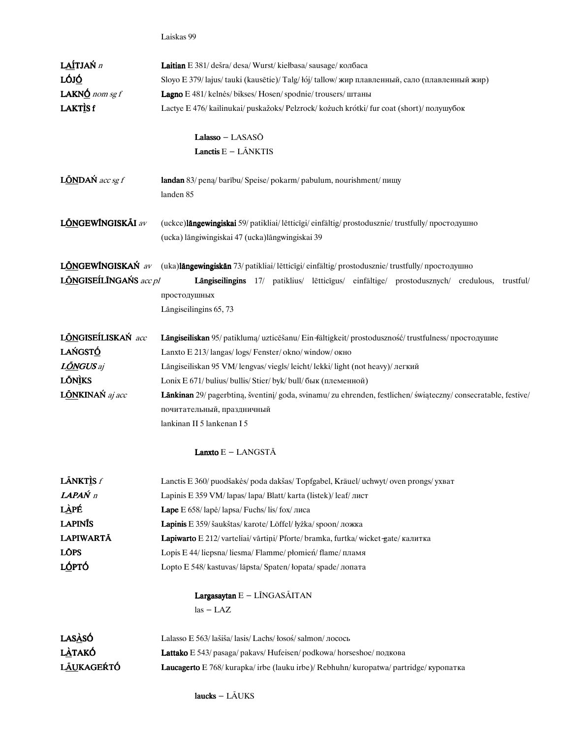Laiskas 99

**LA̲Í̲TJAŃ** *n* — **Laitian** E 381/ dešra/ desa/ Wurst/ kiełbasa/ sausage/ колбаса

**LÓ̲JÓ̲** — Sloyo E 379/ lajus/ tauki (kausētie)/ Talg/ łój/ tallow/ жир плавленный, сало (плавленный жир)

**LAKNÓ̲** *nom sg f* — **Lagno** E 481/ kelnės/ bikses/ Hosen/ spodnie/ trousers/ штаны

**LAKTÌ̲S f** — Lactye E 476/ kailinukai/ puskažoks/ Pelzrock/ kożuch krótki/ fur coat (short)/ полушубок

**Lalasso** – LASASÕ

**Lanctis** E – LÃNKTIS

**LÕ̲N̲DAŃ** *acc sg f* — **landan** 83/ peną/ barību/ Speise/ pokarm/ pabulum, nourishment/ пищу
landen 85

**LÕ̲N̲GEWĨNGISKÃI** *av* — (uckce)**lāngewingiskai** 59/ patikliai/ lētticīgi/ einfältig/ prostodusznie/ trustfully/ простодушно
(ucka) lāngiwingiskai 47 (ucka)lāngwingiskai 39

**LÕ̲N̲GEWĨNGISKAŃ** *av* — (uka)**lāngewingiskān** 73/ patikliai/ lētticīgi/ einfältig/ prostodusznie/ trustfully/ простодушно

**LÕ̲N̲GISEÍLĨNGAŃS** *acc pl* — **Lāngiseilingins** 17/ patiklius/ lētticīgus/ einfältige/ prostodusznych/ credulous, trustful/ простодушных
Lāngiseilingins 65, 73

**LÕ̲N̲GISEÍLISKAŃ** *acc* — **Lāngiseiliskan** 95/ patiklumą/ uzticēšanu/ Ein-fältigkeit/ prostoduszność/ trustfulness/ простодушие

**LAŃGSTÓ̲** — Lanxto E 213/ langas/ logs/ Fenster/ okno/ window/ окно

***LÕ̲N̲GUS*** *aj* — Lāngiseiliskan 95 VM/ lengvas/ viegls/ leicht/ lekki/ light (not heavy)/ легкий

**LÕ̲NÌ̲KS** — Lonix E 671/ bulius/ bullis/ Stier/ byk/ bull/ бык (племенной)

**LÕ̲N̲KINAŃ** *aj acc* — **Lānkinan** 29/ pagerbtiną, šventinį/ goda, svinamu/ zu ehrenden, festlichen/ świąteczny/ consecratable, festive/ почитательный, праздничный
lankinan II 5 lankenan I 5

**Lanxto** E – LANGSTĀ

**LÃNKTÌ̲S** *f* — Lanctis E 360/ puodšakės/ poda dakšas/ Topfgabel, Kräuel/ uchwyt/ oven prongs/ ухват

***LAPAŃ*** *n* — Lapinis E 359 VM/ lapas/ lapa/ Blatt/ karta (listek)/ leaf/ лист

**LÀ̲PÉ** — **Lape** E 658/ lapė/ lapsa/ Fuchs/ lis/ fox/ лиса

**LAPINĨS** — **Lapinis** E 359/ šaukštas/ karote/ Löffel/ łyżka/ spoon/ ложка

**LAPIWARTÃ** — **Lapiwarto** E 212/ varteliai/ vārtiņi/ Pforte/ bramka, furtka/ wicket-gate/ калитка

**LÕPS** — Lopis E 44/ liepsna/ liesma/ Flamme/ płomień/ flame/ пламя

**LÓ̲PTÓ** — Lopto E 548/ kastuvas/ lāpsta/ Spaten/ łopata/ spade/ лопата

**Largasaytan** E – LĨNGASÃITAN

las – LAZ

**LASÀ̲SÓ** — Lalasso E 563/ lašiša/ lasis/ Lachs/ łosoś/ salmon/ лосось

**LÀ̲TAKÓ** — **Lattako** E 543/ pasaga/ pakavs/ Hufeisen/ podkowa/ horseshoe/ подкова

**LÃ̲U̲KAGEŔTÓ** — **Laucagerto** E 768/ kurapka/ irbe (lauku irbe)/ Rebhuhn/ kuropatwa/ partridge/ куропатка

**laucks** – LÃUKS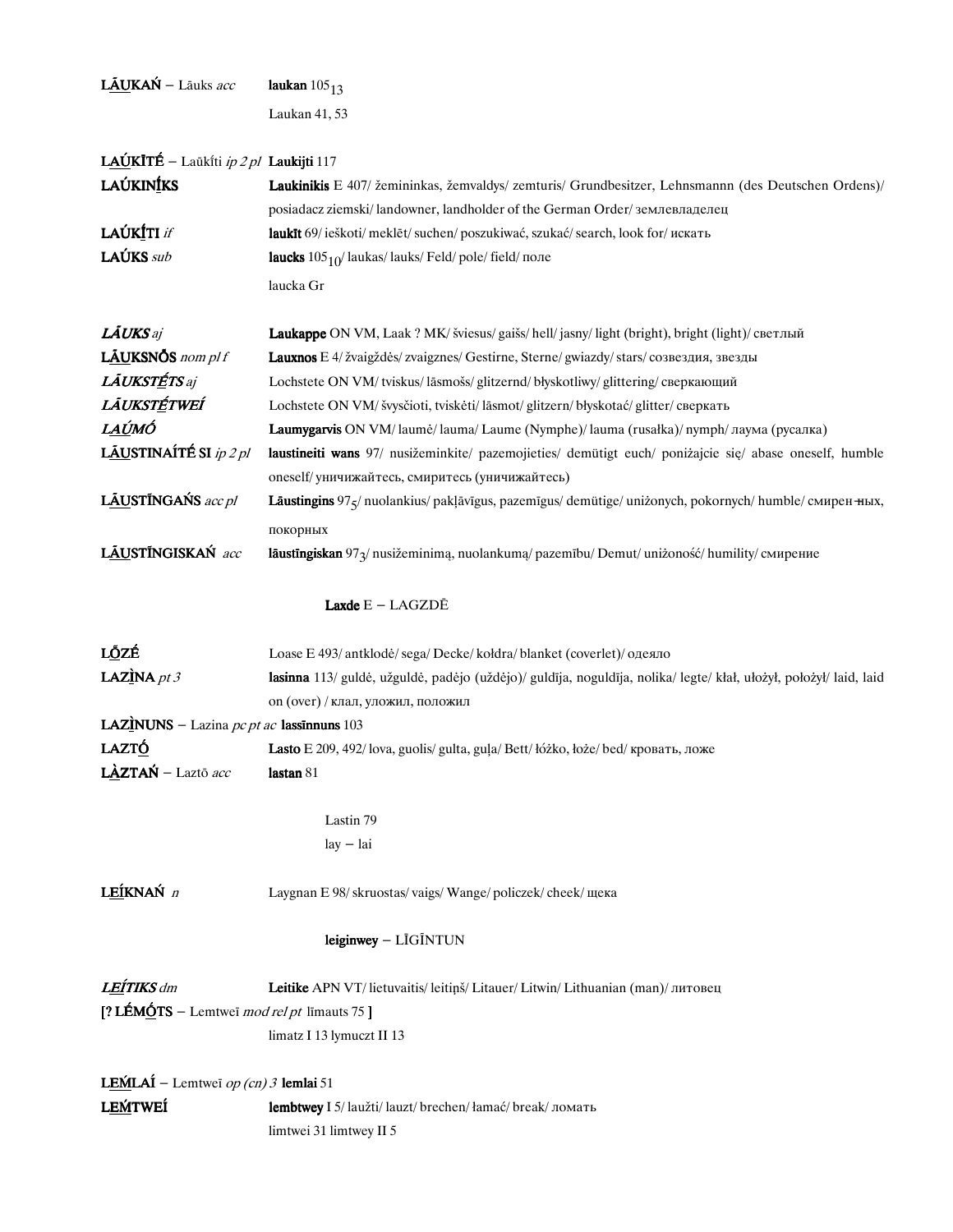**LĀUKAŃ** – Lāuks *acc* **laukan** $105_{13}$

Laukan 41, 53

**LAÚKĪTÉ** – Laūkíti *ip 2 pl* **Laukijti** 117

**LAÚKINĪKS** **Laukinikis** E 407/ žemininkas, žemvaldys/ zemturis/ Grundbesitzer, Lehnsmannn (des Deutschen Ordens)/ posiadacz ziemski/ landowner, landholder of the German Order/ землевладелец

**LAÚKĪTI** *if* **laukīt** 69/ ieškoti/ meklēt/ suchen/ poszukiwać, szukać/ search, look for/ искать

**LAÚKS** *sub* **laucks** $105_{10}$/ laukas/ lauks/ Feld/ pole/ field/ поле

laucka Gr

***LĀUKS*** *aj* **Laukappe** ON VM, Laak ? MK/ šviesus/ gaišs/ hell/ jasny/ light (bright), bright (light)/ светлый

**LĀUKSNŌS** *nom pl f* **Lauxnos** E 4/ žvaigždės/ zvaigznes/ Gestirne, Sterne/ gwiazdy/ stars/ созвездия, звезды

***LĀUKSTĒTS*** *aj* Lochstete ON VM/ tviskus/ lāsmošs/ glitzernd/ błyskotliwy/ glittering/ сверкающий

***LĀUKSTĒTWEÍ*** Lochstete ON VM/ švyščioti, tviskėti/ lāsmot/ glitzern/ błyskotać/ glitter/ сверкать

***LAÚMÓ*** **Laumygarvis** ON VM/ laumė/ lauma/ Laume (Nymphe)/ lauma (rusałka)/ nymph/ лаума (русалка)

**LĀUSTINAÍTÉ SI** *ip 2 pl* **laustineiti wans** 97/ nusižeminkite/ pazemojieties/ demütigt euch/ poniżajcie się/ abase oneself, humble oneself/ уничижайтесь, смиритесь (уничижайтесь)

**LĀUSTĪNGAŃS** *acc pl* **Lāustingins** $97_5$/ nuolankius/ pakļāvīgus, pazemīgus/ demütige/ uniżonych, pokornych/ humble/ смирен-ных, покорных

**LĀUSTĪNGISKAŃ** *acc* **lāustīngiskan** $97_3$/ nusižeminimą, nuolankumą/ pazemību/ Demut/ uniżoność/ humility/ смирение

**Laxde** E – LAGZDĒ

**LŌZÉ** Loase E 493/ antklodė/ sega/ Decke/ kołdra/ blanket (coverlet)/ одеяло

**LAZÌNA** *pt 3* **lasinna** 113/ guldė, užguldė, padėjo (uždėjo)/ guldīja, noguldīja, nolika/ legte/ kłał, ułożył, położył/ laid, laid on (over) / клал, уложил, положил

**LAZÌNUNS** – Lazina *pc pt ac* **lassīnnuns** 103

**LAZTÓ** **Lasto** E 209, 492/ lova, guolis/ gulta, guļa/ Bett/ łóżko, łoże/ bed/ кровать, ложе

**LÀZTAŃ** – Laztō *acc* **lastan** 81

Lastin 79

lay – lai

**LEÍKNAŃ** *n* Laygnan E 98/ skruostas/ vaigs/ Wange/ policzek/ cheek/ щека

**leiginwey** – LĪGĪNTUN

***LEÍTIKS*** *dm* **Leitike** APN VT/ lietuvaitis/ leitiņš/ Litauer/ Litwin/ Lithuanian (man)/ литовец

[? **LÉMÓTS** – Lemtweī *mod rel pt* līmauts 75 ]

limatz I 13 lymuczt II 13

**LEḾLAÍ** – Lemtweī *op (cn) 3* **lemlai** 51

**LEḾTWEÍ** **lembtwey** I 5/ laužti/ lauzt/ brechen/ łamać/ break/ ломать

limtwei 31 limtwey II 5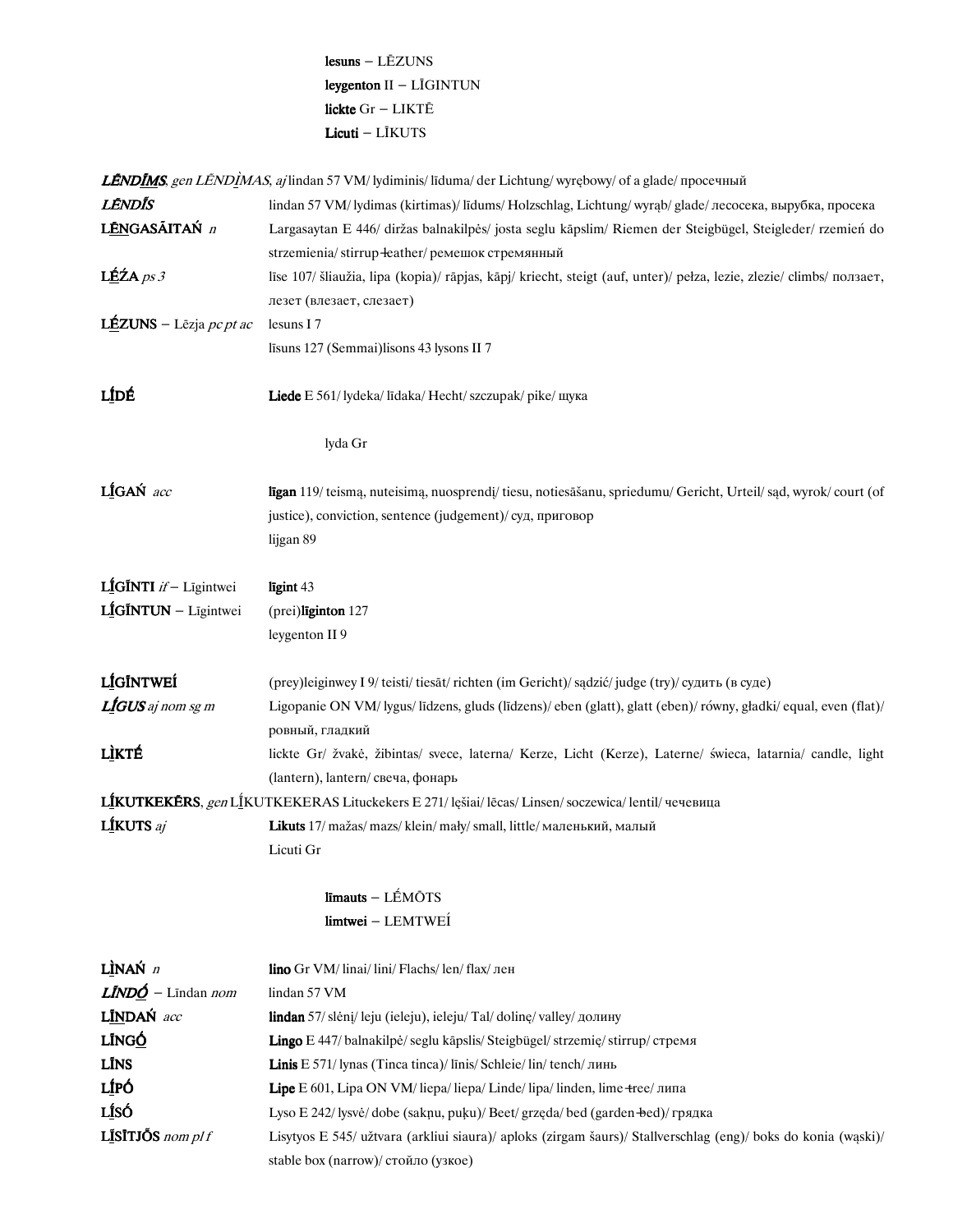**lesuns** – LĒZUNS
**leygenton** II – LĪGINTUN
**lickte** Gr – LIKTĒ
**Licuti** – LĪKUTS

***LĒNDĪMS***, *gen* LĒNDĪMAS, *aj* lindan 57 VM/ lydiminis/ līduma/ der Lichtung/ wyrębowy/ of a glade/ просечный

***LĒNDĪS*** lindan 57 VM/ lydimas (kirtimas)/ līdums/ Holzschlag, Lichtung/ wyrąb/ glade/ лесосека, вырубка, просека

**LĒNGASĀITAŃ** *n* Largasaytan E 446/ diržas balnakilpės/ josta seglu kāpslim/ Riemen der Steigbügel, Steigleder/ rzemień do strzemienia/ stirrup-leather/ ремешок стремянный

**LĒŹA** *ps 3* līse 107/ šliaužia, lipa (kopia)/ rāpjas, kāpj/ kriecht, steigt (auf, unter)/ pełza, lezie, zlezie/ climbs/ ползает, лезет (влезает, слезает)

**LĒZUNS** – Lēzja *pc pt ac* lesuns I 7
līsuns 127 (Semmai)lisons 43 lysons II 7

**LĪDĒ** **Liede** E 561/ lydeka/ līdaka/ Hecht/ szczupak/ pike/ щука

lyda Gr

**LĪGAŃ** *acc* **līgan** 119/ teismą, nuteisimą, nuosprendį/ tiesu, notiesāšanu, spriedumu/ Gericht, Urteil/ sąd, wyrok/ court (of justice), conviction, sentence (judgement)/ суд, приговор
lijgan 89

**LĪGĪNTI** *if* – Līgintwei **līgint** 43

**LĪGĪNTUN** – Līgintwei (prei)**līginton** 127
leygenton II 9

**LĪGĪNTWEÍ** (prey)leiginwey I 9/ teisti/ tiesāt/ richten (im Gericht)/ sądzić/ judge (try)/ судить (в суде)

***LĪGUS*** *aj nom sg m* Ligopanie ON VM/ lygus/ līdzens, gluds (līdzens)/ eben (glatt), glatt (eben)/ równy, gładki/ equal, even (flat)/ ровный, гладкий

**LÌKTÉ** lickte Gr/ žvakė, žibintas/ svece, laterna/ Kerze, Licht (Kerze), Laterne/ świeca, latarnia/ candle, light (lantern), lantern/ свеча, фонарь

**LĪKUTKEKĒRS**, *gen* LĪKUTKEKERAS Lituckekers E 271/ lęšiai/ lēcas/ Linsen/ soczewica/ lentil/ чечевица

**LĪKUTS** *aj* **Likuts** 17/ mažas/ mazs/ klein/ mały/ small, little/ маленький, малый
Licuti Gr

**līmauts** – LĒMŌTS
**limtwei** – LEMTWEÍ

**LÌNAŃ** *n* **lino** Gr VM/ linai/ lini/ Flachs/ len/ flax/ лен

***LĪNDŌ*** – Līndan *nom* lindan 57 VM

**LĪNDAŃ** *acc* **lindan** 57/ slėnį/ leju (ieleju), ieleju/ Tal/ dolinę/ valley/ долину

**LĪNGŌ** **Lingo** E 447/ balnakilpė/ seglu kāpslis/ Steigbügel/ strzemię/ stirrup/ стремя

**LĪNS** **Linis** E 571/ lynas (Tinca tinca)/ līnis/ Schleie/ lin/ tench/ линь

**LĪPŌ** **Lipe** E 601, Lipa ON VM/ liepa/ liepa/ Linde/ lipa/ linden, lime-tree/ липа

**LĪSŌ** Lyso E 242/ lysvė/ dobe (sakņu, puķu)/ Beet/ grzęda/ bed (garden-bed)/ грядка

**LĪSĪTJŌS** *nom pl f* Lisytyos E 545/ užtvara (arkliui siaura)/ aploks (zirgam šaurs)/ Stallverschlag (eng)/ boks do konia (wąski)/ stable box (narrow)/ стойло (узкое)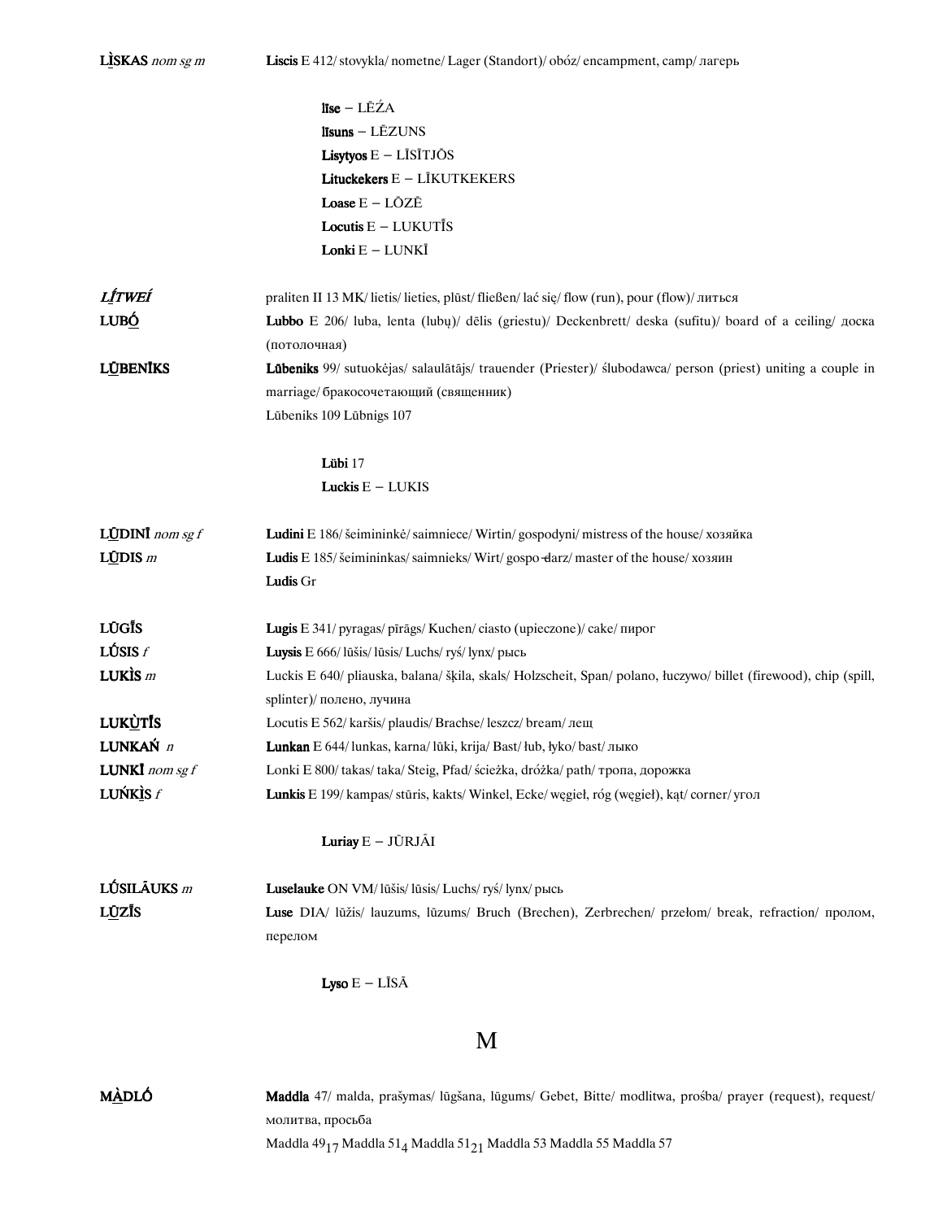**LI̯SKAS** *nom sg m* — **Liscis** E 412/ stovykla/ nometne/ Lager (Standort)/ obóz/ encampment, camp/ лагерь

> **līse** – LĒŹA
> **līsuns** – LĒZUNS
> **Lisytyos** E – LĪSĪTJŌS
> **Lituckekers** E – LĪKUTKEKERS
> **Loase** E – LŌZĒ
> **Locutis** E – LUKUTĪ̃S
> **Lonki** E – LUNKĪ

***LĹTWEÍ*** — praliten II 13 MK/ lietis/ lieties, plūst/ fließen/ lać się/ flow (run), pour (flow)/ литься

**LUBŌ̯** — **Lubbo** E 206/ luba, lenta (lubų)/ dēlis (griestu)/ Deckenbrett/ deska (sufitu)/ board of a ceiling/ доска (потолочная)

**LŪ̯BENĪ̃KS** — **Lûbeniks** 99/ sutuokėjas/ salaulātājs/ trauender (Priester)/ ślubodawca/ person (priest) uniting a couple in marriage/ бракосочетающий (священник)
Lūbeniks 109 Lūbnigs 107

> **Lübi** 17
> **Luckis** E – LUKIS

**LŪ̯DINĪ̃** *nom sg f* — **Ludini** E 186/ šeimininkė/ saimniece/ Wirtin/ gospodyni/ mistress of the house/ хозяйка

**LŪ̯DIS** *m* — **Ludis** E 185/ šeimininkas/ saimnieks/ Wirt/ gospo-darz/ master of the house/ хозяин
**Ludis** Gr

**LŪGĪ̃S** — **Lugis** E 341/ pyragas/ pīrāgs/ Kuchen/ ciasto (upieczone)/ cake/ пирог

**LŪ́SIS** *f* — **Luysis** E 666/ lūšis/ lūsis/ Luchs/ ryś/ lynx/ рысь

**LUKÌS** *m* — Luckis E 640/ pliauska, balana/ šķila, skals/ Holzscheit, Span/ polano, łuczywo/ billet (firewood), chip (spill, splinter)/ полено, лучина

**LUKṺTĪ̃S** — Locutis E 562/ karšis/ plaudis/ Brachse/ leszcz/ bream/ лещ

**LUNKAŃ** *n* — **Lunkan** E 644/ lunkas, karna/ lūki, krija/ Bast/ łub, łyko/ bast/ лыко

**LUNKĪ̃** *nom sg f* — Lonki E 800/ takas/ taka/ Steig, Pfad/ ścieżka, dróżka/ path/ тропа, дорожка

**LUŃKI̯S** *f* — **Lunkis** E 199/ kampas/ stūris, kakts/ Winkel, Ecke/ węgieł, róg (węgieł), kąt/ corner/ угол

> **Luriay** E – JŪRJĀI

**LŪ́SILĀUKS** *m* — **Luselauke** ON VM/ lūšis/ lūsis/ Luchs/ ryś/ lynx/ рысь

**LŪ̯ZĪ̃S** — **Luse** DIA/ lūžis/ lauzums, lūzums/ Bruch (Brechen), Zerbrechen/ przełom/ break, refraction/ пролом, перелом

> **Lyso** E – LĪSĀ

# M

**MÀ̯DLÓ** — **Maddla** 47/ malda, prašymas/ lūgšana, lūgums/ Gebet, Bitte/ modlitwa, prośba/ prayer (request), request/ молитва, просьба
Maddla $49_{17}$ Maddla $51_{4}$ Maddla $51_{21}$ Maddla 53 Maddla 55 Maddla 57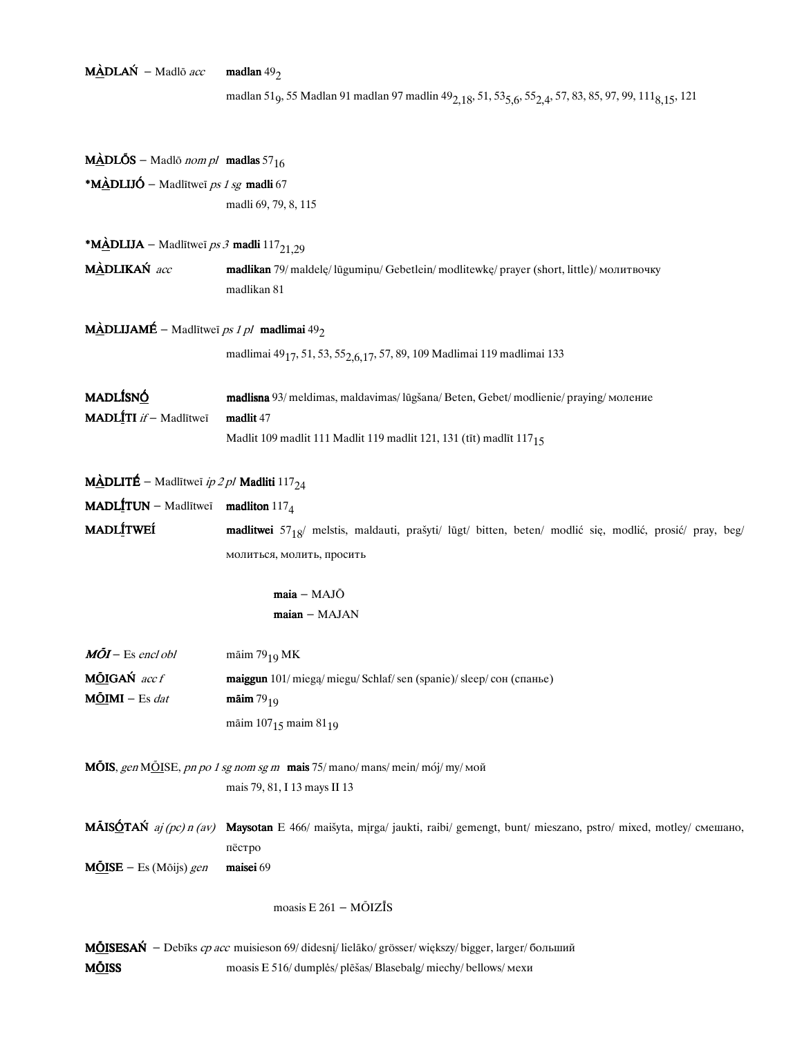**MÀ̱DLAŃ** – Madlō *acc* **madlan** $49_2$

madlan $51_9$, 55 Madlan 91 madlan 97 madlin $49_{2,18}$, 51, $53_{5,6}$, $55_{2,4}$, 57, 83, 85, 97, 99, $111_{8,15}$, 121

**MÀ̱DLŌ̃S** – Madlō *nom pl* **madlas** $57_{16}$

***MÀ̱DLIJÓ** – Madlītweī *ps 1 sg* **madli** 67

madli 69, 79, 8, 115

***MÀ̱DLIJA** – Madlītweī *ps 3* **madli** $117_{21,29}$

**MÀ̱DLIKAŃ** *acc* **madlikan** 79/ maldelę/ lūgumiņu/ Gebetlein/ modlitewkę/ prayer (short, little)/ молитвочку

madlikan 81

**MÀ̱DLIJAMÉ** – Madlītweī *ps 1 pl* **madlimai** $49_2$

madlimai $49_{17}$, 51, 53, $55_{2,6,17}$, 57, 89, 109 Madlimai 119 madlimai 133

**MADLÍSNÓ̱** **madlisna** 93/ meldimas, maldavimas/ lūgšana/ Beten, Gebet/ modlienie/ praying/ моление

**MADLĪ̱TI** *if* – Madlītweī **madlit** 47

Madlit 109 madlit 111 Madlit 119 madlit 121, 131 (tīt) madlīt $117_{15}$

**MÀ̱DLITÉ** – Madlītweī *ip 2 pl* **Madliti** $117_{24}$

**MADLĪ̱TUN** – Madlītweī **madliton** $117_4$

**MADLĪ̱TWEÍ** **madlitwei** $57_{18}$/ melstis, maldauti, prašyti/ lūgt/ bitten, beten/ modlić się, modlić, prosić/ pray, beg/ молиться, молить, просить

maia – MAJŌ

maian – MAJAN

***MŌ̃I*** – Es *encl obl* māim $79_{19}$ MK

**MŌ̱IGAŃ** *acc f* **maiggun** 101/ miegą/ miegu/ Schlaf/ sen (spanie)/ sleep/ сон (спанье)

**MŌ̱IMI** – Es *dat* **māim** $79_{19}$

māim $107_{15}$ maim $81_{19}$

**MŌ̃IS**, *gen* MŌ̱ISE, *pn po 1 sg nom sg m* **mais** 75/ mano/ mans/ mein/ mój/ my/ мой

mais 79, 81, I 13 mays II 13

**MĀISÓ̱TAŃ** *aj (pc) n (av)* **Maysotan** E 466/ maišyta, mįrga/ jaukti, raibi/ gemengt, bunt/ mieszano, pstro/ mixed, motley/ смешано, пёстро

**MŌ̱ISE** – Es (Mōijs) *gen* **maisei** 69

moasis E 261 – MŌIZĪS

**MŌ̃ISESAŃ** – Debīks *cp acc* muisieson 69/ didesnį/ lielāko/ grösser/ większy/ bigger, larger/ больший

**MŌ̱ISS** moasis E 516/ dumplės/ plēšas/ Blasebalg/ miechy/ bellows/ мехи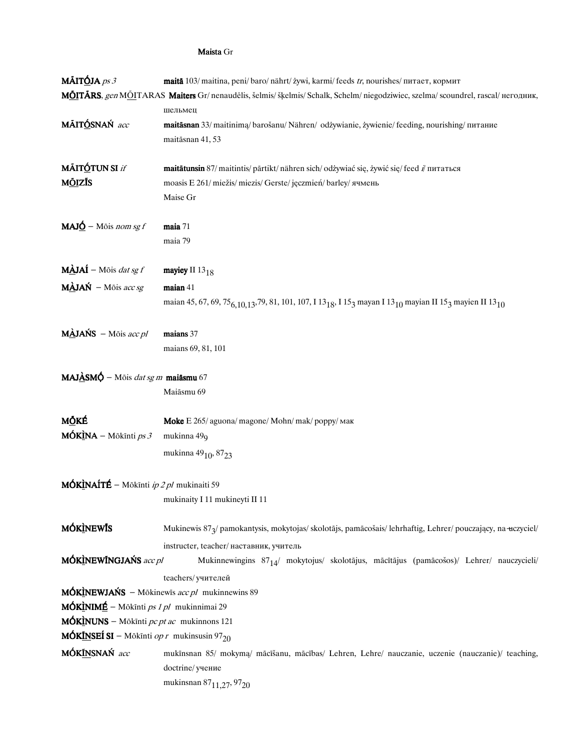**Maista** Gr

**MĀITÓJA** *ps 3* — **maitā** 103/ maitina, peni/ baro/ nährt/ żywi, karmi/ feeds *tr*, nourishes/ питает, кормит

**MŌITĀRS**, *gen* MŌITARAS **Maiters** Gr/ nenaudėlis, šelmis/ šķelmis/ Schalk, Schelm/ niegodziwiec, szelma/ scoundrel, rascal/ негодник, шельмец

**MĀITÓSNAŃ** *acc* — **maitāsnan** 33/ maitinimą/ barošanu/ Nähren/ odżywianie, żywienie/ feeding, nourishing/ питание
maitāsnan 41, 53

**MĀITÓTUN SI** *if* — **maitātunsin** 87/ maitintis/ pārtikt/ nähren sich/ odżywiać się, żywić się/ feed *i*/ питаться

**MŌIZĪS** — moasis E 261/ miežis/ miezis/ Gerste/ jęczmień/ barley/ ячмень
Maise Gr

**MAJÓ** – Mōis *nom sg f* — **maia** 71
maia 79

**MÀJAÍ** – Mōis *dat sg f* — **mayiey** II $13_{18}$

**MÀJAŃ** – Mōis *acc sg* — **maian** 41
maian 45, 67, 69, $75_{6,10,13}$, 79, 81, 101, 107, I $13_{18}$, I $15_{3}$ mayan I $13_{10}$ mayian II $15_{3}$ mayien II $13_{10}$

**MÀJAŃS** – Mōis *acc pl* — **maians** 37
maians 69, 81, 101

**MAJÀSMÓ** – Mōis *dat sg m* **maiāsmu** 67
Maiāsmu 69

**MŌKÉ** — **Moke** E 265/ aguona/ magone/ Mohn/ mak/ poppy/ мак

**MÓKÌNA** – Mōkīnti *ps 3* — mukinna $49_{9}$
mukinna $49_{10}$, $87_{23}$

**MÓKÌNAÍTÉ** – Mōkīnti *ip 2 pl* mukinaiti 59
mukinaity I 11 mukineyti II 11

**MÓKÌNEWĪS** — Mukinewis $87_{3}$/ pamokantysis, mokytojas/ skolotājs, pamācošais/ lehrhaftig, Lehrer/ pouczający, na-uczyciel/ instructer, teacher/ наставник, учитель

**MÓKÌNEWĪNGJAŃS** *acc pl* — Mukinnewingins $87_{14}$/ mokytojus/ skolotājus, mācītājus (pamācošos)/ Lehrer/ nauczycieli/ teachers/ учителей

**MÓKÌNEWJAŃS** – Mōkinewīs *acc pl* mukinnewins 89

**MÓKÌNIMÉ** – Mōkīnti *ps 1 pl* mukinnimai 29

**MÓKÌNUNS** – Mōkīnti *pc pt ac* mukinnons 121

**MÓKĪNSEÍ SI** – Mōkīnti *op r* mukinsusin $97_{20}$

**MÓKĪNSNAŃ** *acc* — mukīnsnan 85/ mokymą/ mācīšanu, mācības/ Lehren, Lehre/ nauczanie, uczenie (nauczanie)/ teaching, doctrine/ учение
mukinsnan $87_{11,27}$, $97_{20}$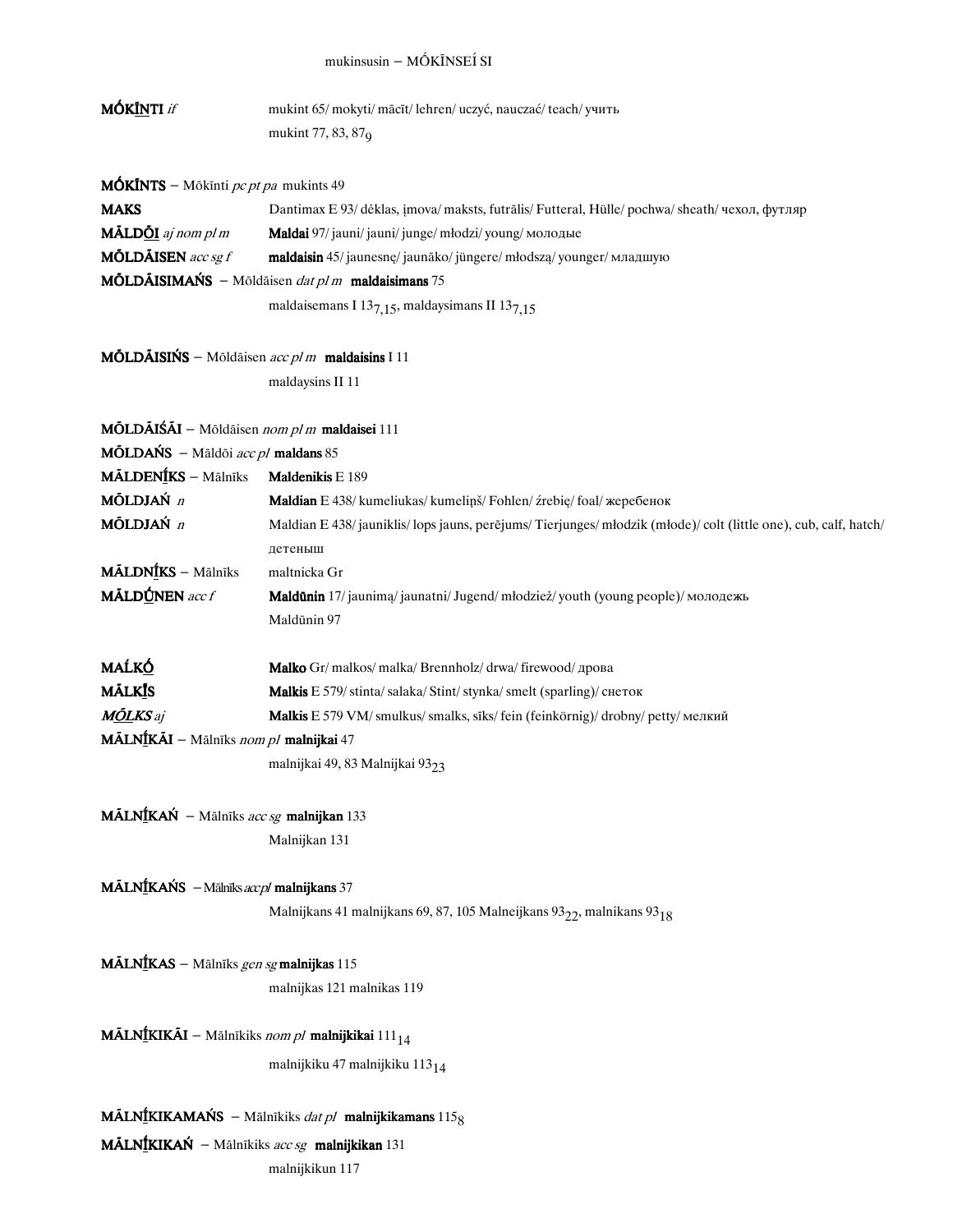**MÓKĪNTI** *if* mukint 65/ mokyti/ mācīt/ lehren/ uczyć, nauczać/ teach/ учить

mukint 77, 83, $87_9$

**MÓKĪNTS** – Mōkīnti *pc pt pa* mukints 49

**MAKS** Dantimax E 93/ dėklas, įmova/ maksts, futrālis/ Futteral, Hülle/ pochwa/ sheath/ чехол, футляр

**MĀLDŌI** *aj nom pl m* **Maldai** 97/ jauni/ jauni/ junge/ młodzi/ young/ молодые

**MŌLDĀISEN** *acc sg f* **maldaisin** 45/ jaunesnę/ jaunāko/ jüngere/ młodszą/ younger/ младшую

**MŌLDĀISIMAŃS** – Mōldāisen *dat pl m* **maldaisimans** 75

maldaisemans I $13_{7,15}$, maldaysimans II $13_{7,15}$

**MŌLDĀISIŃS** – Mōldāisen *acc pl m* **maldaisins** I 11

maldaysins II 11

**MŌLDĀIŚĀI** – Mōldāisen *nom pl m* **maldaisei** 111

**MŌLDAŃS** – Māldōi *acc pl* **maldans** 85

**MĀLDENĪKS** – Mālnīks **Maldenikis** E 189

**MŌLDJAŃ** *n* **Maldian** E 438/ kumeliukas/ kumeliņš/ Fohlen/ źrebię/ foal/ жеребенок

**MŌLDJAŃ** *n* Maldian E 438/ jauniklis/ lops jauns, perējums/ Tierjunges/ młodzik (młode)/ colt (little one), cub, calf, hatch/ детеныш

**MĀLDNĪKS** – Mālnīks maltnicka Gr

**MĀLDŪNEN** *acc f* **Maldūnin** 17/ jaunimą/ jaunatni/ Jugend/ młodzież/ youth (young people)/ молодежь

Maldūnin 97

**MAĹKÓ** **Malko** Gr/ malkos/ malka/ Brennholz/ drwa/ firewood/ дрова

**MĀLKĪS** **Malkis** E 579/ stinta/ salaka/ Stint/ stynka/ smelt (sparling)/ снеток

***MŌLKS*** *aj* **Malkis** E 579 VM/ smulkus/ smalks, sīks/ fein (feinkörnig)/ drobny/ petty/ мелкий

**MĀLNĪKĀI** – Mālnīks *nom pl* **malnijkai** 47

malnijkai 49, 83 Malnijkai $93_{23}$

**MĀLNĪKAŃ** – Mālnīks *acc sg* **malnijkan** 133

Malnijkan 131

**MĀLNĪKAŃS** – Mālnīks *acc pl* **malnijkans** 37

Malnijkans 41 malnijkans 69, 87, 105 Malneijkans $93_{22}$, malnikans $93_{18}$

**MĀLNĪKAS** – Mālnīks *gen sg* **malnijkas** 115

malnijkas 121 malnikas 119

**MĀLNĪKIKĀI** – Mālnīkiks *nom pl* **malnijkikai** $111_{14}$

malnijkiku 47 malnijkiku $113_{14}$

**MĀLNĪKIKAMAŃS** – Mālnīkiks *dat pl* **malnijkikamans** $115_8$

**MĀLNĪKIKAŃ** – Mālnīkiks *acc sg* **malnijkikan** 131

malnijkikun 117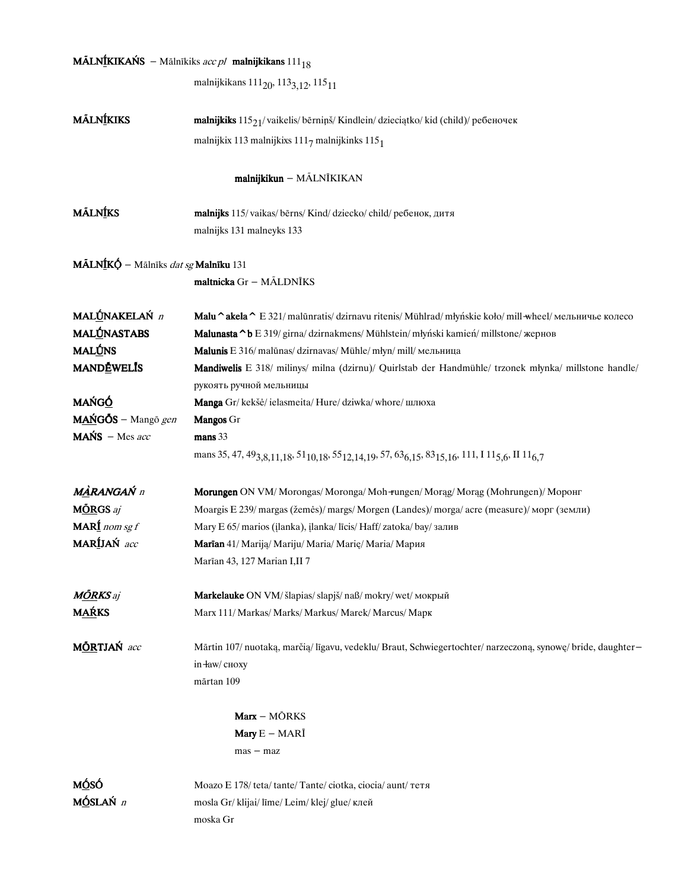**MĀLNĪKIKAŃS** – Mālnīkiks *acc pl* **malnijkikans** $111_{18}$

malnijkikans $111_{20}$, $113_{3,12}$, $115_{11}$

**MĀLNĪKIKS** **malnijkiks** $115_{21}$/ vaikelis/ bērniņš/ Kindlein/ dzieciątko/ kid (child)/ ребеночек

malnijkix 113 malnijkixs $111_7$ malnijkinks $115_1$

**malnijkikun** – MĀLNĪKIKAN

**MĀLNĪKS** **malnijks** 115/ vaikas/ bērns/ Kind/ dziecko/ child/ ребенок, дитя

malnijks 131 malneyks 133

**MĀLNĪKǪ** – Mālnīks *dat sg* **Malnīku** 131

**maltnicka** Gr – MĀLDNĪKS

**MALŪNAKELAŃ** *n* **Malu^akela^** E 321/ malūnratis/ dzirnavu ritenis/ Mühlrad/ młyńskie koło/ mill-wheel/ мельничье колесо

**MALŪNASTABS** **Malunasta^b** E 319/ girna/ dzirnakmens/ Mühlstein/ młyński kamień/ millstone/ жернов

**MALŪNS** **Malunis** E 316/ malūnas/ dzirnavas/ Mühle/ młyn/ mill/ мельница

**MANDĒWELĪS** **Mandiwelis** E 318/ milinys/ milna (dzirnu)/ Quirlstab der Handmühle/ trzonek młynka/ millstone handle/ рукоять ручной мельницы

**MAŃGŌ** **Manga** Gr/ kekšė/ ielasmeita/ Hure/ dziwka/ whore/ шлюха

**MAŃGŌS** – Mangō *gen* **Mangos** Gr

**MAŃS** – Mes *acc* **mans** 33

mans 35, 47, $49_{3,8,11,18}$, $51_{10,18}$, $55_{12,14,19}$, 57, $63_{6,15}$, $83_{15,16}$, 111, I $11_{5,6}$, II $11_{6,7}$

***MÀRANGAŃ*** *n* **Morungen** ON VM/ Morongas/ Moronga/ Moh-rungen/ Morąg/ Morąg (Mohrungen)/ Моронг

**MŌRGS** *aj* Moargis E 239/ margas (žemės)/ margs/ Morgen (Landes)/ morga/ acre (measure)/ морг (земли)

**MARĪ** *nom sg f* Mary E 65/ marios (įlanka), įlanka/ līcis/ Haff/ zatoka/ bay/ залив

**MARĪJAŃ** *acc* **Marīan** 41/ Mariją/ Mariju/ Maria/ Marię/ Maria/ Мария

Marīan 43, 127 Marian I,II 7

***MŌRKS*** *aj* **Markelauke** ON VM/ šlapias/ slapjš/ naß/ mokry/ wet/ мокрый

**MAŔKS** Marx 111/ Markas/ Marks/ Markus/ Marek/ Marcus/ Марк

**MŌRTJAŃ** *acc* Mārtin 107/ nuotaką, marčią/ līgavu, vedeklu/ Braut, Schwiegertochter/ narzeczoną, synowę/ bride, daughter-in-law/ сноху

mārtan 109

**Marx** – MŌRKS

**Mary** E – MARĪ

mas – maz

**MŌSŌ** Moazo E 178/ teta/ tante/ Tante/ ciotka, ciocia/ aunt/ тетя

**MŌSLAŃ** *n* mosla Gr/ klijai/ līme/ Leim/ klej/ glue/ клей

moska Gr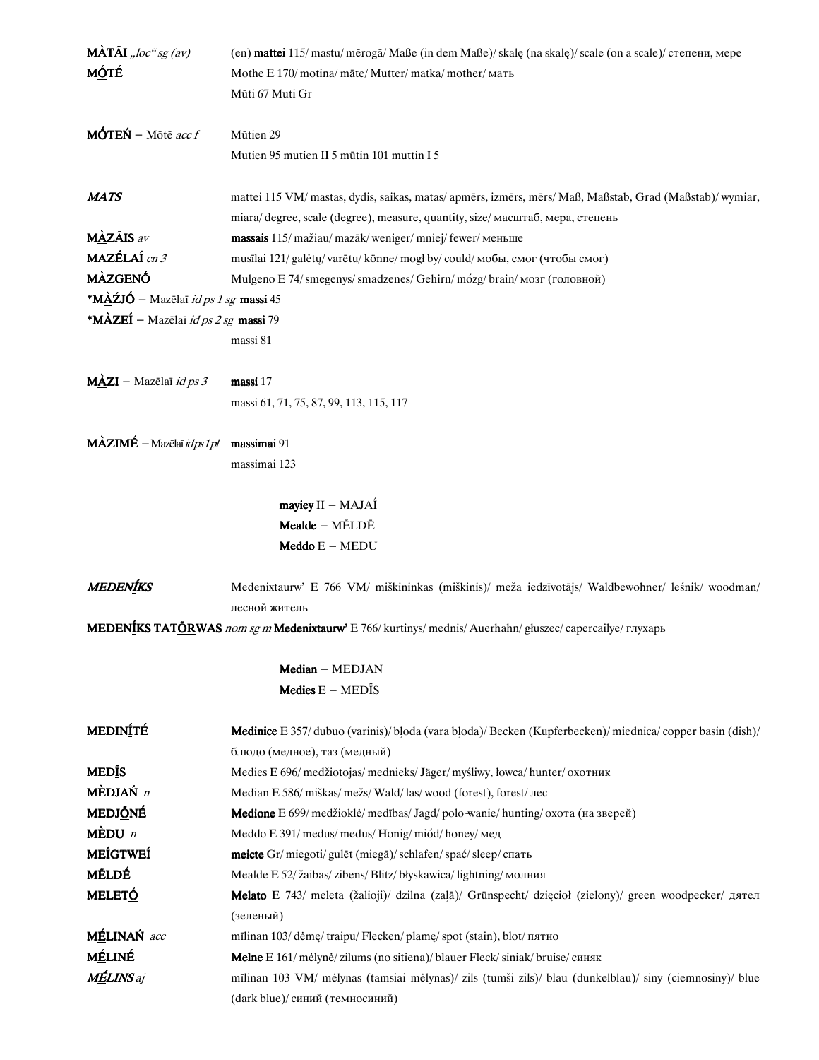**MÀ̲TĀI** *„loc" sg (av)* (en) **mattei** 115/ mastu/ mērogā/ Maße (in dem Maße)/ skalę (na skalę)/ scale (on a scale)/ степени, мере

**MṒTÉ** Mothe E 170/ motina/ māte/ Mutter/ matka/ mother/ мать
Mūti 67 Muti Gr

**MṒTEŃ** – Mōtē *acc f* Mūtien 29
Mutien 95 mutien II 5 mūtin 101 muttin I 5

***MATS*** mattei 115 VM/ mastas, dydis, saikas, matas/ apmērs, izmērs, mērs/ Maß, Maßstab, Grad (Maßstab)/ wymiar, miara/ degree, scale (degree), measure, quantity, size/ масштаб, мера, степень

**MÀ̲ZĀIS** *av* **massais** 115/ mažiau/ mazāk/ weniger/ mniej/ fewer/ меньше

**MAZḖLAÍ** *cn 3* musīlai 121/ galėtų/ varētu/ könne/ mogł by/ could/ мобы, смог (чтобы смог)

**MÀ̲ZGENÓ** Mulgeno E 74/ smegenys/ smadzenes/ Gehirn/ mózg/ brain/ мозг (головной)

***MÀ̲ŹJÓ** – Mazēlaī *id ps 1 sg* **massi** 45

***MÀ̲ZEÍ** – Mazēlaī *id ps 2 sg* **massi** 79
massi 81

**MÀ̲ZI** – Mazēlaī *id ps 3* **massi** 17
massi 61, 71, 75, 87, 99, 113, 115, 117

**MÀ̲ZIMÉ** – Mazēlaī *id ps 1 pl* **massimai** 91
massimai 123

**mayiey** II – MAJAÍ
**Mealde** – MḖLDĒ
**Meddo** E – MEDU

***MEDENĪ̲KS*** Medenixtaurw' E 766 VM/ miškininkas (miškinis)/ meža iedzīvotājs/ Waldbewohner/ leśnik/ woodman/ лесной житель

**MEDENĪ̲KS TATṒ̲RWAS** *nom sg m* **Medenixtaurw'** E 766/ kurtinys/ mednis/ Auerhahn/ głuszec/ capercailye/ глухарь

**Median** – MEDJAN
**Medies** E – MEDĪ̲S

**MEDINĪ̲TÉ** **Medinice** E 357/ dubuo (varinis)/ bļoda (vara bļoda)/ Becken (Kupferbecken)/ miednica/ copper basin (dish)/ блюдо (медное), таз (медный)

**MEDĪ̲S** Medies E 696/ medžiotojas/ mednieks/ Jäger/ myśliwy, łowca/ hunter/ охотник

**MÈ̲DJAŃ** *n* Median E 586/ miškas/ mežs/ Wald/ las/ wood (forest), forest/ лес

**MEDJṒ̲NÉ** **Medione** E 699/ medžioklė/ medības/ Jagd/ polo-wanie/ hunting/ охота (на зверей)

**MÈ̲DU** *n* Meddo E 391/ medus/ medus/ Honig/ miód/ honey/ мед

**MEÍGTWEÍ** **meicte** Gr/ miegoti/ gulēt (miegā)/ schlafen/ spać/ sleep/ спать

**MḖ̲LDĖ** Mealde E 52/ žaibas/ zibens/ Blitz/ błyskawica/ lightning/ молния

**MELETṒ̲** **Melato** E 743/ meleta (žalioji)/ dzilna (zaļā)/ Grünspecht/ dzięcioł (zielony)/ green woodpecker/ дятел (зеленый)

**MḖ̲LINAŃ** *acc* mīlinan 103/ dėmę/ traipu/ Flecken/ plamę/ spot (stain), blot/ пятно

**MḖ̲LINÉ** **Melne** E 161/ mėlynė/ zilums (no sitiena)/ blauer Fleck/ siniak/ bruise/ синяк

***MḖ̲LINS** aj* mīlinan 103 VM/ mėlynas (tamsiai mėlynas)/ zils (tumši zils)/ blau (dunkelblau)/ siny (ciemnosiny)/ blue (dark blue)/ синий (темносиний)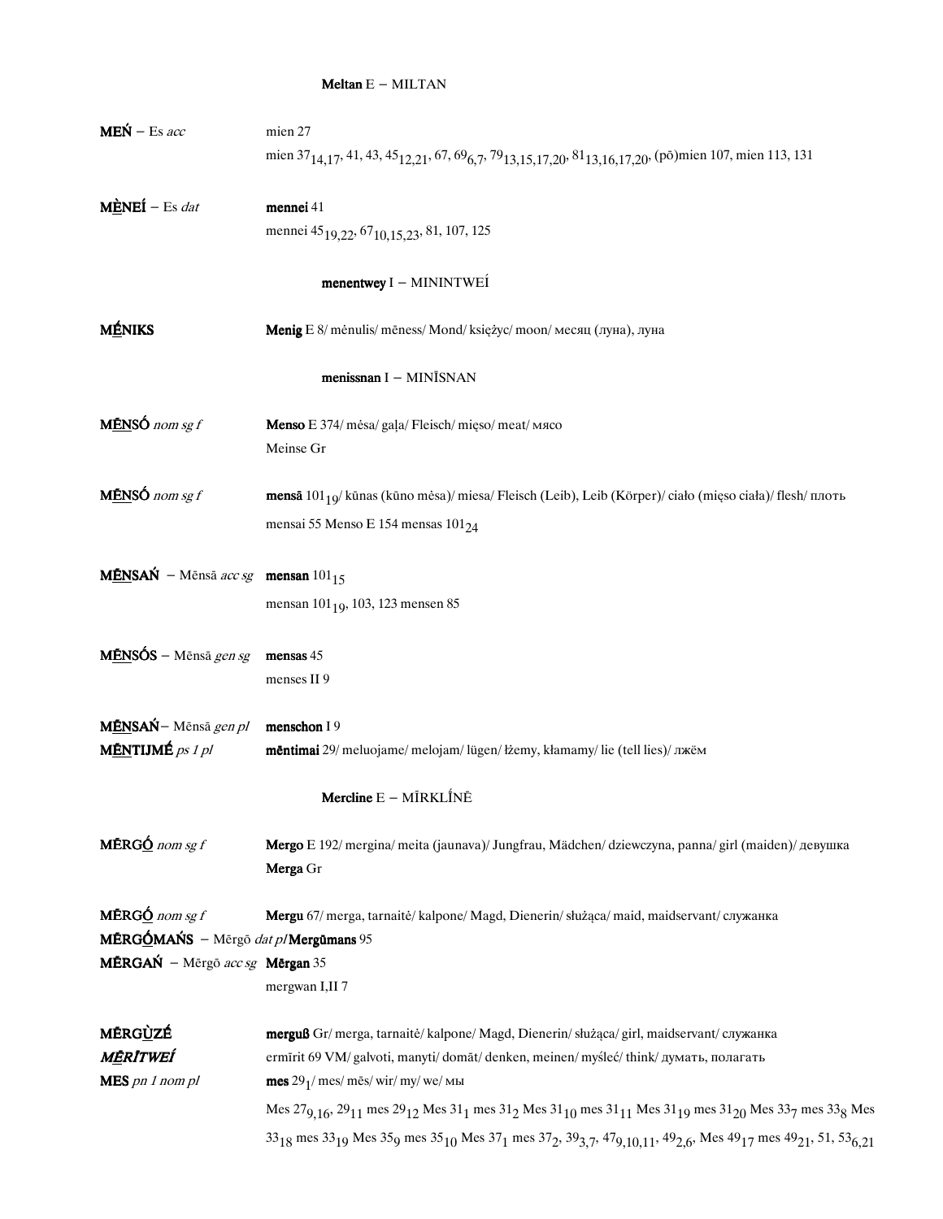**Meltan** E – MILTAN

**MEŃ** – Es *acc* — mien 27
mien $37_{14,17}$, 41, 43, $45_{12,21}$, 67, $69_{6,7}$, $79_{13,15,17,20}$, $81_{13,16,17,20}$, (pō)mien 107, mien 113, 131

**MENEÍ** – Es *dat* — **mennei** 41
mennei $45_{19,22}$, $67_{10,15,23}$, 81, 107, 125

**menentwey** I – MININTWEÍ

**MÉNIKS** — **Menig** E 8/ mėnulis/ mēness/ Mond/ księżyc/ moon/ месяц (луна), луна

**menissnan** I – MINĪSNAN

**MĒNSÓ** *nom sg f* — **Menso** E 374/ mėsa/ gaļa/ Fleisch/ mięso/ meat/ мясо
Meinse Gr

**MĒNSÓ** *nom sg f* — **mensā** $101_{19}$/ kūnas (kūno mėsa)/ miesa/ Fleisch (Leib), Leib (Körper)/ ciało (mięso ciała)/ flesh/ плоть
mensai 55 Menso E 154 mensas $101_{24}$

**MĒNSAŃ** – Mēnsā *acc sg* — **mensan** $101_{15}$
mensan $101_{19}$, 103, 123 mensen 85

**MĒNSÓS** – Mēnsā *gen sg* — **mensas** 45
menses II 9

**MĒNSAŃ** – Mēnsā *gen pl* — **menschon** I 9

**MĒNTIJMÉ** *ps 1 pl* — **mēntimai** 29/ meluojame/ melojam/ lügen/ łżemy, kłamamy/ lie (tell lies)/ лжём

**Mercline** E – MĪRKLÍNĒ

**MĒRGÓ** *nom sg f* — **Mergo** E 192/ mergina/ meita (jaunava)/ Jungfrau, Mädchen/ dziewczyna, panna/ girl (maiden)/ девушка
**Merga** Gr

**MĒRGÓ** *nom sg f* — **Mergu** 67/ merga, tarnaitė/ kalpone/ Magd, Dienerin/ służąca/ maid, maidservant/ служанка

**MĒRGÓMAŃS** – Mērgō *dat pl* **Mergūmans** 95

**MĒRGAŃ** – Mērgō *acc sg* — **Mērgan** 35
mergwan I,II 7

**MĒRGÙZÉ** — **merguß** Gr/ merga, tarnaitė/ kalpone/ Magd, Dienerin/ służąca/ girl, maidservant/ служанка

***MĒRĪTWEÍ*** — ermīrit 69 VM/ galvoti, manyti/ domāt/ denken, meinen/ myśleć/ think/ думать, полагать

**MES** *pn 1 nom pl* — **mes** $29_1$/ mes/ mēs/ wir/ my/ we/ мы
Mes $27_{9,16}$, $29_{11}$ mes $29_{12}$ Mes $31_1$ mes $31_2$ Mes $31_{10}$ mes $31_{11}$ Mes $31_{19}$ mes $31_{20}$ Mes $33_7$ mes $33_8$ Mes $33_{18}$ mes $33_{19}$ Mes $35_9$ mes $35_{10}$ Mes $37_1$ mes $37_2$, $39_{3,7}$, $47_{9,10,11}$, $49_{2,6}$, Mes $49_{17}$ mes $49_{21}$, 51, $53_{6,21}$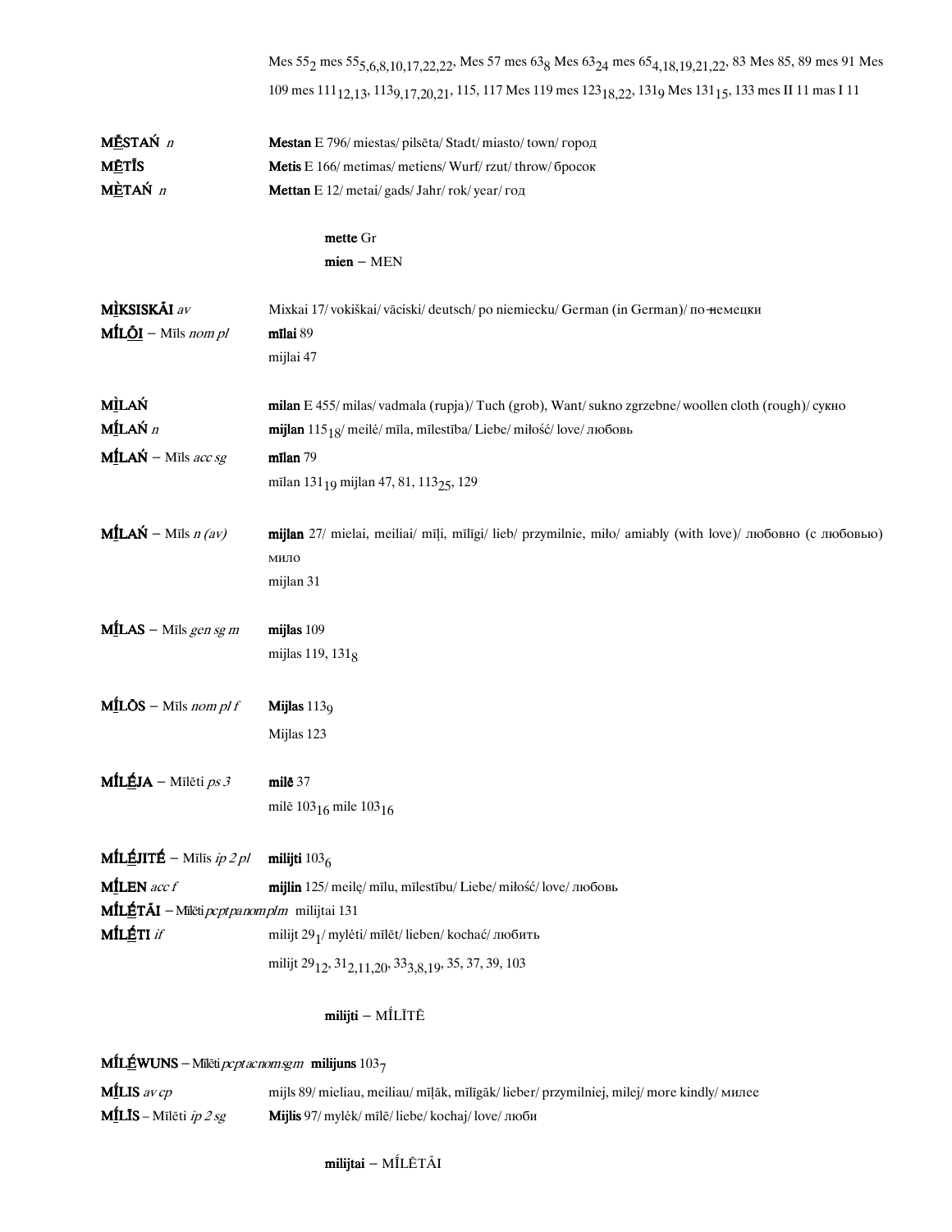Mes $55_2$ mes $55_{5,6,8,10,17,22,22}$, Mes 57 mes $63_8$ Mes $63_{24}$ mes $65_{4,18,19,21,22}$, 83 Mes 85, 89 mes 91 Mes 109 mes $111_{12,13}$, $113_{9,17,20,21}$, 115, 117 Mes 119 mes $123_{18,22}$, $131_9$ Mes $131_{15}$, 133 mes II 11 mas I 11

**MḖSTAŃ** *n* — **Mestan** E 796/ miestas/ pilsēta/ Stadt/ miasto/ town/ город

**MḖTĪS** — **Metis** E 166/ metimas/ metiens/ Wurf/ rzut/ throw/ бросок

**MÈTAŃ** *n* — **Mettan** E 12/ metai/ gads/ Jahr/ rok/ year/ год

**mette** Gr

**mien** – MEN

**MÌKSISKĀI** *av* — Mixkai 17/ vokiškai/ vāciski/ deutsch/ po niemiecku/ German (in German)/ по-немецки

**MĪ́LŌI** – Mīls *nom pl* — **mīlai** 89
mijlai 47

**MÌLAŃ** — **milan** E 455/ milas/ vadmala (rupja)/ Tuch (grob), Want/ sukno zgrzebne/ woollen cloth (rough)/ сукно

**MĪ́LAŃ** *n* — **mijlan** $115_{18}$/ meilė/ mīla, mīlestība/ Liebe/ miłość/ love/ любовь

**MĪ́LAŃ** – Mīls *acc sg* — **mīlan** 79
mīlan $131_{19}$ mijlan 47, 81, $113_{25}$, 129

**MĪ́LAŃ** – Mīls *n (av)* — **mijlan** 27/ mielai, meiliai/ mīļi, mīlīgi/ lieb/ przymilnie, miło/ amiably (with love)/ любовно (с любовью) мило
mijlan 31

**MĪ́LAS** – Mīls *gen sg m* — **mijlas** 109
mijlas 119, $131_8$

**MĪ́LŌS** – Mīls *nom pl f* — **Mijlas** $113_9$
Mijlas 123

**MĪ́LḖJA** – Mīlēti *ps 3* — **milē** 37
milē $103_{16}$ mile $103_{16}$

**MĪ́LḖJITḖ** – Mīlīs *ip 2 pl* — **milijti** $103_6$

**MĪ́LEN** *acc f* — **mijlin** 125/ meilę/ mīlu, mīlestību/ Liebe/ miłość/ love/ любовь

**MĪ́LḖTĀI** – Mīlēti *pcpt pa nom pl m* — milijtai 131

**MĪ́LḖTI** *if* — milijt $29_1$/ mylėti/ mīlēt/ lieben/ kochać/ любить
milijt $29_{12}$, $31_{2,11,20}$, $33_{3,8,19}$, 35, 37, 39, 103

**milijti** – MĪ́LĪTĒ

**MĪ́LḖWUNS** – Mīlēti *pcpt ac nom sg m* — **milijuns** $103_7$

**MĪ́LIS** *av cp* — mijls 89/ mieliau, meiliau/ mīļāk, mīlīgāk/ lieber/ przymilniej, milej/ more kindly/ милее

**MĪ́LĪS** – Mīlēti *ip 2 sg* — **Mijlis** 97/ mylėk/ mīlē/ liebe/ kochaj/ love/ люби

**milijtai** – MĪ́LĒTĀI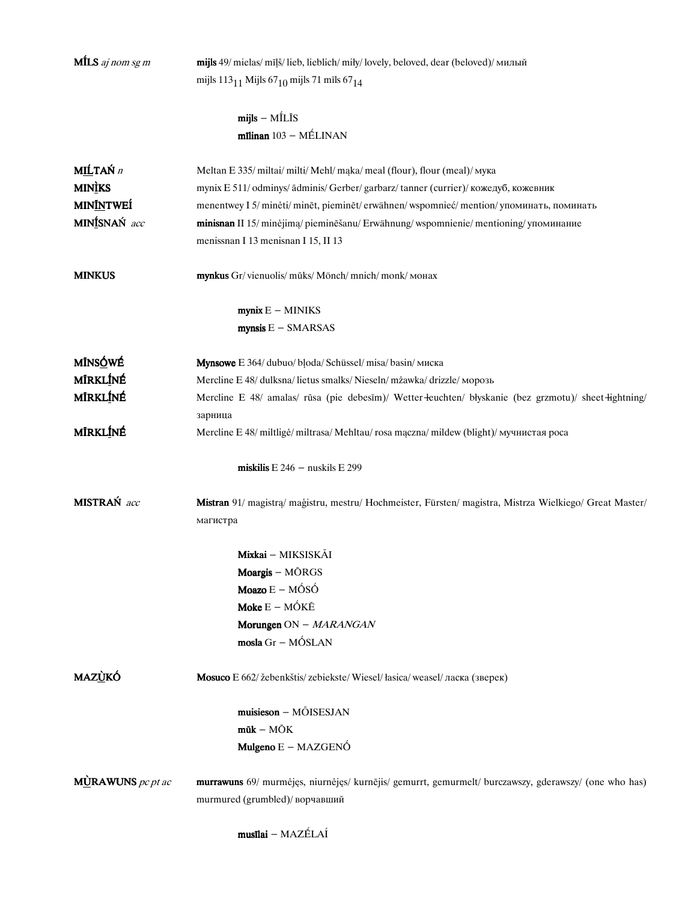**MÍLS** *aj nom sg m* — **mijls** 49/ mielas/ mīļš/ lieb, lieblich/ miły/ lovely, beloved, dear (beloved)/ милый
mijls 113$_{11}$ Mijls 67$_{10}$ mijls 71 mīls 67$_{14}$

**mijls** – MĺLĪS
**mīlinan** 103 – MḖLINAN

**MI<u>Ĺ</u>TAŃ** *n* — Meltan E 335/ miltai/ milti/ Mehl/ mąka/ meal (flour), flour (meal)/ мука

**MIN<u>Ì</u>KS** — mynix E 511/ odminys/ ādminis/ Gerber/ garbarz/ tanner (currier)/ кожедуб, кожевник

**MIN<u>Ī</u>NTWEÍ** — menentwey I 5/ minėti/ minēt, pieminēt/ erwähnen/ wspomnieć/ mention/ упоминать, поминать

**MIN<u>Í</u>SNAŃ** *acc* — **minisnan** II 15/ minėjimą/ pieminēšanu/ Erwähnung/ wspomnienie/ mentioning/ упоминание
menissnan I 13 menisnan I 15, II 13

**MINKUS** — **mynkus** Gr/ vienuolis/ mūks/ Mönch/ mnich/ monk/ монах

**mynix** E – MINIKS
**mynsis** E – SMARSAS

**MĪNS<u>Ó</u>WÉ** — **Mynsowe** E 364/ dubuo/ bļoda/ Schüssel/ misa/ basin/ миска

**MĪRKL<u>Í</u>NÉ** — Mercline E 48/ dulksna/ lietus smalks/ Nieseln/ mżawka/ drizzle/ морозь

**MĪRKL<u>Í</u>NÉ** — Mercline E 48/ amalas/ rūsa (pie debesīm)/ Wetter-leuchten/ błyskanie (bez grzmotu)/ sheet-lightning/ зарница

**MĪRKL<u>Í</u>NÉ** — Mercline E 48/ miltligė/ miltrasa/ Mehltau/ rosa mączna/ mildew (blight)/ мучнистая роса

**miskilis** E 246 – nuskils E 299

**MISTRAŃ** *acc* — **Mistran** 91/ magistrą/ maģistru, mestru/ Hochmeister, Fürsten/ magistra, Mistrza Wielkiego/ Great Master/ магистра

**Mixkai** – MIKSISKÃI
**Moargis** – MÕRGS
**Moazo** E – MṒSṒ
**Moke** E – MṒKĒ
**Morungen** ON – *MARANGAN*
**mosla** Gr – MṒSLAN

**MAZ<u>Ù</u>KÓ** — **Mosuco** E 662/ žebenkštis/ zebiekste/ Wiesel/ łasica/ weasel/ ласка (зверек)

**muisieson** – MÕISESJAN
**mūk** – MÕK
**Mulgeno** E – MAZGENṒ

**M<u>Ù</u>RAWUNS** *pc pt ac* — **murrawuns** 69/ murmėjęs, niurnėjęs/ kurnējis/ gemurrt, gemurmelt/ burczawszy, gderawszy/ (one who has) murmured (grumbled)/ ворчавший

**musīlai** – MAZḖLAÍ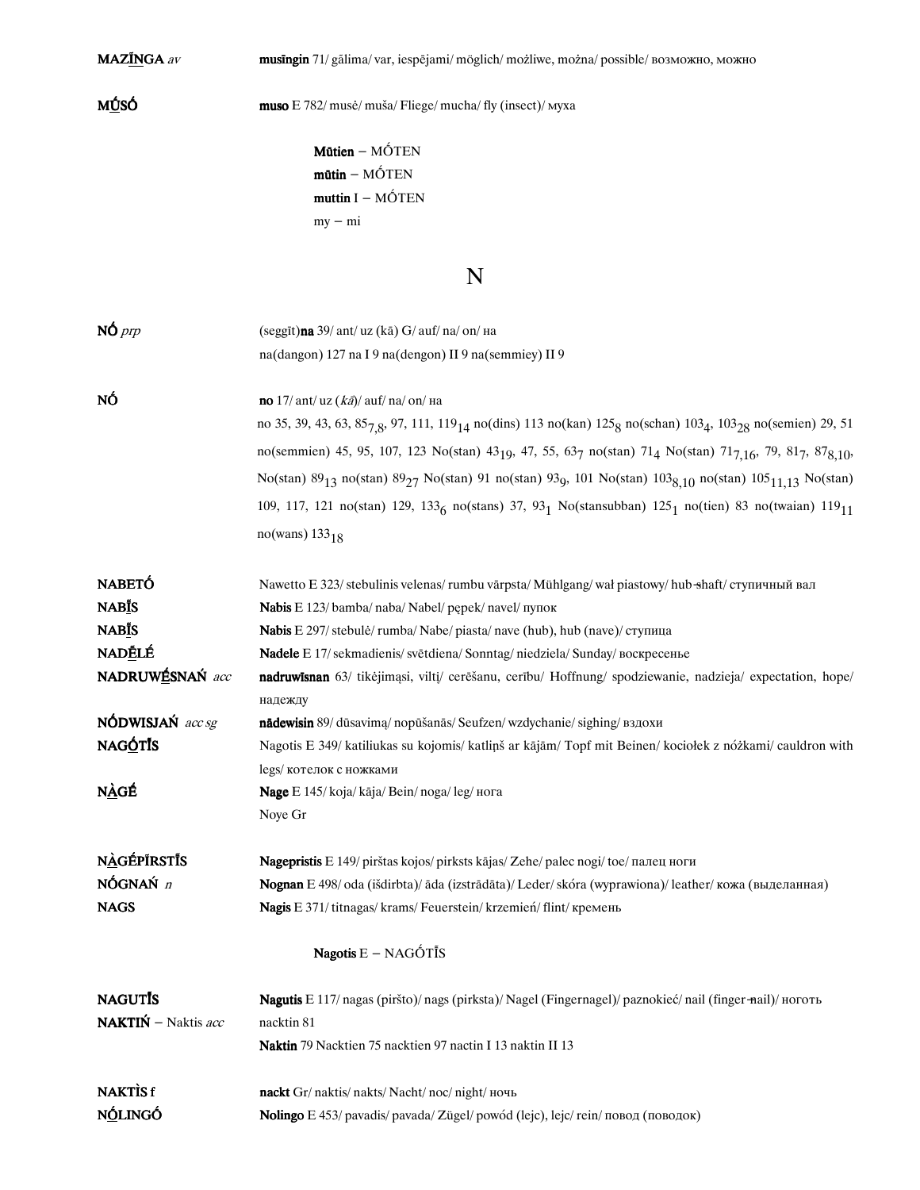**MAZI̱NGA** *av* — **musīngin** 71/ gālima/ var, iespējami/ möglich/ możliwe, można/ possible/ возможно, можно

**MṶSÓ** — **muso** E 782/ musė/ muša/ Fliege/ mucha/ fly (insect)/ муха

**Mūtien** – MÓTEN
**mūtin** – MÓTEN
**muttin** I – MÓTEN
**my** – mi

# N

**NÓ** *prp* — (seggīt)**na** 39/ ant/ uz (kā) G/ auf/ na/ on/ на
na(dangon) 127 na I 9 na(dengon) II 9 na(semmiey) II 9

**NÓ** — **no** 17/ ant/ uz (*kā*)/ auf/ na/ on/ на
no 35, 39, 43, 63, $85_{7,8}$, 97, 111, $119_{14}$ no(dins) 113 no(kan) $125_{8}$ no(schan) $103_{4}$, $103_{28}$ no(semien) 29, 51 no(semmien) 45, 95, 107, 123 No(stan) $43_{19}$, 47, 55, $63_{7}$ no(stan) $71_{4}$ No(stan) $71_{7,16}$, 79, $81_{7}$, $87_{8,10}$, No(stan) $89_{13}$ no(stan) $89_{27}$ No(stan) 91 no(stan) $93_{9}$, 101 No(stan) $103_{8,10}$ no(stan) $105_{11,13}$ No(stan) 109, 117, 121 no(stan) 129, $133_{6}$ no(stans) 37, $93_{1}$ No(stansubban) $125_{1}$ no(tien) 83 no(twaian) $119_{11}$ no(wans) $133_{18}$

**NABETÓ** — Nawetto E 323/ stebulinis velenas/ rumbu vārpsta/ Mühlgang/ wał piastowy/ hub-shaft/ ступичный вал
**NABI̱S** — **Nabis** E 123/ bamba/ naba/ Nabel/ pępek/ navel/ пупок
**NABI̱S** — **Nabis** E 297/ stebulė/ rumba/ Nabe/ piasta/ nave (hub), hub (nave)/ ступица
**NADḖLÉ** — **Nadele** E 17/ sekmadienis/ svētdiena/ Sonntag/ niedziela/ Sunday/ воскресенье
**NADRUWḖSNAŃ** *acc* — **nadruwīsnan** 63/ tikėjimąsi, viltį/ cerēšanu, cerību/ Hoffnung/ spodziewanie, nadzieja/ expectation, hope/ надежду
**NÓDWISJAŃ** *acc sg* — **nādewisin** 89/ dūsavimą/ nopūšanās/ Seufzen/ wzdychanie/ sighing/ вздохи
**NAGṒTI̱S** — Nagotis E 349/ katiliukas su kojomis/ katliņš ar kājām/ Topf mit Beinen/ kociołek z nóżkami/ cauldron with legs/ котелок с ножками
**NA̱GÉ** — **Nage** E 145/ koja/ kāja/ Bein/ noga/ leg/ нога
Noye Gr

**NA̱GÉPĪRSTI̱S** — **Nagepristis** E 149/ pirštas kojos/ pirksts kājas/ Zehe/ palec nogi/ toe/ палец ноги
**NÓGNAŃ** *n* — **Nognan** E 498/ oda (išdirbta)/ āda (izstrādāta)/ Leder/ skóra (wyprawiona)/ leather/ кожа (выделанная)
**NAGS** — **Nagis** E 371/ titnagas/ krams/ Feuerstein/ krzemień/ flint/ кремень

**Nagotis** E – NAGṒTI̱S

**NAGUTI̱S** — **Nagutis** E 117/ nagas (piršto)/ nags (pirksta)/ Nagel (Fingernagel)/ paznokieć/ nail (finger-nail)/ ноготь
**NAKTIŃ** – Naktis *acc* — nacktin 81
**Naktin** 79 Nacktien 75 nacktien 97 nactin I 13 naktin II 13

**NAKTÌS** f — **nackt** Gr/ naktis/ nakts/ Nacht/ noc/ night/ ночь
**NṒLINGÓ** — **Nolingo** E 453/ pavadis/ pavada/ Zügel/ powód (lejc), lejc/ rein/ повод (поводок)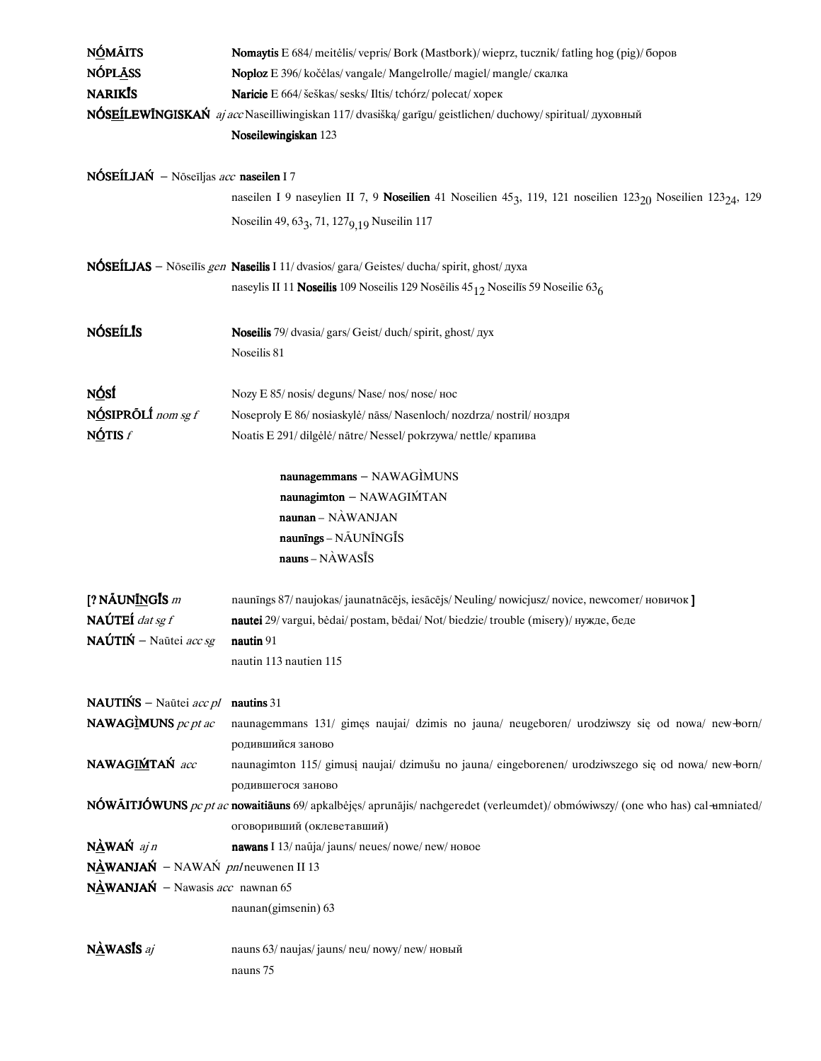**NṒMĀITS** **Nomaytis** E 684/ meitėlis/ vepris/ Bork (Mastbork)/ wieprz, tucznik/ fatling hog (pig)/ боров

**NṒPLĀ̱SS** **Noploz** E 396/ kočėlas/ vangale/ Mangelrolle/ magiel/ mangle/ скалка

**NARIKĪS** **Naricie** E 664/ šeškas/ sesks/ Iltis/ tchórz/ polecat/ хорек

**NṒSE̱ÍLEWĪNGISKAŃ** *aj acc* Naseilliwingiskan 117/ dvasišką/ garīgu/ geistlichen/ duchowy/ spiritual/ духовный

**Noseilewingiskan** 123

**NṒSEÍLJAŃ** – Nōseīljas *acc* **naseilen** I 7

naseilen I 9 naseylien II 7, 9 **Noseilien** 41 Noseilien $45_3$, 119, 121 noseilien $123_{20}$ Noseilien $123_{24}$, 129 Noseilin 49, $63_3$, 71, $127_{9,19}$ Nuseilin 117

**NṒSEÍLJAS** – Nōseīlīs *gen* **Naseilis** I 11/ dvasios/ gara/ Geistes/ ducha/ spirit, ghost/ духа

naseylis II 11 **Noseilis** 109 Noseilis 129 Nosēilis $45_{12}$ Noseilīs 59 Noseilie $63_6$

**NṒSEÍLĪS** **Noseilis** 79/ dvasia/ gars/ Geist/ duch/ spirit, ghost/ дух

Noseilis 81

**NṒSÍ** Nozy E 85/ nosis/ deguns/ Nase/ nos/ nose/ нос

**NṒSIPRŌLĪ́** *nom sg f* Noseproly E 86/ nosiaskylė/ nāss/ Nasenloch/ nozdrza/ nostril/ ноздря

**NṒTIS** *f* Noatis E 291/ dilgėlė/ nātre/ Nessel/ pokrzywa/ nettle/ крапива

**naunagemmans** – NAWAGÌMUNS
**naunagimton** – NAWAGIḾTAN
**naunan** – NÀWANJAN
**naunīngs** – NĀUNĪNGĪS
**nauns** – NÀWASĪS

[? **NĀUNĪ̱NGĪS** *m* naunīngs 87/ naujokas/ jaunatnācējs, iesācējs/ Neuling/ nowicjusz/ novice, newcomer/ новичок ]

**NAÚTEÍ** *dat sg f* **nautei** 29/ vargui, bėdai/ postam, bēdai/ Not/ biedzie/ trouble (misery)/ нужде, беде

**NAÚTIŃ** – Naūtei *acc sg* **nautin** 91

nautin 113 nautien 115

**NAUTIŃS** – Naūtei *acc pl* **nautins** 31

**NAWAGÌ̱MUNS** *pc pt ac* naunagemmans 131/ gimęs naujai/ dzimis no jauna/ neugeboren/ urodziwszy się od nowa/ new-born/ родившийся заново

**NAWAGIḾ̱TAŃ** *acc* naunagimton 115/ gimusį naujai/ dzimušu no jauna/ eingeborenen/ urodziwszego się od nowa/ new-born/ родившегося заново

**NṒWĀITJṒWUNS** *pc pt ac* **nowaitiāuns** 69/ apkalbėjęs/ aprunājis/ nachgeredet (verleumdet)/ obmówiwszy/ (one who has) cal-umniated/ оговоривший (оклеветавший)

**NÀ̱WAŃ** *aj n* **nawans** I 13/ naūja/ jauns/ neues/ nowe/ new/ новое

**NÀ̱WANJAŃ** – NAWAŃ *pnl* neuwenen II 13

**NÀ̱WANJAŃ** – Nawasis *acc* nawnan 65

naunan(gimsenin) 63

**NÀ̱WASĪS** *aj* nauns 63/ naujas/ jauns/ neu/ nowy/ new/ новый

nauns 75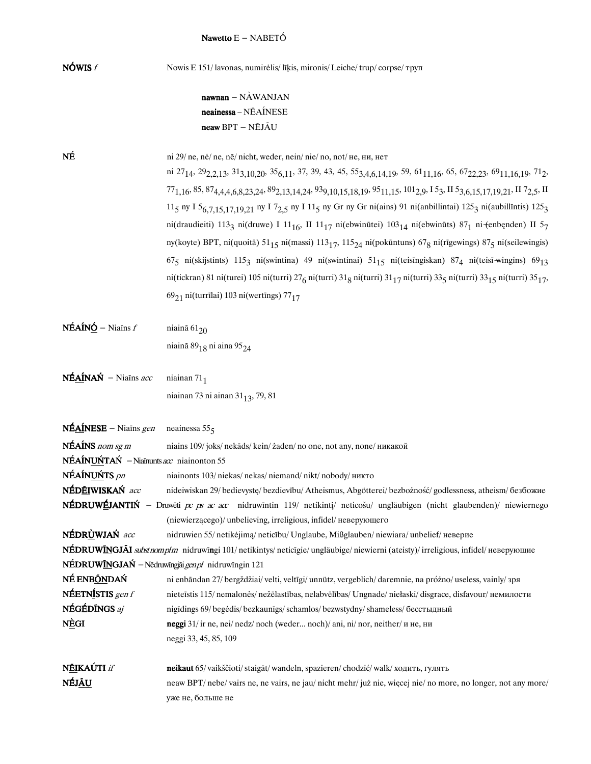**Nawetto** E – NABETÓ

**NÓWIS** *f* Nowis E 151/ lavonas, numirėlis/ līķis, mironis/ Leiche/ trup/ corpse/ труп

**nawnan** – NÀWANJAN
**neainessa** – NĒAÍNESE
**neaw** BPT – NĒJĀU

**NÉ** ni 29/ ne, nė/ ne, nē/ nicht, weder, nein/ nie/ no, not/ не, ни, нет
ni $27_{14}$, $29_{2,2,13}$, $31_{3,10,20}$, $35_{6,11}$, 37, 39, 43, 45, $55_{3,4,6,14,19}$, 59, $61_{11,16}$, 65, $67_{22,23}$, $69_{11,16,19}$, $71_{2}$, $77_{1,16}$, 85, $87_{4,4,4,6,8,23,24}$, $89_{2,13,14,24}$, $93_{9,10,15,18,19}$, $95_{11,15}$, $101_{2,9}$, I $5_{3}$, II $5_{3,6,15,17,19,21}$, II $7_{2,5}$, II $11_{5}$ ny I $5_{6,7,15,17,19,21}$ ny I $7_{2,5}$ ny I $11_{5}$ ny Gr ny Gr ni(ains) 91 ni(anbillintai) $125_{3}$ ni(aubillīntis) $125_{3}$ ni(draudieiti) $113_{3}$ ni(druwe) I $11_{16}$, II $11_{17}$ ni(ebwinūtei) $103_{14}$ ni(ebwinūts) $87_{1}$ ni-(enbęnden) II $5_{7}$ ny(koyte) BPT, ni(quoitā) $51_{15}$ ni(massi) $113_{17}$, $115_{24}$ ni(pokūntuns) $67_{8}$ ni(rīgewings) $87_{5}$ ni(seilewingis) $67_{5}$ ni(skijstints) $115_{3}$ ni(swintina) 49 ni(swintinai) $51_{15}$ ni(teisīngiskan) $87_{4}$ ni(teisī-wingins) $69_{13}$ ni(tickran) 81 ni(turei) 105 ni(turri) $27_{6}$ ni(turri) $31_{8}$ ni(turri) $31_{17}$ ni(turri) $33_{5}$ ni(turri) $33_{15}$ ni(turri) $35_{17}$, $69_{21}$ ni(turrīlai) 103 ni(wertīngs) $77_{17}$

**NĒAÍNŌ** – Niaīns *f* niainā $61_{20}$
niainā $89_{18}$ ni aina $95_{24}$

**NĒAÍNAŃ** – Niaīns *acc* niainan $71_{1}$
niainan 73 ni ainan $31_{13}$, 79, 81

**NĒAÍNESE** – Niaīns *gen* neainessa $55_{5}$

**NĒAÍNS** *nom sg m* niains 109/ joks/ nekāds/ kein/ żaden/ no one, not any, none/ никакой

**NĒAÍNUŃTAŃ** – Niaīnunts *acc* niainonton 55

**NĒAÍNUŃTS** *pn* niainonts 103/ niekas/ nekas/ niemand/ nikt/ nobody/ никто

**NĒDĒIWISKAŃ** *acc* nideiwiskan 29/ bedievystę/ bezdievību/ Atheismus, Abgötterei/ bezbożność/ godlessness, atheism/ безбожие

**NĒDRUWĒJANTIŃ** – Druwēti *pc ps ac acc* nidruwīntin 119/ netikintį/ neticošu/ ungläubigen (nicht glaubenden)/ niewiernego (niewierzącego)/ unbelieving, irreligious, infidel/ неверующего

**NĒDRÙWJAŃ** *acc* nidruwien 55/ netikėjimą/ neticību/ Unglaube, Mißglauben/ niewiara/ unbelief/ неверие

**NĒDRUWĪNGJĀI** *subst nom pl m* nidruwīngi 101/ netikintys/ neticīgie/ ungläubige/ niewierni (ateisty)/ irreligious, infidel/ неверующие

**NĒDRUWĪNGJAŃ** – Nēdruwīngjāi *gen pl* nidruwīngin 121

**NĒ ENBŌNDAŃ** ni enbāndan 27/ bergždžiai/ velti, veltīgi/ unnütz, vergeblich/ daremnie, na próżno/ useless, vainly/ зря

**NĒETNĪSTIS** *gen f* nieteīstis 115/ nemalonės/ nežēlastības, nelabvēlības/ Ungnade/ niełaski/ disgrace, disfavour/ немилости

**NĒGĒDĪNGS** *aj* nigīdings 69/ begėdis/ bezkaunīgs/ schamlos/ bezwstydny/ shameless/ бесстыдный

**NĒGI** **neggi** 31/ ir ne, nei/ nedz/ noch (weder... noch)/ ani, ni/ nor, neither/ и не, ни
neggi 33, 45, 85, 109

**NĒIKAÚTI** *if* **neikaut** 65/ vaikščioti/ staigāt/ wandeln, spazieren/ chodzić/ walk/ ходить, гулять

**NĒJĀU** neaw BPT/ nebe/ vairs ne, ne vairs, ne jau/ nicht mehr/ już nie, więcej nie/ no more, no longer, not any more/ уже не, больше не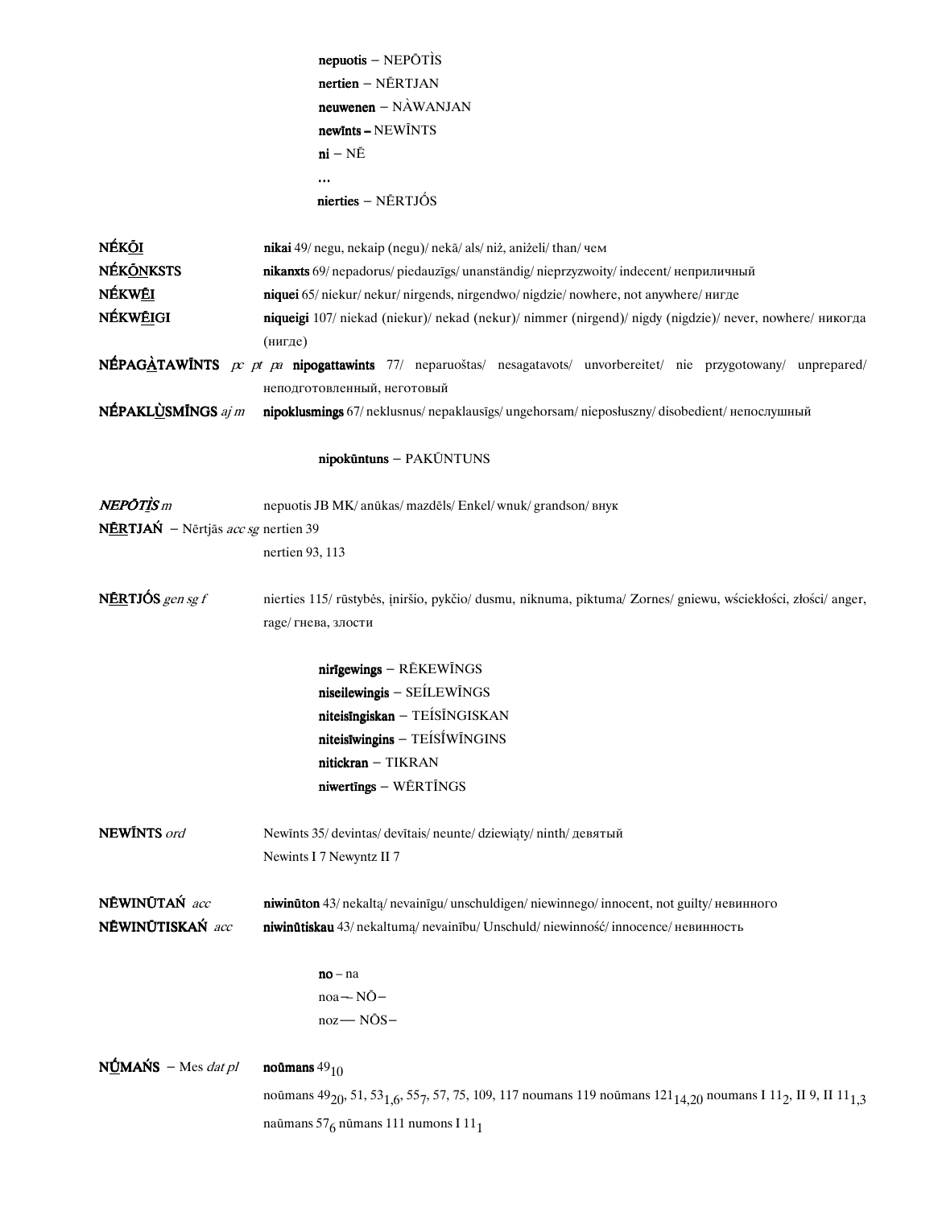**nepuotis** – NEPŌTÌS

**nertien** – NḖRTJAN

**neuwenen** – NÀWANJAN

**newīnts** – NEWĪNTS

**ni** – NĒ

…

**nierties** – NḖRTJŚS

**NḖK<u>Ō</u>I** **nikai** 49/ negu, nekaip (negu)/ nekā/ als/ niż, aniżeli/ than/ чем

**NḖK<u>Ō</u>NKSTS** **nikanxts** 69/ nepadorus/ piedauzīgs/ unanständig/ nieprzyzwoity/ indecent/ неприличный

**NḖKW<u>Ē</u>I** **niquei** 65/ niekur/ nekur/ nirgends, nirgendwo/ nigdzie/ nowhere, not anywhere/ нигде

**NḖKW<u>Ē</u>IGI** **niqueigi** 107/ niekad (niekur)/ nekad (nekur)/ nimmer (nirgend)/ nigdy (nigdzie)/ never, nowhere/ никогда (нигде)

**NḖPAG<u>À</u>TAWĪNTS** *pc pt pa* **nipogattawints** 77/ neparuoštas/ nesagatavots/ unvorbereitet/ nie przygotowany/ unprepared/ неподготовленный, неготовый

**NḖPAKL<u>Ù</u>SMĪNGS** *aj m* **nipoklusmings** 67/ neklusnus/ nepaklausīgs/ ungehorsam/ nieposłuszny/ disobedient/ непослушный

**nipokūntuns** – PAKŪNTUNS

***NEPŌT<u>Ì</u>S*** *m* nepuotis JB MK/ anūkas/ mazdēls/ Enkel/ wnuk/ grandson/ внук

**N<u>Ē</u>RTJAŃ** – Nērtjās *acc sg* nertien 39
nertien 93, 113

**N<u>Ē</u>RTJŚS** *gen sg f* nierties 115/ rūstybės, įniršio, pykčio/ dusmu, niknuma, piktuma/ Zornes/ gniewu, wściekłości, złości/ anger, rage/ гнева, злости

**nirīgewings** – RĒKEWĪNGS

**niseilewingis** – SEÍLEWĪNGS

**niteisīngiskan** – TEÍSĪNGISKAN

**niteisīwingins** – TEÍSĪWĪNGINS

**nitickran** – TIKRAN

**niwertīngs** – WĒRTĪNGS

**NEWĪNTS** *ord* Newīnts 35/ devintas/ devītais/ neunte/ dziewiąty/ ninth/ девятый
Newints I 7 Newyntz II 7

**NĒWINŪTAŃ** *acc* **niwinūton** 43/ nekaltą/ nevainīgu/ unschuldigen/ niewinnego/ innocent, not guilty/ невинного

**NĒWINŪTISKAŃ** *acc* **niwinūtiskau** 43/ nekaltumą/ nevainību/ Unschuld/ niewinność/ innocence/ невинность

**no** – na

noa – NŌ–

noz – NŌS–

**N<u>Ū</u>MAŃS** – Mes *dat pl* **noūmans** $49_{10}$
noūmans $49_{20}$, 51, $53_{1,6}$, $55_{7}$, 57, 75, 109, 117 noumans 119 noūmans $121_{14,20}$ noumans I $11_{2}$, II 9, II $11_{1,3}$
naūmans $57_{6}$ nūmans 111 numons I $11_{1}$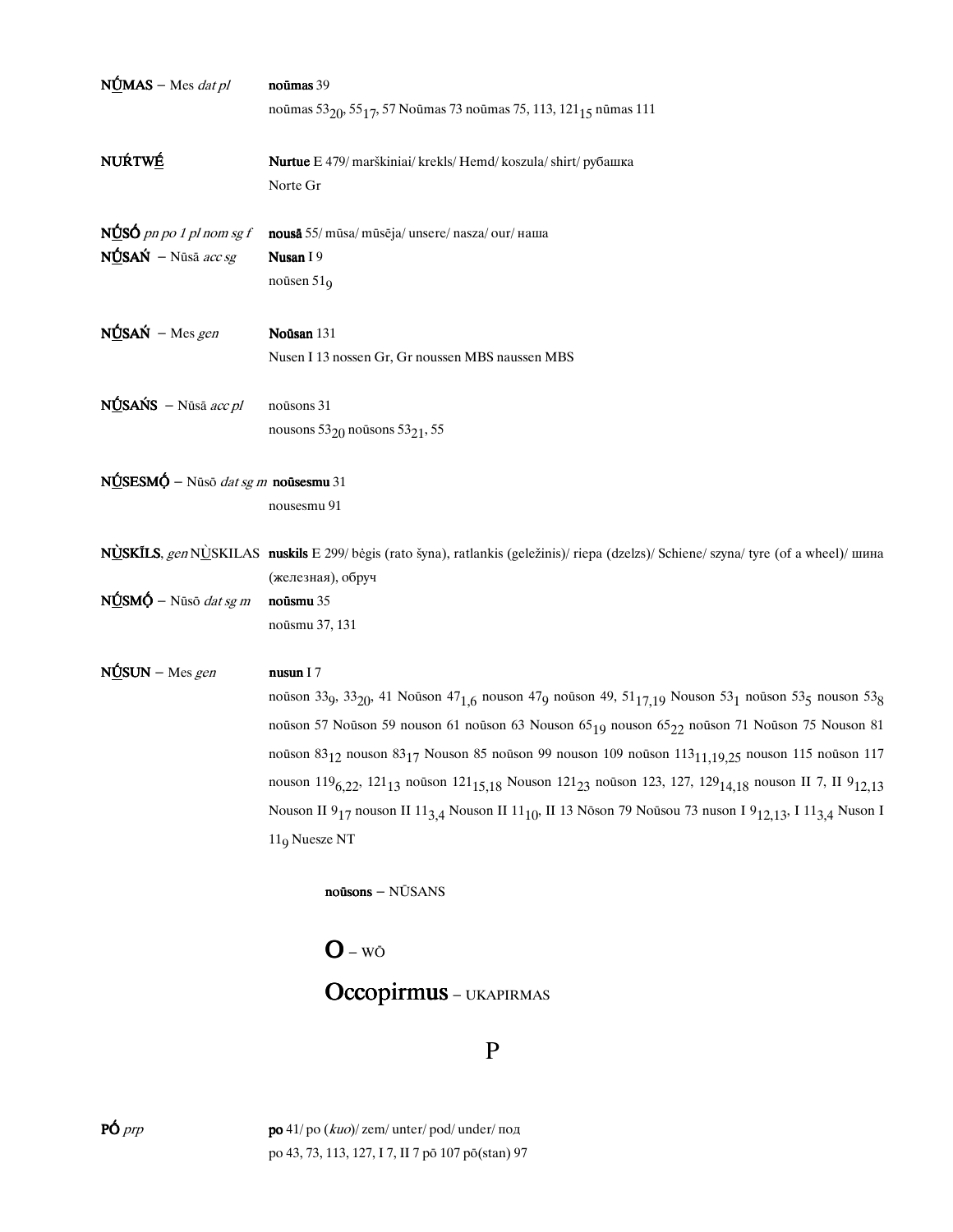**NṲ́MAS** – Mes *dat pl** **noūmas** 39
noūmas $53_{20}$, $55_{17}$, 57 Noūmas 73 noūmas 75, 113, $121_{15}$ nūmas 111

**NUŔTWÉ̱** **Nurtue** E 479/ marškiniai/ krekls/ Hemd/ koszula/ shirt/ рубашка
Norte Gr

**NṲ́SÓ** *pn po 1 pl nom sg f* **nousā** 55/ mūsa/ mūsēja/ unsere/ nasza/ our/ наша
**NṲ́SAŃ** – Nūsā *acc sg* **Nusan** I 9
noūsen $51_{9}$

**NṲ́SAŃ** – Mes *gen* **Noūsan** 131
Nusen I 13 nossen Gr, Gr noussen MBS naussen MBS

**NṲ́SAŃS** – Nūsā *acc pl* noūsons 31
nousons $53_{20}$ noūsons $53_{21}$, 55

**NṲ́SESMǪ́** – Nūsō *dat sg m* **noūsesmu** 31
nousesmu 91

**NÙSKĪLS**, *gen* NṲ̀SKILAS **nuskils** E 299/ bėgis (rato šyna), ratlankis (geležinis)/ riepa (dzelzs)/ Schiene/ szyna/ tyre (of a wheel)/ шина (железная), обруч

**NṲ́SMǪ́** – Nūsō *dat sg m* **noūsmu** 35
noūsmu 37, 131

**NṲ́SUN** – Mes *gen* **nusun** I 7
noūson $33_{9}$, $33_{20}$, 41 Noūson $47_{1,6}$ nouson $47_{9}$ noūson 49, $51_{17,19}$ Nouson $53_{1}$ noūson $53_{5}$ nouson $53_{8}$ noūson 57 Noūson 59 nouson 61 noūson 63 Nouson $65_{19}$ nouson $65_{22}$ noūson 71 Noūson 75 Nouson 81 noūson $83_{12}$ nouson $83_{17}$ Nouson 85 noūson 99 nouson 109 noūson $113_{11,19,25}$ nouson 115 noūson 117 nouson $119_{6,22}$, $121_{13}$ noūson $121_{15,18}$ Nouson $121_{23}$ noūson 123, 127, $129_{14,18}$ nouson II 7, II $9_{12,13}$ Nouson II $9_{17}$ nouson II $11_{3,4}$ Nouson II $11_{10}$, II 13 Nōson 79 Noūsou 73 nuson I $9_{12,13}$, I $11_{3,4}$ Nuson I $11_{9}$ Nuesze NT

**noūsons** – NŪSANS

# O – WŌ

# Occopirmus – UKAPIRMAS

## P

**PÓ** *prp* **po** 41/ po (*kuo*)/ zem/ unter/ pod/ under/ под
po 43, 73, 113, 127, I 7, II 7 pō 107 pō(stan) 97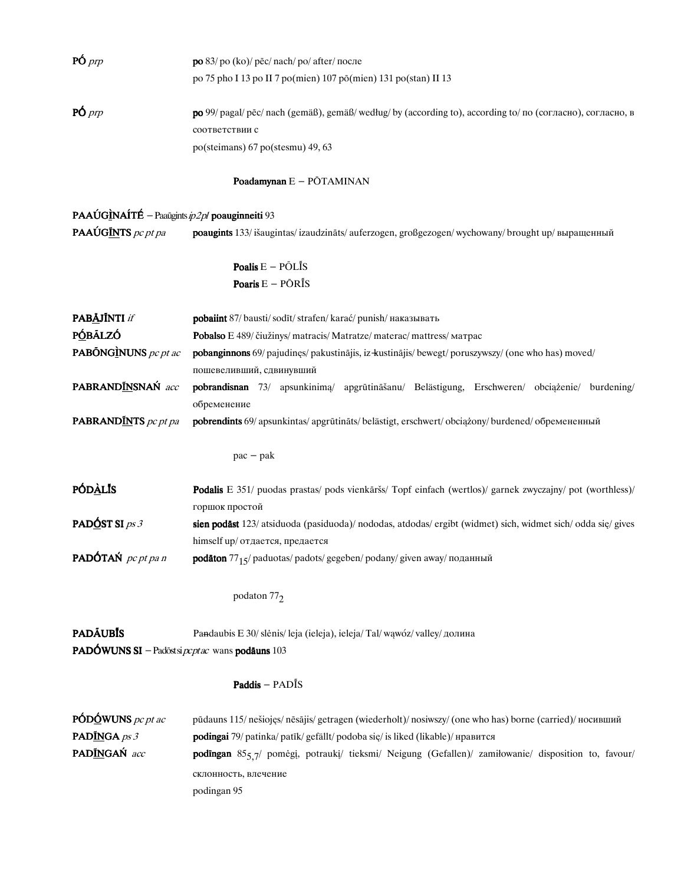**PÓ** *prp* — **po** 83/ po (ko)/ pēc/ nach/ po/ after/ после
po 75 pho I 13 po II 7 po(mien) 107 pō(mien) 131 po(stan) II 13

**PÓ** *prp* — **po** 99/ pagal/ pēc/ nach (gemäß), gemäß/ według/ by (according to), according to/ по (согласно), согласно, в соответствии с
po(steimans) 67 po(stesmu) 49, 63

**Poadamynan** E – PŌTAMINAN

**PAAÚGI̱NAÍTÉ** – Paaūgints *ip2pl* **poauginneiti** 93

**PAAÚGĪ̱NTS** *pc pt pa* — **poaugints** 133/ išaugintas/ izaudzināts/ auferzogen, großgezogen/ wychowany/ brought up/ выращенный

**Poalis** E – PŌLĪS
**Poaris** E – PŌRĪS

**PABĀ̱JĪNTI** *if* — **pobaiint** 87/ bausti/ sodīt/ strafen/ karać/ punish/ наказывать

**PŌ̱BĀLZÓ** — **Pobalso** E 489/ čiužinys/ matracis/ Matratze/ materac/ mattress/ матрас

**PABŌNGĪ̱NUNS** *pc pt ac* — **pobanginnons** 69/ pajudinęs/ pakustinājis, iz+kustinājis/ bewegt/ poruszywszy/ (one who has) moved/ пошевеливший, сдвинувший

**PABRANDĪ̱NSNAŃ** *acc* — **pobrandisnan** 73/ apsunkinimą/ apgrūtināšanu/ Belästigung, Erschweren/ obciążenie/ burdening/ обременение

**PABRANDĪ̱NTS** *pc pt pa* — **pobrendints** 69/ apsunkintas/ apgrūtināts/ belästigt, erschwert/ obciążony/ burdened/ обремененный

pac – pak

**PÓDÀLĪS** — **Podalis** E 351/ puodas prastas/ pods vienkāršs/ Topf einfach (wertlos)/ garnek zwyczajny/ pot (worthless)/ горшок простой

**PADŌ̱ST SI** *ps 3* — **sien podāst** 123/ atsiduoda (pasiduoda)/ nododas, atdodas/ ergibt (widmet) sich, widmet sich/ odda się/ gives himself up/ отдается, предается

**PADÓTAŃ** *pc pt pa n* — **podāton** $77_{15}$/ paduotas/ padots/ gegeben/ podany/ given away/ поданный

podaton $77_{2}$

**PADĀUBĪS** — Pandaubis E 30/ slėnis/ leja (ieleja), ieleja/ Tal/ wąwóz/ valley/ долина

**PADÓWUNS SI** – Padōstsi *pcptac* wans **podāuns** 103

**Paddis** – PADĪS

**PÓDŌ̱WUNS** *pc pt ac* — pūdauns 115/ nešiojęs/ nēsājis/ getragen (wiederholt)/ nosiwszy/ (one who has) borne (carried)/ носивший

**PADĪ̱NGA** *ps 3* — **podingai** 79/ patinka/ patīk/ gefällt/ podoba się/ is liked (likable)/ нравится

**PADĪ̱NGAŃ** *acc* — **podīngan** $85_{5,7}$/ pomėgį, potraukį/ tieksmi/ Neigung (Gefallen)/ zamiłowanie/ disposition to, favour/ склонность, влечение
podingan 95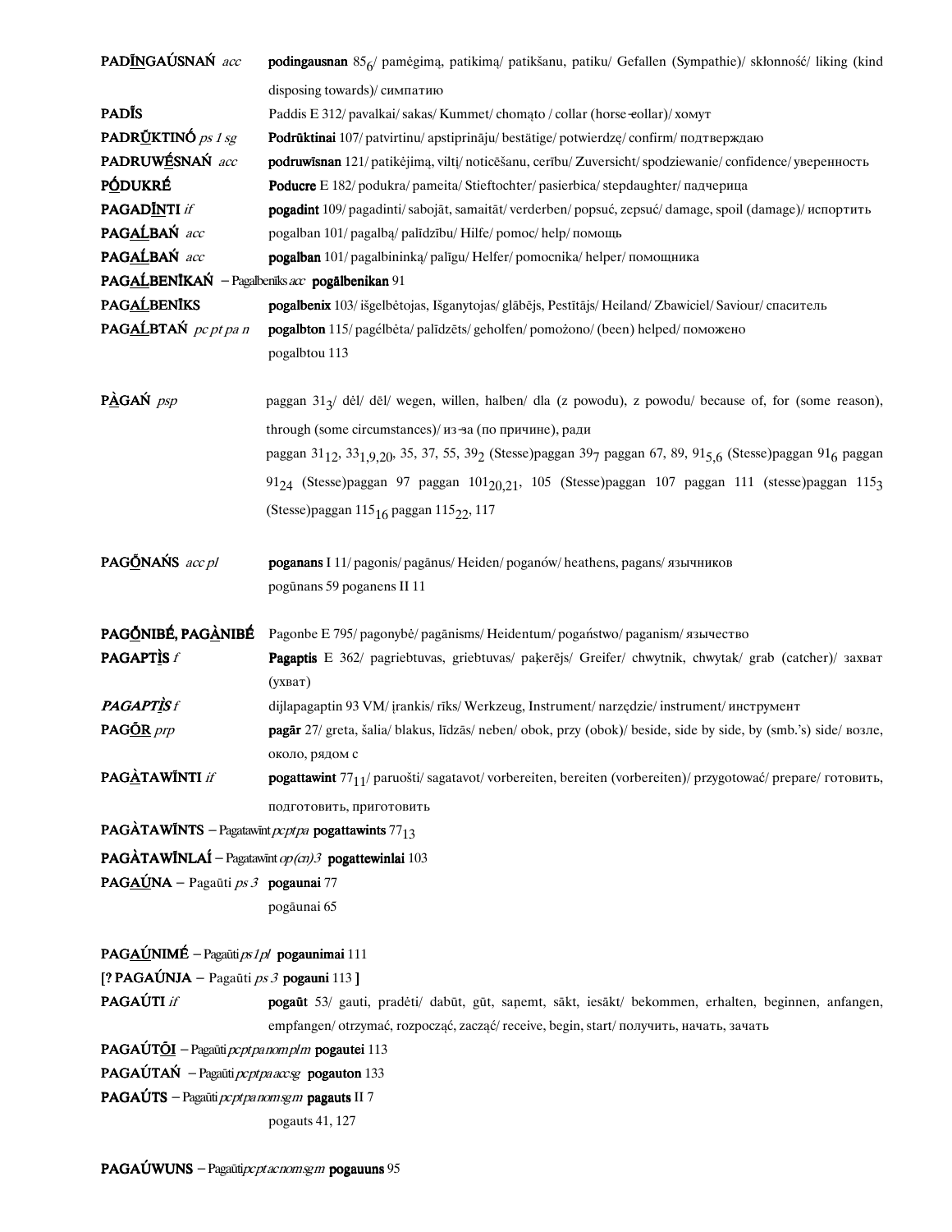**PADĪ̲NGAÚSNAŃ** *acc* **podingausnan** $85_6$/ pamėgimą, patikimą/ patikšanu, patiku/ Gefallen (Sympathie)/ skłonność/ liking (kind disposing towards)/ симпатию

**PADĪ̃S** Paddis E 312/ pavalkai/ sakas/ Kummet/ chomąto / collar (horse-collar)/ хомут

**PADRŪ̲̃KTINÓ** *ps 1 sg* **Podrūktinai** 107/ patvirtinu/ apstiprinăju/ bestätige/ potwierdzę/ confirm/ подтверждаю

**PADRUWÉ̲SNAŃ** *acc* **podruwīsnan** 121/ patikėjimą, viltį/ noticēšanu, cerību/ Zuversicht/ spodziewanie/ confidence/ уверенность

**PÓ̲DUKRÉ** **Poducre** E 182/ podukra/ pameita/ Stieftochter/ pasierbica/ stepdaughter/ падчерица

**PAGADĪ̲NTI** *if* **pogadint** 109/ pagadinti/ sabojāt, samaitāt/ verderben/ popsuć, zepsuć/ damage, spoil (damage)/ испортить

**PAGA̲ĹBAŃ** *acc* pogalban 101/ pagalbą/ palīdzību/ Hilfe/ pomoc/ help/ помощь

**PAGA̲ĹBAŃ** *acc* **pogalban** 101/ pagalbininką/ palīgu/ Helfer/ pomocnika/ helper/ помощника

**PAGA̲ĹBENĪKAŃ** – Pagalbenīks *acc* **pogālbenikan** 91

**PAGA̲ĹBENĪKS** **pogalbenix** 103/ išgelbėtojas, Išganytojas/ glābējs, Pestītājs/ Heiland/ Zbawiciel/ Saviour/ спаситель

**PAGA̲ĹBTAŃ** *pc pt pa n* **pogalbton** 115/ pagélbėta/ palīdzēts/ geholfen/ pomożono/ (been) helped/ поможено
pogalbtou 113

**PÀ̲GAŃ** *psp* paggan $31_3$/ dėl/ dēl/ wegen, willen, halben/ dla (z powodu), z powodu/ because of, for (some reason), through (some circumstances)/ из-за (по причине), ради
paggan $31_{12}$, $33_{1,9,20}$, 35, 37, 55, $39_2$ (Stesse)paggan $39_7$ paggan 67, 89, $91_{5,6}$ (Stesse)paggan $91_6$ paggan $91_{24}$ (Stesse)paggan 97 paggan $101_{20,21}$, 105 (Stesse)paggan 107 paggan 111 (stesse)paggan $115_3$ (Stesse)paggan $115_{16}$ paggan $115_{22}$, 117

**PAGŌ̲NAŃS** *acc pl* **poganans** I 11/ pagonis/ pagānus/ Heiden/ poganów/ heathens, pagans/ язычников
pogūnans 59 poganens II 11

**PAGŌ̲NIBÉ, PAGÀ̲NIBÉ** Pagonbe E 795/ pagonybė/ pagānisms/ Heidentum/ pogaństwo/ paganism/ язычество

**PAGAPTĪ̲S** *f* **Pagaptis** E 362/ pagriebtuvas, griebtuvas/ paķerējs/ Greifer/ chwytnik, chwytak/ grab (catcher)/ захват (ухват)

***PAGAPTĪ̲S*** *f* dijlapagaptin 93 VM/ įrankis/ rīks/ Werkzeug, Instrument/ narzędzie/ instrument/ инструмент

**PAGŌ̲R** *prp* **pagār** 27/ greta, šalia/ blakus, līdzās/ neben/ obok, przy (obok)/ beside, side by side, by (smb.'s) side/ возле, около, рядом с

**PAGÀ̲TAWĪNTI** *if* **pogattawint** $77_{11}$/ paruošti/ sagatavot/ vorbereiten, bereiten (vorbereiten)/ przygotować/ prepare/ готовить, подготовить, приготовить

**PAGÀ̲TAWĪNTS** – Pagatawint *pc pt pa* **pogattawints** $77_{13}$

**PAGÀ̲TAWĪNLAÍ** – Pagatawint *op (cn) 3* **pogattewinlai** 103

**PAGA̲ÚNA** – Pagaūti *ps 3* **pogaunai** 77
pogāunai 65

**PAGA̲ÚNIMÉ** – Pagaūti *ps 1 pl* **pogaunimai** 111

[? **PAGAÚNJA** – Pagaūti *ps 3* **pogauni** 113 ]

**PAGAÚTI** *if* **pogaūt** 53/ gauti, pradėti/ dabūt, gūt, saņemt, sākt, iesākt/ bekommen, erhalten, beginnen, anfangen, empfangen/ otrzymać, rozpocząć, zacząć/ receive, begin, start/ получить, начать, зачать

**PAGAÚTŌ̲I** – Pagaūti *pc pt pa nom pl m* **pogautei** 113

**PAGAÚTAŃ** – Pagaūti *pc pt pa acc sg* **pogauton** 133

**PAGAÚTS** – Pagaūti *pc pt pa nom sg m* **pagauts** II 7
pogauts 41, 127

**PAGAÚWUNS** – Pagaūti *pc pt ac nom sg m* **pogauuns** 95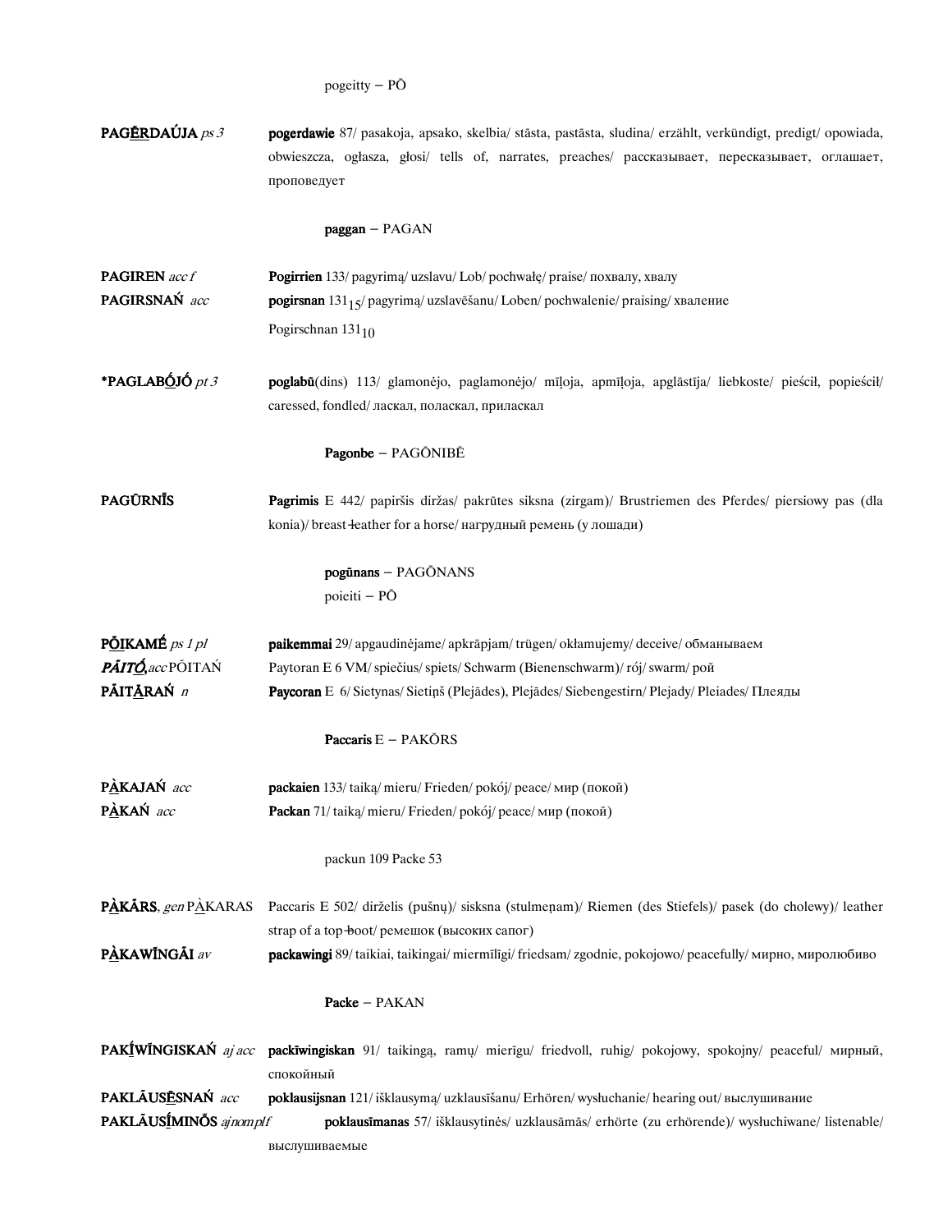pogeitty – PŌ

**PAGĒRDAÚJA** *ps 3* **pogerdawie** 87/ pasakoja, apsako, skelbia/ stāsta, pastāsta, sludina/ erzählt, verkündigt, predigt/ opowiada, obwieszcza, ogłasza, głosi/ tells of, narrates, preaches/ рассказывает, пересказывает, оглашает, проповедует

**paggan** – PAGAN

**PAGIREN** *acc f* **Pogirrien** 133/ pagyrimą/ uzslavu/ Lob/ pochwałę/ praise/ похвалу, хвалу

**PAGIRSNAŃ** *acc* **pogirsnan** $131_{15}$/ pagyrimą/ uzslavēšanu/ Loben/ pochwalenie/ praising/ хваление

Pogirschnan $131_{10}$

***PAGLABŌJÓ** *pt 3* **poglabū**(dins) 113/ glamonėjo, paglamonėjo/ mīļoja, apmīļoja, apglāstīja/ liebkoste/ pieścił, popieścił/ caressed, fondled/ ласкал, поласкал, приласкал

**Pagonbe** – PAGŌNIBĒ

**PAGŪRNĪS** **Pagrimis** E 442/ papiršis diržas/ pakrūtes siksna (zirgam)/ Brustriemen des Pferdes/ piersiowy pas (dla konia)/ breast-leather for a horse/ нагрудный ремень (у лошади)

**pogūnans** – PAGŌNANS

poieiti – PŌ

**PŌIKAMÉ** *ps 1 pl* **paikemmai** 29/ apgaudinėjame/ apkrāpjam/ trügen/ okłamujemy/ deceive/ обманываем

***PĀITÓ***, *acc* PŌITAŃ Paytoran E 6 VM/ spiečius/ spiets/ Schwarm (Bienenschwarm)/ rój/ swarm/ рой

**PĀITĀRAŃ** *n* **Paycoran** E 6/ Sietynas/ Sietiņš (Plejādes), Plejādes/ Siebengestirn/ Plejady/ Pleiades/ Плеяды

**Paccaris** E – PAKŌRS

**PÀKAJAŃ** *acc* **packaien** 133/ taiką/ mieru/ Frieden/ pokój/ peace/ мир (покой)

**PÀKAŃ** *acc* **Packan** 71/ taiką/ mieru/ Frieden/ pokój/ peace/ мир (покой)

packun 109 Packe 53

**PÀKĀRS**, *gen* PÀKARAS Paccaris E 502/ dirželis (pušnų)/ sisksna (stulmeņam)/ Riemen (des Stiefels)/ pasek (do cholewy)/ leather strap of a top-boot/ ремешок (высоких сапог)

**PÀKAWĪNGĀI** *av* **packawingi** 89/ taikiai, taikingai/ miermīlīgi/ friedsam/ zgodnie, pokojowo/ peacefully/ мирно, миролюбиво

**Packe** – PAKAN

**PAKĪWĪNGISKAŃ** *aj acc* **packīwingiskan** 91/ taikingą, ramų/ mierīgu/ friedvoll, ruhig/ pokojowy, spokojny/ peaceful/ мирный, спокойный

**PAKLĀUSĒSNAŃ** *acc* **poklausijsnan** 121/ išklausymą/ uzklausīšanu/ Erhören/ wysłuchanie/ hearing out/ выслушивание

**PAKLĀUSĪMINŌS** *aj nom pl f* **poklausīmanas** 57/ išklausytinės/ uzklausāmās/ erhörte (zu erhörende)/ wysłuchiwane/ listenable/ выслушиваемые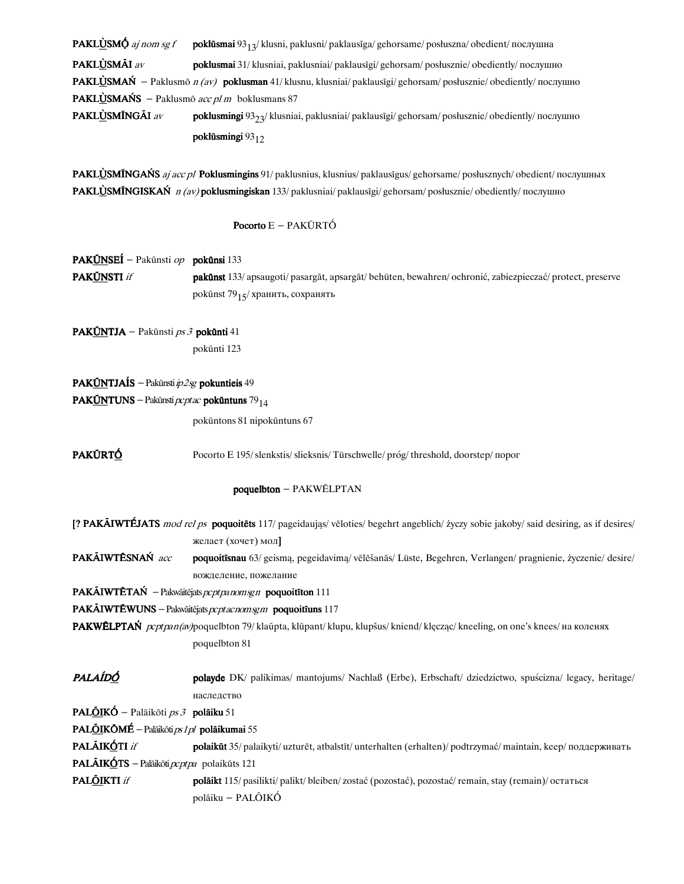**PAKLÙSMṎ** *aj nom sg f* **poklūsmai** $93_{13}$/ klusni, paklusni/ paklausīga/ gehorsame/ posłuszna/ obedient/ послушна

**PAKLÙSMĀI** *av* **pokłusmai** 31/ klusniai, paklusniai/ paklausīgi/ gehorsam/ posłusznie/ obediently/ послушно

**PAKLÙSMAŃ** – Paklusmō *n (av)* **poklusman** 41/ klusnu, klusniai/ paklausīgi/ gehorsam/ posłusznie/ obediently/ послушно

**PAKLÙSMAŃS** – Paklusmō *acc pl m* boklusmans 87

**PAKLÙSMĪNGĀI** *av* **poklusmingi** $93_{23}$/ klusniai, paklusniai/ paklausīgi/ gehorsam/ posłusznie/ obediently/ послушно

**poklūsmingi** $93_{12}$

**PAKLÙSMĪNGAŃS** *aj acc pl* **Poklusmingins** 91/ paklusnius, klusnius/ paklausīgus/ gehorsame/ posłusznych/ obedient/ послушных

**PAKLÙSMĪNGISKAŃ** *n (av)* **poklusmingiskan** 133/ paklusniai/ paklausīgi/ gehorsam/ posłusznie/ obediently/ послушно

**Pocorto** E – PAKŪRTṒ

**PAKŪNSEÍ** – Pakūnsti *op* **pokūnsi** 133

**PAKŪNSTI** *if* **pakūnst** 133/ apsaugoti/ pasargāt, apsargāt/ behüten, bewahren/ ochronić, zabiezpieczać/ protect, preserve pokūnst $79_{15}$/ хранить, сохранять

**PAKŪNTJA** – Pakūnsti *ps 3* **pokūnti** 41

pokūnti 123

**PAKŪNTJAÍS** – Pakūnsti *ip2sg* **pokuntieis** 49

**PAKŪNTUNS** – Pakūnsti *pcptac* **pokūntuns** $79_{14}$

pokūntons 81 nipokūntuns 67

**PAKŪRTṒ** Pocorto E 195/ slenkstis/ slieksnis/ Türschwelle/ próg/ threshold, doorstep/ порог

**poquelbton** – PAKWĒLPTAN

[? **PAKĀIWTÉJATS** *mod rel ps* **poquoitēts** 117/ pageidaująs/ vēloties/ begehrt angeblich/ życzy sobie jakoby/ said desiring, as if desires/ желает (хочет) мол]

**PAKĀIWTĒSNAŃ** *acc* **poquoitīsnau** 63/ geismą, pegeidavimą/ vēlēšanās/ Lüste, Begehren, Verlangen/ pragnienie, życzenie/ desire/ вожделение, пожелание

**PAKĀIWTĒTAŃ** – Pakwāitējats *pcptpa nom sg n* **poquoitīton** 111

**PAKĀIWTĒWUNS** – Pakwāitējats *pcptac nom sg m* **poquoitīuns** 117

**PAKWĒLPTAŃ** *pcptpa n(av)* poquelbton 79/ klaūpta, klūpant/ klupu, klupšus/ kniend/ klęcząc/ kneeling, on one's knees/ на коленях

poquelbton 81

***PALAÍDṒ*** **polayde** DK/ palikimas/ mantojums/ Nachlaß (Erbe), Erbschaft/ dziedzictwo, spuścizna/ legacy, heritage/ наследство

**PALŌIKÓ** – Palāikōti *ps 3* **polāiku** 51

**PALŌIKŌMÉ** – Palāikōti *ps 1pl* **polāikumai** 55

**PALĀIKṒTI** *if* **polaikūt** 35/ palaikyti/ uzturēt, atbalstīt/ unterhalten (erhalten)/ podtrzymać/ maintain, keep/ поддерживать

**PALĀIKṒTS** – Palāikōti *pcptpa* polaikūts 121

**PALŌIKTI** *if* **polāikt** 115/ pasilikti/ palikt/ bleiben/ zostać (pozostać), pozostać/ remain, stay (remain)/ остаться

polāiku – PALŌIKÓ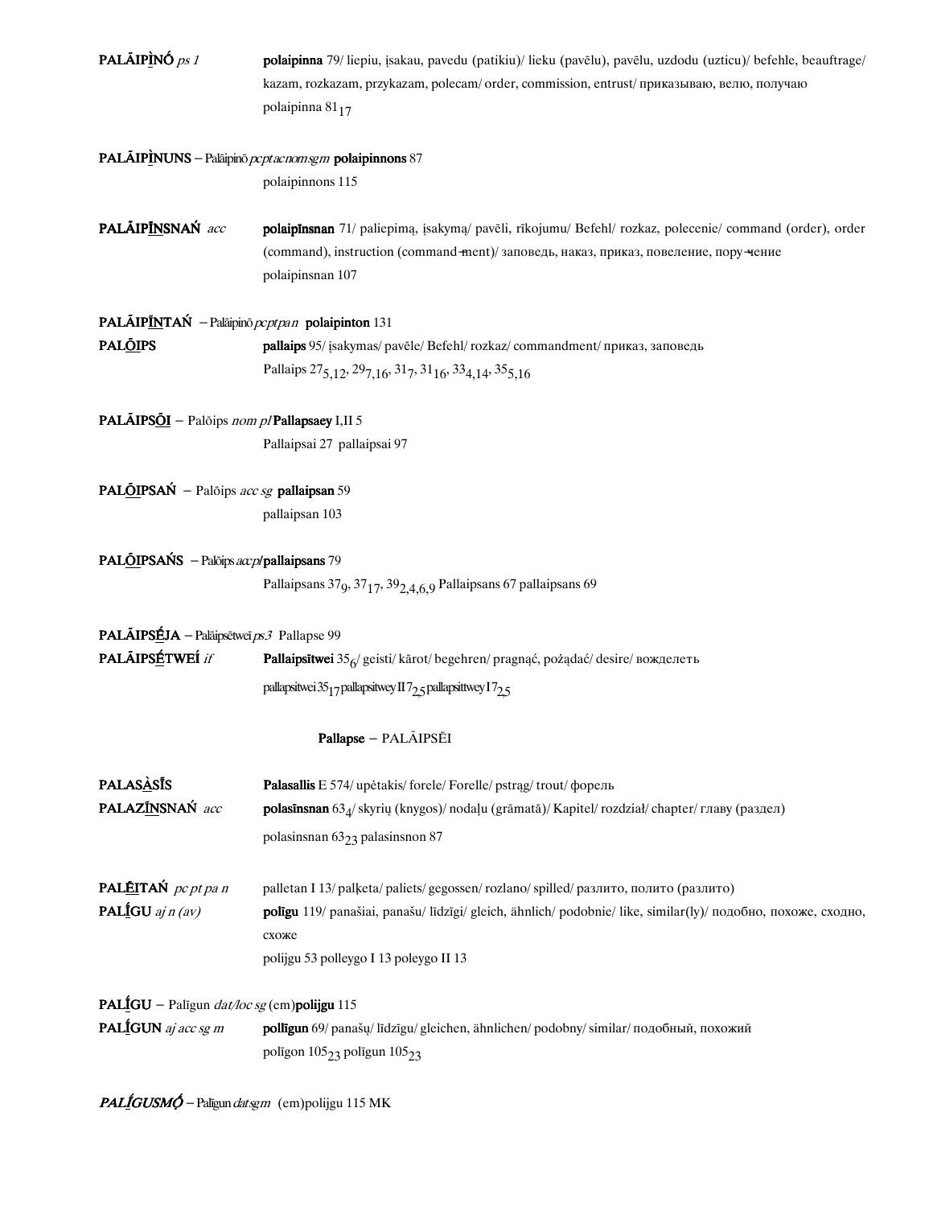**PALÃIPÌNÓ** *ps 1* **polaipinna** 79/ liepiu, įsakau, pavedu (patikiu)/ lieku (pavēlu), pavēlu, uzdodu (uzticu)/ befehle, beauftrage/ kazam, rozkazam, przykazam, polecam/ order, commission, entrust/ приказываю, велю, получаю

polaipinna $81_{17}$

**PALÃIPÌNUNS** – Palāipinō *pcptacnomsgm* **polaipinnons** 87

polaipinnons 115

**PALÃIPĪNSNAŃ** *acc* **polaipīnsnan** 71/ paliepimą, įsakymą/ pavēli, rīkojumu/ Befehl/ rozkaz, polecenie/ command (order), order (command), instruction (command-ment)/ заповедь, наказ, приказ, повеление, пору-чение

polaipinsnan 107

**PALÃIPĪNTAŃ** – Palāipinō *pcptpan* **polaipinton** 131

**PALŌIPS** **pallaips** 95/ įsakymas/ pavēle/ Befehl/ rozkaz/ commandment/ приказ, заповедь

Pallaips $27_{5,12}$, $29_{7,16}$, $31_{7}$, $31_{16}$, $33_{4,14}$, $35_{5,16}$

**PALÃIPSŌI** – Palōips *nom pl* **Pallapsaey** I,II 5

Pallaipsai 27 pallaipsai 97

**PALŌIPSAŃ** – Palōips *acc sg* **pallaipsan** 59

pallaipsan 103

**PALŌIPSAŃS** – Palōips *accpl* **pallaipsans** 79

Pallaipsans $37_{9}$, $37_{17}$, $39_{2,4,6,9}$ Pallaipsans 67 pallaipsans 69

**PALÃIPSÉJA** – Palāipsētwei *ps3* Pallapse 99

**PALÃIPSÉTWEÍ** *if* **Pallaipsītwei** $35_{6}$/ geisti/ kārot/ begehren/ pragnąć, pożądać/ desire/ вожделеть

pallapsitwei $35_{17}$ pallapsitwey II $7_{25}$ pallapsittwey I $7_{25}$

**Pallapse** – PALÃIPSĒI

**PALASÀSĪS** **Palasallis** E 574/ upėtakis/ forele/ Forelle/ pstrąg/ trout/ форель

**PALAZĪNSNAŃ** *acc* **polasīnsnan** $63_{4}$/ skyrių (knygos)/ nodaļu (grāmatā)/ Kapitel/ rozdział/ chapter/ главу (раздел)

polasinsnan $63_{23}$ palasinsnon 87

**PALĒITAŃ** *pc pt pa n* palletan I 13/ palķeta/ paliets/ gegossen/ rozlano/ spilled/ разлито, полито (разлито)

**PALĪGU** *aj n (av)* **polīgu** 119/ panašiai, panašu/ līdzīgi/ gleich, ähnlich/ podobnie/ like, similar(ly)/ подобно, похоже, сходно, схоже

polijgu 53 polleygo I 13 poleygo II 13

**PALĪGU** – Palīgun *dat/loc sg* (em)**polijgu** 115

**PALĪGUN** *aj acc sg m* **pollīgun** 69/ panašų/ līdzīgu/ gleichen, ähnlichen/ podobny/ similar/ подобный, похожий

polīgon $105_{23}$ polīgun $105_{23}$

***PALĪGUSMǪ*** – Palīgun *datsgm* (em)polijgu 115 MK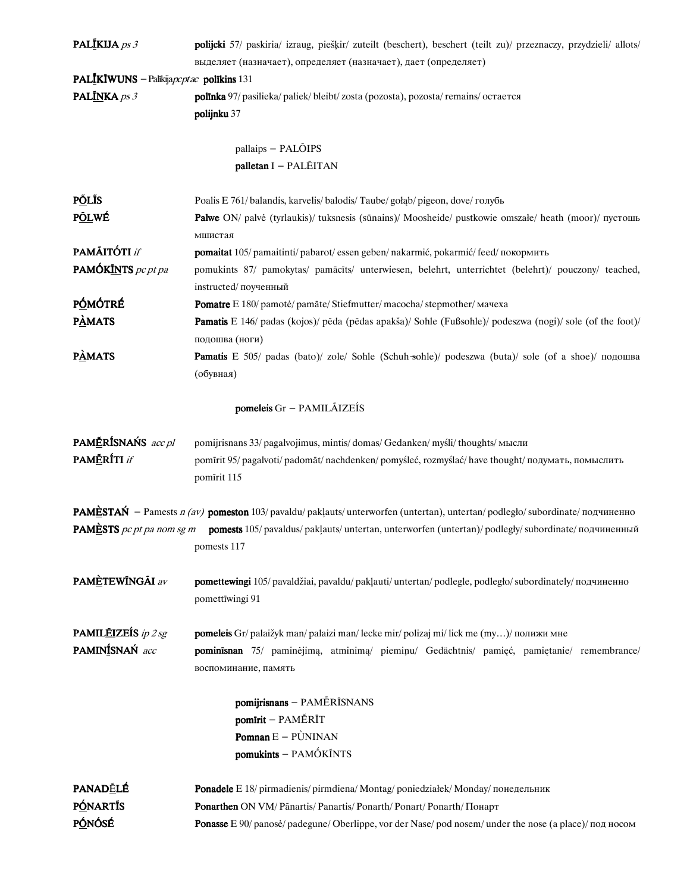**PALĪ̲KIJA** *ps 3* **polijcki** 57/ paskiria/ izraug, piešķir/ zuteilt (beschert), beschert (teilt zu)/ przeznaczy, przydzieli/ allots/ выделяет (назначает), определяет (назначает), дает (определяет)

**PALĪ̲KĪWUNS** – Palikija *pc pt ac* **polīkins** 131

**PALĪ̲NKA** *ps 3* **polīnka** 97/ pasilieka/ paliek/ bleibt/ zosta (pozosta), pozosta/ remains/ остается

**polijnku** 37

pallaips – PALŌIPS

**palletan** I – PALĒITAN

**PŌ̲LĪS** Poalis E 761/ balandis, karvelis/ balodis/ Taube/ gołąb/ pigeon, dove/ голубь

**PŌ̲LWÉ** **Palwe** ON/ palvė (tyrlaukis)/ tuksnesis (sūnains)/ Moosheide/ pustkowie omszałe/ heath (moor)/ пустошь мшистая

**PAMĀITÓTI** *if* **pomaitat** 105/ pamaitinti/ pabarot/ essen geben/ nakarmić, pokarmić/ feed/ покормить

**PAMÓKĪ̲NTS** *pc pt pa* pomukints 87/ pamokytas/ pamācīts/ unterwiesen, belehrt, unterrichtet (belehrt)/ pouczony/ teached, instructed/ поученный

**PŌ̲MÓTRÉ** **Pomatre** E 180/ pamotė/ pamāte/ Stiefmutter/ macocha/ stepmother/ мачеха

**PÀ̲MATS** **Pamatis** E 146/ padas (kojos)/ pēda (pēdas apakša)/ Sohle (Fußsohle)/ podeszwa (nogi)/ sole (of the foot)/ подошва (ноги)

**PÀ̲MATS** **Pamatis** E 505/ padas (bato)/ zole/ Sohle (Schuh-sohle)/ podeszwa (buta)/ sole (of a shoe)/ подошва (обувная)

**pomeleis** Gr – PAMILĀIZEÍS

**PAMĒ̲RÍSNAŃS** *acc pl* pomijrisnans 33/ pagalvojimus, mintis/ domas/ Gedanken/ myśli/ thoughts/ мысли

**PAMĒ̲RÍTI** *if* pomīrit 95/ pagalvoti/ padomāt/ nachdenken/ pomyśleć, rozmyślać/ have thought/ подумать, помыслить

pomīrit 115

**PAMÈ̲STAŃ** – Pamests *n (av)* **pomeston** 103/ pavaldu/ pakļauts/ unterworfen (untertan), untertan/ podległo/ subordinate/ подчиненно

**PAMÈ̲STS** *pc pt pa nom sg m* **pomests** 105/ pavaldus/ pakļauts/ untertan, unterworfen (untertan)/ podległy/ subordinate/ подчиненный

pomests 117

**PAMÈ̲TEWĪNGĀI** *av* **pomettewingi** 105/ pavaldžiai, pavaldu/ pakļauti/ untertan/ podlegle, podległo/ subordinately/ подчиненно

pomettīwingi 91

**PAMILĒ̲IZEÍS** *ip 2 sg* **pomeleis** Gr/ palaižyk man/ palaizi man/ lecke mir/ polizaj mi/ lick me (my…)/ полижи мне

**PAMINĪ̲SNAŃ** *acc* **pominīsnan** 75/ paminėjimą, atminimą/ piemiņu/ Gedächtnis/ pamięć, pamiętanie/ remembrance/ воспоминание, память

**pomijrisnans** – PAMĒRĪSNANS

**pomīrit** – PAMĒRĪT

**Pomnan** E – PÙNINAN

**pomukints** – PAMÓKĪNTS

**PANADĒ̲LÉ** **Ponadele** E 18/ pirmadienis/ pirmdiena/ Montag/ poniedziałek/ Monday/ понедельник

**PÓ̲NARTĪS** **Ponarthen** ON VM/ Pānartis/ Panartis/ Ponarth/ Ponart/ Ponarth/ Понарт

**PÓ̲NÓSÉ** **Ponasse** E 90/ panosė/ padegune/ Oberlippe, vor der Nase/ pod nosem/ under the nose (a place)/ под носом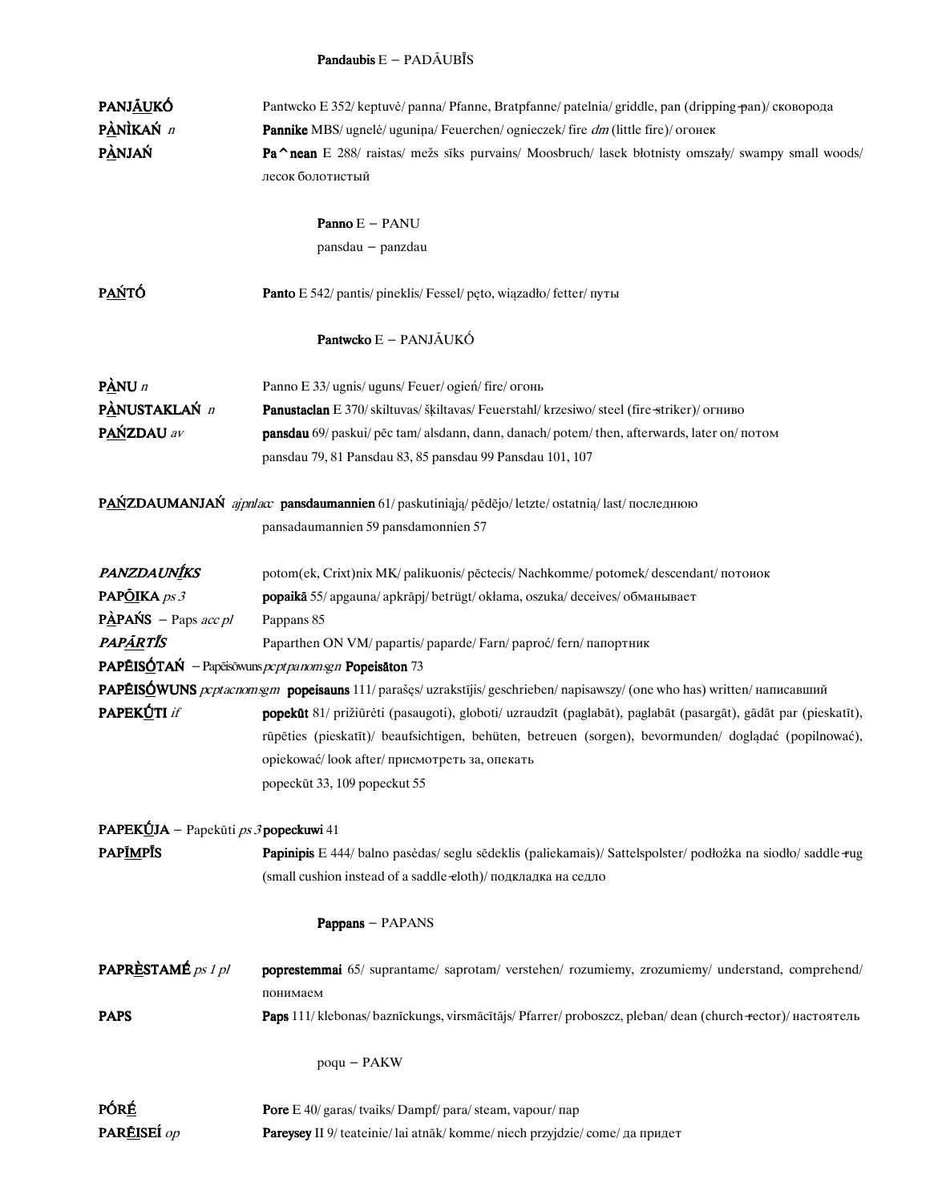**Pandaubis** E – PADĀUBĪS

**PANJĀUKÓ** Pantwcko E 352/ keptuvė/ panna/ Pfanne, Bratpfanne/ patelnia/ griddle, pan (dripping-pan)/ сковорода

**PÀNÌKAŃ** *n* **Pannike** MBS/ ugnelė/ uguniņa/ Feuerchen/ ognieczek/ fire *dm* (little fire)/ огонек

**PÀNJAŃ** **Pa^nean** E 288/ raistas/ mežs sīks purvains/ Moosbruch/ lasek błotnisty omszały/ swampy small woods/ лесок болотистый

**Panno** E – PANU

pansdau – panzdau

**PAŃTÓ** **Panto** E 542/ pantis/ pineklis/ Fessel/ pęto, wiązadło/ fetter/ путы

**Pantwcko** E – PANJĀUKÓ

**PÀNU** *n* Panno E 33/ ugnis/ uguns/ Feuer/ ogień/ fire/ огонь

**PÀNUSTAKLAŃ** *n* **Panustaclan** E 370/ skiltuvas/ šķiltavas/ Feuerstahl/ krzesiwo/ steel (fire-striker)/ огниво

**PAŃZDAU** *av* **pansdau** 69/ paskui/ pēc tam/ alsdann, dann, danach/ potem/ then, afterwards, later on/ потом
pansdau 79, 81 Pansdau 83, 85 pansdau 99 Pansdau 101, 107

**PAŃZDAUMANJAŃ** *ajpnlacc* **pansdaumannien** 61/ paskutiniąją/ pēdējo/ letzte/ ostatnią/ last/ последнюю
pansadaumannien 59 pansdamonnien 57

***PANZDAUNĪKS*** potom(ek, Crixt)nix MK/ palikuonis/ pēctecis/ Nachkomme/ potomek/ descendant/ потоиок

**PAPŌIKA** *ps 3* **popaikā** 55/ apgauna/ apkrāpj/ betrügt/ okłama, oszuka/ deceives/ обманывает

**PÀPAŃS** – Paps *acc pl* Pappans 85

***PAPĀRTĪS*** Paparthen ON VM/ papartis/ paparde/ Farn/ paproć/ fern/ папоротник

**PAPĒISŌTAŃ** – Papēisōwuns *pcptpanomsgn* **Popeisāton** 73

**PAPĒISŌWUNS** *pcptacnomsgm* **popeisauns** 111/ parašęs/ uzrakstījis/ geschrieben/ napisawszy/ (one who has) written/ написавший

**PAPEKŪTI** *if* **popekūt** 81/ prižiūrėti (pasaugoti), globoti/ uzraudzīt (paglabāt), paglabāt (pasargāt), gādāt par (pieskatīt), rūpēties (pieskatīt)/ beaufsichtigen, behüten, betreuen (sorgen), bevormunden/ doglądać (popilnować), opiekować/ look after/ присмотреть за, опекать
popeckūt 33, 109 popeckut 55

**PAPEKŪJA** – Papekūti *ps 3* **popeckuwi** 41

**PAPĪMPĪS** **Papinipis** E 444/ balno pasėdas/ seglu sēdeklis (paliekamais)/ Sattelspolster/ podłożka na siodło/ saddle-rug (small cushion instead of a saddle-cloth)/ подкладка на седло

**Pappans** – PAPANS

**PAPRÈSTAMÉ** *ps 1 pl* **poprestemmai** 65/ suprantame/ saprotam/ verstehen/ rozumiemy, zrozumiemy/ understand, comprehend/ понимаем

**PAPS** **Paps** 111/ klebonas/ baznīckungs, virsmācītājs/ Pfarrer/ proboszcz, pleban/ dean (church-rector)/ настоятель

poqu – PAKW

**PÓRÉ** **Pore** E 40/ garas/ tvaiks/ Dampf/ para/ steam, vapour/ пар

**PARĒISEÍ** *op* **Pareysey** II 9/ teateinie/ lai atnāk/ komme/ niech przyjdzie/ come/ да придет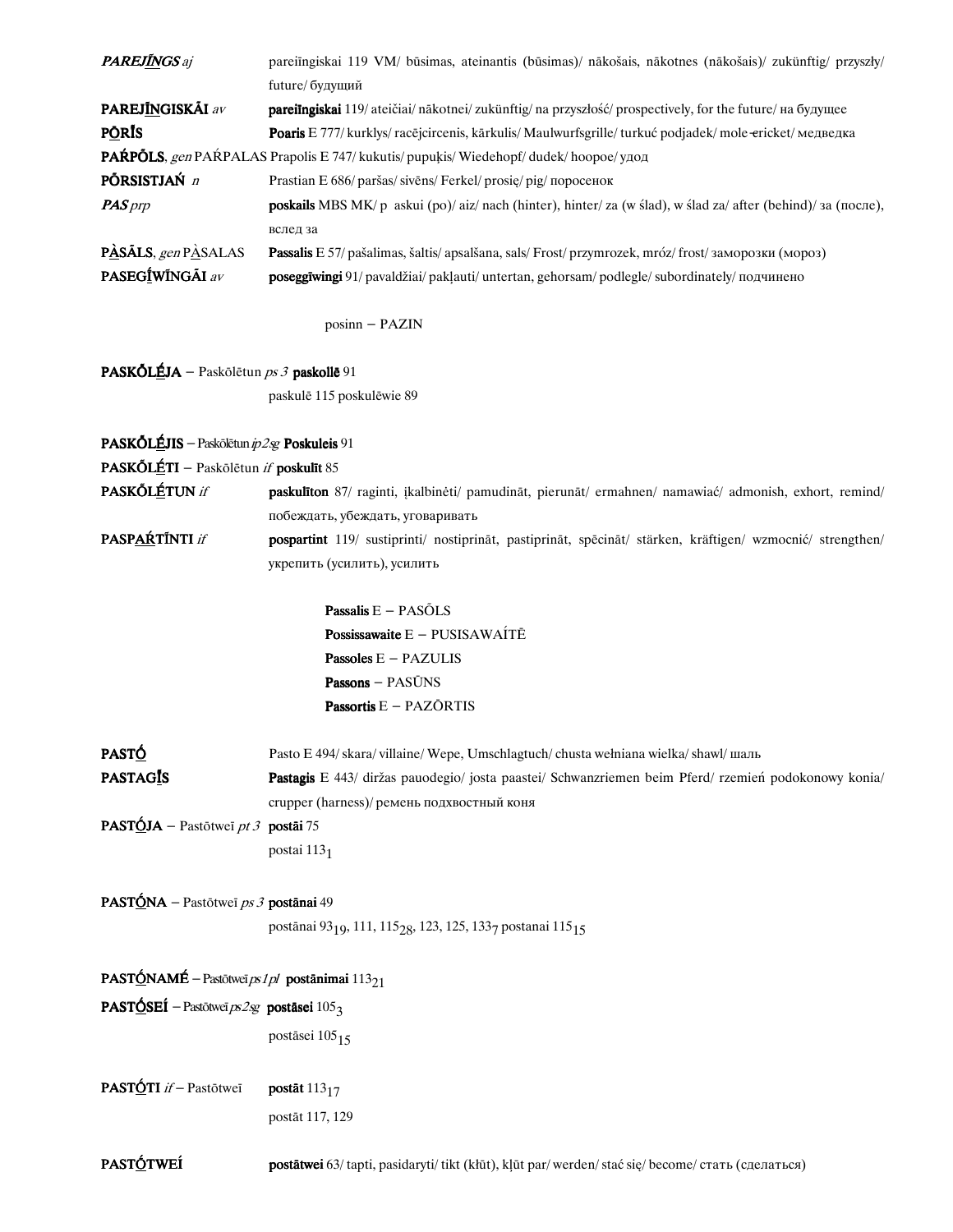***PAREJĪ̲NGS*** *aj* — pareiīngiskai 119 VM/ būsimas, ateinantis (būsimas)/ nākošais, nākotnes (nākošais)/ zukünftig/ przyszły/ future/ будущий

**PAREJĪ̲NGISKĀI** *av* — **pareiīngiskai** 119/ ateičiai/ nākotnei/ zukünftig/ na przyszłość/ prospectively, for the future/ на будущее

**PŌ̲RĪS** — **Poaris** E 777/ kurklys/ racējcircenis, kārkulis/ Maulwurfsgrille/ turkuć podjadek/ mole-cricket/ медведка

**PAŔPŌLS**, *gen* PAŔPALAS Prapolis E 747/ kukutis/ pupuķis/ Wiedehopf/ dudek/ hoopoe/ удод

**PŌRSISTJAŃ** *n* — Prastian E 686/ paršas/ sivēns/ Ferkel/ prosię/ pig/ поросенок

***PAS*** *prp* — **poskails** MBS MK/ p askui (po)/ aiz/ nach (hinter), hinter/ za (w ślad), w ślad za/ after (behind)/ за (после), вслед за

**PA̲SĀLS**, *gen* PA̲SALAS — **Passalis** E 57/ pašalimas, šaltis/ apsalšana, sals/ Frost/ przymrozek, mróz/ frost/ заморозки (мороз)

**PASEGĪ̲WĪNGĀI** *av* — **poseggīwingi** 91/ pavaldžiai/ pakļauti/ untertan, gehorsam/ podlegle/ subordinately/ подчинено

posinn – PAZIN

**PASKŌ̲LÉ̲JA** – Paskōlētun *ps 3* **paskollē** 91

paskulē 115 poskulēwie 89

**PASKŌ̲LÉ̲JIS** – Paskōlētun *ip 2sg* **Poskuleis** 91

**PASKŌ̲LÉ̲TI** – Paskōlētun *if* **poskulīt** 85

**PASKŌ̲LÉ̲TUN** *if* — **paskulīton** 87/ raginti, įkalbinėti/ pamudināt, pierunāt/ ermahnen/ namawiać/ admonish, exhort, remind/ побеждать, убеждать, уговаривать

**PASPA̲Ŕ̲TĪNTI** *if* — **pospartint** 119/ sustiprinti/ nostiprināt, pastiprināt, spēcināt/ stärken, kräftigen/ wzmocnić/ strengthen/ укрепить (усилить), усилить

**Passalis** E – PASŌLS
**Possissawaite** E – PUSISAWAÍTĒ
**Passoles** E – PAZULIS
**Passons** – PASŪNS
**Passortis** E – PAZŌRTIS

**PASTṒ̲** — Pasto E 494/ skara/ villaine/ Wepe, Umschlagtuch/ chusta wełniana wielka/ shawl/ шаль

**PASTAGĪ̲S** — **Pastagis** E 443/ diržas pauodegio/ josta paastei/ Schwanzriemen beim Pferd/ rzemień podokonowy konia/ crupper (harness)/ ремень подхвостный коня

**PASTṒ̲JA** – Pastōtweī *pt 3* **postāi** 75

postai $113_{1}$

**PASTṒ̲NA** – Pastōtweī *ps 3* **postānai** 49

postānai $93_{19}$, 111, $115_{28}$, 123, 125, $133_{7}$ postanai $115_{15}$

**PASTṒ̲NAMÉ** – Pastōtweī *ps 1pl* **postānimai** $113_{21}$

**PASTṒ̲SEÍ** – Pastōtweī *ps 2sg* **postāsei** $105_{3}$

postāsei $105_{15}$

**PASTṒ̲TI** *if* – Pastōtweī — **postāt** $113_{17}$

postāt 117, 129

**PASTṒ̲TWEÍ** — **postātwei** 63/ tapti, pasidaryti/ tikt (kļūt), kļūt par/ werden/ stać się/ become/ стать (сделаться)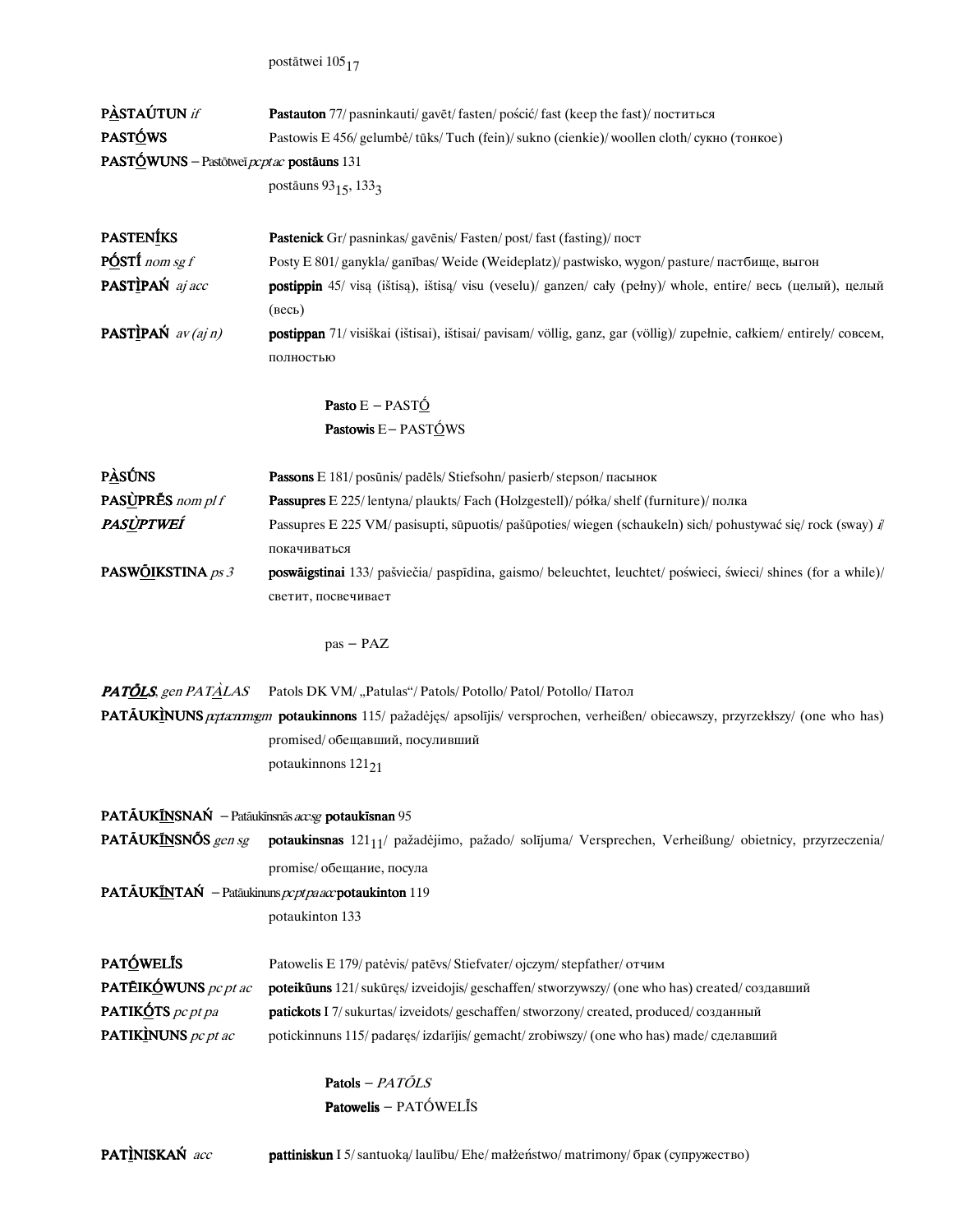postātwei $105_{17}$

**PA̲STAÚTUN** *if* **Pastauton** 77/ pasninkauti/ gavēt/ fasten/ pościć/ fast (keep the fast)/ поститься

**PASTŎ̲WS** Pastowis E 456/ gelumbė/ tūks/ Tuch (fein)/ sukno (cienkie)/ woollen cloth/ сукно (тонкое)

**PASTŎ̲WUNS** – Pastōtweī *pc pt ac* **postāuns** 131

postāuns $93_{15}$, $133_{3}$

**PASTENĪ̲KS** **Pastenick** Gr/ pasninkas/ gavēnis/ Fasten/ post/ fast (fasting)/ пост

**PŎ̲STÍ** *nom sg f* Posty E 801/ ganykla/ ganības/ Weide (Weideplatz)/ pastwisko, wygon/ pasture/ пастбище, выгон

**PASTÌ̲PAŃ** *aj acc* **postippin** 45/ visą (ištisą), ištisą/ visu (veselu)/ ganzen/ cały (pełny)/ whole, entire/ весь (целый), целый (весь)

**PASTÌ̲PAŃ** *av (aj n)* **postippan** 71/ visiškai (ištisai), ištisai/ pavisam/ völlig, ganz, gar (völlig)/ zupełnie, całkiem/ entirely/ совсем, полностью

**Pasto** E – PASTŎ̲

**Pastowis** E – PASTŎ̲WS

**PA̲SŪ́NS** **Passons** E 181/ posūnis/ padēls/ Stiefsohn/ pasierb/ stepson/ пасынок

**PASÙ̲PRḖS** *nom pl f* **Passupres** E 225/ lentyna/ plaukts/ Fach (Holzgestell)/ półka/ shelf (furniture)/ полка

***PASÙ̲PTWEÍ*** Passupres E 225 VM/ pasisupti, sūpuotis/ pašūpoties/ wiegen (schaukeln) sich/ pohustywać się/ rock (sway) *i*/ покачиваться

**PASWŌ̲IKSTINA** *ps 3* **poswāigstinai** 133/ pašviečia/ paspīdina, gaismo/ beleuchtet, leuchtet/ poświeci, świeci/ shines (for a while)/ светит, посвечивает

pas – PAZ

***PATŎ̲LS***, *gen PATÀ̲LAS* Patols DK VM/ „Patulas"/ Patols/ Potollo/ Patol/ Potollo/ Патол

**PATĀUKÌ̲NUNS** *pc pt ac nom sg m* **potaukinnons** 115/ pažadėjęs/ apsolījis/ versprochen, verheißen/ obiecawszy, przyrzekłszy/ (one who has) promised/ обещавший, посуливший

potaukinnons $121_{21}$

**PATĀUKĪ̲NSNAŃ** – Patāukīnsnās *acc sg* **potaukīsnan** 95

**PATĀUKĪ̲NSNṒS** *gen sg* **potaukinsnas** $121_{11}$/ pažadėjimo, pažado/ solījuma/ Versprechen, Verheißung/ obietnicy, przyrzeczenia/ promise/ обещание, посула

**PATĀUKĪ̲NTAŃ** – Patāukinuns *pc pt pa acc* **potaukinton** 119

potaukinton 133

**PATŎ̲WELĪ́S** Patowelis E 179/ patėvis/ patēvs/ Stiefvater/ ojczym/ stepfather/ отчим

**PATĒIKŎ̲WUNS** *pc pt ac* **poteikūuns** 121/ sukūręs/ izveidojis/ geschaffen/ stworzywszy/ (one who has) created/ создавший

**PATIKŎ̲TS** *pc pt pa* **patickots** I 7/ sukurtas/ izveidots/ geschaffen/ stworzony/ created, produced/ созданный

**PATIKÌ̲NUNS** *pc pt ac* potickinnuns 115/ padaręs/ izdarījis/ gemacht/ zrobiwszy/ (one who has) made/ сделавший

**Patols** – *PATŎLS*

**Patowelis** – PATŎWELĪ́S

**PATÌ̲NISKAŃ** *acc* **pattiniskun** I 5/ santuoką/ laulību/ Ehe/ małżeństwo/ matrimony/ брак (супружество)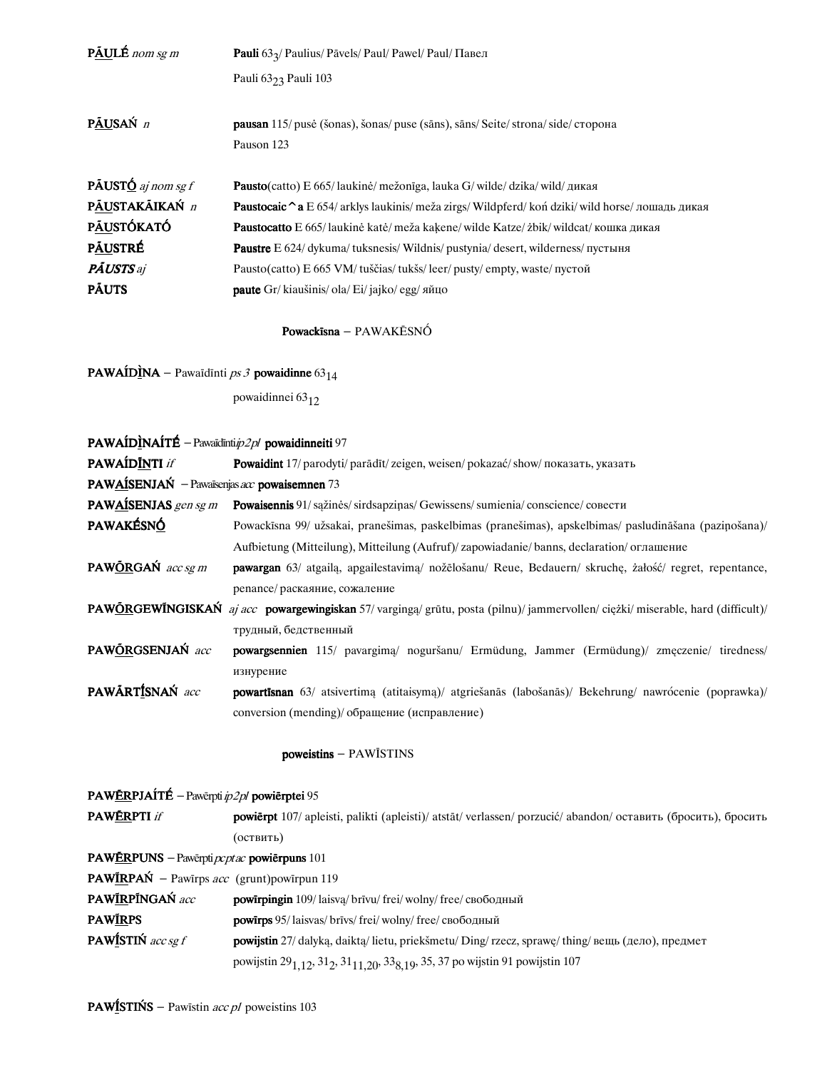**PĀULÉ** *nom sg m* **Pauli** $63_3$/ Paulius/ Pāvels/ Paul/ Pawel/ Paul/ Павел

Pauli $63_{23}$ Pauli 103

**PĀUSAŃ** *n* **pausan** 115/ pusė (šonas), šonas/ puse (sāns), sāns/ Seite/ strona/ side/ сторона

Pauson 123

**PĀUSTÓ** *aj nom sg f* **Pausto**(catto) E 665/ laukinė/ mežonīga, lauka G/ wilde/ dzika/ wild/ дикая

**PĀUSTAKĀIKAŃ** *n* **Paustocaic^a** E 654/ arklys laukinis/ meža zirgs/ Wildpferd/ koń dziki/ wild horse/ лошадь дикая

**PĀUSTÓKATÓ** **Paustocatto** E 665/ laukinė katė/ meža kaķene/ wilde Katze/ żbik/ wildcat/ кошка дикая

**PĀUSTRÉ** **Paustre** E 624/ dykuma/ tuksnesis/ Wildnis/ pustynia/ desert, wilderness/ пустыня

***PĀUSTS*** *aj* Pausto(catto) E 665 VM/ tuščias/ tukšs/ leer/ pusty/ empty, waste/ пустой

**PĀUTS** **paute** Gr/ kiaušinis/ ola/ Ei/ jajko/ egg/ яйцо

**Powackīsna** – PAWAKĒSNÓ

**PAWAÍDĪNA** – Pawaīdīnti *ps 3* **powaidinne** $63_{14}$

powaidinnei $63_{12}$

**PAWAÍDĪNAÍTÉ** – Pawaīdīnti *ip2pl* **powaidinneiti** 97

**PAWAÍDĪNTI** *if* **Powaidint** 17/ parodyti/ parādīt/ zeigen, weisen/ pokazać/ show/ показать, указать

**PAWAÍSENJAŃ** – Pawaīsenjas *acc* **powaisemnen** 73

**PAWAÍSENJAS** *gen sg m* **Powaisennis** 91/ sąžinės/ sirdsapziņas/ Gewissens/ sumienia/ conscience/ совести

**PAWAKÉSNÓ** Powackīsna 99/ užsakai, pranešimas, paskelbimas (pranešimas), apskelbimas/ pasludināšana (paziņošana)/ Aufbietung (Mitteilung), Mitteilung (Aufruf)/ zapowiadanie/ banns, declaration/ оглашение

**PAWŌRGAŃ** *acc sg m* **pawargan** 63/ atgailą, apgailestavimą/ nožēlošanu/ Reue, Bedauern/ skruchę, żałość/ regret, repentance, penance/ раскаяние, сожаление

**PAWŌRGEWĪNGISKAŃ** *aj acc* **powargewingiskan** 57/ vargingą/ grūtu, posta (pilnu)/ jammervollen/ ciężki/ miserable, hard (difficult)/ трудный, бедственный

**PAWŌRGSENJAŃ** *acc* **powargsennien** 115/ pavargimą/ noguršanu/ Ermüdung, Jammer (Ermüdung)/ zmęczenie/ tiredness/ изнурение

**PAWĀRTĪSNAŃ** *acc* **powartīsnan** 63/ atsivertimą (atitaisymą)/ atgriešanās (labošanās)/ Bekehrung/ nawrócenie (poprawka)/ conversion (mending)/ обращение (исправление)

**poweistins** – PAWĪSTINS

**PAWĒRPJAÍTÉ** – Pawērpti *ip2pl* **powiērptei** 95

**PAWĒRPTI** *if* **powiērpt** 107/ apleisti, palikti (apleisti)/ atstāt/ verlassen/ porzucić/ abandon/ оставить (бросить), бросить (оствить)

**PAWĒRPUNS** – Pawērpti *pcptac* **powiērpuns** 101

**PAWĪRPAŃ** – Pawīrps *acc* (grunt)powīrpun 119

**PAWĪRPĪNGAŃ** *acc* **powīrpingin** 109/ laisvą/ brīvu/ frei/ wolny/ free/ свободный

**PAWĪRPS** **powīrps** 95/ laisvas/ brīvs/ frei/ wolny/ free/ свободный

**PAWĪSTIŃ** *acc sg f* **powijstin** 27/ dalyką, daiktą/ lietu, priekšmetu/ Ding/ rzecz, sprawę/ thing/ вещь (дело), предмет

powijstin $29_{1,12}$, $31_2$, $31_{11,20}$, $33_{8,19}$, 35, 37 po wijstin 91 powijstin 107

**PAWĪSTIŃS** – Pawīstin *acc pl* poweistins 103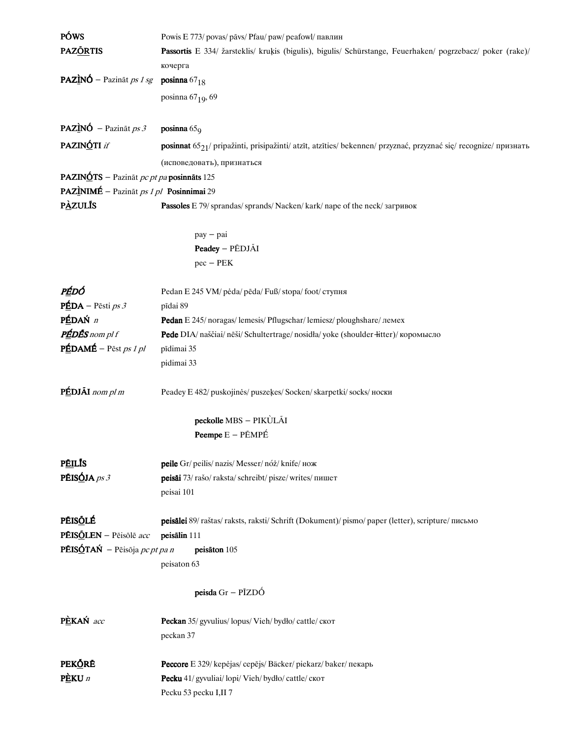**PÓWS** Powis E 773/ povas/ pāvs/ Pfau/ paw/ peafowl/ павлин

**PAZŌRTIS** **Passortis** E 334/ žarsteklis/ kruķis (bigulis), bigulis/ Schürstange, Feuerhaken/ pogrzebacz/ poker (rake)/ кочерга

**PAZÌNÓ** – Pazināt *ps 1 sg* **posinna** $67_{18}$

posinna $67_{19}$, 69

**PAZÌNÓ** – Pazināt *ps 3* **posinna** $65_{9}$

**PAZINÓTI** *if* **posinnat** $65_{21}$/ pripažinti, prisipažinti/ atzīt, atzīties/ bekennen/ przyznać, przyznać się/ recognize/ признать (исповедовать), признаться

**PAZINŌTS** – Pazināt *pc pt pa* **posinnāts** 125

**PAZÌNIMÉ** – Pazināt *ps 1 pl* **Posinnimai** 29

**PÀZULĪS** **Passoles** E 79/ sprandas/ sprands/ Nacken/ kark/ nape of the neck/ загривок

pay – pai
**Peadey** – PĒDJĀI
pec – PEK

***PĒDÓ*** Pedan E 245 VM/ pėda/ pēda/ Fuß/ stopa/ foot/ ступня

**PĒDA** – Pēsti *ps 3* pīdai 89

**PĒDAŃ** *n* **Pedan** E 245/ noragas/ lemesis/ Pflugschar/ lemiesz/ ploughshare/ лемех

***PĒDĒS*** *nom pl f* **Pede** DIA/ naščiai/ nēši/ Schultertrage/ nosidła/ yoke (shoulder-litter)/ коромысло

**PĒDAMÉ** – Pēst *ps 1 pl* pīdimai 35

pidimai 33

**PĒDJĀI** *nom pl m* Peadey E 482/ puskojinės/ puszeķes/ Socken/ skarpetki/ socks/ носки

**peckolle** MBS – PIKÙLĀI
**Peempe** E – PĒMPÉ

**PĒILĪS** **peile** Gr/ peilis/ nazis/ Messer/ nóż/ knife/ нож

**PĒISÓJA** *ps 3* **peisâi** 73/ rašo/ raksta/ schreibt/ pisze/ writes/ пишет

peisai 101

**PĒISŌLÉ** **peisālei** 89/ raštas/ raksts, raksti/ Schrift (Dokument)/ pismo/ paper (letter), scripture/ письмо

**PĒISŌLEN** – Pēisōlē *acc* **peisālin** 111

**PĒISÓTAŃ** – Pēisōja *pc pt pa n* **peisāton** 105

peisaton 63

**peisda** Gr – PĪZDÓ

**PÈKAŃ** *acc* **Peckan** 35/ gyvulius/ lopus/ Vieh/ bydło/ cattle/ скот

peckan 37

**PEKŌRĒ** **Peccore** E 329/ kepėjas/ cepējs/ Bäcker/ piekarz/ baker/ пекарь

**PÈKU** *n* **Pecku** 41/ gyvuliai/ lopi/ Vieh/ bydło/ cattle/ скот

Pecku 53 pecku I,II 7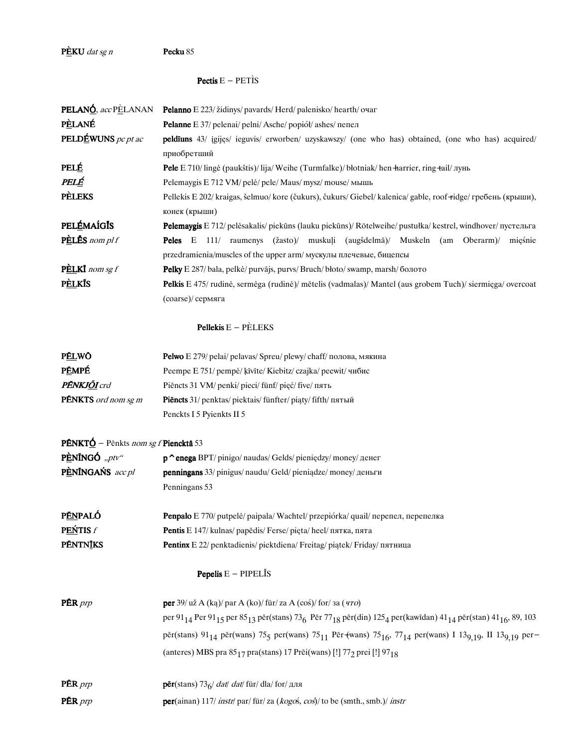**PḖKU** *dat sg n* **Pecku** 85

**Pectis** E – PETÌS

**PELANṒ**, *acc* PḖLANAN **Pelanno** E 223/ židinys/ pavards/ Herd/ palenisko/ hearth/ очаг

**PḖLANÉ** **Pelanne** E 37/ pelenai/ pelni/ Asche/ popiół/ ashes/ пепел

**PELDḖWUNS** *pc pt ac* **peldīuns** 43/ įgijęs/ ieguvis/ erworben/ uzyskawszy/ (one who has) obtained, (one who has) acquired/ приобретший

**PELḖ** **Pele** E 710/ lingė (paukštis)/ lija/ Weihe (Turmfalke)/ błotniak/ hen-harrier, ring-tail/ лунь

***PELḖ*** Pelemaygis E 712 VM/ pelė/ pele/ Maus/ mysz/ mouse/ мышь

**PÈLEKS** Pellekis E 202/ kraigas, šelmuo/ kore (čukurs), čukurs/ Giebel/ kalenica/ gable, roof-ridge/ гребень (крыши), конек (крыши)

**PELḖMAÍGĪS** **Pelemaygis** E 712/ pelėsakalis/ piekūns (lauku piekūns)/ Rötelweihe/ pustułka/ kestrel, windhover/ пустельга

**PḖLḖS** *nom pl f* **Peles** E 111/ raumenys (žasto)/ muskuļi (augšdelmā)/ Muskeln (am Oberarm)/ mięśnie przedramienia/muscles of the upper arm/ мускулы плечевые, бицепсы

**PḖLKĪ** *nom sg f* **Pelky** E 287/ bala, pelkė/ purvājs, purvs/ Bruch/ błoto/ swamp, marsh/ болото

**PḖLKĪS** **Pelkis** E 475/ rudinė, sermėga (rudinė)/ mētelis (vadmalas)/ Mantel (aus grobem Tuch)/ siermięga/ overcoat (coarse)/ сермяга

**Pellekis** E – PÈLEKS

**PḖLWŌ** **Pelwo** E 279/ pelai/ pelavas/ Spreu/ plewy/ chaff/ полова, мякина

**PḖMPÉ** Peempe E 751/ pempė/ ķīvīte/ Kiebitz/ czajka/ peewit/ чибис

***PḖNKJŌI*** *crd* Piēncts 31 VM/ penki/ pieci/ fünf/ pięć/ five/ пять

**PḖNKTS** *ord nom sg m* **Piēncts** 31/ penktas/ piektais/ fünfter/ piąty/ fifth/ пятый
Penckts I 5 Pyienkts II 5

**PḖNKTṒ** – Pēnkts *nom sg f* **Piencktā** 53

**PḖNĪNGṒ** *„ptv"* **p^enega** BPT/ pinigo/ naudas/ Gelds/ pieniędzy/ money/ денег

**PḖNĪNGAŃS** *acc pl* **penningans** 33/ pinigus/ naudu/ Geld/ pieniądze/ money/ деньги
Penningans 53

**PḖNPALṒ** **Penpalo** E 770/ putpelė/ paipala/ Wachtel/ przepiórka/ quail/ перепел, перепелка

**PEŃTIS** *f* **Pentis** E 147/ kulnas/ papēdis/ Ferse/ pięta/ heel/ пятка, пята

**PḖNTNĪKS** **Pentinx** E 22/ penktadienis/ piektdiena/ Freitag/ piątek/ Friday/ пятница

**Pepelis** E – PIPELĪS

**PḖR** *prp* **per** 39/ už A (ką)/ par A (ko)/ für/ za A (coś)/ for/ за (*что*)
per $91_{14}$ Per $91_{15}$ per $85_{13}$ pēr(stans) $73_6$ Pēr $77_{18}$ pēr(din) $125_4$ per(kawīdan) $41_{14}$ pēr(stan) $41_{16}$, 89, 103 pēr(stans) $91_{14}$ pēr(wans) $75_5$ per(wans) $75_{11}$ Pēr-(wans) $75_{16}$, $77_{14}$ per(wans) I $13_{9,19}$, II $13_{9,19}$ per–(anteres) MBS pra $85_{17}$ pra(stans) 17 Prēi(wans) [!] $77_2$ prei [!] $97_{18}$

**PḖR** *prp* **pēr**(stans) $73_6$/ *dat*/ *dat*/ für/ dla/ for/ для

**PḖR** *prp* **per**(ainan) 117/ *instr*/ par/ für/ za (*kogoś, coś*)/ to be (smth., smb.)/ *instr*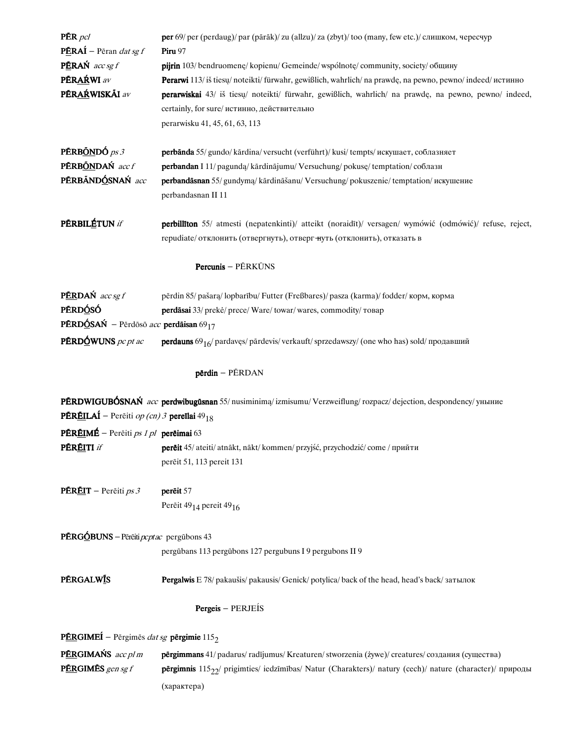**PĒR** *pcl* — **per** 69/ per (perdaug)/ par (pārāk)/ zu (allzu)/ za (zbyt)/ too (many, few etc.)/ слишком, чересчур

**PĒRAÍ** – Pēran *dat sg f* — **Piru** 97

**PĒRAŃ** *acc sg f* — **pijrin** 103/ bendruomenę/ kopienu/ Gemeinde/ wspólnotę/ community, society/ общину

**PĒRAŔWI** *av* — **Perarwi** 113/ iš tiesų/ noteikti/ fürwahr, gewißlich, wahrlich/ na prawdę, na pewno, pewno/ indeed/ истинно

**PĒRAŔWISKĀI** *av* — **perarwiskai** 43/ iš tiesų/ noteikti/ fürwahr, gewißlich, wahrlich/ na prawdę, na pewno, pewno/ indeed, certainly, for sure/ истинно, действительно
perarwisku 41, 45, 61, 63, 113

**PĒRBŌNDÓ** *ps 3* — **perbānda** 55/ gundo/ kārdina/ versucht (verführt)/ kusi/ tempts/ искушает, соблазняет

**PĒRBŌNDAŃ** *acc f* — **perbandan** I 11/ pagundą/ kārdinājumu/ Versuchung/ pokusę/ temptation/ соблазн

**PĒRBĀNDÓSNAŃ** *acc* — **perbandāsnan** 55/ gundymą/ kārdināšanu/ Versuchung/ pokuszenie/ temptation/ искушение
perbandasnan II 11

**PĒRBILÉTUN** *if* — **perbillīton** 55/ atmesti (nepatenkinti)/ atteikt (noraidīt)/ versagen/ wymówić (odmówić)/ refuse, reject, repudiate/ отклонить (отвергнуть), отверг-нуть (отклонить), отказать в

**Percunis** – PĒRKŪNS

**PĒRDAŃ** *acc sg f* — pērdin 85/ pašarą/ lopbarību/ Futter (Freßbares)/ pasza (karma)/ fodder/ корм, корма

**PĒRDÓSÓ** — **perdāsai** 33/ prekė/ prece/ Ware/ towar/ wares, commodity/ товар

**PĒRDÓSAŃ** – Pērdōsō *acc* **perdāisan** $69_{17}$

**PĒRDÓWUNS** *pc pt ac* — **perdauns** $69_{16}$/ pardavęs/ pārdevis/ verkauft/ sprzedawszy/ (one who has) sold/ продавший

**pērdin** – PĒRDAN

**PĒRDWIGUBÓSNAŃ** *acc* **perdwibugūsnan** 55/ nusiminimą/ izmisumu/ Verzweiflung/ rozpacz/ dejection, despondency/ уныние

**PĒRĒILAÍ** – Perēiti *op (cn) 3* **perēilai** $49_{18}$

**PĒRĒIMÉ** – Perēiti *ps 1 pl* **perēimai** 63

**PĒRĒITI** *if* — **perēit** 45/ ateiti/ atnākt, nākt/ kommen/ przyjść, przychodzić/ come / прийти
perēit 51, 113 pereit 131

**PĒRĒIT** – Perēiti *ps 3* — **perēit** 57
Perēit $49_{14}$ pereit $49_{16}$

**PĒRGÓBUNS** – Pērēiti *pc pt ac* pergūbons 43
pergūbans 113 pergūbons 127 pergubuns I 9 pergubons II 9

**PĒRGALWĪS** — **Pergalwis** E 78/ pakaušis/ pakausis/ Genick/ potylica/ back of the head, head's back/ затылок

**Pergeis** – PERJEÍS

**PĒRGIMEÍ** – Pērgimēs *dat sg* **pērgimie** $115_2$

**PĒRGIMAŃS** *acc pl m* — **pērgimmans** 41/ padarus/ radījumus/ Kreaturen/ stworzenia (żywe)/ creatures/ создания (существа)

**PĒRGIMĒS** *gen sg f* — **pērgimnis** $115_{22}$/ prigimties/ iedzīmības/ Natur (Charakters)/ natury (cech)/ nature (character)/ природы (характера)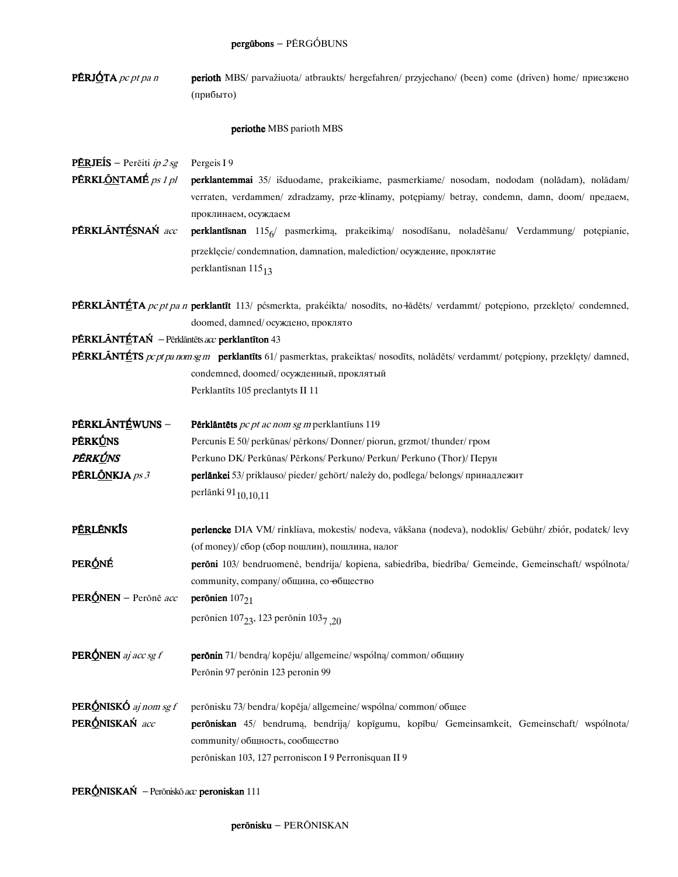**pergūbons** – PĔRGÓBUNS

**PĔRJ<u>Ó</u>TA** *pc pt pa n* **perioth** MBS/ parvažiuota/ atbraukts/ hergefahren/ przyjechano/ (been) come (driven) home/ приезжено (прибыто)

**periothe** MBS parioth MBS

**P<u>ĔR</u>JEÍS** – Perēiti *ip 2 sg* Pergeis I 9

**PĔRKL<u>Ō</u>NTAMÉ** *ps 1 pl* **perklantemmai** 35/ išduodame, prakeikiame, pasmerkiame/ nosodam, nododam (nolādam), nolādam/ verraten, verdammen/ zdradzamy, prze-klinamy, potępiamy/ betray, condemn, damn, doom/ предаем, проклинаем, осуждаем

**PĔRKLĀNT<u>É</u>SNAŃ** *acc* **perklantīsnan** $115_6$/ pasmerkimą, prakeikimą/ nosodīšanu, noladēšanu/ Verdammung/ potępianie, przeklęcie/ condemnation, damnation, malediction/ осуждение, проклятие
perklantīsnan $115_{13}$

**PĔRKLĀNT<u>É</u>TA** *pc pt pa n* **perklantīt** 113/ pésmerkta, prakéikta/ nosodīts, no-lādēts/ verdammt/ potępiono, przeklęto/ condemned, doomed, damned/ осуждено, проклято

**PĔRKLĀNT<u>É</u>TAŃ** – Pērklāntēts *acc* **perklantīton** 43

**PĔRKLĀNT<u>É</u>TS** *pc pt pa nom sg m* **perklantīts** 61/ pasmerktas, prakeiktas/ nosodīts, nolādēts/ verdammt/ potępiony, przeklęty/ damned, condemned, doomed/ осужденный, проклятый
Perklantīts 105 preclantyts II 11

**PĔRKLĀNT<u>É</u>WUNS** – **Pērklāntēts** *pc pt ac nom sg m* perklantīuns 119

**PĔRK<u>Ú</u>NS** Percunis E 50/ perkūnas/ pērkons/ Donner/ piorun, grzmot/ thunder/ гром

***PĔRK<u>Ú</u>NS*** Perkuno DK/ Perkūnas/ Pērkons/ Perkuno/ Perkun/ Perkuno (Thor)/ Перун

**PĔRL<u>Ō</u>NKJA** *ps 3* **perlānkei** 53/ priklauso/ pieder/ gehört/ należy do, podlega/ belongs/ принадлежит
perlānki $91_{10,10,11}$

**P<u>ĔR</u>LĔNKĪS** **perlencke** DIA VM/ rinkliava, mokestis/ nodeva, vākšana (nodeva), nodoklis/ Gebühr/ zbiór, podatek/ levy (of money)/ сбор (сбор пошлин), пошлина, налог

**PER<u>Ó</u>NÉ** **perōni** 103/ bendruomenė, bendrija/ kopiena, sabiedrība, biedrība/ Gemeinde, Gemeinschaft/ wspólnota/ community, company/ община, со-общество

**PER<u>Ó</u>NEN** – Perōnē *acc* **perōnien** $107_{21}$
perōnien $107_{23}$, 123 perōnin $103_{7,20}$

**PER<u>Ó</u>NEN** *aj acc sg f* **perōnin** 71/ bendrą/ kopēju/ allgemeine/ wspólną/ common/ общину
Perōnin 97 perōnin 123 peronin 99

**PER<u>Ó</u>NISKÓ** *aj nom sg f* perōnisku 73/ bendra/ kopēja/ allgemeine/ wspólna/ common/ общее

**PER<u>Ó</u>NISKAŃ** *acc* **perōniskan** 45/ bendrumą, bendriją/ kopīgumu, kopību/ Gemeinsamkeit, Gemeinschaft/ wspólnota/ community/ общность, сообщество
perōniskan 103, 127 perroniscon I 9 Perronisquan II 9

**PER<u>Ó</u>NISKAŃ** – Perōniskō *acc* **peroniskan** 111

**perōnisku** – PERŌNISKAN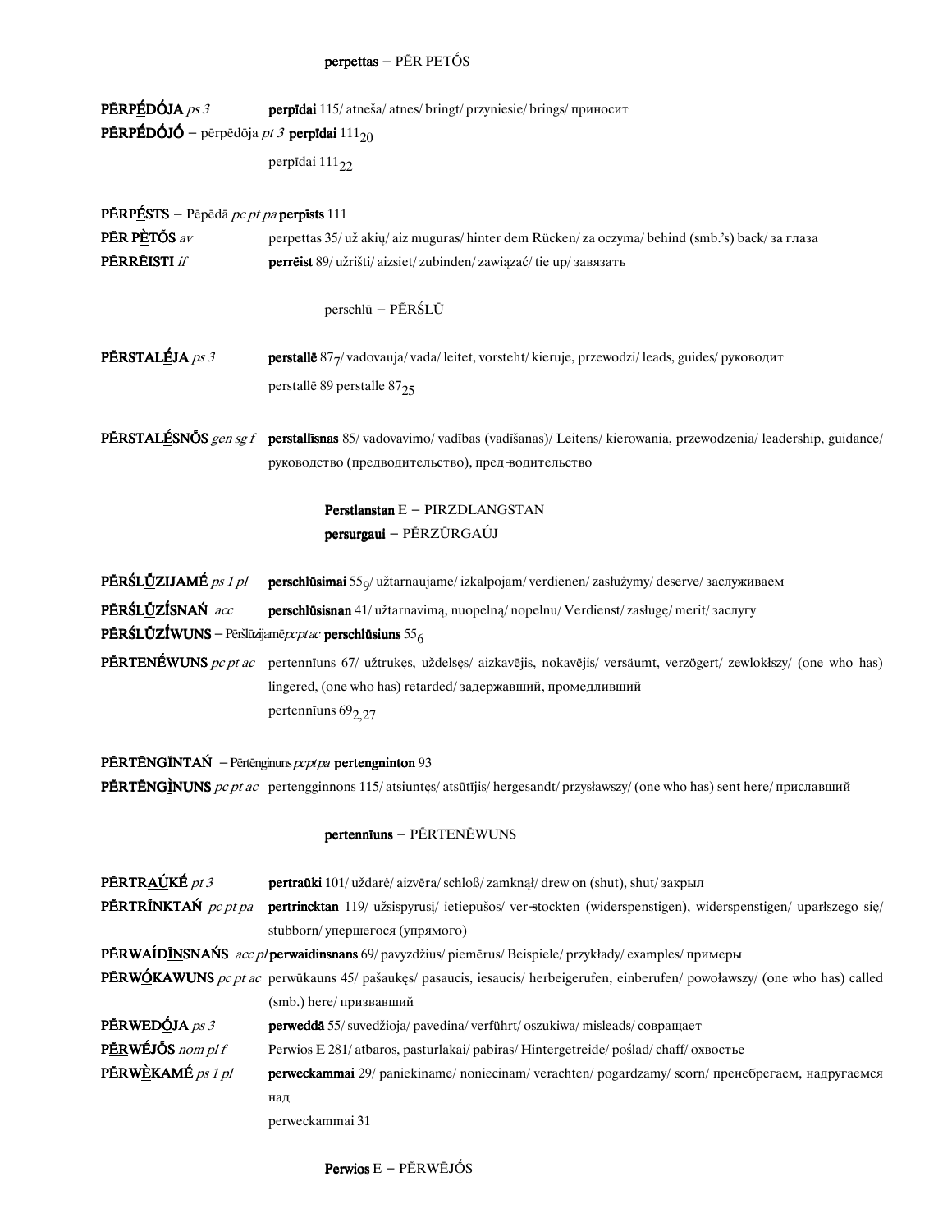**perpettas** – PĔR PETŐS

**PĔRPĒDÓJA** *ps 3* **perpīdai** 115/ atneša/ atnes/ bringt/ przyniesie/ brings/ приносит

**PĔRPĒDÓJÓ** – pērpēdōja *pt 3* **perpīdai** $111_{20}$

perpīdai $111_{22}$

**PĔRPĒSTS** – Pēpēdā *pc pt pa* **perpīsts** 111

**PĔR PÈTŐS** *av* perpettas 35/ už akių/ aiz muguras/ hinter dem Rücken/ za oczyma/ behind (smb.'s) back/ за глаза

**PĔRRĒISTI** *if* **perrēist** 89/ užrišti/ aizsiet/ zubinden/ zawiązać/ tie up/ завязать

perschlū – PĔRŚLŪ

**PĔRSTALĒJA** *ps 3* **perstallē** $87_{7}$/ vadovauja/ vada/ leitet, vorsteht/ kieruje, przewodzi/ leads, guides/ руководит

perstallē 89 perstalle $87_{25}$

**PĔRSTALĒSNŐS** *gen sg f* **perstallīsnas** 85/ vadovavimo/ vadības (vadīšanas)/ Leitens/ kierowania, przewodzenia/ leadership, guidance/ руководство (предводительство), пред-водительство

**Perstlanstan** E – PIRZDLANGSTAN

**persurgaui** – PĔRZŪRGAÚJ

**PĔRŚLŪZIJAMĒ** *ps 1 pl* **perschlūsimai** $55_{9}$/ užtarnaujame/ izkalpojam/ verdienen/ zasłużymy/ deserve/ заслуживаем

**PĔRŚLŪZÍSNAŃ** *acc* **perschlūsisnan** 41/ užtarnavimą, nuopelną/ nopelnu/ Verdienst/ zasługę/ merit/ заслугу

**PĔRŚLŪZÍWUNS** – Pēršlūzijamē*pcptac* **perschlūsiuns** $55_{6}$

**PĔRTENĒWUNS** *pc pt ac* pertennīuns 67/ užtrukęs, uždelsęs/ aizkavējis, nokavējis/ versäumt, verzögert/ zewlokłszy/ (one who has) lingered, (one who has) retarded/ задержавший, промедливший

pertennīuns $69_{2,27}$

**PĔRTĒNGĪNTAŃ** – Pērtēnginuns*pcptpa* **pertengninton** 93

**PĔRTĒNGÌNUNS** *pc pt ac* pertengginnons 115/ atsiuntęs/ atsūtījis/ hergesandt/ przysławszy/ (one who has) sent here/ приславший

**pertennīuns** – PĔRTENĒWUNS

**PĔRTRAÚKĒ** *pt 3* **pertraūki** 101/ uždarė/ aizvēra/ schloß/ zamknął/ drew on (shut), shut/ закрыл

**PĔRTRĪNKTAŃ** *pc pt pa* **pertrincktan** 119/ užsispyrusį/ ietiepušos/ ver-stockten (widerspenstigen), widerspenstigen/ uparłszego się/ stubborn/ упершегося (упрямого)

**PĔRWAÍDĪNSNAŃS** *acc pl* **perwaidinsnans** 69/ pavyzdžius/ piemērus/ Beispiele/ przykłady/ examples/ примеры

**PĔRWŐKAWUNS** *pc pt ac* perwūkauns 45/ pašaukęs/ pasaucis, iesaucis/ herbeigerufen, einberufen/ powoławszy/ (one who has) called (smb.) here/ призвавший

**PĔRWEDÓJA** *ps 3* **perweddā** 55/ suvedžioja/ pavedina/ verführt/ oszukiwa/ misleads/ совращает

**PĔRWĒJŐS** *nom pl f* Perwios E 281/ atbaros, pasturlakai/ pabiras/ Hintergetreide/ poślad/ chaff/ охвостье

**PĔRWÈKAMĒ** *ps 1 pl* **perweckammai** 29/ paniekiname/ noniecinam/ verachten/ pogardzamy/ scorn/ пренебрегаем, надругаемся над

perweckammai 31

**Perwios** E – PĔRWĒJŐS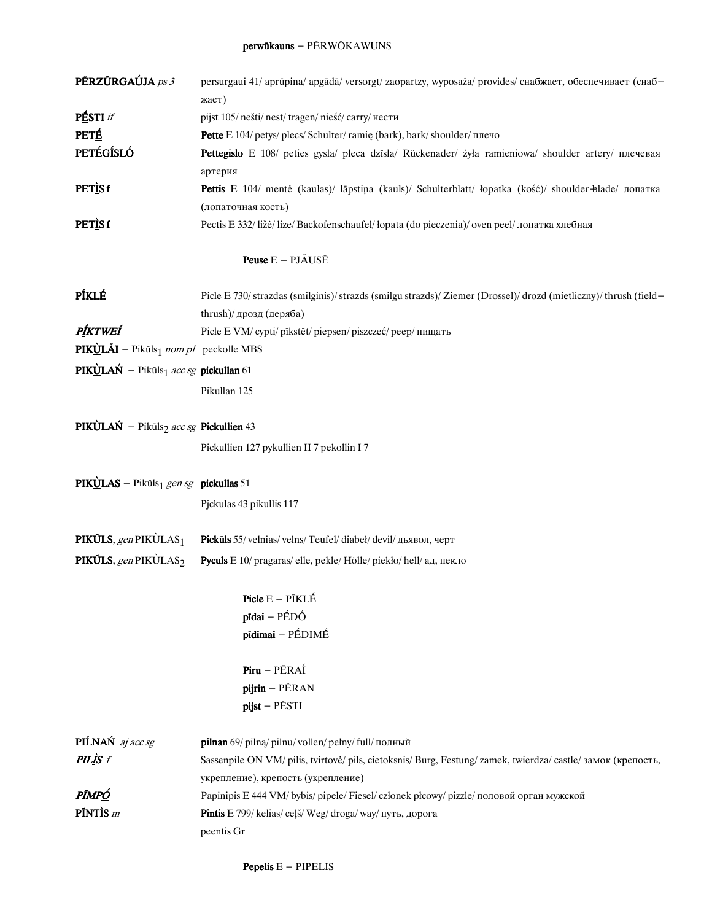**perwūkauns** – PĒRWŌKAWUNS

| | |
|---|---|
| **PĒRZŪ̱RGAÚJA** *ps 3* | persurgaui 41/ aprūpina/ apgādā/ versorgt/ zaopartzy, wyposaża/ provides/ снабжает, обеспечивает (снабжает) |
| **PḖ̱STI** *if* | pijst 105/ nešti/ nest/ tragen/ nieść/ carry/ нести |
| **PETḖ̱** | **Pette** E 104/ petys/ plecs/ Schulter/ ramię (bark), bark/ shoulder/ плечо |
| **PETḖ̱GÍSLÓ** | **Pettegislo** E 108/ peties gysla/ pleca dzīsla/ Rückenader/ żyła ramieniowa/ shoulder artery/ плечевая артерия |
| **PETÌ̱S f** | **Pettis** E 104/ mentė (kaulas)/ lāpstiņa (kauls)/ Schulterblatt/ łopatka (kość)/ shoulder-blade/ лопатка (лопаточная кость) |
| **PETÌ̱S f** | Pectis E 332/ ližė/ lize/ Backofenschaufel/ łopata (do pieczenia)/ oven peel/ лопатка хлебная |

**Peuse** E – PJĀUSĒ

| | |
|---|---|
| **PÍKLḖ̱** | Picle E 730/ strazdas (smilginis)/ strazds (smilgu strazds)/ Ziemer (Drossel)/ drozd (mietliczny)/ thrush (field-thrush)/ дрозд (деряба) |
| ***PÍ̱KTWEÍ*** | Picle E VM/ cypti/ pīkstēt/ piepsen/ piszczeć/ peep/ пищать |
| **PIKÙ̱LĀI** – Pikūls$_1$ *nom pl* | peckolle MBS |
| **PIKÙ̱LAŃ** – Pikūls$_1$ *acc sg* | **pickullan** 61<br>Pikullan 125 |
| **PIKÙ̱LAŃ** – Pikūls$_2$ *acc sg* | **Pickullien** 43<br>Pickullien 127 pykullien II 7 pekollin I 7 |
| **PIKÙ̱LAS** – Pikūls$_1$ *gen sg* | **pickullas** 51<br>Pjckulas 43 pikullis 117 |
| **PIKŪLS**, *gen* PIKÙLAS$_1$ | **Pickūls** 55/ velnias/ velns/ Teufel/ diabeł/ devil/ дьявол, черт |
| **PIKŪLS**, *gen* PIKÙLAS$_2$ | **Pyculs** E 10/ pragaras/ elle, pekle/ Hölle/ piekło/ hell/ ад, пекло |

**Picle** E – PĪKLḖ  
**pīdai** – PḖDṒ  
**pīdimai** – PḖDIMḖ

**Piru** – PĒRAÍ  
**pijrin** – PĒRAN  
**pijst** – PĒSTI

| | |
|---|---|
| **PÍ̱LNAŃ** *aj acc sg* | **pilnan** 69/ pilną/ pilnu/ vollen/ pełny/ full/ полный |
| ***PILÌ̱S f*** | Sassenpile ON VM/ pilis, tvirtovė/ pils, cietoksnis/ Burg, Festung/ zamek, twierdza/ castle/ замок (крепость, укрепление), крепость (укрепление) |
| ***PÍMPṒ̱*** | Papinipis E 444 VM/ bybis/ pipele/ Fiesel/ członek płciowy/ pizzle/ половой орган мужской |
| **PĪNTÌ̱S** *m* | **Pintis** E 799/ kelias/ ceļš/ Weg/ droga/ way/ путь, дорога<br>peentis Gr |

**Pepelis** E – PIPELIS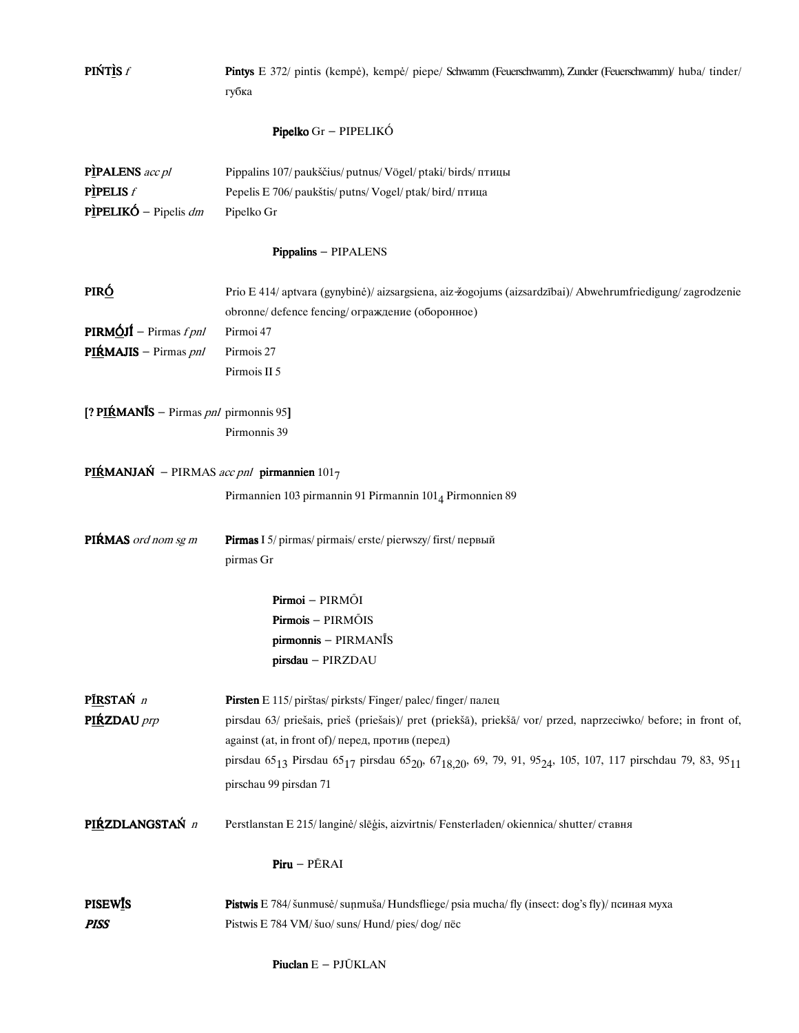**PIŃTI̱S** *f* **Pintys** E 372/ pintis (kempė), kempė/ piepe/ Schwamm (Feuerschwamm), Zunder (Feuerschwamm)/ huba/ tinder/ губка

**Pipelko** Gr – PIPELIKÓ

**PI̱PALENS** *acc pl* Pippalins 107/ paukščius/ putnus/ Vögel/ ptaki/ birds/ птицы

**PI̱PELIS** *f* Pepelis E 706/ paukštis/ putns/ Vogel/ ptak/ bird/ птица

**PI̱PELIKÓ** – Pipelis *dm* Pipelko Gr

**Pippalins** – PIPALENS

**PIR<u>Ó</u>** Prio E 414/ aptvara (gynybinė)/ aizsargsiena, aiz-žogojums (aizsardzībai)/ Abwehrumfriedigung/ zagrodzenie obronne/ defence fencing/ ограждение (оборонное)

**PIRM<u>Ó</u>JÍ** – Pirmas *f pnl* Pirmoi 47

**PI<u>Ŕ</u>MAJIS** – Pirmas *pnl* Pirmois 27
Pirmois II 5

**[? PI<u>Ŕ</u>MANĪ́S** – Pirmas *pnl* pirmonnis 95**]**
Pirmonnis 39

**PI<u>Ŕ</u>MANJAŃ** – PIRMAS *acc pnl* **pirmannien** $101_7$
Pirmannien 103 pirmannin 91 Pirmannin $101_4$ Pirmonnien 89

**PIŔMAS** *ord nom sg m* **Pirmas** I 5/ pirmas/ pirmais/ erste/ pierwszy/ first/ первый
pirmas Gr

**Pirmoi** – PIRMŌI
**Pirmois** – PIRMŌIS
**pirmonnis** – PIRMANĪ́S
**pirsdau** – PIRZDAU

**PĪ<u>R</u>STAŃ** *n* **Pirsten** E 115/ pirštas/ pirksts/ Finger/ palec/ finger/ палец

**PI<u>Ŕ</u>ZDAU** *prp* pirsdau 63/ priešais, prieš (priešais)/ pret (priekšā), priekšā/ vor/ przed, naprzeciwko/ before; in front of, against (at, in front of)/ перед, против (перед)
pirsdau $65_{13}$ Pirsdau $65_{17}$ pirsdau $65_{20}$, $67_{18,20}$, 69, 79, 91, $95_{24}$, 105, 107, 117 pirschdau 79, 83, $95_{11}$
pirschau 99 pirsdan 71

**PI<u>Ŕ</u>ZDLANGSTAŃ** *n* Perstlanstan E 215/ langinė/ slēģis, aizvirtnis/ Fensterladen/ okiennica/ shutter/ ставня

**Piru** – PĒRAI

**PISEWI̱S** **Pistwis** E 784/ šunmusė/ suņmuša/ Hundsfliege/ psia mucha/ fly (insect: dog's fly)/ псиная муха

***PISS*** Pistwis E 784 VM/ šuo/ suns/ Hund/ pies/ dog/ пёс

**Piuclan** E – PJŪKLAN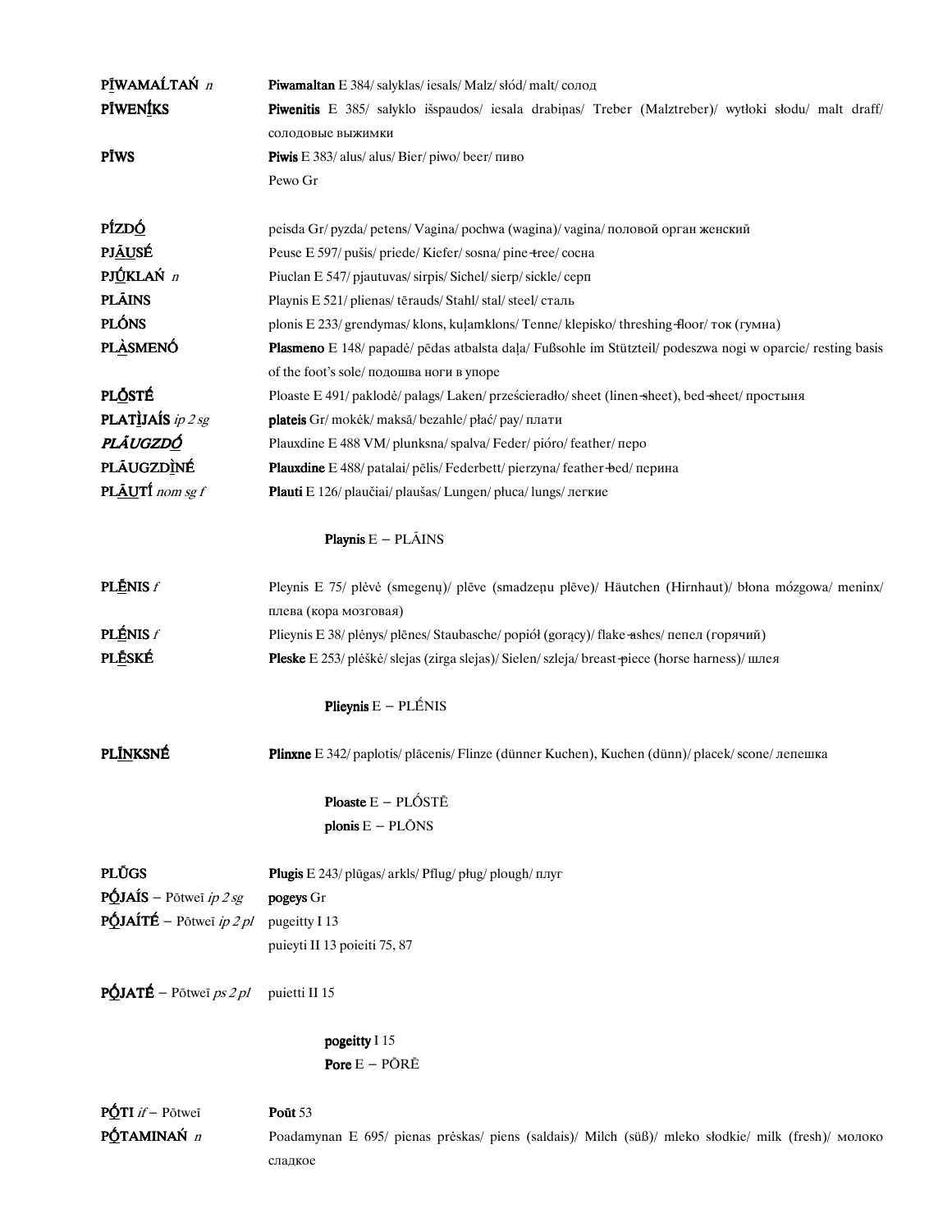**PĪWAMAĹTAŃ** *n* **Piwamaltan** E 384/ salyklas/ iesals/ Malz/ słód/ malt/ солод

**PĪWENĪ́KS** **Piwenitis** E 385/ salyklo išspaudos/ iesala drabiņas/ Treber (Malztreber)/ wytłoki słodu/ malt draff/ солодовые выжимки

**PĪWS** **Piwis** E 383/ alus/ alus/ Bier/ piwo/ beer/ пиво
Pewo Gr

**PĪ́ZDṒ** peisda Gr/ pyzda/ petens/ Vagina/ pochwa (wagina)/ vagina/ половой орган женский

**PJĀ́USÉ** Peuse E 597/ pušis/ priede/ Kiefer/ sosna/ pine-tree/ сосна

**PJŪ́KLAŃ** *n* Piuclan E 547/ pjautuvas/ sirpis/ Sichel/ sierp/ sickle/ серп

**PLĀINS** Playnis E 521/ plienas/ tērauds/ Stahl/ stal/ steel/ сталь

**PLṓNS** plonis E 233/ grendymas/ klons, kuļamklons/ Tenne/ klepisko/ threshing-floor/ ток (гумна)

**PLÀSMENÓ** **Plasmeno** E 148/ papadė/ pēdas atbalsta daļa/ Fußsohle im Stützteil/ podeszwa nogi w oparcie/ resting basis of the foot's sole/ подошва ноги в упоре

**PLṒSTÉ** Ploaste E 491/ paklodė/ palags/ Laken/ prześcieradło/ sheet (linen-sheet), bed-sheet/ простыня

**PLATĪ̀JAÍS** *ip 2 sg* **plateis** Gr/ mokėk/ maksā/ bezahle/ płać/ pay/ плати

***PLĀUGZDṒ*** Plauxdine E 488 VM/ plunksna/ spalva/ Feder/ pióro/ feather/ перо

**PLĀUGZDĪ̀NÉ** **Plauxdine** E 488/ patalai/ pēlis/ Federbett/ pierzyna/ feather-bed/ перина

**PLĀ́UTÍ** *nom sg f* **Plauti** E 126/ plaučiai/ plaušas/ Lungen/ płuca/ lungs/ легкие

**Playnis** E – PLĀINS

**PLḖNIS** *f* Pleynis E 75/ plėvė (smegenų)/ plēve (smadzeņu plēve)/ Häutchen (Hirnhaut)/ błona mózgowa/ meninx/ плева (кора мозговая)

**PLÉNIS** *f* Plieynis E 38/ plėnys/ plēnes/ Staubasche/ popiół (gorący)/ flake-ashes/ пепел (горячий)

**PLḖSKÉ** **Pleske** E 253/ plėškė/ slejas (zirga slejas)/ Sielen/ szleja/ breast-piece (horse harness)/ шлея

**Plieynis** E – PLÉNIS

**PLĪ́NKSNÉ** **Plinxne** E 342/ paplotis/ plācenis/ Flinze (dünner Kuchen), Kuchen (dünn)/ placek/ scone/ лепешка

**Ploaste** E – PLṒSTĒ
**plonis** E – PLŌNS

**PLŪ̃GS** **Plugis** E 243/ plūgas/ arkls/ Pflug/ pług/ plough/ плуг

**PṒJAÍS** – Pōtweī *ip 2 sg* **pogeys** Gr

**PṒJAÍTÉ** – Pōtweī *ip 2 pl* pugeitty I 13
puieyti II 13 poieiti 75, 87

**PṒJATÉ** – Pōtweī *ps 2 pl* puietti II 15

**pogeitty** I 15
**Pore** E – PÕRĒ

**PṒTI** *if* – Pōtweī **Poūt** 53

**PṒTAMINAŃ** *n* Poadamynan E 695/ pienas prėskas/ piens (saldais)/ Milch (süß)/ mleko słodkie/ milk (fresh)/ молоко сладкое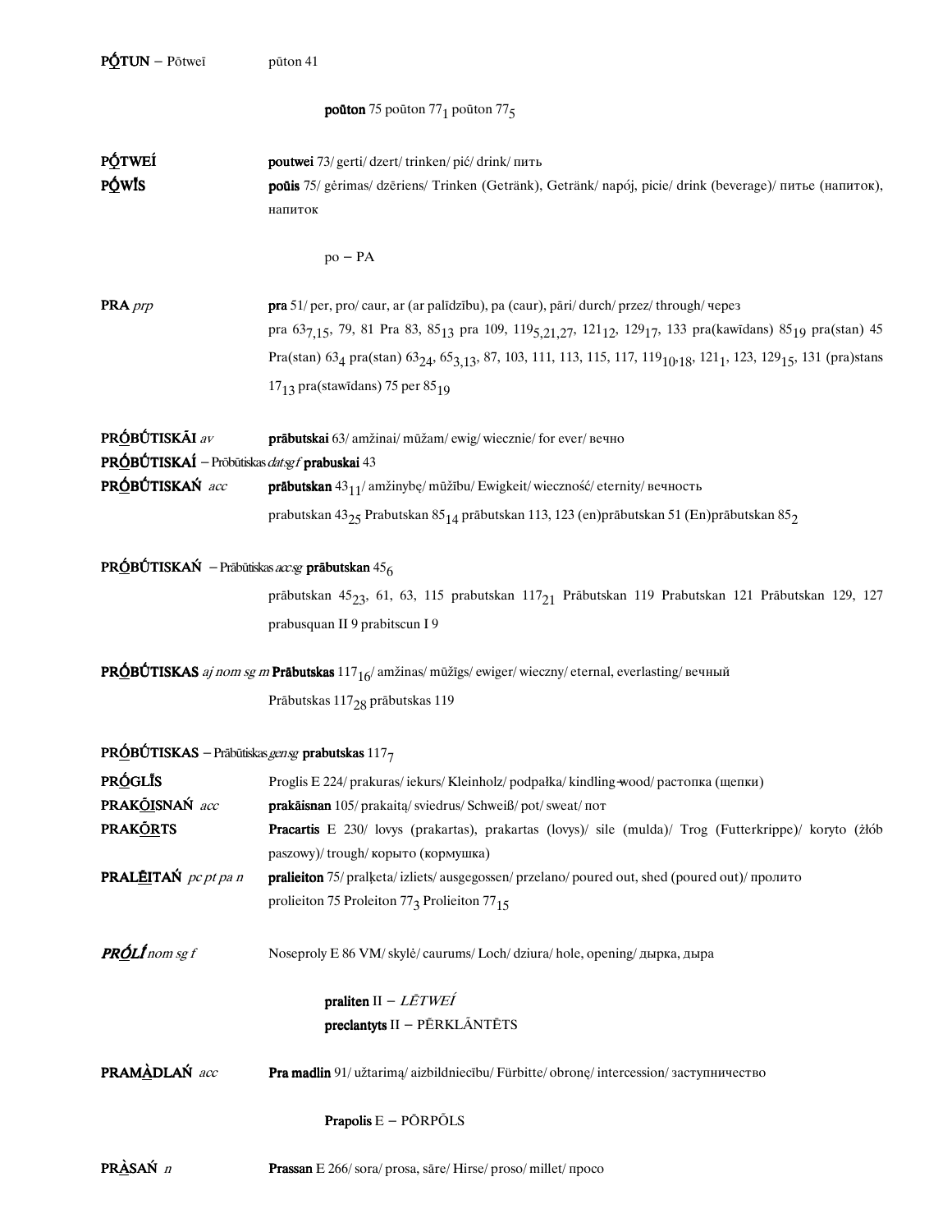**PṎTUN** – Pōtweī    pūton 41

**poûton** 75 poūton $77_1$ poūton $77_5$

**PṎTWEÍ**    **poutwei** 73/ gerti/ dzert/ trinken/ pić/ drink/ пить

**PṎWĪS**    **poûis** 75/ gėrimas/ dzēriens/ Trinken (Getränk), Getränk/ napój, picie/ drink (beverage)/ питье (напиток), напиток

po – PA

**PRA** *prp*    **pra** 51/ per, pro/ caur, ar (ar palīdzību), pa (caur), pāri/ durch/ przez/ through/ через

pra $63_{7,15}$, 79, 81 Pra 83, $85_{13}$ pra 109, $119_{5,21,27}$, $121_{12}$, $129_{17}$, 133 pra(kawīdans) $85_{19}$ pra(stan) 45 Pra(stan) $63_4$ pra(stan) $63_{24}$, $65_{3,13}$, 87, 103, 111, 113, 115, 117, $119_{10,18}$, $121_1$, 123, $129_{15}$, 131 (pra)stans $17_{13}$ pra(stawīdans) 75 per $85_{19}$

**PRṎBŪTISKĀI** *av*    **prābutskai** 63/ amžinai/ mūžam/ ewig/ wiecznie/ for ever/ вечно

**PRṎBŪTISKAÍ** – Prōbūtiskas *dat sg f* **prabuskai** 43

**PRṎBŪTISKAŃ** *acc*    **prābutskan** $43_{11}$/ amžinybę/ mūžību/ Ewigkeit/ wieczność/ eternity/ вечность

prabutskan $43_{25}$ Prabutskan $85_{14}$ prābutskan 113, 123 (en)prābutskan 51 (En)prābutskan $85_2$

**PRṎBŪTISKAŃ** – Prābūtiskas *acc sg* **prābutskan** $45_6$

prābutskan $45_{23}$, 61, 63, 115 prabutskan $117_{21}$ Prābutskan 119 Prabutskan 121 Prābutskan 129, 127 prabusquan II 9 prabitscun I 9

**PRṎBŪTISKAS** *aj nom sg m* **Prābutskas** $117_{16}$/ amžinas/ mūžīgs/ ewiger/ wieczny/ eternal, everlasting/ вечный

Prābutskas $117_{28}$ prābutskas 119

**PRṎBŪTISKAS** – Prābūtiskas *gen sg* **prabutskas** $117_7$

**PRṎGLĪS**    Proglis E 224/ prakuras/ iekurs/ Kleinholz/ podpałka/ kindling-wood/ растопка (щепки)

**PRAKṎISNAŃ** *acc*    **prakāisnan** 105/ prakaitą/ sviedrus/ Schweiß/ pot/ sweat/ пот

**PRAKṎRTS**    **Pracartis** E 230/ lovys (prakartas), prakartas (lovys)/ sile (mulda)/ Trog (Futterkrippe)/ koryto (żłób paszowy)/ trough/ корыто (кормушка)

**PRALḖITAŃ** *pc pt pa n*    **pralieiton** 75/ pralketa/ izliets/ ausgegossen/ przelano/ poured out, shed (poured out)/ пролито

prolieiton 75 Proleiton $77_3$ Prolieiton $77_{15}$

***PRṎLĪ*** *nom sg f*    Noseproly E 86 VM/ skylė/ caurums/ Loch/ dziura/ hole, opening/ дырка, дыра

**praliten** II – *LĒTWEÍ*

**preclantyts** II – PĒRKLĀNTĒTS

**PRAMÀDLAŃ** *acc*    **Pra madlin** 91/ užtarimą/ aizbildniecību/ Fürbitte/ obronę/ intercession/ заступничество

**Prapolis** E – PŌRPŌLS

**PRÀSAŃ** *n*    **Prassan** E 266/ sora/ prosa, sāre/ Hirse/ proso/ millet/ просо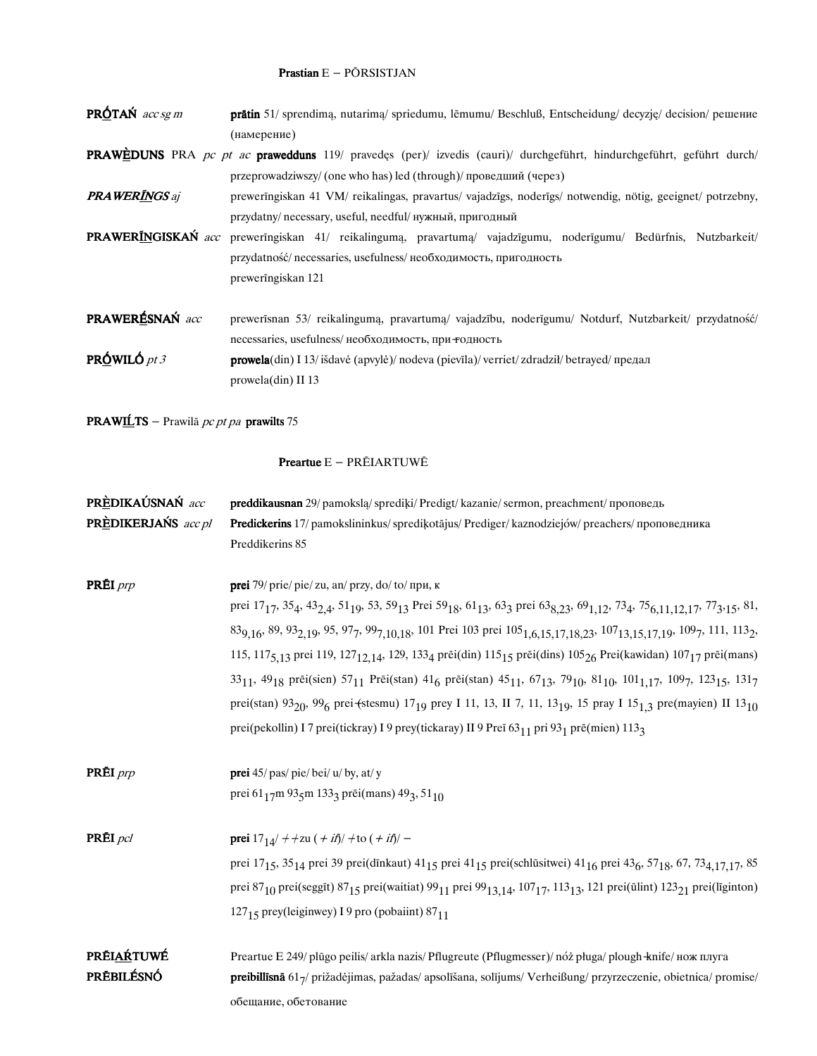**Prastian** E – PŌRSISTJAN

**PRÓTAŃ** *acc sg m* **prātin** 51/ sprendimą, nutarimą/ spriedumu, lēmumu/ Beschluß, Entscheidung/ decyzję/ decision/ решение (намерение)

**PRAWÈDUNS** PRA *pc pt ac* **prawedduns** 119/ pravedęs (per)/ izvedis (cauri)/ durchgeführt, hindurchgeführt, geführt durch/ przeprowadziwszy/ (one who has) led (through)/ проведший (через)

***PRAWERĪNGS*** *aj* prewerīngiskan 41 VM/ reikalingas, pravartus/ vajadzīgs, noderīgs/ notwendig, nötig, geeignet/ potrzebny, przydatny/ necessary, useful, needful/ нужный, пригодный

**PRAWERĪNGISKAŃ** *acc* prewerīngiskan 41/ reikalingumą, pravartumą/ vajadzīgumu, noderīgumu/ Bedürfnis, Nutzbarkeit/ przydatność/ necessaries, usefulness/ необходимость, пригодность
prewerīngiskan 121

**PRAWERÉSNAŃ** *acc* prewerīsnan 53/ reikalingumą, pravartumą/ vajadzību, noderīgumu/ Notdurf, Nutzbarkeit/ przydatność/ necessaries, usefulness/ необходимость, при-годность

**PRÓWILÓ** *pt 3* **prowela**(din) I 13/ išdavė (apvylė)/ nodeva (pievīla)/ verriet/ zdradził/ betrayed/ предал
prowela(din) II 13

**PRAWIĹTS** – Prawilā *pc pt pa* **prawilts** 75

**Preartue** E – PRĒIARTUWĒ

**PRÈDIKAÚSNAŃ** *acc* **preddikausnan** 29/ pamokslą/ sprediķi/ Predigt/ kazanie/ sermon, preachment/ проповедь

**PRÈDIKERJAŃS** *acc pl* **Predickerins** 17/ pamokslininkus/ sprediķotājus/ Prediger/ kaznodziejów/ preachers/ проповедника
Preddikerins 85

**PRĒI** *prp* **prei** 79/ prie/ pie/ zu, an/ przy, do/ to/ при, к
prei $17_{17}$, $35_4$, $43_{2,4}$, $51_{19}$, 53, $59_{13}$ Prei $59_{18}$, $61_{13}$, $63_3$ prei $63_{8,23}$, $69_{1,12}$, $73_4$, $75_{6,11,12,17}$, $77_3$,15, 81, $83_{9,16}$, 89, $93_{2,19}$, 95, $97_7$, $99_{7,10,18}$, 101 Prei 103 prei $105_{1,6,15,17,18,23}$, $107_{13,15,17,19}$, $109_7$, 111, $113_2$, 115, $117_{5,13}$ prei 119, $127_{12,14}$, 129, $133_4$ prēi(din) $115_{15}$ prēi(dins) $105_{26}$ Prei(kawidan) $107_{17}$ prēi(mans) $33_{11}$, $49_{18}$ prēi(sien) $57_{11}$ Prēi(stan) $41_6$ prēi(stan) $45_{11}$, $67_{13}$, $79_{10}$, $81_{10}$, $101_{1,17}$, $109_7$, $123_{15}$, $131_7$ prei(stan) $93_{20}$, $99_6$ prei-(stesmu) $17_{19}$ prey I 11, 13, II 7, 11, $13_{19}$, 15 pray I $15_{1,3}$ pre(mayien) II $13_{10}$ prei(pekollin) I 7 prei(tickray) I 9 prey(tickaray) II 9 Preī $63_{11}$ pri $93_1$ prē(mien) $113_3$

**PRĒI** *prp* **prei** 45/ pas/ pie/ bei/ u/ by, at/ y
prei $61_{17}$m $93_5$m $133_3$ prēi(mans) $49_3$, $51_{10}$

**PRĒI** *pcl* **prei** $17_{14}$/ ÷ ÷zu ( ÷ *if*)/ ÷to ( ÷ *if*)/ –
prei $17_{15}$, $35_{14}$ prei 39 prei(dīnkaut) $41_{15}$ prei $41_{15}$ prei(schlūsitwei) $41_{16}$ prei $43_6$, $57_{18}$, 67, $73_{4,17,17}$, 85 prei $87_{10}$ prei(seggīt) $87_{15}$ prei(waitiat) $99_{11}$ prei $99_{13,14}$, $107_{17}$, $113_{13}$, 121 prei(ūlint) $123_{21}$ prei(līginton) $127_{15}$ prey(leiginwey) I 9 pro (pobaiint) $87_{11}$

**PRĒIARTUWÉ** Preartue E 249/ plūgo peilis/ arkla nazis/ Pflugreute (Pflugmesser)/ nóż pługa/ plough-knife/ нож плуга

**PRĒBILÉSNÓ** **preibillīsnā** $61_7$/ prižadėjimas, pažadas/ apsolīšana, solījums/ Verheißung/ przyrzeczenie, obietnica/ promise/ обещание, обетование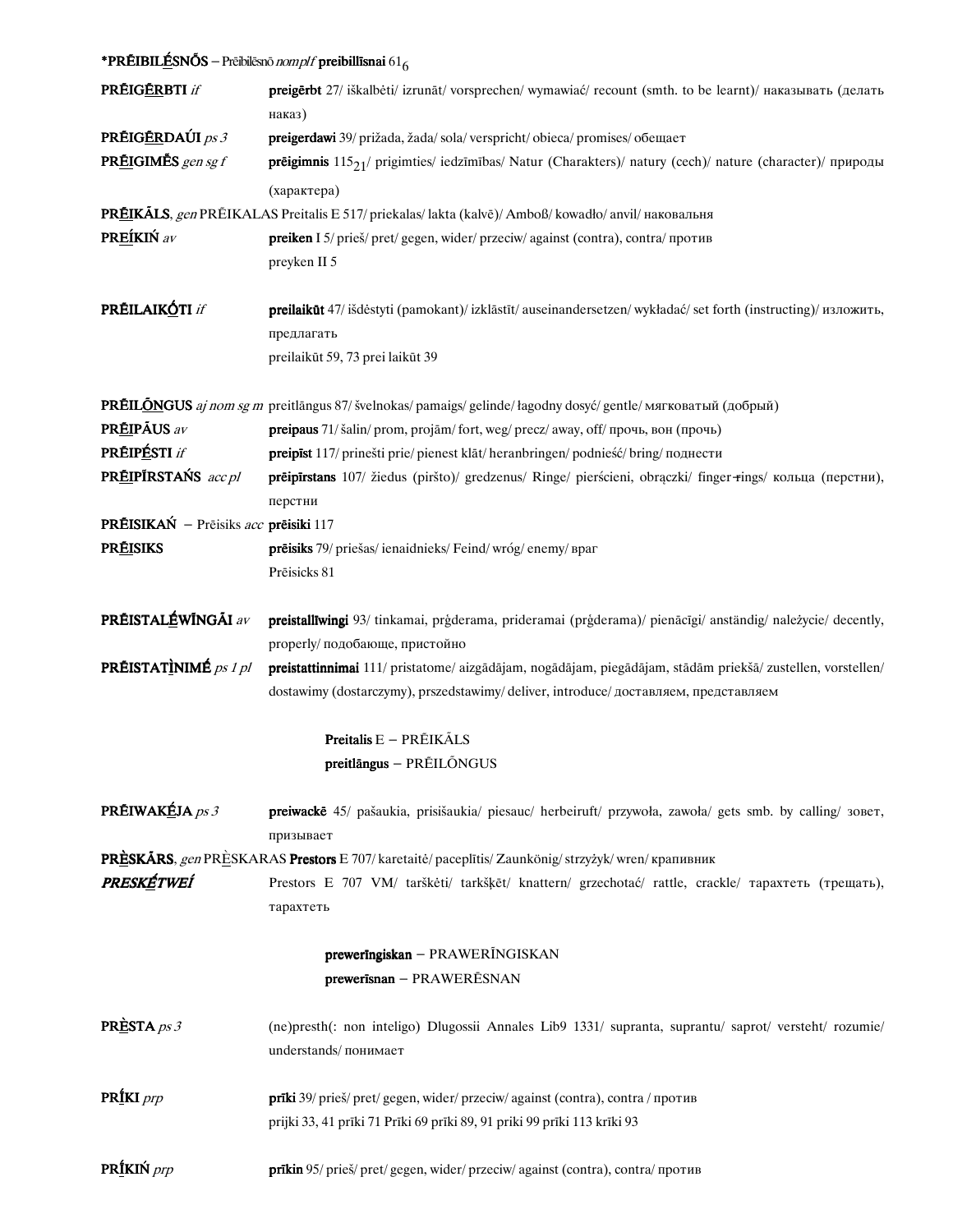**\*PRĒIBILĒSNŌS** – Prēibilēsnō *nom pl f* **preibillīsnai** $61_6$

**PRĒIGĒRBTI** *if* **preigērbt** 27/ iškalbėti/ izrunāt/ vorsprechen/ wymawiać/ recount (smth. to be learnt)/ наказывать (делать наказ)

**PRĒIGĒRDAÚI** *ps 3* **preigerdawi** 39/ prižada, žada/ sola/ verspricht/ obieca/ promises/ обещает

**PRĒIGIMĒS** *gen sg f* **prēigimnis** $115_{21}$/ prigimties/ iedzīmības/ Natur (Charakters)/ natury (cech)/ nature (character)/ природы (характера)

**PRĒIKĀLS**, *gen* PRĒIKALAS Preitalis E 517/ priekalas/ lakta (kalvē)/ Amboß/ kowadło/ anvil/ наковальня

**PREÍKIŃ** *av* **preiken** I 5/ prieš/ pret/ gegen, wider/ przeciw/ against (contra), contra/ против
preyken II 5

**PRĒILAIKŌTI** *if* **preilaikūt** 47/ išdėstyti (pamokant)/ izklāstīt/ auseinandersetzen/ wykładać/ set forth (instructing)/ изложить, предлагать
preilaikūt 59, 73 prei laikūt 39

**PRĒILŌNGUS** *aj nom sg m* preitlāngus 87/ švelnokas/ pamaigs/ gelinde/ łagodny dosyć/ gentle/ мягковатый (добрый)

**PRĒIPĀUS** *av* **preipaus** 71/ šalin/ prom, projām/ fort, weg/ precz/ away, off/ прочь, вон (прочь)

**PRĒIPĒSTI** *if* **preipīst** 117/ prinešti prie/ pienest klāt/ heranbringen/ podnieść/ bring/ поднести

**PRĒIPĪRSTAŃS** *acc pl* **prēipīrstans** 107/ žiedus (piršto)/ gredzenus/ Ringe/ pierścieni, obrączki/ finger-rings/ кольца (перстни), перстни

**PRĒISIKAŃ** – Prēisiks *acc* **prēisiki** 117

**PRĒISIKS** **prēisiks** 79/ priešas/ ienaidnieks/ Feind/ wróg/ enemy/ враг
Prēisicks 81

**PRĒISTALĒWĪNGĀI** *av* **preistallīwingi** 93/ tinkamai, prģderama, prideramai (prģderama)/ pienācīgi/ anständig/ należycie/ decently, properly/ подобающе, пристойно

**PRĒISTATĪNIMĒ** *ps 1 pl* **preistattinnimai** 111/ pristatome/ aizgādājam, nogādājam, piegādājam, stādām priekšā/ zustellen, vorstellen/ dostawimy (dostarczymy), prszedstawimy/ deliver, introduce/ доставляем, представляем

**Preitalis** E – PRĒIKĀLS
**preitlāngus** – PRĒILŌNGUS

**PRĒIWAKĒJA** *ps 3* **preiwackē** 45/ pašaukia, prisišaukia/ piesauc/ herbeiruft/ przywoła, zawoła/ gets smb. by calling/ зовет, призывает

**PRĒSKĀRS**, *gen* PRĒSKARAS **Prestors** E 707/ karetaitė/ paceplītis/ Zaunkönig/ strzyżyk/ wren/ крапивник

***PRESKĒTWEÍ*** Prestors E 707 VM/ tarškėti/ tarkšķēt/ knattern/ grzechotać/ rattle, crackle/ тарахтеть (трещать), тарахтеть

**prewerīngiskan** – PRAWERĪNGISKAN
**prewerīsnan** – PRAWERĒSNAN

**PRĒSTA** *ps 3* (ne)presth(: non inteligo) Dlugossii Annales Lib9 1331/ supranta, suprantu/ saprot/ versteht/ rozumie/ understands/ понимает

**PRĪKI** *prp* **prīki** 39/ prieš/ pret/ gegen, wider/ przeciw/ against (contra), contra / против
prijki 33, 41 prīki 71 Prīki 69 prīki 89, 91 priki 99 prīki 113 krīki 93

**PRĪKIŃ** *prp* **prīkin** 95/ prieš/ pret/ gegen, wider/ przeciw/ against (contra), contra/ против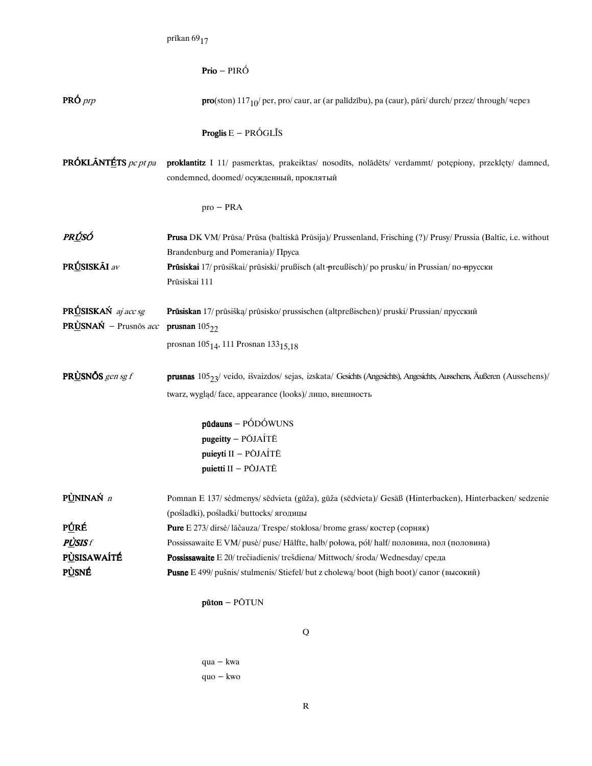prīkan $69_{17}$

**Prio** – PIRÓ

**PRÓ** *prp* **pro**(ston) $117_{10}$/ per, pro/ caur, ar (ar palīdzību), pa (caur), pāri/ durch/ przez/ through/ через

**Proglis** E – PRÓGLĪ́S

**PRÓKLĀNTÉTS** *pc pt pa* **proklantitz** I 11/ pasmerktas, prakeiktas/ nosodīts, nolādēts/ verdammt/ potępiony, przeklęty/ damned, condemned, doomed/ осужденный, проклятый

pro – PRA

***PRŪ́SÓ*** **Prusa** DK VM/ Prūsa/ Prūsa (baltiskā Prūsija)/ Prussenland, Frisching (?)/ Prusy/ Prussia (Baltic, i.e. without Brandenburg and Pomerania)/ Пруса

**PRŪ́SISKĀI** *av* **Prūsiskai** 17/ prūsiškai/ prūsiski/ prußisch (alt-preußisch)/ po prusku/ in Prussian/ по-прусски
Prūsiskai 111

**PRŪ́SISKAŃ** *aj acc sg* **Prūsiskan** 17/ prūsišką/ prūsisko/ prussischen (altpreßischen)/ pruski/ Prussian/ прусский

**PRÙSNAŃ** – Prusnōs *acc* **prusnan** $105_{22}$
prosnan $105_{14}$, 111 Prosnan $133_{15,18}$

**PRÙSNŌS** *gen sg f* **prusnas** $105_{23}$/ veido, išvaizdos/ sejas, izskata/ Gesichts (Angesichts), Angesichts, Aussehens, Äußeren (Aussehens)/ twarz, wygląd/ face, appearance (looks)/ лицо, внешность

**pūdauns** – PÓDÓWUNS
**pugeitty** – PŌJAÍTĒ
**puieyti** II – PŌJAÍTĒ
**puietti** II – PŌJATĒ

**PÙNINAŃ** *n* Pomnan E 137/ sėdmenys/ sēdvieta (gūža), gūža (sēdvieta)/ Gesäß (Hinterbacken), Hinterbacken/ sedzenie (pośladki), pośladki/ buttocks/ ягодицы

**PŪ́RÉ** **Pure** E 273/ dirsė/ lāčauza/ Trespe/ stokłosa/ brome grass/ костер (сорняк)

***PÙSIS*** *f* Possissawaite E VM/ pusė/ puse/ Hälfte, halb/ połowa, pół/ half/ половина, пол (половина)

**PÙSISAWAÍTÉ** **Possissawaite** E 20/ trečiadienis/ trešdiena/ Mittwoch/ środa/ Wednesday/ среда

**PÙSNÉ** **Pusne** E 499/ pušnis/ stulmenis/ Stiefel/ but z cholewą/ boot (high boot)/ сапог (высокий)

**pūton** – PŌTUN

## Q

qua – kwa
quo – kwo

## R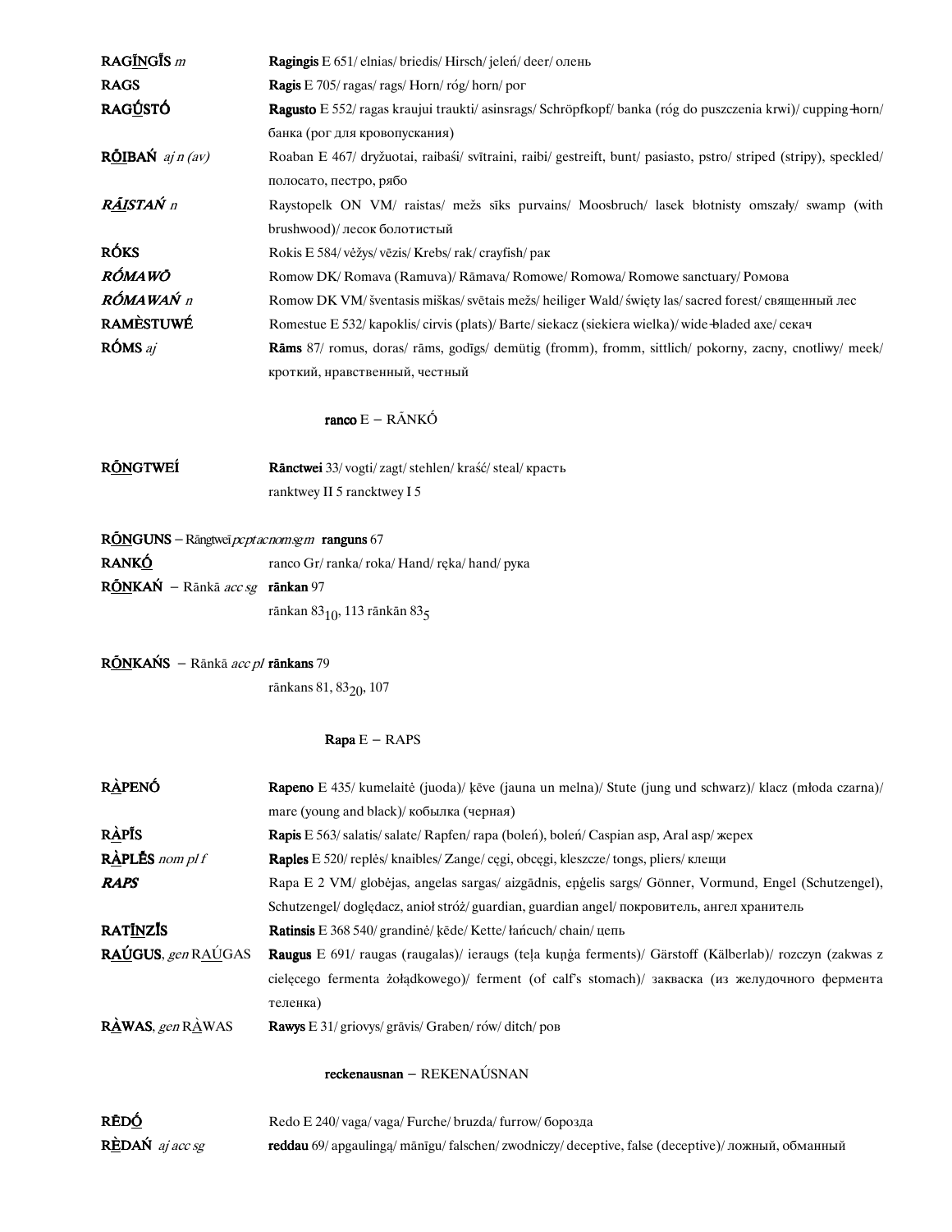| | |
|---|---|
| **RAGĪNGĪS** *m* | **Ragingis** E 651/ elnias/ briedis/ Hirsch/ jeleń/ deer/ олень |
| **RAGS** | **Ragis** E 705/ ragas/ rags/ Horn/ róg/ horn/ рог |
| **RAGŪSTÓ** | **Ragusto** E 552/ ragas kraujui traukti/ asinsrags/ Schröpfkopf/ banka (róg do puszczenia krwi)/ cupping-horn/ банка (рог для кровопускания) |
| **RŌIBAŃ** *aj n (av)* | Roaban E 467/ dryžuotai, raibaśi/ svītraini, raibi/ gestreift, bunt/ pasiasto, pstro/ striped (stripy), speckled/ полосато, пестро, рябо |
| ***RĀISTAŃ*** *n* | Raystopelk ON VM/ raistas/ mežs sīks purvains/ Moosbruch/ lasek błotnisty omszały/ swamp (with brushwood)/ лесок болотистый |
| **RÓKS** | Rokis E 584/ vėžys/ vēzis/ Krebs/ rak/ crayfish/ рак |
| ***RÓMAWŌ*** | Romow DK/ Romava (Ramuva)/ Rāmava/ Romowe/ Romowa/ Romowe sanctuary/ Ромова |
| ***RÓMAWAŃ*** *n* | Romow DK VM/ šventasis miškas/ svētais mežs/ heiliger Wald/ święty las/ sacred forest/ священный лес |
| **RAMÈSTUWÉ** | Romestue E 532/ kapoklis/ cirvis (plats)/ Barte/ siekacz (siekiera wielka)/ wide-bladed axe/ секач |
| **RÓMS** *aj* | **Rāms** 87/ romus, doras/ rāms, godīgs/ demütig (fromm), fromm, sittlich/ pokorny, zacny, cnotliwy/ meek/ кроткий, нравственный, честный |

**ranco** E – RĀNKÓ

| | |
|---|---|
| **RŌNGTWEÍ** | **Rānctwei** 33/ vogti/ zagt/ stehlen/ kraść/ steal/ красть |
| | ranktwey II 5 rancktwey I 5 |

| | |
|---|---|
| **RŌNGUNS** – Rāngtwei *pcpt a c nom sg m* **ranguns** 67 | |
| **RANKÓ** | ranco Gr/ ranka/ roka/ Hand/ ręka/ hand/ рука |
| **RŌNKAŃ** – Rānkā *acc sg* **rānkan** 97 | |
| | rānkan $83_{10}$, 113 rānkān $83_5$ |

| | |
|---|---|
| **RŌNKAŃS** – Rānkā *acc pl* **rānkans** 79 | |
| | rānkans 81, $83_{20}$, 107 |

**Rapa** E – RAPS

| | |
|---|---|
| **RÀPENÓ** | **Rapeno** E 435/ kumelaitė (juoda)/ ķēve (jauna un melna)/ Stute (jung und schwarz)/ klacz (młoda czarna)/ mare (young and black)/ кобылка (черная) |
| **RÀPĪS** | **Rapis** E 563/ salatis/ salate/ Rapfen/ rapa (boleń), boleń/ Caspian asp, Aral asp/ жерех |
| **RÀPLĒS** *nom pl f* | **Raples** E 520/ replės/ knaibles/ Zange/ cęgi, obcęgi, kleszcze/ tongs, pliers/ клещи |
| ***RAPS*** | Rapa E 2 VM/ globėjas, angelas sargas/ aizgādnis, eņģelis sargs/ Gönner, Vormund, Engel (Schutzengel), Schutzengel/ doględacz, anioł stróż/ guardian, guardian angel/ покровитель, ангел хранитель |
| **RATĪNZĪS** | **Ratinsis** E 368 540/ grandinė/ ķēde/ Kette/ łańcuch/ chain/ цепь |
| **RAÚGUS**, *gen* RAÚGAS | **Raugus** E 691/ raugas (raugalas)/ ieraugs (teļa kuņģa ferments)/ Gärstoff (Kälberlab)/ rozczyn (zakwas z cielęcego fermenta żołądkowego)/ ferment (of calf's stomach)/ закваска (из желудочного фермента теленка) |
| **RÀWAS**, *gen* RÀWAS | **Rawys** E 31/ griovys/ grāvis/ Graben/ rów/ ditch/ ров |

**reckenausnan** – REKENAÚSNAN

| | |
|---|---|
| **RĒDÓ** | Redo E 240/ vaga/ vaga/ Furche/ bruzda/ furrow/ борозда |
| **RÈDAŃ** *aj acc sg* | **reddau** 69/ apgaulingą/ mānīgu/ falschen/ zwodniczy/ deceptive, false (deceptive)/ ложный, обманный |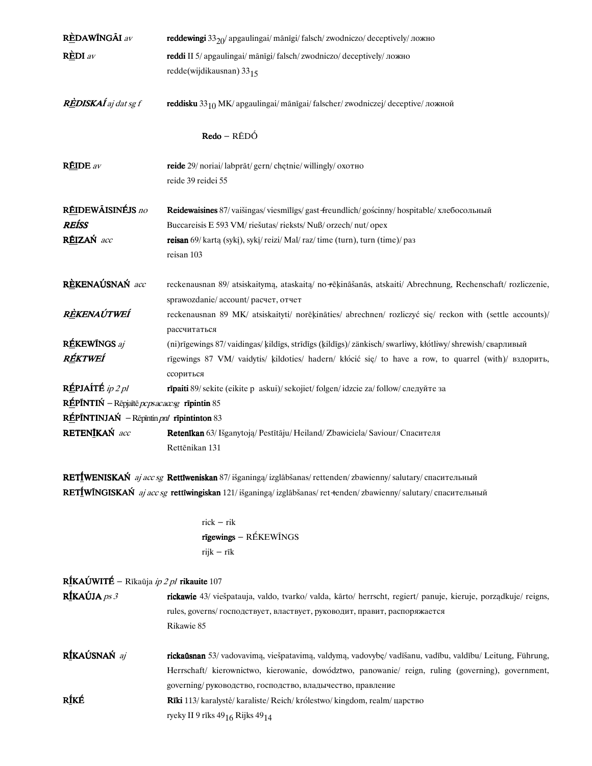**RḖDAWĪNGĀI** *av* — **reddewingi** $33_{20}$/ apgaulingai/ mānīgi/ falsch/ zwodniczo/ deceptively/ ложно

**RḖDI** *av* — **reddi** II 5/ apgaulingai/ mānīgi/ falsch/ zwodniczo/ deceptively/ ложно
redde(wijdikausnan) $33_{15}$

***RḖDISKAÍ*** *aj dat sg f* — **reddisku** $33_{10}$ MK/ apgaulingai/ mānīgai/ falscher/ zwodniczej/ deceptive/ ложной

**Redo** – RĒDÓ

**RḖIDE** *av* — **reide** 29/ noriai/ labprāt/ gern/ chętnie/ willingly/ охотно
reide 39 reidei 55

**RḖIDEWĀISINÉJS** *no* — **Reidewaisines** 87/ vaišingas/ viesmīlīgs/ gast-freundlich/ gościnny/ hospitable/ хлебосольный

***REÍSS*** — Buccareisis E 593 VM/ riešutas/ rieksts/ Nuß/ orzech/ nut/ орех

**RḖIZAŃ** *acc* — **reisan** 69/ kartą (sykį), sykį/ reizi/ Mal/ raz/ time (turn), turn (time)/ раз
reisan 103

**RḖKENAÚSNAŃ** *acc* — reckenausnan 89/ atsiskaitymą, ataskaitą/ no-rēķināšanās, atskaiti/ Abrechnung, Rechenschaft/ rozliczenie, sprawozdanie/ account/ расчет, отчет

***RḖKENAÚTWEÍ*** — reckenausnan 89 MK/ atsiskaityti/ norēķināties/ abrechnen/ rozliczyć się/ reckon with (settle accounts)/ рассчитаться

**RḖKEWĪNGS** *aj* — (ni)rīgewings 87/ vaidingas/ ķildīgs, strīdīgs (ķildīgs)/ zänkisch/ swarliwy, kłótliwy/ shrewish/ сварливый

***RḖKTWEÍ*** — rīgewings 87 VM/ vaidytis/ ķildoties/ hadern/ kłócić się/ to have a row, to quarrel (with)/ вздорить, ссориться

**RḖPJAÍTÉ** *ip 2 pl* — **rīpaiti** 89/ sekite (eikite p askui)/ sekojiet/ folgen/ idzcie za/ follow/ следуйте за

**RḖPĪNTIŃ** – Rēpjaītē *pc ps ac acc sg* **rīpintin** 85

**RḖPĪNTINJAŃ** – Rēpīntin *pn l* **rīpintinton** 83

**RETENĪKAŃ** *acc* — **Retenīkan** 63/ Išganytoją/ Pestītāju/ Heiland/ Zbawiciela/ Saviour/ Спасителя
Rettēnikan 131

**RETĪWENISKAŃ** *aj acc sg* **Rettīweniskan** 87/ išganingą/ izglābšanas/ rettenden/ zbawienny/ salutary/ спасительный

**RETĪWĪNGISKAŃ** *aj acc sg* **rettīwingiskan** 121/ išganingą/ izglābšanas/ ret-tenden/ zbawienny/ salutary/ спасительный

rick – rik
**rīgewings** – RḖKEWĪNGS
rijk – rīk

**RĪKAÚWITÉ** – Rīkaūja *ip 2 pl* **rikauite** 107

**RĪKAÚJA** *ps 3* — **rickawie** 43/ viešpatauja, valdo, tvarko/ valda, kārto/ herrscht, regiert/ panuje, kieruje, porządkuje/ reigns, rules, governs/ господствует, властвует, руководит, правит, распоряжается
Rikawie 85

**RĪKAÚSNAŃ** *aj* — **rickaūsnan** 53/ vadovavimą, viešpatavimą, valdymą, vadovybę/ vadīšanu, vadību, valdību/ Leitung, Führung, Herrschaft/ kierownictwo, kierowanie, dowództwo, panowanie/ reign, ruling (governing), government, governing/ руководство, господство, владычество, правление

**RĪKÉ** — **Rīki** 113/ karalystė/ karaliste/ Reich/ królestwo/ kingdom, realm/ царство
ryeky II 9 rīks $49_{16}$ Rijks $49_{14}$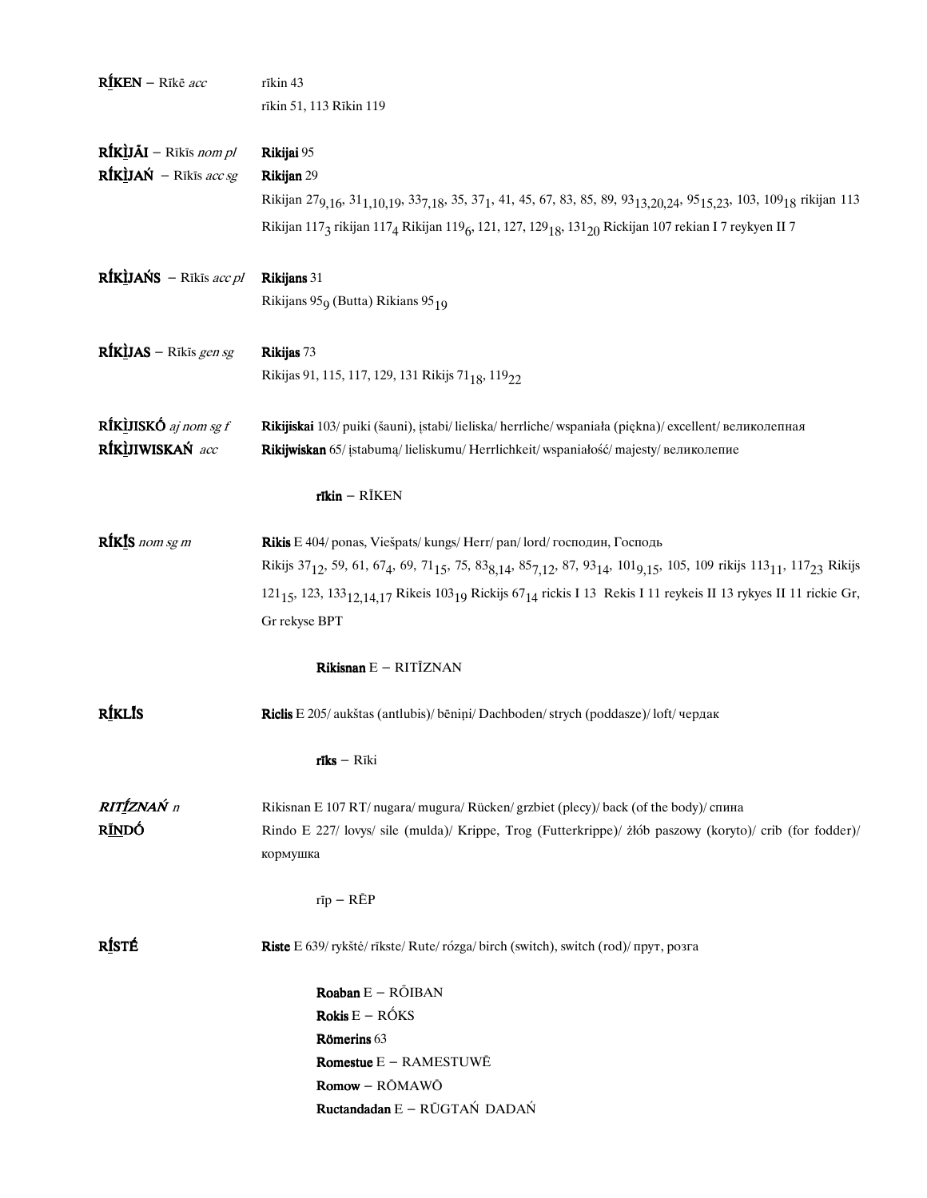**RĪ̱KEN** – Rīkē *acc* rīkin 43
rīkin 51, 113 Rīkin 119

**RĪKÌ̱JĀI** – Rīkīs *nom pl* **Rikijai** 95
**RĪKÌ̱JAŃ** – Rīkīs *acc sg* **Rikijan** 29
Rikijan $27_{9,16}$, $31_{1,10,19}$, $33_{7,18}$, 35, $37_{1}$, 41, 45, 67, 83, 85, 89, $93_{13,20,24}$, $95_{15,23}$, 103, $109_{18}$ rikijan 113
Rikijan $117_{3}$ rikijan $117_{4}$ Rikijan $119_{6}$, 121, 127, $129_{18}$, $131_{20}$ Rickijan 107 rekian I 7 reykyen II 7

**RĪKÌ̱JAŃS** – Rīkīs *acc pl* **Rikijans** 31
Rikijans $95_{9}$ (Butta) Rikians $95_{19}$

**RĪKÌ̱JAS** – Rīkīs *gen sg* **Rikijas** 73
Rikijas 91, 115, 117, 129, 131 Rikijs $71_{18}$, $119_{22}$

**RĪKÌ̱JISKŌ** *aj nom sg f* **Rikijiskai** 103/ puiki (šauni), įstabi/ lieliska/ herrliche/ wspaniała (piękna)/ excellent/ великолепная
**RĪKÌ̱JIWISKAŃ** *acc* **Rikijwiskan** 65/ įstabumą/ lieliskumu/ Herrlichkeit/ wspaniałość/ majesty/ великолепие

**rīkin** – RĪKEN

**RĪKĪ̱S** *nom sg m* **Rikis** E 404/ ponas, Viešpats/ kungs/ Herr/ pan/ lord/ господин, Господь
Rikijs $37_{12}$, 59, 61, $67_{4}$, 69, $71_{15}$, 75, $83_{8,14}$, $85_{7,12}$, 87, $93_{14}$, $101_{9,15}$, 105, 109 rikijs $113_{11}$, $117_{23}$ Rikijs $121_{15}$, 123, $133_{12,14,17}$ Rikeis $103_{19}$ Rickijs $67_{14}$ rickis I 13 Rekis I 11 reykeis II 13 rykyes II 11 rickie Gr, Gr rekyse BPT

**Rikisnan** E – RITĪZNAN

**RĪ̱KLĪS** **Riclis** E 205/ aukštas (antlubis)/ bēniņi/ Dachboden/ strych (poddasze)/ loft/ чердак

**rīks** – Rīki

***RITĪ̱ZNAŃ*** *n* Rikisnan E 107 RT/ nugara/ mugura/ Rücken/ grzbiet (plecy)/ back (of the body)/ спина
**RĪ̱NDŌ** Rindo E 227/ lovys/ sile (mulda)/ Krippe, Trog (Futterkrippe)/ żłób paszowy (koryto)/ crib (for fodder)/ кормушка

rīp – RĒP

**RĪ̱STĒ** **Riste** E 639/ rykštė/ rīkste/ Rute/ rózga/ birch (switch), switch (rod)/ прут, розга

**Roaban** E – RŌIBAN
**Rokis** E – RŌKS
**Römerins** 63
**Romestue** E – RAMESTUWĒ
**Romow** – RŌMAWŌ
**Ructandadan** E – RŪGTAŃ DADAŃ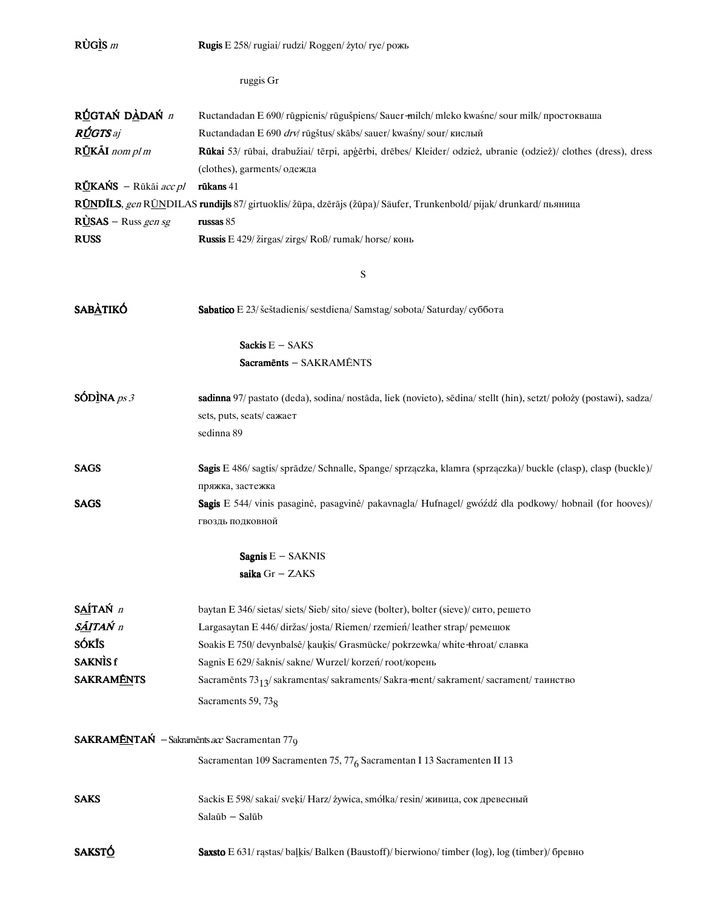**RÙGI̱S** *m* — **Rugis** E 258/ rugiai/ rudzi/ Roggen/ żyto/ rye/ рожь

ruggis Gr

**RŰGTAŃ DÀ̱DAŃ** *n* — Ructandadan E 690/ rūgpienis/ rūgušpiens/ Sauer-milch/ mleko kwaśne/ sour milk/ простокваша

***RŰGTS*** *aj* — Ructandadan E 690 *drv*/ rūgštus/ skābs/ sauer/ kwaśny/ sour/ кислый

**R**Ū̱**KĀI** *nom pl m* — **Rūkai** 53/ rūbai, drabužiai/ tērpi, apģērbi, drēbes/ Kleider/ odzież, ubranie (odzież)/ clothes (dress), dress (clothes), garments/ одежда

**R**Ū̱**KAŃS** – Rūkāi *acc pl* — **rūkans** 41

**R**U̱**NDĪLS**, *gen* RU̱NDILAS **rundijls** 87/ girtuoklis/ žūpa, dzērājs (žūpa)/ Säufer, Trunkenbold/ pijak/ drunkard/ пьяница

**RÙ̱SAS** – Russ *gen sg* — **russas** 85

**RUSS** — **Russis** E 429/ žirgas/ zirgs/ Roß/ rumak/ horse/ конь

S

**SABÀ̱TIKÓ** — **Sabatico** E 23/ šeštadienis/ sestdiena/ Samstag/ sobota/ Saturday/ суббота

**Sackis** E – SAKS
**Sacramēnts** – SAKRAMĒNTS

**SÓDÌ̱NA** *ps 3* — **sadinna** 97/ pastato (deda), sodina/ nostāda, liek (novieto), sēdina/ stellt (hin), setzt/ położy (postawi), sadza/ sets, puts, seats/ сажает
sedinna 89

**SAGS** — **Sagis** E 486/ sagtis/ sprādze/ Schnalle, Spange/ sprzączka, klamra (sprzączka)/ buckle (clasp), clasp (buckle)/ пряжка, застежка

**SAGS** — **Sagis** E 544/ vinis pasaginė, pasagvinė/ pakavnagla/ Hufnagel/ gwóźdź dla podkowy/ hobnail (for hooves)/ гвоздь подковной

**Sagnis** E – SAKNIS
**saika** Gr – ZAKS

**SA̱ÍTAŃ** *n* — baytan E 346/ sietas/ siets/ Sieb/ sito/ sieve (bolter), bolter (sieve)/ сито, решето

***SĀ̱ITAŃ*** *n* — Largasaytan E 446/ diržas/ josta/ Riemen/ rzemień/ leather strap/ ремешок

**SÓKĪS** — Soakis E 750/ devynbalsė/ ķauķis/ Grasmücke/ pokrzewka/ white-throat/ славка

**SAKNÌS f** — Sagnis E 629/ šaknis/ sakne/ Wurzel/ korzeń/ root/корень

**SAKRAMĒ̱NTS** — Sacramēnts $73_{13}$/ sakramentas/ sakraments/ Sakra-ment/ sakrament/ sacrament/ таинство
Sacraments 59, $73_{8}$

**SAKRAMĒ̱NTAŃ** – Sakramēnts *acc* Sacramentan $77_{9}$
Sacramentan 109 Sacramenten 75, $77_{6}$ Sacramentan I 13 Sacramenten II 13

**SAKS** — Sackis E 598/ sakai/ sveķi/ Harz/ żywica, smółka/ resin/ живица, сок древесный
Salaūb – Salūb

**SAKSTÓ̱** — **Saxsto** E 631/ rąstas/ baļķis/ Balken (Baustoff)/ bierwiono/ timber (log), log (timber)/ бревно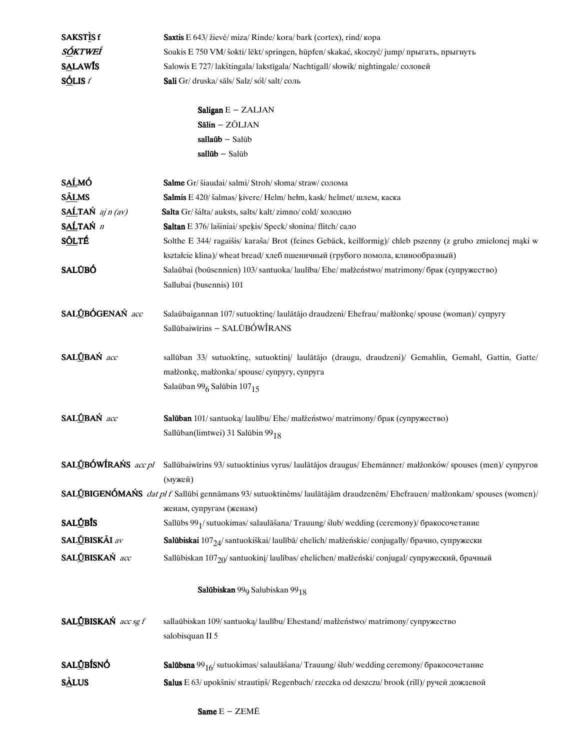**SAKSTI̱S f** **Saxtis** E 643/ žievė/ miza/ Rinde/ kora/ bark (cortex), rind/ кора

***SÓKTWEÍ*** Soakis E 750 VM/ šokti/ lēkt/ springen, hüpfen/ skakać, skoczyć/ jump/ прыгать, прыгнуть

**SALAWÍS** Salowis E 727/ lakštingala/ lakstīgala/ Nachtigall/ słowik/ nightingale/ соловей

**SÓ̱LIS** *f* **Sali** Gr/ druska/ sāls/ Salz/ sól/ salt/ соль

**Saligan** E – ZALJAN

**Sālin** – ZŌLJAN

**sallaūb** – Salūb

**sallūb** – Salūb

**SA̱ĹMÓ** **Salme** Gr/ šiaudai/ salmi/ Stroh/ słoma/ straw/ солома

**SĀ̱LMS** **Salmis** E 420/ šalmas/ ķivere/ Helm/ hełm, kask/ helmet/ шлем, каска

**SA̱ĹTAŃ** *aj n (av)* **Salta** Gr/ šálta/ auksts, salts/ kalt/ zimno/ cold/ холодно

**SA̱ĹTAŃ** *n* **Saltan** E 376/ lašiniai/ speķis/ Speck/ słonina/ flitch/ сало

**SŌ̱LTÉ** Solthe E 344/ ragaišis/ karaša/ Brot (feines Gebäck, keilformig)/ chleb pszenny (z grubo zmielonej mąki w kształcie klina)/ wheat bread/ хлеб пшеничный (грубого помола, клинообразный)

**SALŪBÓ** Salaūbai (boūsennien) 103/ santuoka/ laulība/ Ehe/ małżeństwo/ matrimony/ брак (супружество)
Sallubai (busennis) 101

**SALŪ̱BÓGENAŃ** *acc* Salaūbaigannan 107/ sutuoktinę/ laulātājo draudzeni/ Ehefrau/ małżonkę/ spouse (woman)/ супругу
Sallūbaiwīrins – SALŪBÓWÍRANS

**SALŪ̱BAŃ** *acc* sallūban 33/ sutuoktinę, sutuoktinį/ laulātājo (draugu, draudzeni)/ Gemahlin, Gemahl, Gattin, Gatte/ małżonkę, małżonka/ spouse/ супругу, супруга
Salaūban $99_6$ Salūbin $107_{15}$

**SALŪ̱BAŃ** *acc* **Salūban** 101/ santuoką/ laulību/ Ehe/ małżeństwo/ matrimony/ брак (супружество)
Sallūban(limtwei) 31 Salūbin $99_{18}$

**SALŪ̱BÓWÍRAŃS** *acc pl* Sallūbaiwīrins 93/ sutuoktinius vyrus/ laulātājos draugus/ Ehemänner/ małżonków/ spouses (men)/ супругов (мужей)

**SALŪ̱BIGENÓMAŃS** *dat pl f* Sallūbi gennāmans 93/ sutuoktinėms/ laulātājām draudzenēm/ Ehefrauen/ małżonkam/ spouses (women)/ женам, супругам (женам)

**SALŪ̱BÍS** Sallūbs $99_1$/ sutuokimas/ salaulāšana/ Trauung/ ślub/ wedding (ceremony)/ бракосочетание

**SALŪ̱BISKĀI** *av* **Salūbiskai** $107_{24}$/ santuokiškai/ laulībā/ ehelich/ małżeńskie/ conjugally/ брачно, супружески

**SALŪ̱BISKAŃ** *acc* Sallūbiskan $107_{20}$/ santuokinį/ laulības/ ehelichen/ małżeński/ conjugal/ супружеский, брачный

**Salūbiskan** $99_9$ Salubiskan $99_{18}$

**SALŪ̱BISKAŃ** *acc sg f* sallaūbiskan 109/ santuoką/ laulību/ Ehestand/ małżeństwo/ matrimony/ супружество
salobisquan II 5

**SALŪ̱BÍSNÓ** **Salūbsna** $99_{16}$/ sutuokimas/ salaulāšana/ Trauung/ ślub/ wedding ceremony/ бракосочетание

**SÀ̱LUS** **Salus** E 63/ upokšnis/ strautiņš/ Regenbach/ rzeczka od deszczu/ brook (rill)/ ручей дождевой

**Same** E – ZEMĒ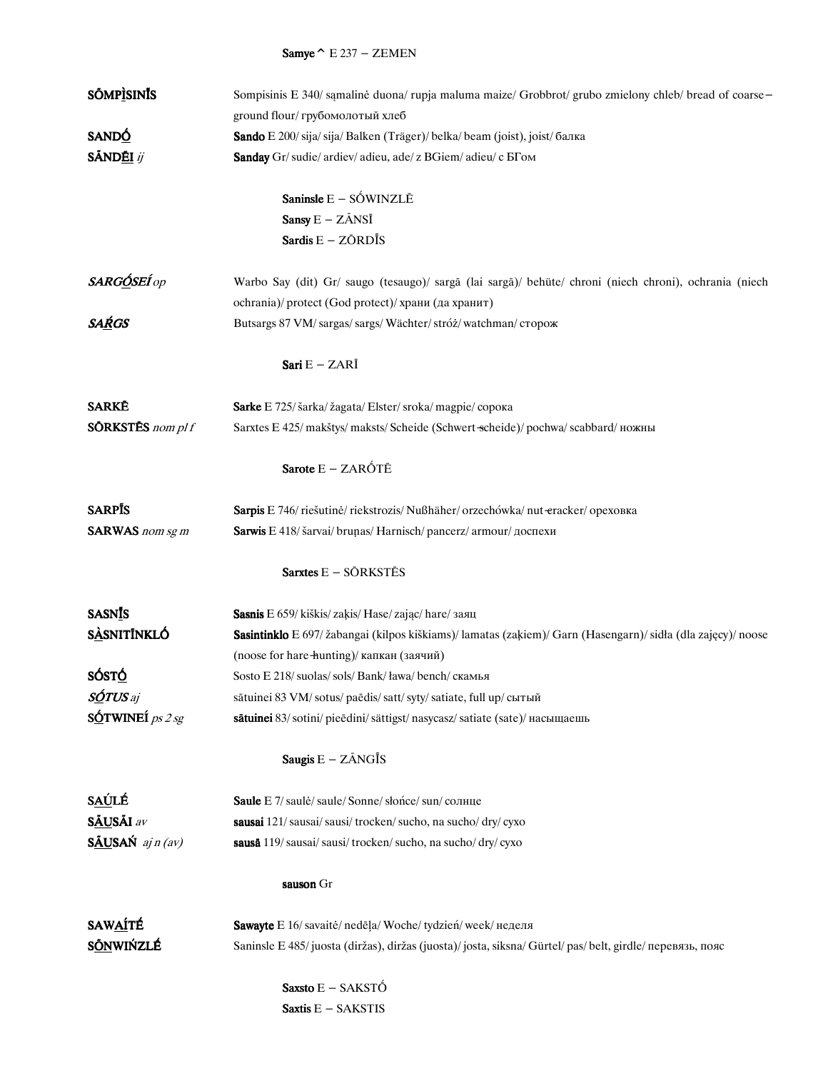**Samye^** E 237 – ZEMEN

| | |
|---|---|
| **SŌMPÌSINĪS** | Sompisinis E 340/ sąmalinė duona/ rupja maluma maize/ Grobbrot/ grubo zmielony chleb/ bread of coarse–ground flour/ грубомолотый хлеб |
| **SANDÓ** | **Sando** E 200/ sija/ sija/ Balken (Träger)/ belka/ beam (joist), joist/ балка |
| **SĀNDĒI** *ij* | **Sanday** Gr/ sudie/ ardiev/ adieu, ade/ z BGiem/ adieu/ с БГом |

**Saninsle** E – SŐWINZLĒ
**Sansy** E – ZĀNSĪ
**Sardis** E – ZŌRDĪS

| | |
|---|---|
| ***SARGÓSEÍ*** *op* | Warbo Say (dit) Gr/ saugo (tesaugo)/ sargā (lai sargā)/ behüte/ chroni (niech chroni), ochrania (niech ochrania)/ protect (God protect)/ храни (да хранит) |
| ***SAŔGS*** | Butsargs 87 VM/ sargas/ sargs/ Wächter/ stróż/ watchman/ сторож |

**Sari** E – ZARĪ

| | |
|---|---|
| **SARKĒ** | **Sarke** E 725/ šarka/ žagata/ Elster/ sroka/ magpie/ сорока |
| **SŌRKSTĒS** *nom pl f* | Sarxtes E 425/ makštys/ maksts/ Scheide (Schwert-scheide)/ pochwa/ scabbard/ ножны |

**Sarote** E – ZARŐTĒ

| | |
|---|---|
| **SARPĪS** | **Sarpis** E 746/ riešutinė/ riekstrozis/ Nußhäher/ orzechówka/ nut-cracker/ ореховка |
| **SARWAS** *nom sg m* | **Sarwis** E 418/ šarvai/ bruņas/ Harnisch/ pancerz/ armour/ доспехи |

**Sarxtes** E – SŌRKSTĒS

| | |
|---|---|
| **SASNĪS** | **Sasnis** E 659/ kiškis/ zaķis/ Hase/ zając/ hare/ заяц |
| **SÀSNITĪNKLÓ** | **Sasintinklo** E 697/ žabangai (kilpos kiškiams)/ lamatas (zaķiem)/ Garn (Hasengarn)/ sidła (dla zajęcy)/ noose (noose for hare-hunting)/ капкан (заячий) |
| **SÓSTÓ** | Sosto E 218/ suolas/ sols/ Bank/ ława/ bench/ скамья |
| ***SÓTUS*** *aj* | sātuinei 83 VM/ sotus/ paēdis/ satt/ syty/ satiate, full up/ сытый |
| **SÓTWINEÍ** *ps 2 sg* | **sātuinei** 83/ sotini/ pieēdini/ sättigst/ nasycasz/ satiate (sate)/ насыщаешь |

**Saugis** E – ZĀNGĪS

| | |
|---|---|
| **SAÚLĒ** | **Saule** E 7/ saulė/ saule/ Sonne/ słońce/ sun/ солнце |
| **SĀUSĀI** *av* | **sausai** 121/ sausai/ sausi/ trocken/ sucho, na sucho/ dry/ сухо |
| **SĀUSAŃ** *aj n (av)* | **sausā** 119/ sausai/ sausi/ trocken/ sucho, na sucho/ dry/ сухо |

**sauson** Gr

| | |
|---|---|
| **SAWAÍTĒ** | **Sawayte** E 16/ savaitė/ nedēļa/ Woche/ tydzień/ week/ неделя |
| **SŌNWIŃZLĒ** | Saninsle E 485/ juosta (diržas), diržas (juosta)/ josta, siksna/ Gürtel/ pas/ belt, girdle/ перевязь, пояс |

**Saxsto** E – SAKSTŐ
**Saxtis** E – SAKSTIS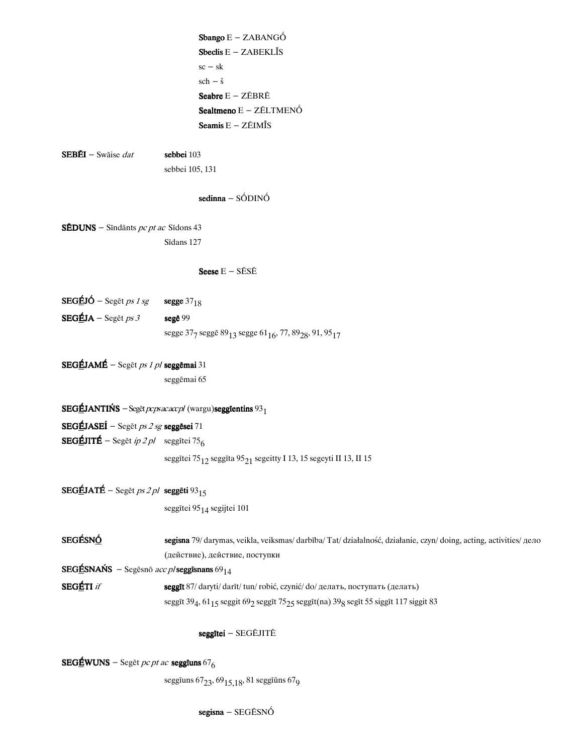**Sbango** E – ZABANGŐ

**Sbeclis** E – ZABEKLĪS

sc – sk

sch – š

**Seabre** E – ZĒBRĒ

**Sealtmeno** E – ZĒLTMENŐ

**Seamis** E – ZĒIMĪS

**SEBĒI** – Swāise *dat* **sebbei** 103

sebbei 105, 131

**sedinna** – SŐDINŐ

**SĒDUNS** – Sīndānts *pc pt ac* Sīdons 43

Sīdans 127

**Seese** E – SĒSĒ

**SEGĒJÓ** – Segēt *ps 1 sg* **segge** $37_{18}$

**SEGĒJA** – Segēt *ps 3* **segē** 99

segge $37_{7}$ seggē $89_{13}$ segge $61_{16}$, 77, $89_{28}$, 91, $95_{17}$

**SEGĒJAMĒ** – Segēt *ps 1 pl* **seggēmai** 31

seggēmai 65

**SEGĒJANTIŃS** – Segēt *pc ps ac acc pl* (wargu) **seggīentins** $93_{1}$

**SEGĒJASEÍ** – Segēt *ps 2 sg* **seggēsei** 71

**SEGĒJITĒ** – Segēt *ip 2 pl* seggītei $75_{6}$

seggītei $75_{12}$ seggīta $95_{21}$ segeitty I 13, 15 segeyti II 13, II 15

**SEGĒJATĒ** – Segēt *ps 2 pl* **seggēti** $93_{15}$

seggītei $95_{14}$ segijtei 101

**SEGĒSNŐ** **segisna** 79/ darymas, veikla, veiksmas/ darbība/ Tat/ działalność, działanie, czyn/ doing, acting, activities/ дело (действие), действие, поступки

**SEGĒSNAŃS** – Segēsnō *acc pl* **seggīsnans** $69_{14}$

**SEGĒTI** *if* **seggīt** 87/ daryti/ darīt/ tun/ robić, czynić/ do/ делать, поступать (делать)

seggīt $39_{4}$, $61_{15}$ seggit $69_{2}$ seggīt $75_{25}$ seggīt(na) $39_{8}$ segīt 55 siggīt 117 siggit 83

**seggītei** – SEGĒJITĒ

**SEGĒWUNS** – Segēt *pc pt ac* **seggīuns** $67_{6}$

seggīuns $67_{23}$, $69_{15,18}$, 81 seggīūns $67_{9}$

**segisna** – SEGĒSNŐ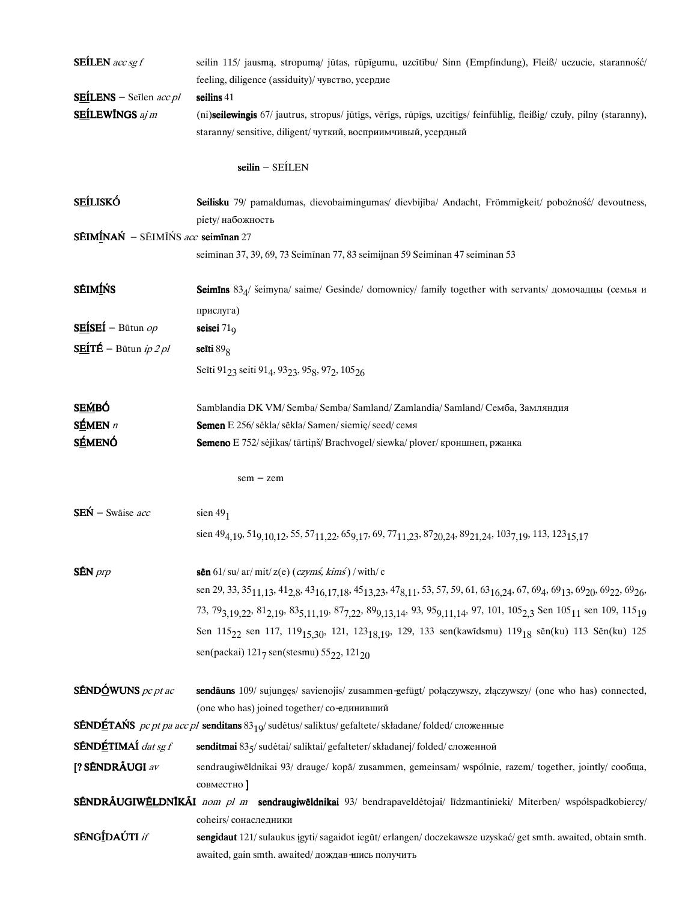**SEÍLEN** *acc sg f* seilin 115/ jausmą, stropumą/ jūtas, rūpīgumu, uzcītību/ Sinn (Empfindung), Fleiß/ uczucie, staranność/ feeling, diligence (assiduity)/ чувство, усердие

**S<u>E</u>ÍLENS** – Seīlen *acc pl* **seilins** 41

**S<u>E</u>ÍLEWĪNGS** *aj m* (ni)**seilewingis** 67/ jautrus, stropus/ jūtīgs, vērīgs, rūpīgs, uzcītīgs/ feinfühlig, fleißig/ czuły, pilny (staranny), staranny/ sensitive, diligent/ чуткий, восприимчивый, усердный

**seilin** – SEÍLEN

**S<u>E</u>ÍLISKÓ** **Seilisku** 79/ pamaldumas, dievobaimingumas/ dievbijība/ Andacht, Frömmigkeit/ pobożność/ devoutness, piety/ набожность

**SĒIM<u>Í</u>NAŃ** – SĒIMĪŃS *acc* **seimīnan** 27
seimīnan 37, 39, 69, 73 Seimīnan 77, 83 seimijnan 59 Seiminan 47 seiminan 53

**SĒIMÍŃS** **Seimīns** $83_4$/ šeimyna/ saime/ Gesinde/ domownicy/ family together with servants/ домочадцы (семья и прислуга)

**S<u>E</u>ÍSEÍ** – Būtun *op* **seisei** $71_9$

**S<u>E</u>ÍTÉ** – Būtun *ip 2 pl* **seīti** $89_8$
Seīti $91_{23}$ seiti $91_4$, $93_{23}$, $95_8$, $97_2$, $105_{26}$

**SE<u>M</u>́BÓ** Samblandia DK VM/ Semba/ Semba/ Samland/ Zamlandia/ Samland/ Семба, Замляндия

**S<u>É</u>MEN** *n* **Semen** E 256/ sėkla/ sēkla/ Samen/ siemię/ seed/ семя

**S<u>É</u>MENÓ** **Semeno** E 752/ sėjikas/ tārtiņš/ Brachvogel/ siewka/ plover/ кроншнеп, ржанка

sem – zem

**SEŃ** – Swāise *acc* sien $49_1$
sien $49_{4,19}$, $51_{9,10,12}$, 55, $57_{11,22}$, $65_{9,17}$, 69, $77_{11,23}$, $87_{20,24}$, $89_{21,24}$, $103_{7,19}$, 113, $123_{15,17}$

**SĒN** *prp* **sēn** 61/ su/ ar/ mit/ z(e) (*czymś, kimś*) / with/ с
sen 29, 33, $35_{11,13}$, $41_{2,8}$, $43_{16,17,18}$, $45_{13,23}$, $47_{8,11}$, 53, 57, 59, 61, $63_{16,24}$, 67, $69_4$, $69_{13}$, $69_{20}$, $69_{22}$, $69_{26}$, 73, $79_{3,19,22}$, $81_{2,19}$, $83_{5,11,19}$, $87_{7,22}$, $89_{9,13,14}$, 93, $95_{9,11,14}$, 97, 101, $105_{2,3}$ Sen $105_{11}$ sen 109, $115_{19}$ Sen $115_{22}$ sen 117, $119_{15,30}$, 121, $123_{18,19}$, 129, 133 sen(kawīdsmu) $119_{18}$ sēn(ku) 113 Sēn(ku) 125 sen(packai) $121_7$ sen(stesmu) $55_{22}$, $121_{20}$

**SĒND<u>Ó</u>WUNS** *pc pt ac* **sendāuns** 109/ sujungęs/ savienojis/ zusammen-gefügt/ połączywszy, złączywszy/ (one who has) connected, (one who has) joined together/ со-единивший

**SĒND<u>É</u>TAŃS** *pc pt pa acc pl* **senditans** $83_{19}$/ sudėtus/ saliktus/ gefaltete/ składane/ folded/ сложенные

**SĒND<u>É</u>TIMAÍ** *dat sg f* **senditmai** $83_5$/ sudėtai/ saliktai/ gefalteter/ składanej/ folded/ сложенной

[? **SĒNDRĀUGI** *av* sendraugiwēldnikai 93/ drauge/ kopā/ zusammen, gemeinsam/ wspólnie, razem/ together, jointly/ сообща, совместно ]

**SĒNDRĀUGIW<u>Ē</u>LDNĪKĀI** *nom pl m* **sendraugiwēldnikai** 93/ bendrapaveldėtojai/ līdzmantinieki/ Miterben/ współspadkobiercy/ coheirs/ сонаследники

**SĒNG<u>Í</u>DAÚTI** *if* **sengidaut** 121/ sulaukus įgyti/ sagaidot iegūt/ erlangen/ doczekawsze uzyskać/ get smth. awaited, obtain smth. awaited, gain smth. awaited/ дождав-шись получить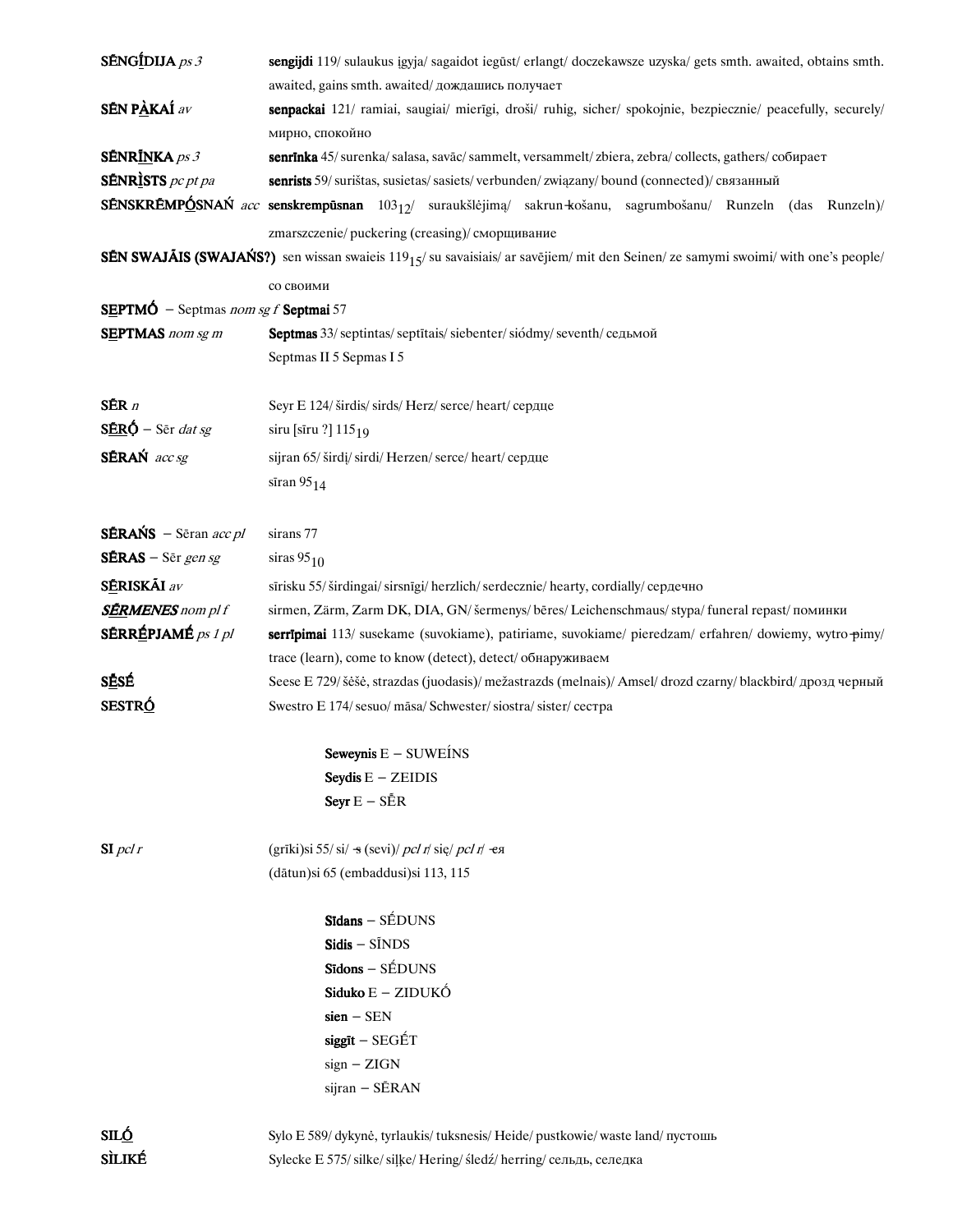**SĒNGĪ́DIJA** *ps 3* — **sengijdi** 119/ sulaukus įgyja/ sagaidot iegūst/ erlangt/ doczekawsze uzyska/ gets smth. awaited, obtains smth. awaited, gains smth. awaited/ дождашись получает

**SĒN PÀKAÍ** *av* — **senpackai** 121/ ramiai, saugiai/ mierīgi, droši/ ruhig, sicher/ spokojnie, bezpiecznie/ peacefully, securely/ мирно, спокойно

**SĒNRĪNKA** *ps 3* — **senrīnka** 45/ surenka/ salasa, savāc/ sammelt, versammelt/ zbiera, zebra/ collects, gathers/ собирает

**SĒNRÌSTS** *pc pt pa* — **senrists** 59/ surištas, susietas/ sasiets/ verbunden/ związany/ bound (connected)/ связанный

**SĒNSKRĒMPṒSNAŃ** *acc* — **senskrempūsnan** $103_{12}$/ suraukšlėjimą/ sakrun-košanu, sagrumbošanu/ Runzeln (das Runzeln)/ zmarszczenie/ puckering (creasing)/ сморщивание

**SĒN SWAJĀIS (SWAJAŃS?)** sen wissan swaieis $119_{15}$/ su savaisiais/ ar savējiem/ mit den Seinen/ ze samymi swoimi/ with one's people/ со своими

**SEPTMṒ** – Septmas *nom sg f* **Septmai** 57

**SEPTMAS** *nom sg m* — **Septmas** 33/ septintas/ septītais/ siebenter/ siódmy/ seventh/ седьмой
Septmas II 5 Sepmas I 5

**SĒR** *n* — Seyr E 124/ širdis/ sirds/ Herz/ serce/ heart/ сердце

**SĒRṒ** – Sēr *dat sg* — siru [sīru ?] $115_{19}$

**SĒRAŃ** *acc sg* — sijran 65/ širdį/ sirdi/ Herzen/ serce/ heart/ сердце
sīran $95_{14}$

**SĒRAŃS** – Sēran *acc pl* — sirans 77

**SĒRAS** – Sēr *gen sg* — siras $95_{10}$

**SĒRISKĀI** *av* — sīrisku 55/ širdingai/ sirsnīgi/ herzlich/ serdecznie/ hearty, cordially/ сердечно

***SĒRMENES*** *nom pl f* — sirmen, Zärm, Zarm DK, DIA, GN/ šermenys/ bēres/ Leichenschmaus/ stypa/ funeral repast/ поминки

**SĒRRḖPJAMĒ** *ps 1 pl* — **serrīpimai** 113/ susekame (suvokiame), patiriame, suvokiame/ pieredzam/ erfahren/ dowiemy, wytropimy/ trace (learn), come to know (detect), detect/ обнаруживаем

**SĒSĒ** — Seese E 729/ šėšė, strazdas (juodasis)/ mežastrazds (melnais)/ Amsel/ drozd czarny/ blackbird/ дрозд черный

**SESTRṒ** — Swestro E 174/ sesuo/ māsa/ Schwester/ siostra/ sister/ сестра

**Seweynis** E – SUWEÍNS
**Seydis** E – ZEIDIS
**Seyr** E – SĒR

**SI** *pcl r* — (grīki)si 55/ si/ -s (sevi)/ *pcl r*/ się/ *pcl r*/ -ся
(dātun)si 65 (embaddusi)si 113, 115

**Sīdans** – SÉDUNS
**Sidis** – SĪNDS
**Sīdons** – SÉDUNS
**Siduko** E – ZIDUKṒ
**sien** – SEN
**siggīt** – SEGḖT
sign – ZIGN
sijran – SĒRAN

**SILṒ** — Sylo E 589/ dykynė, tyrlaukis/ tuksnesis/ Heide/ pustkowie/ waste land/ пустошь

**SÌLIKĒ** — Sylecke E 575/ silke/ siļķe/ Hering/ śledź/ herring/ сельдь, селедка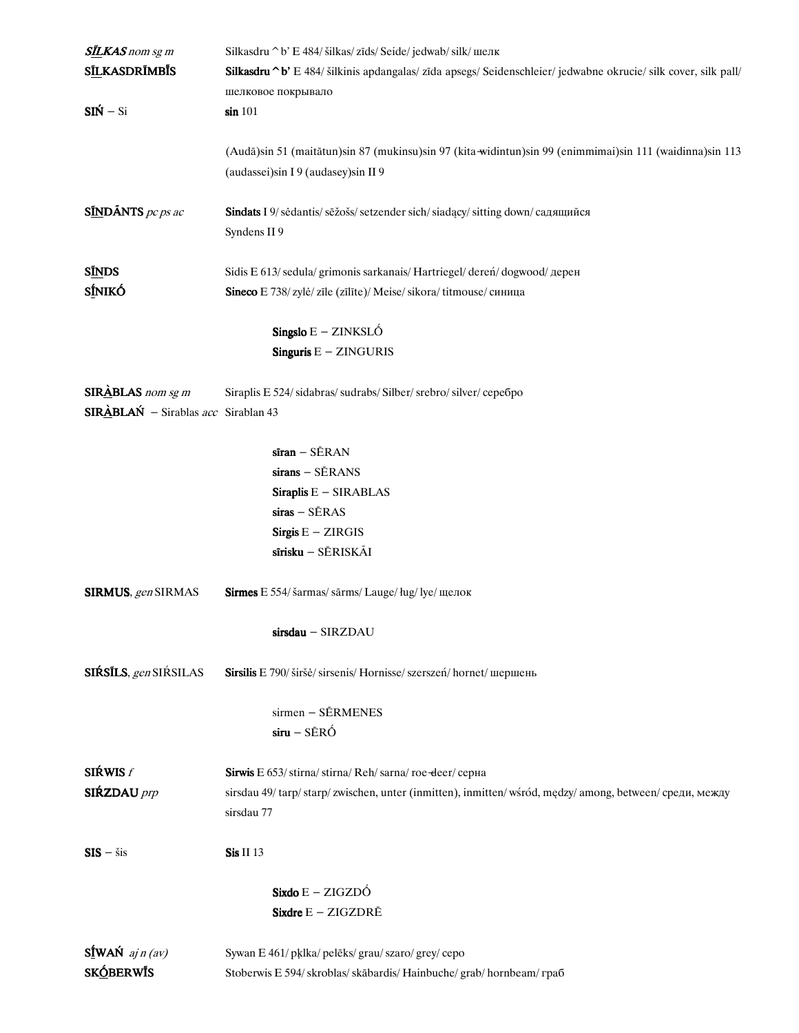***SĪ̲LKAS*** *nom sg m* Silkasdru ^ b' E 484/ šilkas/ zīds/ Seide/ jedwab/ silk/ шелк

**SĪ̲LKASDRĪMBĪS** **Silkasdru ^ b'** E 484/ šilkinis apdangalas/ zīda apsegs/ Seidenschleier/ jedwabne okrucie/ silk cover, silk pall/ шелковое покрывало

**SIŃ** – Si **sin** 101

(Audā)sin 51 (maitātun)sin 87 (mukinsu)sin 97 (kita-widintun)sin 99 (enimmimai)sin 111 (waidinna)sin 113 (audassei)sin I 9 (audasey)sin II 9

**SĪ̲NDĀNTS** *pc ps ac* **Sindats** I 9/ sėdantis/ sēžošs/ setzender sich/ siadący/ sitting down/ садящийся
Syndens II 9

**SĪ̲NDS** Sidis E 613/ sedula/ grimonis sarkanais/ Hartriegel/ dereń/ dogwood/ дерен

**SĪ̲NIKÓ** **Sineco** E 738/ zylė/ zīle (zīlīte)/ Meise/ sikora/ titmouse/ синица

**Singslo** E – ZINKSLŐ
**Singuris** E – ZINGURIS

**SIRÀ̲BLAS** *nom sg m* Siraplis E 524/ sidabras/ sudrabs/ Silber/ srebro/ silver/ серебро

**SIRÀ̲BLAŃ** – Sirablas *acc* Sirablan 43

**sīran** – SĒRAN
**sirans** – SĒRANS
**Siraplis** E – SIRABLAS
**siras** – SĒRAS
**Sirgis** E – ZIRGIS
**sīrisku** – SĒRISKÃI

**SIRMUS**, *gen* SIRMAS **Sirmes** E 554/ šarmas/ sārms/ Lauge/ ług/ lye/ щелок

**sirsdau** – SIRZDAU

**SIŔSĪLS**, *gen* SIŔSILAS **Sirsilis** E 790/ širšė/ sirsenis/ Hornisse/ szerszeń/ hornet/ шершень

sirmen – SĒRMENES
**siru** – SĒRÓ

**SIŔWIS** *f* **Sirwis** E 653/ stirna/ stirna/ Reh/ sarna/ roe-deer/ серна

**SIŔZDAU** *prp* sirsdau 49/ tarp/ starp/ zwischen, unter (inmitten), inmitten/ wśród, między/ among, between/ среди, между
sirsdau 77

**SIS** – šis **Sis** II 13

**Sixdo** E – ZIGZDŐ
**Sixdre** E – ZIGZDRĒ

**SĪ̲WAŃ** *aj n (av)* Sywan E 461/ pilka/ pelēks/ grau/ szaro/ grey/ серо

**SKŐ̲BERWĪS** Stoberwis E 594/ skroblas/ skābardis/ Hainbuche/ grab/ hornbeam/ граб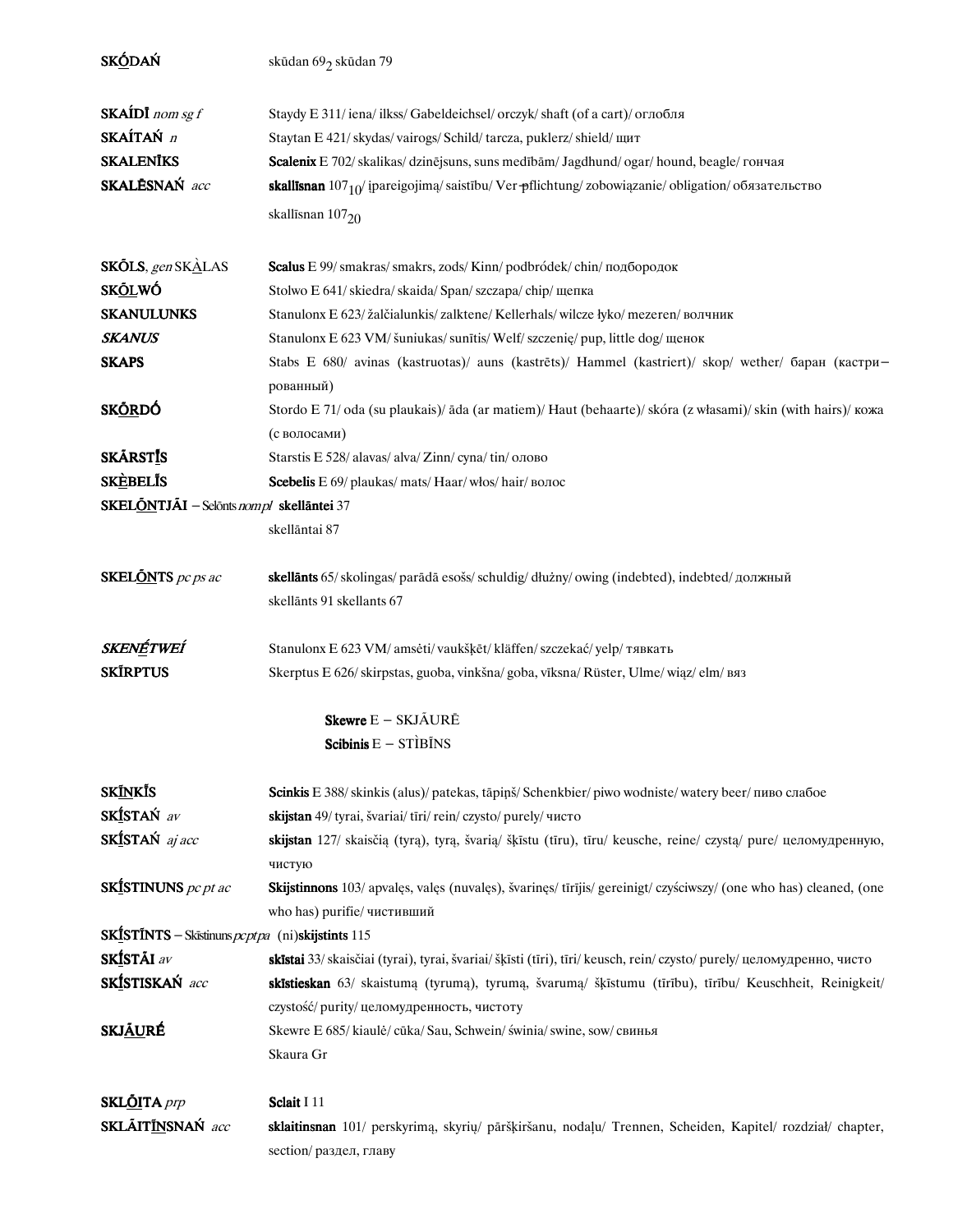**SKŌ̲DAŃ** skūdan $69_2$ skūdan 79

**SKAÍDĪ** *nom sg f* Staydy E 311/ iena/ ilkss/ Gabeldeichsel/ orczyk/ shaft (of a cart)/ оглобля

**SKAÍTAŃ** *n* Staytan E 421/ skydas/ vairogs/ Schild/ tarcza, puklerz/ shield/ щит

**SKALENĪKS** **Scalenix** E 702/ skalikas/ dzinējsuns, suns medībām/ Jagdhund/ ogar/ hound, beagle/ гончая

**SKALĒSNAŃ** *acc* **skallīsnan** $107_{10}$/ įpareigojimą/ saistību/ Ver-pflichtung/ zobowiązanie/ obligation/ обязательство
skallīsnan $107_{20}$

**SKŌLS**, *gen* SKÀ̲LAS **Scalus** E 99/ smakras/ smakrs, zods/ Kinn/ podbródek/ chin/ подбородок

**SKŌ̲LWÓ** Stolwo E 641/ skiedra/ skaida/ Span/ szczapa/ chip/ щепка

**SKANULUNKS** Stanulonx E 623/ žalčialunkis/ zalktene/ Kellerhals/ wilcze łyko/ mezeren/ волчник

***SKANUS*** Stanulonx E 623 VM/ šuniukas/ sunītis/ Welf/ szczenię/ pup, little dog/ щенок

**SKAPS** Stabs E 680/ avinas (kastruotas)/ auns (kastrēts)/ Hammel (kastriert)/ skop/ wether/ баран (кастрированный)

**SKŐ̲R̲DÓ** Stordo E 71/ oda (su plaukais)/ āda (ar matiem)/ Haut (behaarte)/ skóra (z własami)/ skin (with hairs)/ кожа (с волосами)

**SKÃRSTĪ̲S** Starstis E 528/ alavas/ alva/ Zinn/ cyna/ tin/ олово

**SKÈ̲BELĨS** **Scebelis** E 69/ plaukas/ mats/ Haar/ włos/ hair/ волос

**SKELŐ̲N̲TJĀI** – Selōnts *nom pl* **skellāntei** 37
skellāntai 87

**SKELŐ̲N̲TS** *pc ps ac* **skellānts** 65/ skolingas/ parādā esošs/ schuldig/ dłużny/ owing (indebted), indebted/ должный
skellānts 91 skellants 67

***SKENÉ̲TWEÍ*** Stanulonx E 623 VM/ amsėti/ vaukšķēt/ kläffen/ szczekać/ yelp/ тявкать

**SKĪRPTUS** Skerptus E 626/ skirpstas, guoba, vinkšna/ goba, vīksna/ Rüster, Ulme/ wiąz/ elm/ вяз

**Skewre** E – SKJĀURĒ
**Scibinis** E – STÌBĪNS

**SKĪ̲NKĨS** **Scinkis** E 388/ skinkis (alus)/ patekas, tāpiņš/ Schenkbier/ piwo wodniste/ watery beer/ пиво слабое

**SKĪ̲STAŃ** *av* **skijstan** 49/ tyrai, švariai/ tīri/ rein/ czysto/ purely/ чисто

**SKĪ̲STAŃ** *aj acc* **skijstan** 127/ skaisčią (tyrą), tyrą, švarią/ šķīstu (tīru), tīru/ keusche, reine/ czystą/ pure/ целомудренную, чистую

**SKĪ̲STINUNS** *pc pt ac* **Skijstinnons** 103/ apvalęs, valęs (nuvalęs), švarinęs/ tīrījis/ gereinigt/ czyściwszy/ (one who has) cleaned, (one who has) purifie/ чистивший

**SKĪ̲STĪNTS** – Skīstinuns *pc pt pa* (ni)**skijstints** 115

**SKĪ̲STĀI** *av* **skīstai** 33/ skaisčiai (tyrai), tyrai, švariai/ šķīsti (tīri), tīri/ keusch, rein/ czysto/ purely/ целомудренно, чисто

**SKĪ̲STISKAŃ** *acc* **skīstieskan** 63/ skaistumą (tyrumą), tyrumą, švarumą/ šķīstumu (tīrību), tīrību/ Keuschheit, Reinigkeit/ czystość/ purity/ целомудренность, чистоту

**SKJĀ̲U̲RÉ** Skewre E 685/ kiaulė/ cūka/ Sau, Schwein/ świnia/ swine, sow/ свинья
Skaura Gr

**SKLŌ̲I̲TA** *prp* **Sclait** I 11

**SKLĀITĪ̲N̲SNAŃ** *acc* **sklaitinsnan** 101/ perskyrimą, skyrių/ pāršķiršanu, nodaļu/ Trennen, Scheiden, Kapitel/ rozdział/ chapter, section/ раздел, главу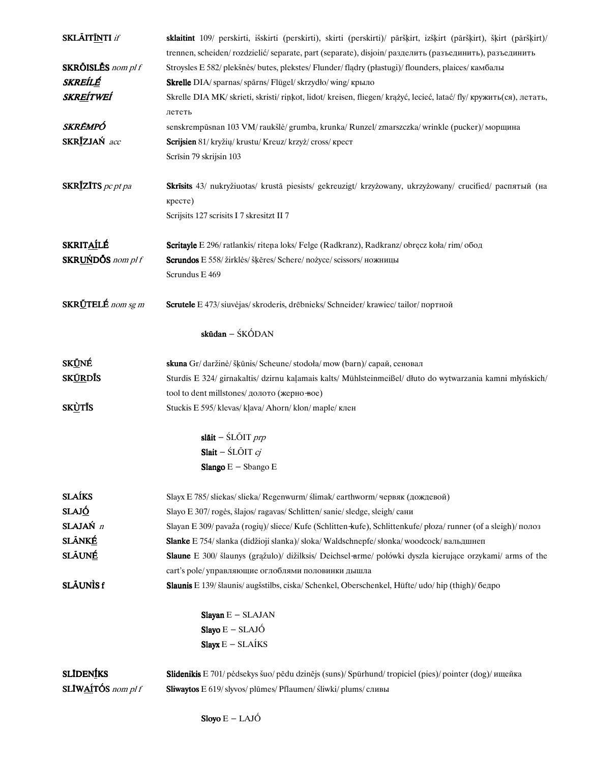**SKLĀITĪ̲NTI** *if* — **sklaitint** 109/ perskirti, išskirti (perskirti), skirti (perskirti)/ pāršķirt, izšķirt (pāršķirt), šķirt (pāršķirt)/ trennen, scheiden/ rozdzielić/ separate, part (separate), disjoin/ разделить (разъединить), разъединить

**SKRŐISLĒS** *nom pl f* — Stroysles E 582/ plekšnės/ butes, plekstes/ Flunder/ flądry (płastugi)/ flounders, plaices/ камбалы

***SKREÍL*** ***É̲*** — **Skrelle** DIA/ sparnas/ spārns/ Flügel/ skrzydło/ wing/ крыло

***SKRE̲ÍTWEÍ*** — Skrelle DIA MK/ skrieti, skristi/ riņķot, lidot/ kreisen, fliegen/ krążyć, lecieć, latać/ fly/ кружить(ся), летать, лететь

***SKRĒMPÓ*** — senskrempūsnan 103 VM/ raukšlė/ grumba, krunka/ Runzel/ zmarszczka/ wrinkle (pucker)/ морщина

**SKRĪ̲ZJAŃ** *acc* — **Scrijsien** 81/ kryžių/ krustu/ Kreuz/ krzyż/ cross/ крест
Scrīsin 79 skrijsin 103

**SKRĪ̲ZĪTS** *pc pt pa* — **Skrīsits** 43/ nukryžiuotas/ krustā piesists/ gekreuzigt/ krzyżowany, ukrzyżowany/ crucified/ распятый (на кресте)
Scrijsits 127 scrisits I 7 skresitzt II 7

**SKRITA̲ÍLÉ** — **Scritayle** E 296/ ratlankis/ riteņa loks/ Felge (Radkranz), Radkranz/ obręcz koła/ rim/ обод

**SKRU̲ŃDŐS** *nom pl f* — **Scrundos** E 558/ žirklės/ šķēres/ Schere/ nożyce/ scissors/ ножницы
Scrundus E 469

**SKRŪ̲TELÉ** *nom sg m* — **Scrutele** E 473/ siuvėjas/ skroderis, drēbnieks/ Schneider/ krawiec/ tailor/ портной

**skūdan** – ŚKŐDAN

**SKŪ̲NÉ** — **skuna** Gr/ daržinė/ šķūnis/ Scheune/ stodoła/ mow (barn)/ сарай, сеновал

**SKŪ̲RDĪS** — Sturdis E 324/ girnakaltis/ dzirnu kaļamais kalts/ Mühlsteinmeißel/ dłuto do wytwarzania kamni młyńskich/ tool to dent millstones/ долото (жерно-вое)

**SKÙ̲TĪS** — Stuckis E 595/ klevas/ kļava/ Ahorn/ klon/ maple/ клен

**slāit** – ŚLŐIT *prp*
**Slait** – ŚLŐIT *cj*
**Slango** E – Sbango E

**SLAÍKS** — Slayx E 785/ sliekas/ slieka/ Regenwurm/ ślimak/ earthworm/ червяк (дождевой)

**SLAJÓ̲** — Slayo E 307/ rogės, šlajos/ ragavas/ Schlitten/ sanie/ sledge, sleigh/ сани

**SLAJAŃ** *n* — Slayan E 309/ pavaža (rogių)/ sliece/ Kufe (Schlitten-kufe), Schlittenkufe/ płoza/ runner (of a sleigh)/ полоз

**SLĀNKÉ̲** — **Slanke** E 754/ slanka (didžioji slanka)/ sloka/ Waldschnepfe/ słonka/ woodcock/ вальдшнеп

**SLĀUNÉ̲** — **Slaune** E 300/ šlaunys (grąžulo)/ dižilksis/ Deichsel-arme/ połówki dyszla kierujące orzykami/ arms of the cart's pole/ управляющие оглоблями половинки дышла

**SLĀUNÌS f** — **Slaunis** E 139/ šlaunis/ augšstilbs, ciska/ Schenkel, Oberschenkel, Hüfte/ udo/ hip (thigh)/ бедро

**Slayan** E – SLAJAN
**Slayo** E – SLAJÓ
**Slayx** E – SLAÍKS

**SLĪDENĪ̲KS** — **Slidenikis** E 701/ pėdsekys šuo/ pēdu dzinējs (suns)/ Spürhund/ tropiciel (pies)/ pointer (dog)/ ищейка

**SLĪWA̲ÍTÓS** *nom pl f* — **Sliwaytos** E 619/ slyvos/ plūmes/ Pflaumen/ śliwki/ plums/ сливы

**Sloyo** E – LAJÓ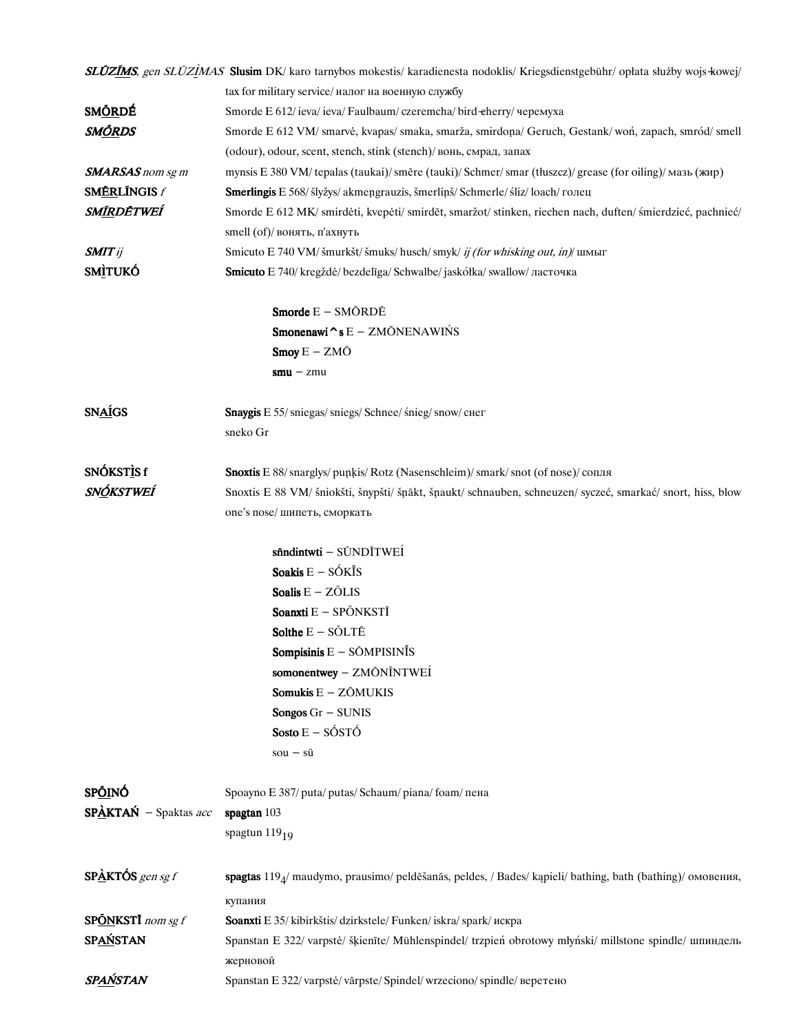***SLŪZĪ̲MS**, gen SLŪZĪ̲MAS* **Slusim** DK/ karo tarnybos mokestis/ karadienesta nodoklis/ Kriegsdienstgebühr/ opłata służby wojs-kowej/ tax for military service/ налог на военную службу

**SMŌ̲RDĒ** Smorde E 612/ ieva/ ieva/ Faulbaum/ czeremcha/ bird-cherry/ черемуха

***SMŌ̲RDS*** Smorde E 612 VM/ smarvė, kvapas/ smaka, smarža, smirdoņa/ Geruch, Gestank/ woń, zapach, smród/ smell (odour), odour, scent, stench, stink (stench)/ вонь, смрад, запах

***SMARSAS** nom sg m* mynsis E 380 VM/ tepalas (taukai)/ smēre (tauki)/ Schmer/ smar (tłuszcz)/ grease (for oiling)/ мазь (жир)

**SMĒ̲RLĪNGIS** *f* **Smerlingis** E 568/ šlyžys/ akmeņgrauzis, šmerliņš/ Schmerle/ śliz/ loach/ голец

***SMĪ̲RDĒTWEÍ*** Smorde E 612 MK/ smirdėti, kvepėti/ smirdēt, smaržot/ stinken, riechen nach, duften/ śmierdzieć, pachnieć/ smell (of)/ вонять, п'ахнуть

***SMIT** ij* Smicuto E 740 VM/ šmurkšt/ šmuks/ husch/ smyk/ *ij (for whisking out, in)*/ шмыг

**SMÌ̲TUKÓ** **Smicuto** E 740/ kregždė/ bezdelīga/ Schwalbe/ jaskółka/ swallow/ ласточка

> **Smorde** E – SMŌRDĒ
> **Smonenawi^s** E – ZMŌNENAWIŃS
> **Smoy** E – ZMŌ
> **smu** – zmu

**SNA̲ÍGS** **Snaygis** E 55/ sniegas/ sniegs/ Schnee/ śnieg/ snow/ снег
sneko Gr

**SNÓKSTÌ̲S f** **Snoxtis** E 88/ snarglys/ puņķis/ Rotz (Nasenschleim)/ smark/ snot (of nose)/ сопля

***SNÓ̲KSTWEÍ*** Snoxtis E 88 VM/ šniokšti, šnypšti/ šņākt, šņaukt/ schnauben, schneuzen/ syczeć, smarkać/ snort, hiss, blow one's nose/ шипеть, сморкать

> **sīndintwti** – SŪNDĪTWEÍ
> **Soakis** E – SŐKĪS
> **Soalis** E – ZŌLIS
> **Soanxti** E – SPŌNKSTĪ
> **Solthe** E – SŌLTĒ
> **Sompisinis** E – SŌMPISINĪS
> **somonentwey** – ZMŌNĪNTWEÍ
> **Somukis** E – ZŌMUKIS
> **Songos** Gr – SUNIS
> **Sosto** E – SŐSTŐ
> sou – sū

**SPŌ̲INÓ** Spoayno E 387/ puta/ putas/ Schaum/ piana/ foam/ пена

**SPÀ̲KTAŃ** – Spaktas *acc* **spagtan** 103
spagtun $119_{19}$

**SPÀ̲KTÓS** *gen sg f* **spagtas** $119_4$/ maudymo, prausimo/ peldēšanās, peldes, / Bades/ kąpieli/ bathing, bath (bathing)/ омовения, купания

**SPŌ̲NKSTĪ** *nom sg f* **Soanxti** E 35/ kibirkštis/ dzirkstele/ Funken/ iskra/ spark/ искра

**SPA̲ŃSTAN** Spanstan E 322/ varpstė/ šķienīte/ Mühlenspindel/ trzpień obrotowy młyński/ millstone spindle/ шпиндель жерновой

***SPA̲ŃSTAN*** Spanstan E 322/ varpstė/ vārpste/ Spindel/ wrzeciono/ spindle/ веретено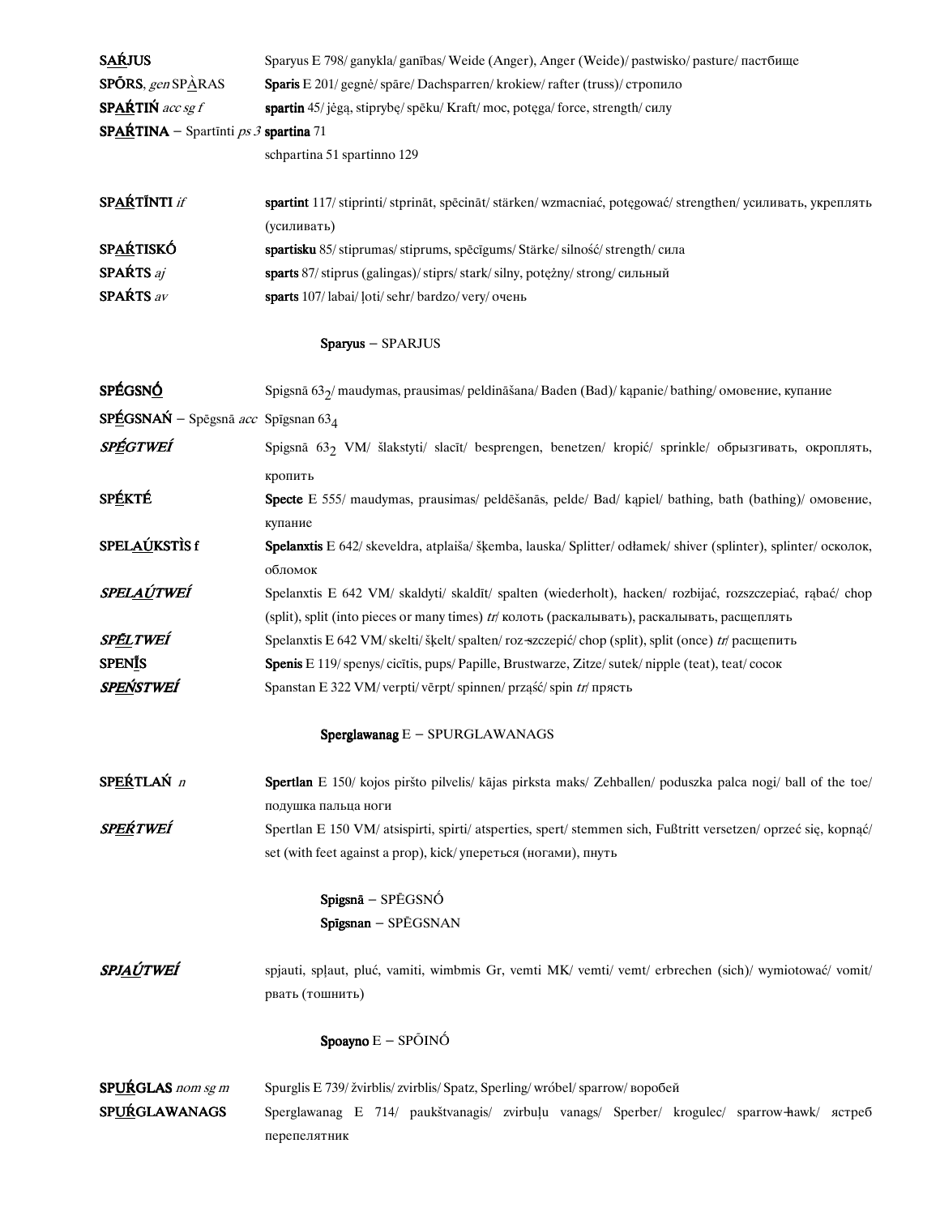**SAŔJUS** Sparyus E 798/ ganykla/ ganības/ Weide (Anger), Anger (Weide)/ pastwisko/ pasture/ пастбище

**SPŌRS**, *gen* SPÀRAS **Sparis** E 201/ gegnė/ spāre/ Dachsparren/ krokiew/ rafter (truss)/ стропило

**SPAŔTIŃ** *acc sg f* **spartin** 45/ jėgą, stiprybę/ spēku/ Kraft/ moc, potęga/ force, strength/ силу

**SPAŔTINA** – Spartīnti *ps 3* **spartina** 71

schpartina 51 spartinno 129

**SPAŔTĪNTI** *if* **spartint** 117/ stiprinti/ stprināt, spēcināt/ stärken/ wzmacniać, potęgować/ strengthen/ усиливать, укреплять (усиливать)

**SPAŔTISKÓ** **spartisku** 85/ stiprumas/ stiprums, spēcīgums/ Stärke/ silność/ strength/ сила

**SPAŔTS** *aj* **sparts** 87/ stiprus (galingas)/ stiprs/ stark/ silny, potężny/ strong/ сильный

**SPAŔTS** *av* **sparts** 107/ labai/ ļoti/ sehr/ bardzo/ very/ очень

**Sparyus** – SPARJUS

**SPÉGSNÓ** Spigsnā $63_2$/ maudymas, prausimas/ peldināšana/ Baden (Bad)/ kąpanie/ bathing/ омовение, купание

**SPĒGSNAŃ** – Spēgsnā *acc* Spīgsnan $63_4$

***SPĒGTWEÍ*** Spigsnā $63_2$ VM/ šlakstyti/ slacīt/ besprengen, benetzen/ kropić/ sprinkle/ обрызгивать, окроплять, кропить

**SPĒKTÉ** **Specte** E 555/ maudymas, prausimas/ peldēšanās, pelde/ Bad/ kąpiel/ bathing, bath (bathing)/ омовение, купание

**SPELAÚKSTÌS f** **Spelanxtis** E 642/ skeveldra, atplaiša/ šķemba, lauska/ Splitter/ odłamek/ shiver (splinter), splinter/ осколок, обломок

***SPELAÚTWEÍ*** Spelanxtis E 642 VM/ skaldyti/ skaldīt/ spalten (wiederholt), hacken/ rozbijać, rozszczepiać, rąbać/ chop (split), split (into pieces or many times) *tr*/ колоть (раскалывать), раскалывать, расщеплять

***SPĒLTWEÍ*** Spelanxtis E 642 VM/ skelti/ šķelt/ spalten/ roz-szczepić/ chop (split), split (once) *tr*/ расщепить

**SPENĪS** **Spenis** E 119/ spenys/ cicītis, pups/ Papille, Brustwarze, Zitze/ sutek/ nipple (teat), teat/ сосок

***SPEŃSTWEÍ*** Spanstan E 322 VM/ verpti/ vērpt/ spinnen/ prząść/ spin *tr*/ прясть

**Sperglawanag** E – SPURGLAWANAGS

**SPEŔTLAŃ** *n* **Spertlan** E 150/ kojos piršto pilvelis/ kājas pirksta maks/ Zehballen/ poduszka palca nogi/ ball of the toe/ подушка пальца ноги

***SPEŔTWEÍ*** Spertlan E 150 VM/ atsispirti, spirti/ atsperties, spert/ stemmen sich, Fußtritt versetzen/ oprzeć się, kopnąć/ set (with feet against a prop), kick/ упереться (ногами), пнуть

**Spigsnā** – SPĒGSNÓ
**Spīgsnan** – SPĒGSNAN

***SPJAÚTWEÍ*** spjauti, spļaut, pluć, vamiti, wimbmis Gr, vemti MK/ vemti/ vemt/ erbrechen (sich)/ wymiotować/ vomit/ рвать (тошнить)

**Spoayno** E – SPŌINÓ

**SPUŔGLAS** *nom sg m* Spurglis E 739/ žvirblis/ zvirblis/ Spatz, Sperling/ wróbel/ sparrow/ воробей

**SPUŔGLAWANAGS** Sperglawanag E 714/ paukštvanagis/ zvirbuļu vanags/ Sperber/ krogulec/ sparrow-hawk/ ястреб перепелятник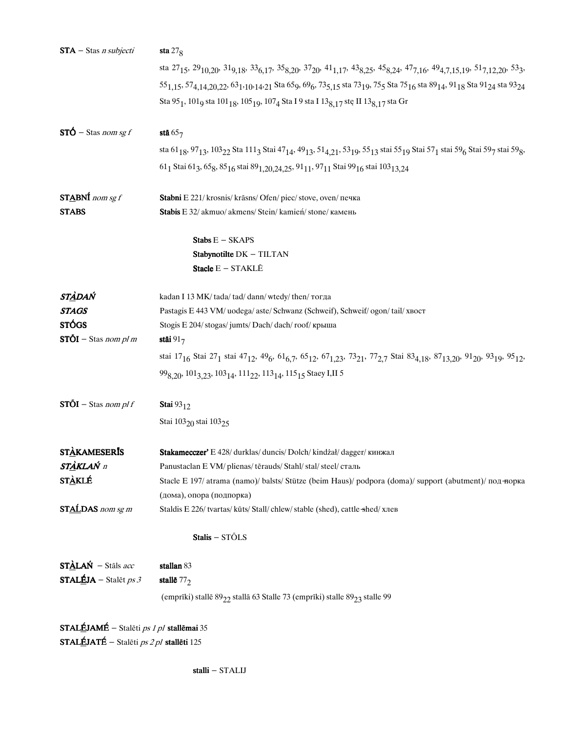**STA** – Stas *n subjecti** **sta** $27_8$

sta $27_{15}$, $29_{10,20}$, $31_{9,18}$, $33_{6,17}$, $35_{8,20}$, $37_{20}$, $41_{1,17}$, $43_{8,25}$, $45_{8,24}$, $47_{7,16}$, $49_{4,7,15,19}$, $51_{7,12,20}$, $53_3$, $55_{1,15}$, $57_{4,14,20,22}$, $63_{1,10,14,21}$ Sta $65_9$, $69_6$, $73_{5,15}$ sta $73_{19}$, $75_5$ Sta $75_{16}$ sta $89_{14}$, $91_{18}$ Sta $91_{24}$ sta $93_{24}$ Sta $95_1$, $101_9$ sta $101_{18}$, $105_{19}$, $107_4$ Sta I 9 sta I $13_{8,17}$ stę II $13_{8,17}$ sta Gr

**STÓ** – Stas *nom sg f* **stā** $65_7$

sta $61_{18}$, $97_{13}$, $103_{22}$ Sta $111_3$ Stai $47_{14}$, $49_{13}$, $51_{4,21}$, $53_{19}$, $55_{13}$ stai $55_{19}$ Stai $57_1$ stai $59_6$ Stai $59_7$ stai $59_8$, $61_1$ Stai $61_3$, $65_8$, $85_{16}$ stai $89_{1,20,24,25}$, $91_{11}$, $97_{11}$ Stai $99_{16}$ stai $103_{13,24}$

**ST**<u>**A**</u>**BNÍ** *nom sg f* — **Stabni** E 221/ krosnis/ krāsns/ Ofen/ piec/ stove, oven/ печка

**STABS** — **Stabis** E 32/ akmuo/ akmens/ Stein/ kamień/ stone/ камень

**Stabs** E – SKAPS
**Stabynotilte** DK – TILTAN
**Stacle** E – STAKLĒ

***ST**<u>**À**</u>**DAŃ*** — kadan I 13 MK/ tada/ tad/ dann/ wtedy/ then/ тогда

***STAGS*** — Pastagis E 443 VM/ uodega/ aste/ Schwanz (Schweif), Schweif/ ogon/ tail/ хвост

**STÓGS** — Stogis E 204/ stogas/ jumts/ Dach/ dach/ roof/ крыша

**STŌI** – Stas *nom pl m* **stāi** $91_7$

stai $17_{16}$ Stai $27_1$ stai $47_{12}$, $49_6$, $61_{6,7}$, $65_{12}$, $67_{1,23}$, $73_{21}$, $77_{2,7}$ Stai $83_{4,18}$, $87_{13,20}$, $91_{20}$, $93_{19}$, $95_{12}$, $99_{8,20}$, $101_{3,23}$, $103_{14}$, $111_{22}$, $113_{14}$, $115_{15}$ Staey I,II 5

**STŌI** – Stas *nom pl f* **Stai** $93_{12}$

Stai $103_{20}$ stai $103_{25}$

**ST**<u>**À**</u>**KAMESERĪS** — **Stakamecczer'** E 428/ durklas/ duncis/ Dolch/ kindżał/ dagger/ кинжал

***ST**<u>**À**</u>**KLAŃ*** *n* — Panustaclan E VM/ plienas/ tērauds/ Stahl/ stal/ steel/ сталь

**ST**<u>**À**</u>**KLÉ** — Stacle E 197/ atrama (namo)/ balsts/ Stütze (beim Haus)/ podpora (doma)/ support (abutment)/ под-порка (дома), опора (подпорка)

**ST**<u>**Á**</u>**LDAS** *nom sg m* — Staldis E 226/ tvartas/ kūts/ Stall/ chlew/ stable (shed), cattle-shed/ хлев

**Stalis** – STŌLS

**ST**<u>**À**</u>**LAŃ** – Stāls *acc* **stallan** 83

**STAL**<u>**É**</u>**JA** – Stalēt *ps 3* **stallē** $77_2$

(emprīki) stallē $89_{22}$ stallā 63 Stalle 73 (emprīki) stalle $89_{23}$ stalle 99

**STAL**<u>**É**</u>**JAMÉ** – Stalēti *ps 1 pl* **stallēmai** 35

**STAL**<u>**É**</u>**JATÉ** – Stalēti *ps 2 pl* **stallēti** 125

**stalli** – STALIJ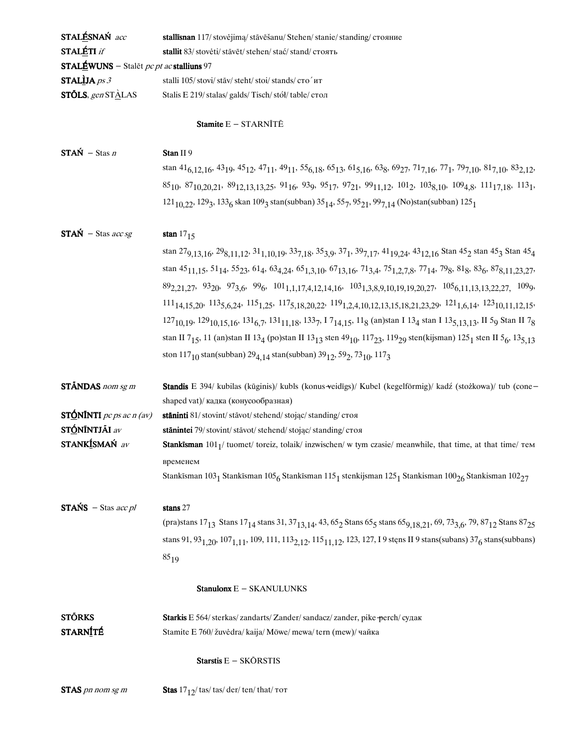**STALḖSNAŃ** *acc* **stallīsnan** 117/ stovėjimą/ stāvēšanu/ Stehen/ stanie/ standing/ стояние

**STALḖTI** *if* **stallit** 83/ stovėti/ stāvēt/ stehen/ stać/ stand/ стоять

**STALḖWUNS** – Stalēt *pc pt ac* **stalliuns** 97

**STALÌJA** *ps 3* stalli 105/ stovi/ stāv/ steht/ stoi/ stands/ сто´ит

**STṒLS**, *gen* STÀLAS Stalis E 219/ stalas/ galds/ Tisch/ stół/ table/ стол

**Stamite** E – STARNĪTĒ

**STAŃ** – Stas *n* **Stan** II 9

stan $41_{6,12,16}$, $43_{19}$, $45_{12}$, $47_{11}$, $49_{11}$, $55_{6,18}$, $65_{13}$, $61_{5,16}$, $63_{8}$, $69_{27}$, $71_{7,16}$, $77_{1}$, $79_{7,10}$, $81_{7,10}$, $83_{2,12}$, $85_{10}$, $87_{10,20,21}$, $89_{12,13,13,25}$, $91_{16}$, $93_{9}$, $95_{17}$, $97_{21}$, $99_{11,12}$, $101_{2}$, $103_{8,10}$, $109_{4,8}$, $111_{17,18}$, $113_{1}$, $121_{10,22}$, $129_{3}$, $133_{6}$ skan $109_{3}$ stan(subban) $35_{14}$, $55_{7}$, $95_{21}$, $99_{7,14}$ (No)stan(subban) $125_{1}$

**STAŃ** – Stas *acc sg* **stan** $17_{15}$

stan $27_{9,13,16}$, $29_{8,11,12}$, $31_{1,10,19}$, $33_{7,18}$, $35_{3,9}$, $37_{1}$, $39_{7,17}$, $41_{19,24}$, $43_{12,16}$ Stan $45_{2}$ stan $45_{3}$ Stan $45_{4}$ stan $45_{11,15}$, $51_{14}$, $55_{23}$, $61_{4}$, $63_{4,24}$, $65_{1,3,10}$, $67_{13,16}$, $71_{3,4}$, $75_{1,2,7,8}$, $77_{14}$, $79_{8}$, $81_{8}$, $83_{6}$, $87_{8,11,23,27}$, $89_{2,21,27}$, $93_{20}$, $97_{3,6}$, $99_{6}$, $101_{1,1,17,4,12,14,16}$, $103_{1,3,8,9,10,19,19,20,27}$, $105_{6,11,13,13,22,27}$, $109_{9}$, $111_{14,15,20}$, $113_{5,6,24}$, $115_{1,25}$, $117_{5,18,20,22}$, $119_{1,2,4,10,12,13,15,18,21,23,29}$, $121_{1,6,14}$, $123_{10,11,12,15}$, $127_{10,19}$, $129_{10,15,16}$, $131_{6,7}$, $131_{11,18}$, $133_{7}$, I $7_{14,15}$, $11_{8}$ (an)stan I $13_{4}$ stan I $13_{5,13,13}$, II $5_{9}$ Stan II $7_{8}$ stan II $7_{15}$, 11 (an)stan II $13_{4}$ (po)stan II $13_{13}$ sten $49_{10}$, $117_{23}$, $119_{29}$ sten(kijsman) $125_{1}$ sten II $5_{6}$, $13_{5,13}$ ston $117_{10}$ stan(subban) $29_{4,14}$ stan(subban) $39_{12}$, $59_{2}$, $73_{10}$, $117_{3}$

**STĀNDAS** *nom sg m* **Standis** E 394/ kubilas (kūginis)/ kubls (konus-veidīgs)/ Kubel (kegelförmig)/ kadź (stożkowa)/ tub (cone-shaped vat)/ кадка (конусообразная)

**STṒNĪNTI** *pc ps ac n (av)* **stāninti** 81/ stovint/ stāvot/ stehend/ stojąc/ standing/ стоя

**STṒNĪNTJĀI** *av* **stānintei** 79/ stovint/ stāvot/ stehend/ stojąc/ standing/ стоя

**STANKĪSMAŃ** *av* **Stankīsman** $101_{1}$/ tuomet/ toreiz, tolaik/ inzwischen/ w tym czasie/ meanwhile, that time, at that time/ тем временем

Stankīsman $103_{1}$ Stankīsman $105_{6}$ Stankīsman $115_{1}$ stenkijsman $125_{1}$ Stankisman $100_{26}$ Stankisman $102_{27}$

**STAŃS** – Stas *acc pl* **stans** 27

(pra)stans $17_{13}$ Stans $17_{14}$ stans 31, $37_{13,14}$, 43, $65_{2}$ Stans $65_{5}$ stans $65_{9,18,21}$, 69, $73_{3,6}$, 79, $87_{12}$ Stans $87_{25}$ stans 91, $93_{1,20}$, $107_{1,11}$, 109, 111, $113_{2,12}$, $115_{11,12}$, 123, 127, I 9 stęns II 9 stans(subans) $37_{6}$ stans(subbans) $85_{19}$

**Stanulonx** E – SKANULUNKS

**STṒRKS** **Starkis** E 564/ sterkas/ zandarts/ Zander/ sandacz/ zander, pike-perch/ судак

**STARNĪTḖ** Stamite E 760/ žuvėdra/ kaija/ Möwe/ mewa/ tern (mew)/ чайка

**Starstis** E – SKṒRSTIS

**STAS** *pn nom sg m* **Stas** $17_{12}$/ tas/ tas/ der/ ten/ that/ тот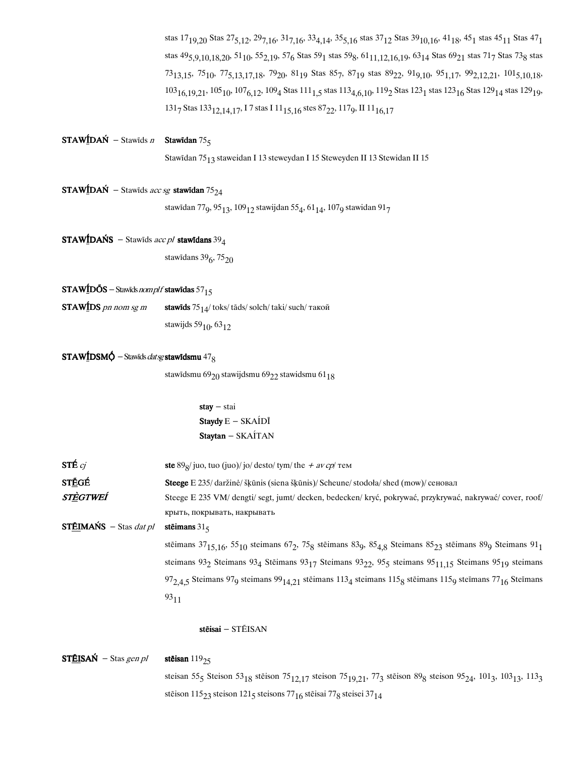stas $17_{19,20}$ Stas $27_{5,12}$, $29_{7,16}$, $31_{7,16}$, $33_{4,14}$, $35_{5,16}$ stas $37_{12}$ Stas $39_{10,16}$, $41_{18}$, $45_{1}$ stas $45_{11}$ Stas $47_{1}$ stas $49_{5,9,10,18,20}$, $51_{10}$, $55_{2,19}$, $57_{6}$ Stas $59_{1}$ stas $59_{8}$, $61_{11,12,16,19}$, $63_{14}$ Stas $69_{21}$ stas $71_{7}$ Stas $73_{8}$ stas $73_{13,15}$, $75_{10}$, $77_{5,13,17,18}$, $79_{20}$, $81_{19}$ Stas $85_{7}$, $87_{19}$ stas $89_{22}$, $91_{9,10}$, $95_{1,17}$, $99_{2,12,21}$, $101_{5,10,18}$, $103_{16,19,21}$, $105_{10}$, $107_{6,12}$, $109_{4}$ Stas $111_{1,5}$ stas $113_{4,6,10}$, $119_{2}$ Stas $123_{1}$ stas $123_{16}$ Stas $129_{14}$ stas $129_{19}$, $131_{7}$ Stas $133_{12,14,17}$, I 7 stas I $11_{15,16}$ stes $87_{22}$, $117_{9}$, II $11_{16,17}$

**STAWĪDAŃ** – Stawīds *n* **Stawīdan** $75_{5}$

Stawīdan $75_{13}$ staweidan I 13 steweydan I 15 Steweyden II 13 Stewidan II 15

**STAWĪDAŃ** – Stawīds *acc sg* **stawīdan** $75_{24}$

stawīdan $77_{9}$, $95_{13}$, $109_{12}$ stawijdan $55_{4}$, $61_{14}$, $107_{9}$ stawidan $91_{7}$

**STAWĪDAŃS** – Stawīds *acc pl* **stawīdans** $39_{4}$

stawīdans $39_{6}$, $75_{20}$

**STAWĪDŌS** – Stawīds *nom pl f* **stawīdas** $57_{15}$

**STAWĪDS** *pn nom sg m* **stawīds** $75_{14}$/ toks/ tāds/ solch/ taki/ such/ такой

stawijds $59_{10}$, $63_{12}$

**STAWĪDSMǪ** – Stawīds *dat sg* **stawīdsmu** $47_{8}$

stawīdsmu $69_{20}$ stawijdsmu $69_{22}$ stawidsmu $61_{18}$

**stay** – stai
**Staydy** E – SKAÍDĪ
**Staytan** – SKAÍTAN

**STÉ** *cj* **ste** $89_{8}$/ juo, tuo (juo)/ jo/ desto/ tym/ the + *av cp*/ тем

**STḖGÉ** **Steege** E 235/ daržinė/ šķūnis (siena šķūnis)/ Scheune/ stodoła/ shed (mow)/ сеновал

***STḖGTWEÍ*** Steege E 235 VM/ dengti/ segt, jumt/ decken, bedecken/ kryć, pokrywać, przykrywać, nakrywać/ cover, roof/ крыть, покрывать, накрывать

**STḖIMAŃS** – Stas *dat pl* **stēimans** $31_{5}$

stēimans $37_{15,16}$, $55_{10}$ steimans $67_{2}$, $75_{8}$ stēimans $83_{9}$, $85_{4,8}$ Steimans $85_{23}$ stēimans $89_{9}$ Steimans $91_{1}$ steimans $93_{2}$ Steimans $93_{4}$ Stēimans $93_{17}$ Steimans $93_{22}$, $95_{5}$ steimans $95_{11,15}$ Steimans $95_{19}$ steimans $97_{2,4,5}$ Steimans $97_{9}$ steimans $99_{14,21}$ stēimans $113_{4}$ steimans $115_{8}$ stēimans $115_{9}$ steīmans $77_{16}$ Steīmans $93_{11}$

**stēisai** – STḖISAN

**STḖISAŃ** – Stas *gen pl* **stēisan** $119_{25}$

steisan $55_{5}$ Steison $53_{18}$ stēison $75_{12,17}$ steison $75_{19,21}$, $77_{3}$ stēison $89_{8}$ steison $95_{24}$, $101_{3}$, $103_{13}$, $113_{3}$ stēison $115_{23}$ steison $121_{5}$ steisons $77_{16}$ stēisai $77_{8}$ steisei $37_{14}$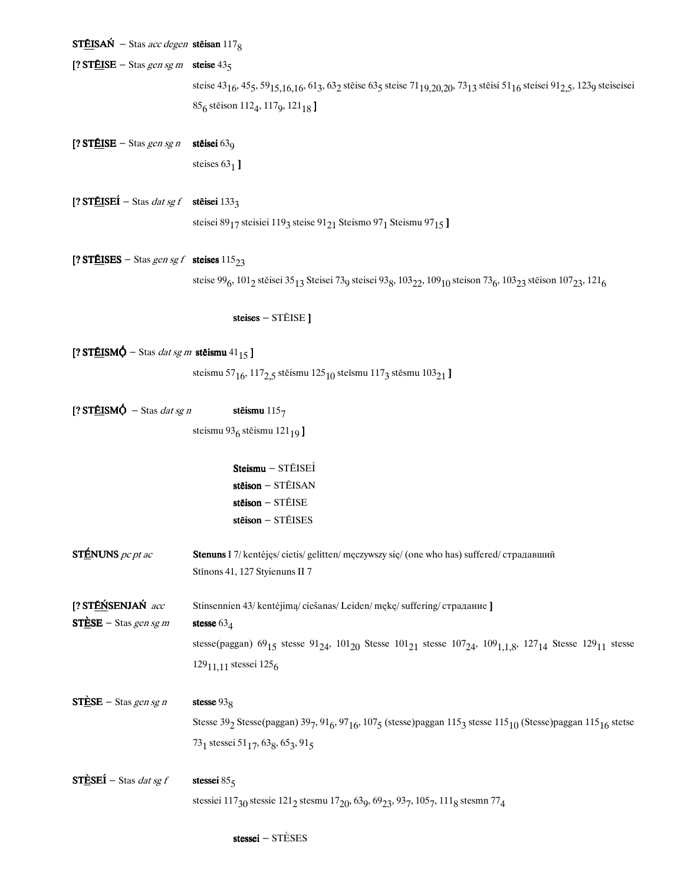**STĒ̱ISAŃ** – Stas *acc degen* **stēisan** $117_{8}$

**[? STĒ̱ISE** – Stas *gen sg m* **steise** $43_{5}$

steise $43_{16}$, $45_{5}$, $59_{15,16,16}$, $61_{3}$, $63_{2}$ stēise $63_{5}$ steise $71_{19,20,20}$, $73_{13}$ stēisi $51_{16}$ steisei $91_{2,5}$, $123_{9}$ steiseisei $85_{6}$ stēison $112_{4}$, $117_{9}$, $121_{18}$ **]**

**[? STĒ̱ISE** – Stas *gen sg n* **stēisei** $63_{9}$

steises $63_{1}$ **]**

**[? STĒ̱ISEĹ** – Stas *dat sg f* **stēisei** $133_{3}$

steisei $89_{17}$ steisiei $119_{3}$ steise $91_{21}$ Steismo $97_{1}$ Steismu $97_{15}$ **]**

**[? STĒ̱ISES** – Stas *gen sg f* **steises** $115_{23}$

steise $99_{6}$, $101_{2}$ stēisei $35_{13}$ Steisei $73_{9}$ steisei $93_{8}$, $103_{22}$, $109_{10}$ steison $73_{6}$, $103_{23}$ stēison $107_{23}$, $121_{6}$

**steises** – STĒISE **]**

**[? STĒ̱ISMǪ́** – Stas *dat sg m* **stēismu** $41_{15}$ **]**

steismu $57_{16}$, $117_{2,5}$ stēismu $125_{10}$ steīsmu $117_{3}$ stēsmu $103_{21}$ **]**

**[? STĒ̱ISMǪ́** – Stas *dat sg n* **stēismu** $115_{7}$

steismu $93_{6}$ stēismu $121_{19}$ **]**

**Steismu** – STĒISEĹ
**stēison** – STĒISAN
**stēison** – STĒISE
**stēison** – STĒISES

**STĒ̱NUNS** *pc pt ac* **Stenuns** I 7/ kentėjęs/ cietis/ gelitten/ męczywszy się/ (one who has) suffered/ страдавший
Stīnons 41, 127 Styienuns II 7

**[? STĒ̱ŃSENJAŃ** *acc* Stinsennien 43/ kentėjimą/ ciešanas/ Leiden/ mękę/ suffering/ страдание **]**

**STÈ̱SE** – Stas *gen sg m* **stesse** $63_{4}$

stesse(paggan) $69_{15}$ stesse $91_{24}$, $101_{20}$ Stesse $101_{21}$ stesse $107_{24}$, $109_{1,1,8}$, $127_{14}$ Stesse $129_{11}$ stesse $129_{11,11}$ stessei $125_{6}$

**STÈ̱SE** – Stas *gen sg n* **stesse** $93_{8}$

Stesse $39_{2}$ Stesse(paggan) $39_{7}$, $91_{6}$, $97_{16}$, $107_{5}$ (stesse)paggan $115_{3}$ stesse $115_{10}$ (Stesse)paggan $115_{16}$ stetse $73_{1}$ stessei $51_{17}$, $63_{8}$, $65_{3}$, $91_{5}$

**STÈ̱SEĹ** – Stas *dat sg f* **stessei** $85_{5}$

stessiei $117_{30}$ stessie $121_{2}$ stesmu $17_{20}$, $63_{9}$, $69_{23}$, $93_{7}$, $105_{7}$, $111_{8}$ stesmn $77_{4}$

**stessei** – STÈSES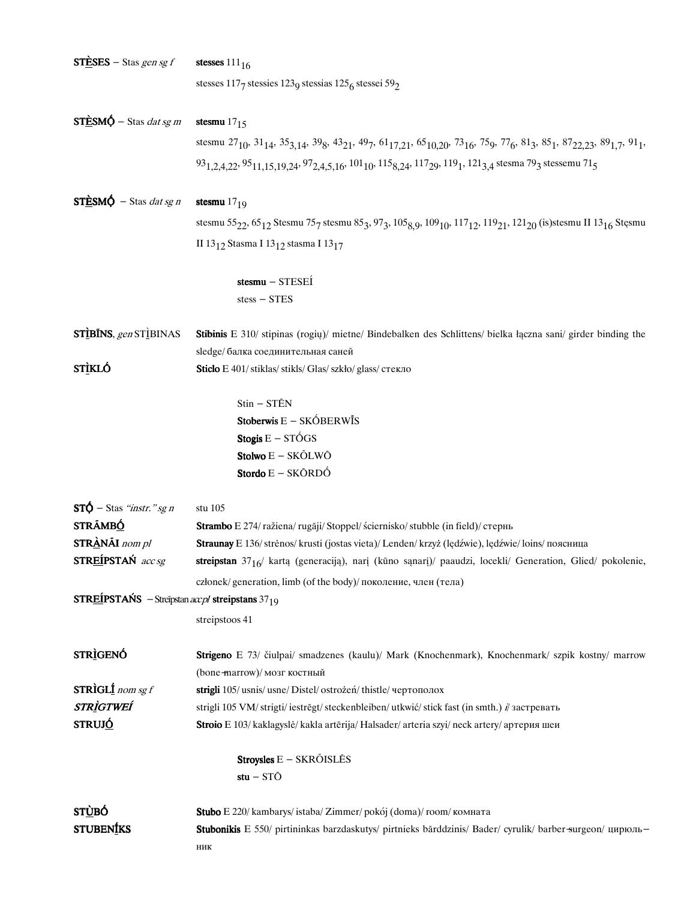**STÈSES** – Stas *gen sg f* **stesses** $111_{16}$

stesses $117_7$ stessies $123_9$ stessias $125_6$ stessei $59_2$

**STÈSMṒ** – Stas *dat sg m* **stesmu** $17_{15}$

stesmu $27_{10}$, $31_{14}$, $35_{3,14}$, $39_8$, $43_{21}$, $49_7$, $61_{17,21}$, $65_{10,20}$, $73_{16}$, $75_9$, $77_6$, $81_3$, $85_1$, $87_{22,23}$, $89_{1,7}$, $91_1$, $93_{1,2,4,22}$, $95_{11,15,19,24}$, $97_{2,4,5,16}$, $101_{10}$, $115_{8,24}$, $117_{29}$, $119_1$, $121_{3,4}$ stesma $79_3$ stessemu $71_5$

**STÈSMṒ** – Stas *dat sg n* **stesmu** $17_{19}$

stesmu $55_{22}$, $65_{12}$ Stesmu $75_7$ stesmu $85_3$, $97_3$, $105_{8,9}$, $109_{10}$, $117_{12}$, $119_{21}$, $121_{20}$ (is)stesmu II $13_{16}$ Stęsmu II $13_{12}$ Stasma I $13_{12}$ stasma I $13_{17}$

**stesmu** – STESEÍ
stess – STES

**STÌBĪNS**, *gen* STÌBINAS **Stibinis** E 310/ stipinas (rogių)/ mietne/ Bindebalken des Schlittens/ bielka łączna sani/ girder binding the sledge/ балка соединительная саней

**STÌKLÓ** **Sticlo** E 401/ stiklas/ stikls/ Glas/ szkło/ glass/ стекло

Stin – STĒN
**Stoberwis** E – SKṒBERWĪS
**Stogis** E – STṒGS
**Stolwo** E – SKÕLWŌ
**Stordo** E – SKÕRDṒ

**STṒ** – Stas *"instr." sg n* stu 105

**STRÃMBṒ** **Strambo** E 274/ ražiena/ rugāji/ Stoppel/ ściernisko/ stubble (in field)/ стернь

**STRÀNĀI** *nom pl* **Straunay** E 136/ strėnos/ krusti (jostas vieta)/ Lenden/ krzyż (lędźwie), lędźwie/ loins/ поясница

**STREÍPSTAŃ** *acc sg* **streipstan** $37_{16}$/ kartą (generaciją), narį (kūno sąnarį)/ paaudzi, locekli/ Generation, Glied/ pokolenie, członek/ generation, limb (of the body)/ поколение, член (тела)

**STREÍPSTAŃS** – Streipstan *acc pl* **streipstans** $37_{19}$

streipstoos 41

**STRÌGENÓ** **Strigeno** E 73/ čiulpai/ smadzenes (kaulu)/ Mark (Knochenmark), Knochenmark/ szpik kostny/ marrow (bone-marrow)/ мозг костный

**STRÌGLĪ** *nom sg f* **strigli** 105/ usnis/ usne/ Distel/ ostrożeń/ thistle/ чертополох

***STRÌGTWEÍ*** strigli 105 VM/ strigti/ iestrēgt/ steckenbleiben/ utkwić/ stick fast (in smth.) *i*/ застревать

**STRUJṒ** **Stroio** E 103/ kaklagyslė/ kakla artērija/ Halsader/ arteria szyi/ neck artery/ артерия шеи

**Stroysles** E – SKRÕISLĒS
**stu** – STŌ

**STÙBṒ** **Stubo** E 220/ kambarys/ istaba/ Zimmer/ pokój (doma)/ room/ комната

**STUBENĪKS** **Stubonikis** E 550/ pirtininkas barzdaskutys/ pirtnieks bārddzinis/ Bader/ cyrulik/ barber-surgeon/ цирюльник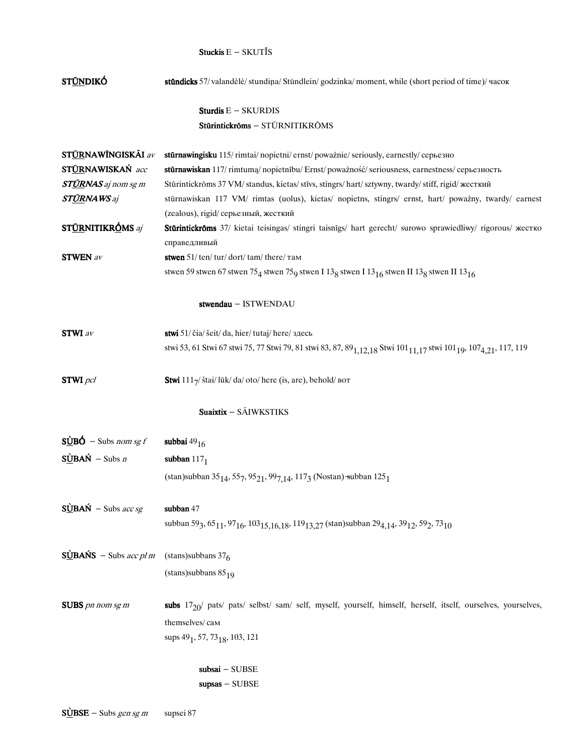**Stuckis** E – SKUTĪ́S

**STŪ̲NDIKÓ** **stūndicks** 57/ valandėlė/ stundiņa/ Stündlein/ godzinka/ moment, while (short period of time)/ часок

**Sturdis** E – SKURDIS

**Stūrintickrōms** – STŪRNITIKRŌMS

**STŪ̲RNAWĪ́NGISKĀI** *av* **stūrnawingisku** 115/ rimtai/ nopietni/ ernst/ poważnie/ seriously, earnestly/ серьезно

**STŪ̲RNAWISKAŃ** *acc* **stūrnawiskan** 117/ rimtumą/ nopietnību/ Ernst/ powaźność/ seriousness, earnestness/ серьезность

***STŪ̲RNAS*** *aj nom sg m* Stūrintickrōms 37 VM/ standus, kietas/ stīvs, stingrs/ hart/ sztywny, twardy/ stiff, rigid/ жесткий

***STŪ̲RNAWS*** *aj* stūrnawiskan 117 VM/ rimtas (uolus), kietas/ nopietns, stingrs/ ernst, hart/ poważny, twardy/ earnest (zealous), rigid/ серьезный, жесткий

**STŪ̲RNITIKRṒMS** *aj* **Stūrintickrōms** 37/ kietai teisingas/ stingri taisnīgs/ hart gerecht/ surowo sprawiedliwy/ rigorous/ жестко справедливый

**STWEN** *av* **stwen** 51/ ten/ tur/ dort/ tam/ there/ там

stwen 59 stwen 67 stwen $75_4$ stwen $75_9$ stwen I $13_8$ stwen I $13_{16}$ stwen II $13_8$ stwen II $13_{16}$

**stwendau** – ISTWENDAU

**STWI** *av* **stwi** 51/ čia/ šeit/ da, hier/ tutaj/ here/ здесь

stwi 53, 61 Stwi 67 stwi 75, 77 Stwi 79, 81 stwi 83, 87, $89_{1,12,18}$ Stwi $101_{11,17}$ stwi $101_{19}$, $107_{4,21}$, 117, 119

**STWI** *pcl* **Stwi** $111_7$/ štai/ lūk/ da/ oto/ here (is, are), behold/ вот

**Suaixtix** – SÃIWKSTIKS

**SÙ̲BÓ** – Subs *nom sg f* **subbai** $49_{16}$

**SÙ̲BAŃ** – Subs *n* **subban** $117_1$

(stan)subban $35_{14}$, $55_7$, $95_{21}$, $99_{7,14}$, $117_3$ (Nostan)-subban $125_1$

**SÙ̲BAŃ** – Subs *acc sg* **subban** 47

subban $59_3$, $65_{11}$, $97_{16}$, $103_{15,16,18}$, $119_{13,27}$ (stan)subban $29_{4,14}$, $39_{12}$, $59_2$, $73_{10}$

**SÙ̲BAŃS** – Subs *acc pl m* (stans)subbans $37_6$

(stans)subbans $85_{19}$

**SUBS** *pn nom sg m* **subs** $17_{20}$/ pats/ pats/ selbst/ sam/ self, myself, yourself, himself, herself, itself, ourselves, yourselves, themselves/ сам

sups $49_1$, 57, $73_{18}$, 103, 121

**subsai** – SUBSE

**supsas** – SUBSE

**SÙ̲BSE** – Subs *gen sg m* supsei 87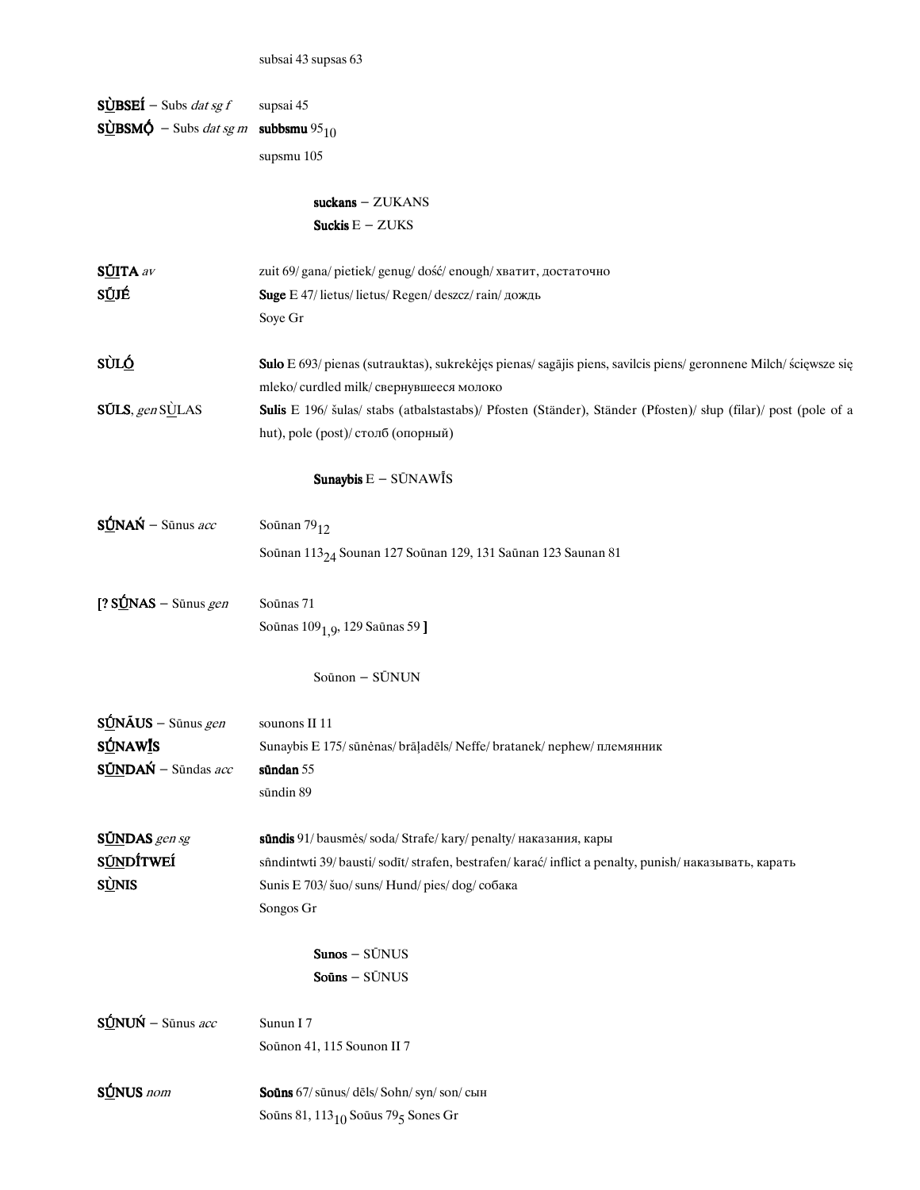subsai 43 supsas 63

**SÙBSEÍ** – Subs *dat sg f* supsai 45

**SÙBSMÓ** – Subs *dat sg m* **subbsmu** $95_{10}$
supsmu 105

**suckans** – ZUKANS
**Suckis** E – ZUKS

**SŪITA** *av* zuit 69/ gana/ pietiek/ genug/ dość/ enough/ хватит, достаточно

**SŪJÉ** **Suge** E 47/ lietus/ lietus/ Regen/ deszcz/ rain/ дождь
Soye Gr

**SÙLÓ** **Sulo** E 693/ pienas (sutrauktas), sukrekėjęs pienas/ sagājis piens, savilcis piens/ geronnene Milch/ ściężwsze się mleko/ curdled milk/ свернувшееся молоко

**SŪLS**, *gen* SÙLAS **Sulis** E 196/ šulas/ stabs (atbalstastabs)/ Pfosten (Ständer), Ständer (Pfosten)/ słup (filar)/ post (pole of a hut), pole (post)/ столб (опорный)

**Sunaybis** E – SŪNAWĪS

**SŪNAŃ** – Sūnus *acc* Soūnan $79_{12}$
Soūnan $113_{24}$ Sounan 127 Soūnan 129, 131 Saūnan 123 Saunan 81

[? **SŪNAS** – Sūnus *gen* Soūnas 71
Soūnas $109_{1,9}$, 129 Saūnas 59 ]

Soūnon – SŪNUN

**SŪNĀUS** – Sūnus *gen* sounons II 11

**SŪNAWĪS** Sunaybis E 175/ sūnėnas/ brāļadēls/ Neffe/ bratanek/ nephew/ племянник

**SŪNDAŃ** – Sūndas *acc* **sūndan** 55
sūndin 89

**SŪNDAS** *gen sg* **sūndis** 91/ bausmės/ soda/ Strafe/ kary/ penalty/ наказания, кары

**SŪNDÍTWEÍ** sûndintwti 39/ bausti/ sodīt/ strafen, bestrafen/ karać/ inflict a penalty, punish/ наказывать, карать

**SÙNIS** Sunis E 703/ šuo/ suns/ Hund/ pies/ dog/ собака
Songos Gr

**Sunos** – SŪNUS
**Soūns** – SŪNUS

**SŪNUŃ** – Sūnus *acc* Sunun I 7
Soūnon 41, 115 Sounon II 7

**SŪNUS** *nom* **Soūns** 67/ sūnus/ dēls/ Sohn/ syn/ son/ сын
Soūns 81, $113_{10}$ Soūus $79_5$ Sones Gr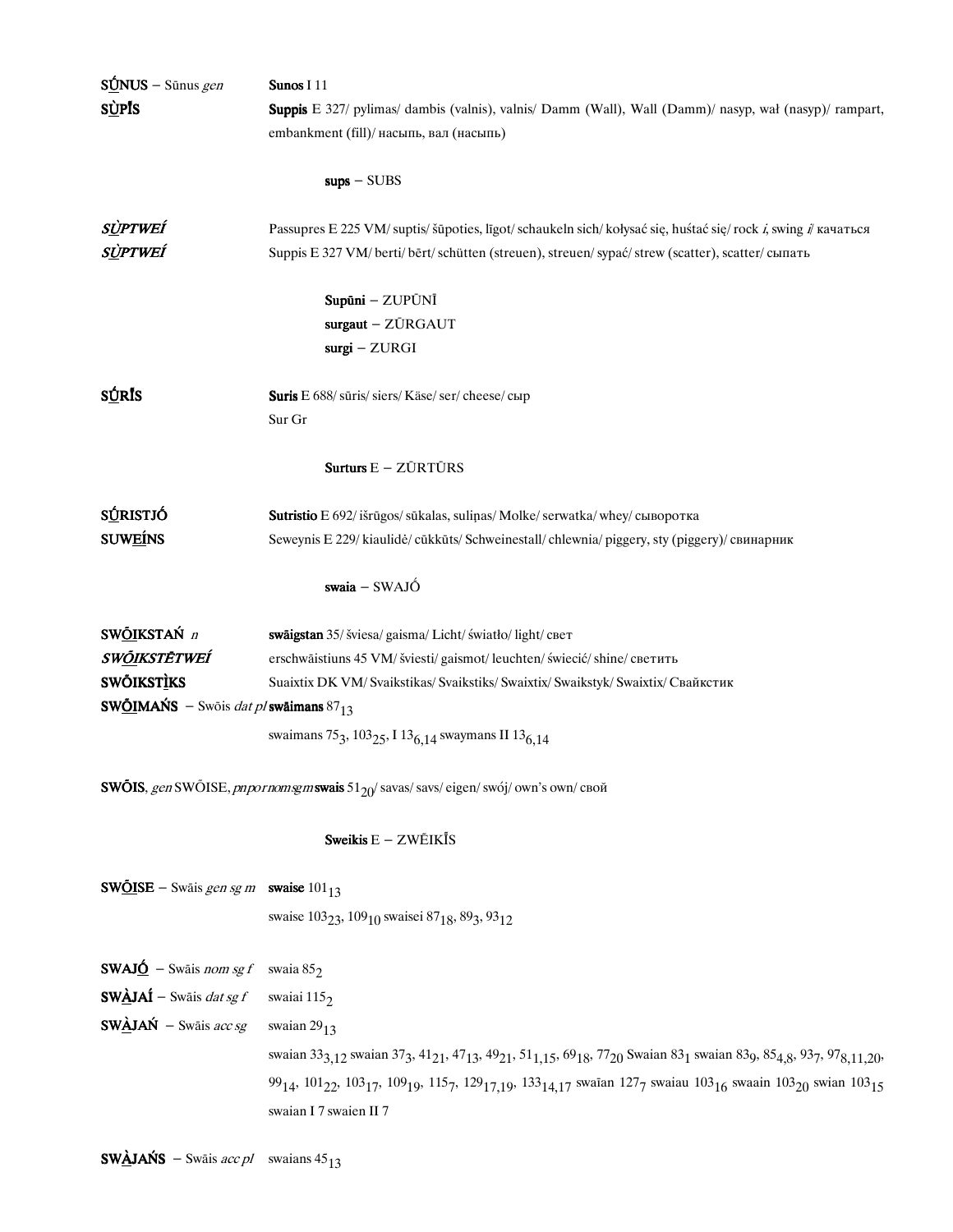**SŪ́NUS** – Sūnus *gen* **Sunos** I 11

**SÙ<u>P</u>Ī̃S** **Suppis** E 327/ pylimas/ dambis (valnis), valnis/ Damm (Wall), Wall (Damm)/ nasyp, wał (nasyp)/ rampart, embankment (fill)/ насыпь, вал (насыпь)

**sups** – SUBS

***SÙ<u>P</u>TWEÍ*** Passupres E 225 VM/ suptis/ šūpoties, līgot/ schaukeln sich/ kołysać się, huśtać się/ rock *i*, swing *i*/ качаться

***SÙ<u>P</u>TWEÍ*** Suppis E 327 VM/ berti/ bērt/ schütten (streuen), streuen/ sypać/ strew (scatter), scatter/ сыпать

**Supūni** – ZUPŪNĪ

**surgaut** – ZŪRGAUT

**surgi** – ZURGI

**SŪ́<u>R</u>Ī̃S** **Suris** E 688/ sūris/ siers/ Käse/ ser/ cheese/ сыр

Sur Gr

**Surturs** E – ZŪRTŪRS

**SŪ́RISTJÓ** **Sutristio** E 692/ išrūgos/ sūkalas, suliņas/ Molke/ serwatka/ whey/ сыворотка

**SUW<u>E</u>ÍNS** Seweynis E 229/ kiaulidė/ cūkkūts/ Schweinestall/ chlewnia/ piggery, sty (piggery)/ свинарник

**swaia** – SWAJÓ

**SWÕ<u>I</u>KSTAŃ** *n* **swāigstan** 35/ šviesa/ gaisma/ Licht/ światło/ light/ свет

***SWÕ<u>I</u>KSTĒTWEÍ*** erschwāistiuns 45 VM/ šviesti/ gaismot/ leuchten/ świecić/ shine/ светить

**SWÕIKSTÌ<u>K</u>S** Suaixtix DK VM/ Svaikstikas/ Svaikstiks/ Swaixtix/ Swaikstyk/ Swaixtix/ Свайкстик

**SWÕ<u>I</u>MAŃS** – Swōis *dat pl* **swāimans** $87_{13}$

swaimans $75_{3}$, $103_{25}$, I $13_{6,14}$ swaymans II $13_{6,14}$

**SWÕIS**, *gen* SWÕISE, *pnpornomsgm* **swais** $51_{20}$/ savas/ savs/ eigen/ swój/ own's own/ свой

**Sweikis** E – ZWÊIKĪ̃S

**SWÕ<u>I</u>SE** – Swāis *gen sg m* **swaise** $101_{13}$

swaise $103_{23}$, $109_{10}$ swaisei $87_{18}$, $89_{3}$, $93_{12}$

**SWAJ<u>Ó</u>** – Swāis *nom sg f* swaia $85_{2}$

**SW<u>À</u>JAÍ** – Swāis *dat sg f* swaiai $115_{2}$

**SW<u>À</u>JAŃ** – Swāis *acc sg* swaian $29_{13}$

swaian $33_{3,12}$ swaian $37_{3}$, $41_{21}$, $47_{13}$, $49_{21}$, $51_{1,15}$, $69_{18}$, $77_{20}$ Swaian $83_{1}$ swaian $83_{9}$, $85_{4,8}$, $93_{7}$, $97_{8,11,20}$, $99_{14}$, $101_{22}$, $103_{17}$, $109_{19}$, $115_{7}$, $129_{17,19}$, $133_{14,17}$ swaīan $127_{7}$ swaiau $103_{16}$ swaain $103_{20}$ swian $103_{15}$

swaian I 7 swaien II 7

**SW<u>À</u>JAŃS** – Swāis *acc pl* swaians $45_{13}$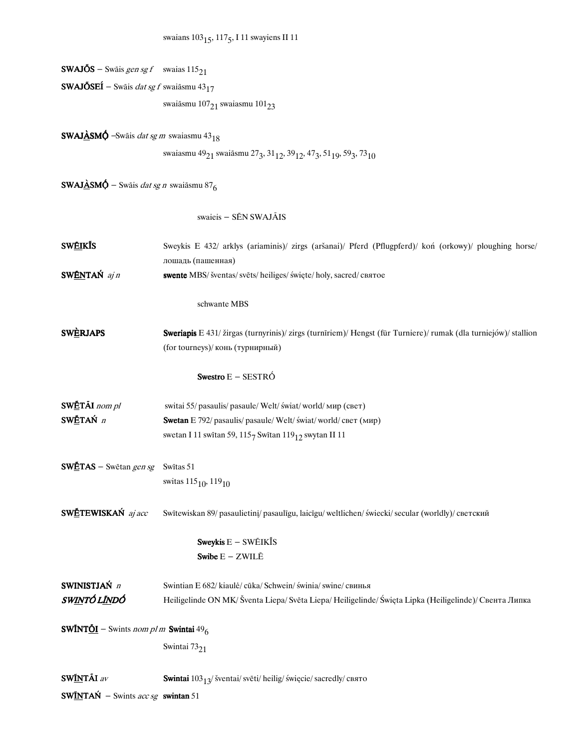swaians $103_{15}$, $117_5$, I 11 swayiens II 11

**SWAJŐS** – Swāis *gen sg f* swaias $115_{21}$

**SWAJŐSEÍ** – Swāis *dat sg f* swaiāsmu $43_{17}$

swaiāsmu $107_{21}$ swaiasmu $101_{23}$

**SWAJÀSMÓ** –Swāis *dat sg m* swaiasmu $43_{18}$

swaiasmu $49_{21}$ swaiāsmu $27_3$, $31_{12}$, $39_{12}$, $47_3$, $51_{19}$, $59_3$, $73_{10}$

**SWAJÀSMÓ** – Swāis *dat sg n* swaiāsmu $87_6$

swaieis – SĒN SWAJĀIS

**SWĒIKĪS** Sweykis E 432/ arklys (ariaminis)/ zirgs (aršanai)/ Pferd (Pflugpferd)/ koń (orkowy)/ ploughing horse/ лошадь (пашенная)

**SWĒNTAŃ** *aj n* **swente** MBS/ šventas/ svēts/ heiliges/ święte/ holy, sacred/ святое

schwante MBS

**SWÈRJAPS** **Sweriapis** E 431/ žirgas (turnyrinis)/ zirgs (turnīriem)/ Hengst (für Turniere)/ rumak (dla turniejów)/ stallion (for tourneys)/ конь (турнирный)

**Swestro** E – SESTRÓ

**SWĒTĀI** *nom pl* switai 55/ pasaulis/ pasaule/ Welt/ świat/ world/ мир (свет)

**SWĒTAŃ** *n* **Swetan** E 792/ pasaulis/ pasaule/ Welt/ świat/ world/ свет (мир)

swetan I 11 swītan 59, $115_7$ Swītan $119_{12}$ swytan II 11

**SWĒTAS** – Swētan *gen sg* Swītas 51

switas $115_{10}$, $119_{10}$

**SWĒTEWISKAŃ** *aj acc* Swītewiskan 89/ pasaulietinį/ pasaulīgu, laicīgu/ weltlichen/ świecki/ secular (worldly)/ светский

**Sweykis** E – SWĒIKĪS

**Swibe** E – ZWILĒ

**SWINISTJAŃ** *n* Swintian E 682/ kiaulė/ cūka/ Schwein/ świnia/ swine/ свинья

***SWINTÓ LĪNDÓ*** Heiligelinde ON MK/ Šventa Liepa/ Svēta Liepa/ Heiligelinde/ Święta Lipka (Heiligelinde)/ Свента Липка

**SWĪNTŌI** – Swints *nom pl m* **Swintai** $49_6$

Swintai $73_{21}$

**SWĪNTĀI** *av* **Swintai** $103_{13}$/ šventai/ svēti/ heilig/ święcie/ sacredly/ свято

**SWĪNTAŃ** – Swints *acc sg* **swintan** 51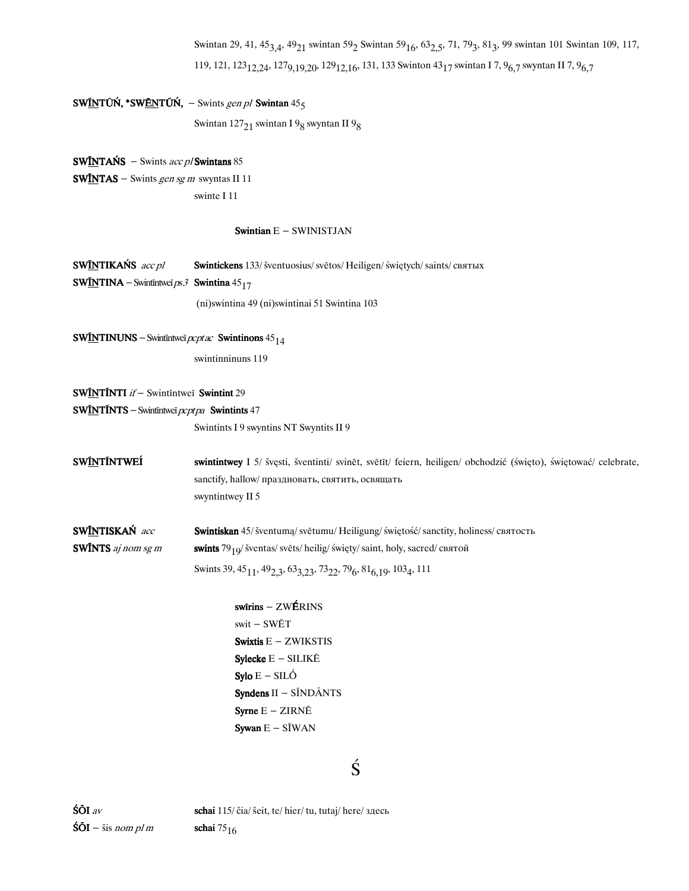Swintan 29, 41, $45_{3,4}$, $49_{21}$ swintan $59_{2}$ Swintan $59_{16}$, $63_{2,5}$, 71, $79_{3}$, $81_{3}$, 99 swintan 101 Swintan 109, 117, 119, 121, $123_{12,24}$, $127_{9,19,20}$, $129_{12,16}$, 131, 133 Swinton $43_{17}$ swintan I 7, $9_{6,7}$ swyntan II 7, $9_{6,7}$

**SWĪNTŪŃ, *SWĒNTŪŃ,** – Swints *gen pl* **Swintan** $45_{5}$
Swintan $127_{21}$ swintan I $9_{8}$ swyntan II $9_{8}$

**SWĪNTAŃS** – Swints *acc pl* **Swintans** 85

**SWĪNTAS** – Swints *gen sg m* swyntas II 11
swinte I 11

**Swintian** E – SWINISTJAN

**SWĪNTIKAŃS** *acc pl* **Swintickens** 133/ šventuosius/ svētos/ Heiligen/ świętych/ saints/ святых

**SWĪNTINA** – Swintīntweī *ps 3* **Swintina** $45_{17}$
(ni)swintina 49 (ni)swintinai 51 Swintina 103

**SWĪNTINUNS** – Swintīntweī *pcpt ac* **Swintinons** $45_{14}$
swintinninuns 119

**SWĪNTĪNTI** *if* – Swintīntweī **Swintint** 29

**SWĪNTĪNTS** – Swintīntweī *pcpt pa* **Swintints** 47
Swintints I 9 swyntins NT Swyntits II 9

**SWĪNTĪNTWEÍ** **swintintwey** I 5/ švęsti, šventinti/ svinēt, svētīt/ feiern, heiligen/ obchodzić (święto), świętować/ celebrate, sanctify, hallow/ праздновать, святить, освящать
swyntintwey II 5

**SWĪNTISKAŃ** *acc* **Swintiskan** 45/ šventumą/ svētumu/ Heiligung/ świętość/ sanctity, holiness/ святость

**SWĪNTS** *aj nom sg m* **swints** $79_{19}$/ šventas/ svēts/ heilig/ święty/ saint, holy, sacred/ святой
Swints 39, $45_{11}$, $49_{2,3}$, $63_{3,23}$, $73_{22}$, $79_{6}$, $81_{6,19}$, $103_{4}$, 111

**swīrins** – ZWÉRINS
swit – SWĒT
**Swixtis** E – ZWIKSTIS
**Sylecke** E – SILIKĒ
**Sylo** E – SILṒ
**Syndens** II – SĪNDÃNTS
**Syrne** E – ZIRNĒ
**Sywan** E – SĪWAN

# Ś

**ŚŌI** *av* **schai** 115/ čia/ šeit, te/ hier/ tu, tutaj/ here/ здесь

**ŚŌI** – šis *nom pl m* **schai** $75_{16}$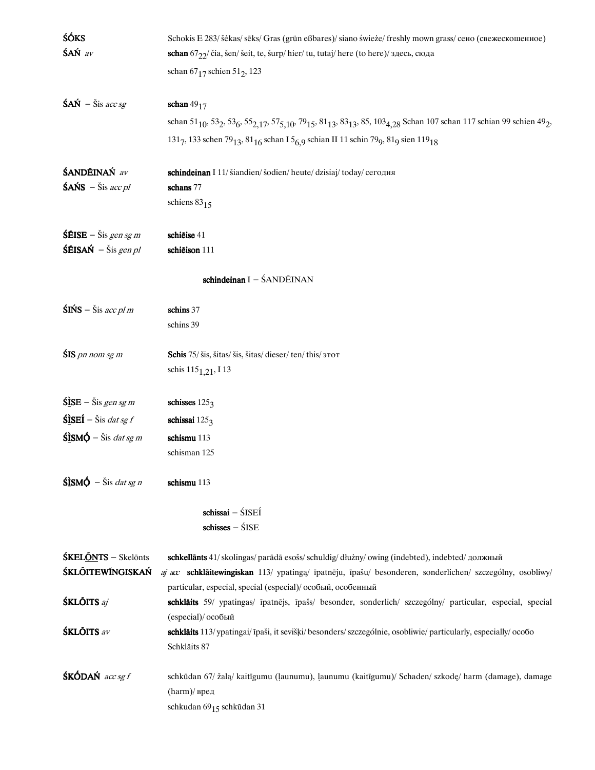**ŚÓKS** Schokis E 283/ šėkas/ sēks/ Gras (grün eßbares)/ siano świeże/ freshly mown grass/ сено (свежескошенное)

**ŚAŃ** *av* **schan** $67_{22}$/ čia, šen/ šeit, te, šurp/ hier/ tu, tutaj/ here (to here)/ здесь, сюда
schan $67_{17}$ schien $51_{2}$, 123

**ŚAŃ** – Šis *acc sg* **schan** $49_{17}$
schan $51_{10}$, $53_{2}$, $53_{6}$, $55_{2,17}$, $57_{5,10}$, $79_{15}$, $81_{13}$, $83_{13}$, 85, $103_{4,28}$ Schan 107 schan 117 schian 99 schien $49_{2}$, $131_{7}$, 133 schen $79_{13}$, $81_{16}$ schan I $5_{6,9}$ schian II 11 schin $79_{9}$, $81_{9}$ sien $119_{18}$

**ŚANDĒINAŃ** *av* **schindeinan** I 11/ šiandien/ šodien/ heute/ dzisiaj/ today/ сегодня

**ŚAŃS** – Šis *acc pl* **schans** 77
schiens $83_{15}$

**ŚĒISE** – Šis *gen sg m* **schiĕise** 41

**ŚĒISAŃ** – Šis *gen pl* **schiĕison** 111

**schindeinan** I – ŚANDĒINAN

**ŚIŃS** – Šis *acc pl m* **schins** 37
schins 39

**ŚIS** *pn nom sg m* **Schis** 75/ šis, šitas/ šis, šitas/ dieser/ ten/ this/ этот
schis $115_{1,21}$, I 13

**ŚI̱SE** – Šis *gen sg m* **schisses** $125_{3}$

**ŚI̱SEÍ** – Šis *dat sg f* **schissai** $125_{3}$

**ŚI̱SMǪ́** – Šis *dat sg m* **schismu** 113
schisman 125

**ŚI̱SMǪ́** – Šis *dat sg n* **schismu** 113

**schissai** – ŚISEÍ
**schisses** – ŚISE

**ŚKELŌ̱NTS** – Skelōnts **schkellānts** 41/ skolingas/ parādā esošs/ schuldig/ dłużny/ owing (indebted), indebted/ должный

**ŚKLŌITEWĪNGISKAŃ** *aj acc* **schklāitewingiskan** 113/ ypatingą/ īpatnēju, īpašu/ besonderen, sonderlichen/ szczególny, osobliwy/ particular, especial, special (especial)/ особый, особенный

**ŚKLŌITS** *aj* **schklāits** 59/ ypatingas/ īpatnējs, īpašs/ besonder, sonderlich/ szczególny/ particular, especial, special (especial)/ особый

**ŚKLŌITS** *av* **schklāits** 113/ ypatingai/ īpaši, it sevišķi/ besonders/ szczególnie, osobliwie/ particularly, especially/ особо
Schklāits 87

**ŚKÓDAŃ** *acc sg f* schkūdan 67/ žalą/ kaitīgumu (ļaunumu), ļaunumu (kaitīgumu)/ Schaden/ szkodę/ harm (damage), damage (harm)/ вред
schkudan $69_{15}$ schkūdan 31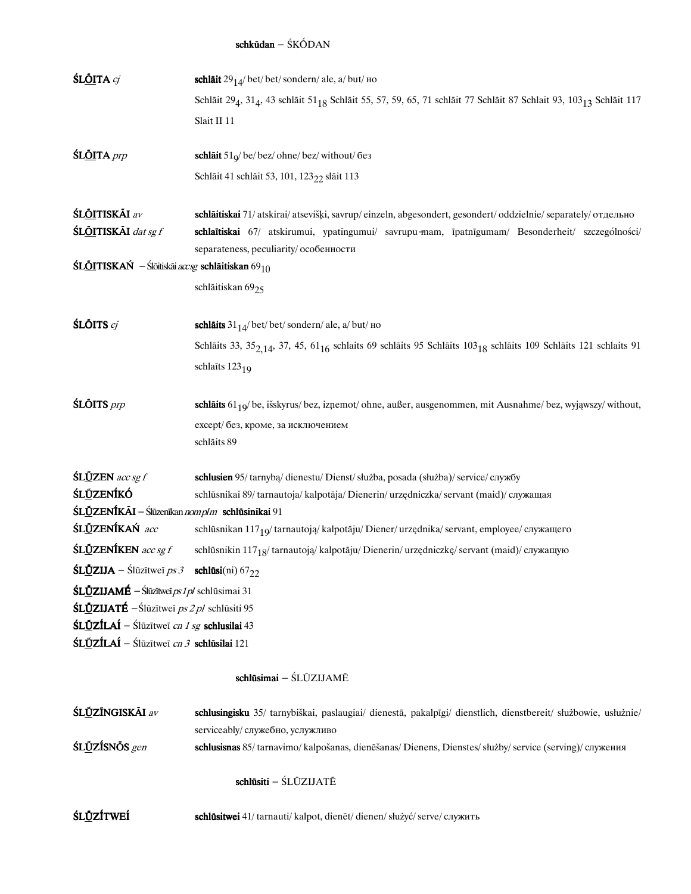**schkūdan** – ŚKŐDAN

**ŚLŌ̲ITA** *cj* **schlāit** $29_{14}$/ bet/ bet/ sondern/ ale, a/ but/ но

Schlāit $29_4$, $31_4$, 43 schlāit $51_{18}$ Schlāit 55, 57, 59, 65, 71 schlāit 77 Schlāit 87 Schlait 93, $103_{13}$ Schlāit 117 Slait II 11

**ŚLŌ̲ITA** *prp* **schlāit** $51_9$/ be/ bez/ ohne/ bez/ without/ без

Schlāit 41 schlāit 53, 101, $123_{22}$ slāit 113

**ŚLŌ̲ITISKĀI** *av* **schlāitiskai** 71/ atskirai/ atsevišķi, savrup/ einzeln, abgesondert, gesondert/ oddzielnie/ separately/ отдельно

**ŚLŌ̲ITISKĀI** *dat sg f* **schlaītiskai** 67/ atskirumui, ypatingumui/ savrupu-mam, īpatnīgumam/ Besonderheit/ szczególności/ separateness, peculiarity/ особенности

**ŚLŌ̲ITISKAŃ** – Ślōitiskāi *acc sg* **schlāitiskan** $69_{10}$

schlāitiskan $69_{25}$

**ŚLŐITS** *cj* **schlāits** $31_{14}$/ bet/ bet/ sondern/ ale, a/ but/ но

Schlāits 33, $35_{2,14}$, 37, 45, $61_{16}$ schlaits 69 schlāits 95 Schlāits $103_{18}$ schlāits 109 Schlāits 121 schlaits 91 schlaīts $123_{19}$

**ŚLŐITS** *prp* **schlāits** $61_{19}$/ be, išskyrus/ bez, izņemot/ ohne, außer, ausgenommen, mit Ausnahme/ bez, wyjąwszy/ without, except/ без, кроме, за исключением

schlāits 89

**ŚLŪ̲ZEN** *acc sg f* **schlusien** 95/ tarnybą/ dienestu/ Dienst/ służba, posada (służba)/ service/ службу

**ŚLŪ̲ZENÍKÓ** schlūsnikai 89/ tarnautoja/ kalpotāja/ Dienerin/ urzędniczka/ servant (maid)/ служащая

**ŚLŪ̲ZENÍKĀI** – Ślūzenīkan *nom pl m* **schlūsinikai** 91

**ŚLŪ̲ZENÍKAŃ** *acc* schlūsnikan $117_{19}$/ tarnautoją/ kalpotāju/ Diener/ urzędnika/ servant, employee/ служащего

**ŚLŪ̲ZENÍKEN** *acc sg f* schlūsnikin $117_{18}$/ tarnautoją/ kalpotāju/ Dienerin/ urzędniczkę/ servant (maid)/ служащую

**ŚLŪ̲ZIJA** – Ślūzītweī *ps 3* **schlūsi**(ni) $67_{22}$

**ŚLŪ̲ZIJAMÉ** – Ślūzītweī *ps 1pl* schlūsimai 31

**ŚLŪ̲ZIJATÉ** – Ślūzītweī *ps 2 pl* schlūsiti 95

**ŚLŪ̲ZÍLAÍ** – Ślūzītweī *cn 1 sg* **schlusilai** 43

**ŚLŪ̲ZÍLAÍ** – Ślūzītweī *cn 3* **schlūsilai** 121

**schlūsimai** – ŚLŪZIJAMĒ

**ŚLŪ̲ZÍNGISKĀI** *av* **schlusingisku** 35/ tarnybiškai, paslaugiai/ dienestā, pakalpīgi/ dienstlich, dienstbereit/ służbowie, usłużnie/ serviceably/ служебно, услужливо

**ŚLŪ̲ZÍSNŐS** *gen* **schlusisnas** 85/ tarnavimo/ kalpošanas, dienēšanas/ Dienens, Dienstes/ służby/ service (serving)/ служения

**schlūsiti** – ŚLŪZIJATĒ

**ŚLŪ̲ZÍTWEÍ** **schlūsitwei** 41/ tarnauti/ kalpot, dienēt/ dienen/ służyć/ serve/ служить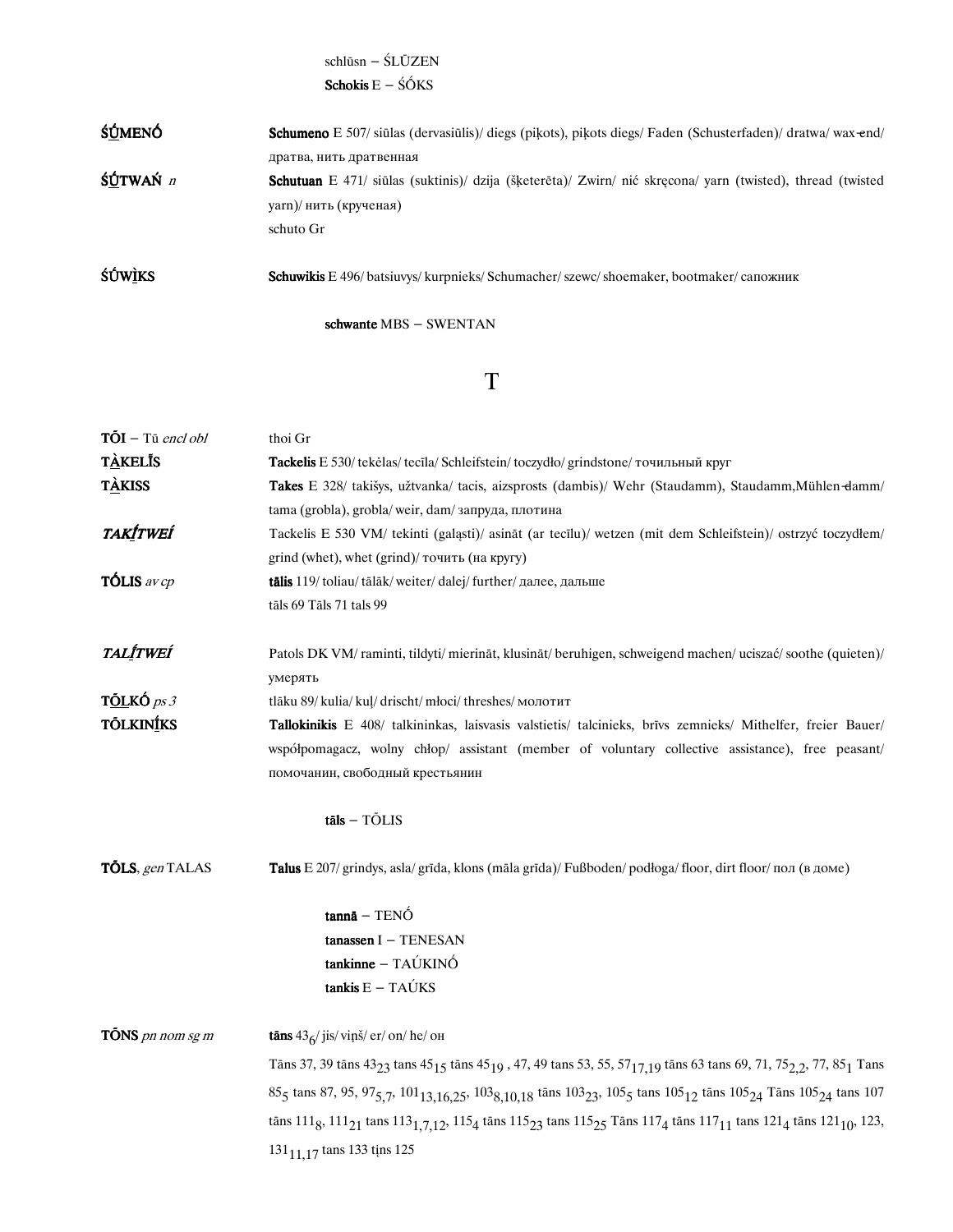schlūsn – ŚLŪZEN
**Schokis** E – ŚÓKS

| | |
|---|---|
| **ŚU̲MENÓ** | **Schumeno** E 507/ siūlas (dervasiūlis)/ diegs (piķots), piķots diegs/ Faden (Schusterfaden)/ dratwa/ wax-end/ дратва, нить дратвенная |
| **ŚU̲TWAŃ** *n* | **Schutuan** E 471/ siūlas (suktinis)/ dzija (šķeterēta)/ Zwirn/ nić skręcona/ yarn (twisted), thread (twisted yarn)/ нить (крученая)<br>schuto Gr |
| **ŚÚWÌKS** | **Schuwikis** E 496/ batsiuvys/ kurpnieks/ Schumacher/ szewc/ shoemaker, bootmaker/ сапожник |

**schwante** MBS – SWENTAN

## T

| | |
|---|---|
| **TŌI** – Tū *encl obl* | thoi Gr |
| **TÀ̲KELĪS** | **Tackelis** E 530/ tekėlas/ tecīla/ Schleifstein/ toczydło/ grindstone/ точильный круг |
| **TÀ̲KISS** | **Takes** E 328/ takišys, užtvanka/ tacis, aizsprosts (dambis)/ Wehr (Staudamm), Staudamm,Mühlen-damm/ tama (grobla), grobla/ weir, dam/ запруда, плотина |
| ***TAKĪ̲TWEÍ*** | Tackelis E 530 VM/ tekinti (galąsti)/ asināt (ar tecīlu)/ wetzen (mit dem Schleifstein)/ ostrzyć toczydłem/ grind (whet), whet (grind)/ точить (на кругу) |
| **TÓLIS** *av cp* | **tālis** 119/ toliau/ tālāk/ weiter/ dalej/ further/ далее, дальше<br>tāls 69 Tāls 71 tals 99 |
| ***TALĪ̲TWEÍ*** | Patols DK VM/ raminti, tildyti/ mierināt, klusināt/ beruhigen, schweigend machen/ uciszać/ soothe (quieten)/ умерять |
| **TŌ̲LKÓ** *ps 3* | tlāku 89/ kulia/ kuļ/ drischt/ młoci/ threshes/ молотит |
| **TŌLKINĪ̲KS** | **Tallokinikis** E 408/ talkininkas, laisvasis valstietis/ talcinieks, brīvs zemnieks/ Mithelfer, freier Bauer/ współpomagacz, wolny chłop/ assistant (member of voluntary collective assistance), free peasant/ помочанин, свободный крестьянин |

**tāls** – TŌLIS

| | |
|---|---|
| **TŌLS**, *gen* TALAS | **Talus** E 207/ grindys, asla/ grīda, klons (māla grīda)/ Fußboden/ podłoga/ floor, dirt floor/ пол (в доме) |

**tannā** – TENÓ
**tanassen** I – TENESAN
**tankinne** – TAÚKINÓ
**tankis** E – TAÚKS

| | |
|---|---|
| **TŌNS** *pn nom sg m* | **tāns** $43_{6}$/ jis/ viņš/ er/ on/ he/ он<br>Tāns 37, 39 tāns $43_{23}$ tans $45_{15}$ tāns $45_{19}$ , 47, 49 tāns 53, 55, $57_{17,19}$ tāns 63 tans 69, 71, $75_{2,2}$, 77, $85_{1}$ Tans $85_{5}$ tans 87, 95, $97_{5,7}$, $101_{13,16,25}$, $103_{8,10,18}$ tāns $103_{23}$, $105_{5}$ tans $105_{12}$ tāns $105_{24}$ Tāns $105_{24}$ tans 107 tāns $111_{8}$, $111_{21}$ tans $113_{1,7,12}$, $115_{4}$ tāns $115_{23}$ tans $115_{25}$ Tāns $117_{4}$ tāns $117_{11}$ tans $121_{4}$ tāns $121_{10}$, 123, $131_{11,17}$ tans 133 tiņs 125 |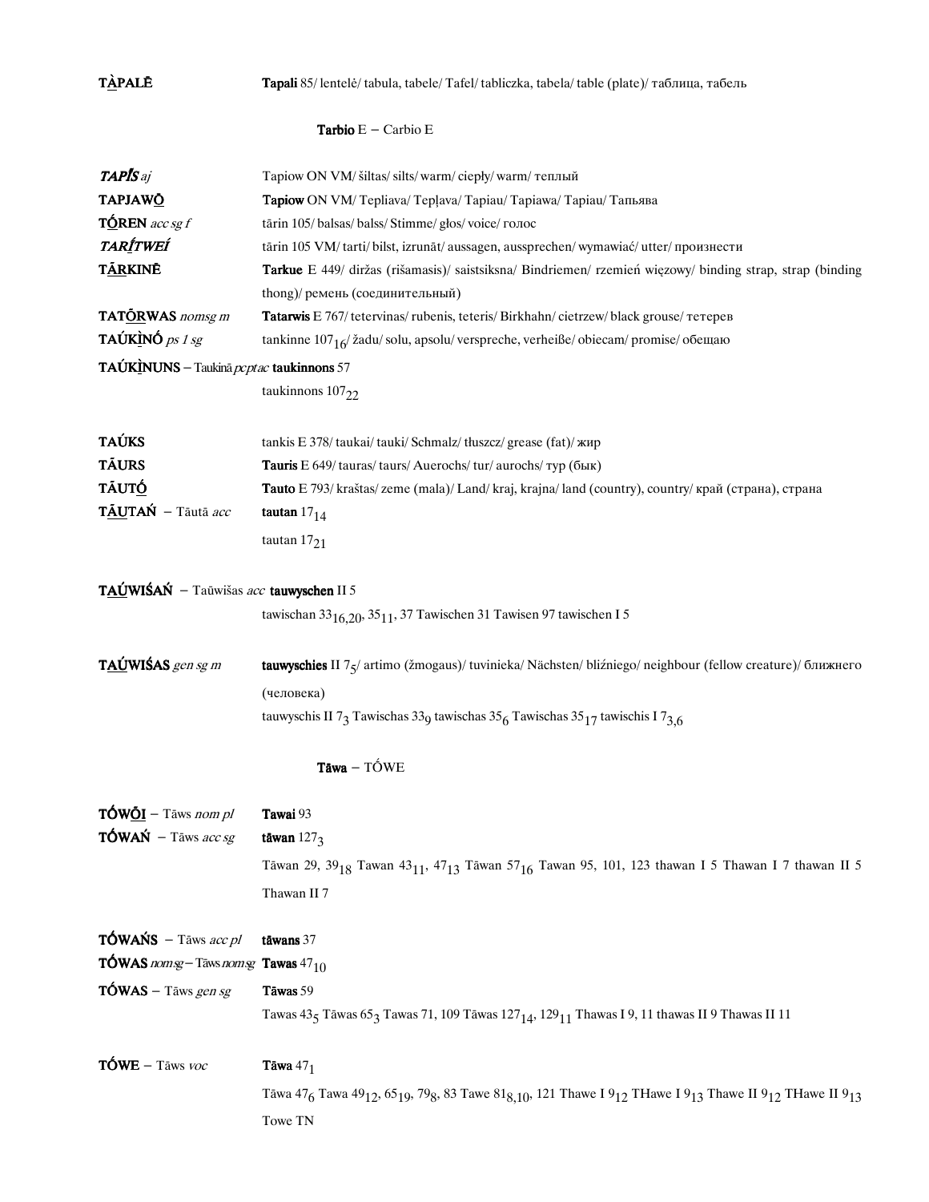**TÀ̲PALĒ** **Tapali** 85/ lentelė/ tabula, tabele/ Tafel/ tabliczka, tabela/ table (plate)/ таблица, табель

**Tarbio** E – Carbio E

***TAPĪ́S*** *aj* Tapiow ON VM/ šiltas/ silts/ warm/ ciepły/ warm/ теплый

**TAPJAWŌ̲** **Tapiow** ON VM/ Tepliava/ Tepļava/ Tapiau/ Tapiawa/ Tapiau/ Тапьява

**TṒ̲REN** *acc sg f* tārin 105/ balsas/ balss/ Stimme/ głos/ voice/ голос

***TARĪ̲́TWEÍ*** tārin 105 VM/ tarti/ bilst, izrunāt/ aussagen, aussprechen/ wymawiać/ utter/ произнести

**TĀ̲RKINĒ** **Tarkue** E 449/ diržas (rišamasis)/ saistsiksna/ Bindriemen/ rzemień więzowy/ binding strap, strap (binding thong)/ ремень (соединительный)

**TATŌ̲RWAS** *nomsg m* **Tatarwis** E 767/ tetervinas/ rubenis, teteris/ Birkhahn/ cietrzew/ black grouse/ тетерев

**TAÚKÌ̲NÓ** *ps 1 sg* tankinne $107_{16}$/ žadu/ solu, apsolu/ verspreche, verheiße/ obiecam/ promise/ обещаю

**TAÚKÌ̲NUNS** – Taukinā *pcptac* **taukinnons** 57

taukinnons $107_{22}$

**TAÚKS** tankis E 378/ taukai/ tauki/ Schmalz/ tłuszcz/ grease (fat)/ жир

**TĀURS** **Tauris** E 649/ tauras/ taurs/ Auerochs/ tur/ aurochs/ тур (бык)

**TĀUTÓ̲** **Tauto** E 793/ kraštas/ zeme (mala)/ Land/ kraj, krajna/ land (country), country/ край (страна), страна

**TĀ̲U̲TAŃ** – Tāutā *acc* **tautan** $17_{14}$

tautan $17_{21}$

**TA̲Ú̲WIŚAŃ** – Taūwišas *acc* **tauwyschen** II 5

tawischan $33_{16,20}$, $35_{11}$, 37 Tawischen 31 Tawisen 97 tawischen I 5

**TA̲Ú̲WIŚAS** *gen sg m* **tauwyschies** II $7_5$/ artimo (žmogaus)/ tuvinieka/ Nächsten/ bliźniego/ neighbour (fellow creature)/ ближнего (человека)

tauwyschis II $7_3$ Tawischas $33_9$ tawischas $35_6$ Tawischas $35_{17}$ tawischis I $7_{3,6}$

**Tāwa** – TÓWE

**TÓWŌ̲I** – Tāws *nom pl* **Tawai** 93

**TÓWAŃ** – Tāws *acc sg* **tāwan** $127_3$

Tāwan 29, $39_{18}$ Tawan $43_{11}$, $47_{13}$ Tāwan $57_{16}$ Tawan 95, 101, 123 thawan I 5 Thawan I 7 thawan II 5 Thawan II 7

**TÓWAŃS** – Tāws *acc pl* **tāwans** 37

**TÓWAS** *nom sg* – Tāws *nom sg* **Tawas** $47_{10}$

**TÓWAS** – Tāws *gen sg* **Tāwas** 59

Tawas $43_5$ Tāwas $65_3$ Tawas 71, 109 Tāwas $127_{14}$, $129_{11}$ Thawas I 9, 11 thawas II 9 Thawas II 11

**TÓWE** – Tāws *voc* **Tāwa** $47_1$

Tāwa $47_6$ Tawa $49_{12}$, $65_{19}$, $79_8$, 83 Tawe $81_{8,10}$, 121 Thawe I $9_{12}$ THawe I $9_{13}$ Thawe II $9_{12}$ THawe II $9_{13}$ Towe TN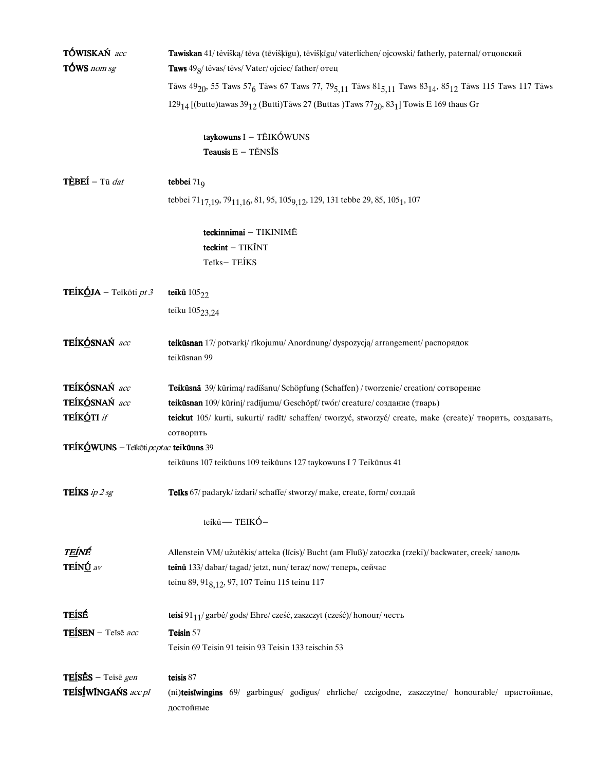**TÓWISKAŃ** *acc* **Tawiskan** 41/ tėvišką/ tēva (tēvišķīgu), tēvišķīgu/ väterlichen/ ojcowski/ fatherly, paternal/ отцовский

**TÓWS** *nom sg* **Taws** $49_{8}$/ tėvas/ tēvs/ Vater/ ojciec/ father/ отец

Tāws $49_{20}$, 55 Taws $57_{6}$ Tāws 67 Taws 77, $79_{5,11}$ Tāws $81_{5,11}$ Taws $83_{14}$, $85_{12}$ Tāws 115 Taws 117 Tāws $129_{14}$ [(butte)tawas $39_{12}$ (Butti)Tāws 27 (Buttas )Taws $77_{20}$, $83_{1}$] Towis E 169 thaus Gr

**taykowuns** I – TĒIKÓWUNS

**Teausis** E – TĒNSĪS

**TÈBEÍ** – Tū *dat* **tebbei** $71_{9}$

tebbei $71_{17,19}$, $79_{11,16}$, 81, 95, $105_{9,12}$, 129, 131 tebbe 29, 85, $105_{1}$, 107

**teckinnimai** – TIKINIMĒ

**teckint** – TIKĪNT

Teīks– TEÍKS

**TEÍKŌJA** – Teīkōti *pt 3* **teikū** $105_{22}$

teiku $105_{23,24}$

**TEÍKŌSNAŃ** *acc* **teikūsnan** 17/ potvarkį/ rīkojumu/ Anordnung/ dyspozycją/ arrangement/ распорядок

teikūsnan 99

**TEÍKŌSNAŃ** *acc* **Teikūsnā** 39/ kūrimą/ radīšanu/ Schöpfung (Schaffen) / tworzenie/ creation/ сотворение

**TEÍKŌSNAŃ** *acc* **teikūsnan** 109/ kūrinį/ radījumu/ Geschöpf/ twór/ creature/ создание (тварь)

**TEÍKŌTI** *if* **teickut** 105/ kurti, sukurti/ radīt/ schaffen/ tworzyć, stworzyć/ create, make (create)/ творить, создавать, сотворить

**TEÍKŌWUNS** – Teīkōti *pcptac* **teikūns** 39

teikūuns 107 teikūuns 109 teikūuns 127 taykowuns I 7 Teikūnus 41

**TEÍKS** *ip 2 sg* **Teīks** 67/ padaryk/ izdari/ schaffe/ stworzy/ make, create, form/ создай

teikū— TEIKÓ–

***TEÍNÉ*** Allenstein VM/ užutėkis/ atteka (līcis)/ Bucht (am Fluß)/ zatoczka (rzeki)/ backwater, creek/ заводь

**TEÍNŪ** *av* **teinū** 133/ dabar/ tagad/ jetzt, nun/ teraz/ now/ теперь, сейчас

teinu 89, $91_{8,12}$, 97, 107 Teinu 115 teinu 117

**TEÍSÉ** **teisi** $91_{11}$/ garbė/ gods/ Ehre/ cześć, zaszczyt (cześć)/ honour/ честь

**TEÍSEN** – Teīsē *acc* **Teisin** 57

Teisin 69 Teisin 91 teisin 93 Teisin 133 teischin 53

**TEÍSĒS** – Teīsē *gen* **teisis** 87

**TEÍSĪWĪNGAŃS** *acc pl* (ni)**teisīwingins** 69/ garbingus/ godīgus/ ehrliche/ czcigodne, zaszczytne/ honourable/ пристойные, достойные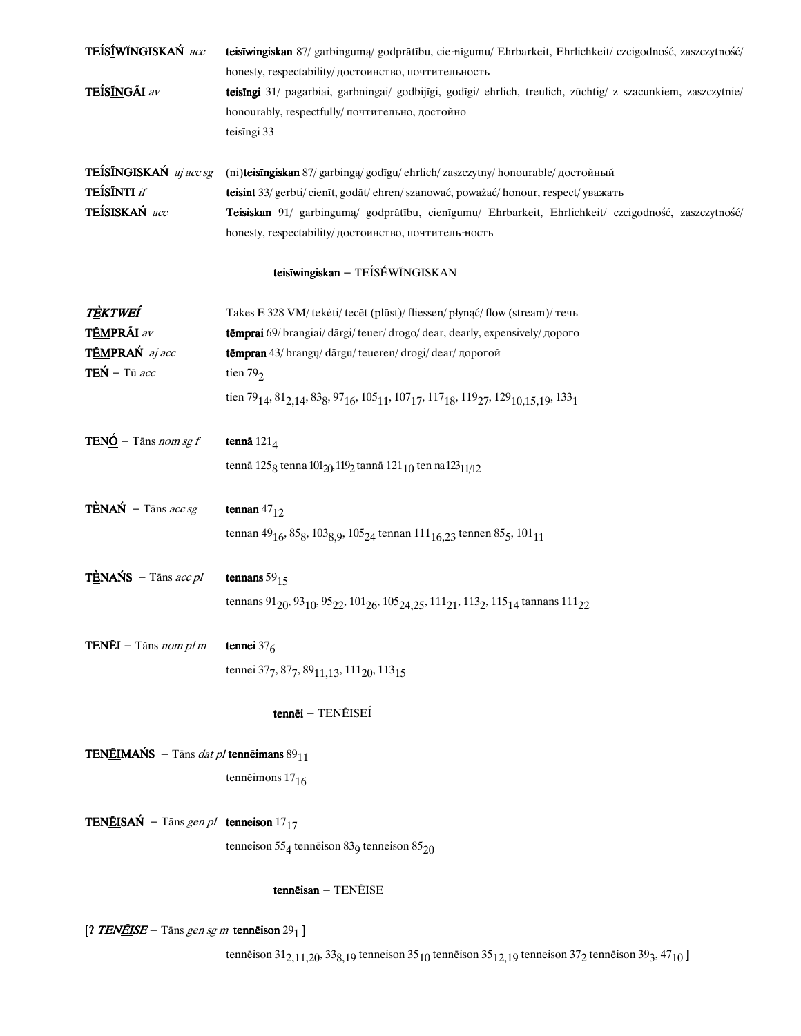**TEÍSÍWĪNGISKAŃ** *acc* **teisīwingiskan** 87/ garbingumą/ godprātību, cie-nīgumu/ Ehrbarkeit, Ehrlichkeit/ czcigodność, zaszczytność/ honesty, respectability/ достоинство, почтительность

**TEÍSĪNGĀI** *av* **teisīngi** 31/ pagarbiai, garbningai/ godbijīgi, godīgi/ ehrlich, treulich, züchtig/ z szacunkiem, zaszczytnie/ honourably, respectfully/ почтительно, достойно
teisīngi 33

**TEÍSĪNGISKAŃ** *aj acc sg* (ni)**teisīngiskan** 87/ garbingą/ godīgu/ ehrlich/ zaszczytny/ honourable/ достойный

**TEÍSĪNTI** *if* **teisint** 33/ gerbti/ cienīt, godāt/ ehren/ szanować, poważać/ honour, respect/ уважать

**TEÍSISKAŃ** *acc* **Teisiskan** 91/ garbingumą/ godprātību, cienīgumu/ Ehrbarkeit, Ehrlichkeit/ czcigodność, zaszczytność/ honesty, respectability/ достоинство, почтитель-ность

**teisīwingiskan** – TEÍSĒWĪNGISKAN

***TÈKTWEÍ*** Takes E 328 VM/ tekėti/ tecēt (plūst)/ fliessen/ płynąć/ flow (stream)/ течь

**TĒMPRĀI** *av* **tēmprai** 69/ brangiai/ dārgi/ teuer/ drogo/ dear, dearly, expensively/ дорого

**TĒMPRAŃ** *aj acc* **tēmpran** 43/ brangų/ dārgu/ teueren/ drogi/ dear/ дорогой

**TEŃ** – Tū *acc* tien $79_2$
tien $79_{14}$, $81_{2,14}$, $83_8$, $97_{16}$, $105_{11}$, $107_{17}$, $117_{18}$, $119_{27}$, $129_{10,15,19}$, $133_1$

**TENÓ** – Tāns *nom sg f* **tennā** $121_4$
tennā $125_8$ tenna $101_{20}$, $119_2$ tannā $121_{10}$ ten na $123_{11/12}$

**TÈNAŃ** – Tāns *acc sg* **tennan** $47_{12}$
tennan $49_{16}$, $85_8$, $103_{8,9}$, $105_{24}$ tennan $111_{16,23}$ tennen $85_5$, $101_{11}$

**TÈNAŃS** – Tāns *acc pl* **tennans** $59_{15}$
tennans $91_{20}$, $93_{10}$, $95_{22}$, $101_{26}$, $105_{24,25}$, $111_{21}$, $113_2$, $115_{14}$ tannans $111_{22}$

**TENĒI** – Tāns *nom pl m* **tennei** $37_6$
tennei $37_7$, $87_7$, $89_{11,13}$, $111_{20}$, $113_{15}$

**tennēi** – TENĒISEÍ

**TENĒIMAŃS** – Tāns *dat pl* **tennēimans** $89_{11}$
tennēimons $17_{16}$

**TENĒISAŃ** – Tāns *gen pl* **tenneison** $17_{17}$
tenneison $55_4$ tennēison $83_9$ tenneison $85_{20}$

**tennēisan** – TENĒISE

[? ***TENĒISE*** – Tāns *gen sg m* **tennēison** $29_1$ ]
tennēison $31_{2,11,20}$, $33_{8,19}$ tenneison $35_{10}$ tennēison $35_{12,19}$ tenneison $37_2$ tennēison $39_3$, $47_{10}$ ]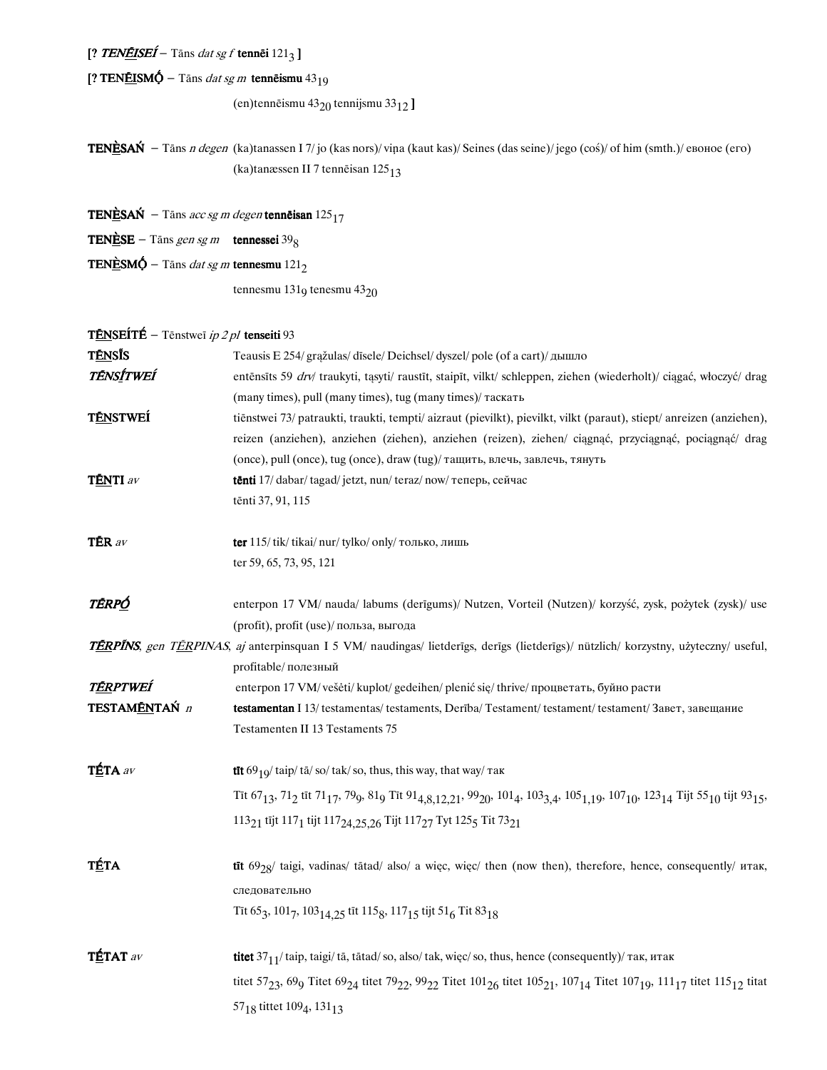[? ***TENĒISEÍ*** – Tāns *dat sg f* **tennēi** $121_3$ ]

[? **TENĒISMǪ́** – Tāns *dat sg m* **tennēismu** $43_{19}$

(en)tennēismu $43_{20}$ tennijsmu $33_{12}$ ]

**TENÈSAŃ** – Tāns *n degen* (ka)tanassen I 7/ jo (kas nors)/ viņa (kaut kas)/ Seines (das seine)/ jego (coś)/ of him (smth.)/ евоное (его)

(ka)tanæssen II 7 tennēisan $125_{13}$

**TENÈSAŃ** – Tāns *acc sg m degen* **tennēisan** $125_{17}$

**TENÈSE** – Tāns *gen sg m* **tennessei** $39_8$

**TENÈSMǪ́** – Tāns *dat sg m* **tennesmu** $121_2$

tennesmu $131_9$ tenesmu $43_{20}$

**TĒNSEÍTÉ** – Tēnstweī *ip 2 pl* **tenseiti** 93

**TĒNSĪS** Teausis E 254/ grąžulas/ dīsele/ Deichsel/ dyszel/ pole (of a cart)/ дышло

***TĒNSĪTWEÍ*** entēnsīts 59 *drv*/ traukyti, tąsyti/ raustīt, staipīt, vilkt/ schleppen, ziehen (wiederholt)/ ciągać, włóczyć/ drag (many times), pull (many times), tug (many times)/ таскать

**TĒNSTWEÍ** tiēnstwei 73/ patraukti, traukti, tempti/ aizraut (pievilkt), pievilkt, vilkt (paraut), stiept/ anreizen (anziehen), reizen (anziehen), anziehen (ziehen), anziehen (reizen), ziehen/ ciągnąć, przyciągnąć, pociągnąć/ drag (once), pull (once), tug (once), draw (tug)/ тащить, влечь, завлечь, тянуть

**TĒNTI** *av* **tēnti** 17/ dabar/ tagad/ jetzt, nun/ teraz/ now/ теперь, сейчас

tēnti 37, 91, 115

**TĒR** *av* **ter** 115/ tik/ tikai/ nur/ tylko/ only/ только, лишь

ter 59, 65, 73, 95, 121

***TĒRPǪ́*** enterpon 17 VM/ nauda/ labums (derīgums)/ Nutzen, Vorteil (Nutzen)/ korzyść, zysk, pożytek (zysk)/ use (profit), profit (use)/ польза, выгода

***TĒRPĪNS****, gen* ***TĒRPINAS****, aj* anterpinsquan I 5 VM/ naudingas/ lietderīgs, derīgs (lietderīgs)/ nützlich/ korzystny, użyteczny/ useful, profitable/ полезный

***TĒRPTWEÍ*** enterpon 17 VM/ vešėti/ kuplot/ gedeihen/ plenić się/ thrive/ процветать, буйно расти

**TESTAMĒNTAŃ** *n* **testamentan** I 13/ testamentas/ testaments, Derība/ Testament/ testament/ testament/ Завет, завещание

Testamenten II 13 Testaments 75

**TĒTA** *av* **tīt** $69_{19}$/ taip/ tā/ so/ tak/ so, thus, this way, that way/ так

Tīt $67_{13}$, $71_2$ tīt $71_{17}$, $79_9$, $81_9$ Tīt $91_{4,8,12,21}$, $99_{20}$, $101_4$, $103_{3,4}$, $105_{1,19}$, $107_{10}$, $123_{14}$ Tijt $55_{10}$ tijt $93_{15}$, $113_{21}$ tījt $117_1$ tijt $117_{24,25,26}$ Tijt $117_{27}$ Tyt $125_5$ Tit $73_{21}$

**TĒTA** **tīt** $69_{28}$/ taigi, vadinas/ tātad/ also/ a więc, więc/ then (now then), therefore, hence, consequently/ итак, следовательно

Tīt $65_3$, $101_7$, $103_{14,25}$ tīt $115_8$, $117_{15}$ tijt $51_6$ Tit $83_{18}$

**TĒTAT** *av* **titet** $37_{11}$/ taip, taigi/ tā, tātad/ so, also/ tak, więc/ so, thus, hence (consequently)/ так, итак

titet $57_{23}$, $69_9$ Titet $69_{24}$ titet $79_{22}$, $99_{22}$ Titet $101_{26}$ titet $105_{21}$, $107_{14}$ Titet $107_{19}$, $111_{17}$ titet $115_{12}$ titat $57_{18}$ tittet $109_4$, $131_{13}$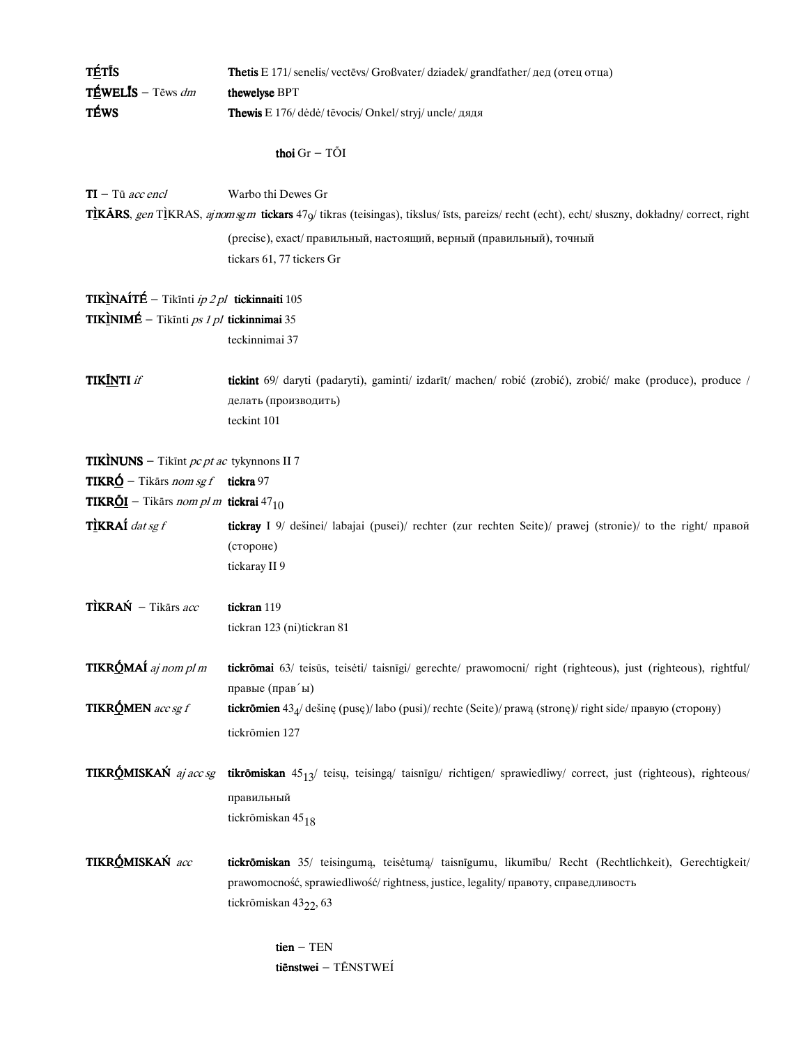**TḖTĪS** **Thetis** E 171/ senelis/ vectēvs/ Großvater/ dziadek/ grandfather/ дед (отец отца)

**TḖWELĪS** – Tēws *dm* **thewelyse** BPT

**TḖWS** **Thewis** E 176/ dėdė/ tēvocis/ Onkel/ stryj/ uncle/ дядя

**thoi** Gr – TŌI

**TI** – Tū *acc encl* Warbo thi Dewes Gr

**TĪKĀRS**, *gen* TĪKRAS, *aj nom sg m* **tickars** $47_9$/ tikras (teisingas), tikslus/ īsts, pareizs/ recht (echt), echt/ słuszny, dokładny/ correct, right (precise), exact/ правильный, настоящий, верный (правильный), точный

tickars 61, 77 tickers Gr

**TIKĪNAÍTĖ** – Tikīnti *ip 2 pl* **tickinnaiti** 105

**TIKĪNIMĖ** – Tikīnti *ps 1 pl* **tickinnimai** 35

teckinnimai 37

**TIKĪNTI** *if* **tickint** 69/ daryti (padaryti), gaminti/ izdarīt/ machen/ robić (zrobić), zrobić/ make (produce), produce / делать (производить)

teckint 101

**TIKÌNUNS** – Tikīnt *pc pt ac* tykynnons II 7

**TIKRṒ** – Tikārs *nom sg f* **tickra** 97

**TIKRŌI** – Tikārs *nom pl m* **tickrai** $47_{10}$

**TĪKRAÍ** *dat sg f* **tickray** I 9/ dešinei/ labajai (pusei)/ rechter (zur rechten Seite)/ prawej (stronie)/ to the right/ правой (стороне)

tickaray II 9

**TÌKRAŃ** – Tikārs *acc* **tickran** 119

tickran 123 (ni)tickran 81

**TIKRṒMAÍ** *aj nom pl m* **tickrōmai** 63/ teisūs, teisėti/ taisnīgi/ gerechte/ prawomocni/ right (righteous), just (righteous), rightful/ правые (прав´ы)

**TIKRṒMEN** *acc sg f* **tickrōmien** $43_4$/ dešinę (pusę)/ labo (pusi)/ rechte (Seite)/ prawą (stronę)/ right side/ правую (сторону)

tickrōmien 127

**TIKRṒMISKAŃ** *aj acc sg* **tikrōmiskan** $45_{13}$/ teisų, teisingą/ taisnīgu/ richtigen/ sprawiedliwy/ correct, just (righteous), righteous/ правильный

tickrōmiskan $45_{18}$

**TIKRṒMISKAŃ** *acc* **tickrōmiskan** 35/ teisingumą, teisėtumą/ taisnīgumu, likumību/ Recht (Rechtlichkeit), Gerechtigkeit/ prawomocność, sprawiedliwość/ rightness, justice, legality/ правоту, справедливость

tickrōmiskan $43_{22}$, 63

**tien** – TEN

**tiēnstwei** – TḖNSTWEÍ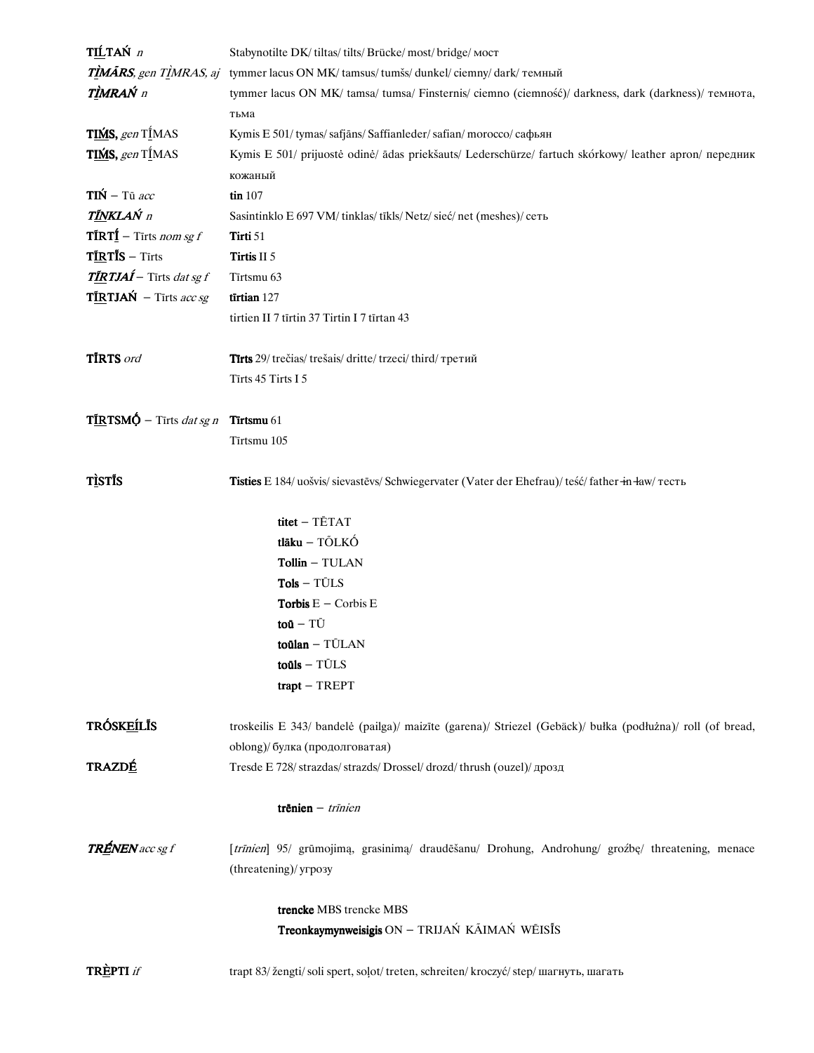**TIĹTAŃ** *n* Stabynotilte DK/ tiltas/ tilts/ Brücke/ most/ bridge/ мост

***TÌMĀRS***, *gen* TÌMRAS, *aj* tymmer lacus ON MK/ tamsus/ tumšs/ dunkel/ ciemny/ dark/ темный

***TÌMRAŃ*** *n* tymmer lacus ON MK/ tamsa/ tumsa/ Finsternis/ ciemno (ciemność)/ darkness, dark (darkness)/ темнота, тьма

**TIḾS,** *gen* TĺMAS Kymis E 501/ tymas/ safjāns/ Saffianleder/ safian/ morocco/ сафьян

**TIḾS,** *gen* TĺMAS Kymis E 501/ prijuostė odinė/ ādas priekšauts/ Lederschürze/ fartuch skórkowy/ leather apron/ передник кожаный

**TIŃ** – Tū *acc* **tin** 107

***TĪNKLAŃ*** *n* Sasintinklo E 697 VM/ tinklas/ tīkls/ Netz/ sieć/ net (meshes)/ сеть

**TĪRTĪ** – Tīrts *nom sg f* **Tirti** 51

**TĪRTĪS** – Tīrts **Tirtis** II 5

***TĪRTJAÍ*** – Tīrts *dat sg f* Tīrtsmu 63

**TĪRTJAŃ** – Tīrts *acc sg* **tīrtian** 127

tirtien II 7 tīrtin 37 Tirtin I 7 tīrtan 43

**TĪRTS** *ord* **Tīrts** 29/ trečias/ trešais/ dritte/ trzeci/ third/ третий

Tīrts 45 Tirts I 5

**TĪRTSMǪ́** – Tīrts *dat sg n* **Tīrtsmu** 61

Tīrtsmu 105

**TÌSTĪS** **Tisties** E 184/ uošvis/ sievastēvs/ Schwiegervater (Vater der Ehefrau)/ teść/ father-in-law/ тесть

**titet** – TĒTAT
**tlāku** – TŌLKŐ
**Tollin** – TULAN
**Tols** – TŪLS
**Torbis** E – Corbis E
**toū** – TŪ
**toūlan** – TŪLAN
**toūls** – TŪLS
**trapt** – TREPT

**TRÓSKEÍLĪS** troskeilis E 343/ bandelė (pailga)/ maizīte (garena)/ Striezel (Gebäck)/ bułka (podłużna)/ roll (of bread, oblong)/ булка (продолговатая)

**TRAZDÉ** Tresde E 728/ strazdas/ strazds/ Drossel/ drozd/ thrush (ouzel)/ дрозд

**trēnien** – *trīnien*

***TRÉNEN*** *acc sg f* [*trīnien*] 95/ grūmojimą, grasinimą/ draudēšanu/ Drohung, Androhung/ groźbę/ threatening, menace (threatening)/ угрозу

**trencke** MBS trencke MBS
**Treonkaymynweisigis** ON – TRIJAŃ KĀIMAŃ WĒISĪS

**TRÈPTI** *if* trapt 83/ žengti/ soli spert, soļot/ treten, schreiten/ kroczyć/ step/ шагнуть, шагать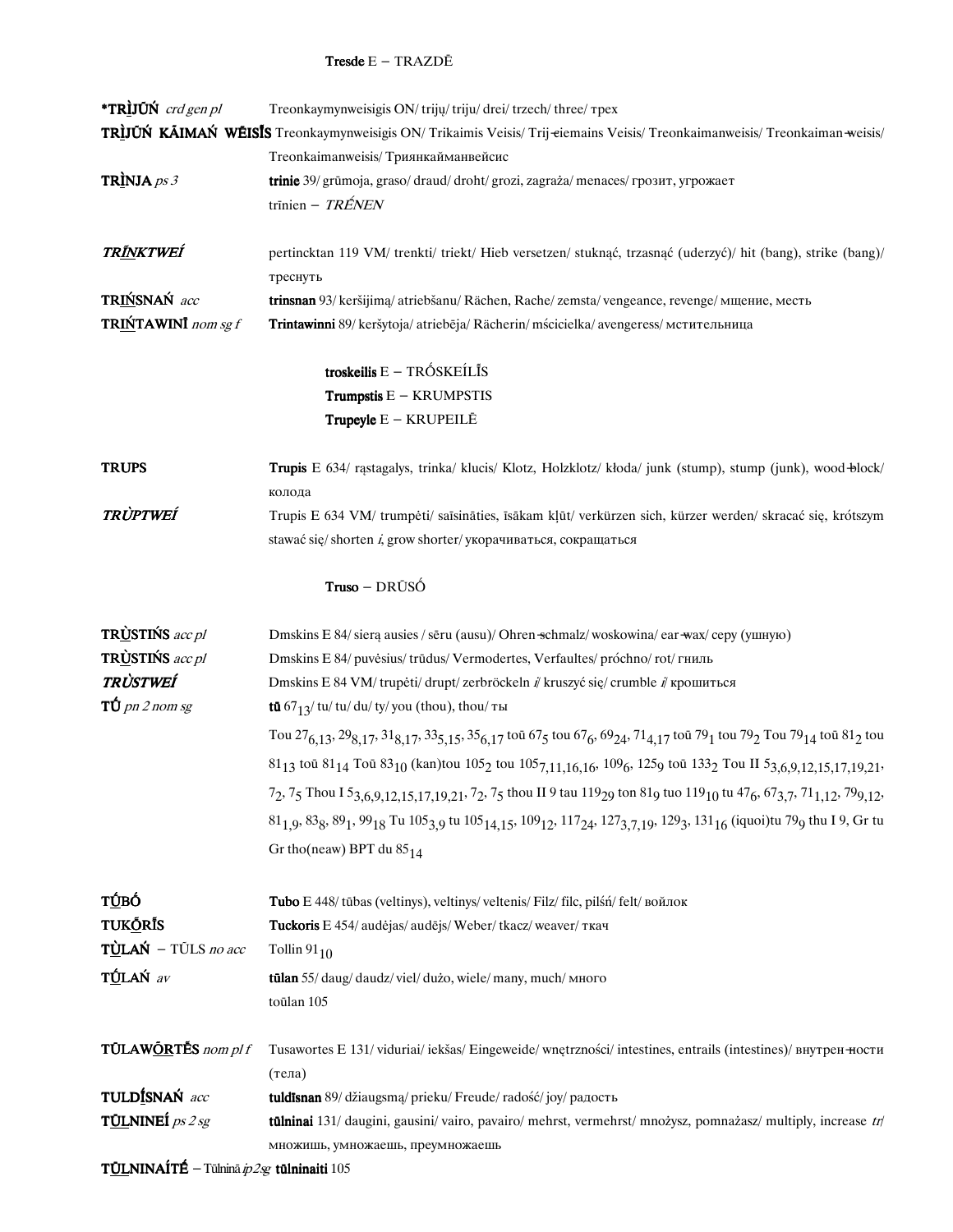**Tresde** E – TRAZDĒ

**\*TRÌJŪŃ** *crd gen pl* Treonkaymynweisigis ON/ trijų/ triju/ drei/ trzech/ three/ трех

**TRÌJŪŃ KĀIMAŃ WĒISĪS** Treonkaymynweisigis ON/ Trikaimis Veisis/ Trij-ciemains Veisis/ Treonkaimanweisis/ Treonkaiman-weisis/ Treonkaimanweisis/ Триянкайманвейсис

**TRÌNJA** *ps 3* **trinie** 39/ grūmoja, graso/ draud/ droht/ grozi, zagraża/ menaces/ грозит, угрожает
trīnien – *TRḖNEN*

***TRĪ́NKTWEÍ*** pertincktan 119 VM/ trenkti/ triekt/ Hieb versetzen/ stuknąć, trzasnąć (uderzyć)/ hit (bang), strike (bang)/ треснуть

**TRĪ́NSNAŃ** *acc* **trinsnan** 93/ keršijimą/ atriebšanu/ Rächen, Rache/ zemsta/ vengeance, revenge/ мщение, месть

**TRĪ́NTAWINĪ** *nom sg f* **Trintawinni** 89/ keršytoja/ atriebēja/ Rächerin/ mścicielka/ avengeress/ мстительница

**troskeilis** E – TRṒSKEÍLĪ́S
**Trumpstis** E – KRUMPSTIS
**Trupeyle** E – KRUPEILĒ

**TRUPS** **Trupis** E 634/ rąstagalys, trinka/ klucis/ Klotz, Holzklotz/ kłoda/ junk (stump), stump (junk), wood-block/ колода

***TRÙPTWEÍ*** Trupis E 634 VM/ trumpėti/ saīsināties, īsākam kļūt/ verkürzen sich, kürzer werden/ skracać się, krótszym stawać się/ shorten *i*, grow shorter/ укорачиваться, сокращаться

**Truso** – DRŪSṒ

**TRÙSTIŃS** *acc pl* Dmskins E 84/ sierą ausies / sēru (ausu)/ Ohren-schmalz/ woskowina/ ear-wax/ серу (ушную)

**TRÙSTIŃS** *acc pl* Dmskins E 84/ puvėsius/ trūdus/ Vermodertes, Verfaultes/ próchno/ rot/ гниль

***TRÙSTWEÍ*** Dmskins E 84 VM/ trupėti/ drupt/ zerbröckeln *i*/ kruszyć się/ crumble *i*/ крошиться

**TŪ́** *pn 2 nom sg* **tū** $67_{13}$/ tu/ tu/ du/ ty/ you (thou), thou/ ты
Tou $27_{6,13}$, $29_{8,17}$, $31_{8,17}$, $33_{5,15}$, $35_{6,17}$ toū $67_5$ tou $67_6$, $69_{24}$, $71_{4,17}$ toū $79_1$ tou $79_2$ Tou $79_{14}$ toū $81_2$ tou $81_{13}$ toū $81_{14}$ Toū $83_{10}$ (kan)tou $105_2$ tou $105_{7,11,16,16}$, $109_6$, $125_9$ toū $133_2$ Tou II $5_{3,6,9,12,15,17,19,21}$, $7_2$, $7_5$ Thou I $5_{3,6,9,12,15,17,19,21}$, $7_2$, $7_5$ thou II 9 tau $119_{29}$ ton $81_9$ tuo $119_{10}$ tu $47_6$, $67_{3,7}$, $71_{1,12}$, $79_{9,12}$, $81_{1,9}$, $83_8$, $89_1$, $99_{18}$ Tu $105_{3,9}$ tu $105_{14,15}$, $109_{12}$, $117_{24}$, $127_{3,7,19}$, $129_3$, $131_{16}$ (iquoi)tu $79_9$ thu I 9, Gr tu Gr tho(neaw) BPT du $85_{14}$

**TŪ́BṒ** **Tubo** E 448/ tūbas (veltinys), veltinys/ veltenis/ Filz/ filc, pilśń/ felt/ войлок

**TUKṒ́RĪ́S** **Tuckoris** E 454/ audėjas/ audējs/ Weber/ tkacz/ weaver/ ткач

**TÙLAŃ** – TŪLS *no acc* Tollin $91_{10}$

**TŪ́LAŃ** *av* **tūlan** 55/ daug/ daudz/ viel/ dużo, wiele/ many, much/ много
toūlan 105

**TŪLAWṒRTḖS** *nom pl f* Tusawortes E 131/ viduriai/ iekšas/ Eingeweide/ wnętrzności/ intestines, entrails (intestines)/ внутрен-ности (тела)

**TULDĪ́SNAŃ** *acc* **tuldīsnan** 89/ džiaugsmą/ prieku/ Freude/ radość/ joy/ радость

**TŪLNINEÍ** *ps 2 sg* **tūlninai** 131/ daugini, gausini/ vairo, pavairo/ mehrst, vermehrst/ mnożysz, pomnażasz/ multiply, increase *tr*/ множишь, умножаешь, преумножаешь

**TŪLNINAÍTḖ** – Tūlninā *ip2sg* **tūlninaiti** 105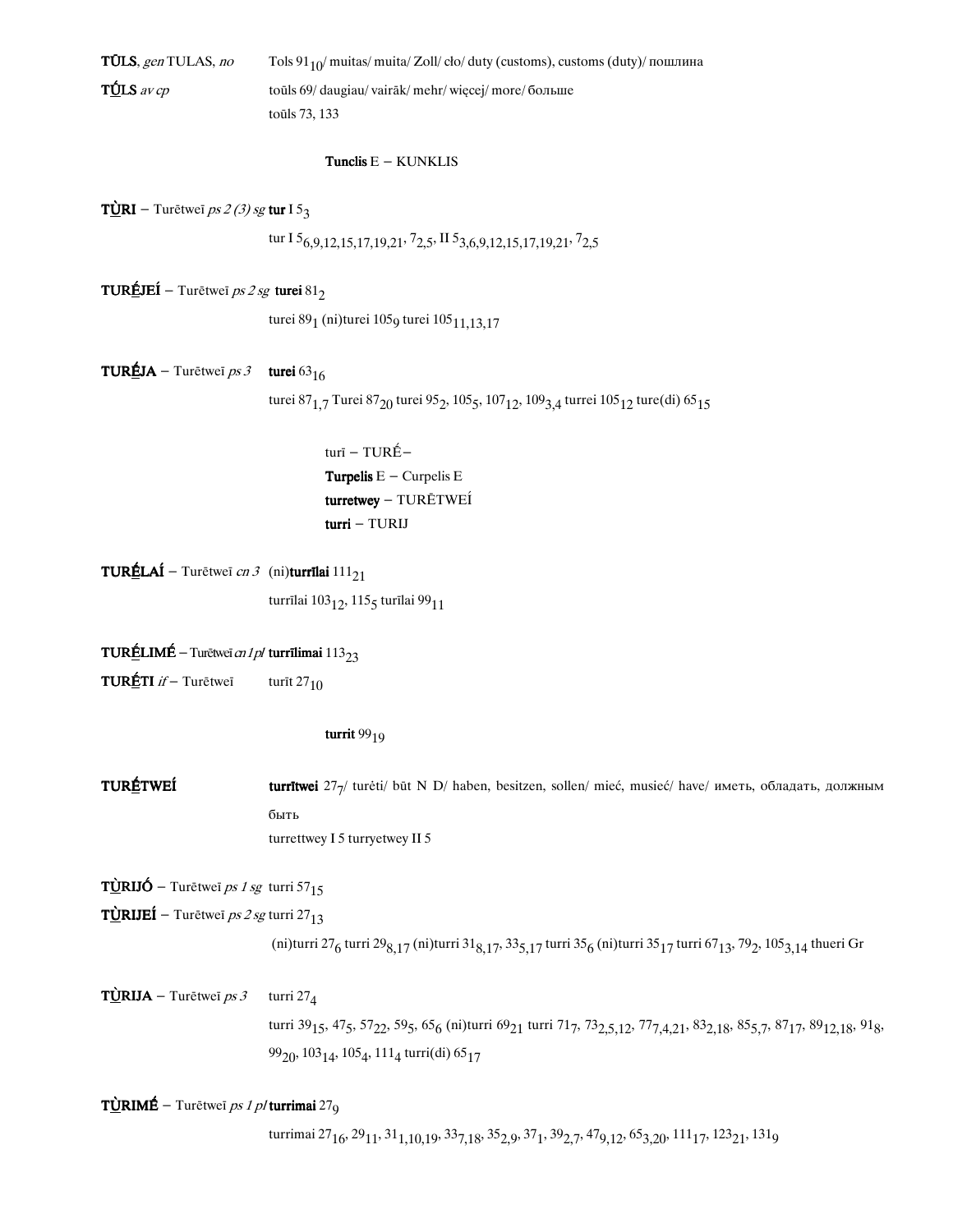**TŪLS**, *gen* TULAS, *no* Tols $91_{10}$/ muitas/ muita/ Zoll/ cło/ duty (customs), customs (duty)/ пошлина

**TŪ́LS** *av cp* toūls 69/ daugiau/ vairāk/ mehr/ więcej/ more/ больше

toūls 73, 133

**Tunclis** E – KUNKLIS

**TÙRI** – Turētweī *ps 2 (3) sg* **tur** I $5_3$

tur I $5_{6,9,12,15,17,19,21}$, $7_{2,5}$, II $5_{3,6,9,12,15,17,19,21}$, $7_{2,5}$

**TURÉJEÍ** – Turētweī *ps 2 sg* **turei** $81_2$

turei $89_1$ (ni)turei $105_9$ turei $105_{11,13,17}$

**TURÉJA** – Turētweī *ps 3* **turei** $63_{16}$

turei $87_{1,7}$ Turei $87_{20}$ turei $95_2$, $105_5$, $107_{12}$, $109_{3,4}$ turrei $105_{12}$ ture(di) $65_{15}$

turī – TURÉ–

**Turpelis** E – Curpelis E

**turretwey** – TURĒTWEÍ

**turri** – TURIJ

**TURÉLAÍ** – Turētweī *cn 3* (ni)**turrīlai** $111_{21}$

turrīlai $103_{12}$, $115_5$ turīlai $99_{11}$

**TURÉLIMÉ** – Turētweī *cn 1pl* **turrīlimai** $113_{23}$

**TURÉTI** *if* – Turētweī turīt $27_{10}$

**turrit** $99_{19}$

**TURÉTWEÍ** **turrītwei** $27_7$/ turėti/ būt N D/ haben, besitzen, sollen/ mieć, musieć/ have/ иметь, обладать, должным быть

turrettwey I 5 turryetwey II 5

**TÙRIJÓ** – Turētweī *ps 1 sg* turri $57_{15}$

**TÙRIJEÍ** – Turētweī *ps 2 sg* turri $27_{13}$

(ni)turri $27_6$ turri $29_{8,17}$ (ni)turri $31_{8,17}$, $33_{5,17}$ turri $35_6$ (ni)turri $35_{17}$ turri $67_{13}$, $79_2$, $105_{3,14}$ thueri Gr

**TÙRIJA** – Turētweī *ps 3* turri $27_4$

turri $39_{15}$, $47_5$, $57_{22}$, $59_5$, $65_6$ (ni)turri $69_{21}$ turri $71_7$, $73_{2,5,12}$, $77_{7,4,21}$, $83_{2,18}$, $85_{5,7}$, $87_{17}$, $89_{12,18}$, $91_8$, $99_{20}$, $103_{14}$, $105_4$, $111_4$ turri(di) $65_{17}$

**TÙRIMÉ** – Turētweī *ps 1 pl* **turrimai** $27_9$

turrimai $27_{16}$, $29_{11}$, $31_{1,10,19}$, $33_{7,18}$, $35_{2,9}$, $37_1$, $39_{2,7}$, $47_{9,12}$, $65_{3,20}$, $111_{17}$, $123_{21}$, $131_9$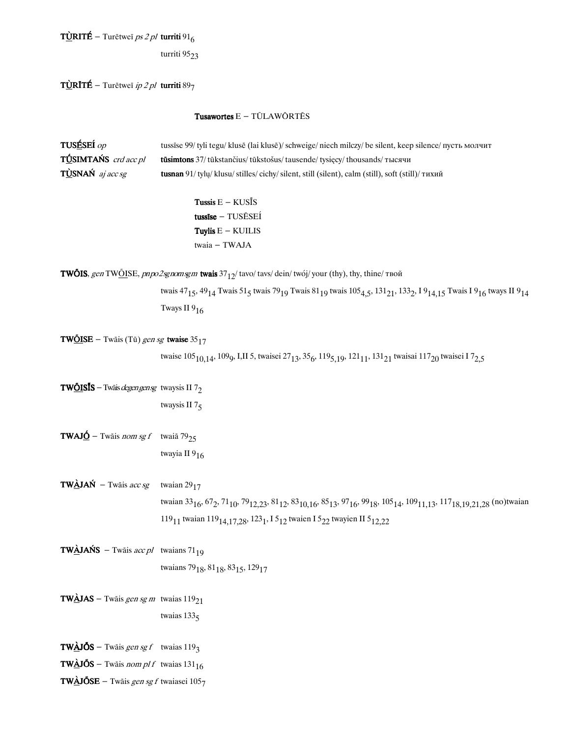**TÙ̲RITÉ** – Turētweī *ps 2 pl* **turriti** $91_{6}$

turriti $95_{23}$

**TÙ̲RÌTÉ** – Turētweī *ip 2 pl* **turriti** $89_{7}$

**Tusawortes** E – TŪLAWÕRTĒS

**TUSÉ̲SEÍ** *op* tussīse 99/ tyli tegu/ klusē (lai klusē)/ schweige/ niech milczy/ be silent, keep silence/ пусть молчит

**TŰ̲SIMTAŃS** *crd acc pl* **tūsimtons** 37/ tūkstančius/ tūkstošus/ tausende/ tysięcy/ thousands/ тысячи

**TÙ̲SNAŃ** *aj acc sg* **tusnan** 91/ tylų/ klusu/ stilles/ cichy/ silent, still (silent), calm (still), soft (still)/ тихий

**Tussis** E – KUSĨS
**tussīse** – TUSĒSEÍ
**Tuylis** E – KUILIS
twaia – TWAJA

**TWÕIS**, *gen* TWÕ̲ISE, *pnpo2sgnomsgm* **twais** $37_{12}$/ tavo/ tavs/ dein/ twój/ your (thy), thy, thine/ твой

twais $47_{15}$, $49_{14}$ Twais $51_{5}$ twais $79_{19}$ Twais $81_{19}$ twais $105_{4,5}$, $131_{21}$, $133_{2}$, I $9_{14,15}$ Twais I $9_{16}$ tways II $9_{14}$ Tways II $9_{16}$

**TWÕ̲ISE** – Twāis (Tū) *gen sg* **twaise** $35_{17}$

twaise $105_{10,14}$, $109_{9}$, I,II 5, twaisei $27_{13}$, $35_{6}$, $119_{5,19}$, $121_{11}$, $131_{21}$ twaisai $117_{20}$ twaisei I $7_{2,5}$

**TWÕ̲ISĨS** – Twāis *degengensg* twaysis II $7_{2}$

twaysis II $7_{5}$

**TWAJÓ̲** – Twāis *nom sg f* twaiā $79_{25}$

twayia II $9_{16}$

**TWÀ̲JAŃ** – Twāis *acc sg* twaian $29_{17}$

twaian $33_{16}$, $67_{2}$, $71_{10}$, $79_{12,23}$, $81_{12}$, $83_{10,16}$, $85_{13}$, $97_{16}$, $99_{18}$, $105_{14}$, $109_{11,13}$, $117_{18,19,21,28}$ (no)twaian $119_{11}$ twaian $119_{14,17,28}$, $123_{1}$, I $5_{12}$ twaien I $5_{22}$ twayien II $5_{12,22}$

**TWÀ̲JAŃS** – Twāis *acc pl* twaians $71_{19}$

twaians $79_{18}$, $81_{18}$, $83_{15}$, $129_{17}$

**TWÀ̲JAS** – Twāis *gen sg m* twaias $119_{21}$

twaias $133_{5}$

**TWÀ̲JÕS** – Twāis *gen sg f* twaias $119_{3}$

**TWÀ̲JÕS** – Twāis *nom pl f* twaias $131_{16}$

**TWÀ̲JÕSE** – Twāis *gen sg f* twaiasei $105_{7}$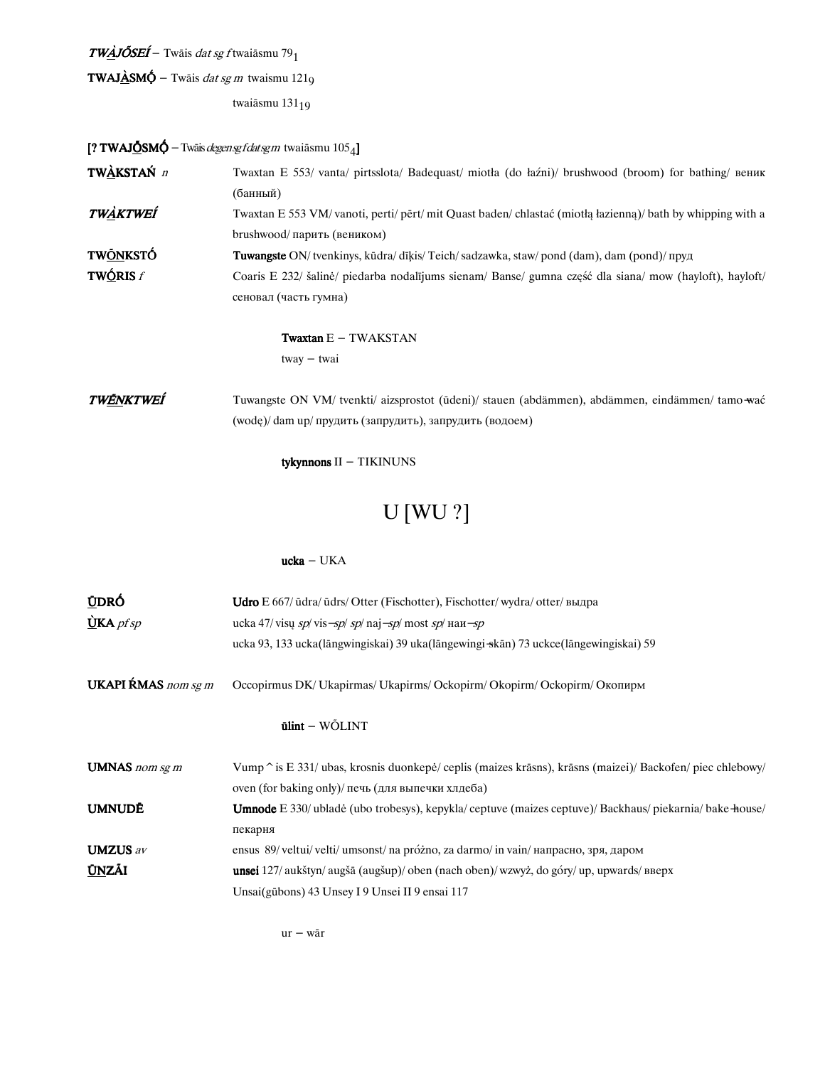***TWÀJŌSEÍ*** – Twāis *dat sg f* twaiāsmu $79_1$

**TWAJÀSMŌ** – Twāis *dat sg m* twaismu $121_9$

twaiāsmu $131_{19}$

[**? TWAJŌSMŌ** – Twāis *degen sg f dat sg m* twaiāsmu $105_4$]

**TWÀKSTAŃ** *n* — Twaxtan E 553/ vanta/ pirtsslota/ Badequast/ miotła (do łaźni)/ brushwood (broom) for bathing/ веник (банный)

***TWÀKTWEÍ*** — Twaxtan E 553 VM/ vanoti, perti/ pērt/ mit Quast baden/ chlastać (miotłą łazienną)/ bath by whipping with a brushwood/ парить (веником)

**TWŌNKSTÓ** — **Tuwangste** ON/ tvenkinys, kūdra/ dīķis/ Teich/ sadzawka, staw/ pond (dam), dam (pond)/ пруд

**TWÓRIS** *f* — Coaris E 232/ šalinė/ piedarba nodalījums sienam/ Banse/ gumna część dla siana/ mow (hayloft), hayloft/ сеновал (часть гумна)

**Twaxtan** E – TWAKSTAN

tway – twai

***TWĒNKTWEÍ*** — Tuwangste ON VM/ tvenkti/ aizsprostot (ūdeni)/ stauen (abdämmen), abdämmen, eindämmen/ tamo-wać (wodę)/ dam up/ прудить (запрудить), запрудить (водоем)

**tykynnons** II – TIKINUNS

# U [WU ?]

**ucka** – UKA

**ŪDRÓ** — **Udro** E 667/ ūdra/ ūdrs/ Otter (Fischotter), Fischotter/ wydra/ otter/ выдра

**ÙKA** *pf sp* — ucka 47/ visų *sp*/ vis–*sp*/ *sp*/ naj–*sp*/ most *sp*/ наи–*sp*

ucka 93, 133 ucka(lāngwingiskai) 39 uka(lāngewingi-skān) 73 uckce(lāngewingiskai) 59

**UKAPI ŔMAS** *nom sg m* — Occopirmus DK/ Ukapirmas/ Ukapirms/ Ockopirm/ Okopirm/ Ockopirm/ Окопирм

**ūlint** – WŌLINT

**UMNAS** *nom sg m* — Vump^is E 331/ ubas, krosnis duonkepė/ ceplis (maizes krāsns), krāsns (maizei)/ Backofen/ piec chlebowy/ oven (for baking only)/ печь (для выпечки хлдеба)

**UMNUDĒ** — **Umnode** E 330/ ubladė (ubo trobesys), kepykla/ ceptuve (maizes ceptuve)/ Backhaus/ piekarnia/ bake-house/ пекарня

**UMZUS** *av* — ensus 89/ veltui/ velti/ umsonst/ na próżno, za darmo/ in vain/ напрасно, зря, даром

**ŪNZĀI** — **unsei** 127/ aukštyn/ augšā (augšup)/ oben (nach oben)/ wzwyż, do góry/ up, upwards/ вверх

Unsai(gūbons) 43 Unsey I 9 Unsei II 9 ensai 117

ur – wār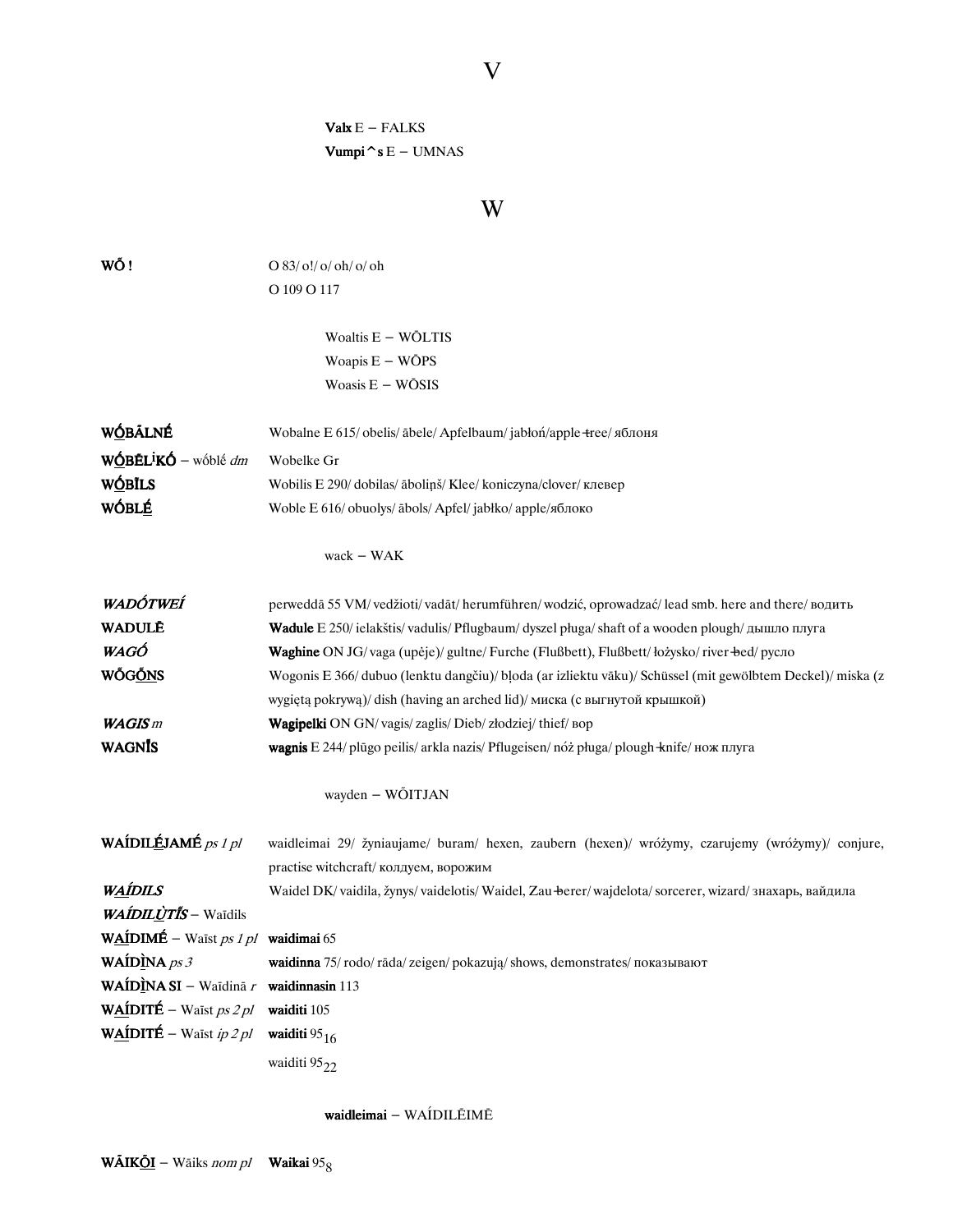# V

**Valx** E – FALKS
**Vumpi^s** E – UMNAS

# W

**WŐ !** O 83/ o!/ o/ oh/ o/ oh
O 109 O 117

Woaltis E – WŐLTIS
Woapis E – WŐPS
Woasis E – WŐSIS

**WÓBĀLNÉ** Wobalne E 615/ obelis/ ābele/ Apfelbaum/ jabłoń/apple-tree/ яблоня
**WÓBĒLⁱKÓ** – wóblé *dm* Wobelke Gr
**WÓBĪLS** Wobilis E 290/ dobilas/ āboliņš/ Klee/ koniczyna/ clover/ клевер
**WÓBLÉ** Woble E 616/ obuolys/ ābols/ Apfel/ jabłko/ apple/яблоко

wack – WAK

***WADÓTWEÍ*** perweddā 55 VM/ vedžioti/ vadāt/ herumführen/ wodzić, oprowadzać/ lead smb. here and there/ водить
**WADULĒ** **Wadule** E 250/ ielakštis/ vadulis/ Pflugbaum/ dyszel pługa/ shaft of a wooden plough/ дышло плуга
***WAGÓ*** **Waghine** ON JG/ vaga (upėje)/ gultne/ Furche (Flußbett), Flußbett/ łożysko/ river-bed/ русло
**WŐGŐNS** Wogonis E 366/ dubuo (lenktu dangčiu)/ bļoda (ar izliektu vāku)/ Schüssel (mit gewölbtem Deckel)/ miska (z wygiętą pokrywą)/ dish (having an arched lid)/ миска (с выгнутой крышкой)
***WAGIS*** *m* **Wagipelki** ON GN/ vagis/ zaglis/ Dieb/ złodziej/ thief/ вор
**WAGNĪS** **wagnis** E 244/ plūgo peilis/ arkla nazis/ Pflugeisen/ nóż pługa/ plough-knife/ нож плуга

wayden – WŐITJAN

**WAÍDILÉJAMÉ** *ps 1 pl* waidleimai 29/ žyniaujame/ buram/ hexen, zaubern (hexen)/ wróżymy, czarujemy (wróżymy)/ conjure, practise witchcraft/ колдуем, ворожим
***WAÍDILS*** Waidel DK/ vaidila, žynys/ vaidelotis/ Waidel, Zau-berer/ wajdelota/ sorcerer, wizard/ знахарь, вайдила
***WAÍDILÙTĪS*** – Waīdils
**WAÍDIMÉ** – Waīst *ps 1 pl* **waidimai** 65
**WAÍDÌNA** *ps 3* **waidinna** 75/ rodo/ rāda/ zeigen/ pokazują/ shows, demonstrates/ показывают
**WAÍDÌNA SI** – Waīdinā *r* **waidinnasin** 113
**WAÍDITÉ** – Waīst *ps 2 pl* **waiditi** 105
**WAÍDITÉ** – Waīst *ip 2 pl* **waiditi** $95_{16}$
waiditi $95_{22}$

**waidleimai** – WAÍDILĒIMĒ

**WĀIKŐI** – Wāiks *nom pl* **Waikai** $95_{8}$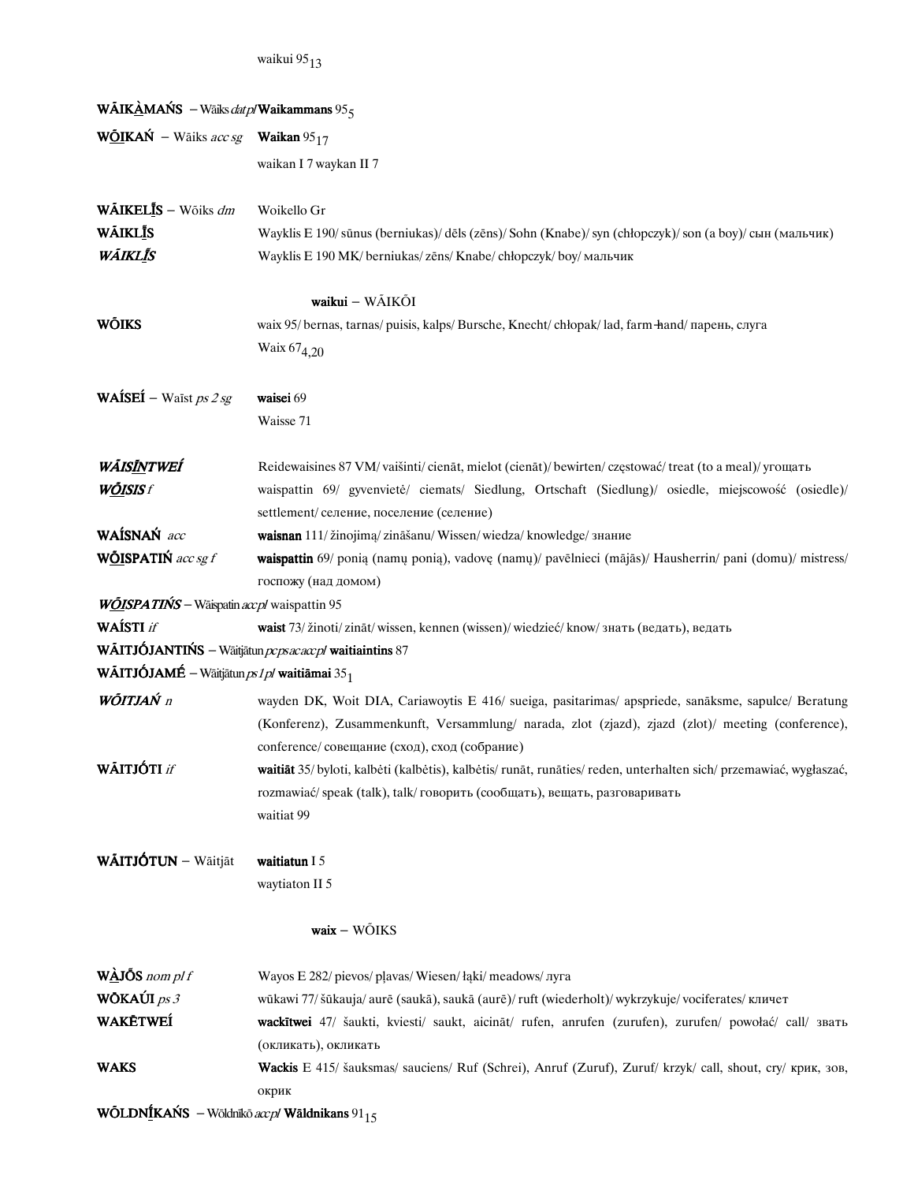waikui $95_{13}$

**WĀIKÀ̲MAŃS** – Wāiks *dat pl* **Waikammans** $95_{5}$

**WŌ̲IKAŃ** – Wāiks *acc sg* **Waikan** $95_{17}$
waikan I 7 waykan II 7

**WĀIKELĪ̲S** – Wōiks *dm* Woikello Gr

**WĀIKLĪ̲S** Wayklis E 190/ sūnus (berniukas)/ dēls (zēns)/ Sohn (Knabe)/ syn (chłopczyk)/ son (a boy)/ сын (мальчик)

***WĀIKLĪ̲S*** Wayklis E 190 MK/ berniukas/ zēns/ Knabe/ chłopczyk/ boy/ мальчик

**waikui** – WĀIKŌI

**WŌIKS** waix 95/ bernas, tarnas/ puisis, kalps/ Bursche, Knecht/ chłopak/ lad, farm-hand/ парень, слуга
Waix $67_{4,20}$

**WAÍSEÍ** – Waīst *ps 2 sg* **waisei** 69
Waisse 71

***WĀISĪ̲NTWEÍ*** Reidewaisines 87 VM/ vaišinti/ cienāt, mielot (cienāt)/ bewirten/ częstować/ treat (to a meal)/ угощать

***WŌ̲ISIS*** *f* waispattin 69/ gyvenvietė/ ciemats/ Siedlung, Ortschaft (Siedlung)/ osiedle, miejscowość (osiedle)/ settlement/ селение, поселение (селение)

**WAÍSNAŃ** *acc* **waisnan** 111/ žinojimą/ zināšanu/ Wissen/ wiedza/ knowledge/ знание

**WŌ̲ISPATIŃ** *acc sg f* **waispattin** 69/ ponią (namų ponią), vadovę (namų)/ pavēlnieci (mājās)/ Hausherrin/ pani (domu)/ mistress/ госпожу (над домом)

***WŌ̲ISPATIŃS*** – Wāispatin *acc pl* waispattin 95

**WAÍSTI** *if* **waist** 73/ žinoti/ zināt/ wissen, kennen (wissen)/ wiedzieć/ know/ знать (ведать), ведать

**WĀITJÓJANTIŃS** – Wāitjātun *pc ps ac acc pl* **waitiaintins** 87

**WĀITJÓJAMÉ** – Wāitjātun *ps 1 pl* **waitiāmai** $35_{1}$

***WŌITJAŃ*** *n* wayden DK, Woit DIA, Cariawoytis E 416/ sueiga, pasitarimas/ apspriede, sanāksme, sapulce/ Beratung (Konferenz), Zusammenkunft, Versammlung/ narada, zlot (zjazd), zjazd (zlot)/ meeting (conference), conference/ совещание (сход), сход (собрание)

**WĀITJÓTI** *if* **waitiāt** 35/ byloti, kalbėti (kalbėtis), kalbėtis/ runāt, runāties/ reden, unterhalten sich/ przemawiać, wygłaszać, rozmawiać/ speak (talk), talk/ говорить (сообщать), вещать, разговаривать
waitiat 99

**WĀITJÓTUN** – Wāitjāt **waitiatun** I 5
waytiaton II 5

**waix** – WŌIKS

**WÀJŌS** *nom pl f* Wayos E 282/ pievos/ pļavas/ Wiesen/ łąki/ meadows/ луга

**WŌKAÚI** *ps 3* wūkawi 77/ šūkauja/ aurē (saukā), saukā (aurē)/ ruft (wiederholt)/ wykrzykuje/ vociferates/ кличет

**WAKĒTWEÍ** **wackītwei** 47/ šaukti, kviesti/ saukt, aicināt/ rufen, anrufen (zurufen), zurufen/ powołać/ call/ звать (окликать), окликать

**WAKS** **Wackis** E 415/ šauksmas/ sauciens/ Ruf (Schrei), Anruf (Zuruf), Zuruf/ krzyk/ call, shout, cry/ крик, зов, окрик

**WŌLDNĪ̲KAŃS** – Wōldnikō *acc pl* **Wāldnikans** $91_{15}$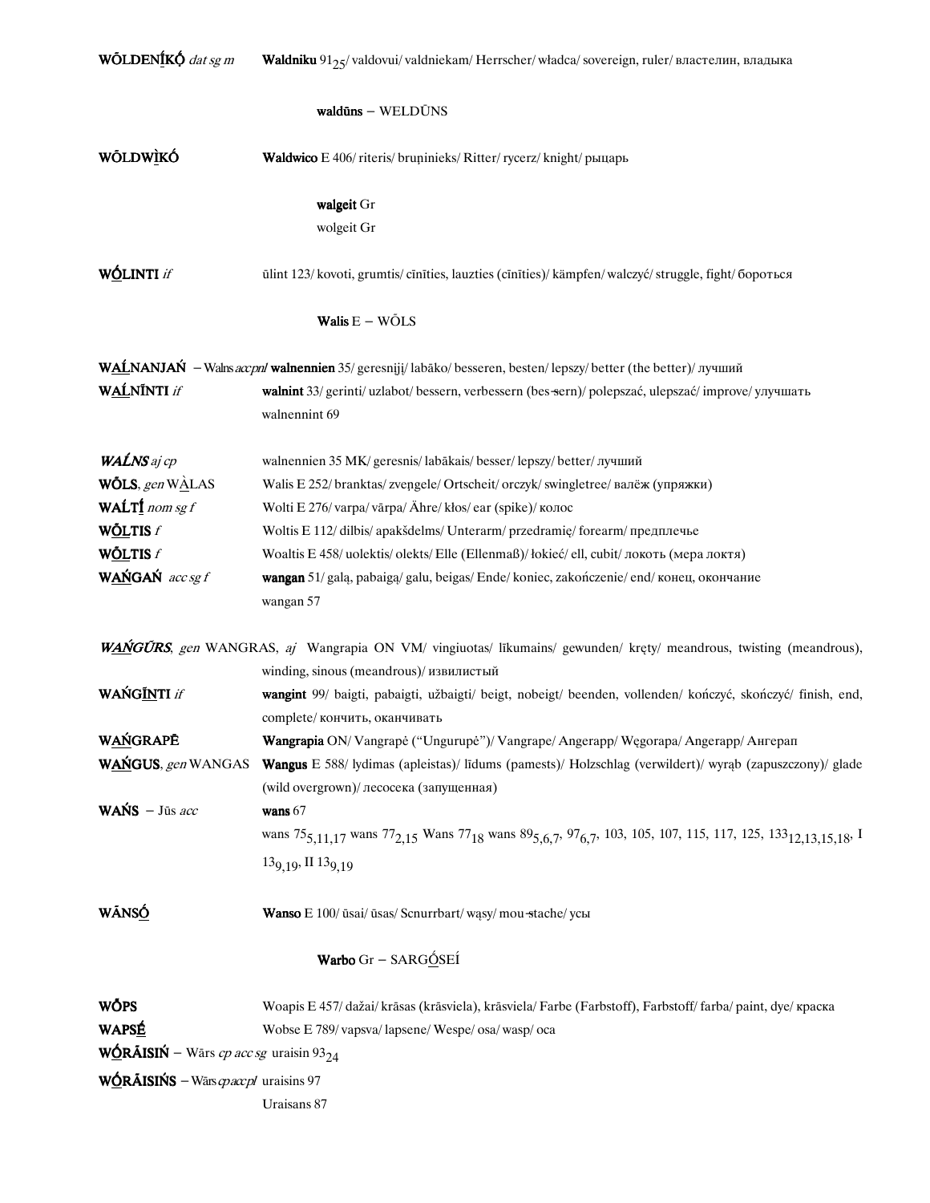**WŌLDENĪ̲KŌ̲** *dat sg m* **Waldniku** $91_{25}$/ valdovui/ valdniekam/ Herrscher/ władca/ sovereign, ruler/ властелин, владыка

**waldūns** – WELDŪNS

**WŌLDWÌKÓ** **Waldwico** E 406/ riteris/ bruņinieks/ Ritter/ rycerz/ knight/ рыцарь

**walgeit** Gr
wolgeit Gr

**WṒLINTI** *if* ūlint 123/ kovoti, grumtis/ cīnīties, lauzties (cīnīties)/ kämpfen/ walczyć/ struggle, fight/ бороться

**Walis** E – WŌLS

**WÁ̲LNANJAŃ** – Walns *accpnl* **walnennien** 35/ geresniųjų/ labāko/ besseren, besten/ lepszy/ better (the better)/ лучший

**WÁ̲LNĪNTI** *if* **walnint** 33/ gerinti/ uzlabot/ bessern, verbessern (bes-sern)/ polepszać, ulepszać/ improve/ улучшать
walnennint 69

***WÁ̲LNS*** *aj cp* walnennien 35 MK/ geresnis/ labākais/ besser/ lepszy/ better/ лучший

**WŌLS**, *gen* WÀLAS Walis E 252/ branktas/ zveņgele/ Ortscheit/ orczyk/ swingletree/ валёж (упряжки)

**WÁ̲LTĪ̲** *nom sg f* Wolti E 276/ varpa/ vārpa/ Ähre/ kłos/ ear (spike)/ колос

**WŌ̲LTIS** *f* Woltis E 112/ dilbis/ apakšdelms/ Unterarm/ przedramię/ forearm/ предплечье

**WŌ̲LTIS** *f* Woaltis E 458/ uolektis/ olekts/ Elle (Ellenmaß)/ łokieć/ ell, cubit/ локоть (мера локтя)

**WÁ̲ŃGAŃ** *acc sg f* **wangan** 51/ galą, pabaigą/ galu, beigas/ Ende/ koniec, zakończenie/ end/ конец, окончание
wangan 57

***WÁ̲ŃGŪRS***, *gen* WANGRAS, *aj* Wangrapia ON VM/ vingiuotas/ līkumains/ gewunden/ kręty/ meandrous, twisting (meandrous), winding, sinous (meandrous)/ извилистый

**WAŃGĪ̲NTI** *if* **wangint** 99/ baigti, pabaigti, užbaigti/ beigt, nobeigt/ beenden, vollenden/ kończyć, skończyć/ finish, end, complete/ кончить, оканчивать

**WÁ̲ŃGRAPĒ** **Wangrapia** ON/ Vangrapė ("Ungurupė")/ Vangrape/ Angerapp/ Węgorapa/ Angerapp/ Ангерап

**WÁ̲ŃGUS**, *gen* WANGAS **Wangus** E 588/ lydimas (apleistas)/ līdums (pamests)/ Holzschlag (verwildert)/ wyrąb (zapuszczony)/ glade (wild overgrown)/ лесосека (запущенная)

**WAŃS** – Jūs *acc* **wans** 67
wans $75_{5,11,17}$ wans $77_{2,15}$ Wans $77_{18}$ wans $89_{5,6,7}$, $97_{6,7}$, 103, 105, 107, 115, 117, 125, $133_{12,13,15,18}$, I $13_{9,19}$, II $13_{9,19}$

**WĀNSṒ** **Wanso** E 100/ ūsai/ ūsas/ Scnurrbart/ wąsy/ mou-stache/ усы

**Warbo** Gr – SARGṒSEÍ

**WŌPS** Woapis E 457/ dažai/ krāsas (krāsviela), krāsviela/ Farbe (Farbstoff), Farbstoff/ farba/ paint, dye/ краска

**WAPSÉ̲** Wobse E 789/ vapsva/ lapsene/ Wespe/ osa/ wasp/ оса

**WṒ̲RĀISIŃ** – Wārs *cp acc sg* uraisin $93_{24}$

**WṒ̲RĀISIŃS** – Wārs *cp acc pl* uraisins 97
Uraisans 87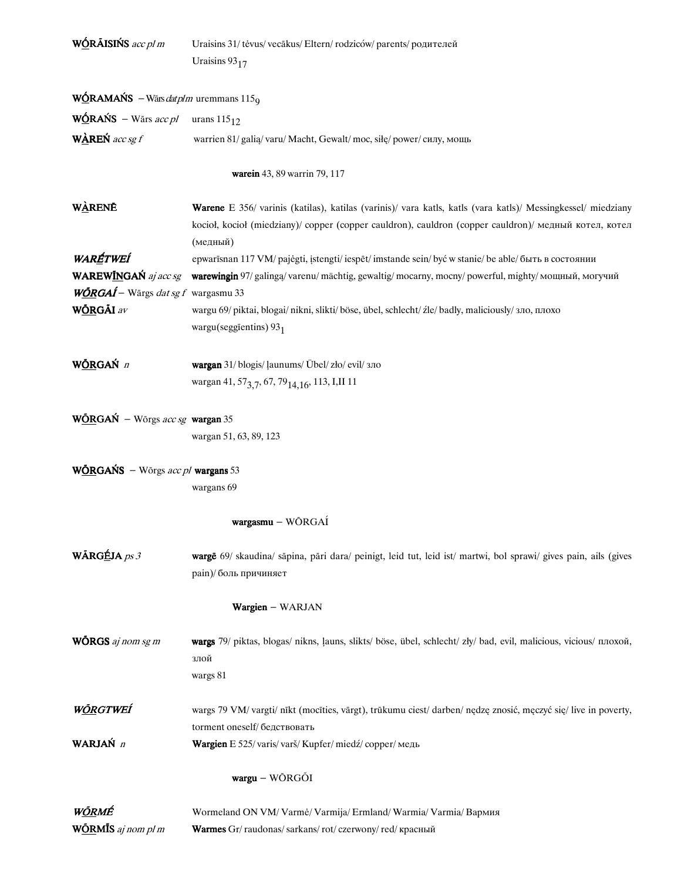**WṒ́RĀISIŃS** *acc pl m* Uraisins 31/ tėvus/ vecākus/ Eltern/ rodziców/ parents/ родителей
Uraisins $93_{17}$

**WṒ́RAMAŃS** – Wārs *dat pl m* uremmans $115_{9}$

**WṒ́RAŃS** – Wārs *acc pl* urans $115_{12}$

**WÀ̱REŃ** *acc sg f* warrien 81/ galią/ varu/ Macht, Gewalt/ moc, siłę/ power/ силу, мощь

**warein** 43, 89 warrin 79, 117

**WÀ̱RENĒ** **Warene** E 356/ varinis (katilas), katilas (varinis)/ vara katls, katls (vara katls)/ Messingkessel/ miedziany kocioł, kocioł (miedziany)/ copper (copper cauldron), cauldron (copper cauldron)/ медный котел, котел (медный)

***WARḖTWEÍ*** epwarīsnan 117 VM/ pajėgti, įstengti/ iespēt/ imstande sein/ być w stanie/ be able/ быть в состоянии

**WAREWĪ̱NGAŃ** *aj acc sg* **warewingin** 97/ galingą/ varenu/ mächtig, gewaltig/ mocarny, mocny/ powerful, mighty/ мощный, могучий

***WṒ̃RGAÍ*** – Wārgs *dat sg f* wargasmu 33

**WṒ̃RGĀI** *av* wargu 69/ piktai, blogai/ nikni, slikti/ böse, übel, schlecht/ źle/ badly, maliciously/ зло, плохо
wargu(seggīentins) $93_{1}$

**WṒ̃RGAŃ** *n* **wargan** 31/ blogis/ ļaunums/ Übel/ zło/ evil/ зло
wargan 41, $57_{3,7}$, 67, $79_{14,16}$, 113, I,II 11

**WṒ̃RGAŃ** – Wōrgs *acc sg* **wargan** 35
wargan 51, 63, 89, 123

**WṒ̃RGAŃS** – Wōrgs *acc pl* **wargans** 53
wargans 69

**wargasmu** – WŌRGAÍ

**WĀRGḖJA** *ps 3* **wargē** 69/ skaudina/ sāpina, pāri dara/ peinigt, leid tut, leid ist/ martwi, bol sprawi/ gives pain, ails (gives pain)/ боль причиняет

**Wargien** – WARJAN

**WṒ̃RGS** *aj nom sg m* **wargs** 79/ piktas, blogas/ nikns, ļauns, slikts/ böse, übel, schlecht/ zły/ bad, evil, malicious, vicious/ плохой, злой
wargs 81

***WṒ̃RGTWEÍ*** wargs 79 VM/ vargti/ nīkt (mocīties, vārgt), trūkumu ciest/ darben/ nędzę znosić, męczyć się/ live in poverty, torment oneself/ бедствовать

**WARJAŃ** *n* **Wargien** E 525/ varis/ varš/ Kupfer/ miedź/ copper/ медь

**wargu** – WŌRGŌI

***WṒ̃RMḖ*** Wormeland ON VM/ Varmė/ Varmija/ Ermland/ Warmia/ Varmia/ Вармия

**WṒ̃RMĪ̃S** *aj nom pl m* **Warmes** Gr/ raudonas/ sarkans/ rot/ czerwony/ red/ красный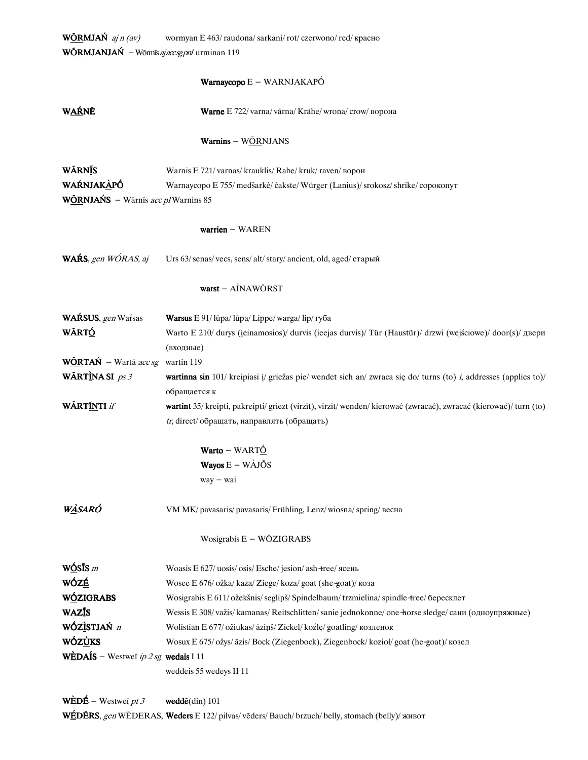**WŌ̲RMJAŃ** *aj n (av)* wormyan E 463/ raudona/ sarkani/ rot/ czerwono/ red/ красно

**WŌ̲RMJANJAŃ** – Wōrmīs *aj acc sg pnl* urminan 119

**Warnaycopo** E – WARNJAKAPÓ

**WAŔNĒ** **Warne** E 722/ varna/ vārna/ Krähe/ wrona/ crow/ ворона

**Warnins** – WŌ̲RNJANS

**WĀRNĪS** Warnis E 721/ varnas/ krauklis/ Rabe/ kruk/ raven/ ворон

**WAŔNJAKÀPÓ** Warnaycopo E 755/ medšarkė/ čakste/ Würger (Lanius)/ srokosz/ shrike/ сорокопут

**WŌ̲RNJAŃS** – Wārnīs *acc pl* Warnins 85

**warrien** – WAREN

**WAŔS**, *gen WÓRAS, aj* Urs 63/ senas/ vecs, sens/ alt/ stary/ ancient, old, aged/ старый

**warst** – AÍNAWŌRST

**WAŔSUS**, *gen* Waŕsas **Warsus** E 91/ lūpa/ lūpa/ Lippe/ warga/ lip/ губа

**WĀRTÓ** Warto E 210/ durys (įeinamosios)/ durvis (ieejas durvis)/ Tür (Haustür)/ drzwi (wejściowe)/ door(s)/ двери (входные)

**WŌ̲RTAŃ** – Wartā *acc sg* wartin 119

**WĀRTÌNA SI** *ps 3* **wartinna sin** 101/ kreipiasi į/ griežas pie/ wendet sich an/ zwraca się do/ turns (to) *i*, addresses (applies to)/ обращается к

**WĀRTĪNTI** *if* **wartint** 35/ kreipti, pakreipti/ griezt (virzīt), virzīt/ wenden/ kierować (zwracać), zwracać (kierować)/ turn (to) *tr*, direct/ обращать, направлять (обращать)

**Warto** – WARTÓ
**Wayos** E – WÀJŌS
way – wai

***WÀSARÓ*** VM MK/ pavasaris/ pavasaris/ Frühling, Lenz/ wiosna/ spring/ весна

Wosigrabis E – WŌZIGRABS

**WÓSĪS** *m* Woasis E 627/ uosis/ osis/ Esche/ jesion/ ash-tree/ ясень

**WÓZÉ** Wosee E 676/ ožka/ kaza/ Ziege/ koza/ goat (she-goat)/ коза

**WÓZIGRABS** Wosigrabis E 611/ ožekšnis/ segliņš/ Spindelbaum/ trzmielina/ spindle-tree/ бересклет

**WAZĪS** Wessis E 308/ važis/ kamanas/ Reitschlitten/ sanie jednokonne/ one-horse sledge/ сани (одноупряжные)

**WÓZÌSTJAŃ** *n* Wolistian E 677/ ožiukas/ āziņš/ Zickel/ koźlę/ goatling/ козленок

**WÓZÙKS** Wosux E 675/ ožys/ āzis/ Bock (Ziegenbock), Ziegenbock/ kozioł/ goat (he-goat)/ козел

**WÈDAÍS** – Westweī *ip 2 sg* **wedais** I 11
weddeis 55 wedeys II 11

**WÈDÉ** – Westweī *pt 3* **weddē**(din) 101

**WÉDĒRS**, *gen* WĒDERAS, **Weders** E 122/ pilvas/ vēders/ Bauch/ brzuch/ belly, stomach (belly)/ живот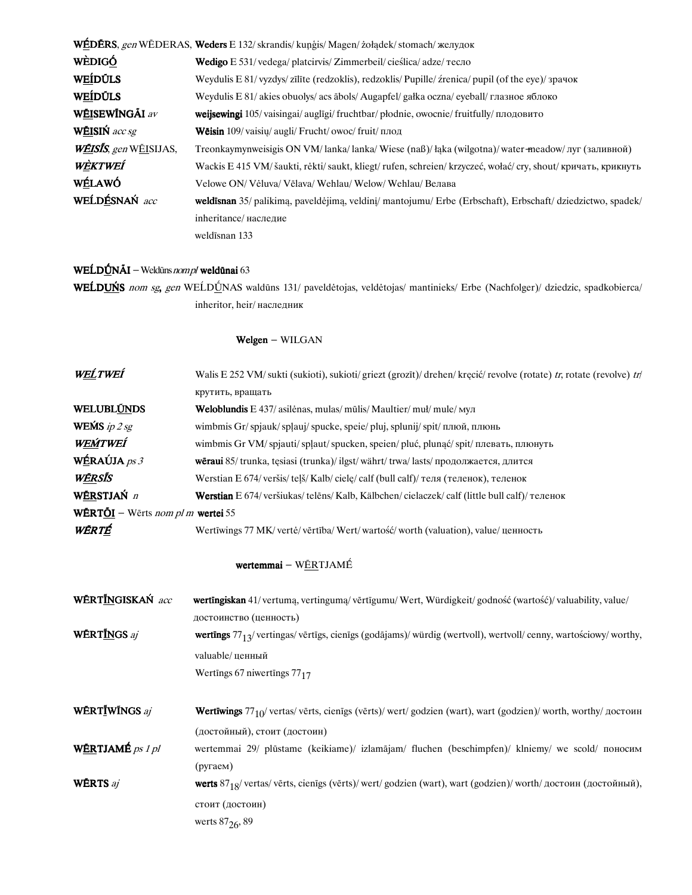| | |
|---|---|
| **WẼDẼRS**, *gen* WẼDERAS, | **Weders** E 132/ skrandis/ kuņģis/ Magen/ żołądek/ stomach/ желудок |
| **WÈDIGÓ** | **Wedigo** E 531/ vedega/ platcirvis/ Zimmerbeil/ cieślica/ adze/ тесло |
| **WEÍDŪLS** | Weydulis E 81/ vyzdys/ zīlīte (redzoklis), redzoklis/ Pupille/ źrenica/ pupil (of the eye)/ зрачок |
| **WEÍDŪLS** | Weydulis E 81/ akies obuolys/ acs ābols/ Augapfel/ gałka oczna/ eyeball/ глазное яблоко |
| **WẼISEWĪNGĀI** *av* | **weijsewingi** 105/ vaisingai/ auglīgi/ fruchtbar/ płodnie, owocnie/ fruitfully/ плодовито |
| **WẼISIŃ** *acc sg* | **Wēisin** 109/ vaisių/ augli/ Frucht/ owoc/ fruit/ плод |
| ***WẼISĪS***, *gen* WẼISIJAS, | Treonkaymynweisigis ON VM/ lanka/ lanka/ Wiese (naß)/ łąka (wilgotna)/ water-meadow/ луг (заливной) |
| ***WÈKTWEÍ*** | Wackis E 415 VM/ šaukti, rėkti/ saukt, kliegt/ rufen, schreien/ krzyczeć, wołać/ cry, shout/ кричать, крикнуть |
| **WẼLAWÓ** | Velowe ON/ Vėluva/ Vēlava/ Wehlau/ Welow/ Wehlau/ Велава |
| **WEĹDẼSNAŃ** *acc* | **weldīsnan** 35/ palikimą, paveldėjimą, veldinį/ mantojumu/ Erbe (Erbschaft), Erbschaft/ dziedzictwo, spadek/ inheritance/ наследие<br>weldīsnan 133 |

**WEĹDŪ́NĀI** – Weldūns *nom pl* **weldūnai** 63

**WEĹDUŃS** *nom sg*, *gen* WEĹDŪ́NAS waldūns 131/ paveldėtojas, veldėtojas/ mantinieks/ Erbe (Nachfolger)/ dziedzic, spadkobierca/ inheritor, heir/ наследник

**Welgen** – WILGAN

| | |
|---|---|
| ***WEĹTWEÍ*** | Walis E 252 VM/ sukti (sukioti), sukioti/ griezt (grozīt)/ drehen/ kręcić/ revolve (rotate) *tr*, rotate (revolve) *tr*/ крутить, вращать |
| **WELUBLŪNDS** | **Weloblundis** E 437/ asilėnas, mulas/ mūlis/ Maultier/ muł/ mule/ мул |
| **WEḾS** *ip 2 sg* | wimbmis Gr/ spjauk/ spļauj/ spucke, speie/ pluj, splunij/ spit/ плюй, плюнь |
| ***WEḾTWEÍ*** | wimbmis Gr VM/ spjauti/ spļaut/ spucken, speien/ pluć, plunąć/ spit/ плевать, плюнуть |
| **WẼRAÚJA** *ps 3* | **wēraui** 85/ trunka, tęsiasi (trunka)/ ilgst/ währt/ trwa/ lasts/ продолжается, длится |
| ***WẼRSĪS*** | Werstian E 674/ veršis/ teļš/ Kalb/ cielę/ calf (bull calf)/ теля (теленок), теленок |
| **WẼRSTJAŃ** *n* | **Werstian** E 674/ veršiukas/ telēns/ Kalb, Kälbchen/ cielaczek/ calf (little bull calf)/ теленок |
| **WẼRTŌI** – Wērts *nom pl m* **wertei** 55 | |
| ***WẼRTẼ*** | Wertīwings 77 MK/ vertė/ vērtība/ Wert/ wartość/ worth (valuation), value/ ценность |

**wertemmai** – WẼRTJAMẼ

| | |
|---|---|
| **WẼRTĪNGISKAŃ** *acc* | **wertīngiskan** 41/ vertumą, vertingumą/ vērtīgumu/ Wert, Würdigkeit/ godność (wartość)/ valuability, value/ достоинство (ценность) |
| **WẼRTĪNGS** *aj* | **wertīngs** $77_{13}$/ vertingas/ vērtīgs, cienīgs (godājams)/ würdig (wertvoll), wertvoll/ cenny, wartościowy/ worthy, valuable/ ценный<br>Wertīngs 67 niwertīngs $77_{17}$ |
| **WẼRTĪWĪNGS** *aj* | **Wertīwings** $77_{10}$/ vertas/ vērts, cienīgs (vērts)/ wert/ godzien (wart), wart (godzien)/ worth, worthy/ достоин (достойный), стоит (достоин) |
| **WẼRTJAMẼ** *ps 1 pl* | wertemmai 29/ plūstame (keikiame)/ izlamājam/ fluchen (beschimpfen)/ klniemy/ we scold/ поносим (ругаем) |
| **WẼRTS** *aj* | **werts** $87_{18}$/ vertas/ vērts, cienīgs (vērts)/ wert/ godzien (wart), wart (godzien)/ worth/ достоин (достойный), стоит (достоин)<br>werts $87_{26}$, 89 |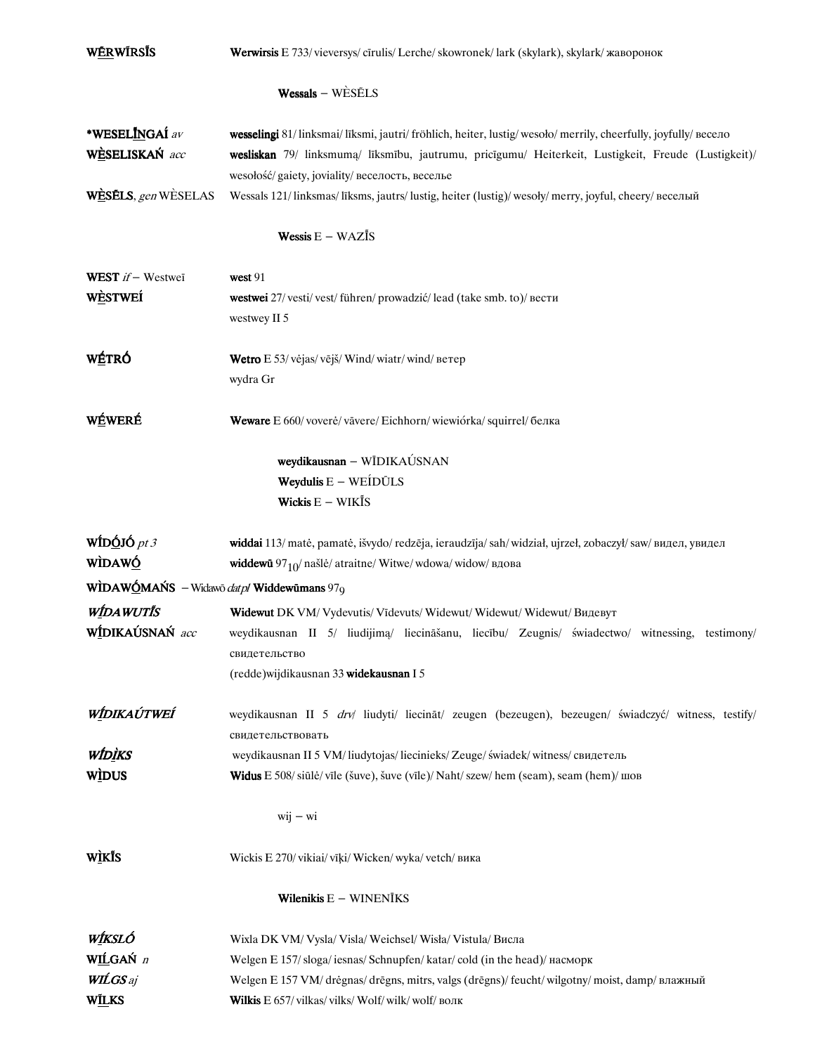**WḖRWĪRSĪS** **Werwirsis** E 733/ vieversys/ cīrulis/ Lerche/ skowronek/ lark (skylark), skylark/ жаворонок

**Wessals** – WÈSĒLS

***WESELĪNGAÍ** *av* **wesselingi** 81/ linksmai/ līksmi, jautri/ fröhlich, heiter, lustig/ wesoło/ merrily, cheerfully, joyfully/ весело

**WÈSELISKAŃ** *acc* **wesliskan** 79/ linksmumą/ līksmību, jautrumu, pricīgumu/ Heiterkeit, Lustigkeit, Freude (Lustigkeit)/ wesołość/ gaiety, joviality/ веселость, веселье

**WÈSĒLS**, *gen* WÈSELAS Wessals 121/ linksmas/ līksms, jautrs/ lustig, heiter (lustig)/ wesoły/ merry, joyful, cheery/ веселый

**Wessis** E – WAZĪS

**WEST** *if* – Westweī **west** 91

**WÈSTWEÍ** **westwei** 27/ vesti/ vest/ führen/ prowadzić/ lead (take smb. to)/ вести
westwey II 5

**WḖTRÓ** **Wetro** E 53/ vėjas/ vējš/ Wind/ wiatr/ wind/ ветер
wydra Gr

**WḖWERÉ** **Weware** E 660/ voverė/ vāvere/ Eichhorn/ wiewiórka/ squirrel/ белка

**weydikausnan** – WĪDIKAÚSNAN
**Weydulis** E – WEÍDŪLS
**Wickis** E – WIKĪS

**WĪDÓJÓ** *pt 3* **widdai** 113/ matė, pamatė, išvydo/ redzēja, ieraudzīja/ sah/ widział, ujrzeł, zobaczył/ saw/ видел, увидел

**WÌDAWÓ** **widdewū** $97_{10}$/ našlė/ atraitne/ Witwe/ wdowa/ widow/ вдова

**WÌDAWÓMAŃS** – Widawō *datpl* **Widdewūmans** $97_{9}$

***WĪDAWUTĪS*** **Widewut** DK VM/ Vydevutis/ Vīdevuts/ Widewut/ Widewut/ Widewut/ Видевут

**WĪDIKAÚSNAŃ** *acc* weydikausnan II 5/ liudijimą/ liecināšanu, liecību/ Zeugnis/ świadectwo/ witnessing, testimony/ свидетельство
(redde)wijdikausnan 33 **widekausnan** I 5

***WĪDIKAÚTWEÍ*** weydikausnan II 5 *drv*/ liudyti/ liecināt/ zeugen (bezeugen), bezeugen/ świadczyć/ witness, testify/ свидетельствовать

***WĪDIKS*** weydikausnan II 5 VM/ liudytojas/ liecinieks/ Zeuge/ świadek/ witness/ свидетель

**WÌDUS** **Widus** E 508/ siūlė/ vīle (šuve), šuve (vīle)/ Naht/ szew/ hem (seam), seam (hem)/ шов

wij – wi

**WÌKĪS** Wickis E 270/ vikiai/ vīķi/ Wicken/ wyka/ vetch/ вика

**Wilenikis** E – WINENĪKS

***WĪKSLÓ*** Wixla DK VM/ Vysla/ Visla/ Weichsel/ Wisła/ Vistula/ Висла

**WILGAŃ** *n* Welgen E 157/ sloga/ iesnas/ Schnupfen/ katar/ cold (in the head)/ насморк

***WILGS*** *aj* Welgen E 157 VM/ drėgnas/ drēgns, mitrs, valgs (drēgns)/ feucht/ wilgotny/ moist, damp/ влажный

**WILKS** **Wilkis** E 657/ vilkas/ vilks/ Wolf/ wilk/ wolf/ волк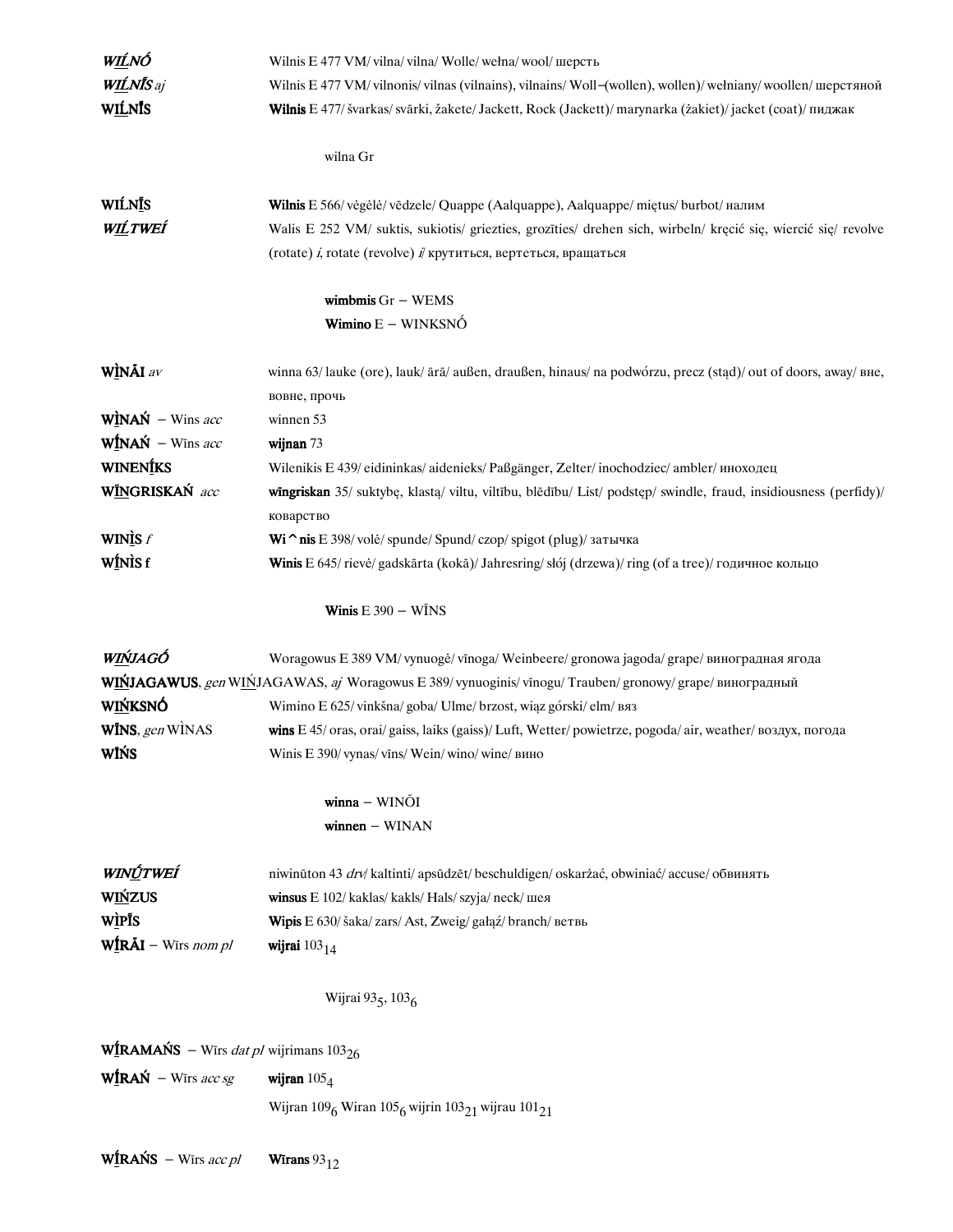***WIĹNÓ*** Wilnis E 477 VM/ vilna/ vilna/ Wolle/ wełna/ wool/ шерсть

***WIĹNĪS*** *aj* Wilnis E 477 VM/ vilnonis/ vilnas (vilnains), vilnains/ Woll–(wollen), wollen)/ wełniany/ woollen/ шерстяной

**WIĹNĪS** **Wilnis** E 477/ švarkas/ svārki, žakete/ Jackett, Rock (Jackett)/ marynarka (żakiet)/ jacket (coat)/ пиджак

wilna Gr

**WIĹNĪS** **Wilnis** E 566/ vėgėlė/ vēdzele/ Quappe (Aalquappe), Aalquappe/ miętus/ burbot/ налим

***WIĹTWEÍ*** Walis E 252 VM/ suktis, sukiotis/ griezties, grozīties/ drehen sich, wirbeln/ kręcić się, wiercić się/ revolve (rotate) *i*, rotate (revolve) *i*/ крутиться, вертеться, вращаться

**wimbmis** Gr – WEMS

**Wimino** E – WINKSNÓ

**WÌNĀI** *av* winna 63/ lauke (ore), lauk/ ārā/ außen, draußen, hinaus/ na podwórzu, precz (stąd)/ out of doors, away/ вне, вовне, прочь

**WÌNAŃ** – Wins *acc* winnen 53

**WĪNAŃ** – Wīns *acc* **wijnan** 73

**WINENĪKS** Wilenikis E 439/ eidininkas/ aidenieks/ Paßgänger, Zelter/ inochodziec/ ambler/ иноходец

**WĪNGRISKAŃ** *acc* **wīngriskan** 35/ suktybę, klastą/ viltu, viltību, blēdību/ List/ podstęp/ swindle, fraud, insidiousness (perfidy)/ коварство

**WINÌS** *f* **Wi^nis** E 398/ volė/ spunde/ Spund/ czop/ spigot (plug)/ затычка

**WĪNÌS f** **Winis** E 645/ rievė/ gadskārta (kokā)/ Jahresring/ słój (drzewa)/ ring (of a tree)/ годичное кольцо

**Winis** E 390 – WĪNS

***WIŃJAGÓ*** Woragowus E 389 VM/ vynuogė/ vīnoga/ Weinbeere/ gronowa jagoda/ grape/ виноградная ягода

**WIŃJAGAWUS**, *gen* WIŃJAGAWAS, *aj* Woragowus E 389/ vynuoginis/ vīnogu/ Trauben/ gronowy/ grape/ виноградный

**WIŃKSNÓ** Wimino E 625/ vinkšna/ goba/ Ulme/ brzost, wiąz górski/ elm/ вяз

**WĪNS**, *gen* WÌNAS **wins** E 45/ oras, orai/ gaiss, laiks (gaiss)/ Luft, Wetter/ powietrze, pogoda/ air, weather/ воздух, погода

**WIŃS** Winis E 390/ vynas/ vīns/ Wein/ wino/ wine/ вино

**winna** – WINŌI

**winnen** – WINAN

***WINÚTWEÍ*** niwinūton 43 *drv*/ kaltinti/ apsūdzēt/ beschuldigen/ oskarżać, obwiniać/ accuse/ обвинять

**WIŃZUS** **winsus** E 102/ kaklas/ kakls/ Hals/ szyja/ neck/ шея

**WÌPĪS** **Wipis** E 630/ šaka/ zars/ Ast, Zweig/ gałąź/ branch/ ветвь

**WĪRĀI** – Wīrs *nom pl* **wijrai** $103_{14}$

Wijrai $93_{5}$, $103_{6}$

**WĪRAMAŃS** – Wīrs *dat pl* wijrimans $103_{26}$

**WĪRAŃ** – Wīrs *acc sg* **wijran** $105_{4}$

Wijran $109_{6}$ Wiran $105_{6}$ wijrin $103_{21}$ wijrau $101_{21}$

**WĪRAŃS** – Wīrs *acc pl* **Wīrans** $93_{12}$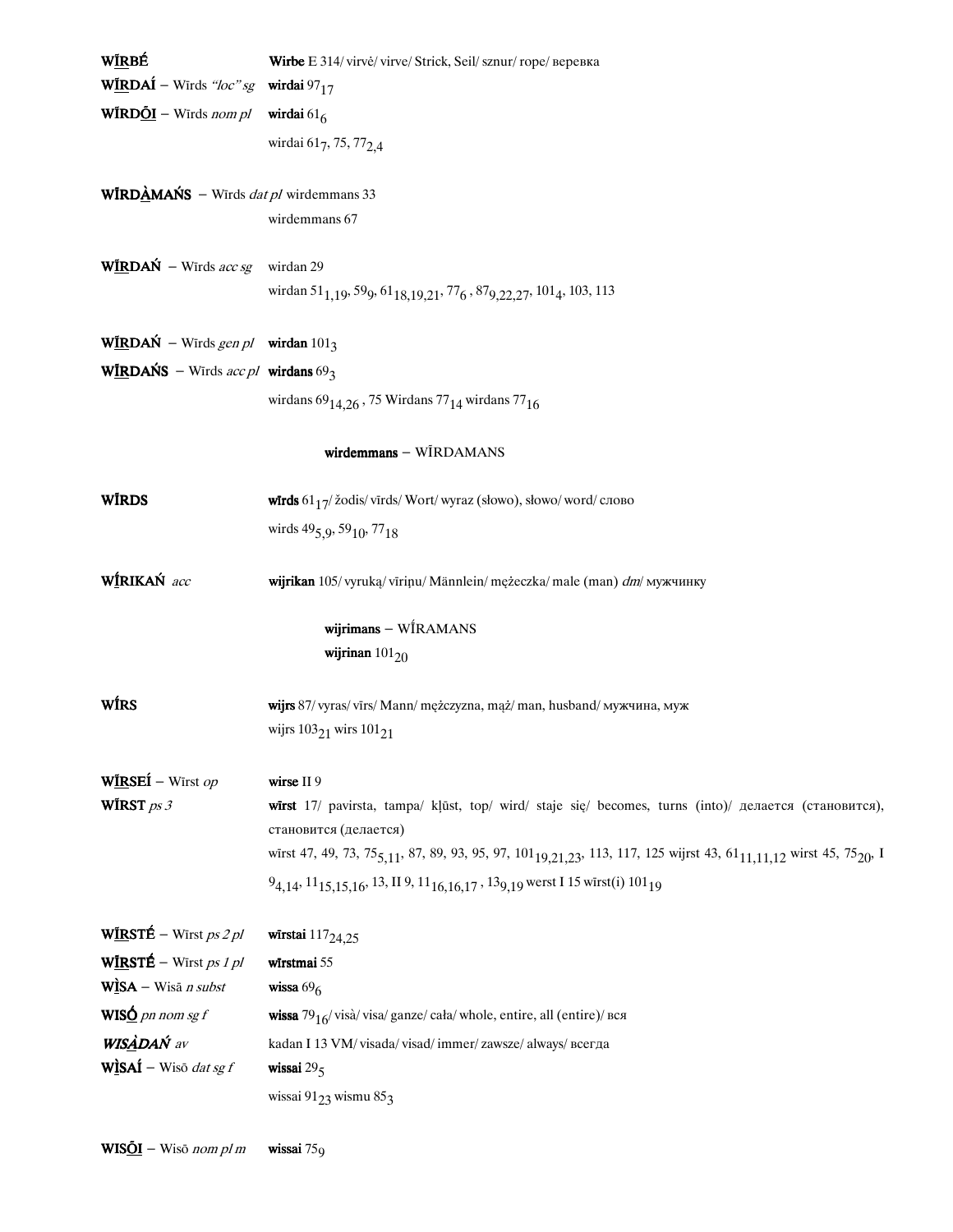**WĪ̲RBÉ** **Wirbe** E 314/ virvė/ virve/ Strick, Seil/ sznur/ rope/ веревка

**WĪ̲RDAÍ** – Wīrds *"loc" sg* **wirdai** $97_{17}$

**WĪRDŌ̲I** – Wīrds *nom pl* **wirdai** $61_{6}$

wirdai $61_{7}$, 75, $77_{2,4}$

**WĪRDÀ̲MAŃS** – Wīrds *dat pl* wirdemmans 33

wirdemmans 67

**WĪ̲RDAŃ** – Wīrds *acc sg* wirdan 29

wirdan $51_{1,19}$, $59_{9}$, $61_{18,19,21}$, $77_{6}$ , $87_{9,22,27}$, $101_{4}$, 103, 113

**WĪ̲RDAŃ** – Wīrds *gen pl* **wirdan** $101_{3}$

**WĪ̲RDAŃS** – Wīrds *acc pl* **wirdans** $69_{3}$

wirdans $69_{14,26}$ , 75 Wirdans $77_{14}$ wirdans $77_{16}$

**wirdemmans** – WĪRDAMANS

**WĪRDS** **wīrds** $61_{17}$/ žodis/ vārds/ Wort/ wyraz (słowo), słowo/ word/ слово

wirds $49_{5,9}$, $59_{10}$, $77_{18}$

**WĪ̲́RIKAŃ** *acc* **wijrikan** 105/ vyruką/ vīriņu/ Männlein/ mężeczka/ male (man) *dm*/ мужчинку

**wijrimans** – WĪ́RAMANS

**wijrinan** $101_{20}$

**WĪ́RS** **wijrs** 87/ vyras/ vīrs/ Mann/ mężczyzna, mąż/ man, husband/ мужчина, муж

wijrs $103_{21}$ wirs $101_{21}$

**WĪ̲RSEÍ** – Wīrst *op* **wirse** II 9

**WĪRST** *ps 3* **wīrst** 17/ pavirsta, tampa/ kļūst, top/ wird/ staje się/ becomes, turns (into)/ делается (становится), становится (делается)

wīrst 47, 49, 73, $75_{5,11}$, 87, 89, 93, 95, 97, $101_{19,21,23}$, 113, 117, 125 wijrst 43, $61_{11,11,12}$ wirst 45, $75_{20}$, I $9_{4,14}$, $11_{15,15,16}$, 13, II 9, $11_{16,16,17}$ , $13_{9,19}$ werst I 15 wīrst(i) $101_{19}$

**WĪ̲RSTÉ** – Wīrst *ps 2 pl* **wīrstai** $117_{24,25}$

**WĪ̲RSTÉ** – Wīrst *ps 1 pl* **wīrstmai** 55

**WÌ̲SA** – Wisā *n subst* **wissa** $69_{6}$

**WISÓ̲** *pn nom sg f* **wissa** $79_{16}$/ visà/ visa/ ganze/ cała/ whole, entire, all (entire)/ вся

***WISÀ̲DAŃ*** *av* kadan I 13 VM/ visada/ visad/ immer/ zawsze/ always/ всегда

**WÌ̲SAÍ** – Wisō *dat sg f* **wissai** $29_{5}$

wissai $91_{23}$ wismu $85_{3}$

**WISŌ̲I** – Wisō *nom pl m* **wissai** $75_{9}$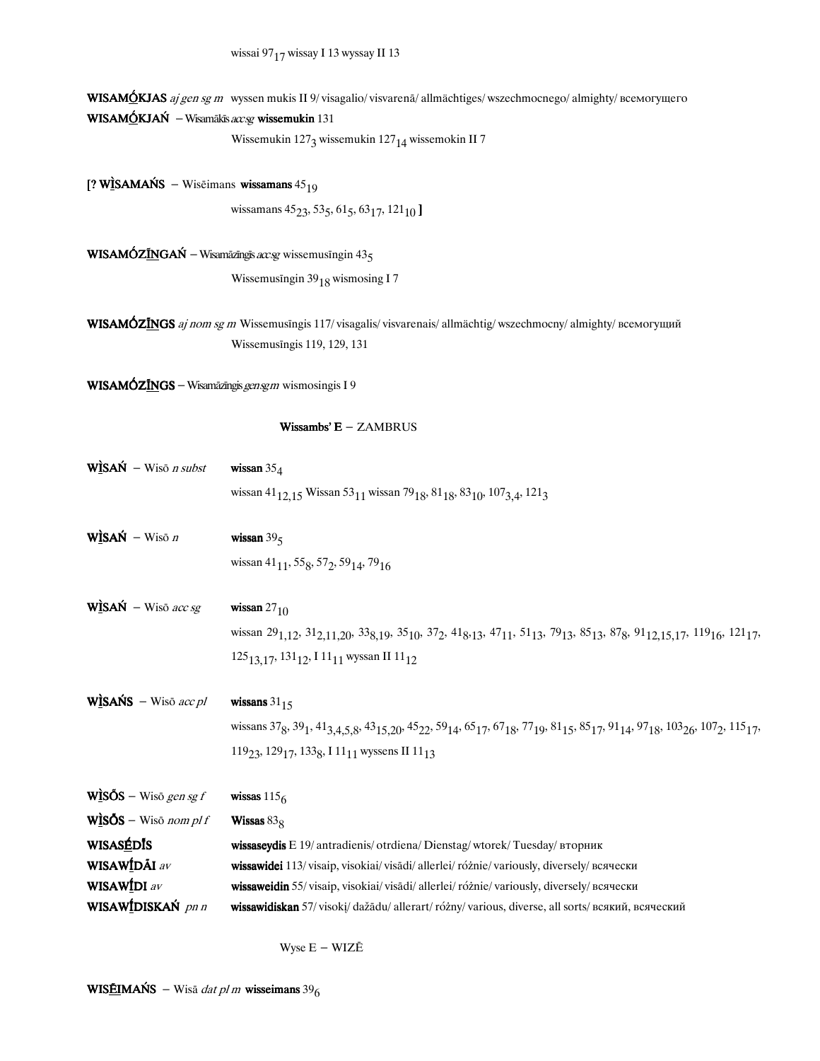wissai $97_{17}$ wissay I 13 wyssay II 13

**WISAMṒKJAS** *aj gen sg m* wyssen mukis II 9/ visagalio/ visvarenā/ allmächtiges/ wszechmocnego/ almighty/ всемогущего

**WISAMṒKJAŃ** – Wisamākīs *acc sg* **wissemukin** 131

Wissemukin $127_3$ wissemukin $127_{14}$ wissemokin II 7

[? **WÌSAMAŃS** – Wisēimans **wissamans** $45_{19}$

wissamans $45_{23}$, $53_5$, $61_5$, $63_{17}$, $121_{10}$ ]

**WISAMÓZĪNGAŃ** – Wisamāzīngis *acc sg* wissemusīngin $43_5$

Wissemusīngin $39_{18}$ wismosing I 7

**WISAMÓZĪNGS** *aj nom sg m* Wissemusīngis 117/ visagalis/ visvarenais/ allmächtig/ wszechmocny/ almighty/ всемогущий

Wissemusīngis 119, 129, 131

**WISAMÓZĪNGS** – Wisamāzīngis *gen sg m* wismosingis I 9

**Wissambs' E** – ZAMBRUS

**WÌSAŃ** – Wisō *n subst* **wissan** $35_4$

wissan $41_{12,15}$ Wissan $53_{11}$ wissan $79_{18}$, $81_{18}$, $83_{10}$, $107_{3,4}$, $121_3$

**WÌSAŃ** – Wisō *n* **wissan** $39_5$

wissan $41_{11}$, $55_8$, $57_2$, $59_{14}$, $79_{16}$

**WÌSAŃ** – Wisō *acc sg* **wissan** $27_{10}$

wissan $29_{1,12}$, $31_{2,11,20}$, $33_{8,19}$, $35_{10}$, $37_2$, $41_{8,13}$, $47_{11}$, $51_{13}$, $79_{13}$, $85_{13}$, $87_8$, $91_{12,15,17}$, $119_{16}$, $121_{17}$, $125_{13,17}$, $131_{12}$, I $11_{11}$ wyssan II $11_{12}$

**WÌSAŃS** – Wisō *acc pl* **wissans** $31_{15}$

wissans $37_8$, $39_1$, $41_{3,4,5,8}$, $43_{15,20}$, $45_{22}$, $59_{14}$, $65_{17}$, $67_{18}$, $77_{19}$, $81_{15}$, $85_{17}$, $91_{14}$, $97_{18}$, $103_{26}$, $107_2$, $115_{17}$, $119_{23}$, $129_{17}$, $133_8$, I $11_{11}$ wyssens II $11_{13}$

**WÌSŐS** – Wisō *gen sg f* **wissas** $115_6$

**WÌSŐS** – Wisō *nom pl f* **Wissas** $83_8$

**WISASÉDĪS** **wissaseydis** E 19/ antradienis/ otrdiena/ Dienstag/ wtorek/ Tuesday/ вторник

**WISAWĪDĀI** *av* **wissawidei** 113/ visaip, visokiai/ visādi/ allerlei/ różnie/ variously, diversely/ всячески

**WISAWĪDI** *av* **wissaweidin** 55/ visaip, visokiai/ visādi/ allerlei/ różnie/ variously, diversely/ всячески

**WISAWĪDISKAŃ** *pn n* **wissawidiskan** 57/ visokį/ dažādu/ allerart/ różny/ various, diverse, all sorts/ всякий, всяческий

Wyse E – WIZĒ

**WISĒIMAŃS** – Wisā *dat pl m* **wisseimans** $39_6$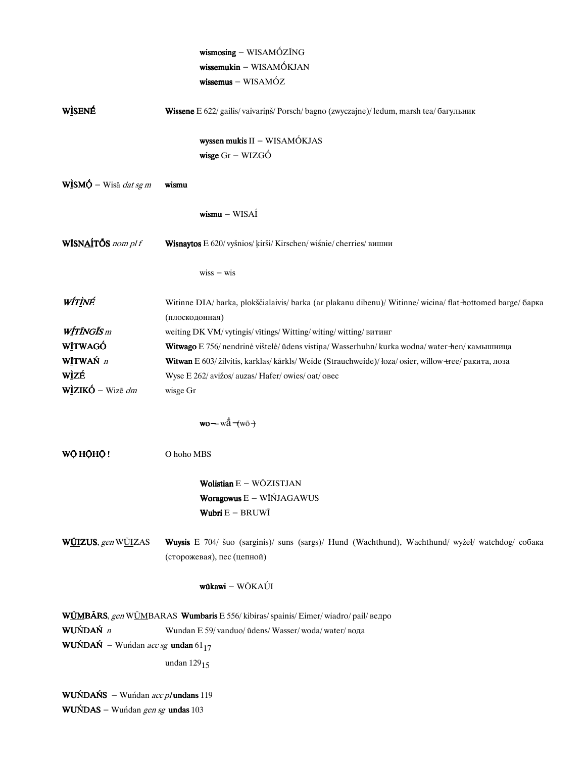**wismosing** – WISAMṒZĪNG
**wissemukin** – WISAMṒKJAN
**wissemus** – WISAMṒZ

**WÌSENÉ** — **Wissene** E 622/ gailis/ vaivariņš/ Porsch/ bagno (zwyczajne)/ ledum, marsh tea/ багульник

**wyssen mukis** II – WISAMṒKJAS
**wisge** Gr – WIZGṒ

**WÌSMǪ́** – Wisā *dat sg m* — **wismu**

**wismu** – WISAÍ

**WĪSNAÍTṒS** *nom pl f* — **Wisnaytos** E 620/ vyšnios/ ķirši/ Kirschen/ wiśnie/ cherries/ вишни

wiss – wis

***WÍTÌNÉ*** — Witinne DIA/ barka, plokščialaivis/ barka (ar plakanu dibenu)/ Witinne/ wicina/ flat-bottomed barge/ барка (плоскодонная)

***WĪTĪNGĪS*** *m* — weiting DK VM/ vytingis/ vītings/ Witting/ witing/ witting/ витинг

**WĪTWAGÓ** — **Witwago** E 756/ nendrinė vištelė/ ūdens vistiņa/ Wasserhuhn/ kurka wodna/ water-hen/ камышница

**WĪTWAŃ** *n* — **Witwan** E 603/ žilvitis, karklas/ kārkls/ Weide (Strauchweide)/ łoza/ osier, willow-tree/ ракита, лоза

**WÌZÉ** — Wyse E 262/ avižos/ auzas/ Hafer/ owies/ oat/ овес

**WÌZIKÓ** – Wizē *dm* — wisge Gr

**wo**– wå– (wō–)

**WǪ HǪHǪ !** — O hoho MBS

**Wolistian** E – WṒZISTJAN
**Woragowus** E – WĪŃJAGAWUS
**Wubri** E – BRUWĪ

**WŪIZUS**, *gen* WŪIZAS — **Wuysis** E 704/ šuo (sarginis)/ suns (sargs)/ Hund (Wachthund), Wachthund/ wyżeł/ watchdog/ собака (сторожевая), пес (цепной)

**wūkawi** – WṒKAÚI

**WŪMBĀRS**, *gen* WŪMBARAS **Wumbaris** E 556/ kibiras/ spainis/ Eimer/ wiadro/ pail/ ведро

**WUŃDAŃ** *n* — Wundan E 59/ vanduo/ ūdens/ Wasser/ woda/ water/ вода

**WUŃDAŃ** – Wuńdan *acc sg* **undan** $61_{17}$

undan $129_{15}$

**WUŃDAŃS** – Wuńdan *acc pl* **undans** 119

**WUŃDAS** – Wuńdan *gen sg* **undas** 103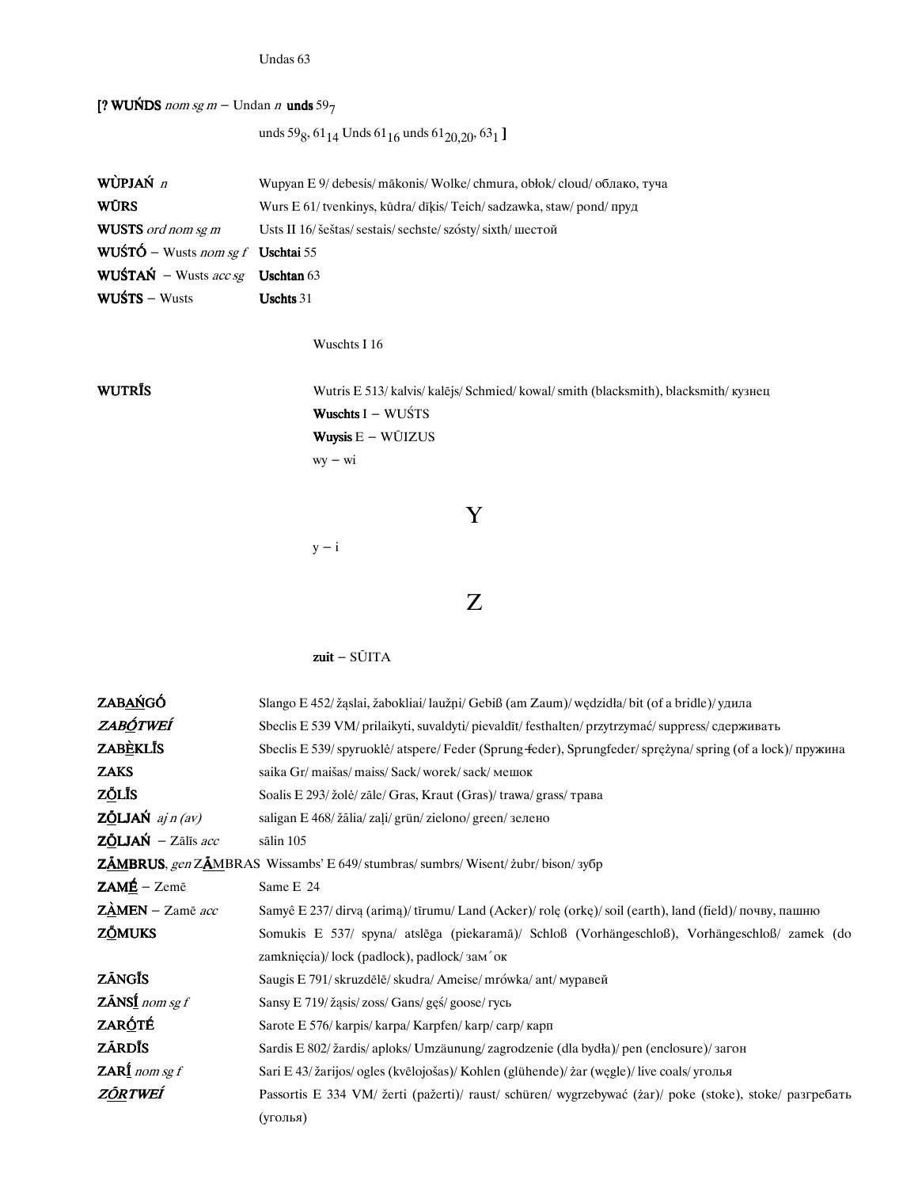Undas 63

**[? WUŃDS** *nom sg m* – Undan *n* **unds** $59_7$

unds $59_8$, $61_{14}$ Unds $61_{16}$ unds $61_{20,20}$, $63_1$ **]**

**WÙPJAŃ** *n* Wupyan E 9/ debesis/ mākonis/ Wolke/ chmura, obłok/ cloud/ облако, туча

**WŪRS** Wurs E 61/ tvenkinys, kūdra/ dīķis/ Teich/ sadzawka, staw/ pond/ пруд

**WUSTS** *ord nom sg m* Usts II 16/ šeštas/ sestais/ sechste/ szósty/ sixth/ шестой

**WUŚTÓ** – Wusts *nom sg f* **Uschtai** 55

**WUŚTAŃ** – Wusts *acc sg* **Uschtan** 63

**WUŚTS** – Wusts **Uschts** 31

Wuschts I 16

**WUTRĪS** Wutris E 513/ kalvis/ kalējs/ Schmied/ kowal/ smith (blacksmith), blacksmith/ кузнец

**Wuschts** I – WUŚTS

**Wuysis** E – WŪIZUS

wy – wi

# Y

y – i

# Z

**zuit** – SŪITA

**ZABAŃGÓ** Slango E 452/ žąslai, žabokliai/ laužņi/ Gebiß (am Zaum)/ wędzidła/ bit (of a bridle)/ удила

***ZABÓTWEÍ*** Sbeclis E 539 VM/ prilaikyti, suvaldyti/ pievaldīt/ festhalten/ przytrzymać/ suppress/ сдерживать

**ZABÈKLĪS** Sbeclis E 539/ spyruoklė/ atspere/ Feder (Sprung-feder), Sprungfeder/ sprężyna/ spring (of a lock)/ пружина

**ZAKS** saika Gr/ maišas/ maiss/ Sack/ worek/ sack/ мешок

**ZŌLĪS** Soalis E 293/ žolė/ zāle/ Gras, Kraut (Gras)/ trawa/ grass/ трава

**ZŌLJAŃ** *aj n (av)* saligan E 468/ žãlia/ zaļi/ grün/ zielono/ green/ зелено

**ZŌLJAŃ** – Zālīs *acc* sālin 105

**ZĀMBRUS**, *gen* ZĀMBRAS Wissambs' E 649/ stumbras/ sumbrs/ Wisent/ żubr/ bison/ зубр

**ZAMĒ** – Zemē Same E 24

**ZÀMEN** – Zamē *acc* Samyê E 237/ dirvą (arimą)/ tīrumu/ Land (Acker)/ rolę (orkę)/ soil (earth), land (field)/ почву, пашню

**ZŌMUKS** Somukis E 537/ spyna/ atslēga (piekaramā)/ Schloß (Vorhängeschloß), Vorhängeschloß/ zamek (do zamknięcia)/ lock (padlock), padlock/ зам´ок

**ZĀNGĪS** Saugis E 791/ skruzdėlė/ skudra/ Ameise/ mrówka/ ant/ муравей

**ZĀNSĪ** *nom sg f* Sansy E 719/ žąsis/ zoss/ Gans/ gęś/ goose/ гусь

**ZARÓTÉ** Sarote E 576/ karpis/ karpa/ Karpfen/ karp/ carp/ карп

**ZĀRDĪS** Sardis E 802/ žardis/ aploks/ Umzäunung/ zagrodzenie (dla bydła)/ pen (enclosure)/ загон

**ZARĪ** *nom sg f* Sari E 43/ žarijos/ ogles (kvēlojošas)/ Kohlen (glühende)/ żar (węgle)/ live coals/ уголья

***ZŌRTWEÍ*** Passortis E 334 VM/ žerti (pažerti)/ raust/ schüren/ wygrzebywać (żar)/ poke (stoke), stoke/ разгребать (уголья)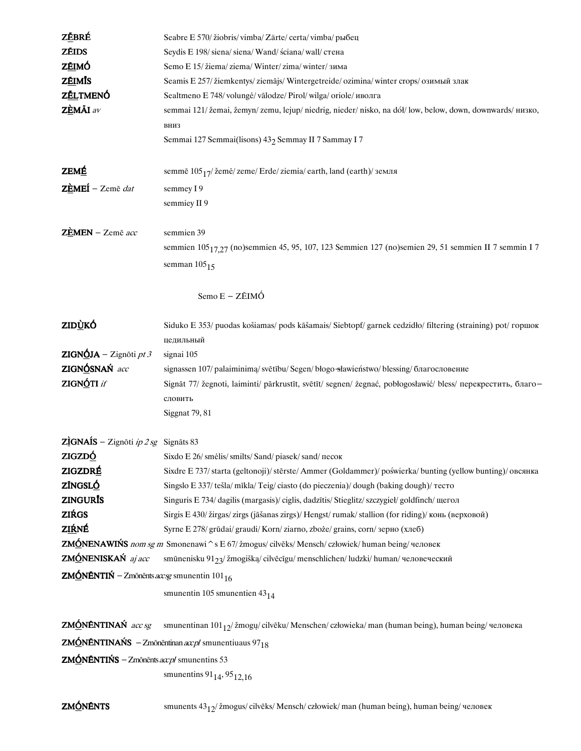**ZẸ̄BRÉ** Seabre E 570/ žiobris/ vimba/ Zärte/ certa/ vimba/ рыбец

**ZẸ̄IDS** Seydis E 198/ siena/ siena/ Wand/ ściana/ wall/ стена

**ZẸ̄IMÓ** Semo E 15/ žiema/ ziema/ Winter/ zima/ winter/ зима

**ZẸ̄IMĪS** Seamis E 257/ žiemkentys/ ziemājs/ Wintergetreide/ ozimina/ winter crops/ озимый злак

**ZẸ̄LTMENÓ** Sealtmeno E 748/ volungė/ vālodze/ Pirol/ wilga/ oriole/ иволга

**ZẸ̀MĀI** *av* semmai 121/ žemai, žemyn/ zemu, lejup/ niedrig, nieder/ nisko, na dół/ low, below, down, downwards/ низко, вниз

Semmai 127 Semmai(lisons) $43_2$ Semmay II 7 Sammay I 7

**ZEMẸ́** semmē $105_{17}$/ žemė/ zeme/ Erde/ ziemia/ earth, land (earth)/ земля

**ZẸ̀MEÍ** – Zemē *dat* semmey I 9

semmiey II 9

**ZẸ̀MEN** – Zemē *acc* semmien 39

semmien $105_{17,27}$ (no)semmien 45, 95, 107, 123 Semmien 127 (no)semien 29, 51 semmien II 7 semmin I 7

semman $105_{15}$

Semo E – ZẸ̄IMÓ

**ZIDỤ̀KÓ** Siduko E 353/ puodas košiamas/ pods kāšamais/ Siebtopf/ garnek cedzidło/ filtering (straining) pot/ горшок цедильный

**ZIGNỌ́JA** – Zignōti *pt 3* signai 105

**ZIGNỌ́SNAŃ** *acc* signassen 107/ palaiminimą/ svētību/ Segen/ błogo-sławieństwo/ blessing/ благословение

**ZIGNỌ́TI** *if* Signāt 77/ žegnoti, laiminti/ pārkrustīt, svētīt/ segnen/ żegnać, pobłogosławić/ bless/ перекрестить, благословить

Siggnat 79, 81

**ZÌGNAÍS** – Zignōti *ip 2 sg* Signāts 83

**ZIGZDỌ́** Sixdo E 26/ smėlis/ smilts/ Sand/ piasek/ sand/ песок

**ZIGZDRẸ́** Sixdre E 737/ starta (geltonoji)/ stērste/ Ammer (Goldammer)/ poświerka/ bunting (yellow bunting)/ овсянка

**ZĪNGSLỌ́** Singslo E 337/ tešla/ mīkla/ Teig/ ciasto (do pieczenia)/ dough (baking dough)/ тесто

**ZINGURĪS** Singuris E 734/ dagilis (margasis)/ ciglis, dadzītis/ Stieglitz/ szczygieł/ goldfinch/ щегол

**ZIŔGS** Sirgis E 430/ žirgas/ zirgs (jāšanas zirgs)/ Hengst/ rumak/ stallion (for riding)/ конь (верховой)

**ZIŔNẸ́** Syrne E 278/ grūdai/ graudi/ Korn/ ziarno, zboże/ grains, corn/ зерно (хлеб)

**ZMỌ́NENAWIŃS** *nom sg m* Smonenawi^s E 67/ žmogus/ cilvēks/ Mensch/ człowiek/ human being/ человек

**ZMỌ́NENISKAŃ** *aj acc* smūnenisku $91_{23}$/ žmogišką/ cilvēcīgu/ menschlichen/ ludzki/ human/ человеческий

**ZMỌ́NĒNTIŃ** – Zmōnēnts *acc sg* smunentin $101_{16}$

smunentin 105 smunentien $43_{14}$

**ZMỌ́NĒNTINAŃ** *acc sg* smunentinan $101_{12}$/ žmogų/ cilvēku/ Menschen/ człowieka/ man (human being), human being/ человека

**ZMỌ́NĒNTINAŃS** – Zmōnēntinan *acc pl* smunentiuaus $97_{18}$

**ZMỌ́NĒNTIŃS** – Zmōnēnts *acc pl* smunentins 53

smunentins $91_{14}$, $95_{12,16}$

**ZMỌ́NĒNTS** smunents $43_{12}$/ žmogus/ cilvēks/ Mensch/ człowiek/ man (human being), human being/ человек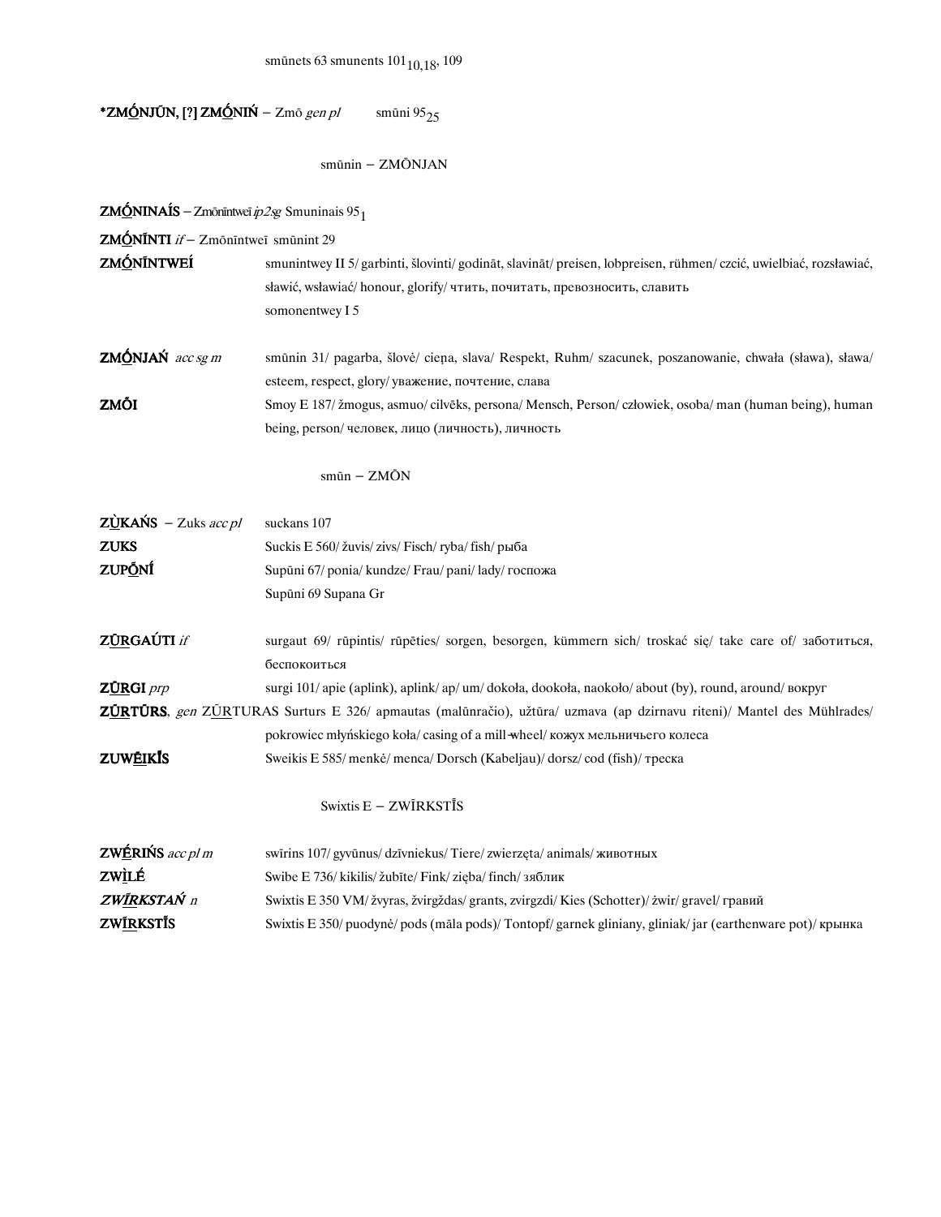smūnets 63 smunents $101_{10,18}$, 109

**\*ZMŌNJŪN, [?] ZMŌNIŃ** – Zmō *gen pl* smūni $95_{25}$

smūnin – ZMŌNJAN

**ZMŌNINAÍS** – Zmōnīntweī *ip2sg* Smuninais $95_1$

**ZMŌNĪNTI** *if* – Zmōnīntweī smūnint 29

**ZMŌNĪNTWEÍ** smunintwey II 5/ garbinti, šlovinti/ godināt, slavināt/ preisen, lobpreisen, rühmen/ czcić, uwielbiać, rozsławiać, sławić, wsławiać/ honour, glorify/ чтить, почитать, превозносить, славить
somonentwey I 5

**ZMŌNJAŃ** *acc sg m* smūnin 31/ pagarba, šlovė/ cieņa, slava/ Respekt, Ruhm/ szacunek, poszanowanie, chwała (sława), sława/ esteem, respect, glory/ уважение, почтение, слава

**ZMŌI** Smoy E 187/ žmogus, asmuo/ cilvēks, persona/ Mensch, Person/ człowiek, osoba/ man (human being), human being, person/ человек, лицо (личность), личность

smūn – ZMŌN

**ZÙKAŃS** – Zuks *acc pl* suckans 107

**ZUKS** Suckis E 560/ žuvis/ zivs/ Fisch/ ryba/ fish/ рыба

**ZUPŌNÍ** Supūni 67/ ponia/ kundze/ Frau/ pani/ lady/ госпожа
Supūni 69 Supana Gr

**ZŪRGAÚTI** *if* surgaut 69/ rūpintis/ rūpēties/ sorgen, besorgen, kümmern sich/ troskać się/ take care of/ заботиться, беспокоиться

**ZŪRGI** *prp* surgi 101/ apie (aplink), aplink/ ap/ um/ dokoła, dookoła, naokoło/ about (by), round, around/ вокруг

**ZŪRTŪRS**, *gen* ZŪRTURAS Surturs E 326/ apmautas (malūnračio), užtūra/ uzmava (ap dzirnavu riteni)/ Mantel des Mühlrades/ pokrowiec młyńskiego koła/ casing of a mill-wheel/ кожух мельничьего колеса

**ZUWĒIKĪS** Sweikis E 585/ menkė/ menca/ Dorsch (Kabeljau)/ dorsz/ cod (fish)/ треска

Swixtis E – ZWĪRKSTĪS

**ZWĒRIŃS** *acc pl m* swīrins 107/ gyvūnus/ dzīvniekus/ Tiere/ zwierzęta/ animals/ животных

**ZWÌLÉ** Swibe E 736/ kikilis/ žubīte/ Fink/ zięba/ finch/ зяблик

***ZWĪRKSTAŃ*** *n* Swixtis E 350 VM/ žvyras, žvirgždas/ grants, zvirgzdi/ Kies (Schotter)/ żwir/ gravel/ гравий

**ZWĪRKSTĪS** Swixtis E 350/ puodynė/ pods (māla pods)/ Tontopf/ garnek gliniany, gliniak/ jar (earthenware pot)/ крынка